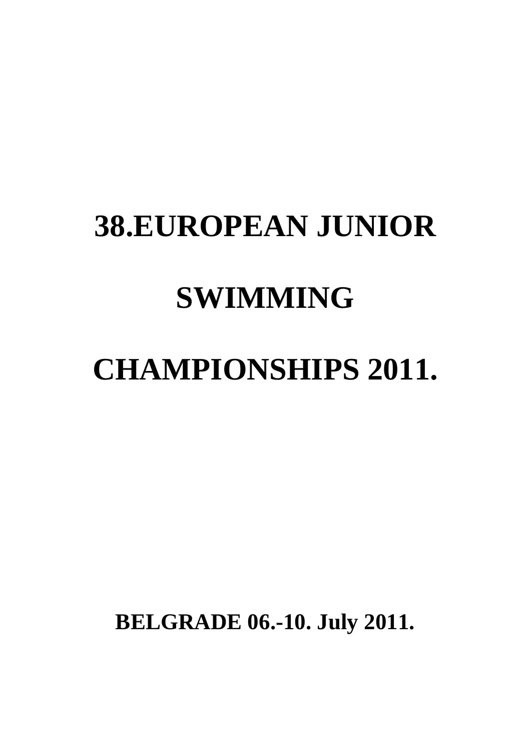# 38.EUROPEAN JUNIOR

# SWIMMING

# CHAMPIONSHIPS 2011.

**BELGRADE 06.-10. July 2011.**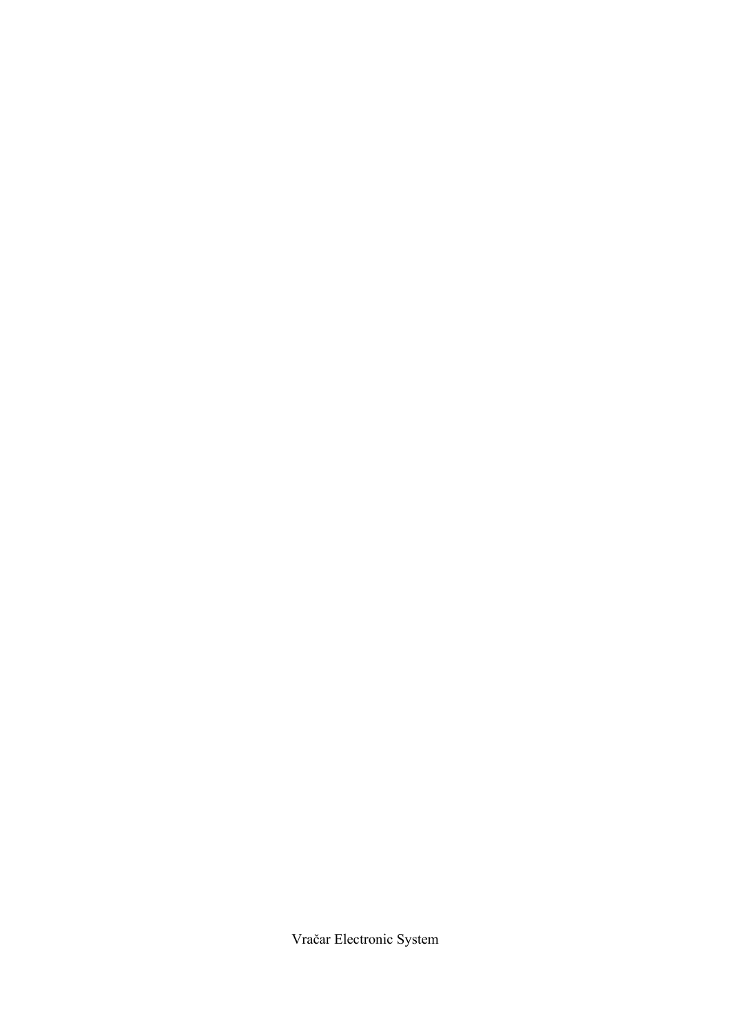Vračar Electronic System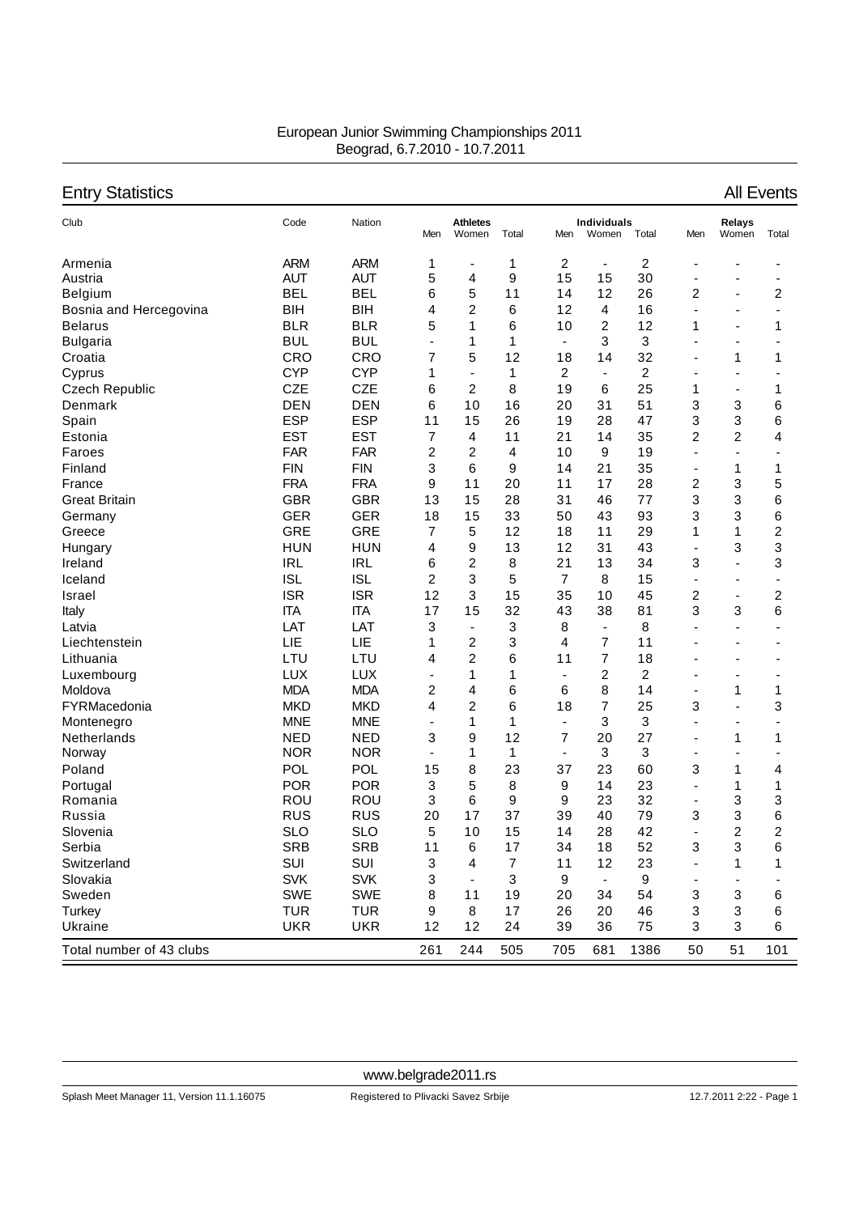European Junior Swimming Championships 2011
Beograd, 6.7.2010 - 10.7.2011

## Entry Statistics

All Events

| Club | Code | Nation | Athletes | | | Individuals | | | Relays | | |
|---|---|---|---|---|---|---|---|---|---|---|---|
| | | | Men | Women | Total | Men | Women | Total | Men | Women | Total |
| Armenia | ARM | ARM | 1 | - | 1 | 2 | - | 2 | - | - | - |
| Austria | AUT | AUT | 5 | 4 | 9 | 15 | 15 | 30 | - | - | - |
| Belgium | BEL | BEL | 6 | 5 | 11 | 14 | 12 | 26 | 2 | - | 2 |
| Bosnia and Hercegovina | BIH | BIH | 4 | 2 | 6 | 12 | 4 | 16 | - | - | - |
| Belarus | BLR | BLR | 5 | 1 | 6 | 10 | 2 | 12 | 1 | - | 1 |
| Bulgaria | BUL | BUL | - | 1 | 1 | - | 3 | 3 | - | - | - |
| Croatia | CRO | CRO | 7 | 5 | 12 | 18 | 14 | 32 | - | 1 | 1 |
| Cyprus | CYP | CYP | 1 | - | 1 | 2 | - | 2 | - | - | - |
| Czech Republic | CZE | CZE | 6 | 2 | 8 | 19 | 6 | 25 | 1 | - | 1 |
| Denmark | DEN | DEN | 6 | 10 | 16 | 20 | 31 | 51 | 3 | 3 | 6 |
| Spain | ESP | ESP | 11 | 15 | 26 | 19 | 28 | 47 | 3 | 3 | 6 |
| Estonia | EST | EST | 7 | 4 | 11 | 21 | 14 | 35 | 2 | 2 | 4 |
| Faroes | FAR | FAR | 2 | 2 | 4 | 10 | 9 | 19 | - | - | - |
| Finland | FIN | FIN | 3 | 6 | 9 | 14 | 21 | 35 | - | 1 | 1 |
| France | FRA | FRA | 9 | 11 | 20 | 11 | 17 | 28 | 2 | 3 | 5 |
| Great Britain | GBR | GBR | 13 | 15 | 28 | 31 | 46 | 77 | 3 | 3 | 6 |
| Germany | GER | GER | 18 | 15 | 33 | 50 | 43 | 93 | 3 | 3 | 6 |
| Greece | GRE | GRE | 7 | 5 | 12 | 18 | 11 | 29 | 1 | 1 | 2 |
| Hungary | HUN | HUN | 4 | 9 | 13 | 12 | 31 | 43 | - | 3 | 3 |
| Ireland | IRL | IRL | 6 | 2 | 8 | 21 | 13 | 34 | 3 | - | 3 |
| Iceland | ISL | ISL | 2 | 3 | 5 | 7 | 8 | 15 | - | - | - |
| Israel | ISR | ISR | 12 | 3 | 15 | 35 | 10 | 45 | 2 | - | 2 |
| Italy | ITA | ITA | 17 | 15 | 32 | 43 | 38 | 81 | 3 | 3 | 6 |
| Latvia | LAT | LAT | 3 | - | 3 | 8 | - | 8 | - | - | - |
| Liechtenstein | LIE | LIE | 1 | 2 | 3 | 4 | 7 | 11 | - | - | - |
| Lithuania | LTU | LTU | 4 | 2 | 6 | 11 | 7 | 18 | - | - | - |
| Luxembourg | LUX | LUX | - | 1 | 1 | - | 2 | 2 | - | - | - |
| Moldova | MDA | MDA | 2 | 4 | 6 | 6 | 8 | 14 | - | 1 | 1 |
| FYRMacedonia | MKD | MKD | 4 | 2 | 6 | 18 | 7 | 25 | 3 | - | 3 |
| Montenegro | MNE | MNE | - | 1 | 1 | - | 3 | 3 | - | - | - |
| Netherlands | NED | NED | 3 | 9 | 12 | 7 | 20 | 27 | - | 1 | 1 |
| Norway | NOR | NOR | - | 1 | 1 | - | 3 | 3 | - | - | - |
| Poland | POL | POL | 15 | 8 | 23 | 37 | 23 | 60 | 3 | 1 | 4 |
| Portugal | POR | POR | 3 | 5 | 8 | 9 | 14 | 23 | - | 1 | 1 |
| Romania | ROU | ROU | 3 | 6 | 9 | 9 | 23 | 32 | - | 3 | 3 |
| Russia | RUS | RUS | 20 | 17 | 37 | 39 | 40 | 79 | 3 | 3 | 6 |
| Slovenia | SLO | SLO | 5 | 10 | 15 | 14 | 28 | 42 | - | 2 | 2 |
| Serbia | SRB | SRB | 11 | 6 | 17 | 34 | 18 | 52 | 3 | 3 | 6 |
| Switzerland | SUI | SUI | 3 | 4 | 7 | 11 | 12 | 23 | - | 1 | 1 |
| Slovakia | SVK | SVK | 3 | - | 3 | 9 | - | 9 | - | - | - |
| Sweden | SWE | SWE | 8 | 11 | 19 | 20 | 34 | 54 | 3 | 3 | 6 |
| Turkey | TUR | TUR | 9 | 8 | 17 | 26 | 20 | 46 | 3 | 3 | 6 |
| Ukraine | UKR | UKR | 12 | 12 | 24 | 39 | 36 | 75 | 3 | 3 | 6 |
| Total number of 43 clubs | | | 261 | 244 | 505 | 705 | 681 | 1386 | 50 | 51 | 101 |

www.belgrade2011.rs

Splash Meet Manager 11, Version 11.1.16075 — Registered to Plivacki Savez Srbije — 12.7.2011 2:22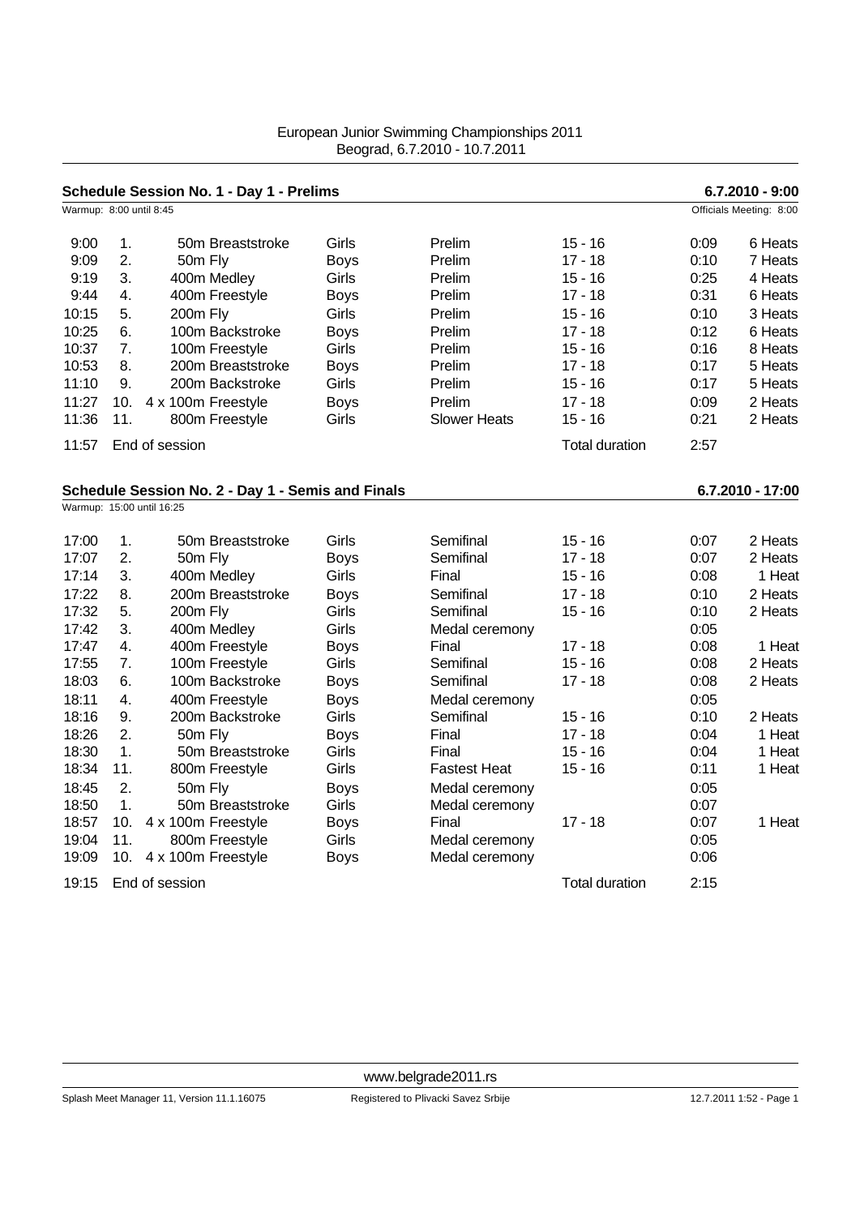European Junior Swimming Championships 2011
Beograd, 6.7.2010 - 10.7.2011

## Schedule Session No. 1 - Day 1 - Prelims

**6.7.2010 - 9:00**

Warmup: 8:00 until 8:45 — Officials Meeting: 8:00

| Time | No. | Event | Gender | Round | Age | Duration | Heats |
|---|---|---|---|---|---|---|---|
| 9:00 | 1. | 50m Breaststroke | Girls | Prelim | 15 - 16 | 0:09 | 6 Heats |
| 9:09 | 2. | 50m Fly | Boys | Prelim | 17 - 18 | 0:10 | 7 Heats |
| 9:19 | 3. | 400m Medley | Girls | Prelim | 15 - 16 | 0:25 | 4 Heats |
| 9:44 | 4. | 400m Freestyle | Boys | Prelim | 17 - 18 | 0:31 | 6 Heats |
| 10:15 | 5. | 200m Fly | Girls | Prelim | 15 - 16 | 0:10 | 3 Heats |
| 10:25 | 6. | 100m Backstroke | Boys | Prelim | 17 - 18 | 0:12 | 6 Heats |
| 10:37 | 7. | 100m Freestyle | Girls | Prelim | 15 - 16 | 0:16 | 8 Heats |
| 10:53 | 8. | 200m Breaststroke | Boys | Prelim | 17 - 18 | 0:17 | 5 Heats |
| 11:10 | 9. | 200m Backstroke | Girls | Prelim | 15 - 16 | 0:17 | 5 Heats |
| 11:27 | 10. | 4 x 100m Freestyle | Boys | Prelim | 17 - 18 | 0:09 | 2 Heats |
| 11:36 | 11. | 800m Freestyle | Girls | Slower Heats | 15 - 16 | 0:21 | 2 Heats |
| 11:57 | | End of session | | | Total duration | 2:57 | |

## Schedule Session No. 2 - Day 1 - Semis and Finals

**6.7.2010 - 17:00**

Warmup: 15:00 until 16:25

| Time | No. | Event | Gender | Round | Age | Duration | Heats |
|---|---|---|---|---|---|---|---|
| 17:00 | 1. | 50m Breaststroke | Girls | Semifinal | 15 - 16 | 0:07 | 2 Heats |
| 17:07 | 2. | 50m Fly | Boys | Semifinal | 17 - 18 | 0:07 | 2 Heats |
| 17:14 | 3. | 400m Medley | Girls | Final | 15 - 16 | 0:08 | 1 Heat |
| 17:22 | 8. | 200m Breaststroke | Boys | Semifinal | 17 - 18 | 0:10 | 2 Heats |
| 17:32 | 5. | 200m Fly | Girls | Semifinal | 15 - 16 | 0:10 | 2 Heats |
| 17:42 | 3. | 400m Medley | Girls | Medal ceremony | | 0:05 | |
| 17:47 | 4. | 400m Freestyle | Boys | Final | 17 - 18 | 0:08 | 1 Heat |
| 17:55 | 7. | 100m Freestyle | Girls | Semifinal | 15 - 16 | 0:08 | 2 Heats |
| 18:03 | 6. | 100m Backstroke | Boys | Semifinal | 17 - 18 | 0:08 | 2 Heats |
| 18:11 | 4. | 400m Freestyle | Boys | Medal ceremony | | 0:05 | |
| 18:16 | 9. | 200m Backstroke | Girls | Semifinal | 15 - 16 | 0:10 | 2 Heats |
| 18:26 | 2. | 50m Fly | Boys | Final | 17 - 18 | 0:04 | 1 Heat |
| 18:30 | 1. | 50m Breaststroke | Girls | Final | 15 - 16 | 0:04 | 1 Heat |
| 18:34 | 11. | 800m Freestyle | Girls | Fastest Heat | 15 - 16 | 0:11 | 1 Heat |
| 18:45 | 2. | 50m Fly | Boys | Medal ceremony | | 0:05 | |
| 18:50 | 1. | 50m Breaststroke | Girls | Medal ceremony | | 0:07 | |
| 18:57 | 10. | 4 x 100m Freestyle | Boys | Final | 17 - 18 | 0:07 | 1 Heat |
| 19:04 | 11. | 800m Freestyle | Girls | Medal ceremony | | 0:05 | |
| 19:09 | 10. | 4 x 100m Freestyle | Boys | Medal ceremony | | 0:06 | |
| 19:15 | | End of session | | | Total duration | 2:15 | |

www.belgrade2011.rs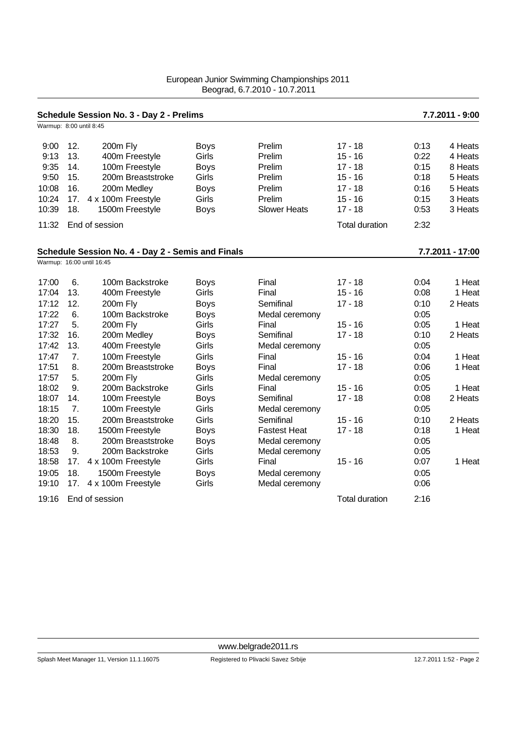European Junior Swimming Championships 2011
Beograd, 6.7.2010 - 10.7.2011

## Schedule Session No. 3 - Day 2 - Prelims — 7.7.2011 - 9:00

Warmup: 8:00 until 8:45

| Time | No. | Event | Gender | Round | Age | Duration | Heats |
|---|---|---|---|---|---|---|---|
| 9:00 | 12. | 200m Fly | Boys | Prelim | 17 - 18 | 0:13 | 4 Heats |
| 9:13 | 13. | 400m Freestyle | Girls | Prelim | 15 - 16 | 0:22 | 4 Heats |
| 9:35 | 14. | 100m Freestyle | Boys | Prelim | 17 - 18 | 0:15 | 8 Heats |
| 9:50 | 15. | 200m Breaststroke | Girls | Prelim | 15 - 16 | 0:18 | 5 Heats |
| 10:08 | 16. | 200m Medley | Boys | Prelim | 17 - 18 | 0:16 | 5 Heats |
| 10:24 | 17. | 4 x 100m Freestyle | Girls | Prelim | 15 - 16 | 0:15 | 3 Heats |
| 10:39 | 18. | 1500m Freestyle | Boys | Slower Heats | 17 - 18 | 0:53 | 3 Heats |
| 11:32 | | End of session | | | Total duration | 2:32 | |

## Schedule Session No. 4 - Day 2 - Semis and Finals — 7.7.2011 - 17:00

Warmup: 16:00 until 16:45

| Time | No. | Event | Gender | Round | Age | Duration | Heats |
|---|---|---|---|---|---|---|---|
| 17:00 | 6. | 100m Backstroke | Boys | Final | 17 - 18 | 0:04 | 1 Heat |
| 17:04 | 13. | 400m Freestyle | Girls | Final | 15 - 16 | 0:08 | 1 Heat |
| 17:12 | 12. | 200m Fly | Boys | Semifinal | 17 - 18 | 0:10 | 2 Heats |
| 17:22 | 6. | 100m Backstroke | Boys | Medal ceremony | | 0:05 | |
| 17:27 | 5. | 200m Fly | Girls | Final | 15 - 16 | 0:05 | 1 Heat |
| 17:32 | 16. | 200m Medley | Boys | Semifinal | 17 - 18 | 0:10 | 2 Heats |
| 17:42 | 13. | 400m Freestyle | Girls | Medal ceremony | | 0:05 | |
| 17:47 | 7. | 100m Freestyle | Girls | Final | 15 - 16 | 0:04 | 1 Heat |
| 17:51 | 8. | 200m Breaststroke | Boys | Final | 17 - 18 | 0:06 | 1 Heat |
| 17:57 | 5. | 200m Fly | Girls | Medal ceremony | | 0:05 | |
| 18:02 | 9. | 200m Backstroke | Girls | Final | 15 - 16 | 0:05 | 1 Heat |
| 18:07 | 14. | 100m Freestyle | Boys | Semifinal | 17 - 18 | 0:08 | 2 Heats |
| 18:15 | 7. | 100m Freestyle | Girls | Medal ceremony | | 0:05 | |
| 18:20 | 15. | 200m Breaststroke | Girls | Semifinal | 15 - 16 | 0:10 | 2 Heats |
| 18:30 | 18. | 1500m Freestyle | Boys | Fastest Heat | 17 - 18 | 0:18 | 1 Heat |
| 18:48 | 8. | 200m Breaststroke | Boys | Medal ceremony | | 0:05 | |
| 18:53 | 9. | 200m Backstroke | Girls | Medal ceremony | | 0:05 | |
| 18:58 | 17. | 4 x 100m Freestyle | Girls | Final | 15 - 16 | 0:07 | 1 Heat |
| 19:05 | 18. | 1500m Freestyle | Boys | Medal ceremony | | 0:05 | |
| 19:10 | 17. | 4 x 100m Freestyle | Girls | Medal ceremony | | 0:06 | |
| 19:16 | | End of session | | | Total duration | 2:16 | |

www.belgrade2011.rs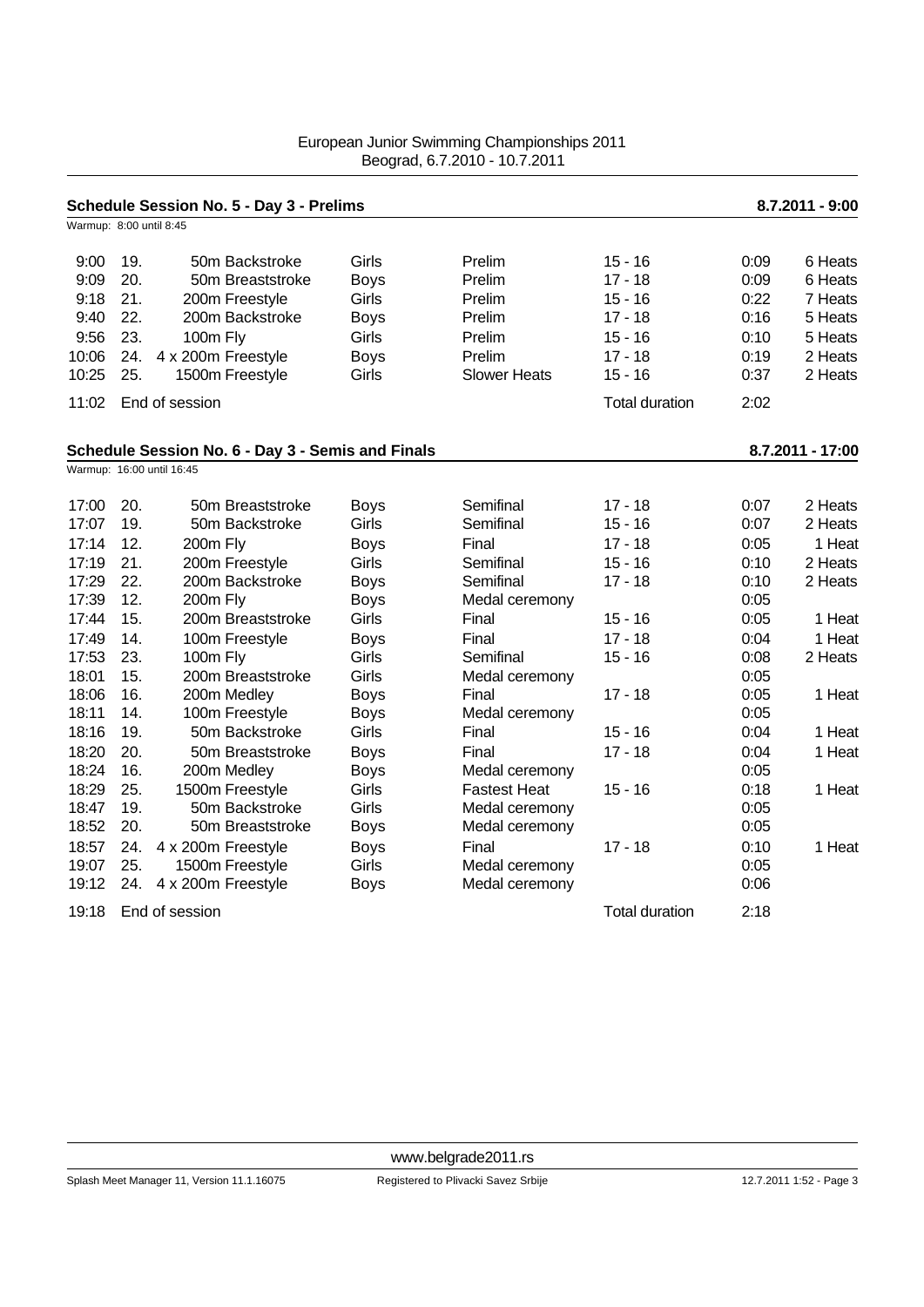European Junior Swimming Championships 2011
Beograd, 6.7.2010 - 10.7.2011

## Schedule Session No. 5 - Day 3 - Prelims

**8.7.2011 - 9:00**

Warmup: 8:00 until 8:45

| Time | No. | Event | Gender | Round | Age | Duration | Heats |
|---|---|---|---|---|---|---|---|
| 9:00 | 19. | 50m Backstroke | Girls | Prelim | 15 - 16 | 0:09 | 6 Heats |
| 9:09 | 20. | 50m Breaststroke | Boys | Prelim | 17 - 18 | 0:09 | 6 Heats |
| 9:18 | 21. | 200m Freestyle | Girls | Prelim | 15 - 16 | 0:22 | 7 Heats |
| 9:40 | 22. | 200m Backstroke | Boys | Prelim | 17 - 18 | 0:16 | 5 Heats |
| 9:56 | 23. | 100m Fly | Girls | Prelim | 15 - 16 | 0:10 | 5 Heats |
| 10:06 | 24. | 4 x 200m Freestyle | Boys | Prelim | 17 - 18 | 0:19 | 2 Heats |
| 10:25 | 25. | 1500m Freestyle | Girls | Slower Heats | 15 - 16 | 0:37 | 2 Heats |
| 11:02 | | End of session | | | Total duration | 2:02 | |

## Schedule Session No. 6 - Day 3 - Semis and Finals

**8.7.2011 - 17:00**

Warmup: 16:00 until 16:45

| Time | No. | Event | Gender | Round | Age | Duration | Heats |
|---|---|---|---|---|---|---|---|
| 17:00 | 20. | 50m Breaststroke | Boys | Semifinal | 17 - 18 | 0:07 | 2 Heats |
| 17:07 | 19. | 50m Backstroke | Girls | Semifinal | 15 - 16 | 0:07 | 2 Heats |
| 17:14 | 12. | 200m Fly | Boys | Final | 17 - 18 | 0:05 | 1 Heat |
| 17:19 | 21. | 200m Freestyle | Girls | Semifinal | 15 - 16 | 0:10 | 2 Heats |
| 17:29 | 22. | 200m Backstroke | Boys | Semifinal | 17 - 18 | 0:10 | 2 Heats |
| 17:39 | 12. | 200m Fly | Boys | Medal ceremony | | 0:05 | |
| 17:44 | 15. | 200m Breaststroke | Girls | Final | 15 - 16 | 0:05 | 1 Heat |
| 17:49 | 14. | 100m Freestyle | Boys | Final | 17 - 18 | 0:04 | 1 Heat |
| 17:53 | 23. | 100m Fly | Girls | Semifinal | 15 - 16 | 0:08 | 2 Heats |
| 18:01 | 15. | 200m Breaststroke | Girls | Medal ceremony | | 0:05 | |
| 18:06 | 16. | 200m Medley | Boys | Final | 17 - 18 | 0:05 | 1 Heat |
| 18:11 | 14. | 100m Freestyle | Boys | Medal ceremony | | 0:05 | |
| 18:16 | 19. | 50m Backstroke | Girls | Final | 15 - 16 | 0:04 | 1 Heat |
| 18:20 | 20. | 50m Breaststroke | Boys | Final | 17 - 18 | 0:04 | 1 Heat |
| 18:24 | 16. | 200m Medley | Boys | Medal ceremony | | 0:05 | |
| 18:29 | 25. | 1500m Freestyle | Girls | Fastest Heat | 15 - 16 | 0:18 | 1 Heat |
| 18:47 | 19. | 50m Backstroke | Girls | Medal ceremony | | 0:05 | |
| 18:52 | 20. | 50m Breaststroke | Boys | Medal ceremony | | 0:05 | |
| 18:57 | 24. | 4 x 200m Freestyle | Boys | Final | 17 - 18 | 0:10 | 1 Heat |
| 19:07 | 25. | 1500m Freestyle | Girls | Medal ceremony | | 0:05 | |
| 19:12 | 24. | 4 x 200m Freestyle | Boys | Medal ceremony | | 0:06 | |
| 19:18 | | End of session | | | Total duration | 2:18 | |

www.belgrade2011.rs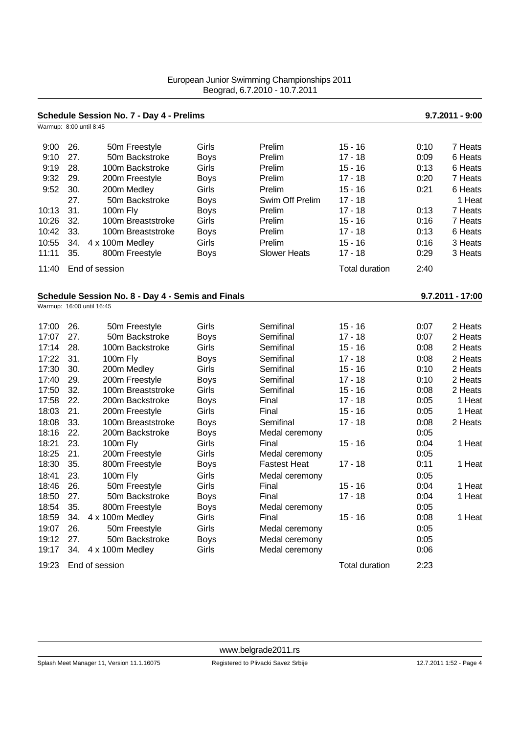European Junior Swimming Championships 2011
Beograd, 6.7.2010 - 10.7.2011

## Schedule Session No. 7 - Day 4 - Prelims — 9.7.2011 - 9:00

Warmup: 8:00 until 8:45

| Time | No. | Event | Gender | Round | Age | Duration | Heats |
|---|---|---|---|---|---|---|---|
| 9:00 | 26. | 50m Freestyle | Girls | Prelim | 15 - 16 | 0:10 | 7 Heats |
| 9:10 | 27. | 50m Backstroke | Boys | Prelim | 17 - 18 | 0:09 | 6 Heats |
| 9:19 | 28. | 100m Backstroke | Girls | Prelim | 15 - 16 | 0:13 | 6 Heats |
| 9:32 | 29. | 200m Freestyle | Boys | Prelim | 17 - 18 | 0:20 | 7 Heats |
| 9:52 | 30. | 200m Medley | Girls | Prelim | 15 - 16 | 0:21 | 6 Heats |
| | 27. | 50m Backstroke | Boys | Swim Off Prelim | 17 - 18 | | 1 Heat |
| 10:13 | 31. | 100m Fly | Boys | Prelim | 17 - 18 | 0:13 | 7 Heats |
| 10:26 | 32. | 100m Breaststroke | Girls | Prelim | 15 - 16 | 0:16 | 7 Heats |
| 10:42 | 33. | 100m Breaststroke | Boys | Prelim | 17 - 18 | 0:13 | 6 Heats |
| 10:55 | 34. | 4 x 100m Medley | Girls | Prelim | 15 - 16 | 0:16 | 3 Heats |
| 11:11 | 35. | 800m Freestyle | Boys | Slower Heats | 17 - 18 | 0:29 | 3 Heats |
| 11:40 | | End of session | | | Total duration | 2:40 | |

## Schedule Session No. 8 - Day 4 - Semis and Finals — 9.7.2011 - 17:00

Warmup: 16:00 until 16:45

| Time | No. | Event | Gender | Round | Age | Duration | Heats |
|---|---|---|---|---|---|---|---|
| 17:00 | 26. | 50m Freestyle | Girls | Semifinal | 15 - 16 | 0:07 | 2 Heats |
| 17:07 | 27. | 50m Backstroke | Boys | Semifinal | 17 - 18 | 0:07 | 2 Heats |
| 17:14 | 28. | 100m Backstroke | Girls | Semifinal | 15 - 16 | 0:08 | 2 Heats |
| 17:22 | 31. | 100m Fly | Boys | Semifinal | 17 - 18 | 0:08 | 2 Heats |
| 17:30 | 30. | 200m Medley | Girls | Semifinal | 15 - 16 | 0:10 | 2 Heats |
| 17:40 | 29. | 200m Freestyle | Boys | Semifinal | 17 - 18 | 0:10 | 2 Heats |
| 17:50 | 32. | 100m Breaststroke | Girls | Semifinal | 15 - 16 | 0:08 | 2 Heats |
| 17:58 | 22. | 200m Backstroke | Boys | Final | 17 - 18 | 0:05 | 1 Heat |
| 18:03 | 21. | 200m Freestyle | Girls | Final | 15 - 16 | 0:05 | 1 Heat |
| 18:08 | 33. | 100m Breaststroke | Boys | Semifinal | 17 - 18 | 0:08 | 2 Heats |
| 18:16 | 22. | 200m Backstroke | Boys | Medal ceremony | | 0:05 | |
| 18:21 | 23. | 100m Fly | Girls | Final | 15 - 16 | 0:04 | 1 Heat |
| 18:25 | 21. | 200m Freestyle | Girls | Medal ceremony | | 0:05 | |
| 18:30 | 35. | 800m Freestyle | Boys | Fastest Heat | 17 - 18 | 0:11 | 1 Heat |
| 18:41 | 23. | 100m Fly | Girls | Medal ceremony | | 0:05 | |
| 18:46 | 26. | 50m Freestyle | Girls | Final | 15 - 16 | 0:04 | 1 Heat |
| 18:50 | 27. | 50m Backstroke | Boys | Final | 17 - 18 | 0:04 | 1 Heat |
| 18:54 | 35. | 800m Freestyle | Boys | Medal ceremony | | 0:05 | |
| 18:59 | 34. | 4 x 100m Medley | Girls | Final | 15 - 16 | 0:08 | 1 Heat |
| 19:07 | 26. | 50m Freestyle | Girls | Medal ceremony | | 0:05 | |
| 19:12 | 27. | 50m Backstroke | Boys | Medal ceremony | | 0:05 | |
| 19:17 | 34. | 4 x 100m Medley | Girls | Medal ceremony | | 0:06 | |
| 19:23 | | End of session | | | Total duration | 2:23 | |

www.belgrade2011.rs

Splash Meet Manager 11, Version 11.1.16075 — Registered to Plivacki Savez Srbije — 12.7.2011 1:52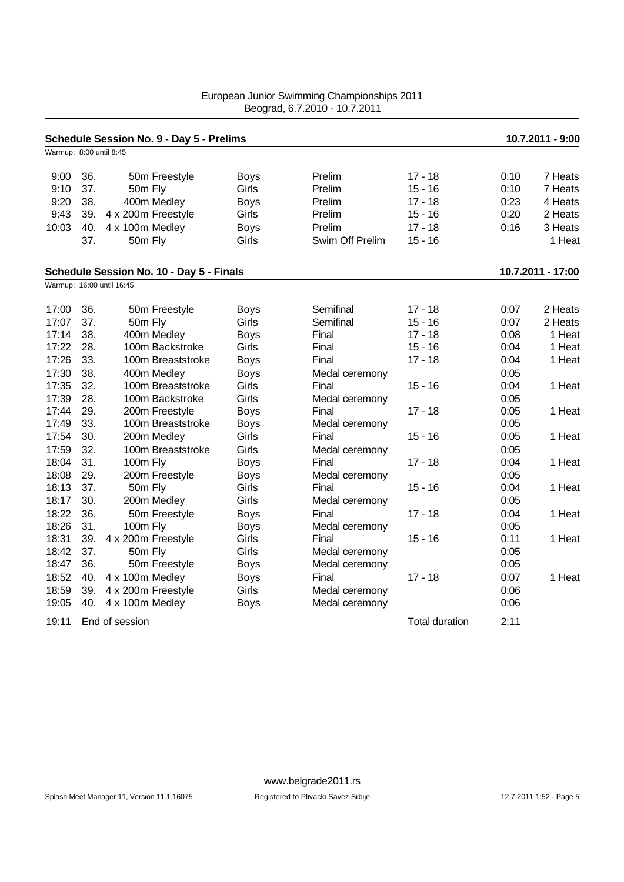European Junior Swimming Championships 2011
Beograd, 6.7.2010 - 10.7.2011

## Schedule Session No. 9 - Day 5 - Prelims — 10.7.2011 - 9:00

Warmup: 8:00 until 8:45

| Time | No. | Event | Gender | Round | Age | Duration | Heats |
|---|---|---|---|---|---|---|---|
| 9:00 | 36. | 50m Freestyle | Boys | Prelim | 17 - 18 | 0:10 | 7 Heats |
| 9:10 | 37. | 50m Fly | Girls | Prelim | 15 - 16 | 0:10 | 7 Heats |
| 9:20 | 38. | 400m Medley | Boys | Prelim | 17 - 18 | 0:23 | 4 Heats |
| 9:43 | 39. | 4 x 200m Freestyle | Girls | Prelim | 15 - 16 | 0:20 | 2 Heats |
| 10:03 | 40. | 4 x 100m Medley | Boys | Prelim | 17 - 18 | 0:16 | 3 Heats |
| | 37. | 50m Fly | Girls | Swim Off Prelim | 15 - 16 | | 1 Heat |

## Schedule Session No. 10 - Day 5 - Finals — 10.7.2011 - 17:00

Warmup: 16:00 until 16:45

| Time | No. | Event | Gender | Round | Age | Duration | Heats |
|---|---|---|---|---|---|---|---|
| 17:00 | 36. | 50m Freestyle | Boys | Semifinal | 17 - 18 | 0:07 | 2 Heats |
| 17:07 | 37. | 50m Fly | Girls | Semifinal | 15 - 16 | 0:07 | 2 Heats |
| 17:14 | 38. | 400m Medley | Boys | Final | 17 - 18 | 0:08 | 1 Heat |
| 17:22 | 28. | 100m Backstroke | Girls | Final | 15 - 16 | 0:04 | 1 Heat |
| 17:26 | 33. | 100m Breaststroke | Boys | Final | 17 - 18 | 0:04 | 1 Heat |
| 17:30 | 38. | 400m Medley | Boys | Medal ceremony | | 0:05 | |
| 17:35 | 32. | 100m Breaststroke | Girls | Final | 15 - 16 | 0:04 | 1 Heat |
| 17:39 | 28. | 100m Backstroke | Girls | Medal ceremony | | 0:05 | |
| 17:44 | 29. | 200m Freestyle | Boys | Final | 17 - 18 | 0:05 | 1 Heat |
| 17:49 | 33. | 100m Breaststroke | Boys | Medal ceremony | | 0:05 | |
| 17:54 | 30. | 200m Medley | Girls | Final | 15 - 16 | 0:05 | 1 Heat |
| 17:59 | 32. | 100m Breaststroke | Girls | Medal ceremony | | 0:05 | |
| 18:04 | 31. | 100m Fly | Boys | Final | 17 - 18 | 0:04 | 1 Heat |
| 18:08 | 29. | 200m Freestyle | Boys | Medal ceremony | | 0:05 | |
| 18:13 | 37. | 50m Fly | Girls | Final | 15 - 16 | 0:04 | 1 Heat |
| 18:17 | 30. | 200m Medley | Girls | Medal ceremony | | 0:05 | |
| 18:22 | 36. | 50m Freestyle | Boys | Final | 17 - 18 | 0:04 | 1 Heat |
| 18:26 | 31. | 100m Fly | Boys | Medal ceremony | | 0:05 | |
| 18:31 | 39. | 4 x 200m Freestyle | Girls | Final | 15 - 16 | 0:11 | 1 Heat |
| 18:42 | 37. | 50m Fly | Girls | Medal ceremony | | 0:05 | |
| 18:47 | 36. | 50m Freestyle | Boys | Medal ceremony | | 0:05 | |
| 18:52 | 40. | 4 x 100m Medley | Boys | Final | 17 - 18 | 0:07 | 1 Heat |
| 18:59 | 39. | 4 x 200m Freestyle | Girls | Medal ceremony | | 0:06 | |
| 19:05 | 40. | 4 x 100m Medley | Boys | Medal ceremony | | 0:06 | |
| 19:11 | | End of session | | | Total duration | 2:11 | |

www.belgrade2011.rs

Splash Meet Manager 11, Version 11.1.16075 — Registered to Plivacki Savez Srbije — 12.7.2011 1:52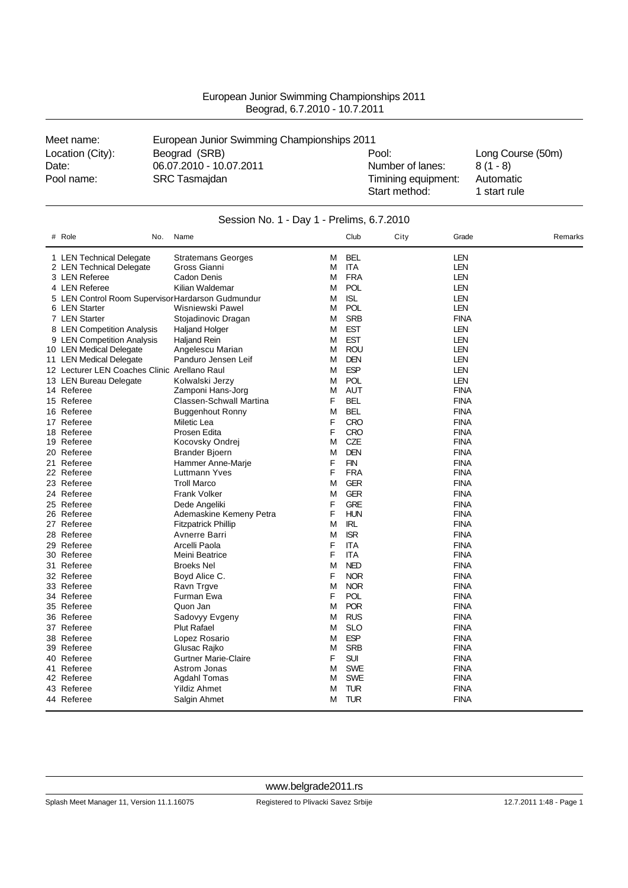European Junior Swimming Championships 2011
Beograd, 6.7.2010 - 10.7.2011

| | | | |
|---|---|---|---|
| Meet name: | European Junior Swimming Championships 2011 | | |
| Location (City): | Beograd (SRB) | Pool: | Long Course (50m) |
| Date: | 06.07.2010 - 10.07.2011 | Number of lanes: | 8 (1 - 8) |
| Pool name: | SRC Tasmajdan | Timining equipment: | Automatic |
| | | Start method: | 1 start rule |

## Session No. 1 - Day 1 - Prelims, 6.7.2010

| # | Role | No. | Name | | Club | City | Grade | Remarks |
|---|---|---|---|---|---|---|---|---|
| 1 | LEN Technical Delegate | | Stratemans Georges | M | BEL | | LEN | |
| 2 | LEN Technical Delegate | | Gross Gianni | M | ITA | | LEN | |
| 3 | LEN Referee | | Cadon Denis | M | FRA | | LEN | |
| 4 | LEN Referee | | Kilian Waldemar | M | POL | | LEN | |
| 5 | LEN Control Room Supervisor | | Hardarson Gudmundur | M | ISL | | LEN | |
| 6 | LEN Starter | | Wisniewski Pawel | M | POL | | LEN | |
| 7 | LEN Starter | | Stojadinovic Dragan | M | SRB | | FINA | |
| 8 | LEN Competition Analysis | | Haljand Holger | M | EST | | LEN | |
| 9 | LEN Competition Analysis | | Haljand Rein | M | EST | | LEN | |
| 10 | LEN Medical Delegate | | Angelescu Marian | M | ROU | | LEN | |
| 11 | LEN Medical Delegate | | Panduro Jensen Leif | M | DEN | | LEN | |
| 12 | Lecturer LEN Coaches Clinic | | Arellano Raul | M | ESP | | LEN | |
| 13 | LEN Bureau Delegate | | Kolwalski Jerzy | M | POL | | LEN | |
| 14 | Referee | | Zamponi Hans-Jorg | M | AUT | | FINA | |
| 15 | Referee | | Classen-Schwall Martina | F | BEL | | FINA | |
| 16 | Referee | | Buggenhout Ronny | M | BEL | | FINA | |
| 17 | Referee | | Miletic Lea | F | CRO | | FINA | |
| 18 | Referee | | Prosen Edita | F | CRO | | FINA | |
| 19 | Referee | | Kocovsky Ondrej | M | CZE | | FINA | |
| 20 | Referee | | Brander Bjoern | M | DEN | | FINA | |
| 21 | Referee | | Hammer Anne-Marje | F | FIN | | FINA | |
| 22 | Referee | | Luttmann Yves | F | FRA | | FINA | |
| 23 | Referee | | Troll Marco | M | GER | | FINA | |
| 24 | Referee | | Frank Volker | M | GER | | FINA | |
| 25 | Referee | | Dede Angeliki | F | GRE | | FINA | |
| 26 | Referee | | Ademaskine Kemeny Petra | F | HUN | | FINA | |
| 27 | Referee | | Fitzpatrick Phillip | M | IRL | | FINA | |
| 28 | Referee | | Avnerre Barri | M | ISR | | FINA | |
| 29 | Referee | | Arcelli Paola | F | ITA | | FINA | |
| 30 | Referee | | Meini Beatrice | F | ITA | | FINA | |
| 31 | Referee | | Broeks Nel | M | NED | | FINA | |
| 32 | Referee | | Boyd Alice C. | F | NOR | | FINA | |
| 33 | Referee | | Ravn Trgve | M | NOR | | FINA | |
| 34 | Referee | | Furman Ewa | F | POL | | FINA | |
| 35 | Referee | | Quon Jan | M | POR | | FINA | |
| 36 | Referee | | Sadovyy Evgeny | M | RUS | | FINA | |
| 37 | Referee | | Plut Rafael | M | SLO | | FINA | |
| 38 | Referee | | Lopez Rosario | M | ESP | | FINA | |
| 39 | Referee | | Glusac Rajko | M | SRB | | FINA | |
| 40 | Referee | | Gurtner Marie-Claire | F | SUI | | FINA | |
| 41 | Referee | | Astrom Jonas | M | SWE | | FINA | |
| 42 | Referee | | Agdahl Tomas | M | SWE | | FINA | |
| 43 | Referee | | Yildiz Ahmet | M | TUR | | FINA | |
| 44 | Referee | | Salgin Ahmet | M | TUR | | FINA | |

www.belgrade2011.rs

Splash Meet Manager 11, Version 11.1.16075 — Registered to Plivacki Savez Srbije — 12.7.2011 1:48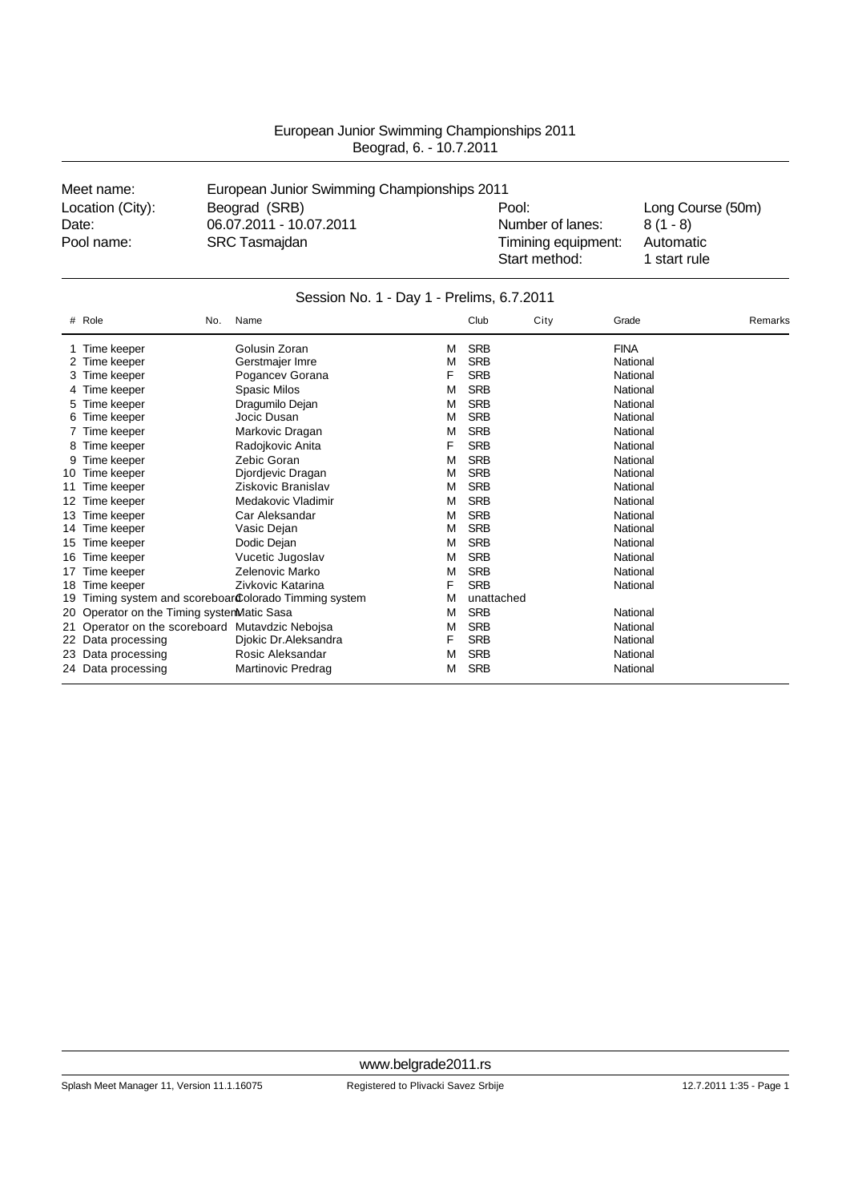European Junior Swimming Championships 2011
Beograd, 6. - 10.7.2011

| | | | |
|---|---|---|---|
| Meet name: | European Junior Swimming Championships 2011 | | |
| Location (City): | Beograd (SRB) | Pool: | Long Course (50m) |
| Date: | 06.07.2011 - 10.07.2011 | Number of lanes: | 8 (1 - 8) |
| Pool name: | SRC Tasmajdan | Timining equipment: | Automatic |
| | | Start method: | 1 start rule |

## Session No. 1 - Day 1 - Prelims, 6.7.2011

| # | Role | No. | Name | | Club | City | Grade | Remarks |
|---|---|---|---|---|---|---|---|---|
| 1 | Time keeper | | Golusin Zoran | M | SRB | | FINA | |
| 2 | Time keeper | | Gerstmajer Imre | M | SRB | | National | |
| 3 | Time keeper | | Pogancev Gorana | F | SRB | | National | |
| 4 | Time keeper | | Spasic Milos | M | SRB | | National | |
| 5 | Time keeper | | Dragumilo Dejan | M | SRB | | National | |
| 6 | Time keeper | | Jocic Dusan | M | SRB | | National | |
| 7 | Time keeper | | Markovic Dragan | M | SRB | | National | |
| 8 | Time keeper | | Radojkovic Anita | F | SRB | | National | |
| 9 | Time keeper | | Zebic Goran | M | SRB | | National | |
| 10 | Time keeper | | Djordjevic Dragan | M | SRB | | National | |
| 11 | Time keeper | | Ziskovic Branislav | M | SRB | | National | |
| 12 | Time keeper | | Medakovic Vladimir | M | SRB | | National | |
| 13 | Time keeper | | Car Aleksandar | M | SRB | | National | |
| 14 | Time keeper | | Vasic Dejan | M | SRB | | National | |
| 15 | Time keeper | | Dodic Dejan | M | SRB | | National | |
| 16 | Time keeper | | Vucetic Jugoslav | M | SRB | | National | |
| 17 | Time keeper | | Zelenovic Marko | M | SRB | | National | |
| 18 | Time keeper | | Zivkovic Katarina | F | SRB | | National | |
| 19 | Timing system and scoreboard | | Colorado Timming system | M | unattached | | | |
| 20 | Operator on the Timing system | | Matic Sasa | M | SRB | | National | |
| 21 | Operator on the scoreboard | | Mutavdzic Nebojsa | M | SRB | | National | |
| 22 | Data processing | | Djokic Dr.Aleksandra | F | SRB | | National | |
| 23 | Data processing | | Rosic Aleksandar | M | SRB | | National | |
| 24 | Data processing | | Martinovic Predrag | M | SRB | | National | |

www.belgrade2011.rs

Splash Meet Manager 11, Version 11.1.16075 | Registered to Plivacki Savez Srbije | 12.7.2011 1:35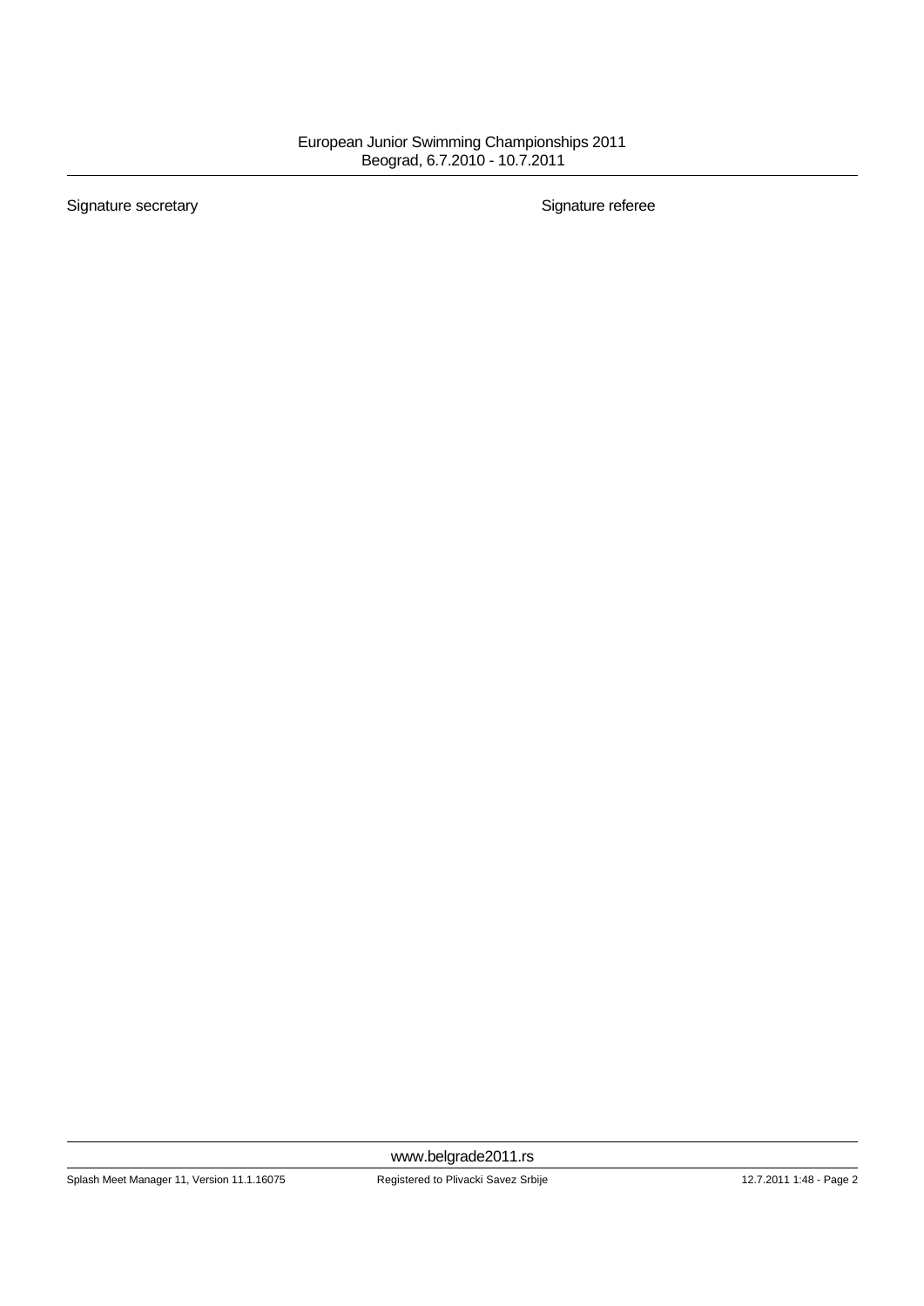Signature secretary

Signature referee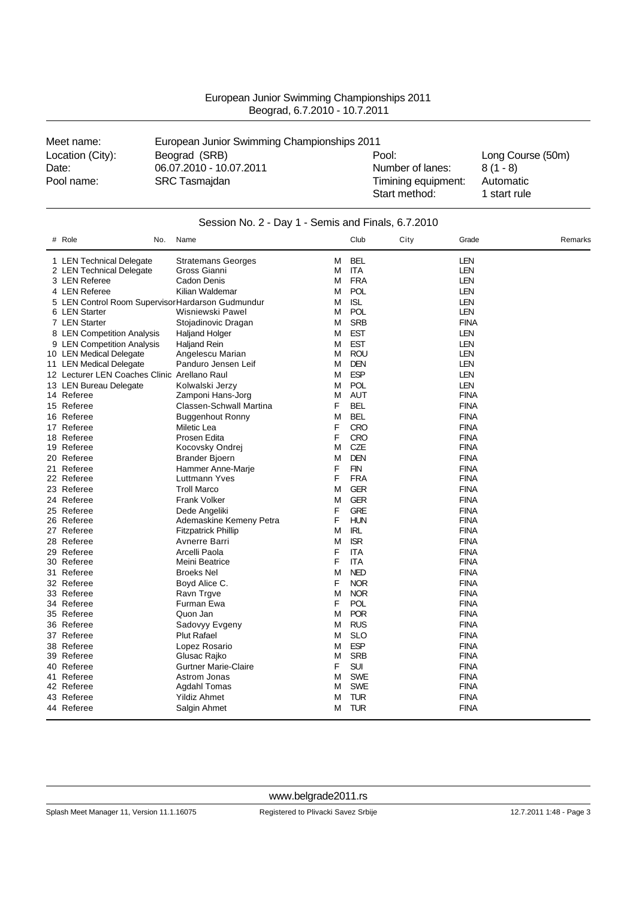European Junior Swimming Championships 2011
Beograd, 6.7.2010 - 10.7.2011

| | | | |
|---|---|---|---|
| Meet name: | European Junior Swimming Championships 2011 | | |
| Location (City): | Beograd (SRB) | Pool: | Long Course (50m) |
| Date: | 06.07.2010 - 10.07.2011 | Number of lanes: | 8 (1 - 8) |
| Pool name: | SRC Tasmajdan | Timining equipment: | Automatic |
| | | Start method: | 1 start rule |

## Session No. 2 - Day 1 - Semis and Finals, 6.7.2010

| # | Role | No. | Name | | Club | City | Grade | Remarks |
|---|---|---|---|---|---|---|---|---|
| 1 | LEN Technical Delegate | | Stratemans Georges | M | BEL | | LEN | |
| 2 | LEN Technical Delegate | | Gross Gianni | M | ITA | | LEN | |
| 3 | LEN Referee | | Cadon Denis | M | FRA | | LEN | |
| 4 | LEN Referee | | Kilian Waldemar | M | POL | | LEN | |
| 5 | LEN Control Room Supervisor | | Hardarson Gudmundur | M | ISL | | LEN | |
| 6 | LEN Starter | | Wisniewski Pawel | M | POL | | LEN | |
| 7 | LEN Starter | | Stojadinovic Dragan | M | SRB | | FINA | |
| 8 | LEN Competition Analysis | | Haljand Holger | M | EST | | LEN | |
| 9 | LEN Competition Analysis | | Haljand Rein | M | EST | | LEN | |
| 10 | LEN Medical Delegate | | Angelescu Marian | M | ROU | | LEN | |
| 11 | LEN Medical Delegate | | Panduro Jensen Leif | M | DEN | | LEN | |
| 12 | Lecturer LEN Coaches Clinic | | Arellano Raul | M | ESP | | LEN | |
| 13 | LEN Bureau Delegate | | Kolwalski Jerzy | M | POL | | LEN | |
| 14 | Referee | | Zamponi Hans-Jorg | M | AUT | | FINA | |
| 15 | Referee | | Classen-Schwall Martina | F | BEL | | FINA | |
| 16 | Referee | | Buggenhout Ronny | M | BEL | | FINA | |
| 17 | Referee | | Miletic Lea | F | CRO | | FINA | |
| 18 | Referee | | Prosen Edita | F | CRO | | FINA | |
| 19 | Referee | | Kocovsky Ondrej | M | CZE | | FINA | |
| 20 | Referee | | Brander Bjoern | M | DEN | | FINA | |
| 21 | Referee | | Hammer Anne-Marje | F | FIN | | FINA | |
| 22 | Referee | | Luttmann Yves | F | FRA | | FINA | |
| 23 | Referee | | Troll Marco | M | GER | | FINA | |
| 24 | Referee | | Frank Volker | M | GER | | FINA | |
| 25 | Referee | | Dede Angeliki | F | GRE | | FINA | |
| 26 | Referee | | Ademaskine Kemeny Petra | F | HUN | | FINA | |
| 27 | Referee | | Fitzpatrick Phillip | M | IRL | | FINA | |
| 28 | Referee | | Avnerre Barri | M | ISR | | FINA | |
| 29 | Referee | | Arcelli Paola | F | ITA | | FINA | |
| 30 | Referee | | Meini Beatrice | F | ITA | | FINA | |
| 31 | Referee | | Broeks Nel | M | NED | | FINA | |
| 32 | Referee | | Boyd Alice C. | F | NOR | | FINA | |
| 33 | Referee | | Ravn Trgve | M | NOR | | FINA | |
| 34 | Referee | | Furman Ewa | F | POL | | FINA | |
| 35 | Referee | | Quon Jan | M | POR | | FINA | |
| 36 | Referee | | Sadovyy Evgeny | M | RUS | | FINA | |
| 37 | Referee | | Plut Rafael | M | SLO | | FINA | |
| 38 | Referee | | Lopez Rosario | M | ESP | | FINA | |
| 39 | Referee | | Glusac Rajko | M | SRB | | FINA | |
| 40 | Referee | | Gurtner Marie-Claire | F | SUI | | FINA | |
| 41 | Referee | | Astrom Jonas | M | SWE | | FINA | |
| 42 | Referee | | Agdahl Tomas | M | SWE | | FINA | |
| 43 | Referee | | Yildiz Ahmet | M | TUR | | FINA | |
| 44 | Referee | | Salgin Ahmet | M | TUR | | FINA | |

www.belgrade2011.rs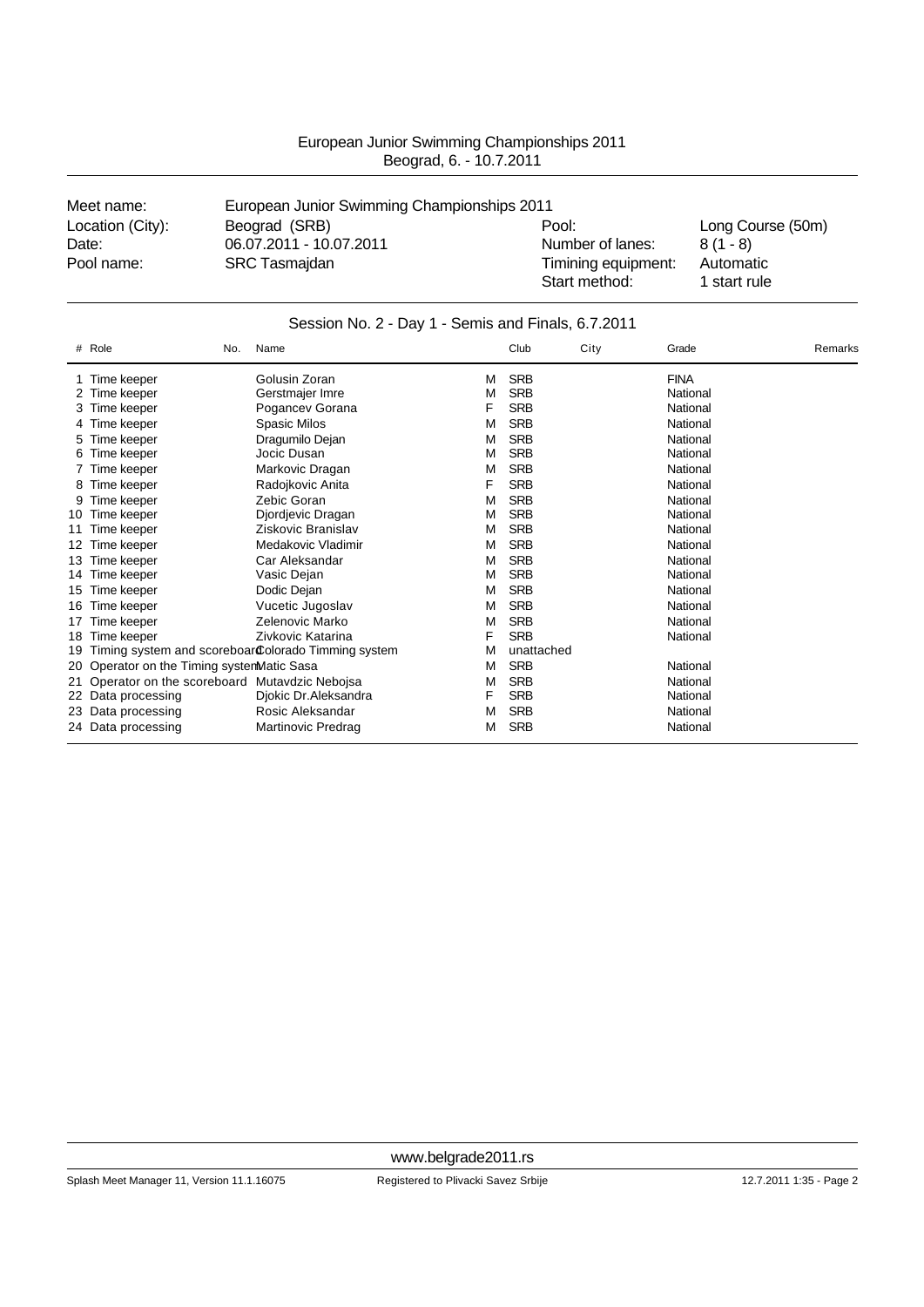European Junior Swimming Championships 2011
Beograd, 6. - 10.7.2011

| | | | |
|---|---|---|---|
| Meet name: | European Junior Swimming Championships 2011 | | |
| Location (City): | Beograd (SRB) | Pool: | Long Course (50m) |
| Date: | 06.07.2011 - 10.07.2011 | Number of lanes: | 8 (1 - 8) |
| Pool name: | SRC Tasmajdan | Timining equipment: | Automatic |
| | | Start method: | 1 start rule |

## Session No. 2 - Day 1 - Semis and Finals, 6.7.2011

| # | Role | No. | Name | | Club | City | Grade | Remarks |
|---|---|---|---|---|---|---|---|---|
| 1 | Time keeper | | Golusin Zoran | M | SRB | | FINA | |
| 2 | Time keeper | | Gerstmajer Imre | M | SRB | | National | |
| 3 | Time keeper | | Pogancev Gorana | F | SRB | | National | |
| 4 | Time keeper | | Spasic Milos | M | SRB | | National | |
| 5 | Time keeper | | Dragumilo Dejan | M | SRB | | National | |
| 6 | Time keeper | | Jocic Dusan | M | SRB | | National | |
| 7 | Time keeper | | Markovic Dragan | M | SRB | | National | |
| 8 | Time keeper | | Radojkovic Anita | F | SRB | | National | |
| 9 | Time keeper | | Zebic Goran | M | SRB | | National | |
| 10 | Time keeper | | Djordjevic Dragan | M | SRB | | National | |
| 11 | Time keeper | | Ziskovic Branislav | M | SRB | | National | |
| 12 | Time keeper | | Medakovic Vladimir | M | SRB | | National | |
| 13 | Time keeper | | Car Aleksandar | M | SRB | | National | |
| 14 | Time keeper | | Vasic Dejan | M | SRB | | National | |
| 15 | Time keeper | | Dodic Dejan | M | SRB | | National | |
| 16 | Time keeper | | Vucetic Jugoslav | M | SRB | | National | |
| 17 | Time keeper | | Zelenovic Marko | M | SRB | | National | |
| 18 | Time keeper | | Zivkovic Katarina | F | SRB | | National | |
| 19 | Timing system and scoreboard | | Colorado Timming system | M | unattached | | | |
| 20 | Operator on the Timing system | | Matic Sasa | M | SRB | | National | |
| 21 | Operator on the scoreboard | | Mutavdzic Nebojsa | M | SRB | | National | |
| 22 | Data processing | | Djokic Dr.Aleksandra | F | SRB | | National | |
| 23 | Data processing | | Rosic Aleksandar | M | SRB | | National | |
| 24 | Data processing | | Martinovic Predrag | M | SRB | | National | |

www.belgrade2011.rs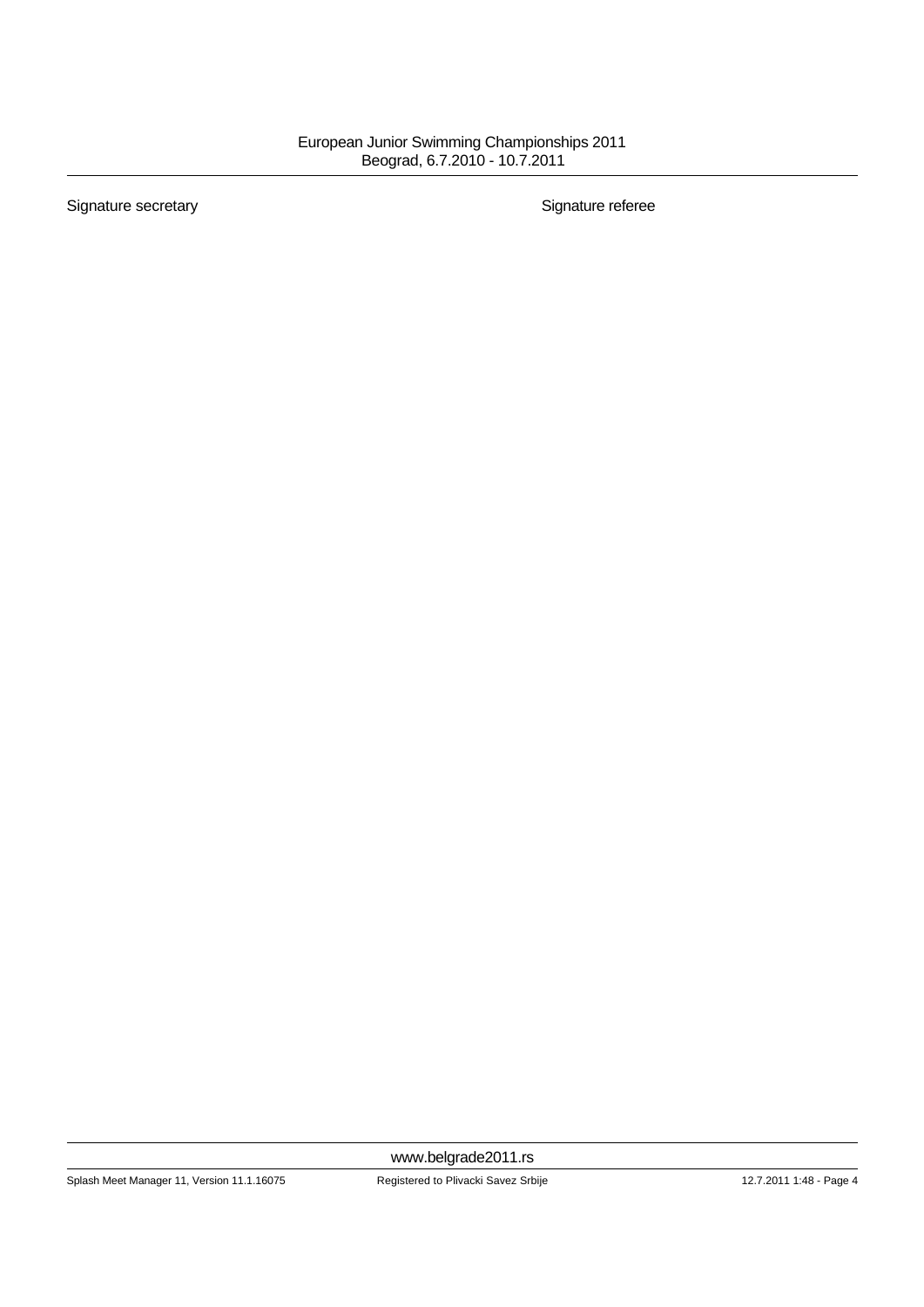Signature secretary Signature referee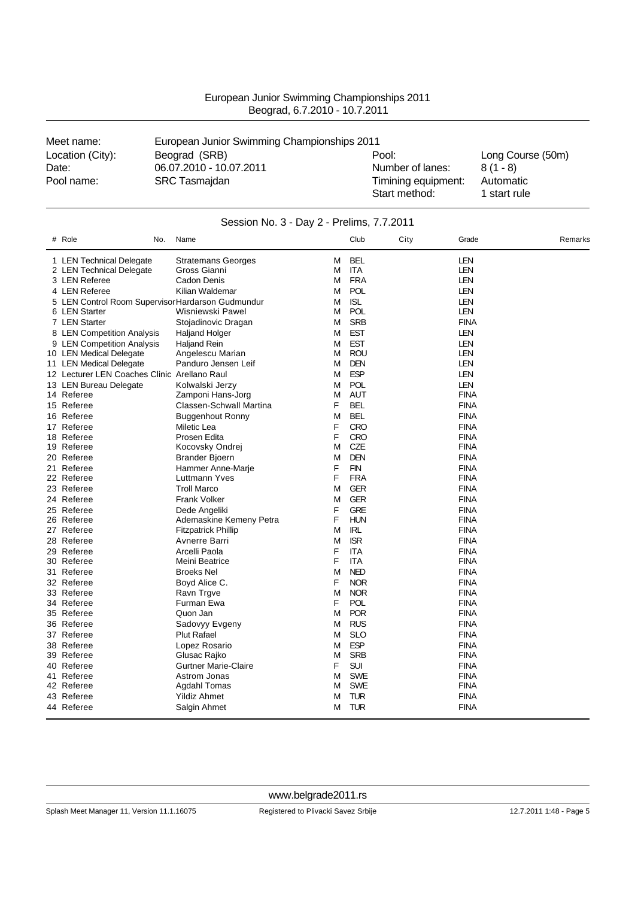European Junior Swimming Championships 2011
Beograd, 6.7.2010 - 10.7.2011

| Meet name: | European Junior Swimming Championships 2011 | | |
|---|---|---|---|
| Location (City): | Beograd (SRB) | Pool: | Long Course (50m) |
| Date: | 06.07.2010 - 10.07.2011 | Number of lanes: | 8 (1 - 8) |
| Pool name: | SRC Tasmajdan | Timining equipment: | Automatic |
| | | Start method: | 1 start rule |

## Session No. 3 - Day 2 - Prelims, 7.7.2011

| # | Role | No. | Name | | Club | City | Grade | Remarks |
|---|---|---|---|---|---|---|---|---|
| 1 | LEN Technical Delegate | | Stratemans Georges | M | BEL | | LEN | |
| 2 | LEN Technical Delegate | | Gross Gianni | M | ITA | | LEN | |
| 3 | LEN Referee | | Cadon Denis | M | FRA | | LEN | |
| 4 | LEN Referee | | Kilian Waldemar | M | POL | | LEN | |
| 5 | LEN Control Room Supervisor | | Hardarson Gudmundur | M | ISL | | LEN | |
| 6 | LEN Starter | | Wisniewski Pawel | M | POL | | LEN | |
| 7 | LEN Starter | | Stojadinovic Dragan | M | SRB | | FINA | |
| 8 | LEN Competition Analysis | | Haljand Holger | M | EST | | LEN | |
| 9 | LEN Competition Analysis | | Haljand Rein | M | EST | | LEN | |
| 10 | LEN Medical Delegate | | Angelescu Marian | M | ROU | | LEN | |
| 11 | LEN Medical Delegate | | Panduro Jensen Leif | M | DEN | | LEN | |
| 12 | Lecturer LEN Coaches Clinic | | Arellano Raul | M | ESP | | LEN | |
| 13 | LEN Bureau Delegate | | Kolwalski Jerzy | M | POL | | LEN | |
| 14 | Referee | | Zamponi Hans-Jorg | M | AUT | | FINA | |
| 15 | Referee | | Classen-Schwall Martina | F | BEL | | FINA | |
| 16 | Referee | | Buggenhout Ronny | M | BEL | | FINA | |
| 17 | Referee | | Miletic Lea | F | CRO | | FINA | |
| 18 | Referee | | Prosen Edita | F | CRO | | FINA | |
| 19 | Referee | | Kocovsky Ondrej | M | CZE | | FINA | |
| 20 | Referee | | Brander Bjoern | M | DEN | | FINA | |
| 21 | Referee | | Hammer Anne-Marje | F | FIN | | FINA | |
| 22 | Referee | | Luttmann Yves | F | FRA | | FINA | |
| 23 | Referee | | Troll Marco | M | GER | | FINA | |
| 24 | Referee | | Frank Volker | M | GER | | FINA | |
| 25 | Referee | | Dede Angeliki | F | GRE | | FINA | |
| 26 | Referee | | Ademaskine Kemeny Petra | F | HUN | | FINA | |
| 27 | Referee | | Fitzpatrick Phillip | M | IRL | | FINA | |
| 28 | Referee | | Avnerre Barri | M | ISR | | FINA | |
| 29 | Referee | | Arcelli Paola | F | ITA | | FINA | |
| 30 | Referee | | Meini Beatrice | F | ITA | | FINA | |
| 31 | Referee | | Broeks Nel | M | NED | | FINA | |
| 32 | Referee | | Boyd Alice C. | F | NOR | | FINA | |
| 33 | Referee | | Ravn Trgve | M | NOR | | FINA | |
| 34 | Referee | | Furman Ewa | F | POL | | FINA | |
| 35 | Referee | | Quon Jan | M | POR | | FINA | |
| 36 | Referee | | Sadovyy Evgeny | M | RUS | | FINA | |
| 37 | Referee | | Plut Rafael | M | SLO | | FINA | |
| 38 | Referee | | Lopez Rosario | M | ESP | | FINA | |
| 39 | Referee | | Glusac Rajko | M | SRB | | FINA | |
| 40 | Referee | | Gurtner Marie-Claire | F | SUI | | FINA | |
| 41 | Referee | | Astrom Jonas | M | SWE | | FINA | |
| 42 | Referee | | Agdahl Tomas | M | SWE | | FINA | |
| 43 | Referee | | Yildiz Ahmet | M | TUR | | FINA | |
| 44 | Referee | | Salgin Ahmet | M | TUR | | FINA | |

www.belgrade2011.rs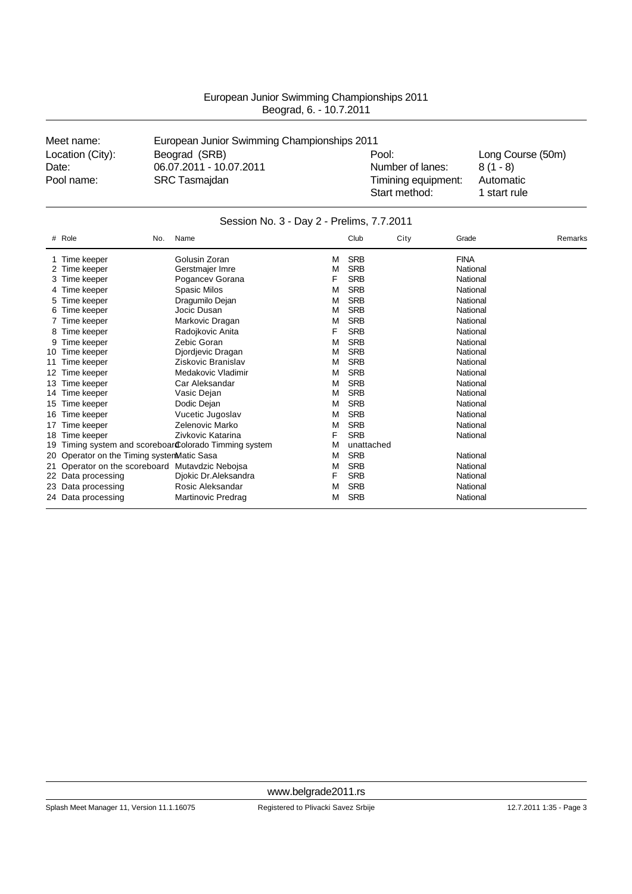European Junior Swimming Championships 2011
Beograd, 6. - 10.7.2011

| | | | |
|---|---|---|---|
| Meet name: | European Junior Swimming Championships 2011 | | |
| Location (City): | Beograd (SRB) | Pool: | Long Course (50m) |
| Date: | 06.07.2011 - 10.07.2011 | Number of lanes: | 8 (1 - 8) |
| Pool name: | SRC Tasmajdan | Timining equipment: | Automatic |
| | | Start method: | 1 start rule |

## Session No. 3 - Day 2 - Prelims, 7.7.2011

| # | Role | No. | Name | | Club | City | Grade | Remarks |
|---|---|---|---|---|---|---|---|---|
| 1 | Time keeper | | Golusin Zoran | M | SRB | | FINA | |
| 2 | Time keeper | | Gerstmajer Imre | M | SRB | | National | |
| 3 | Time keeper | | Pogancev Gorana | F | SRB | | National | |
| 4 | Time keeper | | Spasic Milos | M | SRB | | National | |
| 5 | Time keeper | | Dragumilo Dejan | M | SRB | | National | |
| 6 | Time keeper | | Jocic Dusan | M | SRB | | National | |
| 7 | Time keeper | | Markovic Dragan | M | SRB | | National | |
| 8 | Time keeper | | Radojkovic Anita | F | SRB | | National | |
| 9 | Time keeper | | Zebic Goran | M | SRB | | National | |
| 10 | Time keeper | | Djordjevic Dragan | M | SRB | | National | |
| 11 | Time keeper | | Ziskovic Branislav | M | SRB | | National | |
| 12 | Time keeper | | Medakovic Vladimir | M | SRB | | National | |
| 13 | Time keeper | | Car Aleksandar | M | SRB | | National | |
| 14 | Time keeper | | Vasic Dejan | M | SRB | | National | |
| 15 | Time keeper | | Dodic Dejan | M | SRB | | National | |
| 16 | Time keeper | | Vucetic Jugoslav | M | SRB | | National | |
| 17 | Time keeper | | Zelenovic Marko | M | SRB | | National | |
| 18 | Time keeper | | Zivkovic Katarina | F | SRB | | National | |
| 19 | Timing system and scoreboard | | Colorado Timming system | M | unattached | | | |
| 20 | Operator on the Timing system | | Matic Sasa | M | SRB | | National | |
| 21 | Operator on the scoreboard | | Mutavdzic Nebojsa | M | SRB | | National | |
| 22 | Data processing | | Djokic Dr.Aleksandra | F | SRB | | National | |
| 23 | Data processing | | Rosic Aleksandar | M | SRB | | National | |
| 24 | Data processing | | Martinovic Predrag | M | SRB | | National | |

www.belgrade2011.rs

Splash Meet Manager 11, Version 11.1.16075 — Registered to Plivacki Savez Srbije — 12.7.2011 1:35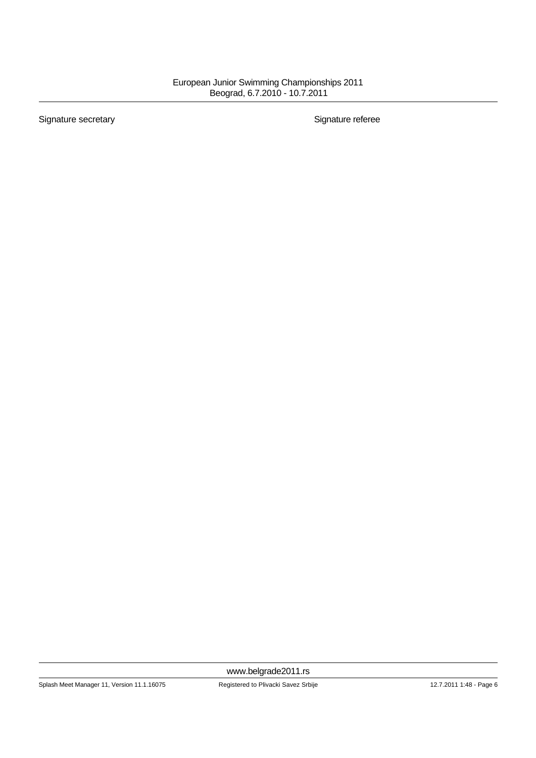Signature secretary

Signature referee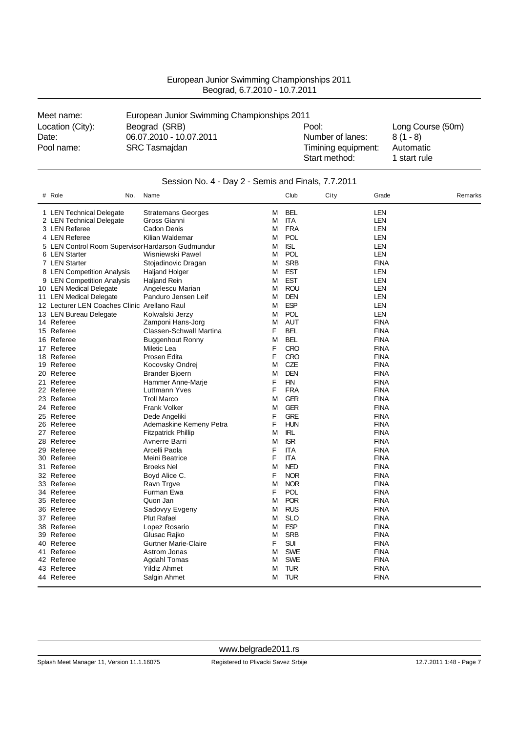European Junior Swimming Championships 2011
Beograd, 6.7.2010 - 10.7.2011

| | | | |
|---|---|---|---|
| Meet name: | European Junior Swimming Championships 2011 | | |
| Location (City): | Beograd (SRB) | Pool: | Long Course (50m) |
| Date: | 06.07.2010 - 10.07.2011 | Number of lanes: | 8 (1 - 8) |
| Pool name: | SRC Tasmajdan | Timining equipment: | Automatic |
| | | Start method: | 1 start rule |

## Session No. 4 - Day 2 - Semis and Finals, 7.7.2011

| # | Role | No. | Name | | Club | City | Grade | Remarks |
|---|---|---|---|---|---|---|---|---|
| 1 | LEN Technical Delegate | | Stratemans Georges | M | BEL | | LEN | |
| 2 | LEN Technical Delegate | | Gross Gianni | M | ITA | | LEN | |
| 3 | LEN Referee | | Cadon Denis | M | FRA | | LEN | |
| 4 | LEN Referee | | Kilian Waldemar | M | POL | | LEN | |
| 5 | LEN Control Room Supervisor | | Hardarson Gudmundur | M | ISL | | LEN | |
| 6 | LEN Starter | | Wisniewski Pawel | M | POL | | LEN | |
| 7 | LEN Starter | | Stojadinovic Dragan | M | SRB | | FINA | |
| 8 | LEN Competition Analysis | | Haljand Holger | M | EST | | LEN | |
| 9 | LEN Competition Analysis | | Haljand Rein | M | EST | | LEN | |
| 10 | LEN Medical Delegate | | Angelescu Marian | M | ROU | | LEN | |
| 11 | LEN Medical Delegate | | Panduro Jensen Leif | M | DEN | | LEN | |
| 12 | Lecturer LEN Coaches Clinic | | Arellano Raul | M | ESP | | LEN | |
| 13 | LEN Bureau Delegate | | Kolwalski Jerzy | M | POL | | LEN | |
| 14 | Referee | | Zamponi Hans-Jorg | M | AUT | | FINA | |
| 15 | Referee | | Classen-Schwall Martina | F | BEL | | FINA | |
| 16 | Referee | | Buggenhout Ronny | M | BEL | | FINA | |
| 17 | Referee | | Miletic Lea | F | CRO | | FINA | |
| 18 | Referee | | Prosen Edita | F | CRO | | FINA | |
| 19 | Referee | | Kocovsky Ondrej | M | CZE | | FINA | |
| 20 | Referee | | Brander Bjoern | M | DEN | | FINA | |
| 21 | Referee | | Hammer Anne-Marje | F | FIN | | FINA | |
| 22 | Referee | | Luttmann Yves | F | FRA | | FINA | |
| 23 | Referee | | Troll Marco | M | GER | | FINA | |
| 24 | Referee | | Frank Volker | M | GER | | FINA | |
| 25 | Referee | | Dede Angeliki | F | GRE | | FINA | |
| 26 | Referee | | Ademaskine Kemeny Petra | F | HUN | | FINA | |
| 27 | Referee | | Fitzpatrick Phillip | M | IRL | | FINA | |
| 28 | Referee | | Avnerre Barri | M | ISR | | FINA | |
| 29 | Referee | | Arcelli Paola | F | ITA | | FINA | |
| 30 | Referee | | Meini Beatrice | F | ITA | | FINA | |
| 31 | Referee | | Broeks Nel | M | NED | | FINA | |
| 32 | Referee | | Boyd Alice C. | F | NOR | | FINA | |
| 33 | Referee | | Ravn Trgve | M | NOR | | FINA | |
| 34 | Referee | | Furman Ewa | F | POL | | FINA | |
| 35 | Referee | | Quon Jan | M | POR | | FINA | |
| 36 | Referee | | Sadovyy Evgeny | M | RUS | | FINA | |
| 37 | Referee | | Plut Rafael | M | SLO | | FINA | |
| 38 | Referee | | Lopez Rosario | M | ESP | | FINA | |
| 39 | Referee | | Glusac Rajko | M | SRB | | FINA | |
| 40 | Referee | | Gurtner Marie-Claire | F | SUI | | FINA | |
| 41 | Referee | | Astrom Jonas | M | SWE | | FINA | |
| 42 | Referee | | Agdahl Tomas | M | SWE | | FINA | |
| 43 | Referee | | Yildiz Ahmet | M | TUR | | FINA | |
| 44 | Referee | | Salgin Ahmet | M | TUR | | FINA | |

www.belgrade2011.rs

Splash Meet Manager 11, Version 11.1.16075 — Registered to Plivacki Savez Srbije — 12.7.2011 1:48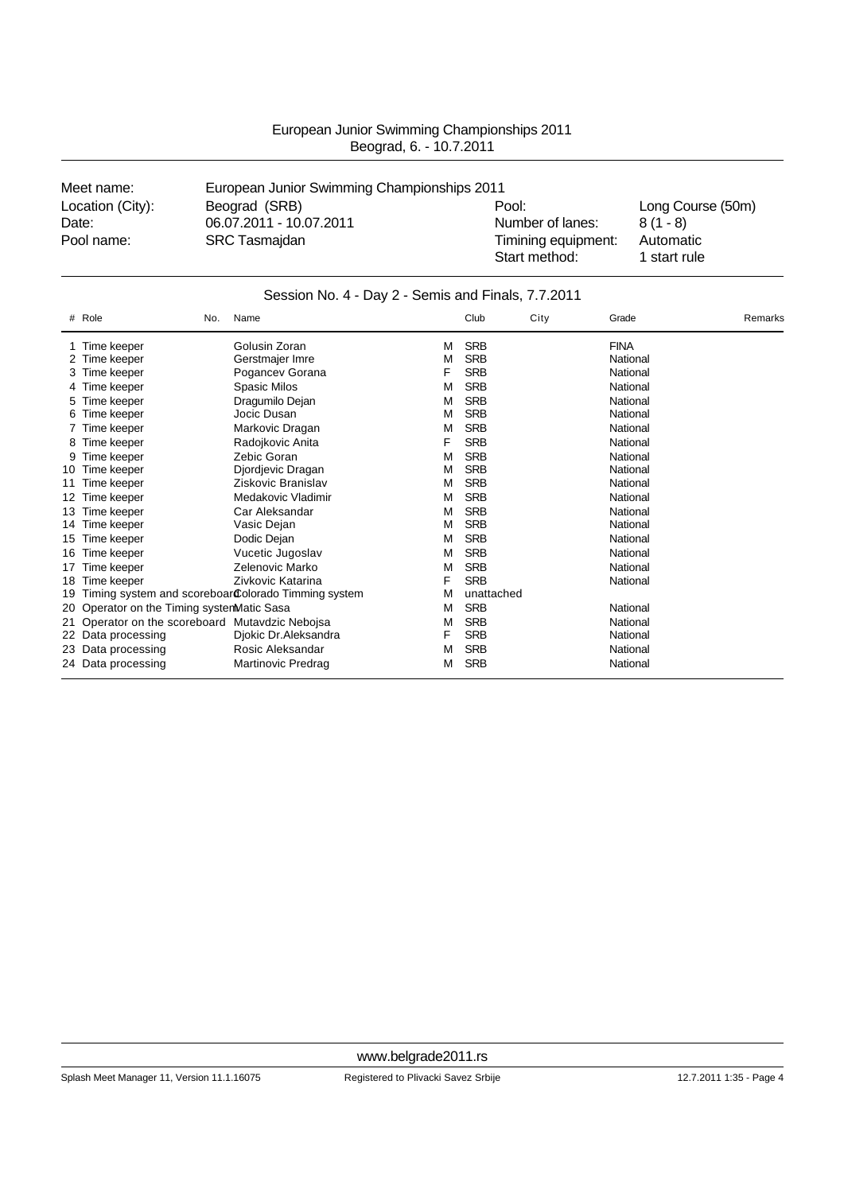European Junior Swimming Championships 2011
Beograd, 6. - 10.7.2011

| Meet name: | European Junior Swimming Championships 2011 | | |
|---|---|---|---|
| Location (City): | Beograd (SRB) | Pool: | Long Course (50m) |
| Date: | 06.07.2011 - 10.07.2011 | Number of lanes: | 8 (1 - 8) |
| Pool name: | SRC Tasmajdan | Timining equipment: | Automatic |
| | | Start method: | 1 start rule |

## Session No. 4 - Day 2 - Semis and Finals, 7.7.2011

| # | Role | No. | Name | | Club | City | Grade | Remarks |
|---|---|---|---|---|---|---|---|---|
| 1 | Time keeper | | Golusin Zoran | M | SRB | | FINA | |
| 2 | Time keeper | | Gerstmajer Imre | M | SRB | | National | |
| 3 | Time keeper | | Pogancev Gorana | F | SRB | | National | |
| 4 | Time keeper | | Spasic Milos | M | SRB | | National | |
| 5 | Time keeper | | Dragumilo Dejan | M | SRB | | National | |
| 6 | Time keeper | | Jocic Dusan | M | SRB | | National | |
| 7 | Time keeper | | Markovic Dragan | M | SRB | | National | |
| 8 | Time keeper | | Radojkovic Anita | F | SRB | | National | |
| 9 | Time keeper | | Zebic Goran | M | SRB | | National | |
| 10 | Time keeper | | Djordjevic Dragan | M | SRB | | National | |
| 11 | Time keeper | | Ziskovic Branislav | M | SRB | | National | |
| 12 | Time keeper | | Medakovic Vladimir | M | SRB | | National | |
| 13 | Time keeper | | Car Aleksandar | M | SRB | | National | |
| 14 | Time keeper | | Vasic Dejan | M | SRB | | National | |
| 15 | Time keeper | | Dodic Dejan | M | SRB | | National | |
| 16 | Time keeper | | Vucetic Jugoslav | M | SRB | | National | |
| 17 | Time keeper | | Zelenovic Marko | M | SRB | | National | |
| 18 | Time keeper | | Zivkovic Katarina | F | SRB | | National | |
| 19 | Timing system and scoreboard | | Colorado Timming system | M | unattached | | | |
| 20 | Operator on the Timing system | | Matic Sasa | M | SRB | | National | |
| 21 | Operator on the scoreboard | | Mutavdzic Nebojsa | M | SRB | | National | |
| 22 | Data processing | | Djokic Dr.Aleksandra | F | SRB | | National | |
| 23 | Data processing | | Rosic Aleksandar | M | SRB | | National | |
| 24 | Data processing | | Martinovic Predrag | M | SRB | | National | |

www.belgrade2011.rs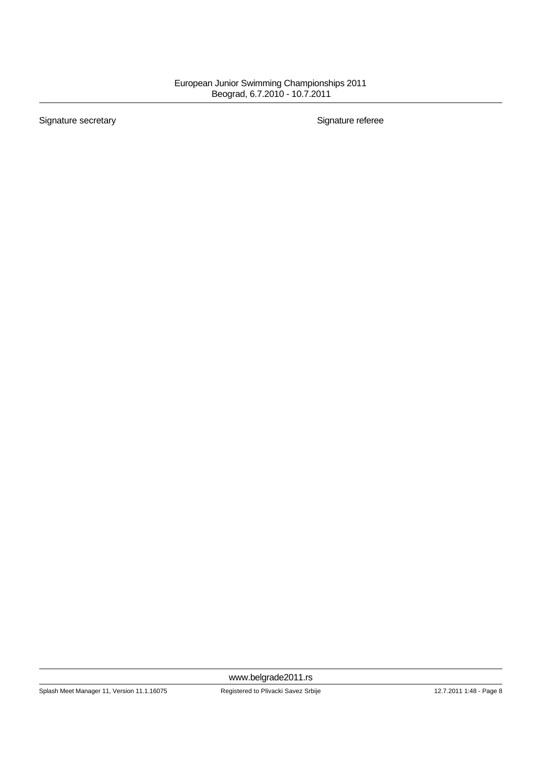Signature secretary

Signature referee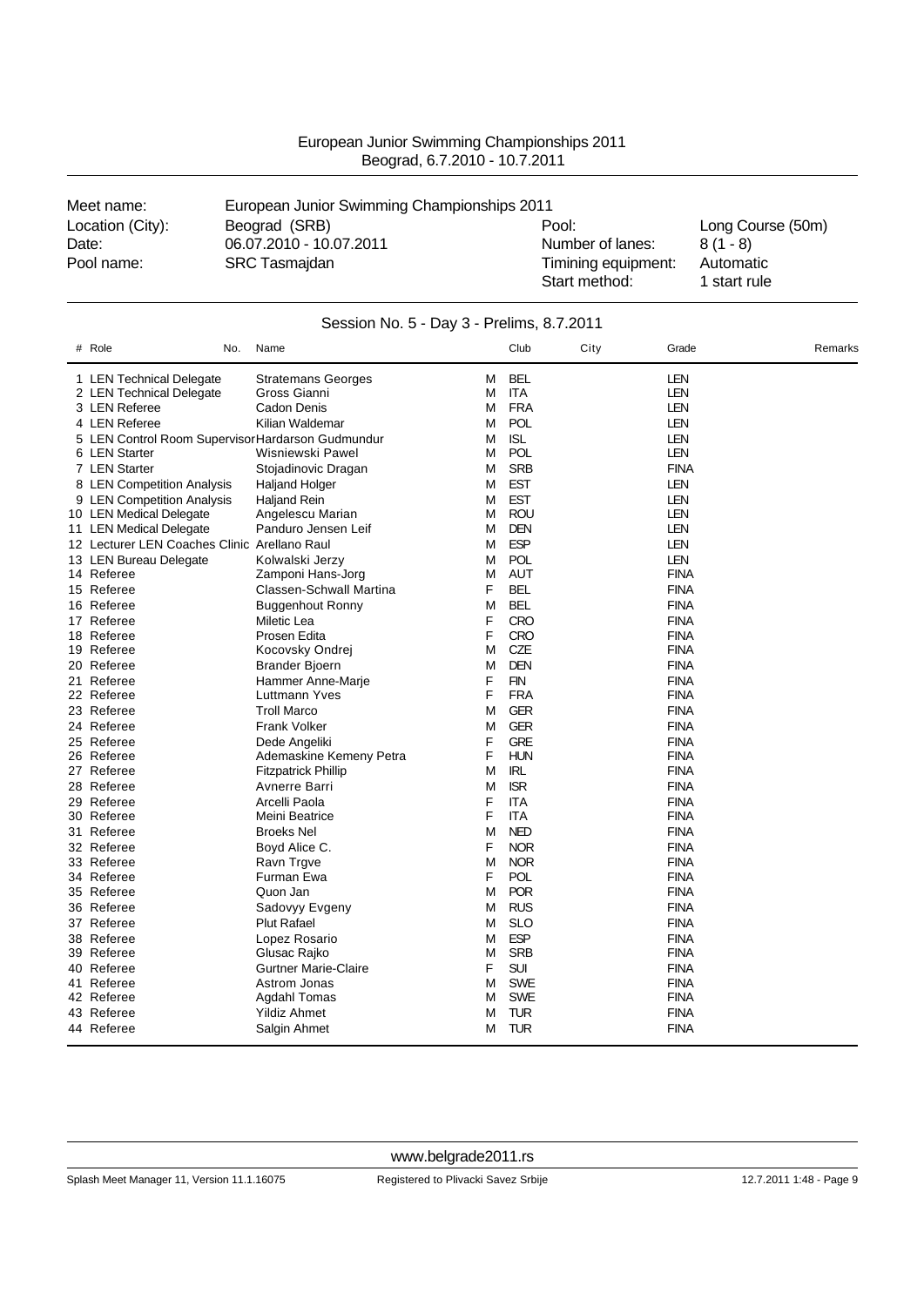European Junior Swimming Championships 2011
Beograd, 6.7.2010 - 10.7.2011

| Meet name: | European Junior Swimming Championships 2011 | | |
|---|---|---|---|
| Location (City): | Beograd (SRB) | Pool: | Long Course (50m) |
| Date: | 06.07.2010 - 10.07.2011 | Number of lanes: | 8 (1 - 8) |
| Pool name: | SRC Tasmajdan | Timining equipment: | Automatic |
| | | Start method: | 1 start rule |

## Session No. 5 - Day 3 - Prelims, 8.7.2011

| # | Role | No. | Name | | Club | City | Grade | Remarks |
|---|---|---|---|---|---|---|---|---|
| 1 | LEN Technical Delegate | | Stratemans Georges | M | BEL | | LEN | |
| 2 | LEN Technical Delegate | | Gross Gianni | M | ITA | | LEN | |
| 3 | LEN Referee | | Cadon Denis | M | FRA | | LEN | |
| 4 | LEN Referee | | Kilian Waldemar | M | POL | | LEN | |
| 5 | LEN Control Room Supervisor | | Hardarson Gudmundur | M | ISL | | LEN | |
| 6 | LEN Starter | | Wisniewski Pawel | M | POL | | LEN | |
| 7 | LEN Starter | | Stojadinovic Dragan | M | SRB | | FINA | |
| 8 | LEN Competition Analysis | | Haljand Holger | M | EST | | LEN | |
| 9 | LEN Competition Analysis | | Haljand Rein | M | EST | | LEN | |
| 10 | LEN Medical Delegate | | Angelescu Marian | M | ROU | | LEN | |
| 11 | LEN Medical Delegate | | Panduro Jensen Leif | M | DEN | | LEN | |
| 12 | Lecturer LEN Coaches Clinic | | Arellano Raul | M | ESP | | LEN | |
| 13 | LEN Bureau Delegate | | Kolwalski Jerzy | M | POL | | LEN | |
| 14 | Referee | | Zamponi Hans-Jorg | M | AUT | | FINA | |
| 15 | Referee | | Classen-Schwall Martina | F | BEL | | FINA | |
| 16 | Referee | | Buggenhout Ronny | M | BEL | | FINA | |
| 17 | Referee | | Miletic Lea | F | CRO | | FINA | |
| 18 | Referee | | Prosen Edita | F | CRO | | FINA | |
| 19 | Referee | | Kocovsky Ondrej | M | CZE | | FINA | |
| 20 | Referee | | Brander Bjoern | M | DEN | | FINA | |
| 21 | Referee | | Hammer Anne-Marje | F | FIN | | FINA | |
| 22 | Referee | | Luttmann Yves | F | FRA | | FINA | |
| 23 | Referee | | Troll Marco | M | GER | | FINA | |
| 24 | Referee | | Frank Volker | M | GER | | FINA | |
| 25 | Referee | | Dede Angeliki | F | GRE | | FINA | |
| 26 | Referee | | Ademaskine Kemeny Petra | F | HUN | | FINA | |
| 27 | Referee | | Fitzpatrick Phillip | M | IRL | | FINA | |
| 28 | Referee | | Avnerre Barri | M | ISR | | FINA | |
| 29 | Referee | | Arcelli Paola | F | ITA | | FINA | |
| 30 | Referee | | Meini Beatrice | F | ITA | | FINA | |
| 31 | Referee | | Broeks Nel | M | NED | | FINA | |
| 32 | Referee | | Boyd Alice C. | F | NOR | | FINA | |
| 33 | Referee | | Ravn Trgve | M | NOR | | FINA | |
| 34 | Referee | | Furman Ewa | F | POL | | FINA | |
| 35 | Referee | | Quon Jan | M | POR | | FINA | |
| 36 | Referee | | Sadovyy Evgeny | M | RUS | | FINA | |
| 37 | Referee | | Plut Rafael | M | SLO | | FINA | |
| 38 | Referee | | Lopez Rosario | M | ESP | | FINA | |
| 39 | Referee | | Glusac Rajko | M | SRB | | FINA | |
| 40 | Referee | | Gurtner Marie-Claire | F | SUI | | FINA | |
| 41 | Referee | | Astrom Jonas | M | SWE | | FINA | |
| 42 | Referee | | Agdahl Tomas | M | SWE | | FINA | |
| 43 | Referee | | Yildiz Ahmet | M | TUR | | FINA | |
| 44 | Referee | | Salgin Ahmet | M | TUR | | FINA | |

www.belgrade2011.rs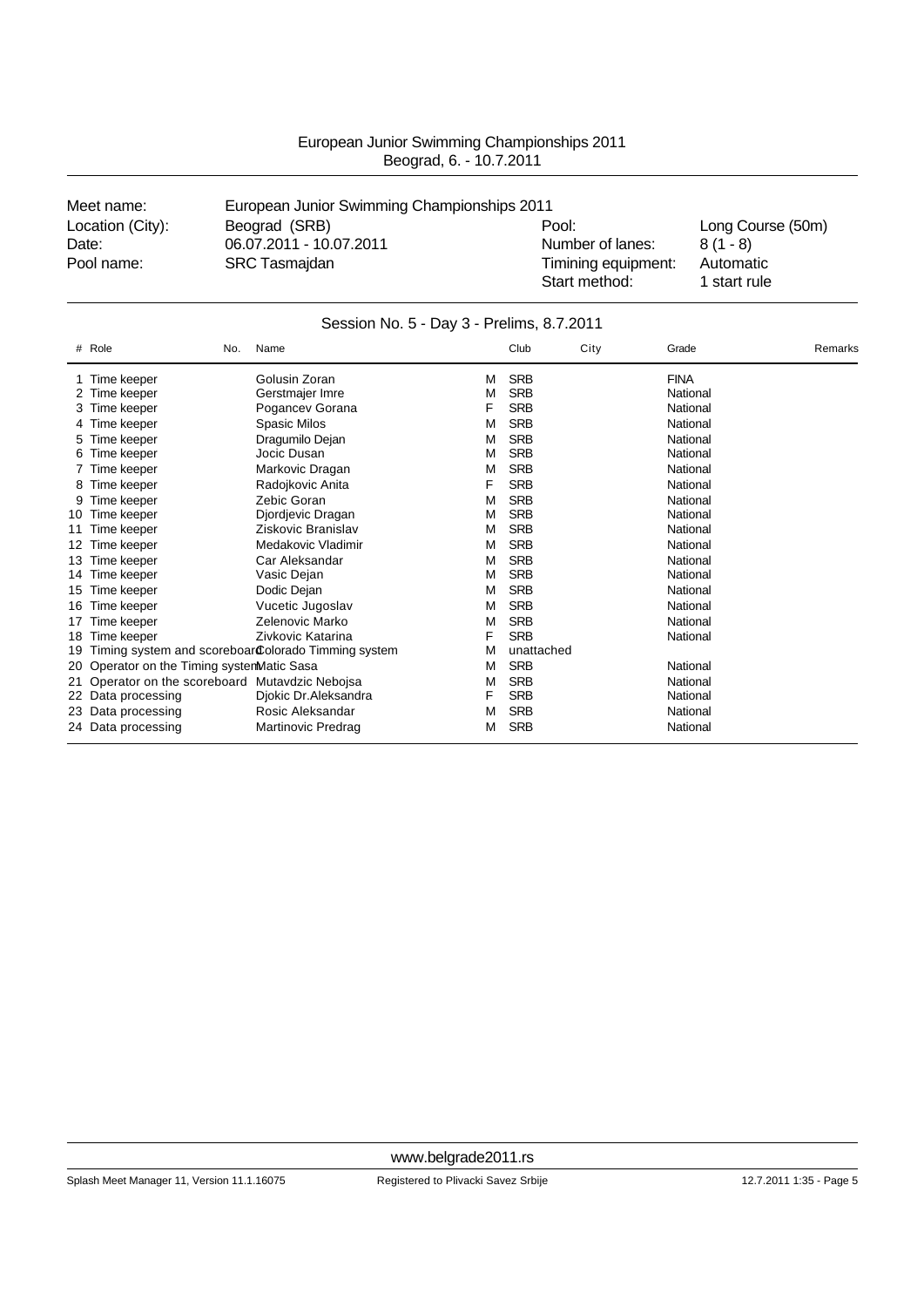European Junior Swimming Championships 2011
Beograd, 6. - 10.7.2011

| Meet name: | European Junior Swimming Championships 2011 | | |
|---|---|---|---|
| Location (City): | Beograd (SRB) | Pool: | Long Course (50m) |
| Date: | 06.07.2011 - 10.07.2011 | Number of lanes: | 8 (1 - 8) |
| Pool name: | SRC Tasmajdan | Timining equipment: | Automatic |
| | | Start method: | 1 start rule |

## Session No. 5 - Day 3 - Prelims, 8.7.2011

| # | Role | No. | Name | | Club | City | Grade | Remarks |
|---|---|---|---|---|---|---|---|---|
| 1 | Time keeper | | Golusin Zoran | M | SRB | | FINA | |
| 2 | Time keeper | | Gerstmajer Imre | M | SRB | | National | |
| 3 | Time keeper | | Pogancev Gorana | F | SRB | | National | |
| 4 | Time keeper | | Spasic Milos | M | SRB | | National | |
| 5 | Time keeper | | Dragumilo Dejan | M | SRB | | National | |
| 6 | Time keeper | | Jocic Dusan | M | SRB | | National | |
| 7 | Time keeper | | Markovic Dragan | M | SRB | | National | |
| 8 | Time keeper | | Radojkovic Anita | F | SRB | | National | |
| 9 | Time keeper | | Zebic Goran | M | SRB | | National | |
| 10 | Time keeper | | Djordjevic Dragan | M | SRB | | National | |
| 11 | Time keeper | | Ziskovic Branislav | M | SRB | | National | |
| 12 | Time keeper | | Medakovic Vladimir | M | SRB | | National | |
| 13 | Time keeper | | Car Aleksandar | M | SRB | | National | |
| 14 | Time keeper | | Vasic Dejan | M | SRB | | National | |
| 15 | Time keeper | | Dodic Dejan | M | SRB | | National | |
| 16 | Time keeper | | Vucetic Jugoslav | M | SRB | | National | |
| 17 | Time keeper | | Zelenovic Marko | M | SRB | | National | |
| 18 | Time keeper | | Zivkovic Katarina | F | SRB | | National | |
| 19 | Timing system and scoreboard | | Colorado Timming system | M | unattached | | | |
| 20 | Operator on the Timing system | | Matic Sasa | M | SRB | | National | |
| 21 | Operator on the scoreboard | | Mutavdzic Nebojsa | M | SRB | | National | |
| 22 | Data processing | | Djokic Dr.Aleksandra | F | SRB | | National | |
| 23 | Data processing | | Rosic Aleksandar | M | SRB | | National | |
| 24 | Data processing | | Martinovic Predrag | M | SRB | | National | |

www.belgrade2011.rs

Splash Meet Manager 11, Version 11.1.16075 Registered to Plivacki Savez Srbije 12.7.2011 1:35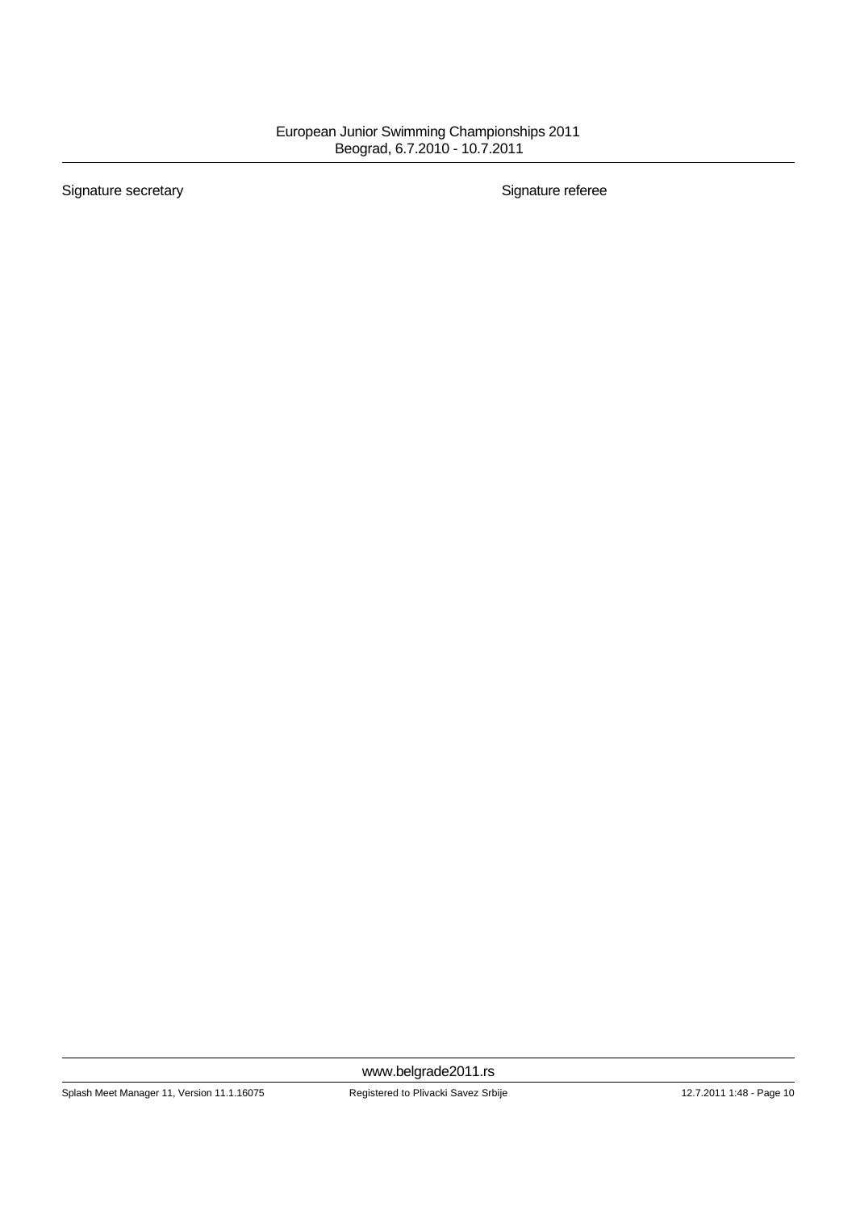Signature secretary | Signature referee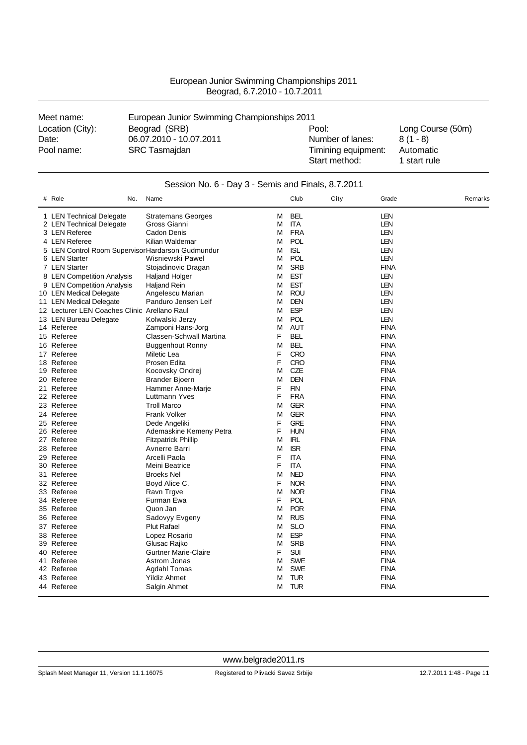# European Junior Swimming Championships 2011
Beograd, 6.7.2010 - 10.7.2011

| | | | |
|---|---|---|---|
| Meet name: | European Junior Swimming Championships 2011 | | |
| Location (City): | Beograd (SRB) | Pool: | Long Course (50m) |
| Date: | 06.07.2010 - 10.07.2011 | Number of lanes: | 8 (1 - 8) |
| Pool name: | SRC Tasmajdan | Timining equipment: | Automatic |
| | | Start method: | 1 start rule |

## Session No. 6 - Day 3 - Semis and Finals, 8.7.2011

| # | Role | No. | Name | | Club | City | Grade | Remarks |
|---|---|---|---|---|---|---|---|---|
| 1 | LEN Technical Delegate | | Stratemans Georges | M | BEL | | LEN | |
| 2 | LEN Technical Delegate | | Gross Gianni | M | ITA | | LEN | |
| 3 | LEN Referee | | Cadon Denis | M | FRA | | LEN | |
| 4 | LEN Referee | | Kilian Waldemar | M | POL | | LEN | |
| 5 | LEN Control Room Supervisor | | Hardarson Gudmundur | M | ISL | | LEN | |
| 6 | LEN Starter | | Wisniewski Pawel | M | POL | | LEN | |
| 7 | LEN Starter | | Stojadinovic Dragan | M | SRB | | FINA | |
| 8 | LEN Competition Analysis | | Haljand Holger | M | EST | | LEN | |
| 9 | LEN Competition Analysis | | Haljand Rein | M | EST | | LEN | |
| 10 | LEN Medical Delegate | | Angelescu Marian | M | ROU | | LEN | |
| 11 | LEN Medical Delegate | | Panduro Jensen Leif | M | DEN | | LEN | |
| 12 | Lecturer LEN Coaches Clinic | | Arellano Raul | M | ESP | | LEN | |
| 13 | LEN Bureau Delegate | | Kolwalski Jerzy | M | POL | | LEN | |
| 14 | Referee | | Zamponi Hans-Jorg | M | AUT | | FINA | |
| 15 | Referee | | Classen-Schwall Martina | F | BEL | | FINA | |
| 16 | Referee | | Buggenhout Ronny | M | BEL | | FINA | |
| 17 | Referee | | Miletic Lea | F | CRO | | FINA | |
| 18 | Referee | | Prosen Edita | F | CRO | | FINA | |
| 19 | Referee | | Kocovsky Ondrej | M | CZE | | FINA | |
| 20 | Referee | | Brander Bjoern | M | DEN | | FINA | |
| 21 | Referee | | Hammer Anne-Marje | F | FIN | | FINA | |
| 22 | Referee | | Luttmann Yves | F | FRA | | FINA | |
| 23 | Referee | | Troll Marco | M | GER | | FINA | |
| 24 | Referee | | Frank Volker | M | GER | | FINA | |
| 25 | Referee | | Dede Angeliki | F | GRE | | FINA | |
| 26 | Referee | | Ademaskine Kemeny Petra | F | HUN | | FINA | |
| 27 | Referee | | Fitzpatrick Phillip | M | IRL | | FINA | |
| 28 | Referee | | Avnerre Barri | M | ISR | | FINA | |
| 29 | Referee | | Arcelli Paola | F | ITA | | FINA | |
| 30 | Referee | | Meini Beatrice | F | ITA | | FINA | |
| 31 | Referee | | Broeks Nel | M | NED | | FINA | |
| 32 | Referee | | Boyd Alice C. | F | NOR | | FINA | |
| 33 | Referee | | Ravn Trgve | M | NOR | | FINA | |
| 34 | Referee | | Furman Ewa | F | POL | | FINA | |
| 35 | Referee | | Quon Jan | M | POR | | FINA | |
| 36 | Referee | | Sadovyy Evgeny | M | RUS | | FINA | |
| 37 | Referee | | Plut Rafael | M | SLO | | FINA | |
| 38 | Referee | | Lopez Rosario | M | ESP | | FINA | |
| 39 | Referee | | Glusac Rajko | M | SRB | | FINA | |
| 40 | Referee | | Gurtner Marie-Claire | F | SUI | | FINA | |
| 41 | Referee | | Astrom Jonas | M | SWE | | FINA | |
| 42 | Referee | | Agdahl Tomas | M | SWE | | FINA | |
| 43 | Referee | | Yildiz Ahmet | M | TUR | | FINA | |
| 44 | Referee | | Salgin Ahmet | M | TUR | | FINA | |

www.belgrade2011.rs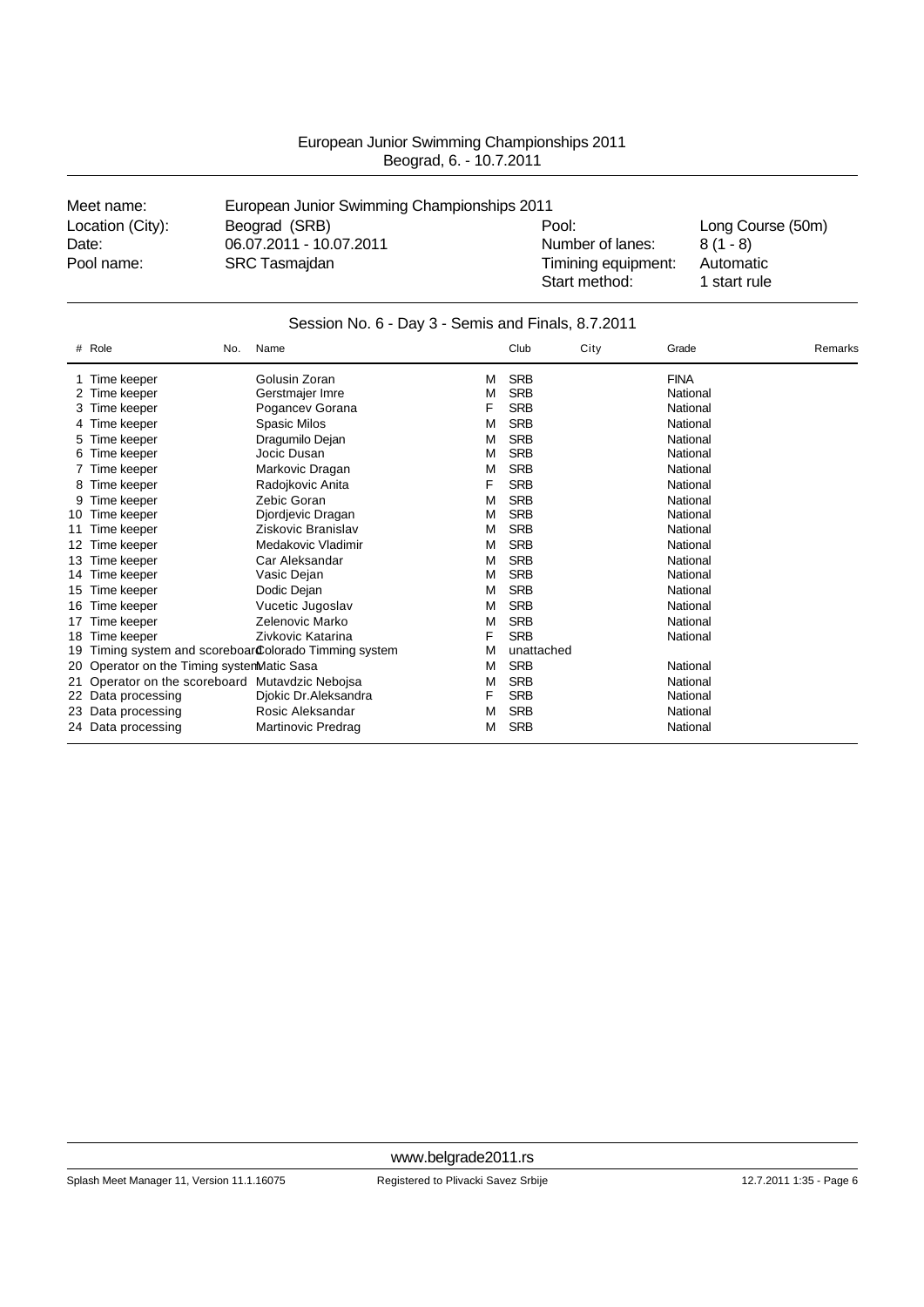European Junior Swimming Championships 2011
Beograd, 6. - 10.7.2011

| | | | |
|---|---|---|---|
| Meet name: | European Junior Swimming Championships 2011 | | |
| Location (City): | Beograd (SRB) | Pool: | Long Course (50m) |
| Date: | 06.07.2011 - 10.07.2011 | Number of lanes: | 8 (1 - 8) |
| Pool name: | SRC Tasmajdan | Timining equipment: | Automatic |
| | | Start method: | 1 start rule |

## Session No. 6 - Day 3 - Semis and Finals, 8.7.2011

| # | Role | No. | Name | | Club | City | Grade | Remarks |
|---|---|---|---|---|---|---|---|---|
| 1 | Time keeper | | Golusin Zoran | M | SRB | | FINA | |
| 2 | Time keeper | | Gerstmajer Imre | M | SRB | | National | |
| 3 | Time keeper | | Pogancev Gorana | F | SRB | | National | |
| 4 | Time keeper | | Spasic Milos | M | SRB | | National | |
| 5 | Time keeper | | Dragumilo Dejan | M | SRB | | National | |
| 6 | Time keeper | | Jocic Dusan | M | SRB | | National | |
| 7 | Time keeper | | Markovic Dragan | M | SRB | | National | |
| 8 | Time keeper | | Radojkovic Anita | F | SRB | | National | |
| 9 | Time keeper | | Zebic Goran | M | SRB | | National | |
| 10 | Time keeper | | Djordjevic Dragan | M | SRB | | National | |
| 11 | Time keeper | | Ziskovic Branislav | M | SRB | | National | |
| 12 | Time keeper | | Medakovic Vladimir | M | SRB | | National | |
| 13 | Time keeper | | Car Aleksandar | M | SRB | | National | |
| 14 | Time keeper | | Vasic Dejan | M | SRB | | National | |
| 15 | Time keeper | | Dodic Dejan | M | SRB | | National | |
| 16 | Time keeper | | Vucetic Jugoslav | M | SRB | | National | |
| 17 | Time keeper | | Zelenovic Marko | M | SRB | | National | |
| 18 | Time keeper | | Zivkovic Katarina | F | SRB | | National | |
| 19 | Timing system and scoreboard | | Colorado Timming system | M | unattached | | | |
| 20 | Operator on the Timing system | | Matic Sasa | M | SRB | | National | |
| 21 | Operator on the scoreboard | | Mutavdzic Nebojsa | M | SRB | | National | |
| 22 | Data processing | | Djokic Dr.Aleksandra | F | SRB | | National | |
| 23 | Data processing | | Rosic Aleksandar | M | SRB | | National | |
| 24 | Data processing | | Martinovic Predrag | M | SRB | | National | |

www.belgrade2011.rs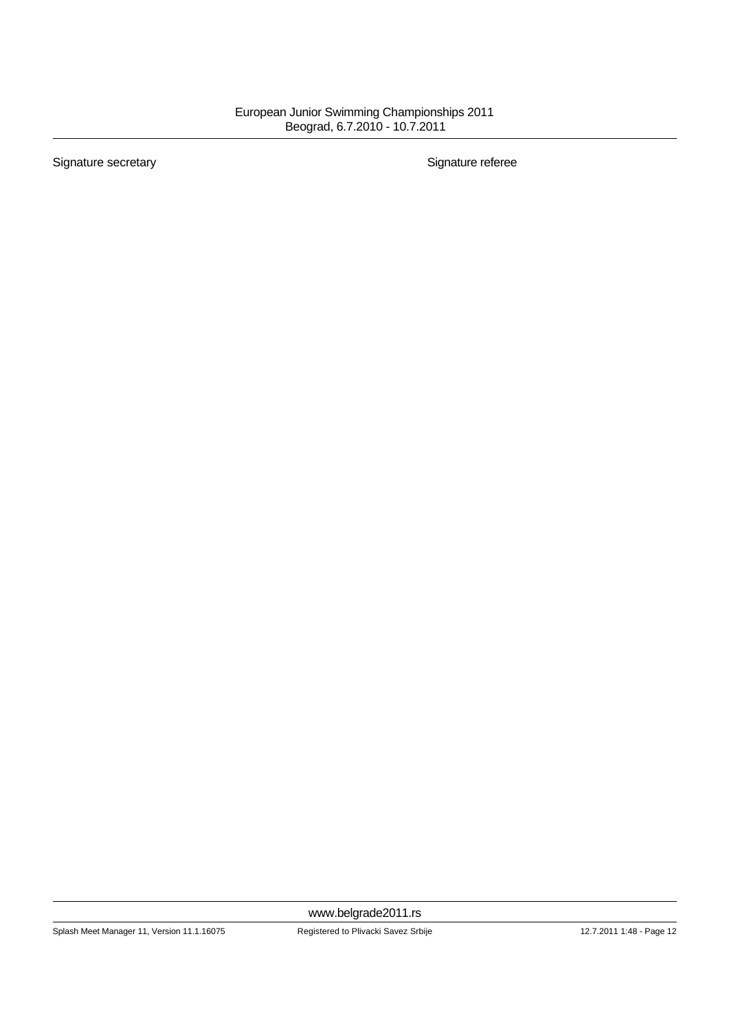Signature secretary

Signature referee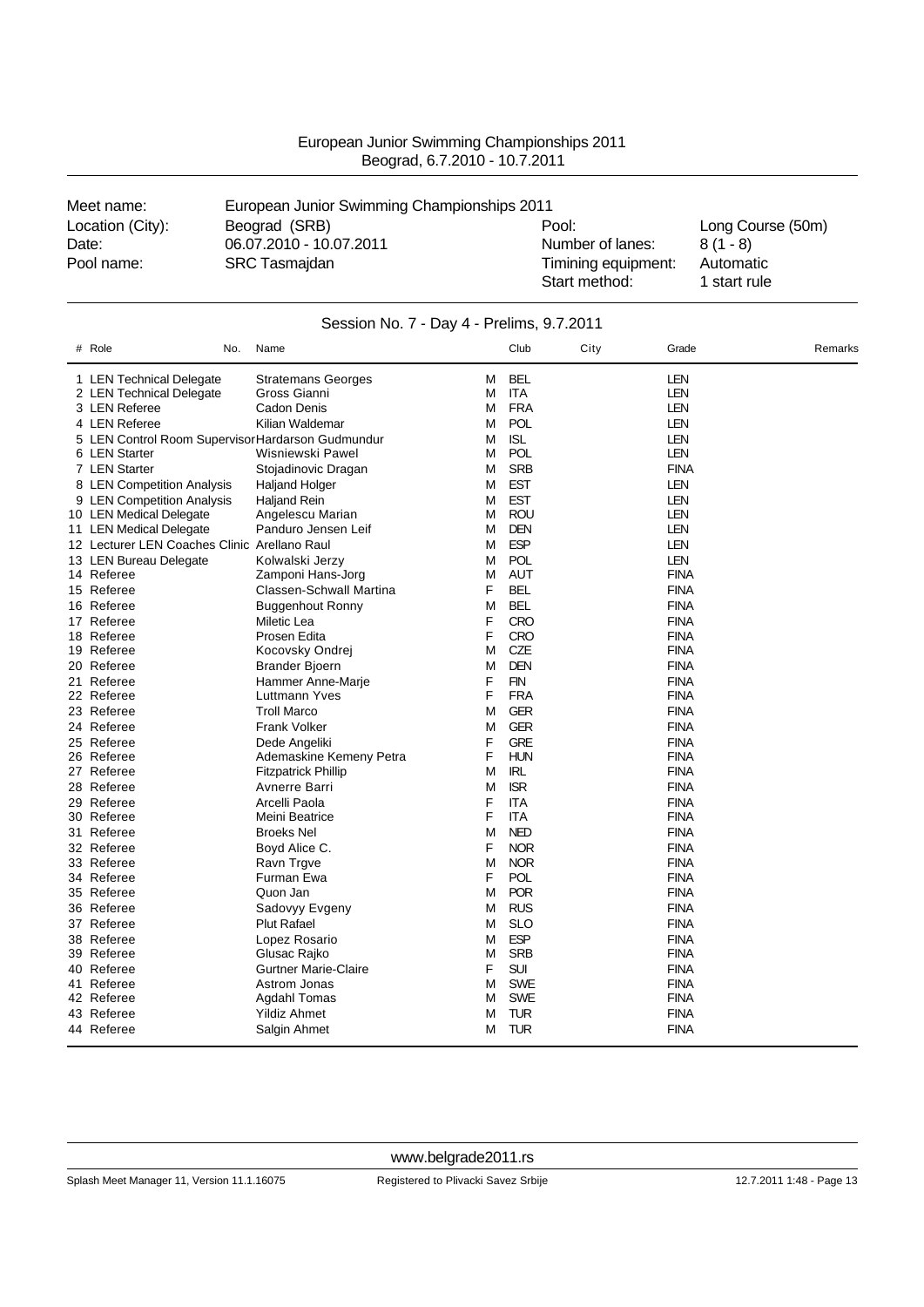European Junior Swimming Championships 2011
Beograd, 6.7.2010 - 10.7.2011

| | | | |
|---|---|---|---|
| Meet name: | European Junior Swimming Championships 2011 | | |
| Location (City): | Beograd (SRB) | Pool: | Long Course (50m) |
| Date: | 06.07.2010 - 10.07.2011 | Number of lanes: | 8 (1 - 8) |
| Pool name: | SRC Tasmajdan | Timining equipment: | Automatic |
| | | Start method: | 1 start rule |

## Session No. 7 - Day 4 - Prelims, 9.7.2011

| # | Role | No. | Name | | Club | City | Grade | Remarks |
|---|---|---|---|---|---|---|---|---|
| 1 | LEN Technical Delegate | | Stratemans Georges | M | BEL | | LEN | |
| 2 | LEN Technical Delegate | | Gross Gianni | M | ITA | | LEN | |
| 3 | LEN Referee | | Cadon Denis | M | FRA | | LEN | |
| 4 | LEN Referee | | Kilian Waldemar | M | POL | | LEN | |
| 5 | LEN Control Room Supervisor | | Hardarson Gudmundur | M | ISL | | LEN | |
| 6 | LEN Starter | | Wisniewski Pawel | M | POL | | LEN | |
| 7 | LEN Starter | | Stojadinovic Dragan | M | SRB | | FINA | |
| 8 | LEN Competition Analysis | | Haljand Holger | M | EST | | LEN | |
| 9 | LEN Competition Analysis | | Haljand Rein | M | EST | | LEN | |
| 10 | LEN Medical Delegate | | Angelescu Marian | M | ROU | | LEN | |
| 11 | LEN Medical Delegate | | Panduro Jensen Leif | M | DEN | | LEN | |
| 12 | Lecturer LEN Coaches Clinic | | Arellano Raul | M | ESP | | LEN | |
| 13 | LEN Bureau Delegate | | Kolwalski Jerzy | M | POL | | LEN | |
| 14 | Referee | | Zamponi Hans-Jorg | M | AUT | | FINA | |
| 15 | Referee | | Classen-Schwall Martina | F | BEL | | FINA | |
| 16 | Referee | | Buggenhout Ronny | M | BEL | | FINA | |
| 17 | Referee | | Miletic Lea | F | CRO | | FINA | |
| 18 | Referee | | Prosen Edita | F | CRO | | FINA | |
| 19 | Referee | | Kocovsky Ondrej | M | CZE | | FINA | |
| 20 | Referee | | Brander Bjoern | M | DEN | | FINA | |
| 21 | Referee | | Hammer Anne-Marje | F | FIN | | FINA | |
| 22 | Referee | | Luttmann Yves | F | FRA | | FINA | |
| 23 | Referee | | Troll Marco | M | GER | | FINA | |
| 24 | Referee | | Frank Volker | M | GER | | FINA | |
| 25 | Referee | | Dede Angeliki | F | GRE | | FINA | |
| 26 | Referee | | Ademaskine Kemeny Petra | F | HUN | | FINA | |
| 27 | Referee | | Fitzpatrick Phillip | M | IRL | | FINA | |
| 28 | Referee | | Avnerre Barri | M | ISR | | FINA | |
| 29 | Referee | | Arcelli Paola | F | ITA | | FINA | |
| 30 | Referee | | Meini Beatrice | F | ITA | | FINA | |
| 31 | Referee | | Broeks Nel | M | NED | | FINA | |
| 32 | Referee | | Boyd Alice C. | F | NOR | | FINA | |
| 33 | Referee | | Ravn Trgve | M | NOR | | FINA | |
| 34 | Referee | | Furman Ewa | F | POL | | FINA | |
| 35 | Referee | | Quon Jan | M | POR | | FINA | |
| 36 | Referee | | Sadovyy Evgeny | M | RUS | | FINA | |
| 37 | Referee | | Plut Rafael | M | SLO | | FINA | |
| 38 | Referee | | Lopez Rosario | M | ESP | | FINA | |
| 39 | Referee | | Glusac Rajko | M | SRB | | FINA | |
| 40 | Referee | | Gurtner Marie-Claire | F | SUI | | FINA | |
| 41 | Referee | | Astrom Jonas | M | SWE | | FINA | |
| 42 | Referee | | Agdahl Tomas | M | SWE | | FINA | |
| 43 | Referee | | Yildiz Ahmet | M | TUR | | FINA | |
| 44 | Referee | | Salgin Ahmet | M | TUR | | FINA | |

www.belgrade2011.rs

Splash Meet Manager 11, Version 11.1.16075 — Registered to Plivacki Savez Srbije — 12.7.2011 1:48 - Page 13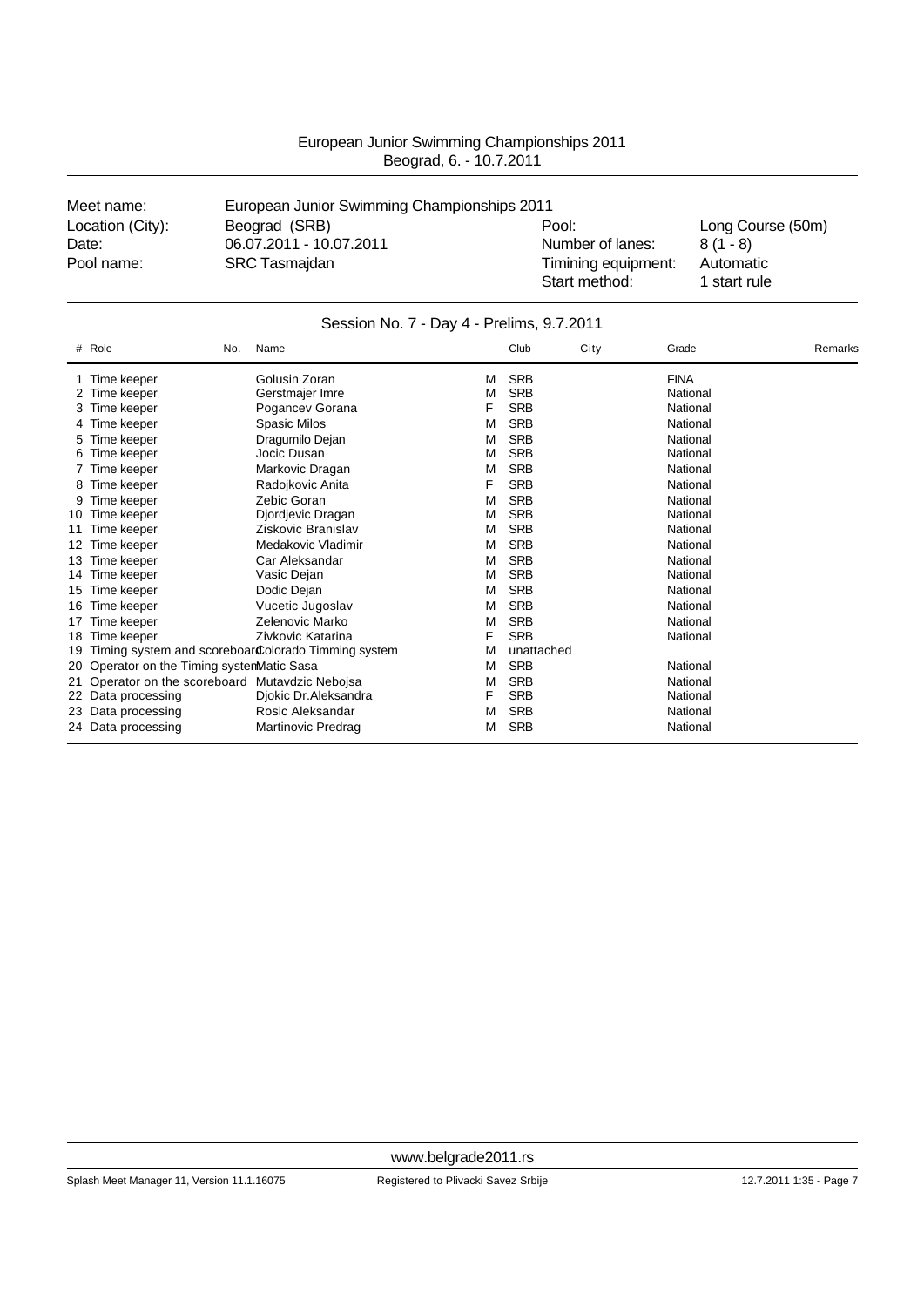European Junior Swimming Championships 2011
Beograd, 6. - 10.7.2011

| | | | |
|---|---|---|---|
| Meet name: | European Junior Swimming Championships 2011 | | |
| Location (City): | Beograd (SRB) | Pool: | Long Course (50m) |
| Date: | 06.07.2011 - 10.07.2011 | Number of lanes: | 8 (1 - 8) |
| Pool name: | SRC Tasmajdan | Timining equipment: | Automatic |
| | | Start method: | 1 start rule |

## Session No. 7 - Day 4 - Prelims, 9.7.2011

| # | Role | No. | Name | | Club | City | Grade | Remarks |
|---|---|---|---|---|---|---|---|---|
| 1 | Time keeper | | Golusin Zoran | M | SRB | | FINA | |
| 2 | Time keeper | | Gerstmajer Imre | M | SRB | | National | |
| 3 | Time keeper | | Pogancev Gorana | F | SRB | | National | |
| 4 | Time keeper | | Spasic Milos | M | SRB | | National | |
| 5 | Time keeper | | Dragumilo Dejan | M | SRB | | National | |
| 6 | Time keeper | | Jocic Dusan | M | SRB | | National | |
| 7 | Time keeper | | Markovic Dragan | M | SRB | | National | |
| 8 | Time keeper | | Radojkovic Anita | F | SRB | | National | |
| 9 | Time keeper | | Zebic Goran | M | SRB | | National | |
| 10 | Time keeper | | Djordjevic Dragan | M | SRB | | National | |
| 11 | Time keeper | | Ziskovic Branislav | M | SRB | | National | |
| 12 | Time keeper | | Medakovic Vladimir | M | SRB | | National | |
| 13 | Time keeper | | Car Aleksandar | M | SRB | | National | |
| 14 | Time keeper | | Vasic Dejan | M | SRB | | National | |
| 15 | Time keeper | | Dodic Dejan | M | SRB | | National | |
| 16 | Time keeper | | Vucetic Jugoslav | M | SRB | | National | |
| 17 | Time keeper | | Zelenovic Marko | M | SRB | | National | |
| 18 | Time keeper | | Zivkovic Katarina | F | SRB | | National | |
| 19 | Timing system and scoreboard | | Colorado Timming system | M | unattached | | | |
| 20 | Operator on the Timing system | | Matic Sasa | M | SRB | | National | |
| 21 | Operator on the scoreboard | | Mutavdzic Nebojsa | M | SRB | | National | |
| 22 | Data processing | | Djokic Dr.Aleksandra | F | SRB | | National | |
| 23 | Data processing | | Rosic Aleksandar | M | SRB | | National | |
| 24 | Data processing | | Martinovic Predrag | M | SRB | | National | |

www.belgrade2011.rs

Splash Meet Manager 11, Version 11.1.16075 Registered to Plivacki Savez Srbije 12.7.2011 1:35 - Page 7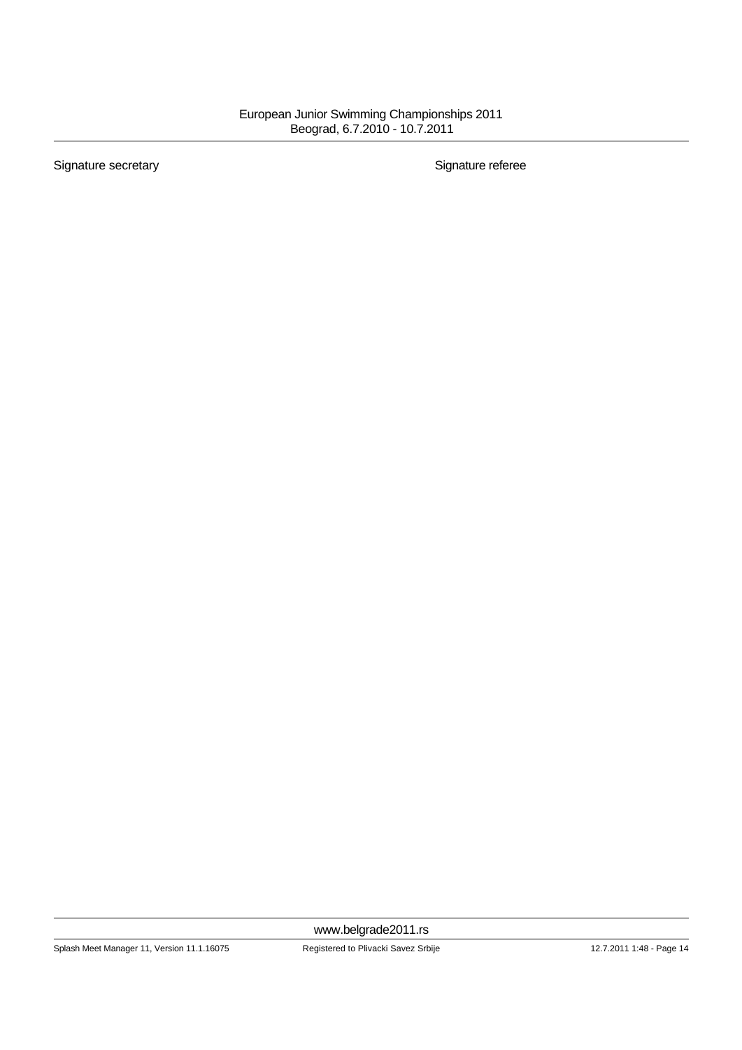Signature secretary

Signature referee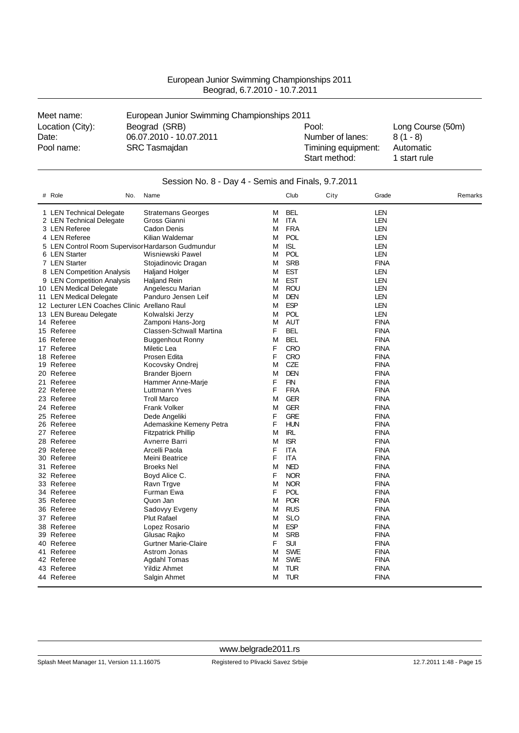European Junior Swimming Championships 2011
Beograd, 6.7.2010 - 10.7.2011

| | | | |
|---|---|---|---|
| Meet name: | European Junior Swimming Championships 2011 | | |
| Location (City): | Beograd (SRB) | Pool: | Long Course (50m) |
| Date: | 06.07.2010 - 10.07.2011 | Number of lanes: | 8 (1 - 8) |
| Pool name: | SRC Tasmajdan | Timining equipment: | Automatic |
| | | Start method: | 1 start rule |

## Session No. 8 - Day 4 - Semis and Finals, 9.7.2011

| # | Role | No. | Name | | Club | City | Grade | Remarks |
|---|---|---|---|---|---|---|---|---|
| 1 | LEN Technical Delegate | | Stratemans Georges | M | BEL | | LEN | |
| 2 | LEN Technical Delegate | | Gross Gianni | M | ITA | | LEN | |
| 3 | LEN Referee | | Cadon Denis | M | FRA | | LEN | |
| 4 | LEN Referee | | Kilian Waldemar | M | POL | | LEN | |
| 5 | LEN Control Room Supervisor | | Hardarson Gudmundur | M | ISL | | LEN | |
| 6 | LEN Starter | | Wisniewski Pawel | M | POL | | LEN | |
| 7 | LEN Starter | | Stojadinovic Dragan | M | SRB | | FINA | |
| 8 | LEN Competition Analysis | | Haljand Holger | M | EST | | LEN | |
| 9 | LEN Competition Analysis | | Haljand Rein | M | EST | | LEN | |
| 10 | LEN Medical Delegate | | Angelescu Marian | M | ROU | | LEN | |
| 11 | LEN Medical Delegate | | Panduro Jensen Leif | M | DEN | | LEN | |
| 12 | Lecturer LEN Coaches Clinic | | Arellano Raul | M | ESP | | LEN | |
| 13 | LEN Bureau Delegate | | Kolwalski Jerzy | M | POL | | LEN | |
| 14 | Referee | | Zamponi Hans-Jorg | M | AUT | | FINA | |
| 15 | Referee | | Classen-Schwall Martina | F | BEL | | FINA | |
| 16 | Referee | | Buggenhout Ronny | M | BEL | | FINA | |
| 17 | Referee | | Miletic Lea | F | CRO | | FINA | |
| 18 | Referee | | Prosen Edita | F | CRO | | FINA | |
| 19 | Referee | | Kocovsky Ondrej | M | CZE | | FINA | |
| 20 | Referee | | Brander Bjoern | M | DEN | | FINA | |
| 21 | Referee | | Hammer Anne-Marje | F | FIN | | FINA | |
| 22 | Referee | | Luttmann Yves | F | FRA | | FINA | |
| 23 | Referee | | Troll Marco | M | GER | | FINA | |
| 24 | Referee | | Frank Volker | M | GER | | FINA | |
| 25 | Referee | | Dede Angeliki | F | GRE | | FINA | |
| 26 | Referee | | Ademaskine Kemeny Petra | F | HUN | | FINA | |
| 27 | Referee | | Fitzpatrick Phillip | M | IRL | | FINA | |
| 28 | Referee | | Avnerre Barri | M | ISR | | FINA | |
| 29 | Referee | | Arcelli Paola | F | ITA | | FINA | |
| 30 | Referee | | Meini Beatrice | F | ITA | | FINA | |
| 31 | Referee | | Broeks Nel | M | NED | | FINA | |
| 32 | Referee | | Boyd Alice C. | F | NOR | | FINA | |
| 33 | Referee | | Ravn Trgve | M | NOR | | FINA | |
| 34 | Referee | | Furman Ewa | F | POL | | FINA | |
| 35 | Referee | | Quon Jan | M | POR | | FINA | |
| 36 | Referee | | Sadovyy Evgeny | M | RUS | | FINA | |
| 37 | Referee | | Plut Rafael | M | SLO | | FINA | |
| 38 | Referee | | Lopez Rosario | M | ESP | | FINA | |
| 39 | Referee | | Glusac Rajko | M | SRB | | FINA | |
| 40 | Referee | | Gurtner Marie-Claire | F | SUI | | FINA | |
| 41 | Referee | | Astrom Jonas | M | SWE | | FINA | |
| 42 | Referee | | Agdahl Tomas | M | SWE | | FINA | |
| 43 | Referee | | Yildiz Ahmet | M | TUR | | FINA | |
| 44 | Referee | | Salgin Ahmet | M | TUR | | FINA | |

www.belgrade2011.rs

Splash Meet Manager 11, Version 11.1.16075 — Registered to Plivacki Savez Srbije — 12.7.2011 1:48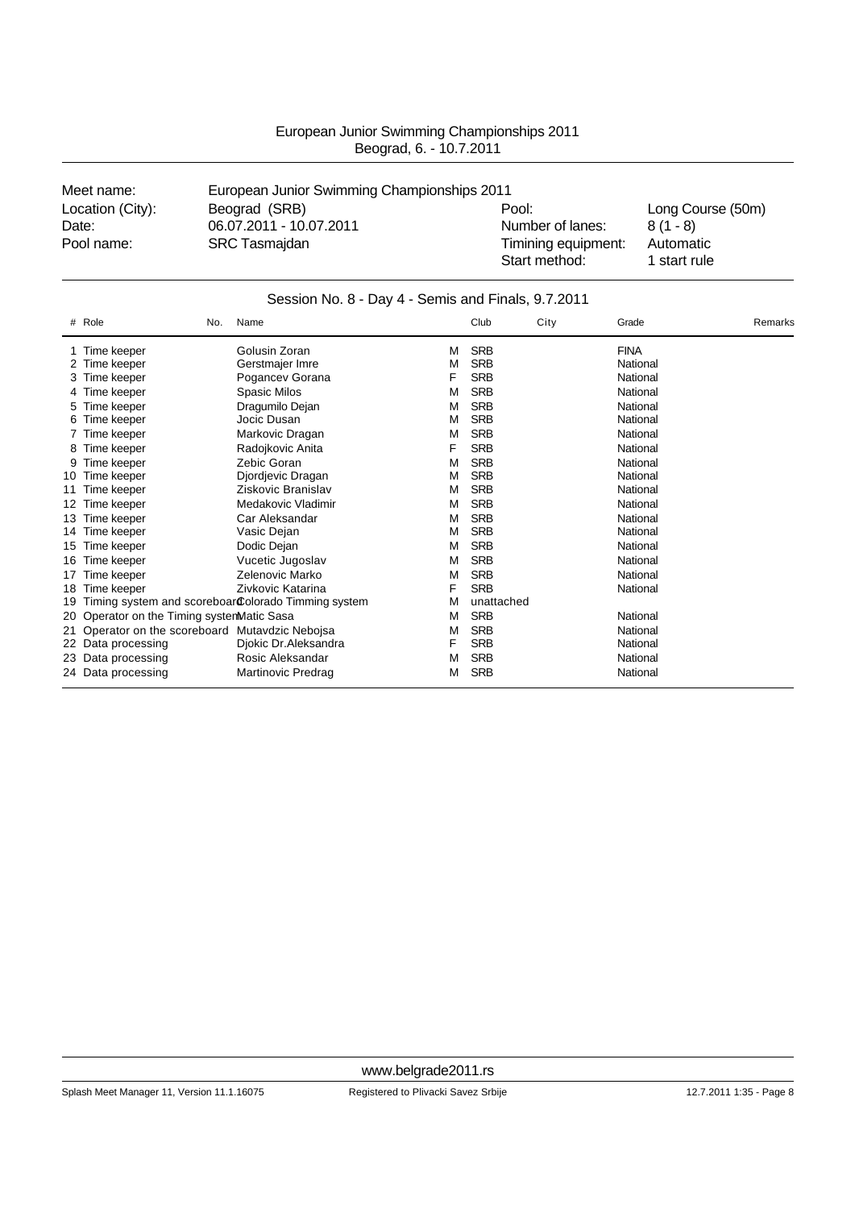European Junior Swimming Championships 2011
Beograd, 6. - 10.7.2011

| Meet name: | European Junior Swimming Championships 2011 | | |
|---|---|---|---|
| Location (City): | Beograd (SRB) | Pool: | Long Course (50m) |
| Date: | 06.07.2011 - 10.07.2011 | Number of lanes: | 8 (1 - 8) |
| Pool name: | SRC Tasmajdan | Timining equipment: | Automatic |
| | | Start method: | 1 start rule |

## Session No. 8 - Day 4 - Semis and Finals, 9.7.2011

| # | Role | No. | Name | | Club | City | Grade | Remarks |
|---|---|---|---|---|---|---|---|---|
| 1 | Time keeper | | Golusin Zoran | M | SRB | | FINA | |
| 2 | Time keeper | | Gerstmajer Imre | M | SRB | | National | |
| 3 | Time keeper | | Pogancev Gorana | F | SRB | | National | |
| 4 | Time keeper | | Spasic Milos | M | SRB | | National | |
| 5 | Time keeper | | Dragumilo Dejan | M | SRB | | National | |
| 6 | Time keeper | | Jocic Dusan | M | SRB | | National | |
| 7 | Time keeper | | Markovic Dragan | M | SRB | | National | |
| 8 | Time keeper | | Radojkovic Anita | F | SRB | | National | |
| 9 | Time keeper | | Zebic Goran | M | SRB | | National | |
| 10 | Time keeper | | Djordjevic Dragan | M | SRB | | National | |
| 11 | Time keeper | | Ziskovic Branislav | M | SRB | | National | |
| 12 | Time keeper | | Medakovic Vladimir | M | SRB | | National | |
| 13 | Time keeper | | Car Aleksandar | M | SRB | | National | |
| 14 | Time keeper | | Vasic Dejan | M | SRB | | National | |
| 15 | Time keeper | | Dodic Dejan | M | SRB | | National | |
| 16 | Time keeper | | Vucetic Jugoslav | M | SRB | | National | |
| 17 | Time keeper | | Zelenovic Marko | M | SRB | | National | |
| 18 | Time keeper | | Zivkovic Katarina | F | SRB | | National | |
| 19 | Timing system and scoreboard | | Colorado Timming system | M | unattached | | | |
| 20 | Operator on the Timing system | | Matic Sasa | M | SRB | | National | |
| 21 | Operator on the scoreboard | | Mutavdzic Nebojsa | M | SRB | | National | |
| 22 | Data processing | | Djokic Dr.Aleksandra | F | SRB | | National | |
| 23 | Data processing | | Rosic Aleksandar | M | SRB | | National | |
| 24 | Data processing | | Martinovic Predrag | M | SRB | | National | |

www.belgrade2011.rs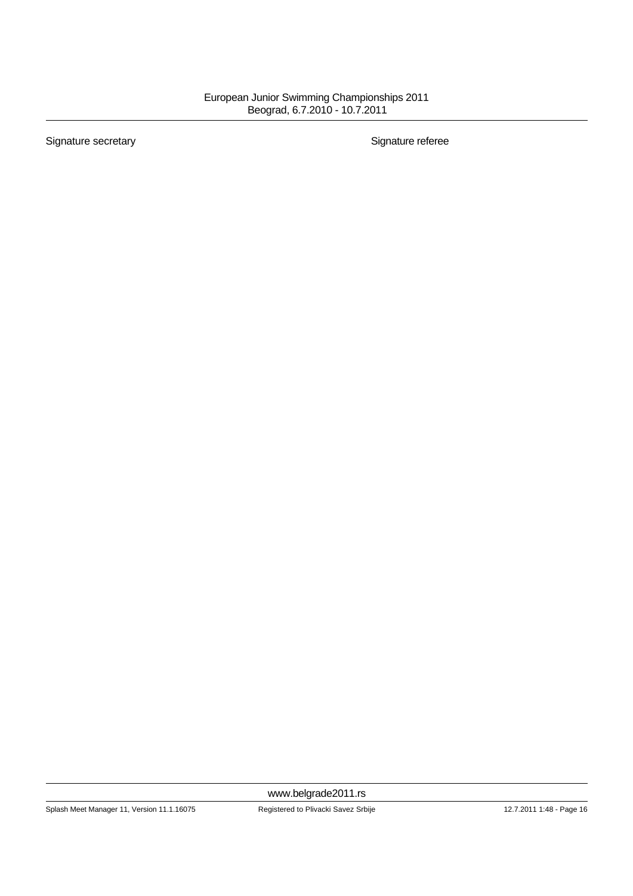Signature secretary

Signature referee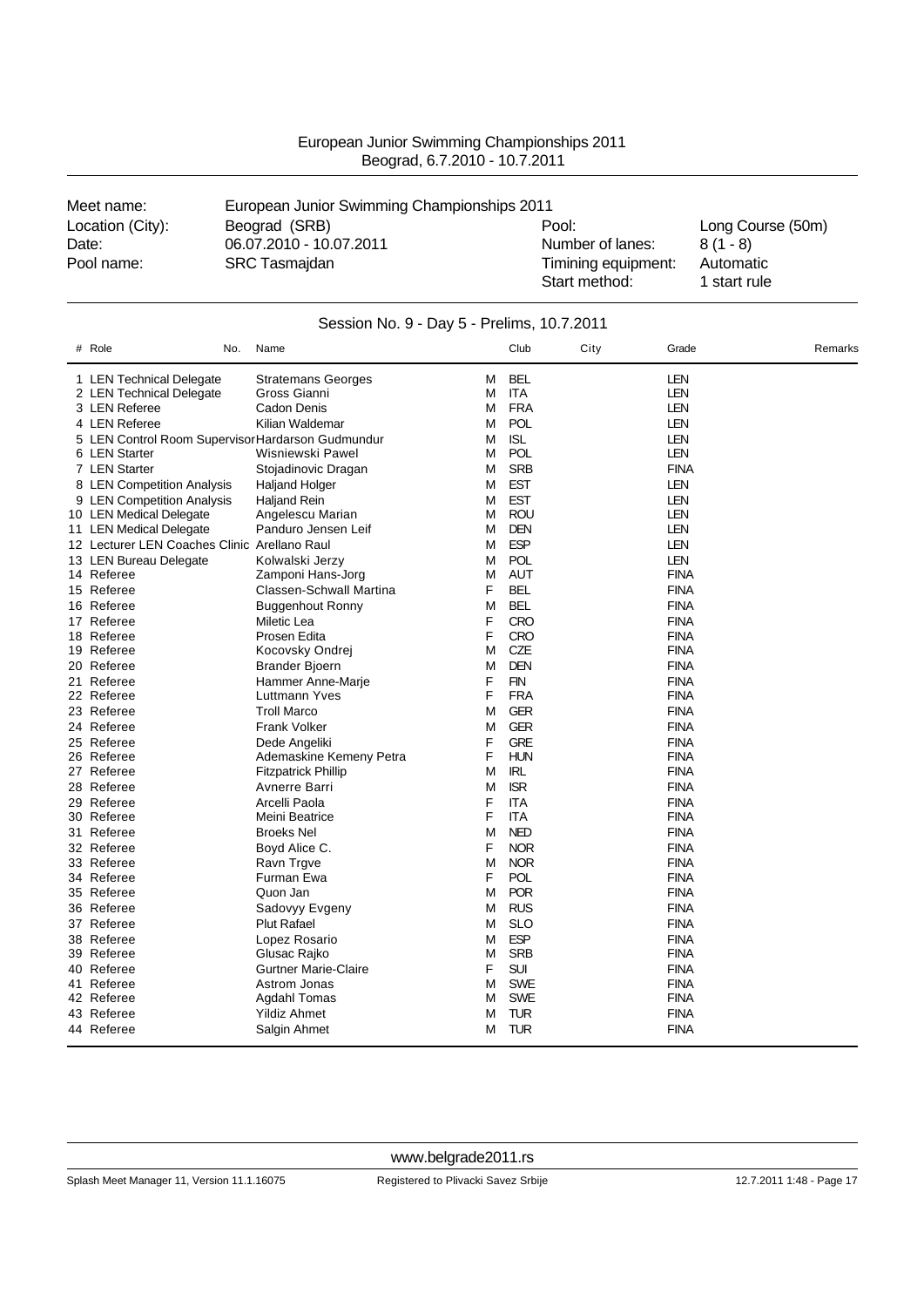European Junior Swimming Championships 2011
Beograd, 6.7.2010 - 10.7.2011

| | | | |
|---|---|---|---|
| Meet name: | European Junior Swimming Championships 2011 | | |
| Location (City): | Beograd (SRB) | Pool: | Long Course (50m) |
| Date: | 06.07.2010 - 10.07.2011 | Number of lanes: | 8 (1 - 8) |
| Pool name: | SRC Tasmajdan | Timining equipment: | Automatic |
| | | Start method: | 1 start rule |

## Session No. 9 - Day 5 - Prelims, 10.7.2011

| # | Role | No. | Name | | Club | City | Grade | Remarks |
|---|---|---|---|---|---|---|---|---|
| 1 | LEN Technical Delegate | | Stratemans Georges | M | BEL | | LEN | |
| 2 | LEN Technical Delegate | | Gross Gianni | M | ITA | | LEN | |
| 3 | LEN Referee | | Cadon Denis | M | FRA | | LEN | |
| 4 | LEN Referee | | Kilian Waldemar | M | POL | | LEN | |
| 5 | LEN Control Room Supervisor | | Hardarson Gudmundur | M | ISL | | LEN | |
| 6 | LEN Starter | | Wisniewski Pawel | M | POL | | LEN | |
| 7 | LEN Starter | | Stojadinovic Dragan | M | SRB | | FINA | |
| 8 | LEN Competition Analysis | | Haljand Holger | M | EST | | LEN | |
| 9 | LEN Competition Analysis | | Haljand Rein | M | EST | | LEN | |
| 10 | LEN Medical Delegate | | Angelescu Marian | M | ROU | | LEN | |
| 11 | LEN Medical Delegate | | Panduro Jensen Leif | M | DEN | | LEN | |
| 12 | Lecturer LEN Coaches Clinic | | Arellano Raul | M | ESP | | LEN | |
| 13 | LEN Bureau Delegate | | Kolwalski Jerzy | M | POL | | LEN | |
| 14 | Referee | | Zamponi Hans-Jorg | M | AUT | | FINA | |
| 15 | Referee | | Classen-Schwall Martina | F | BEL | | FINA | |
| 16 | Referee | | Buggenhout Ronny | M | BEL | | FINA | |
| 17 | Referee | | Miletic Lea | F | CRO | | FINA | |
| 18 | Referee | | Prosen Edita | F | CRO | | FINA | |
| 19 | Referee | | Kocovsky Ondrej | M | CZE | | FINA | |
| 20 | Referee | | Brander Bjoern | M | DEN | | FINA | |
| 21 | Referee | | Hammer Anne-Marje | F | FIN | | FINA | |
| 22 | Referee | | Luttmann Yves | F | FRA | | FINA | |
| 23 | Referee | | Troll Marco | M | GER | | FINA | |
| 24 | Referee | | Frank Volker | M | GER | | FINA | |
| 25 | Referee | | Dede Angeliki | F | GRE | | FINA | |
| 26 | Referee | | Ademaskine Kemeny Petra | F | HUN | | FINA | |
| 27 | Referee | | Fitzpatrick Phillip | M | IRL | | FINA | |
| 28 | Referee | | Avnerre Barri | M | ISR | | FINA | |
| 29 | Referee | | Arcelli Paola | F | ITA | | FINA | |
| 30 | Referee | | Meini Beatrice | F | ITA | | FINA | |
| 31 | Referee | | Broeks Nel | M | NED | | FINA | |
| 32 | Referee | | Boyd Alice C. | F | NOR | | FINA | |
| 33 | Referee | | Ravn Trgve | M | NOR | | FINA | |
| 34 | Referee | | Furman Ewa | F | POL | | FINA | |
| 35 | Referee | | Quon Jan | M | POR | | FINA | |
| 36 | Referee | | Sadovyy Evgeny | M | RUS | | FINA | |
| 37 | Referee | | Plut Rafael | M | SLO | | FINA | |
| 38 | Referee | | Lopez Rosario | M | ESP | | FINA | |
| 39 | Referee | | Glusac Rajko | M | SRB | | FINA | |
| 40 | Referee | | Gurtner Marie-Claire | F | SUI | | FINA | |
| 41 | Referee | | Astrom Jonas | M | SWE | | FINA | |
| 42 | Referee | | Agdahl Tomas | M | SWE | | FINA | |
| 43 | Referee | | Yildiz Ahmet | M | TUR | | FINA | |
| 44 | Referee | | Salgin Ahmet | M | TUR | | FINA | |

www.belgrade2011.rs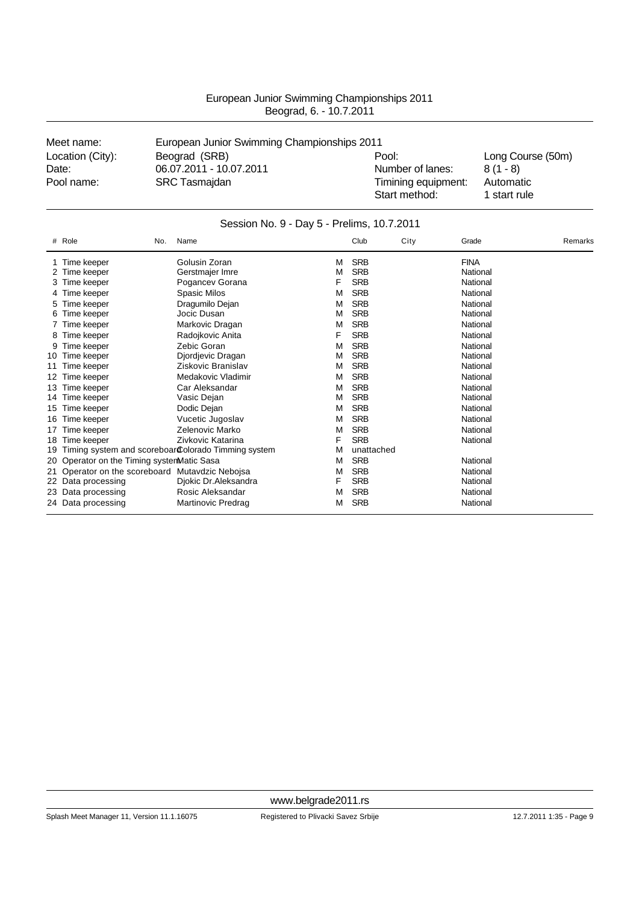European Junior Swimming Championships 2011
Beograd, 6. - 10.7.2011

| Meet name: | European Junior Swimming Championships 2011 | | |
|---|---|---|---|
| Location (City): | Beograd (SRB) | Pool: | Long Course (50m) |
| Date: | 06.07.2011 - 10.07.2011 | Number of lanes: | 8 (1 - 8) |
| Pool name: | SRC Tasmajdan | Timining equipment: | Automatic |
| | | Start method: | 1 start rule |

## Session No. 9 - Day 5 - Prelims, 10.7.2011

| # | Role | No. | Name | | Club | City | Grade | Remarks |
|---|---|---|---|---|---|---|---|---|
| 1 | Time keeper | | Golusin Zoran | M | SRB | | FINA | |
| 2 | Time keeper | | Gerstmajer Imre | M | SRB | | National | |
| 3 | Time keeper | | Pogancev Gorana | F | SRB | | National | |
| 4 | Time keeper | | Spasic Milos | M | SRB | | National | |
| 5 | Time keeper | | Dragumilo Dejan | M | SRB | | National | |
| 6 | Time keeper | | Jocic Dusan | M | SRB | | National | |
| 7 | Time keeper | | Markovic Dragan | M | SRB | | National | |
| 8 | Time keeper | | Radojkovic Anita | F | SRB | | National | |
| 9 | Time keeper | | Zebic Goran | M | SRB | | National | |
| 10 | Time keeper | | Djordjevic Dragan | M | SRB | | National | |
| 11 | Time keeper | | Ziskovic Branislav | M | SRB | | National | |
| 12 | Time keeper | | Medakovic Vladimir | M | SRB | | National | |
| 13 | Time keeper | | Car Aleksandar | M | SRB | | National | |
| 14 | Time keeper | | Vasic Dejan | M | SRB | | National | |
| 15 | Time keeper | | Dodic Dejan | M | SRB | | National | |
| 16 | Time keeper | | Vucetic Jugoslav | M | SRB | | National | |
| 17 | Time keeper | | Zelenovic Marko | M | SRB | | National | |
| 18 | Time keeper | | Zivkovic Katarina | F | SRB | | National | |
| 19 | Timing system and scoreboard | | Colorado Timming system | M | unattached | | | |
| 20 | Operator on the Timing system | | Matic Sasa | M | SRB | | National | |
| 21 | Operator on the scoreboard | | Mutavdzic Nebojsa | M | SRB | | National | |
| 22 | Data processing | | Djokic Dr.Aleksandra | F | SRB | | National | |
| 23 | Data processing | | Rosic Aleksandar | M | SRB | | National | |
| 24 | Data processing | | Martinovic Predrag | M | SRB | | National | |

www.belgrade2011.rs

Splash Meet Manager 11, Version 11.1.16075 — Registered to Plivacki Savez Srbije — 12.7.2011 1:35 - Page 9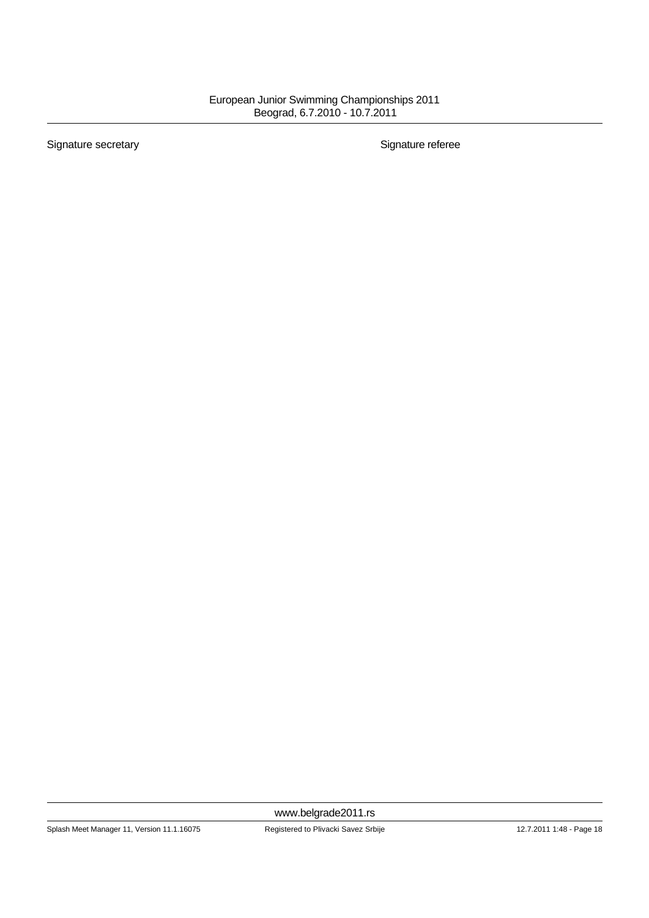Signature secretary

Signature referee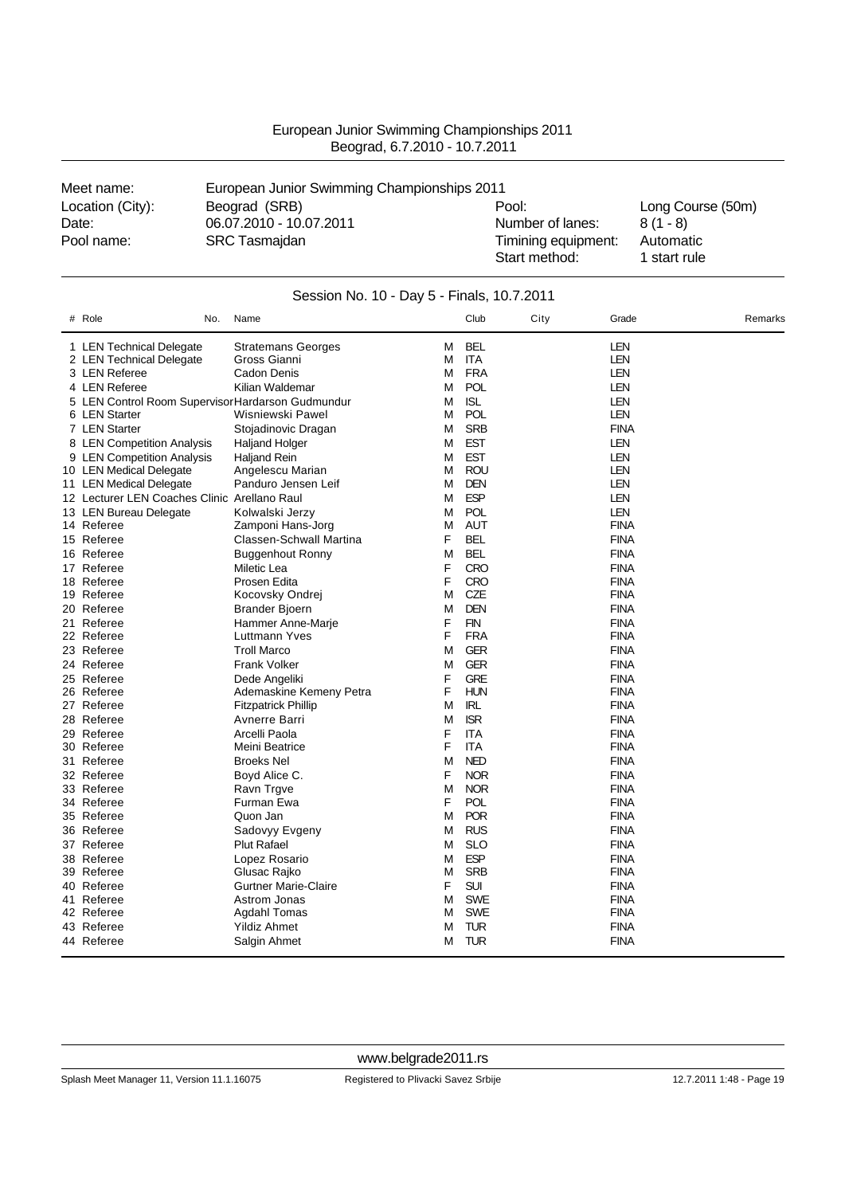# European Junior Swimming Championships 2011

Beograd, 6.7.2010 - 10.7.2011

| | | | |
|---|---|---|---|
| Meet name: | European Junior Swimming Championships 2011 | | |
| Location (City): | Beograd (SRB) | Pool: | Long Course (50m) |
| Date: | 06.07.2010 - 10.07.2011 | Number of lanes: | 8 (1 - 8) |
| Pool name: | SRC Tasmajdan | Timining equipment: | Automatic |
| | | Start method: | 1 start rule |

## Session No. 10 - Day 5 - Finals, 10.7.2011

| # | Role | No. | Name | | Club | City | Grade | Remarks |
|---|---|---|---|---|---|---|---|---|
| 1 | LEN Technical Delegate | | Stratemans Georges | M | BEL | | LEN | |
| 2 | LEN Technical Delegate | | Gross Gianni | M | ITA | | LEN | |
| 3 | LEN Referee | | Cadon Denis | M | FRA | | LEN | |
| 4 | LEN Referee | | Kilian Waldemar | M | POL | | LEN | |
| 5 | LEN Control Room Supervisor | | Hardarson Gudmundur | M | ISL | | LEN | |
| 6 | LEN Starter | | Wisniewski Pawel | M | POL | | LEN | |
| 7 | LEN Starter | | Stojadinovic Dragan | M | SRB | | FINA | |
| 8 | LEN Competition Analysis | | Haljand Holger | M | EST | | LEN | |
| 9 | LEN Competition Analysis | | Haljand Rein | M | EST | | LEN | |
| 10 | LEN Medical Delegate | | Angelescu Marian | M | ROU | | LEN | |
| 11 | LEN Medical Delegate | | Panduro Jensen Leif | M | DEN | | LEN | |
| 12 | Lecturer LEN Coaches Clinic | | Arellano Raul | M | ESP | | LEN | |
| 13 | LEN Bureau Delegate | | Kolwalski Jerzy | M | POL | | LEN | |
| 14 | Referee | | Zamponi Hans-Jorg | M | AUT | | FINA | |
| 15 | Referee | | Classen-Schwall Martina | F | BEL | | FINA | |
| 16 | Referee | | Buggenhout Ronny | M | BEL | | FINA | |
| 17 | Referee | | Miletic Lea | F | CRO | | FINA | |
| 18 | Referee | | Prosen Edita | F | CRO | | FINA | |
| 19 | Referee | | Kocovsky Ondrej | M | CZE | | FINA | |
| 20 | Referee | | Brander Bjoern | M | DEN | | FINA | |
| 21 | Referee | | Hammer Anne-Marje | F | FIN | | FINA | |
| 22 | Referee | | Luttmann Yves | F | FRA | | FINA | |
| 23 | Referee | | Troll Marco | M | GER | | FINA | |
| 24 | Referee | | Frank Volker | M | GER | | FINA | |
| 25 | Referee | | Dede Angeliki | F | GRE | | FINA | |
| 26 | Referee | | Ademaskine Kemeny Petra | F | HUN | | FINA | |
| 27 | Referee | | Fitzpatrick Phillip | M | IRL | | FINA | |
| 28 | Referee | | Avnerre Barri | M | ISR | | FINA | |
| 29 | Referee | | Arcelli Paola | F | ITA | | FINA | |
| 30 | Referee | | Meini Beatrice | F | ITA | | FINA | |
| 31 | Referee | | Broeks Nel | M | NED | | FINA | |
| 32 | Referee | | Boyd Alice C. | F | NOR | | FINA | |
| 33 | Referee | | Ravn Trgve | M | NOR | | FINA | |
| 34 | Referee | | Furman Ewa | F | POL | | FINA | |
| 35 | Referee | | Quon Jan | M | POR | | FINA | |
| 36 | Referee | | Sadovyy Evgeny | M | RUS | | FINA | |
| 37 | Referee | | Plut Rafael | M | SLO | | FINA | |
| 38 | Referee | | Lopez Rosario | M | ESP | | FINA | |
| 39 | Referee | | Glusac Rajko | M | SRB | | FINA | |
| 40 | Referee | | Gurtner Marie-Claire | F | SUI | | FINA | |
| 41 | Referee | | Astrom Jonas | M | SWE | | FINA | |
| 42 | Referee | | Agdahl Tomas | M | SWE | | FINA | |
| 43 | Referee | | Yildiz Ahmet | M | TUR | | FINA | |
| 44 | Referee | | Salgin Ahmet | M | TUR | | FINA | |

www.belgrade2011.rs

Splash Meet Manager 11, Version 11.1.16075 Registered to Plivacki Savez Srbije 12.7.2011 1:48 - Page 19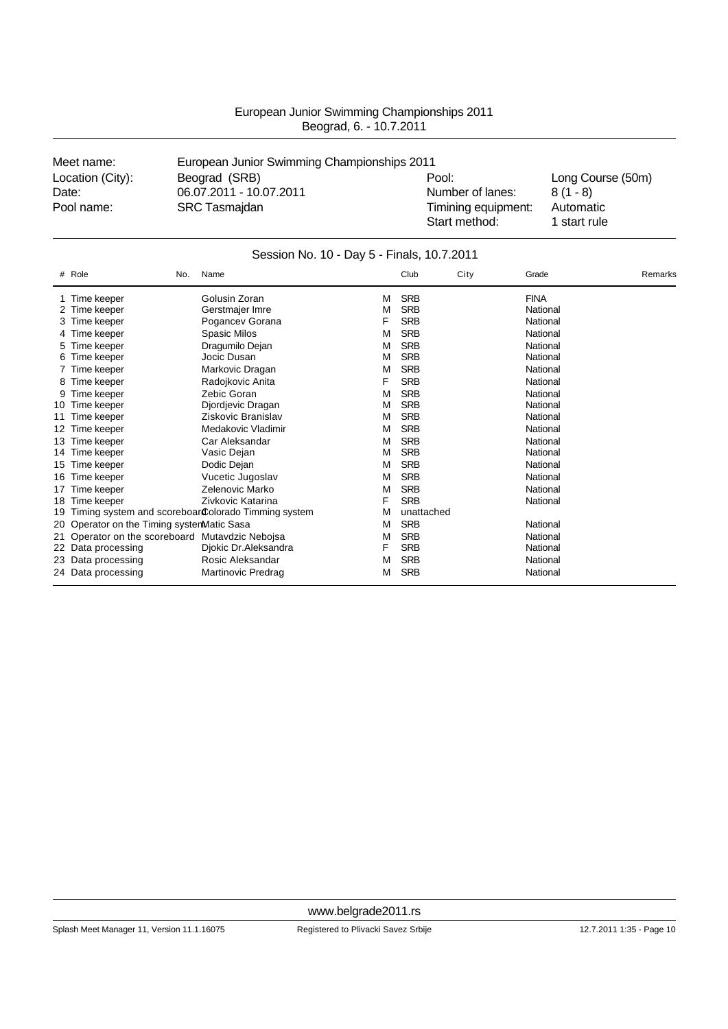European Junior Swimming Championships 2011
Beograd, 6. - 10.7.2011

| | | | |
|---|---|---|---|
| Meet name: | European Junior Swimming Championships 2011 | | |
| Location (City): | Beograd (SRB) | Pool: | Long Course (50m) |
| Date: | 06.07.2011 - 10.07.2011 | Number of lanes: | 8 (1 - 8) |
| Pool name: | SRC Tasmajdan | Timining equipment: | Automatic |
| | | Start method: | 1 start rule |

## Session No. 10 - Day 5 - Finals, 10.7.2011

| # | Role | No. | Name | | Club | City | Grade | Remarks |
|---|---|---|---|---|---|---|---|---|
| 1 | Time keeper | | Golusin Zoran | M | SRB | | FINA | |
| 2 | Time keeper | | Gerstmajer Imre | M | SRB | | National | |
| 3 | Time keeper | | Pogancev Gorana | F | SRB | | National | |
| 4 | Time keeper | | Spasic Milos | M | SRB | | National | |
| 5 | Time keeper | | Dragumilo Dejan | M | SRB | | National | |
| 6 | Time keeper | | Jocic Dusan | M | SRB | | National | |
| 7 | Time keeper | | Markovic Dragan | M | SRB | | National | |
| 8 | Time keeper | | Radojkovic Anita | F | SRB | | National | |
| 9 | Time keeper | | Zebic Goran | M | SRB | | National | |
| 10 | Time keeper | | Djordjevic Dragan | M | SRB | | National | |
| 11 | Time keeper | | Ziskovic Branislav | M | SRB | | National | |
| 12 | Time keeper | | Medakovic Vladimir | M | SRB | | National | |
| 13 | Time keeper | | Car Aleksandar | M | SRB | | National | |
| 14 | Time keeper | | Vasic Dejan | M | SRB | | National | |
| 15 | Time keeper | | Dodic Dejan | M | SRB | | National | |
| 16 | Time keeper | | Vucetic Jugoslav | M | SRB | | National | |
| 17 | Time keeper | | Zelenovic Marko | M | SRB | | National | |
| 18 | Time keeper | | Zivkovic Katarina | F | SRB | | National | |
| 19 | Timing system and scoreboard | | Colorado Timming system | M | unattached | | | |
| 20 | Operator on the Timing system | | Matic Sasa | M | SRB | | National | |
| 21 | Operator on the scoreboard | | Mutavdzic Nebojsa | M | SRB | | National | |
| 22 | Data processing | | Djokic Dr.Aleksandra | F | SRB | | National | |
| 23 | Data processing | | Rosic Aleksandar | M | SRB | | National | |
| 24 | Data processing | | Martinovic Predrag | M | SRB | | National | |

www.belgrade2011.rs

Splash Meet Manager 11, Version 11.1.16075 — Registered to Plivacki Savez Srbije — 12.7.2011 1:35 - Page 10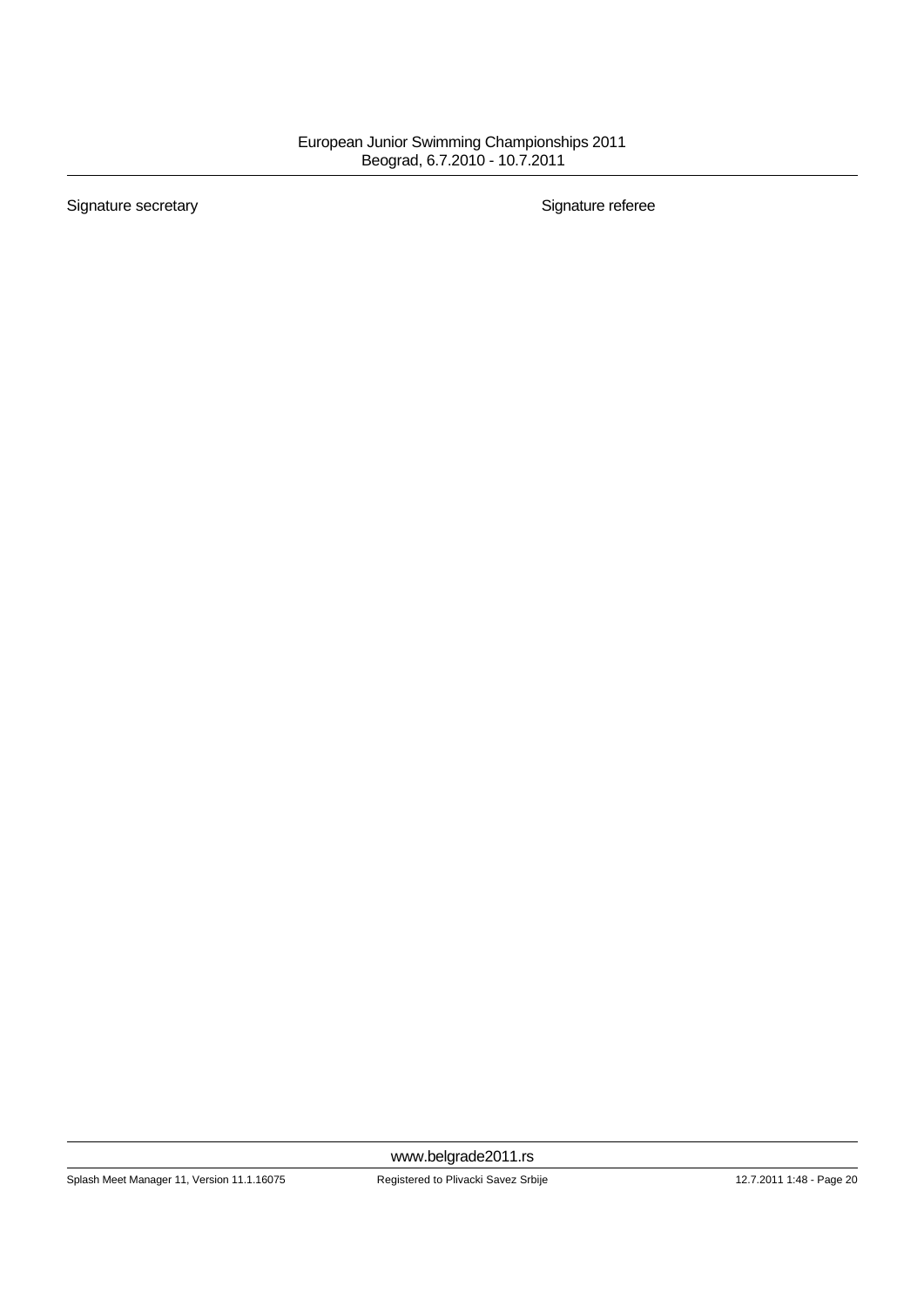Signature secretary

Signature referee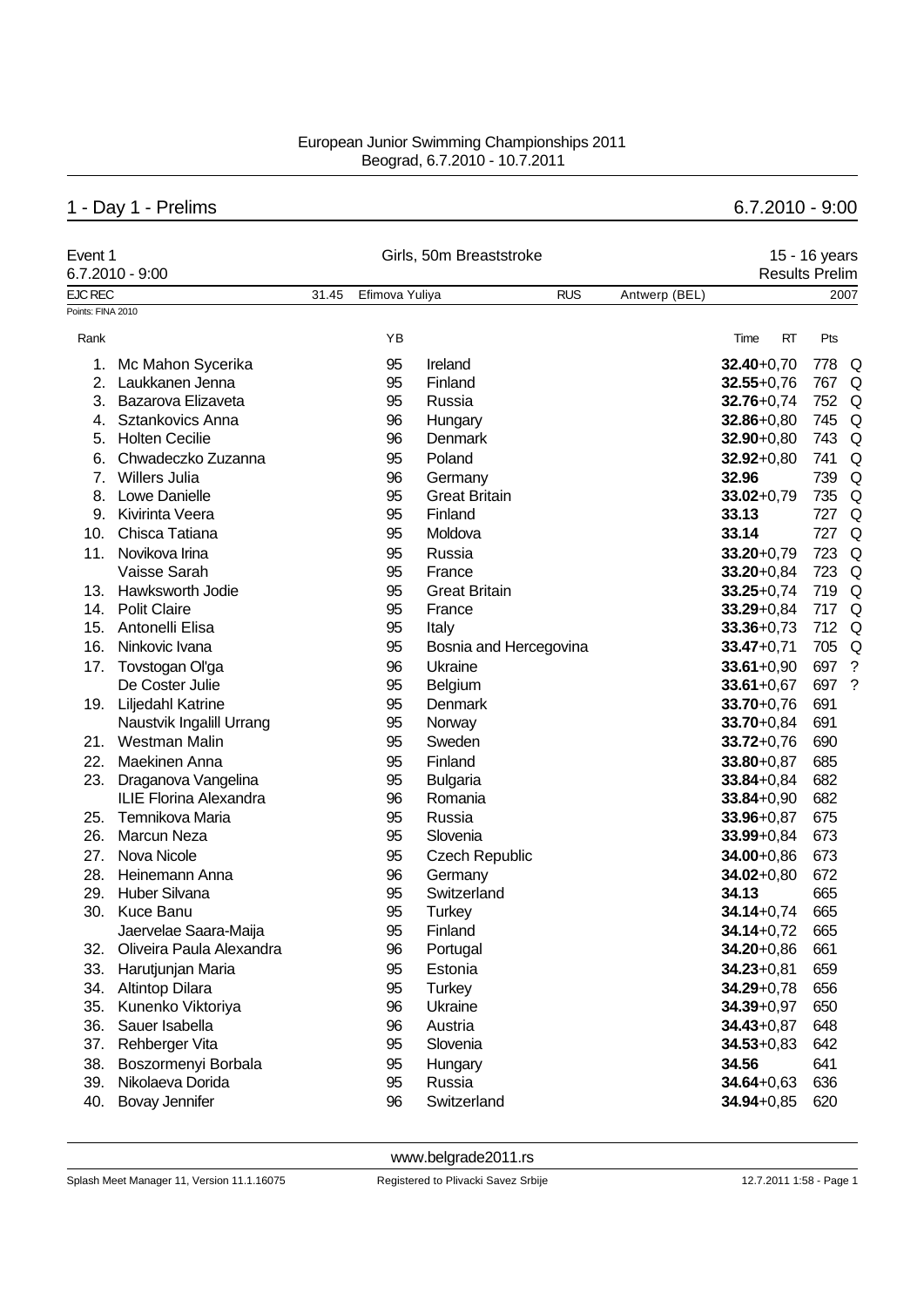European Junior Swimming Championships 2011
Beograd, 6.7.2010 - 10.7.2011

## 1 - Day 1 - Prelims

6.7.2010 - 9:00

**Event 1** — Girls, 50m Breaststroke — 15 - 16 years

6.7.2010 - 9:00 — Results Prelim

EJC REC 31.45 Efimova Yuliya RUS Antwerp (BEL) 2007

Points: FINA 2010

| Rank | Name | YB | Nation | Time | RT | Pts | |
|---|---|---|---|---|---|---|---|
| 1. | Mc Mahon Sycerika | 95 | Ireland | **32.40** | +0,70 | 778 | Q |
| 2. | Laukkanen Jenna | 95 | Finland | **32.55** | +0,76 | 767 | Q |
| 3. | Bazarova Elizaveta | 95 | Russia | **32.76** | +0,74 | 752 | Q |
| 4. | Sztankovics Anna | 96 | Hungary | **32.86** | +0,80 | 745 | Q |
| 5. | Holten Cecilie | 96 | Denmark | **32.90** | +0,80 | 743 | Q |
| 6. | Chwadeczko Zuzanna | 95 | Poland | **32.92** | +0,80 | 741 | Q |
| 7. | Willers Julia | 96 | Germany | **32.96** | | 739 | Q |
| 8. | Lowe Danielle | 95 | Great Britain | **33.02** | +0,79 | 735 | Q |
| 9. | Kivirinta Veera | 95 | Finland | **33.13** | | 727 | Q |
| 10. | Chisca Tatiana | 95 | Moldova | **33.14** | | 727 | Q |
| 11. | Novikova Irina | 95 | Russia | **33.20** | +0,79 | 723 | Q |
| | Vaisse Sarah | 95 | France | **33.20** | +0,84 | 723 | Q |
| 13. | Hawksworth Jodie | 95 | Great Britain | **33.25** | +0,74 | 719 | Q |
| 14. | Polit Claire | 95 | France | **33.29** | +0,84 | 717 | Q |
| 15. | Antonelli Elisa | 95 | Italy | **33.36** | +0,73 | 712 | Q |
| 16. | Ninkovic Ivana | 95 | Bosnia and Hercegovina | **33.47** | +0,71 | 705 | Q |
| 17. | Tovstogan Ol'ga | 96 | Ukraine | **33.61** | +0,90 | 697 | ? |
| | De Coster Julie | 95 | Belgium | **33.61** | +0,67 | 697 | ? |
| 19. | Liljedahl Katrine | 95 | Denmark | **33.70** | +0,76 | 691 | |
| | Naustvik Ingalill Urrang | 95 | Norway | **33.70** | +0,84 | 691 | |
| 21. | Westman Malin | 95 | Sweden | **33.72** | +0,76 | 690 | |
| 22. | Maekinen Anna | 95 | Finland | **33.80** | +0,87 | 685 | |
| 23. | Draganova Vangelina | 95 | Bulgaria | **33.84** | +0,84 | 682 | |
| | ILIE Florina Alexandra | 96 | Romania | **33.84** | +0,90 | 682 | |
| 25. | Temnikova Maria | 95 | Russia | **33.96** | +0,87 | 675 | |
| 26. | Marcun Neza | 95 | Slovenia | **33.99** | +0,84 | 673 | |
| 27. | Nova Nicole | 95 | Czech Republic | **34.00** | +0,86 | 673 | |
| 28. | Heinemann Anna | 96 | Germany | **34.02** | +0,80 | 672 | |
| 29. | Huber Silvana | 95 | Switzerland | **34.13** | | 665 | |
| 30. | Kuce Banu | 95 | Turkey | **34.14** | +0,74 | 665 | |
| | Jaervelae Saara-Maija | 95 | Finland | **34.14** | +0,72 | 665 | |
| 32. | Oliveira Paula Alexandra | 96 | Portugal | **34.20** | +0,86 | 661 | |
| 33. | Harutjunjan Maria | 95 | Estonia | **34.23** | +0,81 | 659 | |
| 34. | Altintop Dilara | 95 | Turkey | **34.29** | +0,78 | 656 | |
| 35. | Kunenko Viktoriya | 96 | Ukraine | **34.39** | +0,97 | 650 | |
| 36. | Sauer Isabella | 96 | Austria | **34.43** | +0,87 | 648 | |
| 37. | Rehberger Vita | 95 | Slovenia | **34.53** | +0,83 | 642 | |
| 38. | Boszormenyi Borbala | 95 | Hungary | **34.56** | | 641 | |
| 39. | Nikolaeva Dorida | 95 | Russia | **34.64** | +0,63 | 636 | |
| 40. | Bovay Jennifer | 96 | Switzerland | **34.94** | +0,85 | 620 | |

www.belgrade2011.rs

Splash Meet Manager 11, Version 11.1.16075 — Registered to Plivacki Savez Srbije — 12.7.2011 1:58 - Page 1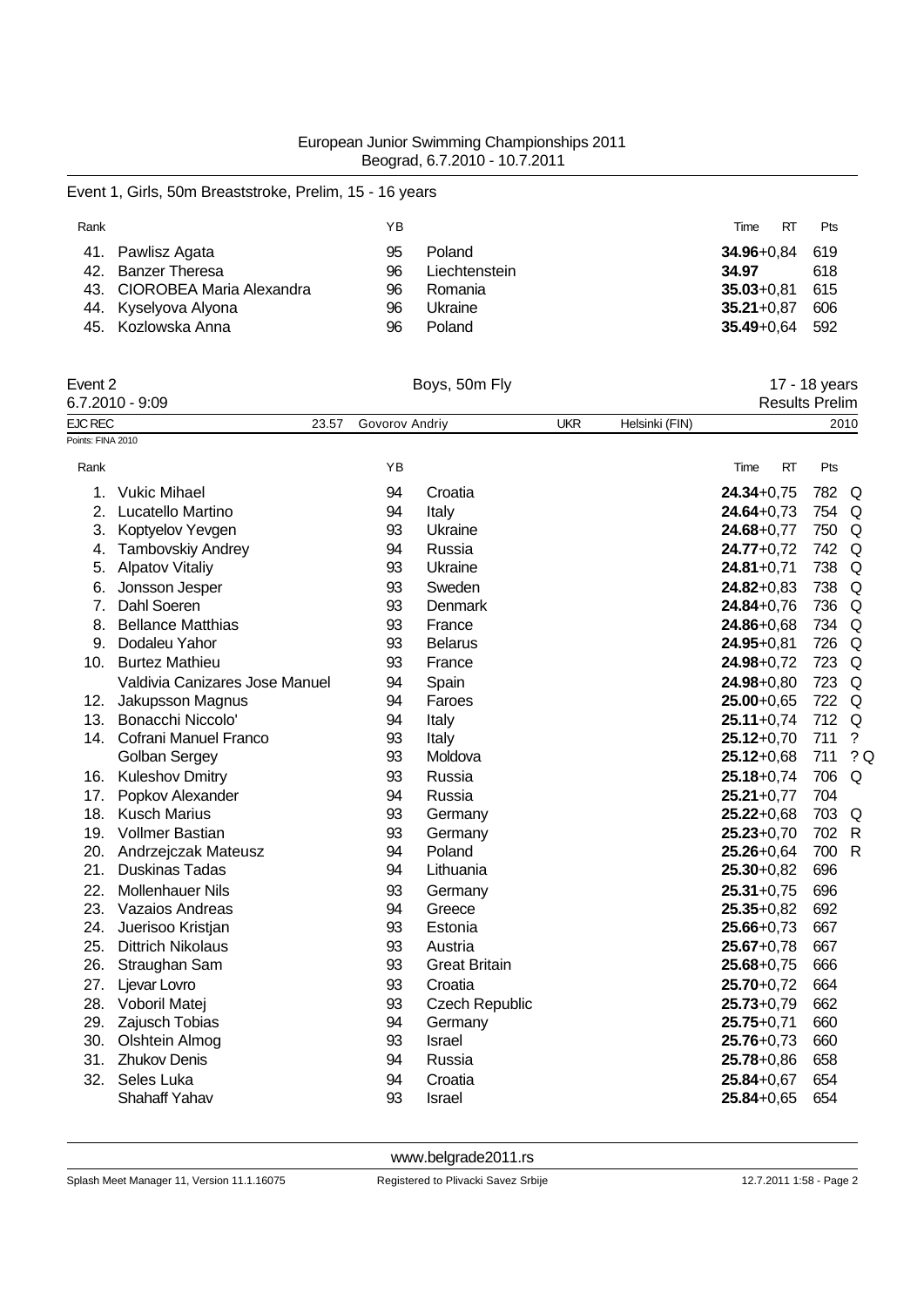European Junior Swimming Championships 2011
Beograd, 6.7.2010 - 10.7.2011

## Event 1, Girls, 50m Breaststroke, Prelim, 15 - 16 years

| Rank | | YB | | Time | RT | Pts |
|---|---|---|---|---|---|---|
| 41. | Pawlisz Agata | 95 | Poland | **34.96** | +0,84 | 619 |
| 42. | Banzer Theresa | 96 | Liechtenstein | **34.97** | | 618 |
| 43. | CIOROBEA Maria Alexandra | 96 | Romania | **35.03** | +0,81 | 615 |
| 44. | Kyselyova Alyona | 96 | Ukraine | **35.21** | +0,87 | 606 |
| 45. | Kozlowska Anna | 96 | Poland | **35.49** | +0,64 | 592 |

## Event 2 — Boys, 50m Fly — 17 - 18 years

6.7.2010 - 9:09 — Results Prelim

EJC REC 23.57 Govorov Andriy UKR Helsinki (FIN) 2010

Points: FINA 2010

| Rank | | YB | | Time | RT | Pts | |
|---|---|---|---|---|---|---|---|
| 1. | Vukic Mihael | 94 | Croatia | **24.34** | +0,75 | 782 | Q |
| 2. | Lucatello Martino | 94 | Italy | **24.64** | +0,73 | 754 | Q |
| 3. | Koptyelov Yevgen | 93 | Ukraine | **24.68** | +0,77 | 750 | Q |
| 4. | Tambovskiy Andrey | 94 | Russia | **24.77** | +0,72 | 742 | Q |
| 5. | Alpatov Vitaliy | 93 | Ukraine | **24.81** | +0,71 | 738 | Q |
| 6. | Jonsson Jesper | 93 | Sweden | **24.82** | +0,83 | 738 | Q |
| 7. | Dahl Soeren | 93 | Denmark | **24.84** | +0,76 | 736 | Q |
| 8. | Bellance Matthias | 93 | France | **24.86** | +0,68 | 734 | Q |
| 9. | Dodaleu Yahor | 93 | Belarus | **24.95** | +0,81 | 726 | Q |
| 10. | Burtez Mathieu | 93 | France | **24.98** | +0,72 | 723 | Q |
| | Valdivia Canizares Jose Manuel | 94 | Spain | **24.98** | +0,80 | 723 | Q |
| 12. | Jakupsson Magnus | 94 | Faroes | **25.00** | +0,65 | 722 | Q |
| 13. | Bonacchi Niccolo' | 94 | Italy | **25.11** | +0,74 | 712 | Q |
| 14. | Cofrani Manuel Franco | 93 | Italy | **25.12** | +0,70 | 711 | ? |
| | Golban Sergey | 93 | Moldova | **25.12** | +0,68 | 711 | ? Q |
| 16. | Kuleshov Dmitry | 93 | Russia | **25.18** | +0,74 | 706 | Q |
| 17. | Popkov Alexander | 94 | Russia | **25.21** | +0,77 | 704 | |
| 18. | Kusch Marius | 93 | Germany | **25.22** | +0,68 | 703 | Q |
| 19. | Vollmer Bastian | 93 | Germany | **25.23** | +0,70 | 702 | R |
| 20. | Andrzejczak Mateusz | 94 | Poland | **25.26** | +0,64 | 700 | R |
| 21. | Duskinas Tadas | 94 | Lithuania | **25.30** | +0,82 | 696 | |
| 22. | Mollenhauer Nils | 93 | Germany | **25.31** | +0,75 | 696 | |
| 23. | Vazaios Andreas | 94 | Greece | **25.35** | +0,82 | 692 | |
| 24. | Juerisoo Kristjan | 93 | Estonia | **25.66** | +0,73 | 667 | |
| 25. | Dittrich Nikolaus | 93 | Austria | **25.67** | +0,78 | 667 | |
| 26. | Straughan Sam | 93 | Great Britain | **25.68** | +0,75 | 666 | |
| 27. | Ljevar Lovro | 93 | Croatia | **25.70** | +0,72 | 664 | |
| 28. | Voboril Matej | 93 | Czech Republic | **25.73** | +0,79 | 662 | |
| 29. | Zajusch Tobias | 94 | Germany | **25.75** | +0,71 | 660 | |
| 30. | Olshtein Almog | 93 | Israel | **25.76** | +0,73 | 660 | |
| 31. | Zhukov Denis | 94 | Russia | **25.78** | +0,86 | 658 | |
| 32. | Seles Luka | 94 | Croatia | **25.84** | +0,67 | 654 | |
| | Shahaff Yahav | 93 | Israel | **25.84** | +0,65 | 654 | |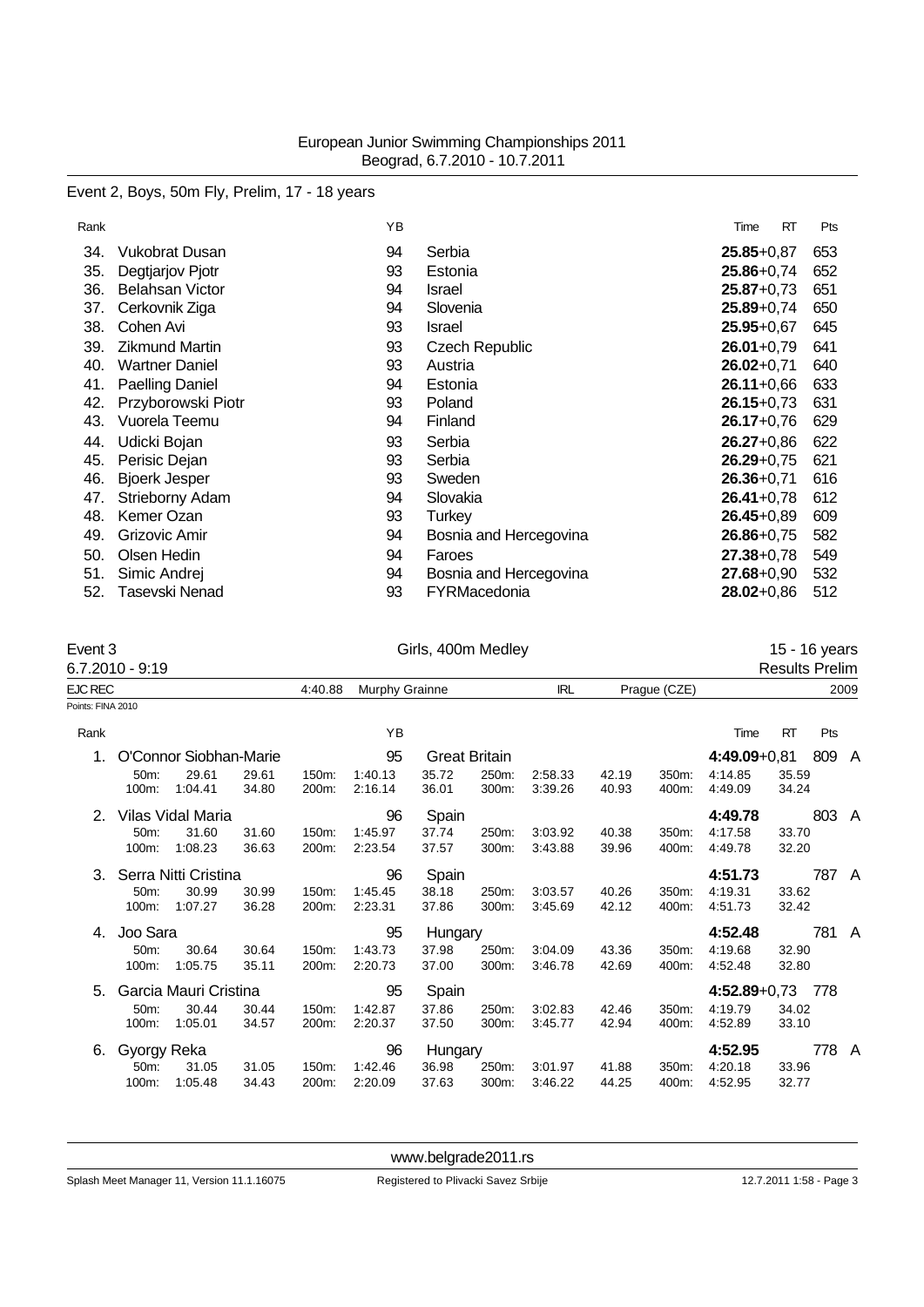European Junior Swimming Championships 2011
Beograd, 6.7.2010 - 10.7.2011

Event 2, Boys, 50m Fly, Prelim, 17 - 18 years

| Rank | | YB | | Time | RT | Pts |
|---|---|---|---|---|---|---|
| 34. | Vukobrat Dusan | 94 | Serbia | **25.85** | +0,87 | 653 |
| 35. | Degtjarjov Pjotr | 93 | Estonia | **25.86** | +0,74 | 652 |
| 36. | Belahsan Victor | 94 | Israel | **25.87** | +0,73 | 651 |
| 37. | Cerkovnik Ziga | 94 | Slovenia | **25.89** | +0,74 | 650 |
| 38. | Cohen Avi | 93 | Israel | **25.95** | +0,67 | 645 |
| 39. | Zikmund Martin | 93 | Czech Republic | **26.01** | +0,79 | 641 |
| 40. | Wartner Daniel | 93 | Austria | **26.02** | +0,71 | 640 |
| 41. | Paelling Daniel | 94 | Estonia | **26.11** | +0,66 | 633 |
| 42. | Przyborowski Piotr | 93 | Poland | **26.15** | +0,73 | 631 |
| 43. | Vuorela Teemu | 94 | Finland | **26.17** | +0,76 | 629 |
| 44. | Udicki Bojan | 93 | Serbia | **26.27** | +0,86 | 622 |
| 45. | Perisic Dejan | 93 | Serbia | **26.29** | +0,75 | 621 |
| 46. | Bjoerk Jesper | 93 | Sweden | **26.36** | +0,71 | 616 |
| 47. | Strieborny Adam | 94 | Slovakia | **26.41** | +0,78 | 612 |
| 48. | Kemer Ozan | 93 | Turkey | **26.45** | +0,89 | 609 |
| 49. | Grizovic Amir | 94 | Bosnia and Hercegovina | **26.86** | +0,75 | 582 |
| 50. | Olsen Hedin | 94 | Faroes | **27.38** | +0,78 | 549 |
| 51. | Simic Andrej | 94 | Bosnia and Hercegovina | **27.68** | +0,90 | 532 |
| 52. | Tasevski Nenad | 93 | FYRMacedonia | **28.02** | +0,86 | 512 |

Event 3 — Girls, 400m Medley — 15 - 16 years
6.7.2010 - 9:19 — Results Prelim

EJC REC 4:40.88 Murphy Grainne IRL Prague (CZE) 2009
Points: FINA 2010

| Rank | | YB | | Time | RT | Pts | |
|---|---|---|---|---|---|---|---|
| 1. | O'Connor Siobhan-Marie | 95 | Great Britain | **4:49.09** | +0,81 | 809 | A |
| | 50m: 29.61 29.61 / 100m: 1:04.41 34.80 | 150m: 1:40.13 35.72 / 200m: 2:16.14 36.01 | 250m: 2:58.33 42.19 / 300m: 3:39.26 40.93 | 350m: 4:14.85 35.59 / 400m: 4:49.09 34.24 | | | |
| 2. | Vilas Vidal Maria | 96 | Spain | **4:49.78** | | 803 | A |
| | 50m: 31.60 31.60 / 100m: 1:08.23 36.63 | 150m: 1:45.97 37.74 / 200m: 2:23.54 37.57 | 250m: 3:03.92 40.38 / 300m: 3:43.88 39.96 | 350m: 4:17.58 33.70 / 400m: 4:49.78 32.20 | | | |
| 3. | Serra Nitti Cristina | 96 | Spain | **4:51.73** | | 787 | A |
| | 50m: 30.99 30.99 / 100m: 1:07.27 36.28 | 150m: 1:45.45 38.18 / 200m: 2:23.31 37.86 | 250m: 3:03.57 40.26 / 300m: 3:45.69 42.12 | 350m: 4:19.31 33.62 / 400m: 4:51.73 32.42 | | | |
| 4. | Joo Sara | 95 | Hungary | **4:52.48** | | 781 | A |
| | 50m: 30.64 30.64 / 100m: 1:05.75 35.11 | 150m: 1:43.73 37.98 / 200m: 2:20.73 37.00 | 250m: 3:04.09 43.36 / 300m: 3:46.78 42.69 | 350m: 4:19.68 32.90 / 400m: 4:52.48 32.80 | | | |
| 5. | Garcia Mauri Cristina | 95 | Spain | **4:52.89** | +0,73 | 778 | |
| | 50m: 30.44 30.44 / 100m: 1:05.01 34.57 | 150m: 1:42.87 37.86 / 200m: 2:20.37 37.50 | 250m: 3:02.83 42.46 / 300m: 3:45.77 42.94 | 350m: 4:19.79 34.02 / 400m: 4:52.89 33.10 | | | |
| 6. | Gyorgy Reka | 96 | Hungary | **4:52.95** | | 778 | A |
| | 50m: 31.05 31.05 / 100m: 1:05.48 34.43 | 150m: 1:42.46 36.98 / 200m: 2:20.09 37.63 | 250m: 3:01.97 41.88 / 300m: 3:46.22 44.25 | 350m: 4:20.18 33.96 / 400m: 4:52.95 32.77 | | | |

www.belgrade2011.rs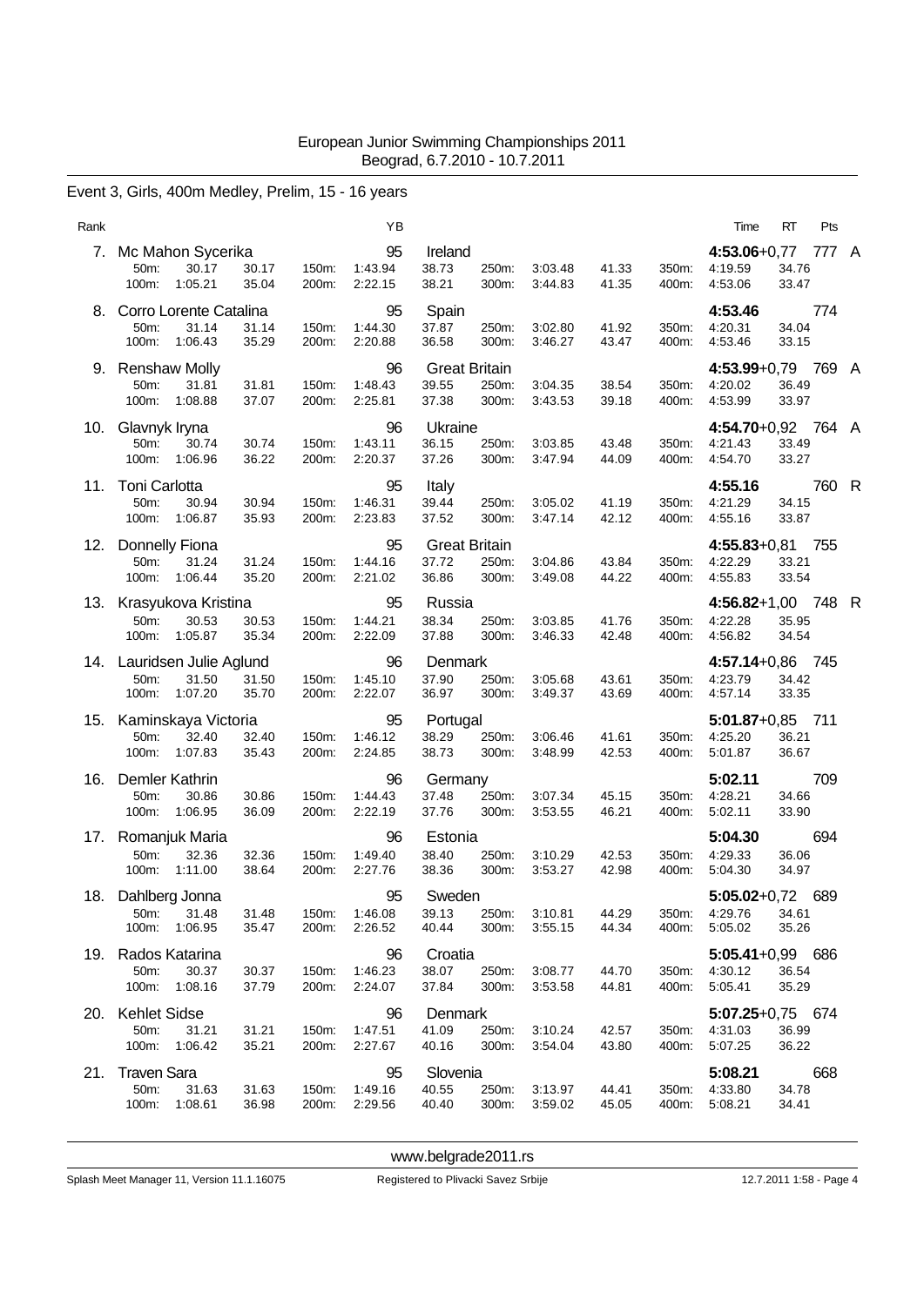European Junior Swimming Championships 2011
Beograd, 6.7.2010 - 10.7.2011

## Event 3, Girls, 400m Medley, Prelim, 15 - 16 years

| Rank | Name | YB | Nation | Time | RT | Pts | |
|---|---|---|---|---|---|---|---|
| 7. | Mc Mahon Sycerika | 95 | Ireland | **4:53.06** | +0,77 | 777 | A |
| | 50m: 30.17 30.17 / 100m: 1:05.21 35.04 / 150m: 1:43.94 38.73 / 200m: 2:22.15 38.21 / 250m: 3:03.48 41.33 / 300m: 3:44.83 41.35 / 350m: 4:19.59 34.76 / 400m: 4:53.06 33.47 | | | | | | |
| 8. | Corro Lorente Catalina | 95 | Spain | **4:53.46** | | 774 | |
| | 50m: 31.14 31.14 / 100m: 1:06.43 35.29 / 150m: 1:44.30 37.87 / 200m: 2:20.88 36.58 / 250m: 3:02.80 41.92 / 300m: 3:46.27 43.47 / 350m: 4:20.31 34.04 / 400m: 4:53.46 33.15 | | | | | | |
| 9. | Renshaw Molly | 96 | Great Britain | **4:53.99** | +0,79 | 769 | A |
| | 50m: 31.81 31.81 / 100m: 1:08.88 37.07 / 150m: 1:48.43 39.55 / 200m: 2:25.81 37.38 / 250m: 3:04.35 38.54 / 300m: 3:43.53 39.18 / 350m: 4:20.02 36.49 / 400m: 4:53.99 33.97 | | | | | | |
| 10. | Glavnyk Iryna | 96 | Ukraine | **4:54.70** | +0,92 | 764 | A |
| | 50m: 30.74 30.74 / 100m: 1:06.96 36.22 / 150m: 1:43.11 36.15 / 200m: 2:20.37 37.26 / 250m: 3:03.85 43.48 / 300m: 3:47.94 44.09 / 350m: 4:21.43 33.49 / 400m: 4:54.70 33.27 | | | | | | |
| 11. | Toni Carlotta | 95 | Italy | **4:55.16** | | 760 | R |
| | 50m: 30.94 30.94 / 100m: 1:06.87 35.93 / 150m: 1:46.31 39.44 / 200m: 2:23.83 37.52 / 250m: 3:05.02 41.19 / 300m: 3:47.14 42.12 / 350m: 4:21.29 34.15 / 400m: 4:55.16 33.87 | | | | | | |
| 12. | Donnelly Fiona | 95 | Great Britain | **4:55.83** | +0,81 | 755 | |
| | 50m: 31.24 31.24 / 100m: 1:06.44 35.20 / 150m: 1:44.16 37.72 / 200m: 2:21.02 36.86 / 250m: 3:04.86 43.84 / 300m: 3:49.08 44.22 / 350m: 4:22.29 33.21 / 400m: 4:55.83 33.54 | | | | | | |
| 13. | Krasyukova Kristina | 95 | Russia | **4:56.82** | +1,00 | 748 | R |
| | 50m: 30.53 30.53 / 100m: 1:05.87 35.34 / 150m: 1:44.21 38.34 / 200m: 2:22.09 37.88 / 250m: 3:03.85 41.76 / 300m: 3:46.33 42.48 / 350m: 4:22.28 35.95 / 400m: 4:56.82 34.54 | | | | | | |
| 14. | Lauridsen Julie Aglund | 96 | Denmark | **4:57.14** | +0,86 | 745 | |
| | 50m: 31.50 31.50 / 100m: 1:07.20 35.70 / 150m: 1:45.10 37.90 / 200m: 2:22.07 36.97 / 250m: 3:05.68 43.61 / 300m: 3:49.37 43.69 / 350m: 4:23.79 34.42 / 400m: 4:57.14 33.35 | | | | | | |
| 15. | Kaminskaya Victoria | 95 | Portugal | **5:01.87** | +0,85 | 711 | |
| | 50m: 32.40 32.40 / 100m: 1:07.83 35.43 / 150m: 1:46.12 38.29 / 200m: 2:24.85 38.73 / 250m: 3:06.46 41.61 / 300m: 3:48.99 42.53 / 350m: 4:25.20 36.21 / 400m: 5:01.87 36.67 | | | | | | |
| 16. | Demler Kathrin | 96 | Germany | **5:02.11** | | 709 | |
| | 50m: 30.86 30.86 / 100m: 1:06.95 36.09 / 150m: 1:44.43 37.48 / 200m: 2:22.19 37.76 / 250m: 3:07.34 45.15 / 300m: 3:53.55 46.21 / 350m: 4:28.21 34.66 / 400m: 5:02.11 33.90 | | | | | | |
| 17. | Romanjuk Maria | 96 | Estonia | **5:04.30** | | 694 | |
| | 50m: 32.36 32.36 / 100m: 1:11.00 38.64 / 150m: 1:49.40 38.40 / 200m: 2:27.76 38.36 / 250m: 3:10.29 42.53 / 300m: 3:53.27 42.98 / 350m: 4:29.33 36.06 / 400m: 5:04.30 34.97 | | | | | | |
| 18. | Dahlberg Jonna | 95 | Sweden | **5:05.02** | +0,72 | 689 | |
| | 50m: 31.48 31.48 / 100m: 1:06.95 35.47 / 150m: 1:46.08 39.13 / 200m: 2:26.52 40.44 / 250m: 3:10.81 44.29 / 300m: 3:55.15 44.34 / 350m: 4:29.76 34.61 / 400m: 5:05.02 35.26 | | | | | | |
| 19. | Rados Katarina | 96 | Croatia | **5:05.41** | +0,99 | 686 | |
| | 50m: 30.37 30.37 / 100m: 1:08.16 37.79 / 150m: 1:46.23 38.07 / 200m: 2:24.07 37.84 / 250m: 3:08.77 44.70 / 300m: 3:53.58 44.81 / 350m: 4:30.12 36.54 / 400m: 5:05.41 35.29 | | | | | | |
| 20. | Kehlet Sidse | 96 | Denmark | **5:07.25** | +0,75 | 674 | |
| | 50m: 31.21 31.21 / 100m: 1:06.42 35.21 / 150m: 1:47.51 41.09 / 200m: 2:27.67 40.16 / 250m: 3:10.24 42.57 / 300m: 3:54.04 43.80 / 350m: 4:31.03 36.99 / 400m: 5:07.25 36.22 | | | | | | |
| 21. | Traven Sara | 95 | Slovenia | **5:08.21** | | 668 | |
| | 50m: 31.63 31.63 / 100m: 1:08.61 36.98 / 150m: 1:49.16 40.55 / 200m: 2:29.56 40.40 / 250m: 3:13.97 44.41 / 300m: 3:59.02 45.05 / 350m: 4:33.80 34.78 / 400m: 5:08.21 34.41 | | | | | | |

www.belgrade2011.rs

Splash Meet Manager 11, Version 11.1.16075 — Registered to Plivacki Savez Srbije — 12.7.2011 1:58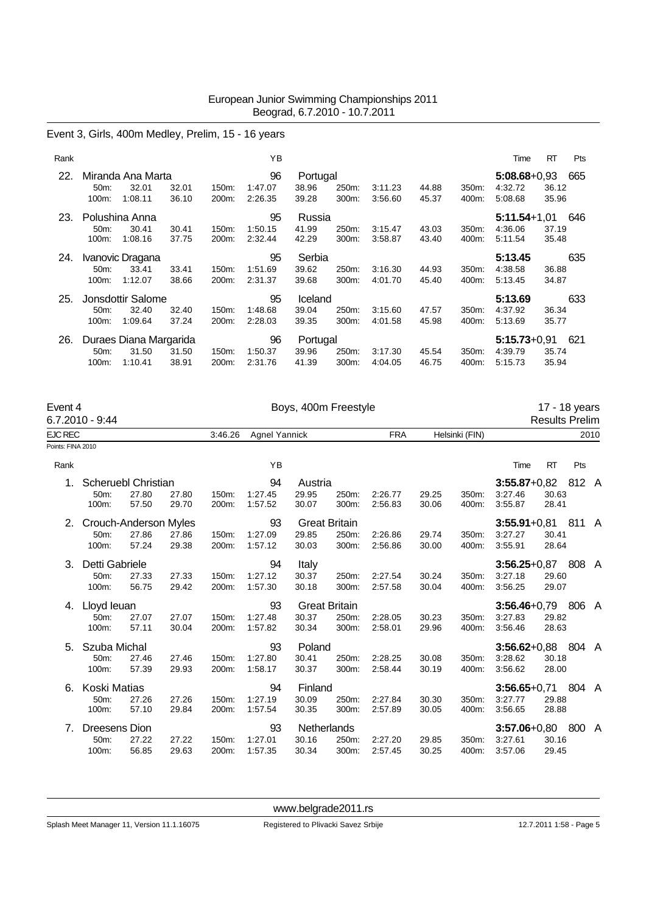Event 3, Girls, 400m Medley, Prelim, 15 - 16 years

| Rank | | | | | YB | | | | | | | Time | RT | Pts |
|---|---|---|---|---|---|---|---|---|---|---|---|---|---|---|
| 22. | Miranda Ana Marta | | | | 96 | Portugal | | | | | | **5:08.68**+0,93 | | 665 |
| | 50m: | 32.01 | 32.01 | 150m: | 1:47.07 | 38.96 | 250m: | 3:11.23 | 44.88 | 350m: | 4:32.72 | 36.12 | | |
| | 100m: | 1:08.11 | 36.10 | 200m: | 2:26.35 | 39.28 | 300m: | 3:56.60 | 45.37 | 400m: | 5:08.68 | 35.96 | | |
| 23. | Polushina Anna | | | | 95 | Russia | | | | | | **5:11.54**+1,01 | | 646 |
| | 50m: | 30.41 | 30.41 | 150m: | 1:50.15 | 41.99 | 250m: | 3:15.47 | 43.03 | 350m: | 4:36.06 | 37.19 | | |
| | 100m: | 1:08.16 | 37.75 | 200m: | 2:32.44 | 42.29 | 300m: | 3:58.87 | 43.40 | 400m: | 5:11.54 | 35.48 | | |
| 24. | Ivanovic Dragana | | | | 95 | Serbia | | | | | | **5:13.45** | | 635 |
| | 50m: | 33.41 | 33.41 | 150m: | 1:51.69 | 39.62 | 250m: | 3:16.30 | 44.93 | 350m: | 4:38.58 | 36.88 | | |
| | 100m: | 1:12.07 | 38.66 | 200m: | 2:31.37 | 39.68 | 300m: | 4:01.70 | 45.40 | 400m: | 5:13.45 | 34.87 | | |
| 25. | Jonsdottir Salome | | | | 95 | Iceland | | | | | | **5:13.69** | | 633 |
| | 50m: | 32.40 | 32.40 | 150m: | 1:48.68 | 39.04 | 250m: | 3:15.60 | 47.57 | 350m: | 4:37.92 | 36.34 | | |
| | 100m: | 1:09.64 | 37.24 | 200m: | 2:28.03 | 39.35 | 300m: | 4:01.58 | 45.98 | 400m: | 5:13.69 | 35.77 | | |
| 26. | Duraes Diana Margarida | | | | 96 | Portugal | | | | | | **5:15.73**+0,91 | | 621 |
| | 50m: | 31.50 | 31.50 | 150m: | 1:50.37 | 39.96 | 250m: | 3:17.30 | 45.54 | 350m: | 4:39.79 | 35.74 | | |
| | 100m: | 1:10.41 | 38.91 | 200m: | 2:31.76 | 41.39 | 300m: | 4:04.05 | 46.75 | 400m: | 5:15.73 | 35.94 | | |

Event 4 — Boys, 400m Freestyle — 17 - 18 years

6.7.2010 - 9:44 — Results Prelim

EJC REC 3:46.26 Agnel Yannick FRA Helsinki (FIN) 2010

Points: FINA 2010

| Rank | | | | | YB | | | | | | | Time | RT | Pts | |
|---|---|---|---|---|---|---|---|---|---|---|---|---|---|---|---|
| 1. | Scheruebl Christian | | | | 94 | Austria | | | | | | **3:55.87**+0,82 | | 812 | A |
| | 50m: | 27.80 | 27.80 | 150m: | 1:27.45 | 29.95 | 250m: | 2:26.77 | 29.25 | 350m: | 3:27.46 | 30.63 | | | |
| | 100m: | 57.50 | 29.70 | 200m: | 1:57.52 | 30.07 | 300m: | 2:56.83 | 30.06 | 400m: | 3:55.87 | 28.41 | | | |
| 2. | Crouch-Anderson Myles | | | | 93 | Great Britain | | | | | | **3:55.91**+0,81 | | 811 | A |
| | 50m: | 27.86 | 27.86 | 150m: | 1:27.09 | 29.85 | 250m: | 2:26.86 | 29.74 | 350m: | 3:27.27 | 30.41 | | | |
| | 100m: | 57.24 | 29.38 | 200m: | 1:57.12 | 30.03 | 300m: | 2:56.86 | 30.00 | 400m: | 3:55.91 | 28.64 | | | |
| 3. | Detti Gabriele | | | | 94 | Italy | | | | | | **3:56.25**+0,87 | | 808 | A |
| | 50m: | 27.33 | 27.33 | 150m: | 1:27.12 | 30.37 | 250m: | 2:27.54 | 30.24 | 350m: | 3:27.18 | 29.60 | | | |
| | 100m: | 56.75 | 29.42 | 200m: | 1:57.30 | 30.18 | 300m: | 2:57.58 | 30.04 | 400m: | 3:56.25 | 29.07 | | | |
| 4. | Lloyd Ieuan | | | | 93 | Great Britain | | | | | | **3:56.46**+0,79 | | 806 | A |
| | 50m: | 27.07 | 27.07 | 150m: | 1:27.48 | 30.37 | 250m: | 2:28.05 | 30.23 | 350m: | 3:27.83 | 29.82 | | | |
| | 100m: | 57.11 | 30.04 | 200m: | 1:57.82 | 30.34 | 300m: | 2:58.01 | 29.96 | 400m: | 3:56.46 | 28.63 | | | |
| 5. | Szuba Michal | | | | 93 | Poland | | | | | | **3:56.62**+0,88 | | 804 | A |
| | 50m: | 27.46 | 27.46 | 150m: | 1:27.80 | 30.41 | 250m: | 2:28.25 | 30.08 | 350m: | 3:28.62 | 30.18 | | | |
| | 100m: | 57.39 | 29.93 | 200m: | 1:58.17 | 30.37 | 300m: | 2:58.44 | 30.19 | 400m: | 3:56.62 | 28.00 | | | |
| 6. | Koski Matias | | | | 94 | Finland | | | | | | **3:56.65**+0,71 | | 804 | A |
| | 50m: | 27.26 | 27.26 | 150m: | 1:27.19 | 30.09 | 250m: | 2:27.84 | 30.30 | 350m: | 3:27.77 | 29.88 | | | |
| | 100m: | 57.10 | 29.84 | 200m: | 1:57.54 | 30.35 | 300m: | 2:57.89 | 30.05 | 400m: | 3:56.65 | 28.88 | | | |
| 7. | Dreesens Dion | | | | 93 | Netherlands | | | | | | **3:57.06**+0,80 | | 800 | A |
| | 50m: | 27.22 | 27.22 | 150m: | 1:27.01 | 30.16 | 250m: | 2:27.20 | 29.85 | 350m: | 3:27.61 | 30.16 | | | |
| | 100m: | 56.85 | 29.63 | 200m: | 1:57.35 | 30.34 | 300m: | 2:57.45 | 30.25 | 400m: | 3:57.06 | 29.45 | | | |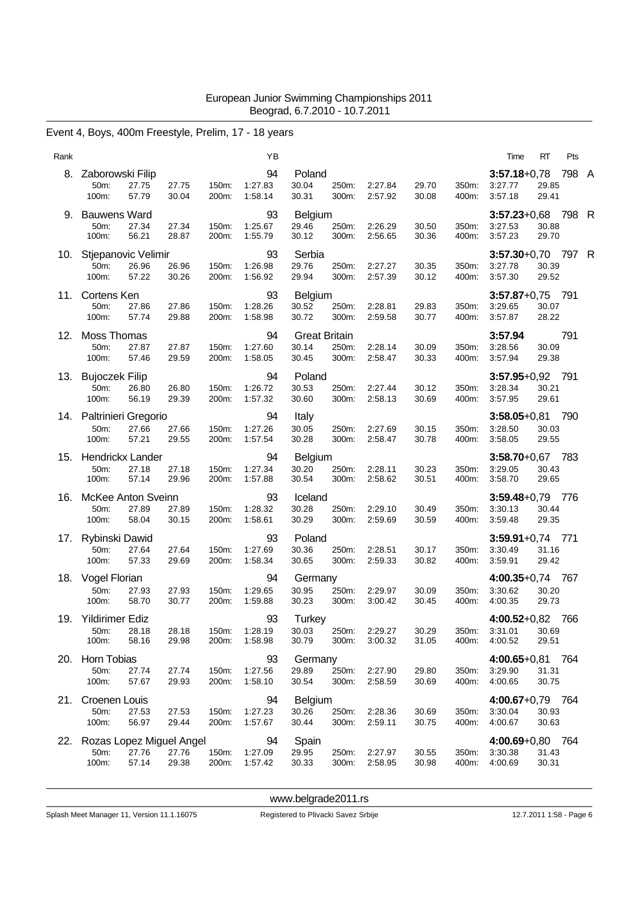European Junior Swimming Championships 2011
Beograd, 6.7.2010 - 10.7.2011

## Event 4, Boys, 400m Freestyle, Prelim, 17 - 18 years

| Rank | Name | YB | Nation | Time | RT | Pts | |
|---|---|---|---|---|---|---|---|
| 8. | Zaborowski Filip | 94 | Poland | **3:57.18** | +0,78 | 798 | A |
| | 50m: 27.75 27.75 / 100m: 57.79 30.04 / 150m: 1:27.83 30.04 / 200m: 1:58.14 30.31 / 250m: 2:27.84 29.70 / 300m: 2:57.92 30.08 / 350m: 3:27.77 29.85 / 400m: 3:57.18 29.41 | | | | | | |
| 9. | Bauwens Ward | 93 | Belgium | **3:57.23** | +0,68 | 798 | R |
| | 50m: 27.34 27.34 / 100m: 56.21 28.87 / 150m: 1:25.67 29.46 / 200m: 1:55.79 30.12 / 250m: 2:26.29 30.50 / 300m: 2:56.65 30.36 / 350m: 3:27.53 30.88 / 400m: 3:57.23 29.70 | | | | | | |
| 10. | Stjepanovic Velimir | 93 | Serbia | **3:57.30** | +0,70 | 797 | R |
| | 50m: 26.96 26.96 / 100m: 57.22 30.26 / 150m: 1:26.98 29.76 / 200m: 1:56.92 29.94 / 250m: 2:27.27 30.35 / 300m: 2:57.39 30.12 / 350m: 3:27.78 30.39 / 400m: 3:57.30 29.52 | | | | | | |
| 11. | Cortens Ken | 93 | Belgium | **3:57.87** | +0,75 | 791 | |
| | 50m: 27.86 27.86 / 100m: 57.74 29.88 / 150m: 1:28.26 30.52 / 200m: 1:58.98 30.72 / 250m: 2:28.81 29.83 / 300m: 2:59.58 30.77 / 350m: 3:29.65 30.07 / 400m: 3:57.87 28.22 | | | | | | |
| 12. | Moss Thomas | 94 | Great Britain | **3:57.94** | | 791 | |
| | 50m: 27.87 27.87 / 100m: 57.46 29.59 / 150m: 1:27.60 30.14 / 200m: 1:58.05 30.45 / 250m: 2:28.14 30.09 / 300m: 2:58.47 30.33 / 350m: 3:28.56 30.09 / 400m: 3:57.94 29.38 | | | | | | |
| 13. | Bujoczek Filip | 94 | Poland | **3:57.95** | +0,92 | 791 | |
| | 50m: 26.80 26.80 / 100m: 56.19 29.39 / 150m: 1:26.72 30.53 / 200m: 1:57.32 30.60 / 250m: 2:27.44 30.12 / 300m: 2:58.13 30.69 / 350m: 3:28.34 30.21 / 400m: 3:57.95 29.61 | | | | | | |
| 14. | Paltrinieri Gregorio | 94 | Italy | **3:58.05** | +0,81 | 790 | |
| | 50m: 27.66 27.66 / 100m: 57.21 29.55 / 150m: 1:27.26 30.05 / 200m: 1:57.54 30.28 / 250m: 2:27.69 30.15 / 300m: 2:58.47 30.78 / 350m: 3:28.50 30.03 / 400m: 3:58.05 29.55 | | | | | | |
| 15. | Hendrickx Lander | 94 | Belgium | **3:58.70** | +0,67 | 783 | |
| | 50m: 27.18 27.18 / 100m: 57.14 29.96 / 150m: 1:27.34 30.20 / 200m: 1:57.88 30.54 / 250m: 2:28.11 30.23 / 300m: 2:58.62 30.51 / 350m: 3:29.05 30.43 / 400m: 3:58.70 29.65 | | | | | | |
| 16. | McKee Anton Sveinn | 93 | Iceland | **3:59.48** | +0,79 | 776 | |
| | 50m: 27.89 27.89 / 100m: 58.04 30.15 / 150m: 1:28.32 30.28 / 200m: 1:58.61 30.29 / 250m: 2:29.10 30.49 / 300m: 2:59.69 30.59 / 350m: 3:30.13 30.44 / 400m: 3:59.48 29.35 | | | | | | |
| 17. | Rybinski Dawid | 93 | Poland | **3:59.91** | +0,74 | 771 | |
| | 50m: 27.64 27.64 / 100m: 57.33 29.69 / 150m: 1:27.69 30.36 / 200m: 1:58.34 30.65 / 250m: 2:28.51 30.17 / 300m: 2:59.33 30.82 / 350m: 3:30.49 31.16 / 400m: 3:59.91 29.42 | | | | | | |
| 18. | Vogel Florian | 94 | Germany | **4:00.35** | +0,74 | 767 | |
| | 50m: 27.93 27.93 / 100m: 58.70 30.77 / 150m: 1:29.65 30.95 / 200m: 1:59.88 30.23 / 250m: 2:29.97 30.09 / 300m: 3:00.42 30.45 / 350m: 3:30.62 30.20 / 400m: 4:00.35 29.73 | | | | | | |
| 19. | Yildirimer Ediz | 93 | Turkey | **4:00.52** | +0,82 | 766 | |
| | 50m: 28.18 28.18 / 100m: 58.16 29.98 / 150m: 1:28.19 30.03 / 200m: 1:58.98 30.79 / 250m: 2:29.27 30.29 / 300m: 3:00.32 31.05 / 350m: 3:31.01 30.69 / 400m: 4:00.52 29.51 | | | | | | |
| 20. | Horn Tobias | 93 | Germany | **4:00.65** | +0,81 | 764 | |
| | 50m: 27.74 27.74 / 100m: 57.67 29.93 / 150m: 1:27.56 29.89 / 200m: 1:58.10 30.54 / 250m: 2:27.90 29.80 / 300m: 2:58.59 30.69 / 350m: 3:29.90 31.31 / 400m: 4:00.65 30.75 | | | | | | |
| 21. | Croenen Louis | 94 | Belgium | **4:00.67** | +0,79 | 764 | |
| | 50m: 27.53 27.53 / 100m: 56.97 29.44 / 150m: 1:27.23 30.26 / 200m: 1:57.67 30.44 / 250m: 2:28.36 30.69 / 300m: 2:59.11 30.75 / 350m: 3:30.04 30.93 / 400m: 4:00.67 30.63 | | | | | | |
| 22. | Rozas Lopez Miguel Angel | 94 | Spain | **4:00.69** | +0,80 | 764 | |
| | 50m: 27.76 27.76 / 100m: 57.14 29.38 / 150m: 1:27.09 29.95 / 200m: 1:57.42 30.33 / 250m: 2:27.97 30.55 / 300m: 2:58.95 30.98 / 350m: 3:30.38 31.43 / 400m: 4:00.69 30.31 | | | | | | |

www.belgrade2011.rs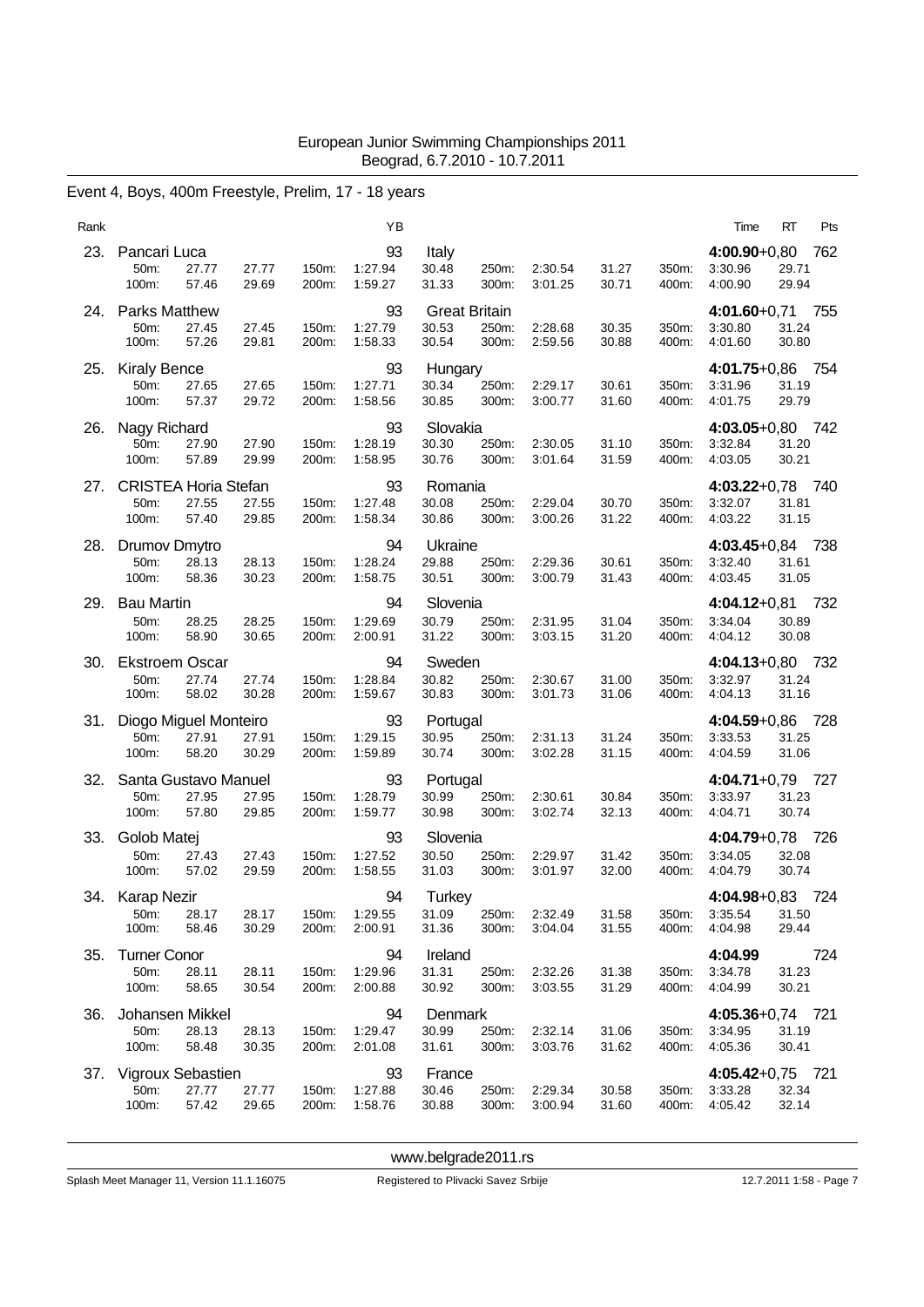European Junior Swimming Championships 2011
Beograd, 6.7.2010 - 10.7.2011

## Event 4, Boys, 400m Freestyle, Prelim, 17 - 18 years

| Rank | Name | YB | Nation | Time | RT | Pts |
|---|---|---|---|---|---|---|
| 23. | Pancari Luca | 93 | Italy | **4:00.90** | +0,80 | 762 |
| | 50m: 27.77 27.77 / 100m: 57.46 29.69 | 150m: 1:27.94 30.48 / 200m: 1:59.27 31.33 | 250m: 2:30.54 31.27 / 300m: 3:01.25 30.71 | 350m: 3:30.96 29.71 / 400m: 4:00.90 29.94 | | |
| 24. | Parks Matthew | 93 | Great Britain | **4:01.60** | +0,71 | 755 |
| | 50m: 27.45 27.45 / 100m: 57.26 29.81 | 150m: 1:27.79 30.53 / 200m: 1:58.33 30.54 | 250m: 2:28.68 30.35 / 300m: 2:59.56 30.88 | 350m: 3:30.80 31.24 / 400m: 4:01.60 30.80 | | |
| 25. | Kiraly Bence | 93 | Hungary | **4:01.75** | +0,86 | 754 |
| | 50m: 27.65 27.65 / 100m: 57.37 29.72 | 150m: 1:27.71 30.34 / 200m: 1:58.56 30.85 | 250m: 2:29.17 30.61 / 300m: 3:00.77 31.60 | 350m: 3:31.96 31.19 / 400m: 4:01.75 29.79 | | |
| 26. | Nagy Richard | 93 | Slovakia | **4:03.05** | +0,80 | 742 |
| | 50m: 27.90 27.90 / 100m: 57.89 29.99 | 150m: 1:28.19 30.30 / 200m: 1:58.95 30.76 | 250m: 2:30.05 31.10 / 300m: 3:01.64 31.59 | 350m: 3:32.84 31.20 / 400m: 4:03.05 30.21 | | |
| 27. | CRISTEA Horia Stefan | 93 | Romania | **4:03.22** | +0,78 | 740 |
| | 50m: 27.55 27.55 / 100m: 57.40 29.85 | 150m: 1:27.48 30.08 / 200m: 1:58.34 30.86 | 250m: 2:29.04 30.70 / 300m: 3:00.26 31.22 | 350m: 3:32.07 31.81 / 400m: 4:03.22 31.15 | | |
| 28. | Drumov Dmytro | 94 | Ukraine | **4:03.45** | +0,84 | 738 |
| | 50m: 28.13 28.13 / 100m: 58.36 30.23 | 150m: 1:28.24 29.88 / 200m: 1:58.75 30.51 | 250m: 2:29.36 30.61 / 300m: 3:00.79 31.43 | 350m: 3:32.40 31.61 / 400m: 4:03.45 31.05 | | |
| 29. | Bau Martin | 94 | Slovenia | **4:04.12** | +0,81 | 732 |
| | 50m: 28.25 28.25 / 100m: 58.90 30.65 | 150m: 1:29.69 30.79 / 200m: 2:00.91 31.22 | 250m: 2:31.95 31.04 / 300m: 3:03.15 31.20 | 350m: 3:34.04 30.89 / 400m: 4:04.12 30.08 | | |
| 30. | Ekstroem Oscar | 94 | Sweden | **4:04.13** | +0,80 | 732 |
| | 50m: 27.74 27.74 / 100m: 58.02 30.28 | 150m: 1:28.84 30.82 / 200m: 1:59.67 30.83 | 250m: 2:30.67 31.00 / 300m: 3:01.73 31.06 | 350m: 3:32.97 31.24 / 400m: 4:04.13 31.16 | | |
| 31. | Diogo Miguel Monteiro | 93 | Portugal | **4:04.59** | +0,86 | 728 |
| | 50m: 27.91 27.91 / 100m: 58.20 30.29 | 150m: 1:29.15 30.95 / 200m: 1:59.89 30.74 | 250m: 2:31.13 31.24 / 300m: 3:02.28 31.15 | 350m: 3:33.53 31.25 / 400m: 4:04.59 31.06 | | |
| 32. | Santa Gustavo Manuel | 93 | Portugal | **4:04.71** | +0,79 | 727 |
| | 50m: 27.95 27.95 / 100m: 57.80 29.85 | 150m: 1:28.79 30.99 / 200m: 1:59.77 30.98 | 250m: 2:30.61 30.84 / 300m: 3:02.74 32.13 | 350m: 3:33.97 31.23 / 400m: 4:04.71 30.74 | | |
| 33. | Golob Matej | 93 | Slovenia | **4:04.79** | +0,78 | 726 |
| | 50m: 27.43 27.43 / 100m: 57.02 29.59 | 150m: 1:27.52 30.50 / 200m: 1:58.55 31.03 | 250m: 2:29.97 31.42 / 300m: 3:01.97 32.00 | 350m: 3:34.05 32.08 / 400m: 4:04.79 30.74 | | |
| 34. | Karap Nezir | 94 | Turkey | **4:04.98** | +0,83 | 724 |
| | 50m: 28.17 28.17 / 100m: 58.46 30.29 | 150m: 1:29.55 31.09 / 200m: 2:00.91 31.36 | 250m: 2:32.49 31.58 / 300m: 3:04.04 31.55 | 350m: 3:35.54 31.50 / 400m: 4:04.98 29.44 | | |
| 35. | Turner Conor | 94 | Ireland | **4:04.99** | | 724 |
| | 50m: 28.11 28.11 / 100m: 58.65 30.54 | 150m: 1:29.96 31.31 / 200m: 2:00.88 30.92 | 250m: 2:32.26 31.38 / 300m: 3:03.55 31.29 | 350m: 3:34.78 31.23 / 400m: 4:04.99 30.21 | | |
| 36. | Johansen Mikkel | 94 | Denmark | **4:05.36** | +0,74 | 721 |
| | 50m: 28.13 28.13 / 100m: 58.48 30.35 | 150m: 1:29.47 30.99 / 200m: 2:01.08 31.61 | 250m: 2:32.14 31.06 / 300m: 3:03.76 31.62 | 350m: 3:34.95 31.19 / 400m: 4:05.36 30.41 | | |
| 37. | Vigroux Sebastien | 93 | France | **4:05.42** | +0,75 | 721 |
| | 50m: 27.77 27.77 / 100m: 57.42 29.65 | 150m: 1:27.88 30.46 / 200m: 1:58.76 30.88 | 250m: 2:29.34 30.58 / 300m: 3:00.94 31.60 | 350m: 3:33.28 32.34 / 400m: 4:05.42 32.14 | | |

www.belgrade2011.rs

Splash Meet Manager 11, Version 11.1.16075 — Registered to Plivacki Savez Srbije — 12.7.2011 1:58 - Page 7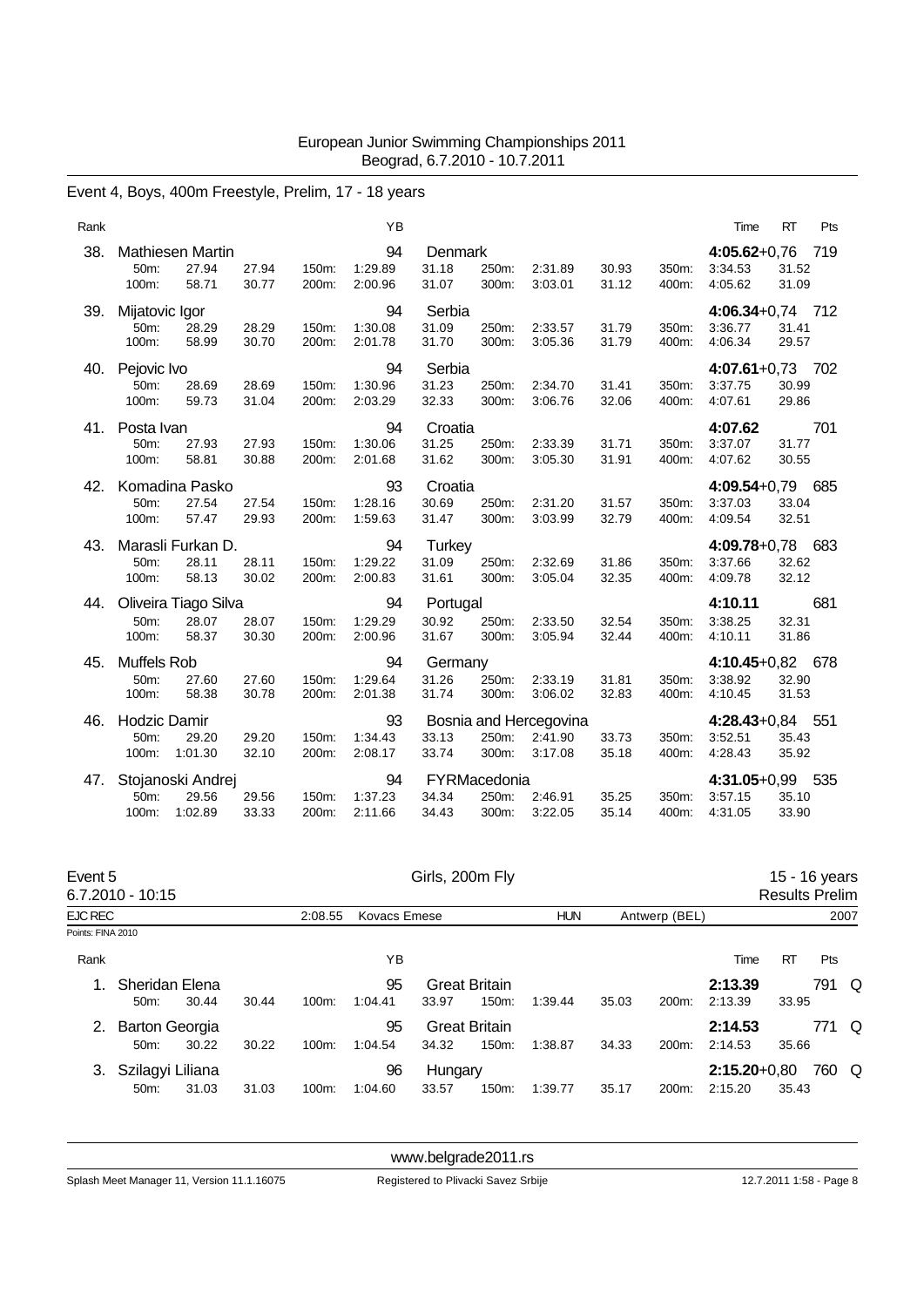European Junior Swimming Championships 2011
Beograd, 6.7.2010 - 10.7.2011

## Event 4, Boys, 400m Freestyle, Prelim, 17 - 18 years

| Rank | Name | YB | Country | Time | RT | Pts |
|---|---|---|---|---|---|---|
| 38. | Mathiesen Martin | 94 | Denmark | **4:05.62** | +0,76 | 719 |
| | 50m: 27.94 27.94 / 100m: 58.71 30.77 / 150m: 1:29.89 31.18 / 200m: 2:00.96 31.07 / 250m: 2:31.89 30.93 / 300m: 3:03.01 31.12 / 350m: 3:34.53 31.52 / 400m: 4:05.62 31.09 | | | | | |
| 39. | Mijatovic Igor | 94 | Serbia | **4:06.34** | +0,74 | 712 |
| | 50m: 28.29 28.29 / 100m: 58.99 30.70 / 150m: 1:30.08 31.09 / 200m: 2:01.78 31.70 / 250m: 2:33.57 31.79 / 300m: 3:05.36 31.79 / 350m: 3:36.77 31.41 / 400m: 4:06.34 29.57 | | | | | |
| 40. | Pejovic Ivo | 94 | Serbia | **4:07.61** | +0,73 | 702 |
| | 50m: 28.69 28.69 / 100m: 59.73 31.04 / 150m: 1:30.96 31.23 / 200m: 2:03.29 32.33 / 250m: 2:34.70 31.41 / 300m: 3:06.76 32.06 / 350m: 3:37.75 30.99 / 400m: 4:07.61 29.86 | | | | | |
| 41. | Posta Ivan | 94 | Croatia | **4:07.62** | | 701 |
| | 50m: 27.93 27.93 / 100m: 58.81 30.88 / 150m: 1:30.06 31.25 / 200m: 2:01.68 31.62 / 250m: 2:33.39 31.71 / 300m: 3:05.30 31.91 / 350m: 3:37.07 31.77 / 400m: 4:07.62 30.55 | | | | | |
| 42. | Komadina Pasko | 93 | Croatia | **4:09.54** | +0,79 | 685 |
| | 50m: 27.54 27.54 / 100m: 57.47 29.93 / 150m: 1:28.16 30.69 / 200m: 1:59.63 31.47 / 250m: 2:31.20 31.57 / 300m: 3:03.99 32.79 / 350m: 3:37.03 33.04 / 400m: 4:09.54 32.51 | | | | | |
| 43. | Marasli Furkan D. | 94 | Turkey | **4:09.78** | +0,78 | 683 |
| | 50m: 28.11 28.11 / 100m: 58.13 30.02 / 150m: 1:29.22 31.09 / 200m: 2:00.83 31.61 / 250m: 2:32.69 31.86 / 300m: 3:05.04 32.35 / 350m: 3:37.66 32.62 / 400m: 4:09.78 32.12 | | | | | |
| 44. | Oliveira Tiago Silva | 94 | Portugal | **4:10.11** | | 681 |
| | 50m: 28.07 28.07 / 100m: 58.37 30.30 / 150m: 1:29.29 30.92 / 200m: 2:00.96 31.67 / 250m: 2:33.50 32.54 / 300m: 3:05.94 32.44 / 350m: 3:38.25 32.31 / 400m: 4:10.11 31.86 | | | | | |
| 45. | Muffels Rob | 94 | Germany | **4:10.45** | +0,82 | 678 |
| | 50m: 27.60 27.60 / 100m: 58.38 30.78 / 150m: 1:29.64 31.26 / 200m: 2:01.38 31.74 / 250m: 2:33.19 31.81 / 300m: 3:06.02 32.83 / 350m: 3:38.92 32.90 / 400m: 4:10.45 31.53 | | | | | |
| 46. | Hodzic Damir | 93 | Bosnia and Hercegovina | **4:28.43** | +0,84 | 551 |
| | 50m: 29.20 29.20 / 100m: 1:01.30 32.10 / 150m: 1:34.43 33.13 / 200m: 2:08.17 33.74 / 250m: 2:41.90 33.73 / 300m: 3:17.08 35.18 / 350m: 3:52.51 35.43 / 400m: 4:28.43 35.92 | | | | | |
| 47. | Stojanoski Andrej | 94 | FYRMacedonia | **4:31.05** | +0,99 | 535 |
| | 50m: 29.56 29.56 / 100m: 1:02.89 33.33 / 150m: 1:37.23 34.34 / 200m: 2:11.66 34.43 / 250m: 2:46.91 35.25 / 300m: 3:22.05 35.14 / 350m: 3:57.15 35.10 / 400m: 4:31.05 33.90 | | | | | |

## Event 5 — Girls, 200m Fly — 15 - 16 years

6.7.2010 - 10:15 — Results Prelim

EJC REC 2:08.55 Kovacs Emese HUN Antwerp (BEL) 2007

Points: FINA 2010

| Rank | Name | YB | Country | Time | RT | Pts | |
|---|---|---|---|---|---|---|---|
| 1. | Sheridan Elena | 95 | Great Britain | **2:13.39** | | 791 | Q |
| | 50m: 30.44 30.44 / 100m: 1:04.41 33.97 / 150m: 1:39.44 35.03 / 200m: 2:13.39 33.95 | | | | | | |
| 2. | Barton Georgia | 95 | Great Britain | **2:14.53** | | 771 | Q |
| | 50m: 30.22 30.22 / 100m: 1:04.54 34.32 / 150m: 1:38.87 34.33 / 200m: 2:14.53 35.66 | | | | | | |
| 3. | Szilagyi Liliana | 96 | Hungary | **2:15.20** | +0,80 | 760 | Q |
| | 50m: 31.03 31.03 / 100m: 1:04.60 33.57 / 150m: 1:39.77 35.17 / 200m: 2:15.20 35.43 | | | | | | |

www.belgrade2011.rs

Splash Meet Manager 11, Version 11.1.16075 — Registered to Plivacki Savez Srbije — 12.7.2011 1:58 - Page 8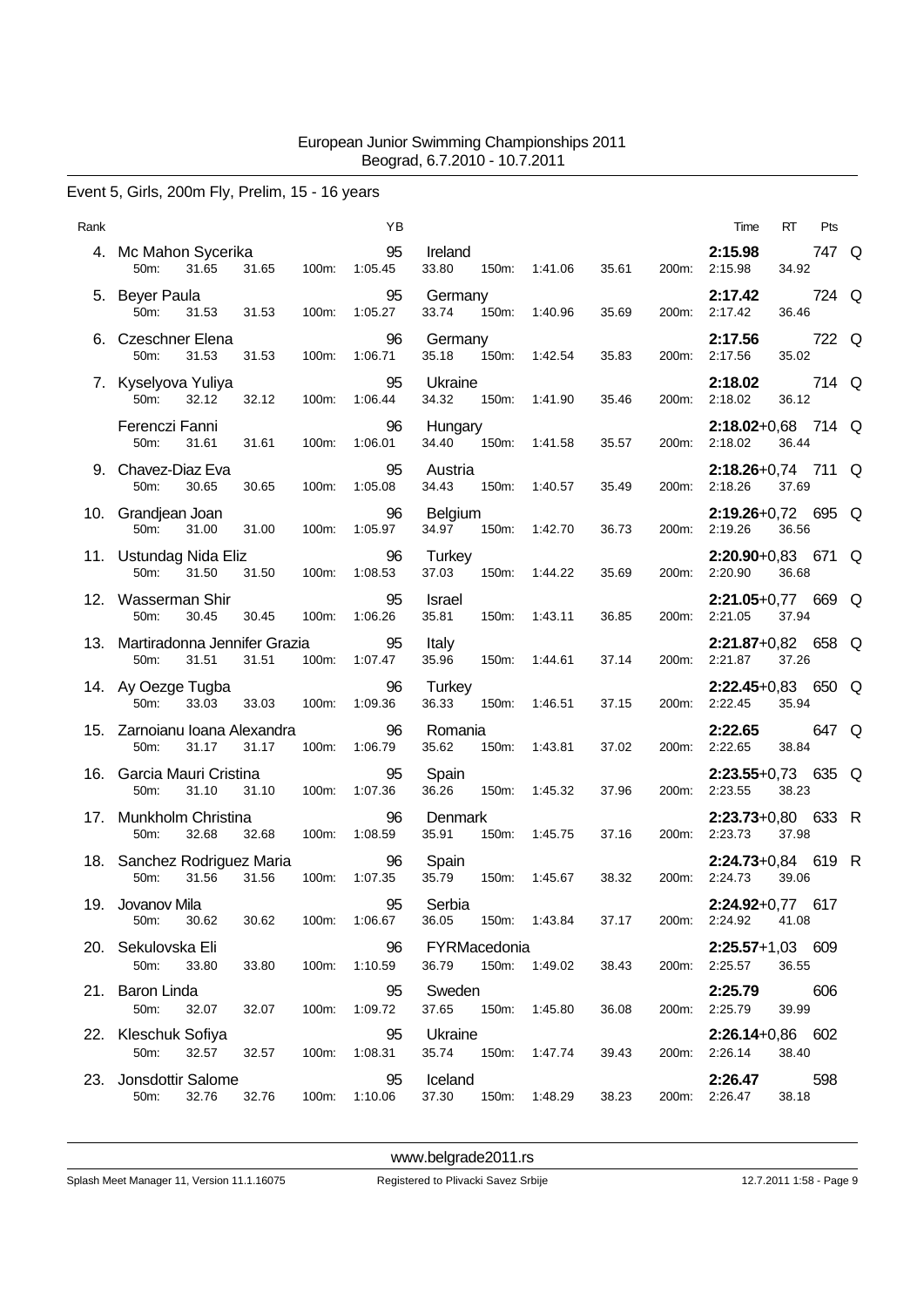European Junior Swimming Championships 2011
Beograd, 6.7.2010 - 10.7.2011

## Event 5, Girls, 200m Fly, Prelim, 15 - 16 years

| Rank | Name | YB | Nation | 50m | 100m | 150m | 200m | Time | RT | Pts | |
|---|---|---|---|---|---|---|---|---|---|---|---|
| 4. | Mc Mahon Sycerika | 95 | Ireland | 31.65 (31.65) | 1:05.45 (33.80) | 1:41.06 (35.61) | 2:15.98 (34.92) | **2:15.98** | | 747 | Q |
| 5. | Beyer Paula | 95 | Germany | 31.53 (31.53) | 1:05.27 (33.74) | 1:40.96 (35.69) | 2:17.42 (36.46) | **2:17.42** | | 724 | Q |
| 6. | Czeschner Elena | 96 | Germany | 31.53 (31.53) | 1:06.71 (35.18) | 1:42.54 (35.83) | 2:17.56 (35.02) | **2:17.56** | | 722 | Q |
| 7. | Kyselyova Yuliya | 95 | Ukraine | 32.12 (32.12) | 1:06.44 (34.32) | 1:41.90 (35.46) | 2:18.02 (36.12) | **2:18.02** | | 714 | Q |
| | Ferenczi Fanni | 96 | Hungary | 31.61 (31.61) | 1:06.01 (34.40) | 1:41.58 (35.57) | 2:18.02 (36.44) | **2:18.02** | +0,68 | 714 | Q |
| 9. | Chavez-Diaz Eva | 95 | Austria | 30.65 (30.65) | 1:05.08 (34.43) | 1:40.57 (35.49) | 2:18.26 (37.69) | **2:18.26** | +0,74 | 711 | Q |
| 10. | Grandjean Joan | 96 | Belgium | 31.00 (31.00) | 1:05.97 (34.97) | 1:42.70 (36.73) | 2:19.26 (36.56) | **2:19.26** | +0,72 | 695 | Q |
| 11. | Ustundag Nida Eliz | 96 | Turkey | 31.50 (31.50) | 1:08.53 (37.03) | 1:44.22 (35.69) | 2:20.90 (36.68) | **2:20.90** | +0,83 | 671 | Q |
| 12. | Wasserman Shir | 95 | Israel | 30.45 (30.45) | 1:06.26 (35.81) | 1:43.11 (36.85) | 2:21.05 (37.94) | **2:21.05** | +0,77 | 669 | Q |
| 13. | Martiradonna Jennifer Grazia | 95 | Italy | 31.51 (31.51) | 1:07.47 (35.96) | 1:44.61 (37.14) | 2:21.87 (37.26) | **2:21.87** | +0,82 | 658 | Q |
| 14. | Ay Oezge Tugba | 96 | Turkey | 33.03 (33.03) | 1:09.36 (36.33) | 1:46.51 (37.15) | 2:22.45 (35.94) | **2:22.45** | +0,83 | 650 | Q |
| 15. | Zarnoianu Ioana Alexandra | 96 | Romania | 31.17 (31.17) | 1:06.79 (35.62) | 1:43.81 (37.02) | 2:22.65 (38.84) | **2:22.65** | | 647 | Q |
| 16. | Garcia Mauri Cristina | 95 | Spain | 31.10 (31.10) | 1:07.36 (36.26) | 1:45.32 (37.96) | 2:23.55 (38.23) | **2:23.55** | +0,73 | 635 | Q |
| 17. | Munkholm Christina | 96 | Denmark | 32.68 (32.68) | 1:08.59 (35.91) | 1:45.75 (37.16) | 2:23.73 (37.98) | **2:23.73** | +0,80 | 633 | R |
| 18. | Sanchez Rodriguez Maria | 96 | Spain | 31.56 (31.56) | 1:07.35 (35.79) | 1:45.67 (38.32) | 2:24.73 (39.06) | **2:24.73** | +0,84 | 619 | R |
| 19. | Jovanov Mila | 95 | Serbia | 30.62 (30.62) | 1:06.67 (36.05) | 1:43.84 (37.17) | 2:24.92 (41.08) | **2:24.92** | +0,77 | 617 | |
| 20. | Sekulovska Eli | 96 | FYRMacedonia | 33.80 (33.80) | 1:10.59 (36.79) | 1:49.02 (38.43) | 2:25.57 (36.55) | **2:25.57** | +1,03 | 609 | |
| 21. | Baron Linda | 95 | Sweden | 32.07 (32.07) | 1:09.72 (37.65) | 1:45.80 (36.08) | 2:25.79 (39.99) | **2:25.79** | | 606 | |
| 22. | Kleschuk Sofiya | 95 | Ukraine | 32.57 (32.57) | 1:08.31 (35.74) | 1:47.74 (39.43) | 2:26.14 (38.40) | **2:26.14** | +0,86 | 602 | |
| 23. | Jonsdottir Salome | 95 | Iceland | 32.76 (32.76) | 1:10.06 (37.30) | 1:48.29 (38.23) | 2:26.47 (38.18) | **2:26.47** | | 598 | |

www.belgrade2011.rs

Splash Meet Manager 11, Version 11.1.16075 Registered to Plivacki Savez Srbije 12.7.2011 1:58 - Page 9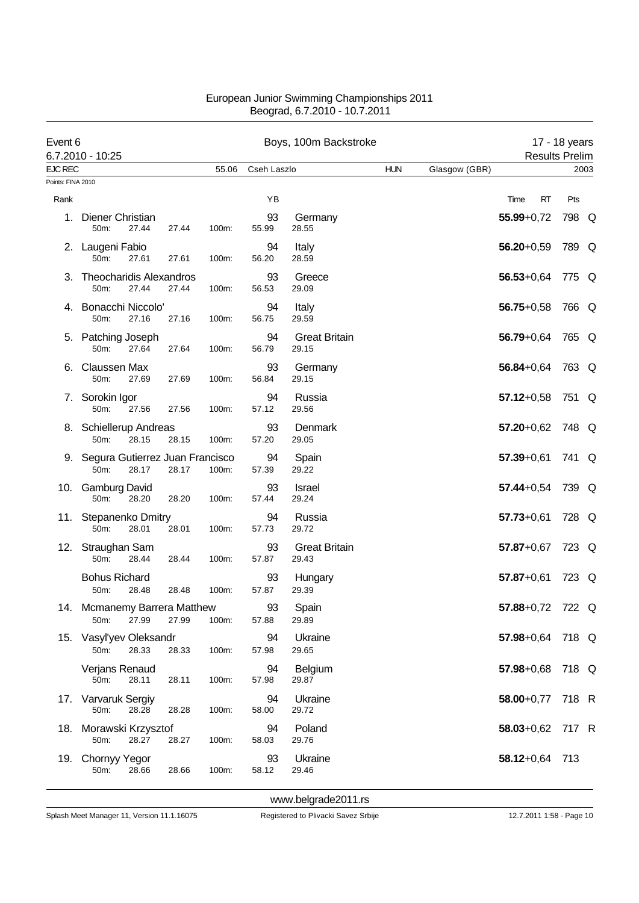European Junior Swimming Championships 2011
Beograd, 6.7.2010 - 10.7.2011

## Event 6 — Boys, 100m Backstroke — 17 - 18 years

6.7.2010 - 10:25 — Results Prelim

EJC REC 55.06 Cseh Laszlo HUN Glasgow (GBR) 2003

Points: FINA 2010

| Rank | Name | YB | Nation | 50m | 100m | Time | RT | Pts | |
|---|---|---|---|---|---|---|---|---|---|
| 1. | Diener Christian | 93 | Germany | 27.44 | 55.99 (28.55) | **55.99** | +0,72 | 798 | Q |
| 2. | Laugeni Fabio | 94 | Italy | 27.61 | 56.20 (28.59) | **56.20** | +0,59 | 789 | Q |
| 3. | Theocharidis Alexandros | 93 | Greece | 27.44 | 56.53 (29.09) | **56.53** | +0,64 | 775 | Q |
| 4. | Bonacchi Niccolo' | 94 | Italy | 27.16 | 56.75 (29.59) | **56.75** | +0,58 | 766 | Q |
| 5. | Patching Joseph | 94 | Great Britain | 27.64 | 56.79 (29.15) | **56.79** | +0,64 | 765 | Q |
| 6. | Claussen Max | 93 | Germany | 27.69 | 56.84 (29.15) | **56.84** | +0,64 | 763 | Q |
| 7. | Sorokin Igor | 94 | Russia | 27.56 | 57.12 (29.56) | **57.12** | +0,58 | 751 | Q |
| 8. | Schiellerup Andreas | 93 | Denmark | 28.15 | 57.20 (29.05) | **57.20** | +0,62 | 748 | Q |
| 9. | Segura Gutierrez Juan Francisco | 94 | Spain | 28.17 | 57.39 (29.22) | **57.39** | +0,61 | 741 | Q |
| 10. | Gamburg David | 93 | Israel | 28.20 | 57.44 (29.24) | **57.44** | +0,54 | 739 | Q |
| 11. | Stepanenko Dmitry | 94 | Russia | 28.01 | 57.73 (29.72) | **57.73** | +0,61 | 728 | Q |
| 12. | Straughan Sam | 93 | Great Britain | 28.44 | 57.87 (29.43) | **57.87** | +0,67 | 723 | Q |
| | Bohus Richard | 93 | Hungary | 28.48 | 57.87 (29.39) | **57.87** | +0,61 | 723 | Q |
| 14. | Mcmanemy Barrera Matthew | 93 | Spain | 27.99 | 57.88 (29.89) | **57.88** | +0,72 | 722 | Q |
| 15. | Vasyl'yev Oleksandr | 94 | Ukraine | 28.33 | 57.98 (29.65) | **57.98** | +0,64 | 718 | Q |
| | Verjans Renaud | 94 | Belgium | 28.11 | 57.98 (29.87) | **57.98** | +0,68 | 718 | Q |
| 17. | Varvaruk Sergiy | 94 | Ukraine | 28.28 | 58.00 (29.72) | **58.00** | +0,77 | 718 | R |
| 18. | Morawski Krzysztof | 94 | Poland | 28.27 | 58.03 (29.76) | **58.03** | +0,62 | 717 | R |
| 19. | Chornyy Yegor | 93 | Ukraine | 28.66 | 58.12 (29.46) | **58.12** | +0,64 | 713 | |

www.belgrade2011.rs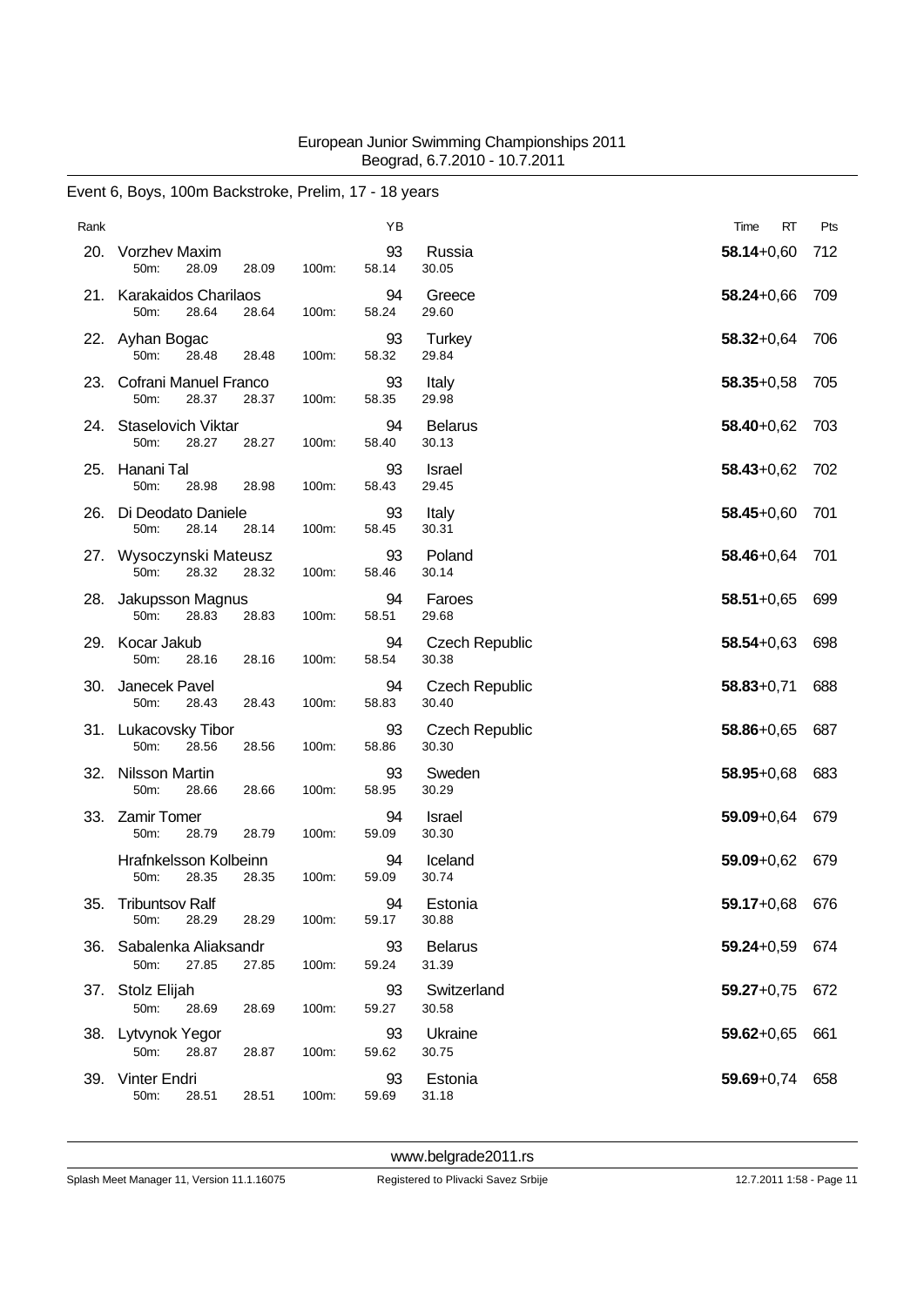European Junior Swimming Championships 2011
Beograd, 6.7.2010 - 10.7.2011

## Event 6, Boys, 100m Backstroke, Prelim, 17 - 18 years

| Rank | Name | 50m | 100m | YB | Nation | Split | Time | RT | Pts |
|---|---|---|---|---|---|---|---|---|---|
| 20. | Vorzhev Maxim | 28.09 | 58.14 | 93 | Russia | 30.05 | **58.14** | +0,60 | 712 |
| 21. | Karakaidos Charilaos | 28.64 | 58.24 | 94 | Greece | 29.60 | **58.24** | +0,66 | 709 |
| 22. | Ayhan Bogac | 28.48 | 58.32 | 93 | Turkey | 29.84 | **58.32** | +0,64 | 706 |
| 23. | Cofrani Manuel Franco | 28.37 | 58.35 | 93 | Italy | 29.98 | **58.35** | +0,58 | 705 |
| 24. | Staselovich Viktar | 28.27 | 58.40 | 94 | Belarus | 30.13 | **58.40** | +0,62 | 703 |
| 25. | Hanani Tal | 28.98 | 58.43 | 93 | Israel | 29.45 | **58.43** | +0,62 | 702 |
| 26. | Di Deodato Daniele | 28.14 | 58.45 | 93 | Italy | 30.31 | **58.45** | +0,60 | 701 |
| 27. | Wysoczynski Mateusz | 28.32 | 58.46 | 93 | Poland | 30.14 | **58.46** | +0,64 | 701 |
| 28. | Jakupsson Magnus | 28.83 | 58.51 | 94 | Faroes | 29.68 | **58.51** | +0,65 | 699 |
| 29. | Kocar Jakub | 28.16 | 58.54 | 94 | Czech Republic | 30.38 | **58.54** | +0,63 | 698 |
| 30. | Janecek Pavel | 28.43 | 58.83 | 94 | Czech Republic | 30.40 | **58.83** | +0,71 | 688 |
| 31. | Lukacovsky Tibor | 28.56 | 58.86 | 93 | Czech Republic | 30.30 | **58.86** | +0,65 | 687 |
| 32. | Nilsson Martin | 28.66 | 58.95 | 93 | Sweden | 30.29 | **58.95** | +0,68 | 683 |
| 33. | Zamir Tomer | 28.79 | 59.09 | 94 | Israel | 30.30 | **59.09** | +0,64 | 679 |
| | Hrafnkelsson Kolbeinn | 28.35 | 59.09 | 94 | Iceland | 30.74 | **59.09** | +0,62 | 679 |
| 35. | Tributsov Ralf | 28.29 | 59.17 | 94 | Estonia | 30.88 | **59.17** | +0,68 | 676 |
| 36. | Sabalenka Aliaksandr | 27.85 | 59.24 | 93 | Belarus | 31.39 | **59.24** | +0,59 | 674 |
| 37. | Stolz Elijah | 28.69 | 59.27 | 93 | Switzerland | 30.58 | **59.27** | +0,75 | 672 |
| 38. | Lytvynok Yegor | 28.87 | 59.62 | 93 | Ukraine | 30.75 | **59.62** | +0,65 | 661 |
| 39. | Vinter Endri | 28.51 | 59.69 | 93 | Estonia | 31.18 | **59.69** | +0,74 | 658 |

www.belgrade2011.rs

Splash Meet Manager 11, Version 11.1.16075 — Registered to Plivacki Savez Srbije — 12.7.2011 1:58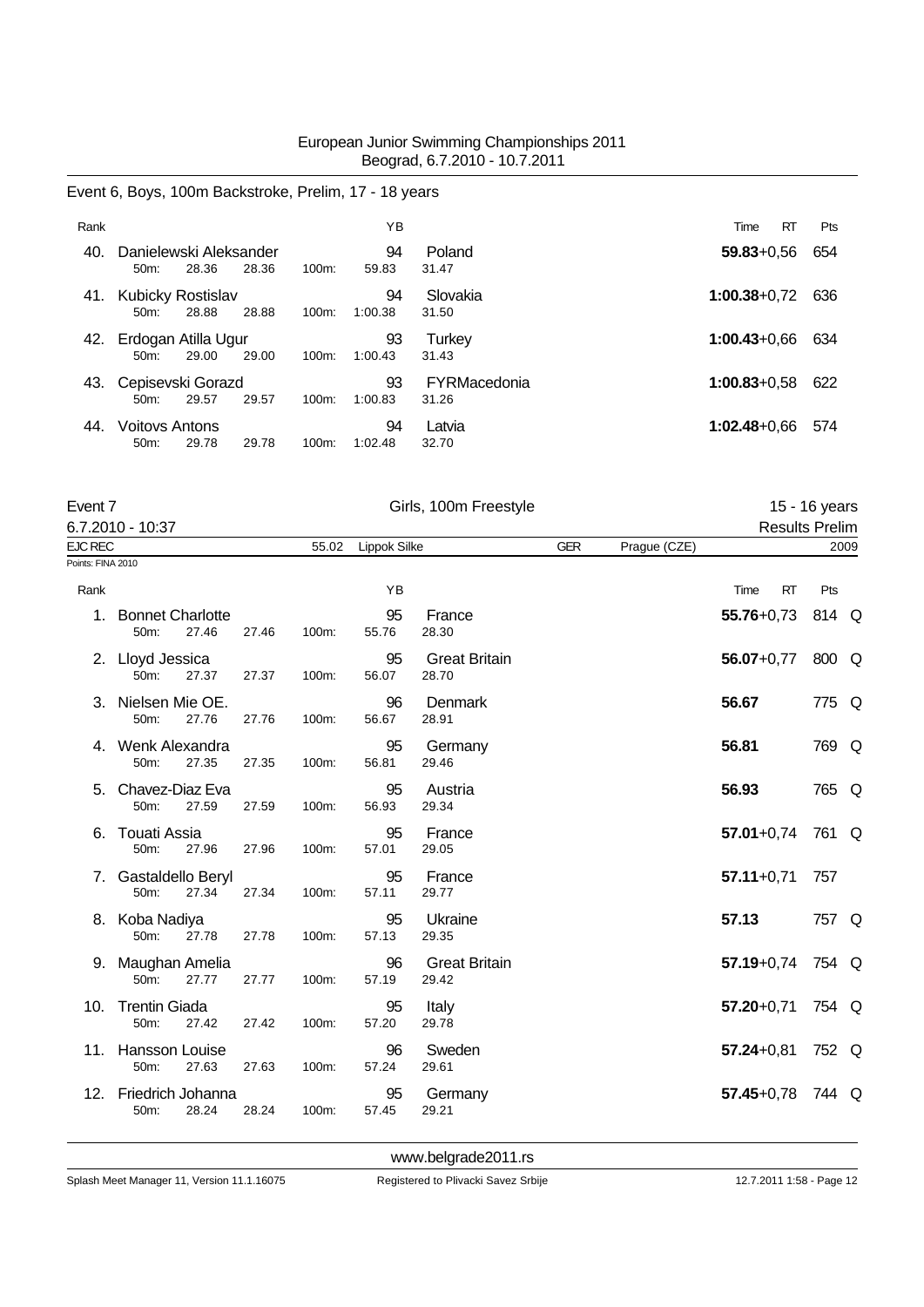## Event 6, Boys, 100m Backstroke, Prelim, 17 - 18 years

| Rank | Name | | | | YB | Nation | Time | RT | Pts | |
|---|---|---|---|---|---|---|---|---|---|---|
| 40. | Danielewski Aleksander | | | | 94 | Poland | **59.83** | +0,56 | 654 | |
| | 50m: | 28.36 | 28.36 | 100m: | 59.83 | 31.47 | | | | |
| 41. | Kubicky Rostislav | | | | 94 | Slovakia | **1:00.38** | +0,72 | 636 | |
| | 50m: | 28.88 | 28.88 | 100m: | 1:00.38 | 31.50 | | | | |
| 42. | Erdogan Atilla Ugur | | | | 93 | Turkey | **1:00.43** | +0,66 | 634 | |
| | 50m: | 29.00 | 29.00 | 100m: | 1:00.43 | 31.43 | | | | |
| 43. | Cepisevski Gorazd | | | | 93 | FYRMacedonia | **1:00.83** | +0,58 | 622 | |
| | 50m: | 29.57 | 29.57 | 100m: | 1:00.83 | 31.26 | | | | |
| 44. | Voitovs Antons | | | | 94 | Latvia | **1:02.48** | +0,66 | 574 | |
| | 50m: | 29.78 | 29.78 | 100m: | 1:02.48 | 32.70 | | | | |

## Event 7 — Girls, 100m Freestyle — 15 - 16 years

6.7.2010 - 10:37 — Results Prelim

EJC REC — 55.02 — Lippok Silke — GER — Prague (CZE) — 2009

Points: FINA 2010

| Rank | Name | | | | YB | Nation | Time | RT | Pts | |
|---|---|---|---|---|---|---|---|---|---|---|
| 1. | Bonnet Charlotte | | | | 95 | France | **55.76** | +0,73 | 814 | Q |
| | 50m: | 27.46 | 27.46 | 100m: | 55.76 | 28.30 | | | | |
| 2. | Lloyd Jessica | | | | 95 | Great Britain | **56.07** | +0,77 | 800 | Q |
| | 50m: | 27.37 | 27.37 | 100m: | 56.07 | 28.70 | | | | |
| 3. | Nielsen Mie OE. | | | | 96 | Denmark | **56.67** | | 775 | Q |
| | 50m: | 27.76 | 27.76 | 100m: | 56.67 | 28.91 | | | | |
| 4. | Wenk Alexandra | | | | 95 | Germany | **56.81** | | 769 | Q |
| | 50m: | 27.35 | 27.35 | 100m: | 56.81 | 29.46 | | | | |
| 5. | Chavez-Diaz Eva | | | | 95 | Austria | **56.93** | | 765 | Q |
| | 50m: | 27.59 | 27.59 | 100m: | 56.93 | 29.34 | | | | |
| 6. | Touati Assia | | | | 95 | France | **57.01** | +0,74 | 761 | Q |
| | 50m: | 27.96 | 27.96 | 100m: | 57.01 | 29.05 | | | | |
| 7. | Gastaldello Beryl | | | | 95 | France | **57.11** | +0,71 | 757 | |
| | 50m: | 27.34 | 27.34 | 100m: | 57.11 | 29.77 | | | | |
| 8. | Koba Nadiya | | | | 95 | Ukraine | **57.13** | | 757 | Q |
| | 50m: | 27.78 | 27.78 | 100m: | 57.13 | 29.35 | | | | |
| 9. | Maughan Amelia | | | | 96 | Great Britain | **57.19** | +0,74 | 754 | Q |
| | 50m: | 27.77 | 27.77 | 100m: | 57.19 | 29.42 | | | | |
| 10. | Trentin Giada | | | | 95 | Italy | **57.20** | +0,71 | 754 | Q |
| | 50m: | 27.42 | 27.42 | 100m: | 57.20 | 29.78 | | | | |
| 11. | Hansson Louise | | | | 96 | Sweden | **57.24** | +0,81 | 752 | Q |
| | 50m: | 27.63 | 27.63 | 100m: | 57.24 | 29.61 | | | | |
| 12. | Friedrich Johanna | | | | 95 | Germany | **57.45** | +0,78 | 744 | Q |
| | 50m: | 28.24 | 28.24 | 100m: | 57.45 | 29.21 | | | | |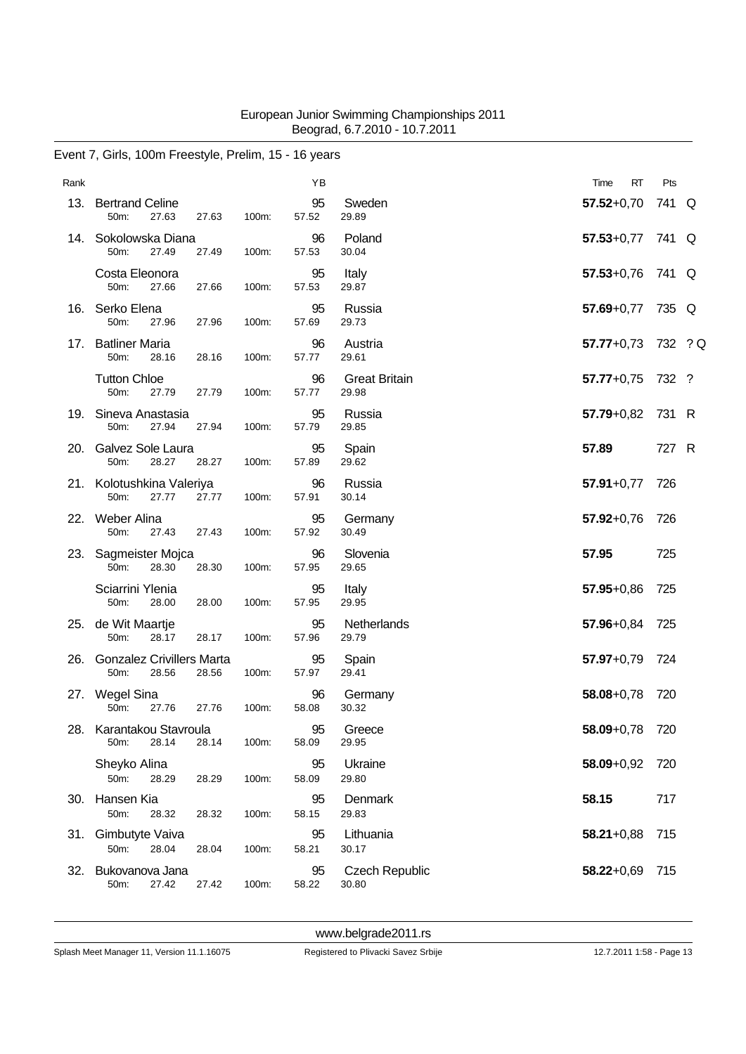European Junior Swimming Championships 2011
Beograd, 6.7.2010 - 10.7.2011

## Event 7, Girls, 100m Freestyle, Prelim, 15 - 16 years

| Rank | Name | | | | YB | Nation | Time RT | Pts | |
|---|---|---|---|---|---|---|---|---|---|
| 13. | Bertrand Celine | | | | 95 | Sweden | **57.52**+0,70 | 741 | Q |
| | 50m: | 27.63 | 27.63 | 100m: | 57.52 | 29.89 | | | |
| 14. | Sokolowska Diana | | | | 96 | Poland | **57.53**+0,77 | 741 | Q |
| | 50m: | 27.49 | 27.49 | 100m: | 57.53 | 30.04 | | | |
| | Costa Eleonora | | | | 95 | Italy | **57.53**+0,76 | 741 | Q |
| | 50m: | 27.66 | 27.66 | 100m: | 57.53 | 29.87 | | | |
| 16. | Serko Elena | | | | 95 | Russia | **57.69**+0,77 | 735 | Q |
| | 50m: | 27.96 | 27.96 | 100m: | 57.69 | 29.73 | | | |
| 17. | Batliner Maria | | | | 96 | Austria | **57.77**+0,73 | 732 | ? Q |
| | 50m: | 28.16 | 28.16 | 100m: | 57.77 | 29.61 | | | |
| | Tutton Chloe | | | | 96 | Great Britain | **57.77**+0,75 | 732 | ? |
| | 50m: | 27.79 | 27.79 | 100m: | 57.77 | 29.98 | | | |
| 19. | Sineva Anastasia | | | | 95 | Russia | **57.79**+0,82 | 731 | R |
| | 50m: | 27.94 | 27.94 | 100m: | 57.79 | 29.85 | | | |
| 20. | Galvez Sole Laura | | | | 95 | Spain | **57.89** | 727 | R |
| | 50m: | 28.27 | 28.27 | 100m: | 57.89 | 29.62 | | | |
| 21. | Kolotushkina Valeriya | | | | 96 | Russia | **57.91**+0,77 | 726 | |
| | 50m: | 27.77 | 27.77 | 100m: | 57.91 | 30.14 | | | |
| 22. | Weber Alina | | | | 95 | Germany | **57.92**+0,76 | 726 | |
| | 50m: | 27.43 | 27.43 | 100m: | 57.92 | 30.49 | | | |
| 23. | Sagmeister Mojca | | | | 96 | Slovenia | **57.95** | 725 | |
| | 50m: | 28.30 | 28.30 | 100m: | 57.95 | 29.65 | | | |
| | Sciarrini Ylenia | | | | 95 | Italy | **57.95**+0,86 | 725 | |
| | 50m: | 28.00 | 28.00 | 100m: | 57.95 | 29.95 | | | |
| 25. | de Wit Maartje | | | | 95 | Netherlands | **57.96**+0,84 | 725 | |
| | 50m: | 28.17 | 28.17 | 100m: | 57.96 | 29.79 | | | |
| 26. | Gonzalez Crivillers Marta | | | | 95 | Spain | **57.97**+0,79 | 724 | |
| | 50m: | 28.56 | 28.56 | 100m: | 57.97 | 29.41 | | | |
| 27. | Wegel Sina | | | | 96 | Germany | **58.08**+0,78 | 720 | |
| | 50m: | 27.76 | 27.76 | 100m: | 58.08 | 30.32 | | | |
| 28. | Karantakou Stavroula | | | | 95 | Greece | **58.09**+0,78 | 720 | |
| | 50m: | 28.14 | 28.14 | 100m: | 58.09 | 29.95 | | | |
| | Sheyko Alina | | | | 95 | Ukraine | **58.09**+0,92 | 720 | |
| | 50m: | 28.29 | 28.29 | 100m: | 58.09 | 29.80 | | | |
| 30. | Hansen Kia | | | | 95 | Denmark | **58.15** | 717 | |
| | 50m: | 28.32 | 28.32 | 100m: | 58.15 | 29.83 | | | |
| 31. | Gimbutyte Vaiva | | | | 95 | Lithuania | **58.21**+0,88 | 715 | |
| | 50m: | 28.04 | 28.04 | 100m: | 58.21 | 30.17 | | | |
| 32. | Bukovanova Jana | | | | 95 | Czech Republic | **58.22**+0,69 | 715 | |
| | 50m: | 27.42 | 27.42 | 100m: | 58.22 | 30.80 | | | |

www.belgrade2011.rs

Splash Meet Manager 11, Version 11.1.16075 — Registered to Plivacki Savez Srbije — 12.7.2011 1:58 - Page 13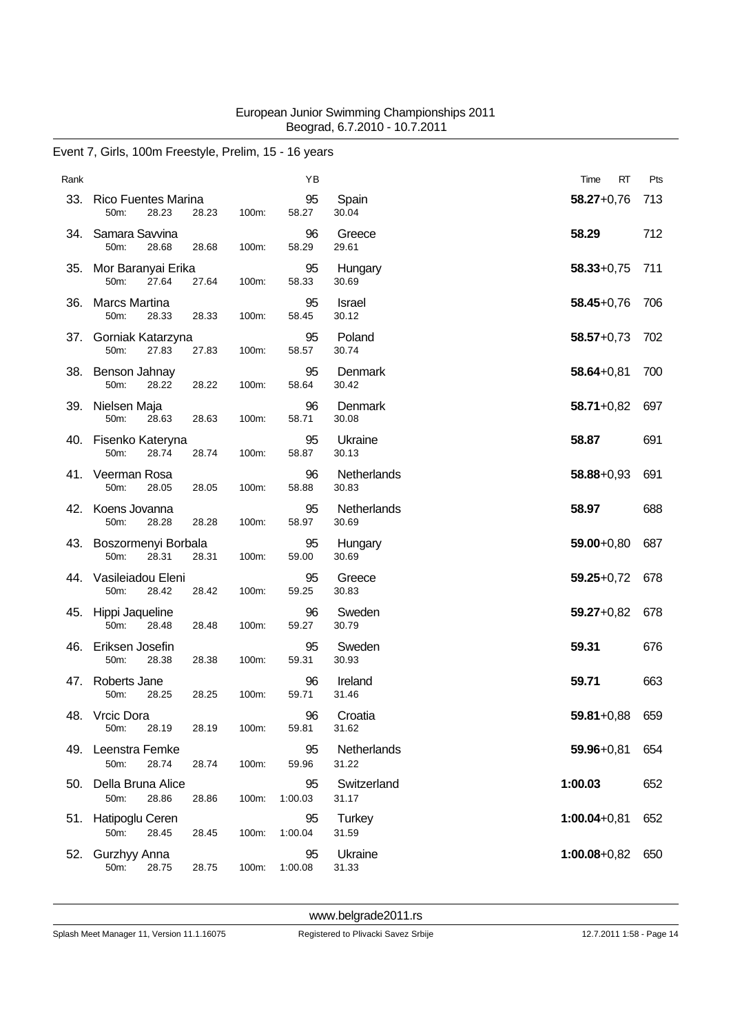European Junior Swimming Championships 2011
Beograd, 6.7.2010 - 10.7.2011

## Event 7, Girls, 100m Freestyle, Prelim, 15 - 16 years

| Rank | Name | 50m | | 100m | YB | Nation | Split | Time | RT | Pts |
|---|---|---|---|---|---|---|---|---|---|---|
| 33. | Rico Fuentes Marina | 28.23 | 28.23 | 58.27 | 95 | Spain | 30.04 | **58.27** | +0,76 | 713 |
| 34. | Samara Savvina | 28.68 | 28.68 | 58.29 | 96 | Greece | 29.61 | **58.29** | | 712 |
| 35. | Mor Baranyai Erika | 27.64 | 27.64 | 58.33 | 95 | Hungary | 30.69 | **58.33** | +0,75 | 711 |
| 36. | Marcs Martina | 28.33 | 28.33 | 58.45 | 95 | Israel | 30.12 | **58.45** | +0,76 | 706 |
| 37. | Gorniak Katarzyna | 27.83 | 27.83 | 58.57 | 95 | Poland | 30.74 | **58.57** | +0,73 | 702 |
| 38. | Benson Jahnay | 28.22 | 28.22 | 58.64 | 95 | Denmark | 30.42 | **58.64** | +0,81 | 700 |
| 39. | Nielsen Maja | 28.63 | 28.63 | 58.71 | 96 | Denmark | 30.08 | **58.71** | +0,82 | 697 |
| 40. | Fisenko Kateryna | 28.74 | 28.74 | 58.87 | 95 | Ukraine | 30.13 | **58.87** | | 691 |
| 41. | Veerman Rosa | 28.05 | 28.05 | 58.88 | 96 | Netherlands | 30.83 | **58.88** | +0,93 | 691 |
| 42. | Koens Jovanna | 28.28 | 28.28 | 58.97 | 95 | Netherlands | 30.69 | **58.97** | | 688 |
| 43. | Boszormenyi Borbala | 28.31 | 28.31 | 59.00 | 95 | Hungary | 30.69 | **59.00** | +0,80 | 687 |
| 44. | Vasileiadou Eleni | 28.42 | 28.42 | 59.25 | 95 | Greece | 30.83 | **59.25** | +0,72 | 678 |
| 45. | Hippi Jaqueline | 28.48 | 28.48 | 59.27 | 96 | Sweden | 30.79 | **59.27** | +0,82 | 678 |
| 46. | Eriksen Josefin | 28.38 | 28.38 | 59.31 | 95 | Sweden | 30.93 | **59.31** | | 676 |
| 47. | Roberts Jane | 28.25 | 28.25 | 59.71 | 96 | Ireland | 31.46 | **59.71** | | 663 |
| 48. | Vrcic Dora | 28.19 | 28.19 | 59.81 | 96 | Croatia | 31.62 | **59.81** | +0,88 | 659 |
| 49. | Leenstra Femke | 28.74 | 28.74 | 59.96 | 95 | Netherlands | 31.22 | **59.96** | +0,81 | 654 |
| 50. | Della Bruna Alice | 28.86 | 28.86 | 1:00.03 | 95 | Switzerland | 31.17 | **1:00.03** | | 652 |
| 51. | Hatipoglu Ceren | 28.45 | 28.45 | 1:00.04 | 95 | Turkey | 31.59 | **1:00.04** | +0,81 | 652 |
| 52. | Gurzhyy Anna | 28.75 | 28.75 | 1:00.08 | 95 | Ukraine | 31.33 | **1:00.08** | +0,82 | 650 |

www.belgrade2011.rs

Splash Meet Manager 11, Version 11.1.16075 — Registered to Plivacki Savez Srbije — 12.7.2011 1:58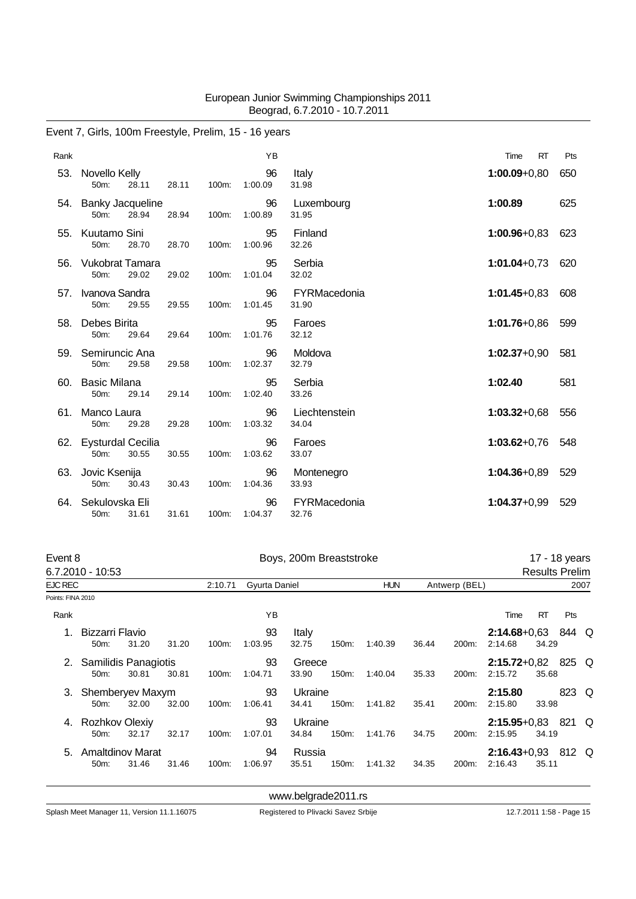European Junior Swimming Championships 2011
Beograd, 6.7.2010 - 10.7.2011

## Event 7, Girls, 100m Freestyle, Prelim, 15 - 16 years

| Rank | Name | YB | Nation | Time | RT | Pts |
|---|---|---|---|---|---|---|
| 53. | Novello Kelly | 96 | Italy | **1:00.09** | +0,80 | 650 |
| | 50m: 28.11 28.11 100m: 1:00.09 31.98 | | | | | |
| 54. | Banky Jacqueline | 96 | Luxembourg | **1:00.89** | | 625 |
| | 50m: 28.94 28.94 100m: 1:00.89 31.95 | | | | | |
| 55. | Kuutamo Sini | 95 | Finland | **1:00.96** | +0,83 | 623 |
| | 50m: 28.70 28.70 100m: 1:00.96 32.26 | | | | | |
| 56. | Vukobrat Tamara | 95 | Serbia | **1:01.04** | +0,73 | 620 |
| | 50m: 29.02 29.02 100m: 1:01.04 32.02 | | | | | |
| 57. | Ivanova Sandra | 96 | FYRMacedonia | **1:01.45** | +0,83 | 608 |
| | 50m: 29.55 29.55 100m: 1:01.45 31.90 | | | | | |
| 58. | Debes Birita | 95 | Faroes | **1:01.76** | +0,86 | 599 |
| | 50m: 29.64 29.64 100m: 1:01.76 32.12 | | | | | |
| 59. | Semiruncic Ana | 96 | Moldova | **1:02.37** | +0,90 | 581 |
| | 50m: 29.58 29.58 100m: 1:02.37 32.79 | | | | | |
| 60. | Basic Milana | 95 | Serbia | **1:02.40** | | 581 |
| | 50m: 29.14 29.14 100m: 1:02.40 33.26 | | | | | |
| 61. | Manco Laura | 96 | Liechtenstein | **1:03.32** | +0,68 | 556 |
| | 50m: 29.28 29.28 100m: 1:03.32 34.04 | | | | | |
| 62. | Eysturdal Cecilia | 96 | Faroes | **1:03.62** | +0,76 | 548 |
| | 50m: 30.55 30.55 100m: 1:03.62 33.07 | | | | | |
| 63. | Jovic Ksenija | 96 | Montenegro | **1:04.36** | +0,89 | 529 |
| | 50m: 30.43 30.43 100m: 1:04.36 33.93 | | | | | |
| 64. | Sekulovska Eli | 96 | FYRMacedonia | **1:04.37** | +0,99 | 529 |
| | 50m: 31.61 31.61 100m: 1:04.37 32.76 | | | | | |

## Event 8 — Boys, 200m Breaststroke — 17 - 18 years

6.7.2010 - 10:53 — Results Prelim

EJC REC 2:10.71 Gyurta Daniel HUN Antwerp (BEL) 2007

Points: FINA 2010

| Rank | Name | YB | Nation | Time | RT | Pts | |
|---|---|---|---|---|---|---|---|
| 1. | Bizzarri Flavio | 93 | Italy | **2:14.68** | +0,63 | 844 | Q |
| | 50m: 31.20 31.20 100m: 1:03.95 32.75 150m: 1:40.39 36.44 200m: 2:14.68 34.29 | | | | | | |
| 2. | Samilidis Panagiotis | 93 | Greece | **2:15.72** | +0,82 | 825 | Q |
| | 50m: 30.81 30.81 100m: 1:04.71 33.90 150m: 1:40.04 35.33 200m: 2:15.72 35.68 | | | | | | |
| 3. | Shemberyev Maxym | 93 | Ukraine | **2:15.80** | | 823 | Q |
| | 50m: 32.00 32.00 100m: 1:06.41 34.41 150m: 1:41.82 35.41 200m: 2:15.80 33.98 | | | | | | |
| 4. | Rozhkov Olexiy | 93 | Ukraine | **2:15.95** | +0,83 | 821 | Q |
| | 50m: 32.17 32.17 100m: 1:07.01 34.84 150m: 1:41.76 34.75 200m: 2:15.95 34.19 | | | | | | |
| 5. | Amaltdinov Marat | 94 | Russia | **2:16.43** | +0,93 | 812 | Q |
| | 50m: 31.46 31.46 100m: 1:06.97 35.51 150m: 1:41.32 34.35 200m: 2:16.43 35.11 | | | | | | |

www.belgrade2011.rs

Splash Meet Manager 11, Version 11.1.16075 — Registered to Plivacki Savez Srbije — 12.7.2011 1:58 - Page 15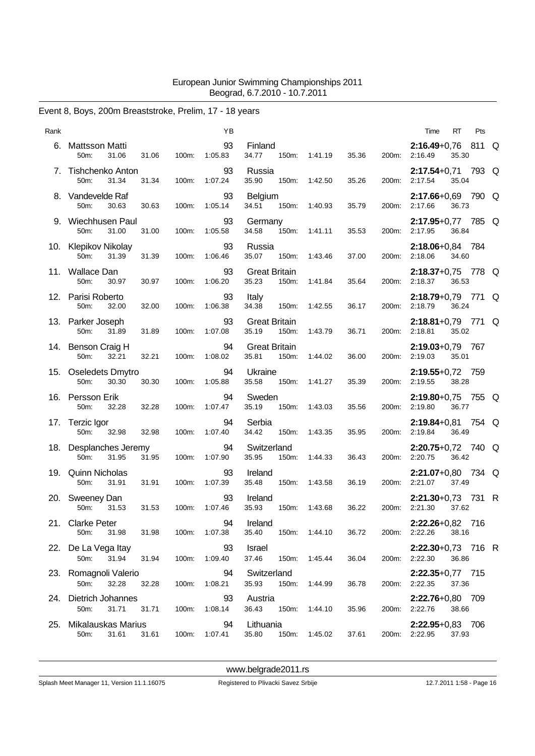European Junior Swimming Championships 2011
Beograd, 6.7.2010 - 10.7.2011

Event 8, Boys, 200m Breaststroke, Prelim, 17 - 18 years

| Rank | Name | YB | Nation | Time | RT | Pts | |
|---|---|---|---|---|---|---|---|
| 6. | Mattsson Matti | 93 | Finland | **2:16.49** | +0,76 | 811 | Q |
| | 50m: 31.06 31.06 | 100m: 1:05.83 34.77 | 150m: 1:41.19 35.36 | 200m: 2:16.49 35.30 | | | |
| 7. | Tishchenko Anton | 93 | Russia | **2:17.54** | +0,71 | 793 | Q |
| | 50m: 31.34 31.34 | 100m: 1:07.24 35.90 | 150m: 1:42.50 35.26 | 200m: 2:17.54 35.04 | | | |
| 8. | Vandevelde Raf | 93 | Belgium | **2:17.66** | +0,69 | 790 | Q |
| | 50m: 30.63 30.63 | 100m: 1:05.14 34.51 | 150m: 1:40.93 35.79 | 200m: 2:17.66 36.73 | | | |
| 9. | Wiechhusen Paul | 93 | Germany | **2:17.95** | +0,77 | 785 | Q |
| | 50m: 31.00 31.00 | 100m: 1:05.58 34.58 | 150m: 1:41.11 35.53 | 200m: 2:17.95 36.84 | | | |
| 10. | Klepikov Nikolay | 93 | Russia | **2:18.06** | +0,84 | 784 | |
| | 50m: 31.39 31.39 | 100m: 1:06.46 35.07 | 150m: 1:43.46 37.00 | 200m: 2:18.06 34.60 | | | |
| 11. | Wallace Dan | 93 | Great Britain | **2:18.37** | +0,75 | 778 | Q |
| | 50m: 30.97 30.97 | 100m: 1:06.20 35.23 | 150m: 1:41.84 35.64 | 200m: 2:18.37 36.53 | | | |
| 12. | Parisi Roberto | 93 | Italy | **2:18.79** | +0,79 | 771 | Q |
| | 50m: 32.00 32.00 | 100m: 1:06.38 34.38 | 150m: 1:42.55 36.17 | 200m: 2:18.79 36.24 | | | |
| 13. | Parker Joseph | 93 | Great Britain | **2:18.81** | +0,79 | 771 | Q |
| | 50m: 31.89 31.89 | 100m: 1:07.08 35.19 | 150m: 1:43.79 36.71 | 200m: 2:18.81 35.02 | | | |
| 14. | Benson Craig H | 94 | Great Britain | **2:19.03** | +0,79 | 767 | |
| | 50m: 32.21 32.21 | 100m: 1:08.02 35.81 | 150m: 1:44.02 36.00 | 200m: 2:19.03 35.01 | | | |
| 15. | Oseledets Dmytro | 94 | Ukraine | **2:19.55** | +0,72 | 759 | |
| | 50m: 30.30 30.30 | 100m: 1:05.88 35.58 | 150m: 1:41.27 35.39 | 200m: 2:19.55 38.28 | | | |
| 16. | Persson Erik | 94 | Sweden | **2:19.80** | +0,75 | 755 | Q |
| | 50m: 32.28 32.28 | 100m: 1:07.47 35.19 | 150m: 1:43.03 35.56 | 200m: 2:19.80 36.77 | | | |
| 17. | Terzic Igor | 94 | Serbia | **2:19.84** | +0,81 | 754 | Q |
| | 50m: 32.98 32.98 | 100m: 1:07.40 34.42 | 150m: 1:43.35 35.95 | 200m: 2:19.84 36.49 | | | |
| 18. | Desplanches Jeremy | 94 | Switzerland | **2:20.75** | +0,72 | 740 | Q |
| | 50m: 31.95 31.95 | 100m: 1:07.90 35.95 | 150m: 1:44.33 36.43 | 200m: 2:20.75 36.42 | | | |
| 19. | Quinn Nicholas | 93 | Ireland | **2:21.07** | +0,80 | 734 | Q |
| | 50m: 31.91 31.91 | 100m: 1:07.39 35.48 | 150m: 1:43.58 36.19 | 200m: 2:21.07 37.49 | | | |
| 20. | Sweeney Dan | 93 | Ireland | **2:21.30** | +0,73 | 731 | R |
| | 50m: 31.53 31.53 | 100m: 1:07.46 35.93 | 150m: 1:43.68 36.22 | 200m: 2:21.30 37.62 | | | |
| 21. | Clarke Peter | 94 | Ireland | **2:22.26** | +0,82 | 716 | |
| | 50m: 31.98 31.98 | 100m: 1:07.38 35.40 | 150m: 1:44.10 36.72 | 200m: 2:22.26 38.16 | | | |
| 22. | De La Vega Itay | 93 | Israel | **2:22.30** | +0,73 | 716 | R |
| | 50m: 31.94 31.94 | 100m: 1:09.40 37.46 | 150m: 1:45.44 36.04 | 200m: 2:22.30 36.86 | | | |
| 23. | Romagnoli Valerio | 94 | Switzerland | **2:22.35** | +0,77 | 715 | |
| | 50m: 32.28 32.28 | 100m: 1:08.21 35.93 | 150m: 1:44.99 36.78 | 200m: 2:22.35 37.36 | | | |
| 24. | Dietrich Johannes | 93 | Austria | **2:22.76** | +0,80 | 709 | |
| | 50m: 31.71 31.71 | 100m: 1:08.14 36.43 | 150m: 1:44.10 35.96 | 200m: 2:22.76 38.66 | | | |
| 25. | Mikalauskas Marius | 94 | Lithuania | **2:22.95** | +0,83 | 706 | |
| | 50m: 31.61 31.61 | 100m: 1:07.41 35.80 | 150m: 1:45.02 37.61 | 200m: 2:22.95 37.93 | | | |

www.belgrade2011.rs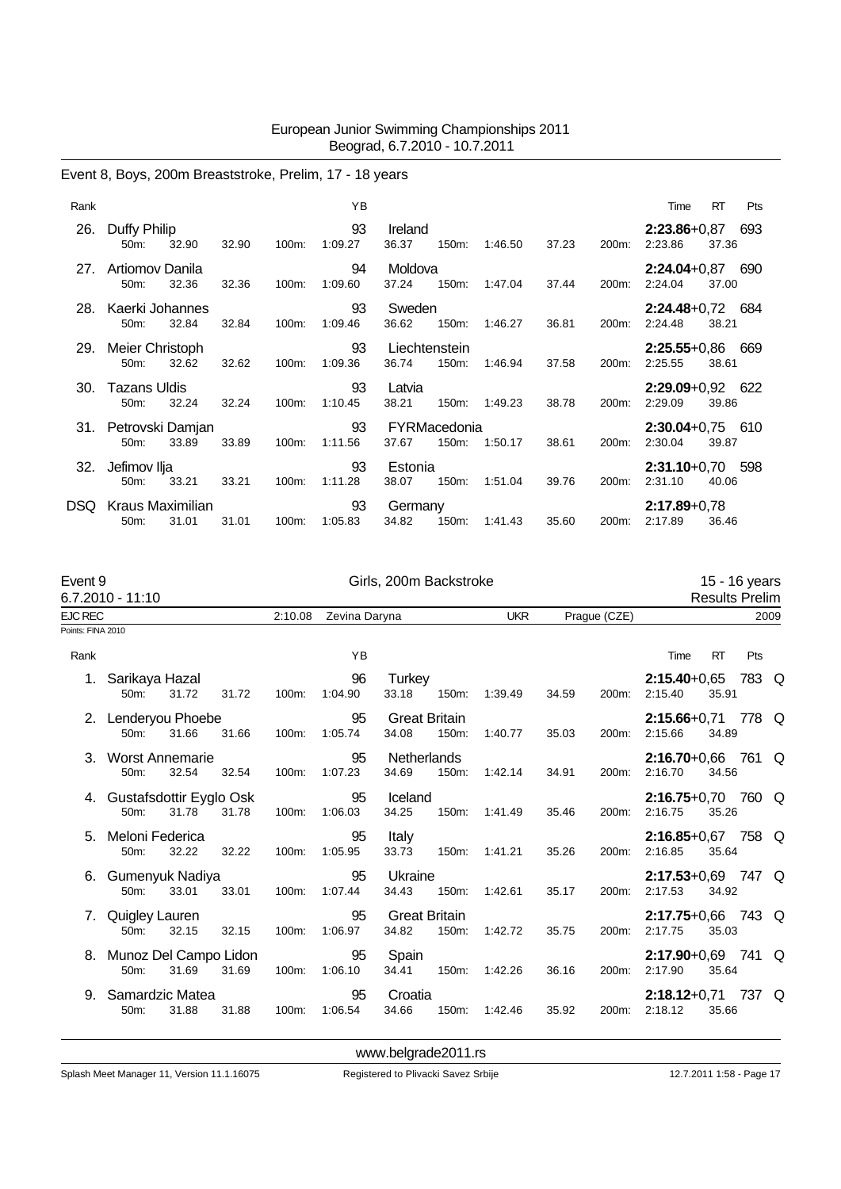European Junior Swimming Championships 2011
Beograd, 6.7.2010 - 10.7.2011

## Event 8, Boys, 200m Breaststroke, Prelim, 17 - 18 years

| Rank | Name | YB | Nation | 50m | 100m | 150m | 200m | Time | RT | Pts |
|---|---|---|---|---|---|---|---|---|---|---|
| 26. | Duffy Philip | 93 | Ireland | 32.90 (32.90) | 1:09.27 (36.37) | 1:46.50 (37.23) | 2:23.86 (37.36) | **2:23.86** | +0,87 | 693 |
| 27. | Artiomov Danila | 94 | Moldova | 32.36 (32.36) | 1:09.60 (37.24) | 1:47.04 (37.44) | 2:24.04 (37.00) | **2:24.04** | +0,87 | 690 |
| 28. | Kaerki Johannes | 93 | Sweden | 32.84 (32.84) | 1:09.46 (36.62) | 1:46.27 (36.81) | 2:24.48 (38.21) | **2:24.48** | +0,72 | 684 |
| 29. | Meier Christoph | 93 | Liechtenstein | 32.62 (32.62) | 1:09.36 (36.74) | 1:46.94 (37.58) | 2:25.55 (38.61) | **2:25.55** | +0,86 | 669 |
| 30. | Tazans Uldis | 93 | Latvia | 32.24 (32.24) | 1:10.45 (38.21) | 1:49.23 (38.78) | 2:29.09 (39.86) | **2:29.09** | +0,92 | 622 |
| 31. | Petrovski Damjan | 93 | FYRMacedonia | 33.89 (33.89) | 1:11.56 (37.67) | 1:50.17 (38.61) | 2:30.04 (39.87) | **2:30.04** | +0,75 | 610 |
| 32. | Jefimov Ilja | 93 | Estonia | 33.21 (33.21) | 1:11.28 (38.07) | 1:51.04 (39.76) | 2:31.10 (40.06) | **2:31.10** | +0,70 | 598 |
| DSQ | Kraus Maximilian | 93 | Germany | 31.01 (31.01) | 1:05.83 (34.82) | 1:41.43 (35.60) | 2:17.89 (36.46) | **2:17.89** | +0,78 | |

## Event 9 Girls, 200m Backstroke 15 - 16 years

6.7.2010 - 11:10 Results Prelim

EJC REC 2:10.08 Zevina Daryna UKR Prague (CZE) 2009

Points: FINA 2010

| Rank | Name | YB | Nation | 50m | 100m | 150m | 200m | Time | RT | Pts | |
|---|---|---|---|---|---|---|---|---|---|---|---|
| 1. | Sarikaya Hazal | 96 | Turkey | 31.72 (31.72) | 1:04.90 (33.18) | 1:39.49 (34.59) | 2:15.40 (35.91) | **2:15.40** | +0,65 | 783 | Q |
| 2. | Lenderyou Phoebe | 95 | Great Britain | 31.66 (31.66) | 1:05.74 (34.08) | 1:40.77 (35.03) | 2:15.66 (34.89) | **2:15.66** | +0,71 | 778 | Q |
| 3. | Worst Annemarie | 95 | Netherlands | 32.54 (32.54) | 1:07.23 (34.69) | 1:42.14 (34.91) | 2:16.70 (34.56) | **2:16.70** | +0,66 | 761 | Q |
| 4. | Gustafsdottir Eyglo Osk | 95 | Iceland | 31.78 (31.78) | 1:06.03 (34.25) | 1:41.49 (35.46) | 2:16.75 (35.26) | **2:16.75** | +0,70 | 760 | Q |
| 5. | Meloni Federica | 95 | Italy | 32.22 (32.22) | 1:05.95 (33.73) | 1:41.21 (35.26) | 2:16.85 (35.64) | **2:16.85** | +0,67 | 758 | Q |
| 6. | Gumenyuk Nadiya | 95 | Ukraine | 33.01 (33.01) | 1:07.44 (34.43) | 1:42.61 (35.17) | 2:17.53 (34.92) | **2:17.53** | +0,69 | 747 | Q |
| 7. | Quigley Lauren | 95 | Great Britain | 32.15 (32.15) | 1:06.97 (34.82) | 1:42.72 (35.75) | 2:17.75 (35.03) | **2:17.75** | +0,66 | 743 | Q |
| 8. | Munoz Del Campo Lidon | 95 | Spain | 31.69 (31.69) | 1:06.10 (34.41) | 1:42.26 (36.16) | 2:17.90 (35.64) | **2:17.90** | +0,69 | 741 | Q |
| 9. | Samardzic Matea | 95 | Croatia | 31.88 (31.88) | 1:06.54 (34.66) | 1:42.46 (35.92) | 2:18.12 (35.66) | **2:18.12** | +0,71 | 737 | Q |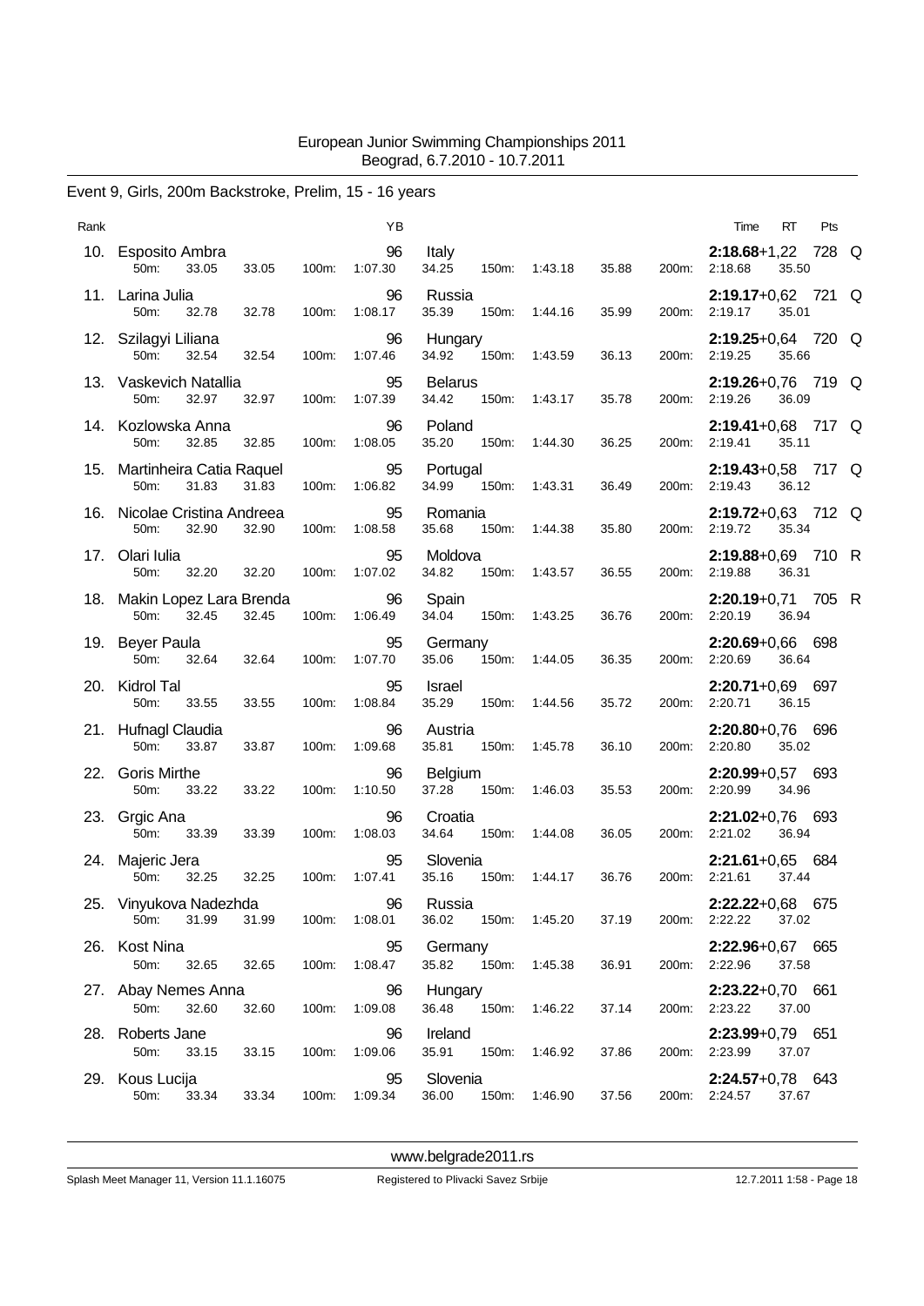European Junior Swimming Championships 2011
Beograd, 6.7.2010 - 10.7.2011

## Event 9, Girls, 200m Backstroke, Prelim, 15 - 16 years

| Rank | Name | YB | Nation | 50m | 100m | 150m | 200m | Time | RT | Pts | |
|---|---|---|---|---|---|---|---|---|---|---|---|
| 10. | Esposito Ambra | 96 | Italy | 33.05 (33.05) | 1:07.30 (34.25) | 1:43.18 (35.88) | 2:18.68 (35.50) | **2:18.68** | +1,22 | 728 | Q |
| 11. | Larina Julia | 96 | Russia | 32.78 (32.78) | 1:08.17 (35.39) | 1:44.16 (35.99) | 2:19.17 (35.01) | **2:19.17** | +0,62 | 721 | Q |
| 12. | Szilagyi Liliana | 96 | Hungary | 32.54 (32.54) | 1:07.46 (34.92) | 1:43.59 (36.13) | 2:19.25 (35.66) | **2:19.25** | +0,64 | 720 | Q |
| 13. | Vaskevich Natallia | 95 | Belarus | 32.97 (32.97) | 1:07.39 (34.42) | 1:43.17 (35.78) | 2:19.26 (36.09) | **2:19.26** | +0,76 | 719 | Q |
| 14. | Kozlowska Anna | 96 | Poland | 32.85 (32.85) | 1:08.05 (35.20) | 1:44.30 (36.25) | 2:19.41 (35.11) | **2:19.41** | +0,68 | 717 | Q |
| 15. | Martinheira Catia Raquel | 95 | Portugal | 31.83 (31.83) | 1:06.82 (34.99) | 1:43.31 (36.49) | 2:19.43 (36.12) | **2:19.43** | +0,58 | 717 | Q |
| 16. | Nicolae Cristina Andreea | 95 | Romania | 32.90 (32.90) | 1:08.58 (35.68) | 1:44.38 (35.80) | 2:19.72 (35.34) | **2:19.72** | +0,63 | 712 | Q |
| 17. | Olari Iulia | 95 | Moldova | 32.20 (32.20) | 1:07.02 (34.82) | 1:43.57 (36.55) | 2:19.88 (36.31) | **2:19.88** | +0,69 | 710 | R |
| 18. | Makin Lopez Lara Brenda | 96 | Spain | 32.45 (32.45) | 1:06.49 (34.04) | 1:43.25 (36.76) | 2:20.19 (36.94) | **2:20.19** | +0,71 | 705 | R |
| 19. | Beyer Paula | 95 | Germany | 32.64 (32.64) | 1:07.70 (35.06) | 1:44.05 (36.35) | 2:20.69 (36.64) | **2:20.69** | +0,66 | 698 | |
| 20. | Kidrol Tal | 95 | Israel | 33.55 (33.55) | 1:08.84 (35.29) | 1:44.56 (35.72) | 2:20.71 (36.15) | **2:20.71** | +0,69 | 697 | |
| 21. | Hufnagl Claudia | 96 | Austria | 33.87 (33.87) | 1:09.68 (35.81) | 1:45.78 (36.10) | 2:20.80 (35.02) | **2:20.80** | +0,76 | 696 | |
| 22. | Goris Mirthe | 96 | Belgium | 33.22 (33.22) | 1:10.50 (37.28) | 1:46.03 (35.53) | 2:20.99 (34.96) | **2:20.99** | +0,57 | 693 | |
| 23. | Grgic Ana | 96 | Croatia | 33.39 (33.39) | 1:08.03 (34.64) | 1:44.08 (36.05) | 2:21.02 (36.94) | **2:21.02** | +0,76 | 693 | |
| 24. | Majeric Jera | 95 | Slovenia | 32.25 (32.25) | 1:07.41 (35.16) | 1:44.17 (36.76) | 2:21.61 (37.44) | **2:21.61** | +0,65 | 684 | |
| 25. | Vinyukova Nadezhda | 96 | Russia | 31.99 (31.99) | 1:08.01 (36.02) | 1:45.20 (37.19) | 2:22.22 (37.02) | **2:22.22** | +0,68 | 675 | |
| 26. | Kost Nina | 95 | Germany | 32.65 (32.65) | 1:08.47 (35.82) | 1:45.38 (36.91) | 2:22.96 (37.58) | **2:22.96** | +0,67 | 665 | |
| 27. | Abay Nemes Anna | 96 | Hungary | 32.60 (32.60) | 1:09.08 (36.48) | 1:46.22 (37.14) | 2:23.22 (37.00) | **2:23.22** | +0,70 | 661 | |
| 28. | Roberts Jane | 96 | Ireland | 33.15 (33.15) | 1:09.06 (35.91) | 1:46.92 (37.86) | 2:23.99 (37.07) | **2:23.99** | +0,79 | 651 | |
| 29. | Kous Lucija | 95 | Slovenia | 33.34 (33.34) | 1:09.34 (36.00) | 1:46.90 (37.56) | 2:24.57 (37.67) | **2:24.57** | +0,78 | 643 | |

www.belgrade2011.rs

Splash Meet Manager 11, Version 11.1.16075 — Registered to Plivacki Savez Srbije — 12.7.2011 1:58 - Page 18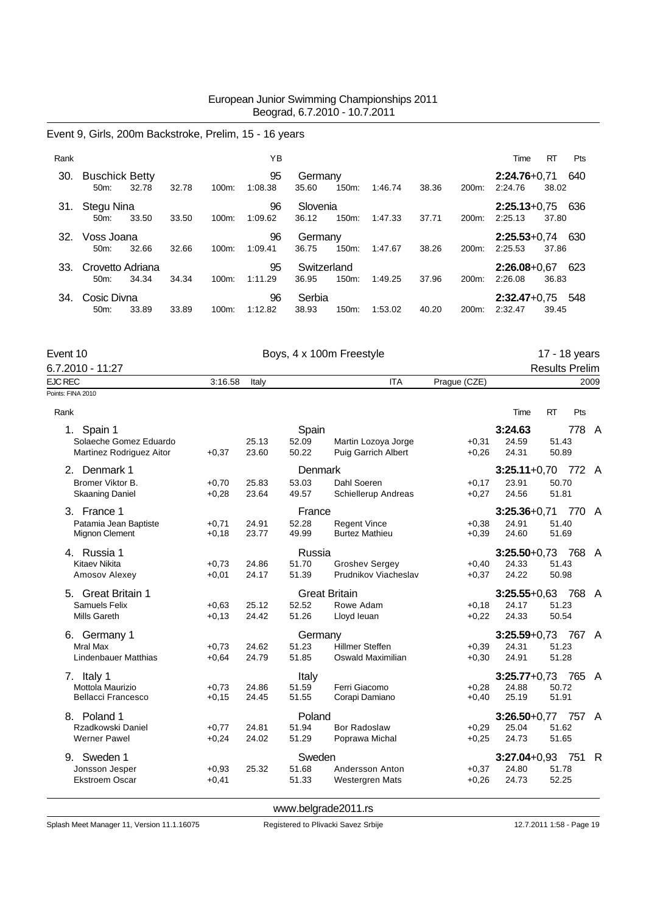European Junior Swimming Championships 2011
Beograd, 6.7.2010 - 10.7.2011

## Event 9, Girls, 200m Backstroke, Prelim, 15 - 16 years

| Rank | Name | YB | Nation | Time | RT | Pts |
|---|---|---|---|---|---|---|
| 30. | Buschick Betty | 95 | Germany | **2:24.76** | +0,71 | 640 |
| | 50m: 32.78 32.78 | 100m: 1:08.38 35.60 | 150m: 1:46.74 38.36 | 200m: 2:24.76 38.02 | | |
| 31. | Stegu Nina | 96 | Slovenia | **2:25.13** | +0,75 | 636 |
| | 50m: 33.50 33.50 | 100m: 1:09.62 36.12 | 150m: 1:47.33 37.71 | 200m: 2:25.13 37.80 | | |
| 32. | Voss Joana | 96 | Germany | **2:25.53** | +0,74 | 630 |
| | 50m: 32.66 32.66 | 100m: 1:09.41 36.75 | 150m: 1:47.67 38.26 | 200m: 2:25.53 37.86 | | |
| 33. | Crovetto Adriana | 95 | Switzerland | **2:26.08** | +0,67 | 623 |
| | 50m: 34.34 34.34 | 100m: 1:11.29 36.95 | 150m: 1:49.25 37.96 | 200m: 2:26.08 36.83 | | |
| 34. | Cosic Divna | 96 | Serbia | **2:32.47** | +0,75 | 548 |
| | 50m: 33.89 33.89 | 100m: 1:12.82 38.93 | 150m: 1:53.02 40.20 | 200m: 2:32.47 39.45 | | |

## Event 10 — Boys, 4 x 100m Freestyle — 17 - 18 years

6.7.2010 - 11:27 — Results Prelim

EJC REC 3:16.58 Italy ITA Prague (CZE) 2009

Points: FINA 2010

| Rank | Team / Swimmer | RT | 50m | 100m | Swimmer | RT | 50m | 100m | Time / RT | Pts | |
|---|---|---|---|---|---|---|---|---|---|---|---|
| 1. | Spain 1 | | | | | | | | **3:24.63** | 778 | A |
| | Solaeche Gomez Eduardo | | 25.13 | 52.09 | Martin Lozoya Jorge | +0,31 | 24.59 | 51.43 | | | |
| | Martinez Rodriguez Aitor | +0,37 | 23.60 | 50.22 | Puig Garrich Albert | +0,26 | 24.31 | 50.89 | | | |
| 2. | Denmark 1 | | | | | | | | **3:25.11** +0,70 | 772 | A |
| | Bromer Viktor B. | +0,70 | 25.83 | 53.03 | Dahl Soeren | +0,17 | 23.91 | 50.70 | | | |
| | Skaaning Daniel | +0,28 | 23.64 | 49.57 | Schiellerup Andreas | +0,27 | 24.56 | 51.81 | | | |
| 3. | France 1 | | | | | | | | **3:25.36** +0,71 | 770 | A |
| | Patamia Jean Baptiste | +0,71 | 24.91 | 52.28 | Regent Vince | +0,38 | 24.91 | 51.40 | | | |
| | Mignon Clement | +0,18 | 23.77 | 49.99 | Burtez Mathieu | +0,39 | 24.60 | 51.69 | | | |
| 4. | Russia 1 | | | | | | | | **3:25.50** +0,73 | 768 | A |
| | Kitaev Nikita | +0,73 | 24.86 | 51.70 | Groshev Sergey | +0,40 | 24.33 | 51.43 | | | |
| | Amosov Alexey | +0,01 | 24.17 | 51.39 | Prudnikov Viacheslav | +0,37 | 24.22 | 50.98 | | | |
| 5. | Great Britain 1 | | | | | | | | **3:25.55** +0,63 | 768 | A |
| | Samuels Felix | +0,63 | 25.12 | 52.52 | Rowe Adam | +0,18 | 24.17 | 51.23 | | | |
| | Mills Gareth | +0,13 | 24.42 | 51.26 | Lloyd Ieuan | +0,22 | 24.33 | 50.54 | | | |
| 6. | Germany 1 | | | | | | | | **3:25.59** +0,73 | 767 | A |
| | Mral Max | +0,73 | 24.62 | 51.23 | Hillmer Steffen | +0,39 | 24.31 | 51.23 | | | |
| | Lindenbauer Matthias | +0,64 | 24.79 | 51.85 | Oswald Maximilian | +0,30 | 24.91 | 51.28 | | | |
| 7. | Italy 1 | | | | | | | | **3:25.77** +0,73 | 765 | A |
| | Mottola Maurizio | +0,73 | 24.86 | 51.59 | Ferri Giacomo | +0,28 | 24.88 | 50.72 | | | |
| | Bellacci Francesco | +0,15 | 24.45 | 51.55 | Corapi Damiano | +0,40 | 25.19 | 51.91 | | | |
| 8. | Poland 1 | | | | | | | | **3:26.50** +0,77 | 757 | A |
| | Rzadkowski Daniel | +0,77 | 24.81 | 51.94 | Bor Radoslaw | +0,29 | 25.04 | 51.62 | | | |
| | Werner Pawel | +0,24 | 24.02 | 51.29 | Poprawa Michal | +0,25 | 24.73 | 51.65 | | | |
| 9. | Sweden 1 | | | | | | | | **3:27.04** +0,93 | 751 | R |
| | Jonsson Jesper | +0,93 | 25.32 | 51.68 | Andersson Anton | +0,37 | 24.80 | 51.78 | | | |
| | Ekstroem Oscar | +0,41 | | 51.33 | Westergren Mats | +0,26 | 24.73 | 52.25 | | | |

www.belgrade2011.rs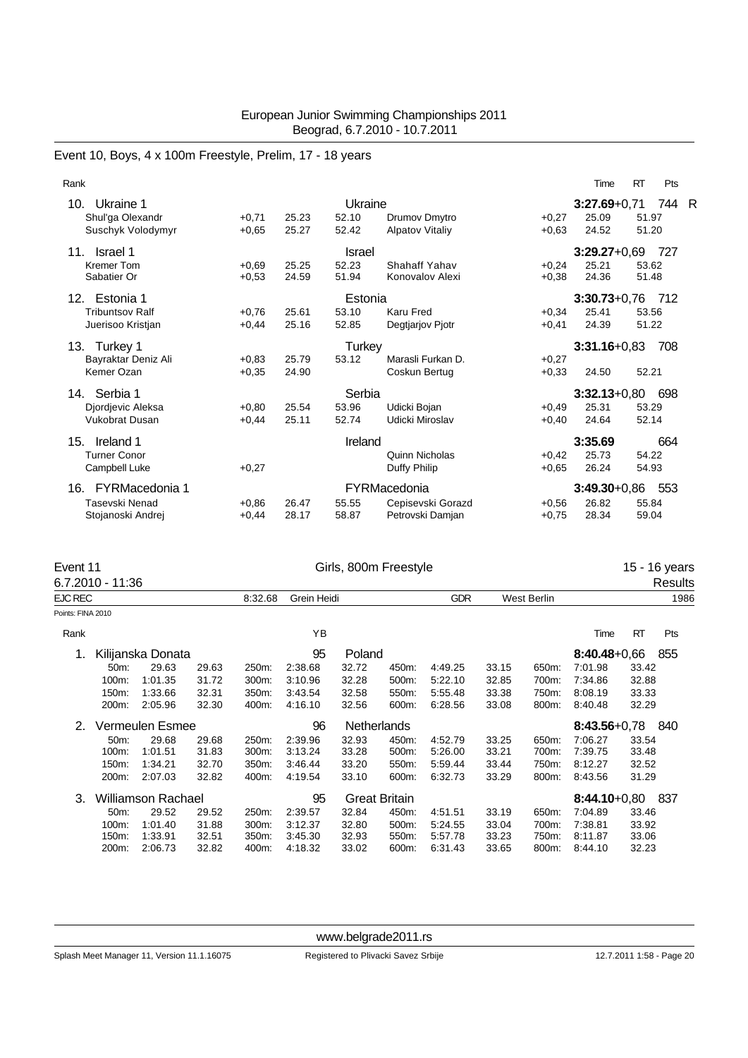European Junior Swimming Championships 2011
Beograd, 6.7.2010 - 10.7.2011

## Event 10, Boys, 4 x 100m Freestyle, Prelim, 17 - 18 years

| Rank | | | | | | | | | Time | RT | Pts |
|---|---|---|---|---|---|---|---|---|---|---|---|
| 10. Ukraine 1 | | | | Ukraine | | | | | **3:27.69**+0,71 | | 744 R |
| | Shul'ga Olexandr | +0,71 | 25.23 | 52.10 | Drumov Dmytro | +0,27 | 25.09 | 51.97 | | | |
| | Suschyk Volodymyr | +0,65 | 25.27 | 52.42 | Alpatov Vitaliy | +0,63 | 24.52 | 51.20 | | | |
| 11. Israel 1 | | | | Israel | | | | | **3:29.27**+0,69 | | 727 |
| | Kremer Tom | +0,69 | 25.25 | 52.23 | Shahaff Yahav | +0,24 | 25.21 | 53.62 | | | |
| | Sabatier Or | +0,53 | 24.59 | 51.94 | Konovalov Alexi | +0,38 | 24.36 | 51.48 | | | |
| 12. Estonia 1 | | | | Estonia | | | | | **3:30.73**+0,76 | | 712 |
| | Tribuntsov Ralf | +0,76 | 25.61 | 53.10 | Karu Fred | +0,34 | 25.41 | 53.56 | | | |
| | Juerisoo Kristjan | +0,44 | 25.16 | 52.85 | Degtjarjov Pjotr | +0,41 | 24.39 | 51.22 | | | |
| 13. Turkey 1 | | | | Turkey | | | | | **3:31.16**+0,83 | | 708 |
| | Bayraktar Deniz Ali | +0,83 | 25.79 | 53.12 | Marasli Furkan D. | +0,27 | | | | | |
| | Kemer Ozan | +0,35 | 24.90 | | Coskun Bertug | +0,33 | 24.50 | 52.21 | | | |
| 14. Serbia 1 | | | | Serbia | | | | | **3:32.13**+0,80 | | 698 |
| | Djordjevic Aleksa | +0,80 | 25.54 | 53.96 | Udicki Bojan | +0,49 | 25.31 | 53.29 | | | |
| | Vukobrat Dusan | +0,44 | 25.11 | 52.74 | Udicki Miroslav | +0,40 | 24.64 | 52.14 | | | |
| 15. Ireland 1 | | | | Ireland | | | | | **3:35.69** | | 664 |
| | Turner Conor | | | | Quinn Nicholas | +0,42 | 25.73 | 54.22 | | | |
| | Campbell Luke | +0,27 | | | Duffy Philip | +0,65 | 26.24 | 54.93 | | | |
| 16. FYRMacedonia 1 | | | | FYRMacedonia | | | | | **3:49.30**+0,86 | | 553 |
| | Tasevski Nenad | +0,86 | 26.47 | 55.55 | Cepisevski Gorazd | +0,56 | 26.82 | 55.84 | | | |
| | Stojanoski Andrej | +0,44 | 28.17 | 58.87 | Petrovski Damjan | +0,75 | 28.34 | 59.04 | | | |

## Event 11 — Girls, 800m Freestyle — 15 - 16 years

6.7.2010 - 11:36 — Results

EJC REC 8:32.68 Grein Heidi GDR West Berlin 1986

Points: FINA 2010

| Rank | Name | | YB | Nation | | | | | Time | RT | Pts |
|---|---|---|---|---|---|---|---|---|---|---|---|
| 1. | Kilijanska Donata | | 95 | Poland | | | | | **8:40.48**+0,66 | | 855 |
| | 50m: 29.63 | 29.63 | 250m: 2:38.68 | 32.72 | 450m: 4:49.25 | 33.15 | 650m: 7:01.98 | 33.42 | | | |
| | 100m: 1:01.35 | 31.72 | 300m: 3:10.96 | 32.28 | 500m: 5:22.10 | 32.85 | 700m: 7:34.86 | 32.88 | | | |
| | 150m: 1:33.66 | 32.31 | 350m: 3:43.54 | 32.58 | 550m: 5:55.48 | 33.38 | 750m: 8:08.19 | 33.33 | | | |
| | 200m: 2:05.96 | 32.30 | 400m: 4:16.10 | 32.56 | 600m: 6:28.56 | 33.08 | 800m: 8:40.48 | 32.29 | | | |
| 2. | Vermeulen Esmee | | 96 | Netherlands | | | | | **8:43.56**+0,78 | | 840 |
| | 50m: 29.68 | 29.68 | 250m: 2:39.96 | 32.93 | 450m: 4:52.79 | 33.25 | 650m: 7:06.27 | 33.54 | | | |
| | 100m: 1:01.51 | 31.83 | 300m: 3:13.24 | 33.28 | 500m: 5:26.00 | 33.21 | 700m: 7:39.75 | 33.48 | | | |
| | 150m: 1:34.21 | 32.70 | 350m: 3:46.44 | 33.20 | 550m: 5:59.44 | 33.44 | 750m: 8:12.27 | 32.52 | | | |
| | 200m: 2:07.03 | 32.82 | 400m: 4:19.54 | 33.10 | 600m: 6:32.73 | 33.29 | 800m: 8:43.56 | 31.29 | | | |
| 3. | Williamson Rachael | | 95 | Great Britain | | | | | **8:44.10**+0,80 | | 837 |
| | 50m: 29.52 | 29.52 | 250m: 2:39.57 | 32.84 | 450m: 4:51.51 | 33.19 | 650m: 7:04.89 | 33.46 | | | |
| | 100m: 1:01.40 | 31.88 | 300m: 3:12.37 | 32.80 | 500m: 5:24.55 | 33.04 | 700m: 7:38.81 | 33.92 | | | |
| | 150m: 1:33.91 | 32.51 | 350m: 3:45.30 | 32.93 | 550m: 5:57.78 | 33.23 | 750m: 8:11.87 | 33.06 | | | |
| | 200m: 2:06.73 | 32.82 | 400m: 4:18.32 | 33.02 | 600m: 6:31.43 | 33.65 | 800m: 8:44.10 | 32.23 | | | |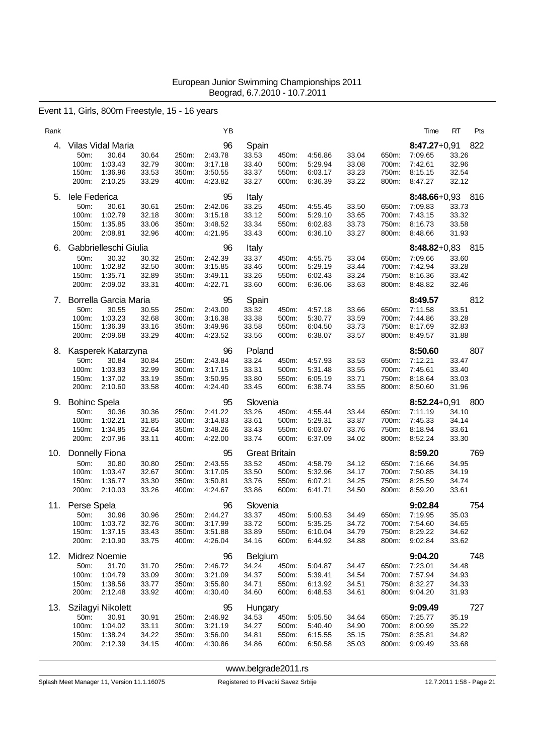European Junior Swimming Championships 2011
Beograd, 6.7.2010 - 10.7.2011

## Event 11, Girls, 800m Freestyle, 15 - 16 years

| Rank | Name | YB | Nation | Time | RT | Pts |
|---|---|---|---|---|---|---|
| 4. | Vilas Vidal Maria | 96 | Spain | 8:47.27 | +0,91 | 822 |
| 5. | Iele Federica | 95 | Italy | 8:48.66 | +0,93 | 816 |
| 6. | Gabbrielleschi Giulia | 96 | Italy | 8:48.82 | +0,83 | 815 |
| 7. | Borrella Garcia Maria | 95 | Spain | 8:49.57 | | 812 |
| 8. | Kasperek Katarzyna | 96 | Poland | 8:50.60 | | 807 |
| 9. | Bohinc Spela | 95 | Slovenia | 8:52.24 | +0,91 | 800 |
| 10. | Donnelly Fiona | 95 | Great Britain | 8:59.20 | | 769 |
| 11. | Perse Spela | 96 | Slovenia | 9:02.84 | | 754 |
| 12. | Midrez Noemie | 96 | Belgium | 9:04.20 | | 748 |
| 13. | Szilagyi Nikolett | 95 | Hungary | 9:09.49 | | 727 |

### Splits

**4. Vilas Vidal Maria**

| Dist | Time | Split | Dist | Time | Split | Dist | Time | Split | Dist | Time | Split |
|---|---|---|---|---|---|---|---|---|---|---|---|
| 50m: | 30.64 | 30.64 | 250m: | 2:43.78 | 33.53 | 450m: | 4:56.86 | 33.04 | 650m: | 7:09.65 | 33.26 |
| 100m: | 1:03.43 | 32.79 | 300m: | 3:17.18 | 33.40 | 500m: | 5:29.94 | 33.08 | 700m: | 7:42.61 | 32.96 |
| 150m: | 1:36.96 | 33.53 | 350m: | 3:50.55 | 33.37 | 550m: | 6:03.17 | 33.23 | 750m: | 8:15.15 | 32.54 |
| 200m: | 2:10.25 | 33.29 | 400m: | 4:23.82 | 33.27 | 600m: | 6:36.39 | 33.22 | 800m: | 8:47.27 | 32.12 |

**5. Iele Federica**

| Dist | Time | Split | Dist | Time | Split | Dist | Time | Split | Dist | Time | Split |
|---|---|---|---|---|---|---|---|---|---|---|---|
| 50m: | 30.61 | 30.61 | 250m: | 2:42.06 | 33.25 | 450m: | 4:55.45 | 33.50 | 650m: | 7:09.83 | 33.73 |
| 100m: | 1:02.79 | 32.18 | 300m: | 3:15.18 | 33.12 | 500m: | 5:29.10 | 33.65 | 700m: | 7:43.15 | 33.32 |
| 150m: | 1:35.85 | 33.06 | 350m: | 3:48.52 | 33.34 | 550m: | 6:02.83 | 33.73 | 750m: | 8:16.73 | 33.58 |
| 200m: | 2:08.81 | 32.96 | 400m: | 4:21.95 | 33.43 | 600m: | 6:36.10 | 33.27 | 800m: | 8:48.66 | 31.93 |

**6. Gabbrielleschi Giulia**

| Dist | Time | Split | Dist | Time | Split | Dist | Time | Split | Dist | Time | Split |
|---|---|---|---|---|---|---|---|---|---|---|---|
| 50m: | 30.32 | 30.32 | 250m: | 2:42.39 | 33.37 | 450m: | 4:55.75 | 33.04 | 650m: | 7:09.66 | 33.60 |
| 100m: | 1:02.82 | 32.50 | 300m: | 3:15.85 | 33.46 | 500m: | 5:29.19 | 33.44 | 700m: | 7:42.94 | 33.28 |
| 150m: | 1:35.71 | 32.89 | 350m: | 3:49.11 | 33.26 | 550m: | 6:02.43 | 33.24 | 750m: | 8:16.36 | 33.42 |
| 200m: | 2:09.02 | 33.31 | 400m: | 4:22.71 | 33.60 | 600m: | 6:36.06 | 33.63 | 800m: | 8:48.82 | 32.46 |

**7. Borrella Garcia Maria**

| Dist | Time | Split | Dist | Time | Split | Dist | Time | Split | Dist | Time | Split |
|---|---|---|---|---|---|---|---|---|---|---|---|
| 50m: | 30.55 | 30.55 | 250m: | 2:43.00 | 33.32 | 450m: | 4:57.18 | 33.66 | 650m: | 7:11.58 | 33.51 |
| 100m: | 1:03.23 | 32.68 | 300m: | 3:16.38 | 33.38 | 500m: | 5:30.77 | 33.59 | 700m: | 7:44.86 | 33.28 |
| 150m: | 1:36.39 | 33.16 | 350m: | 3:49.96 | 33.58 | 550m: | 6:04.50 | 33.73 | 750m: | 8:17.69 | 32.83 |
| 200m: | 2:09.68 | 33.29 | 400m: | 4:23.52 | 33.56 | 600m: | 6:38.07 | 33.57 | 800m: | 8:49.57 | 31.88 |

**8. Kasperek Katarzyna**

| Dist | Time | Split | Dist | Time | Split | Dist | Time | Split | Dist | Time | Split |
|---|---|---|---|---|---|---|---|---|---|---|---|
| 50m: | 30.84 | 30.84 | 250m: | 2:43.84 | 33.24 | 450m: | 4:57.93 | 33.53 | 650m: | 7:12.21 | 33.47 |
| 100m: | 1:03.83 | 32.99 | 300m: | 3:17.15 | 33.31 | 500m: | 5:31.48 | 33.55 | 700m: | 7:45.61 | 33.40 |
| 150m: | 1:37.02 | 33.19 | 350m: | 3:50.95 | 33.80 | 550m: | 6:05.19 | 33.71 | 750m: | 8:18.64 | 33.03 |
| 200m: | 2:10.60 | 33.58 | 400m: | 4:24.40 | 33.45 | 600m: | 6:38.74 | 33.55 | 800m: | 8:50.60 | 31.96 |

**9. Bohinc Spela**

| Dist | Time | Split | Dist | Time | Split | Dist | Time | Split | Dist | Time | Split |
|---|---|---|---|---|---|---|---|---|---|---|---|
| 50m: | 30.36 | 30.36 | 250m: | 2:41.22 | 33.26 | 450m: | 4:55.44 | 33.44 | 650m: | 7:11.19 | 34.10 |
| 100m: | 1:02.21 | 31.85 | 300m: | 3:14.83 | 33.61 | 500m: | 5:29.31 | 33.87 | 700m: | 7:45.33 | 34.14 |
| 150m: | 1:34.85 | 32.64 | 350m: | 3:48.26 | 33.43 | 550m: | 6:03.07 | 33.76 | 750m: | 8:18.94 | 33.61 |
| 200m: | 2:07.96 | 33.11 | 400m: | 4:22.00 | 33.74 | 600m: | 6:37.09 | 34.02 | 800m: | 8:52.24 | 33.30 |

**10. Donnelly Fiona**

| Dist | Time | Split | Dist | Time | Split | Dist | Time | Split | Dist | Time | Split |
|---|---|---|---|---|---|---|---|---|---|---|---|
| 50m: | 30.80 | 30.80 | 250m: | 2:43.55 | 33.52 | 450m: | 4:58.79 | 34.12 | 650m: | 7:16.66 | 34.95 |
| 100m: | 1:03.47 | 32.67 | 300m: | 3:17.05 | 33.50 | 500m: | 5:32.96 | 34.17 | 700m: | 7:50.85 | 34.19 |
| 150m: | 1:36.77 | 33.30 | 350m: | 3:50.81 | 33.76 | 550m: | 6:07.21 | 34.25 | 750m: | 8:25.59 | 34.74 |
| 200m: | 2:10.03 | 33.26 | 400m: | 4:24.67 | 33.86 | 600m: | 6:41.71 | 34.50 | 800m: | 8:59.20 | 33.61 |

**11. Perse Spela**

| Dist | Time | Split | Dist | Time | Split | Dist | Time | Split | Dist | Time | Split |
|---|---|---|---|---|---|---|---|---|---|---|---|
| 50m: | 30.96 | 30.96 | 250m: | 2:44.27 | 33.37 | 450m: | 5:00.53 | 34.49 | 650m: | 7:19.95 | 35.03 |
| 100m: | 1:03.72 | 32.76 | 300m: | 3:17.99 | 33.72 | 500m: | 5:35.25 | 34.72 | 700m: | 7:54.60 | 34.65 |
| 150m: | 1:37.15 | 33.43 | 350m: | 3:51.88 | 33.89 | 550m: | 6:10.04 | 34.79 | 750m: | 8:29.22 | 34.62 |
| 200m: | 2:10.90 | 33.75 | 400m: | 4:26.04 | 34.16 | 600m: | 6:44.92 | 34.88 | 800m: | 9:02.84 | 33.62 |

**12. Midrez Noemie**

| Dist | Time | Split | Dist | Time | Split | Dist | Time | Split | Dist | Time | Split |
|---|---|---|---|---|---|---|---|---|---|---|---|
| 50m: | 31.70 | 31.70 | 250m: | 2:46.72 | 34.24 | 450m: | 5:04.87 | 34.47 | 650m: | 7:23.01 | 34.48 |
| 100m: | 1:04.79 | 33.09 | 300m: | 3:21.09 | 34.37 | 500m: | 5:39.41 | 34.54 | 700m: | 7:57.94 | 34.93 |
| 150m: | 1:38.56 | 33.77 | 350m: | 3:55.80 | 34.71 | 550m: | 6:13.92 | 34.51 | 750m: | 8:32.27 | 34.33 |
| 200m: | 2:12.48 | 33.92 | 400m: | 4:30.40 | 34.60 | 600m: | 6:48.53 | 34.61 | 800m: | 9:04.20 | 31.93 |

**13. Szilagyi Nikolett**

| Dist | Time | Split | Dist | Time | Split | Dist | Time | Split | Dist | Time | Split |
|---|---|---|---|---|---|---|---|---|---|---|---|
| 50m: | 30.91 | 30.91 | 250m: | 2:46.92 | 34.53 | 450m: | 5:05.50 | 34.64 | 650m: | 7:25.77 | 35.19 |
| 100m: | 1:04.02 | 33.11 | 300m: | 3:21.19 | 34.27 | 500m: | 5:40.40 | 34.90 | 700m: | 8:00.99 | 35.22 |
| 150m: | 1:38.24 | 34.22 | 350m: | 3:56.00 | 34.81 | 550m: | 6:15.55 | 35.15 | 750m: | 8:35.81 | 34.82 |
| 200m: | 2:12.39 | 34.15 | 400m: | 4:30.86 | 34.86 | 600m: | 6:50.58 | 35.03 | 800m: | 9:09.49 | 33.68 |

www.belgrade2011.rs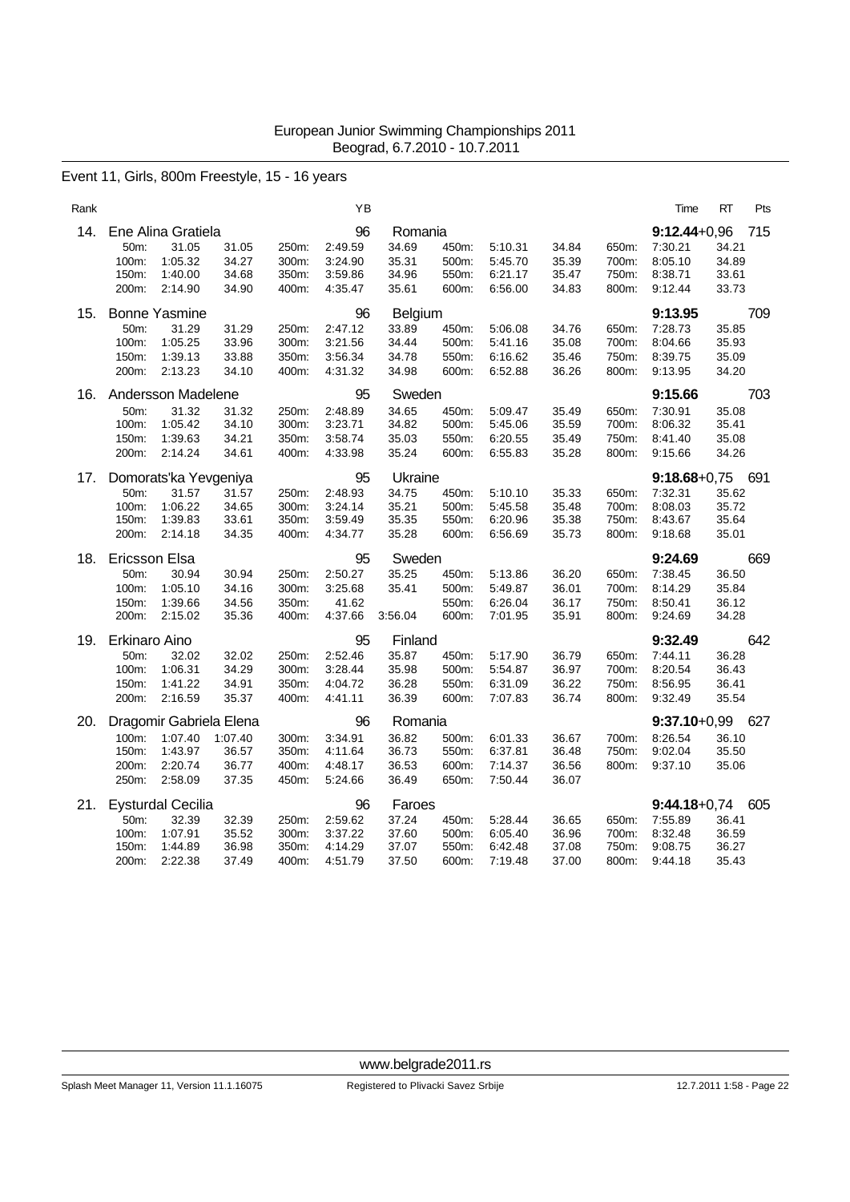European Junior Swimming Championships 2011
Beograd, 6.7.2010 - 10.7.2011

## Event 11, Girls, 800m Freestyle, 15 - 16 years

| Rank | Name | YB | Nation | Time | RT | Pts |
|---|---|---|---|---|---|---|
| 14. | Ene Alina Gratiela | 96 | Romania | **9:12.44** | +0,96 | 715 |
| 15. | Bonne Yasmine | 96 | Belgium | **9:13.95** | | 709 |
| 16. | Andersson Madelene | 95 | Sweden | **9:15.66** | | 703 |
| 17. | Domorats'ka Yevgeniya | 95 | Ukraine | **9:18.68** | +0,75 | 691 |
| 18. | Ericsson Elsa | 95 | Sweden | **9:24.69** | | 669 |
| 19. | Erkinaro Aino | 95 | Finland | **9:32.49** | | 642 |
| 20. | Dragomir Gabriela Elena | 96 | Romania | **9:37.10** | +0,99 | 627 |
| 21. | Eysturdal Cecilia | 96 | Faroes | **9:44.18** | +0,74 | 605 |

### 14. Ene Alina Gratiela (Romania)

| Dist | Time | Split | Dist | Time | Split | Dist | Time | Split | Dist | Time | Split |
|---|---|---|---|---|---|---|---|---|---|---|---|
| 50m: | 31.05 | 31.05 | 250m: | 2:49.59 | 34.69 | 450m: | 5:10.31 | 34.84 | 650m: | 7:30.21 | 34.21 |
| 100m: | 1:05.32 | 34.27 | 300m: | 3:24.90 | 35.31 | 500m: | 5:45.70 | 35.39 | 700m: | 8:05.10 | 34.89 |
| 150m: | 1:40.00 | 34.68 | 350m: | 3:59.86 | 34.96 | 550m: | 6:21.17 | 35.47 | 750m: | 8:38.71 | 33.61 |
| 200m: | 2:14.90 | 34.90 | 400m: | 4:35.47 | 35.61 | 600m: | 6:56.00 | 34.83 | 800m: | 9:12.44 | 33.73 |

### 15. Bonne Yasmine (Belgium)

| Dist | Time | Split | Dist | Time | Split | Dist | Time | Split | Dist | Time | Split |
|---|---|---|---|---|---|---|---|---|---|---|---|
| 50m: | 31.29 | 31.29 | 250m: | 2:47.12 | 33.89 | 450m: | 5:06.08 | 34.76 | 650m: | 7:28.73 | 35.85 |
| 100m: | 1:05.25 | 33.96 | 300m: | 3:21.56 | 34.44 | 500m: | 5:41.16 | 35.08 | 700m: | 8:04.66 | 35.93 |
| 150m: | 1:39.13 | 33.88 | 350m: | 3:56.34 | 34.78 | 550m: | 6:16.62 | 35.46 | 750m: | 8:39.75 | 35.09 |
| 200m: | 2:13.23 | 34.10 | 400m: | 4:31.32 | 34.98 | 600m: | 6:52.88 | 36.26 | 800m: | 9:13.95 | 34.20 |

### 16. Andersson Madelene (Sweden)

| Dist | Time | Split | Dist | Time | Split | Dist | Time | Split | Dist | Time | Split |
|---|---|---|---|---|---|---|---|---|---|---|---|
| 50m: | 31.32 | 31.32 | 250m: | 2:48.89 | 34.65 | 450m: | 5:09.47 | 35.49 | 650m: | 7:30.91 | 35.08 |
| 100m: | 1:05.42 | 34.10 | 300m: | 3:23.71 | 34.82 | 500m: | 5:45.06 | 35.59 | 700m: | 8:06.32 | 35.41 |
| 150m: | 1:39.63 | 34.21 | 350m: | 3:58.74 | 35.03 | 550m: | 6:20.55 | 35.49 | 750m: | 8:41.40 | 35.08 |
| 200m: | 2:14.24 | 34.61 | 400m: | 4:33.98 | 35.24 | 600m: | 6:55.83 | 35.28 | 800m: | 9:15.66 | 34.26 |

### 17. Domorats'ka Yevgeniya (Ukraine)

| Dist | Time | Split | Dist | Time | Split | Dist | Time | Split | Dist | Time | Split |
|---|---|---|---|---|---|---|---|---|---|---|---|
| 50m: | 31.57 | 31.57 | 250m: | 2:48.93 | 34.75 | 450m: | 5:10.10 | 35.33 | 650m: | 7:32.31 | 35.62 |
| 100m: | 1:06.22 | 34.65 | 300m: | 3:24.14 | 35.21 | 500m: | 5:45.58 | 35.48 | 700m: | 8:08.03 | 35.72 |
| 150m: | 1:39.83 | 33.61 | 350m: | 3:59.49 | 35.35 | 550m: | 6:20.96 | 35.38 | 750m: | 8:43.67 | 35.64 |
| 200m: | 2:14.18 | 34.35 | 400m: | 4:34.77 | 35.28 | 600m: | 6:56.69 | 35.73 | 800m: | 9:18.68 | 35.01 |

### 18. Ericsson Elsa (Sweden)

| Dist | Time | Split | Dist | Time | Split | Dist | Time | Split | Dist | Time | Split |
|---|---|---|---|---|---|---|---|---|---|---|---|
| 50m: | 30.94 | 30.94 | 250m: | 2:50.27 | 35.25 | 450m: | 5:13.86 | 36.20 | 650m: | 7:38.45 | 36.50 |
| 100m: | 1:05.10 | 34.16 | 300m: | 3:25.68 | 35.41 | 500m: | 5:49.87 | 36.01 | 700m: | 8:14.29 | 35.84 |
| 150m: | 1:39.66 | 34.56 | 350m: | 41.62 | | 550m: | 6:26.04 | 36.17 | 750m: | 8:50.41 | 36.12 |
| 200m: | 2:15.02 | 35.36 | 400m: | 4:37.66 | 3:56.04 | 600m: | 7:01.95 | 35.91 | 800m: | 9:24.69 | 34.28 |

### 19. Erkinaro Aino (Finland)

| Dist | Time | Split | Dist | Time | Split | Dist | Time | Split | Dist | Time | Split |
|---|---|---|---|---|---|---|---|---|---|---|---|
| 50m: | 32.02 | 32.02 | 250m: | 2:52.46 | 35.87 | 450m: | 5:17.90 | 36.79 | 650m: | 7:44.11 | 36.28 |
| 100m: | 1:06.31 | 34.29 | 300m: | 3:28.44 | 35.98 | 500m: | 5:54.87 | 36.97 | 700m: | 8:20.54 | 36.43 |
| 150m: | 1:41.22 | 34.91 | 350m: | 4:04.72 | 36.28 | 550m: | 6:31.09 | 36.22 | 750m: | 8:56.95 | 36.41 |
| 200m: | 2:16.59 | 35.37 | 400m: | 4:41.11 | 36.39 | 600m: | 7:07.83 | 36.74 | 800m: | 9:32.49 | 35.54 |

### 20. Dragomir Gabriela Elena (Romania)

| Dist | Time | Split | Dist | Time | Split | Dist | Time | Split | Dist | Time | Split |
|---|---|---|---|---|---|---|---|---|---|---|---|
| 100m: | 1:07.40 | 1:07.40 | 300m: | 3:34.91 | 36.82 | 500m: | 6:01.33 | 36.67 | 700m: | 8:26.54 | 36.10 |
| 150m: | 1:43.97 | 36.57 | 350m: | 4:11.64 | 36.73 | 550m: | 6:37.81 | 36.48 | 750m: | 9:02.04 | 35.50 |
| 200m: | 2:20.74 | 36.77 | 400m: | 4:48.17 | 36.53 | 600m: | 7:14.37 | 36.56 | 800m: | 9:37.10 | 35.06 |
| 250m: | 2:58.09 | 37.35 | 450m: | 5:24.66 | 36.49 | 650m: | 7:50.44 | 36.07 | | | |

### 21. Eysturdal Cecilia (Faroes)

| Dist | Time | Split | Dist | Time | Split | Dist | Time | Split | Dist | Time | Split |
|---|---|---|---|---|---|---|---|---|---|---|---|
| 50m: | 32.39 | 32.39 | 250m: | 2:59.62 | 37.24 | 450m: | 5:28.44 | 36.65 | 650m: | 7:55.89 | 36.41 |
| 100m: | 1:07.91 | 35.52 | 300m: | 3:37.22 | 37.60 | 500m: | 6:05.40 | 36.96 | 700m: | 8:32.48 | 36.59 |
| 150m: | 1:44.89 | 36.98 | 350m: | 4:14.29 | 37.07 | 550m: | 6:42.48 | 37.08 | 750m: | 9:08.75 | 36.27 |
| 200m: | 2:22.38 | 37.49 | 400m: | 4:51.79 | 37.50 | 600m: | 7:19.48 | 37.00 | 800m: | 9:44.18 | 35.43 |

www.belgrade2011.rs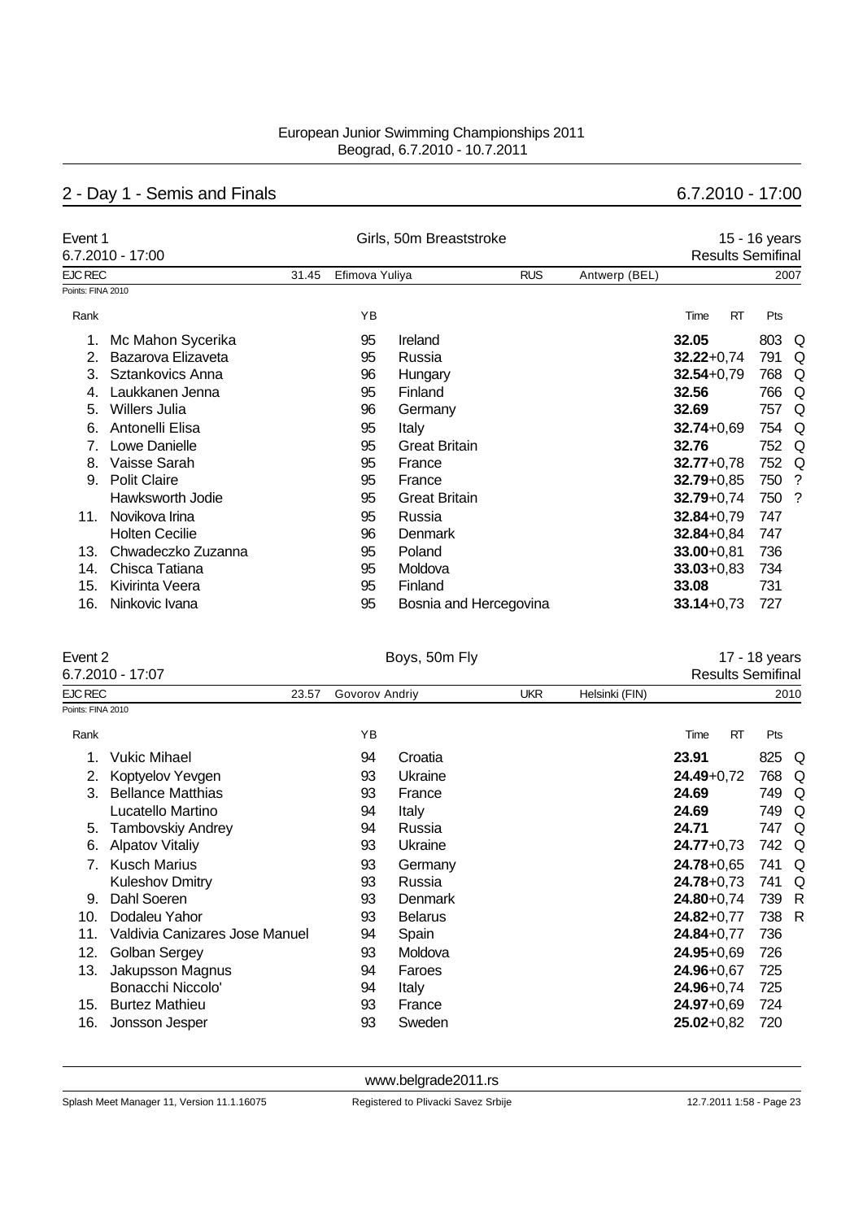European Junior Swimming Championships 2011
Beograd, 6.7.2010 - 10.7.2011

## 2 - Day 1 - Semis and Finals — 6.7.2010 - 17:00

### Event 1 — Girls, 50m Breaststroke — 15 - 16 years

6.7.2010 - 17:00 — Results Semifinal

EJC REC 31.45 Efimova Yuliya RUS Antwerp (BEL) 2007

Points: FINA 2010

| Rank | Name | YB | Nation | Time | RT | Pts | |
|---|---|---|---|---|---|---|---|
| 1. | Mc Mahon Sycerika | 95 | Ireland | **32.05** | | 803 | Q |
| 2. | Bazarova Elizaveta | 95 | Russia | **32.22** | +0,74 | 791 | Q |
| 3. | Sztankovics Anna | 96 | Hungary | **32.54** | +0,79 | 768 | Q |
| 4. | Laukkanen Jenna | 95 | Finland | **32.56** | | 766 | Q |
| 5. | Willers Julia | 96 | Germany | **32.69** | | 757 | Q |
| 6. | Antonelli Elisa | 95 | Italy | **32.74** | +0,69 | 754 | Q |
| 7. | Lowe Danielle | 95 | Great Britain | **32.76** | | 752 | Q |
| 8. | Vaisse Sarah | 95 | France | **32.77** | +0,78 | 752 | Q |
| 9. | Polit Claire | 95 | France | **32.79** | +0,85 | 750 | ? |
| | Hawksworth Jodie | 95 | Great Britain | **32.79** | +0,74 | 750 | ? |
| 11. | Novikova Irina | 95 | Russia | **32.84** | +0,79 | 747 | |
| | Holten Cecilie | 96 | Denmark | **32.84** | +0,84 | 747 | |
| 13. | Chwadeczko Zuzanna | 95 | Poland | **33.00** | +0,81 | 736 | |
| 14. | Chisca Tatiana | 95 | Moldova | **33.03** | +0,83 | 734 | |
| 15. | Kivirinta Veera | 95 | Finland | **33.08** | | 731 | |
| 16. | Ninkovic Ivana | 95 | Bosnia and Hercegovina | **33.14** | +0,73 | 727 | |

### Event 2 — Boys, 50m Fly — 17 - 18 years

6.7.2010 - 17:07 — Results Semifinal

EJC REC 23.57 Govorov Andriy UKR Helsinki (FIN) 2010

Points: FINA 2010

| Rank | Name | YB | Nation | Time | RT | Pts | |
|---|---|---|---|---|---|---|---|
| 1. | Vukic Mihael | 94 | Croatia | **23.91** | | 825 | Q |
| 2. | Koptyelov Yevgen | 93 | Ukraine | **24.49** | +0,72 | 768 | Q |
| 3. | Bellance Matthias | 93 | France | **24.69** | | 749 | Q |
| | Lucatello Martino | 94 | Italy | **24.69** | | 749 | Q |
| 5. | Tambovskiy Andrey | 94 | Russia | **24.71** | | 747 | Q |
| 6. | Alpatov Vitaliy | 93 | Ukraine | **24.77** | +0,73 | 742 | Q |
| 7. | Kusch Marius | 93 | Germany | **24.78** | +0,65 | 741 | Q |
| | Kuleshov Dmitry | 93 | Russia | **24.78** | +0,73 | 741 | Q |
| 9. | Dahl Soeren | 93 | Denmark | **24.80** | +0,74 | 739 | R |
| 10. | Dodaleu Yahor | 93 | Belarus | **24.82** | +0,77 | 738 | R |
| 11. | Valdivia Canizares Jose Manuel | 94 | Spain | **24.84** | +0,77 | 736 | |
| 12. | Golban Sergey | 93 | Moldova | **24.95** | +0,69 | 726 | |
| 13. | Jakupsson Magnus | 94 | Faroes | **24.96** | +0,67 | 725 | |
| | Bonacchi Niccolo' | 94 | Italy | **24.96** | +0,74 | 725 | |
| 15. | Burtez Mathieu | 93 | France | **24.97** | +0,69 | 724 | |
| 16. | Jonsson Jesper | 93 | Sweden | **25.02** | +0,82 | 720 | |

www.belgrade2011.rs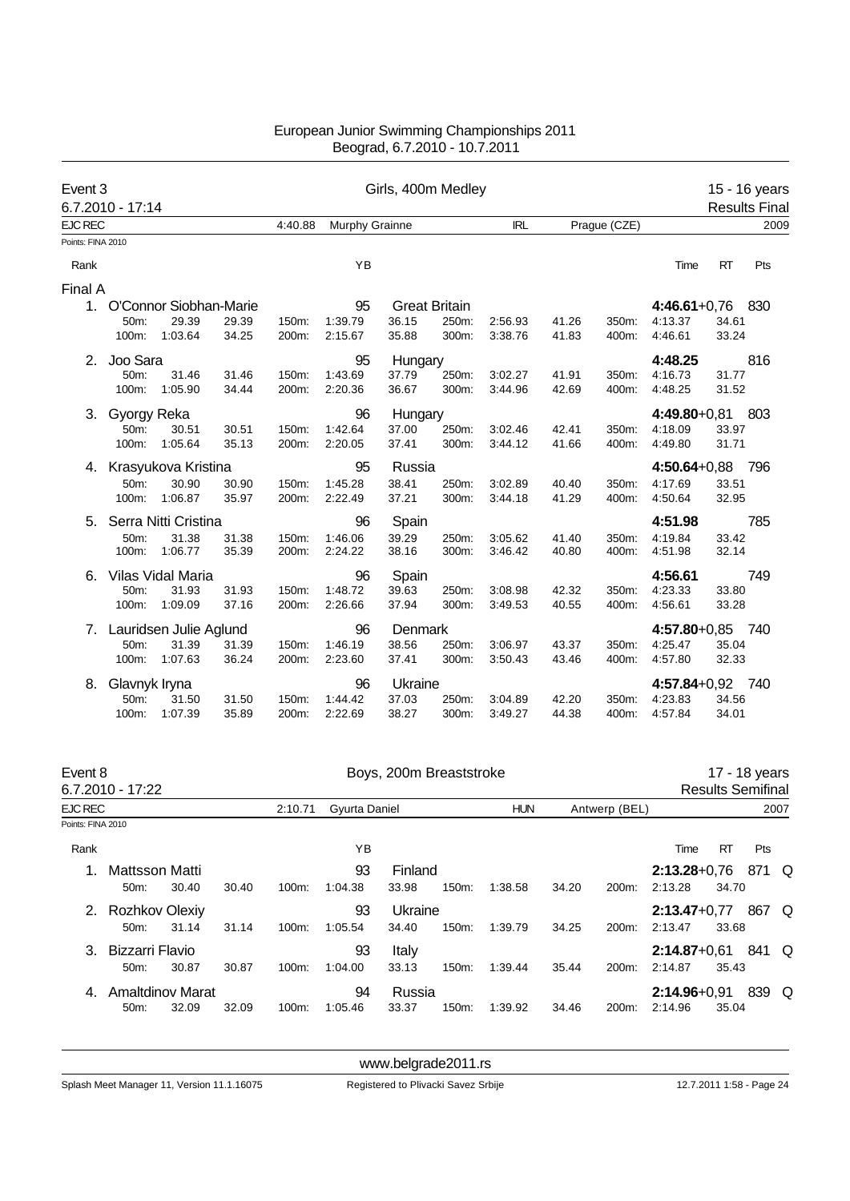# European Junior Swimming Championships 2011

Beograd, 6.7.2010 - 10.7.2011

## Event 3 — Girls, 400m Medley — 15 - 16 years

6.7.2010 - 17:14 — Results Final

EJC REC 4:40.88 Murphy Grainne IRL Prague (CZE) 2009

Points: FINA 2010

### Final A

| Rank | Name | YB | Nation | Time | RT | Pts |
|---|---|---|---|---|---|---|
| 1. | O'Connor Siobhan-Marie | 95 | Great Britain | 4:46.61 | +0,76 | 830 |
| | 50m: 29.39 (29.39), 100m: 1:03.64 (34.25), 150m: 1:39.79 (36.15), 200m: 2:15.67 (35.88), 250m: 2:56.93 (41.26), 300m: 3:38.76 (41.83), 350m: 4:13.37 (34.61), 400m: 4:46.61 (33.24) | | | | | |
| 2. | Joo Sara | 95 | Hungary | 4:48.25 | | 816 |
| | 50m: 31.46 (31.46), 100m: 1:05.90 (34.44), 150m: 1:43.69 (37.79), 200m: 2:20.36 (36.67), 250m: 3:02.27 (41.91), 300m: 3:44.96 (42.69), 350m: 4:16.73 (31.77), 400m: 4:48.25 (31.52) | | | | | |
| 3. | Gyorgy Reka | 96 | Hungary | 4:49.80 | +0,81 | 803 |
| | 50m: 30.51 (30.51), 100m: 1:05.64 (35.13), 150m: 1:42.64 (37.00), 200m: 2:20.05 (37.41), 250m: 3:02.46 (42.41), 300m: 3:44.12 (41.66), 350m: 4:18.09 (33.97), 400m: 4:49.80 (31.71) | | | | | |
| 4. | Krasyukova Kristina | 95 | Russia | 4:50.64 | +0,88 | 796 |
| | 50m: 30.90 (30.90), 100m: 1:06.87 (35.97), 150m: 1:45.28 (38.41), 200m: 2:22.49 (37.21), 250m: 3:02.89 (40.40), 300m: 3:44.18 (41.29), 350m: 4:17.69 (33.51), 400m: 4:50.64 (32.95) | | | | | |
| 5. | Serra Nitti Cristina | 96 | Spain | 4:51.98 | | 785 |
| | 50m: 31.38 (31.38), 100m: 1:06.77 (35.39), 150m: 1:46.06 (39.29), 200m: 2:24.22 (38.16), 250m: 3:05.62 (41.40), 300m: 3:46.42 (40.80), 350m: 4:19.84 (33.42), 400m: 4:51.98 (32.14) | | | | | |
| 6. | Vilas Vidal Maria | 96 | Spain | 4:56.61 | | 749 |
| | 50m: 31.93 (31.93), 100m: 1:09.09 (37.16), 150m: 1:48.72 (39.63), 200m: 2:26.66 (37.94), 250m: 3:08.98 (42.32), 300m: 3:49.53 (40.55), 350m: 4:23.33 (33.80), 400m: 4:56.61 (33.28) | | | | | |
| 7. | Lauridsen Julie Aglund | 96 | Denmark | 4:57.80 | +0,85 | 740 |
| | 50m: 31.39 (31.39), 100m: 1:07.63 (36.24), 150m: 1:46.19 (38.56), 200m: 2:23.60 (37.41), 250m: 3:06.97 (43.37), 300m: 3:50.43 (43.46), 350m: 4:25.47 (35.04), 400m: 4:57.80 (32.33) | | | | | |
| 8. | Glavnyk Iryna | 96 | Ukraine | 4:57.84 | +0,92 | 740 |
| | 50m: 31.50 (31.50), 100m: 1:07.39 (35.89), 150m: 1:44.42 (37.03), 200m: 2:22.69 (38.27), 250m: 3:04.89 (42.20), 300m: 3:49.27 (44.38), 350m: 4:23.83 (34.56), 400m: 4:57.84 (34.01) | | | | | |

## Event 8 — Boys, 200m Breaststroke — 17 - 18 years

6.7.2010 - 17:22 — Results Semifinal

EJC REC 2:10.71 Gyurta Daniel HUN Antwerp (BEL) 2007

Points: FINA 2010

| Rank | Name | YB | Nation | Time | RT | Pts | |
|---|---|---|---|---|---|---|---|
| 1. | Mattsson Matti | 93 | Finland | 2:13.28 | +0,76 | 871 | Q |
| | 50m: 30.40 (30.40), 100m: 1:04.38 (33.98), 150m: 1:38.58 (34.20), 200m: 2:13.28 (34.70) | | | | | | |
| 2. | Rozhkov Olexiy | 93 | Ukraine | 2:13.47 | +0,77 | 867 | Q |
| | 50m: 31.14 (31.14), 100m: 1:05.54 (34.40), 150m: 1:39.79 (34.25), 200m: 2:13.47 (33.68) | | | | | | |
| 3. | Bizzarri Flavio | 93 | Italy | 2:14.87 | +0,61 | 841 | Q |
| | 50m: 30.87 (30.87), 100m: 1:04.00 (33.13), 150m: 1:39.44 (35.44), 200m: 2:14.87 (35.43) | | | | | | |
| 4. | Amaltdinov Marat | 94 | Russia | 2:14.96 | +0,91 | 839 | Q |
| | 50m: 32.09 (32.09), 100m: 1:05.46 (33.37), 150m: 1:39.92 (34.46), 200m: 2:14.96 (35.04) | | | | | | |

www.belgrade2011.rs

Splash Meet Manager 11, Version 11.1.16075 — Registered to Plivacki Savez Srbije — 12.7.2011 1:58 - Page 24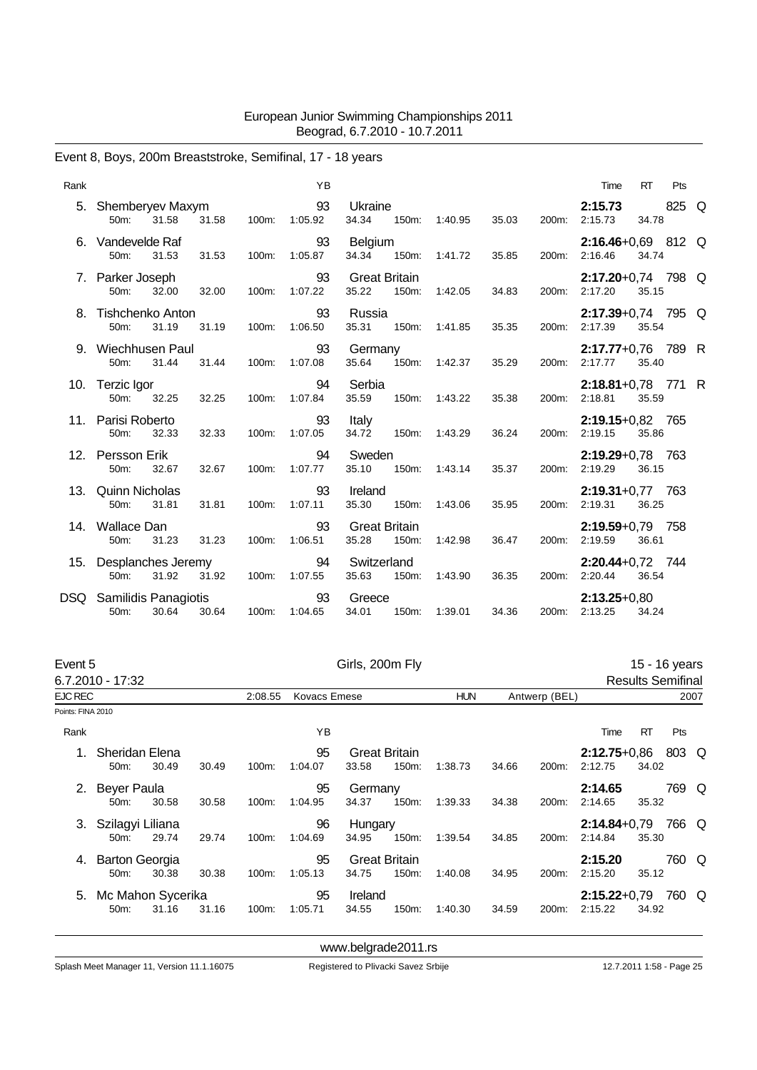European Junior Swimming Championships 2011
Beograd, 6.7.2010 - 10.7.2011

## Event 8, Boys, 200m Breaststroke, Semifinal, 17 - 18 years

| Rank | Name | YB | Nation | Time | RT | Pts | |
|---|---|---|---|---|---|---|---|
| 5. | Shemberyev Maxym | 93 | Ukraine | **2:15.73** | | 825 | Q |
| | 50m: 31.58 31.58 / 100m: 1:05.92 34.34 / 150m: 1:40.95 35.03 / 200m: 2:15.73 34.78 | | | | | | |
| 6. | Vandevelde Raf | 93 | Belgium | **2:16.46** | +0,69 | 812 | Q |
| | 50m: 31.53 31.53 / 100m: 1:05.87 34.34 / 150m: 1:41.72 35.85 / 200m: 2:16.46 34.74 | | | | | | |
| 7. | Parker Joseph | 93 | Great Britain | **2:17.20** | +0,74 | 798 | Q |
| | 50m: 32.00 32.00 / 100m: 1:07.22 35.22 / 150m: 1:42.05 34.83 / 200m: 2:17.20 35.15 | | | | | | |
| 8. | Tishchenko Anton | 93 | Russia | **2:17.39** | +0,74 | 795 | Q |
| | 50m: 31.19 31.19 / 100m: 1:06.50 35.31 / 150m: 1:41.85 35.35 / 200m: 2:17.39 35.54 | | | | | | |
| 9. | Wiechhusen Paul | 93 | Germany | **2:17.77** | +0,76 | 789 | R |
| | 50m: 31.44 31.44 / 100m: 1:07.08 35.64 / 150m: 1:42.37 35.29 / 200m: 2:17.77 35.40 | | | | | | |
| 10. | Terzic Igor | 94 | Serbia | **2:18.81** | +0,78 | 771 | R |
| | 50m: 32.25 32.25 / 100m: 1:07.84 35.59 / 150m: 1:43.22 35.38 / 200m: 2:18.81 35.59 | | | | | | |
| 11. | Parisi Roberto | 93 | Italy | **2:19.15** | +0,82 | 765 | |
| | 50m: 32.33 32.33 / 100m: 1:07.05 34.72 / 150m: 1:43.29 36.24 / 200m: 2:19.15 35.86 | | | | | | |
| 12. | Persson Erik | 94 | Sweden | **2:19.29** | +0,78 | 763 | |
| | 50m: 32.67 32.67 / 100m: 1:07.77 35.10 / 150m: 1:43.14 35.37 / 200m: 2:19.29 36.15 | | | | | | |
| 13. | Quinn Nicholas | 93 | Ireland | **2:19.31** | +0,77 | 763 | |
| | 50m: 31.81 31.81 / 100m: 1:07.11 35.30 / 150m: 1:43.06 35.95 / 200m: 2:19.31 36.25 | | | | | | |
| 14. | Wallace Dan | 93 | Great Britain | **2:19.59** | +0,79 | 758 | |
| | 50m: 31.23 31.23 / 100m: 1:06.51 35.28 / 150m: 1:42.98 36.47 / 200m: 2:19.59 36.61 | | | | | | |
| 15. | Desplanches Jeremy | 94 | Switzerland | **2:20.44** | +0,72 | 744 | |
| | 50m: 31.92 31.92 / 100m: 1:07.55 35.63 / 150m: 1:43.90 36.35 / 200m: 2:20.44 36.54 | | | | | | |
| DSQ | Samilidis Panagiotis | 93 | Greece | **2:13.25** | +0,80 | | |
| | 50m: 30.64 30.64 / 100m: 1:04.65 34.01 / 150m: 1:39.01 34.36 / 200m: 2:13.25 34.24 | | | | | | |

## Event 5 — Girls, 200m Fly — 15 - 16 years

6.7.2010 - 17:32 — Results Semifinal

EJC REC 2:08.55 Kovacs Emese HUN Antwerp (BEL) 2007

Points: FINA 2010

| Rank | Name | YB | Nation | Time | RT | Pts | |
|---|---|---|---|---|---|---|---|
| 1. | Sheridan Elena | 95 | Great Britain | **2:12.75** | +0,86 | 803 | Q |
| | 50m: 30.49 30.49 / 100m: 1:04.07 33.58 / 150m: 1:38.73 34.66 / 200m: 2:12.75 34.02 | | | | | | |
| 2. | Beyer Paula | 95 | Germany | **2:14.65** | | 769 | Q |
| | 50m: 30.58 30.58 / 100m: 1:04.95 34.37 / 150m: 1:39.33 34.38 / 200m: 2:14.65 35.32 | | | | | | |
| 3. | Szilagyi Liliana | 96 | Hungary | **2:14.84** | +0,79 | 766 | Q |
| | 50m: 29.74 29.74 / 100m: 1:04.69 34.95 / 150m: 1:39.54 34.85 / 200m: 2:14.84 35.30 | | | | | | |
| 4. | Barton Georgia | 95 | Great Britain | **2:15.20** | | 760 | Q |
| | 50m: 30.38 30.38 / 100m: 1:05.13 34.75 / 150m: 1:40.08 34.95 / 200m: 2:15.20 35.12 | | | | | | |
| 5. | Mc Mahon Sycerika | 95 | Ireland | **2:15.22** | +0,79 | 760 | Q |
| | 50m: 31.16 31.16 / 100m: 1:05.71 34.55 / 150m: 1:40.30 34.59 / 200m: 2:15.22 34.92 | | | | | | |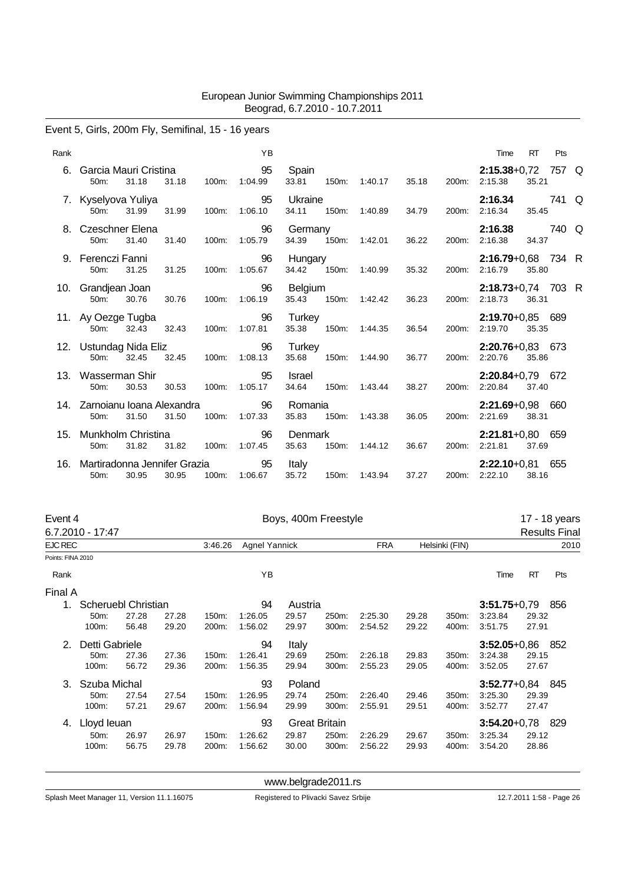Event 5, Girls, 200m Fly, Semifinal, 15 - 16 years

| Rank | Name | YB | Nation | Time | RT | Pts | |
|---|---|---|---|---|---|---|---|
| 6. | Garcia Mauri Cristina | 95 | Spain | 2:15.38 | +0,72 | 757 | Q |
| | 50m: 31.18 31.18 · 100m: 1:04.99 33.81 · 150m: 1:40.17 35.18 · 200m: 2:15.38 35.21 | | | | | | |
| 7. | Kyselyova Yuliya | 95 | Ukraine | 2:16.34 | | 741 | Q |
| | 50m: 31.99 31.99 · 100m: 1:06.10 34.11 · 150m: 1:40.89 34.79 · 200m: 2:16.34 35.45 | | | | | | |
| 8. | Czeschner Elena | 96 | Germany | 2:16.38 | | 740 | Q |
| | 50m: 31.40 31.40 · 100m: 1:05.79 34.39 · 150m: 1:42.01 36.22 · 200m: 2:16.38 34.37 | | | | | | |
| 9. | Ferenczi Fanni | 96 | Hungary | 2:16.79 | +0,68 | 734 | R |
| | 50m: 31.25 31.25 · 100m: 1:05.67 34.42 · 150m: 1:40.99 35.32 · 200m: 2:16.79 35.80 | | | | | | |
| 10. | Grandjean Joan | 96 | Belgium | 2:18.73 | +0,74 | 703 | R |
| | 50m: 30.76 30.76 · 100m: 1:06.19 35.43 · 150m: 1:42.42 36.23 · 200m: 2:18.73 36.31 | | | | | | |
| 11. | Ay Oezge Tugba | 96 | Turkey | 2:19.70 | +0,85 | 689 | |
| | 50m: 32.43 32.43 · 100m: 1:07.81 35.38 · 150m: 1:44.35 36.54 · 200m: 2:19.70 35.35 | | | | | | |
| 12. | Ustundag Nida Eliz | 96 | Turkey | 2:20.76 | +0,83 | 673 | |
| | 50m: 32.45 32.45 · 100m: 1:08.13 35.68 · 150m: 1:44.90 36.77 · 200m: 2:20.76 35.86 | | | | | | |
| 13. | Wasserman Shir | 95 | Israel | 2:20.84 | +0,79 | 672 | |
| | 50m: 30.53 30.53 · 100m: 1:05.17 34.64 · 150m: 1:43.44 38.27 · 200m: 2:20.84 37.40 | | | | | | |
| 14. | Zarnoianu Ioana Alexandra | 96 | Romania | 2:21.69 | +0,98 | 660 | |
| | 50m: 31.50 31.50 · 100m: 1:07.33 35.83 · 150m: 1:43.38 36.05 · 200m: 2:21.69 38.31 | | | | | | |
| 15. | Munkholm Christina | 96 | Denmark | 2:21.81 | +0,80 | 659 | |
| | 50m: 31.82 31.82 · 100m: 1:07.45 35.63 · 150m: 1:44.12 36.67 · 200m: 2:21.81 37.69 | | | | | | |
| 16. | Martiradonna Jennifer Grazia | 95 | Italy | 2:22.10 | +0,81 | 655 | |
| | 50m: 30.95 30.95 · 100m: 1:06.67 35.72 · 150m: 1:43.94 37.27 · 200m: 2:22.10 38.16 | | | | | | |

## Event 4 — Boys, 400m Freestyle — 17 - 18 years

6.7.2010 - 17:47 — Results Final

EJC REC 3:46.26 Agnel Yannick FRA Helsinki (FIN) 2010

Points: FINA 2010

**Final A**

| Rank | Name | YB | Nation | Time | RT | Pts |
|---|---|---|---|---|---|---|
| 1. | Scheruebl Christian | 94 | Austria | 3:51.75 | +0,79 | 856 |
| | 50m: 27.28 27.28 · 100m: 56.48 29.20 · 150m: 1:26.05 29.57 · 200m: 1:56.02 29.97 · 250m: 2:25.30 29.28 · 300m: 2:54.52 29.22 · 350m: 3:23.84 29.32 · 400m: 3:51.75 27.91 | | | | | |
| 2. | Detti Gabriele | 94 | Italy | 3:52.05 | +0,86 | 852 |
| | 50m: 27.36 27.36 · 100m: 56.72 29.36 · 150m: 1:26.41 29.69 · 200m: 1:56.35 29.94 · 250m: 2:26.18 29.83 · 300m: 2:55.23 29.05 · 350m: 3:24.38 29.15 · 400m: 3:52.05 27.67 | | | | | |
| 3. | Szuba Michal | 93 | Poland | 3:52.77 | +0,84 | 845 |
| | 50m: 27.54 27.54 · 100m: 57.21 29.67 · 150m: 1:26.95 29.74 · 200m: 1:56.94 29.99 · 250m: 2:26.40 29.46 · 300m: 2:55.91 29.51 · 350m: 3:25.30 29.39 · 400m: 3:52.77 27.47 | | | | | |
| 4. | Lloyd Ieuan | 93 | Great Britain | 3:54.20 | +0,78 | 829 |
| | 50m: 26.97 26.97 · 100m: 56.75 29.78 · 150m: 1:26.62 29.87 · 200m: 1:56.62 30.00 · 250m: 2:26.29 29.67 · 300m: 2:56.22 29.93 · 350m: 3:25.34 29.12 · 400m: 3:54.20 28.86 | | | | | |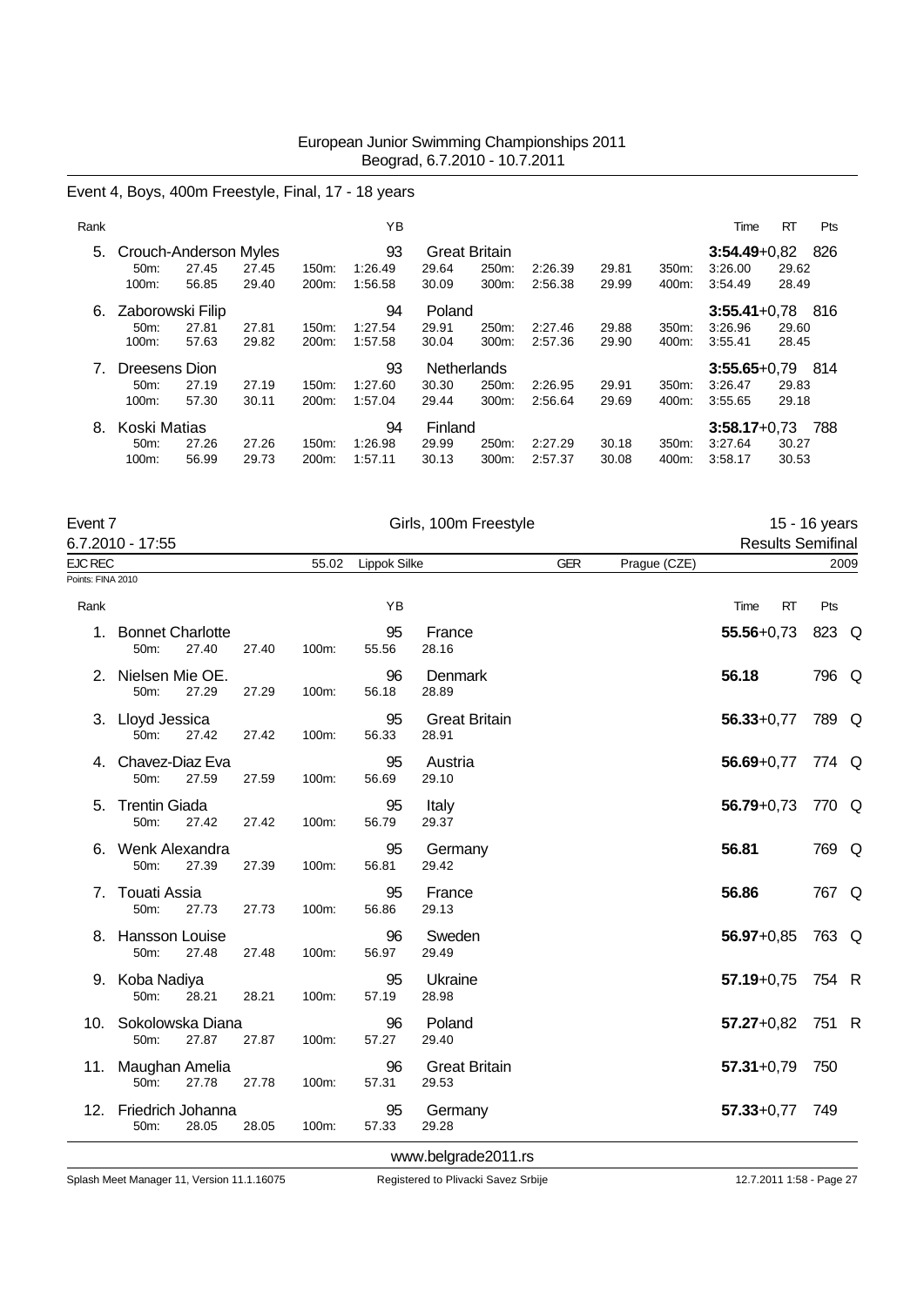## Event 4, Boys, 400m Freestyle, Final, 17 - 18 years

| Rank | Name | YB | Country | Time | RT | Pts |
|---|---|---|---|---|---|---|
| 5. | Crouch-Anderson Myles | 93 | Great Britain | **3:54.49** | +0,82 | 826 |
| | 50m: 27.45 27.45 / 100m: 56.85 29.40 | 150m: 1:26.49 29.64 / 200m: 1:56.58 30.09 | 250m: 2:26.39 29.81 / 300m: 2:56.38 29.99 | 350m: 3:26.00 29.62 / 400m: 3:54.49 28.49 | | |
| 6. | Zaborowski Filip | 94 | Poland | **3:55.41** | +0,78 | 816 |
| | 50m: 27.81 27.81 / 100m: 57.63 29.82 | 150m: 1:27.54 29.91 / 200m: 1:57.58 30.04 | 250m: 2:27.46 29.88 / 300m: 2:57.36 29.90 | 350m: 3:26.96 29.60 / 400m: 3:55.41 28.45 | | |
| 7. | Dreesens Dion | 93 | Netherlands | **3:55.65** | +0,79 | 814 |
| | 50m: 27.19 27.19 / 100m: 57.30 30.11 | 150m: 1:27.60 30.30 / 200m: 1:57.04 29.44 | 250m: 2:26.95 29.91 / 300m: 2:56.64 29.69 | 350m: 3:26.47 29.83 / 400m: 3:55.65 29.18 | | |
| 8. | Koski Matias | 94 | Finland | **3:58.17** | +0,73 | 788 |
| | 50m: 27.26 27.26 / 100m: 56.99 29.73 | 150m: 1:26.98 29.99 / 200m: 1:57.11 30.13 | 250m: 2:27.29 30.18 / 300m: 2:57.37 30.08 | 350m: 3:27.64 30.27 / 400m: 3:58.17 30.53 | | |

## Event 7 Girls, 100m Freestyle 15 - 16 years

6.7.2010 - 17:55 — Results Semifinal

EJC REC 55.02 Lippok Silke GER Prague (CZE) 2009

Points: FINA 2010

| Rank | Name | YB | Country | 50m | 100m | Split | Time | RT | Pts | |
|---|---|---|---|---|---|---|---|---|---|---|
| 1. | Bonnet Charlotte | 95 | France | 27.40 | 55.56 | 28.16 | **55.56** | +0,73 | 823 | Q |
| 2. | Nielsen Mie OE. | 96 | Denmark | 27.29 | 56.18 | 28.89 | **56.18** | | 796 | Q |
| 3. | Lloyd Jessica | 95 | Great Britain | 27.42 | 56.33 | 28.91 | **56.33** | +0,77 | 789 | Q |
| 4. | Chavez-Diaz Eva | 95 | Austria | 27.59 | 56.69 | 29.10 | **56.69** | +0,77 | 774 | Q |
| 5. | Trentin Giada | 95 | Italy | 27.42 | 56.79 | 29.37 | **56.79** | +0,73 | 770 | Q |
| 6. | Wenk Alexandra | 95 | Germany | 27.39 | 56.81 | 29.42 | **56.81** | | 769 | Q |
| 7. | Touati Assia | 95 | France | 27.73 | 56.86 | 29.13 | **56.86** | | 767 | Q |
| 8. | Hansson Louise | 96 | Sweden | 27.48 | 56.97 | 29.49 | **56.97** | +0,85 | 763 | Q |
| 9. | Koba Nadiya | 95 | Ukraine | 28.21 | 57.19 | 28.98 | **57.19** | +0,75 | 754 | R |
| 10. | Sokolowska Diana | 96 | Poland | 27.87 | 57.27 | 29.40 | **57.27** | +0,82 | 751 | R |
| 11. | Maughan Amelia | 96 | Great Britain | 27.78 | 57.31 | 29.53 | **57.31** | +0,79 | 750 | |
| 12. | Friedrich Johanna | 95 | Germany | 28.05 | 57.33 | 29.28 | **57.33** | +0,77 | 749 | |

www.belgrade2011.rs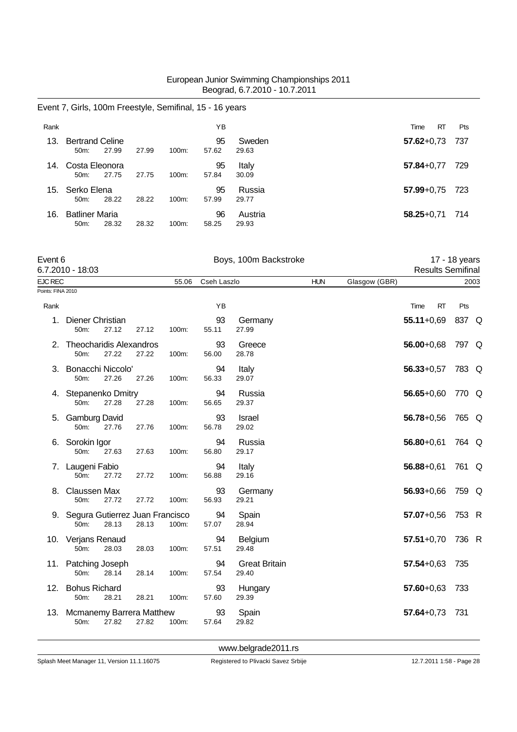## Event 7, Girls, 100m Freestyle, Semifinal, 15 - 16 years

| Rank | Name | | | | YB | Country | Time | RT | Pts | |
|---|---|---|---|---|---|---|---|---|---|---|
| 13. | Bertrand Celine | | | | 95 | Sweden | **57.62** | +0,73 | 737 | |
| | 50m: 27.99 | 27.99 | 100m: | | 57.62 | 29.63 | | | | |
| 14. | Costa Eleonora | | | | 95 | Italy | **57.84** | +0,77 | 729 | |
| | 50m: 27.75 | 27.75 | 100m: | | 57.84 | 30.09 | | | | |
| 15. | Serko Elena | | | | 95 | Russia | **57.99** | +0,75 | 723 | |
| | 50m: 28.22 | 28.22 | 100m: | | 57.99 | 29.77 | | | | |
| 16. | Batliner Maria | | | | 96 | Austria | **58.25** | +0,71 | 714 | |
| | 50m: 28.32 | 28.32 | 100m: | | 58.25 | 29.93 | | | | |

## Event 6 — Boys, 100m Backstroke — 17 - 18 years

6.7.2010 - 18:03 — Results Semifinal

EJC REC 55.06 Cseh Laszlo HUN Glasgow (GBR) 2003

Points: FINA 2010

| Rank | Name | | | | YB | Country | Time | RT | Pts | |
|---|---|---|---|---|---|---|---|---|---|---|
| 1. | Diener Christian | | | | 93 | Germany | **55.11** | +0,69 | 837 | Q |
| | 50m: 27.12 | 27.12 | 100m: | | 55.11 | 27.99 | | | | |
| 2. | Theocharidis Alexandros | | | | 93 | Greece | **56.00** | +0,68 | 797 | Q |
| | 50m: 27.22 | 27.22 | 100m: | | 56.00 | 28.78 | | | | |
| 3. | Bonacchi Niccolo' | | | | 94 | Italy | **56.33** | +0,57 | 783 | Q |
| | 50m: 27.26 | 27.26 | 100m: | | 56.33 | 29.07 | | | | |
| 4. | Stepanenko Dmitry | | | | 94 | Russia | **56.65** | +0,60 | 770 | Q |
| | 50m: 27.28 | 27.28 | 100m: | | 56.65 | 29.37 | | | | |
| 5. | Gamburg David | | | | 93 | Israel | **56.78** | +0,56 | 765 | Q |
| | 50m: 27.76 | 27.76 | 100m: | | 56.78 | 29.02 | | | | |
| 6. | Sorokin Igor | | | | 94 | Russia | **56.80** | +0,61 | 764 | Q |
| | 50m: 27.63 | 27.63 | 100m: | | 56.80 | 29.17 | | | | |
| 7. | Laugeni Fabio | | | | 94 | Italy | **56.88** | +0,61 | 761 | Q |
| | 50m: 27.72 | 27.72 | 100m: | | 56.88 | 29.16 | | | | |
| 8. | Claussen Max | | | | 93 | Germany | **56.93** | +0,66 | 759 | Q |
| | 50m: 27.72 | 27.72 | 100m: | | 56.93 | 29.21 | | | | |
| 9. | Segura Gutierrez Juan Francisco | | | | 94 | Spain | **57.07** | +0,56 | 753 | R |
| | 50m: 28.13 | 28.13 | 100m: | | 57.07 | 28.94 | | | | |
| 10. | Verjans Renaud | | | | 94 | Belgium | **57.51** | +0,70 | 736 | R |
| | 50m: 28.03 | 28.03 | 100m: | | 57.51 | 29.48 | | | | |
| 11. | Patching Joseph | | | | 94 | Great Britain | **57.54** | +0,63 | 735 | |
| | 50m: 28.14 | 28.14 | 100m: | | 57.54 | 29.40 | | | | |
| 12. | Bohus Richard | | | | 93 | Hungary | **57.60** | +0,63 | 733 | |
| | 50m: 28.21 | 28.21 | 100m: | | 57.60 | 29.39 | | | | |
| 13. | Mcmanemy Barrera Matthew | | | | 93 | Spain | **57.64** | +0,73 | 731 | |
| | 50m: 27.82 | 27.82 | 100m: | | 57.64 | 29.82 | | | | |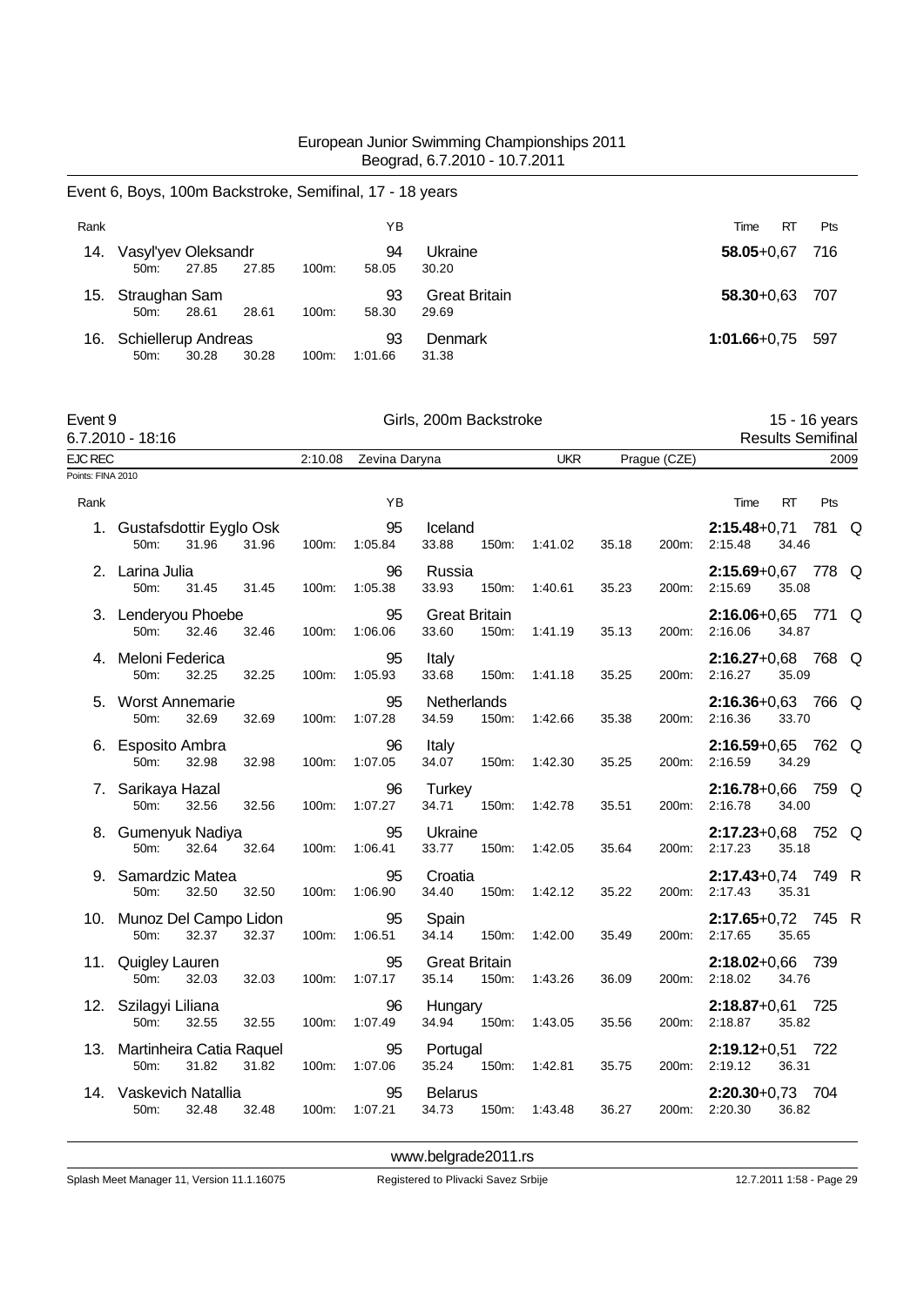European Junior Swimming Championships 2011
Beograd, 6.7.2010 - 10.7.2011

## Event 6, Boys, 100m Backstroke, Semifinal, 17 - 18 years

| Rank | Name | | | | YB | Nation | Time | RT | Pts |
|---|---|---|---|---|---|---|---|---|---|
| 14. | Vasyl'yev Oleksandr | | | | 94 | Ukraine | **58.05** | +0,67 | 716 |
| | 50m: 27.85 | 27.85 | 100m: | | 58.05 | 30.20 | | | |
| 15. | Straughan Sam | | | | 93 | Great Britain | **58.30** | +0,63 | 707 |
| | 50m: 28.61 | 28.61 | 100m: | | 58.30 | 29.69 | | | |
| 16. | Schiellerup Andreas | | | | 93 | Denmark | **1:01.66** | +0,75 | 597 |
| | 50m: 30.28 | 30.28 | 100m: | | 1:01.66 | 31.38 | | | |

## Event 9 — Girls, 200m Backstroke — 15 - 16 years

6.7.2010 - 18:16 — Results Semifinal

EJC REC 2:10.08 Zevina Daryna UKR Prague (CZE) 2009

Points: FINA 2010

| Rank | Name | YB | Nation | 50m | 100m | 150m | 200m | Time | RT | Pts | |
|---|---|---|---|---|---|---|---|---|---|---|---|
| 1. | Gustafsdottir Eyglo Osk | 95 | Iceland | 31.96 (31.96) | 1:05.84 (33.88) | 1:41.02 (35.18) | 2:15.48 (34.46) | **2:15.48** | +0,71 | 781 | Q |
| 2. | Larina Julia | 96 | Russia | 31.45 (31.45) | 1:05.38 (33.93) | 1:40.61 (35.23) | 2:15.69 (35.08) | **2:15.69** | +0,67 | 778 | Q |
| 3. | Lenderyou Phoebe | 95 | Great Britain | 32.46 (32.46) | 1:06.06 (33.60) | 1:41.19 (35.13) | 2:16.06 (34.87) | **2:16.06** | +0,65 | 771 | Q |
| 4. | Meloni Federica | 95 | Italy | 32.25 (32.25) | 1:05.93 (33.68) | 1:41.18 (35.25) | 2:16.27 (35.09) | **2:16.27** | +0,68 | 768 | Q |
| 5. | Worst Annemarie | 95 | Netherlands | 32.69 (32.69) | 1:07.28 (34.59) | 1:42.66 (35.38) | 2:16.36 (33.70) | **2:16.36** | +0,63 | 766 | Q |
| 6. | Esposito Ambra | 96 | Italy | 32.98 (32.98) | 1:07.05 (34.07) | 1:42.30 (35.25) | 2:16.59 (34.29) | **2:16.59** | +0,65 | 762 | Q |
| 7. | Sarikaya Hazal | 96 | Turkey | 32.56 (32.56) | 1:07.27 (34.71) | 1:42.78 (35.51) | 2:16.78 (34.00) | **2:16.78** | +0,66 | 759 | Q |
| 8. | Gumenyuk Nadiya | 95 | Ukraine | 32.64 (32.64) | 1:06.41 (33.77) | 1:42.05 (35.64) | 2:17.23 (35.18) | **2:17.23** | +0,68 | 752 | Q |
| 9. | Samardzic Matea | 95 | Croatia | 32.50 (32.50) | 1:06.90 (34.40) | 1:42.12 (35.22) | 2:17.43 (35.31) | **2:17.43** | +0,74 | 749 | R |
| 10. | Munoz Del Campo Lidon | 95 | Spain | 32.37 (32.37) | 1:06.51 (34.14) | 1:42.00 (35.49) | 2:17.65 (35.65) | **2:17.65** | +0,72 | 745 | R |
| 11. | Quigley Lauren | 95 | Great Britain | 32.03 (32.03) | 1:07.17 (35.14) | 1:43.26 (36.09) | 2:18.02 (34.76) | **2:18.02** | +0,66 | 739 | |
| 12. | Szilagyi Liliana | 96 | Hungary | 32.55 (32.55) | 1:07.49 (34.94) | 1:43.05 (35.56) | 2:18.87 (35.82) | **2:18.87** | +0,61 | 725 | |
| 13. | Martinheira Catia Raquel | 95 | Portugal | 31.82 (31.82) | 1:07.06 (35.24) | 1:42.81 (35.75) | 2:19.12 (36.31) | **2:19.12** | +0,51 | 722 | |
| 14. | Vaskevich Natallia | 95 | Belarus | 32.48 (32.48) | 1:07.21 (34.73) | 1:43.48 (36.27) | 2:20.30 (36.82) | **2:20.30** | +0,73 | 704 | |

www.belgrade2011.rs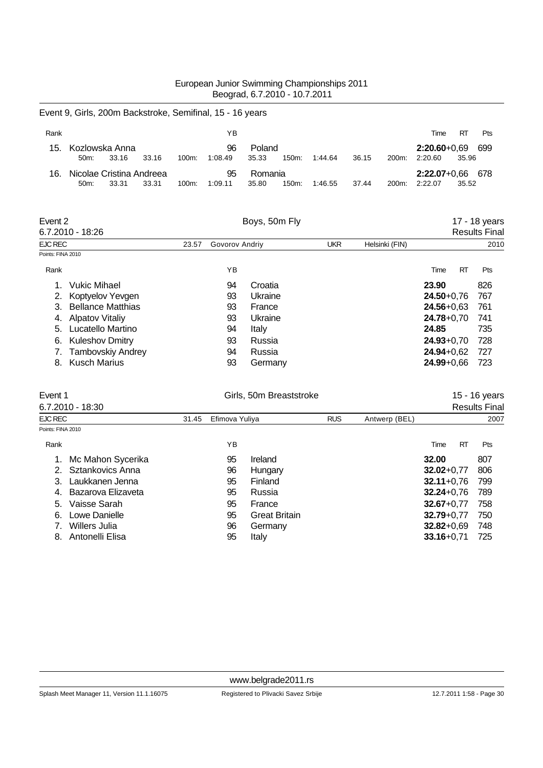## Event 9, Girls, 200m Backstroke, Semifinal, 15 - 16 years

| Rank | | YB | | | | Time | RT | Pts |
|---|---|---|---|---|---|---|---|---|
| 15. | Kozlowska Anna | 96 | Poland | | | **2:20.60**+0,69 | | 699 |
| | 50m: 33.16 33.16 | 100m: 1:08.49 | 35.33 | 150m: 1:44.64 | 36.15 | 200m: 2:20.60 | 35.96 | |
| 16. | Nicolae Cristina Andreea | 95 | Romania | | | **2:22.07**+0,66 | | 678 |
| | 50m: 33.31 33.31 | 100m: 1:09.11 | 35.80 | 150m: 1:46.55 | 37.44 | 200m: 2:22.07 | 35.52 | |

## Event 2 — Boys, 50m Fly — 17 - 18 years

6.7.2010 - 18:26 — Results Final

EJC REC 23.57 Govorov Andriy UKR Helsinki (FIN) 2010

Points: FINA 2010

| Rank | | YB | | Time | RT | Pts |
|---|---|---|---|---|---|---|
| 1. | Vukic Mihael | 94 | Croatia | **23.90** | | 826 |
| 2. | Koptyelov Yevgen | 93 | Ukraine | **24.50** | +0,76 | 767 |
| 3. | Bellance Matthias | 93 | France | **24.56** | +0,63 | 761 |
| 4. | Alpatov Vitaliy | 93 | Ukraine | **24.78** | +0,70 | 741 |
| 5. | Lucatello Martino | 94 | Italy | **24.85** | | 735 |
| 6. | Kuleshov Dmitry | 93 | Russia | **24.93** | +0,70 | 728 |
| 7. | Tambovskiy Andrey | 94 | Russia | **24.94** | +0,62 | 727 |
| 8. | Kusch Marius | 93 | Germany | **24.99** | +0,66 | 723 |

## Event 1 — Girls, 50m Breaststroke — 15 - 16 years

6.7.2010 - 18:30 — Results Final

EJC REC 31.45 Efimova Yuliya RUS Antwerp (BEL) 2007

Points: FINA 2010

| Rank | | YB | | Time | RT | Pts |
|---|---|---|---|---|---|---|
| 1. | Mc Mahon Sycerika | 95 | Ireland | **32.00** | | 807 |
| 2. | Sztankovics Anna | 96 | Hungary | **32.02** | +0,77 | 806 |
| 3. | Laukkanen Jenna | 95 | Finland | **32.11** | +0,76 | 799 |
| 4. | Bazarova Elizaveta | 95 | Russia | **32.24** | +0,76 | 789 |
| 5. | Vaisse Sarah | 95 | France | **32.67** | +0,77 | 758 |
| 6. | Lowe Danielle | 95 | Great Britain | **32.79** | +0,77 | 750 |
| 7. | Willers Julia | 96 | Germany | **32.82** | +0,69 | 748 |
| 8. | Antonelli Elisa | 95 | Italy | **33.16** | +0,71 | 725 |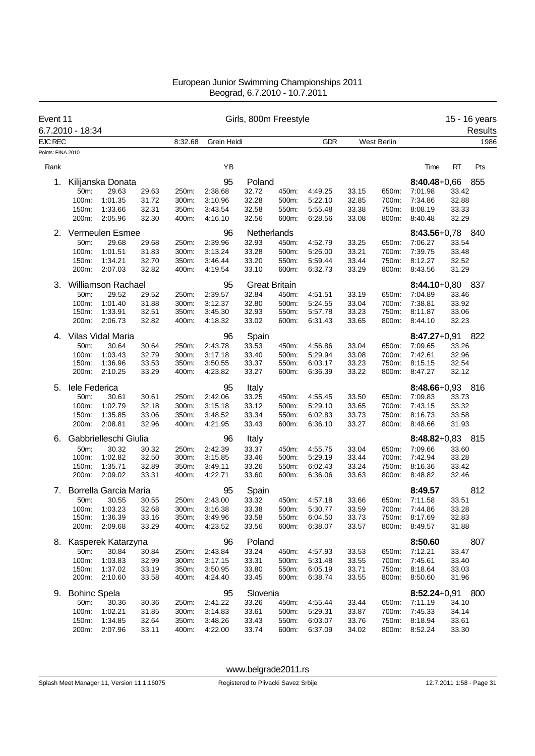# European Junior Swimming Championships 2011

Beograd, 6.7.2010 - 10.7.2011

## Event 11 — Girls, 800m Freestyle — 15 - 16 years

6.7.2010 - 18:34 — Results

EJC REC 8:32.68 Grein Heidi GDR West Berlin 1986

Points: FINA 2010

| Rank | Name | YB | Nation | Time | RT | Pts |
|---|---|---|---|---|---|---|
| 1. | Kilijanska Donata | 95 | Poland | 8:40.48 | +0,66 | 855 |
| 2. | Vermeulen Esmee | 96 | Netherlands | 8:43.56 | +0,78 | 840 |
| 3. | Williamson Rachael | 95 | Great Britain | 8:44.10 | +0,80 | 837 |
| 4. | Vilas Vidal Maria | 96 | Spain | 8:47.27 | +0,91 | 822 |
| 5. | Iele Federica | 95 | Italy | 8:48.66 | +0,93 | 816 |
| 6. | Gabbrielleschi Giulia | 96 | Italy | 8:48.82 | +0,83 | 815 |
| 7. | Borrella Garcia Maria | 95 | Spain | 8:49.57 | | 812 |
| 8. | Kasperek Katarzyna | 96 | Poland | 8:50.60 | | 807 |
| 9. | Bohinc Spela | 95 | Slovenia | 8:52.24 | +0,91 | 800 |

### Splits

**1. Kilijanska Donata**

| Dist | Time | Split | Dist | Time | Split | Dist | Time | Split | Dist | Time | Split |
|---|---|---|---|---|---|---|---|---|---|---|---|
| 50m: | 29.63 | 29.63 | 250m: | 2:38.68 | 32.72 | 450m: | 4:49.25 | 33.15 | 650m: | 7:01.98 | 33.42 |
| 100m: | 1:01.35 | 31.72 | 300m: | 3:10.96 | 32.28 | 500m: | 5:22.10 | 32.85 | 700m: | 7:34.86 | 32.88 |
| 150m: | 1:33.66 | 32.31 | 350m: | 3:43.54 | 32.58 | 550m: | 5:55.48 | 33.38 | 750m: | 8:08.19 | 33.33 |
| 200m: | 2:05.96 | 32.30 | 400m: | 4:16.10 | 32.56 | 600m: | 6:28.56 | 33.08 | 800m: | 8:40.48 | 32.29 |

**2. Vermeulen Esmee**

| Dist | Time | Split | Dist | Time | Split | Dist | Time | Split | Dist | Time | Split |
|---|---|---|---|---|---|---|---|---|---|---|---|
| 50m: | 29.68 | 29.68 | 250m: | 2:39.96 | 32.93 | 450m: | 4:52.79 | 33.25 | 650m: | 7:06.27 | 33.54 |
| 100m: | 1:01.51 | 31.83 | 300m: | 3:13.24 | 33.28 | 500m: | 5:26.00 | 33.21 | 700m: | 7:39.75 | 33.48 |
| 150m: | 1:34.21 | 32.70 | 350m: | 3:46.44 | 33.20 | 550m: | 5:59.44 | 33.44 | 750m: | 8:12.27 | 32.52 |
| 200m: | 2:07.03 | 32.82 | 400m: | 4:19.54 | 33.10 | 600m: | 6:32.73 | 33.29 | 800m: | 8:43.56 | 31.29 |

**3. Williamson Rachael**

| Dist | Time | Split | Dist | Time | Split | Dist | Time | Split | Dist | Time | Split |
|---|---|---|---|---|---|---|---|---|---|---|---|
| 50m: | 29.52 | 29.52 | 250m: | 2:39.57 | 32.84 | 450m: | 4:51.51 | 33.19 | 650m: | 7:04.89 | 33.46 |
| 100m: | 1:01.40 | 31.88 | 300m: | 3:12.37 | 32.80 | 500m: | 5:24.55 | 33.04 | 700m: | 7:38.81 | 33.92 |
| 150m: | 1:33.91 | 32.51 | 350m: | 3:45.30 | 32.93 | 550m: | 5:57.78 | 33.23 | 750m: | 8:11.87 | 33.06 |
| 200m: | 2:06.73 | 32.82 | 400m: | 4:18.32 | 33.02 | 600m: | 6:31.43 | 33.65 | 800m: | 8:44.10 | 32.23 |

**4. Vilas Vidal Maria**

| Dist | Time | Split | Dist | Time | Split | Dist | Time | Split | Dist | Time | Split |
|---|---|---|---|---|---|---|---|---|---|---|---|
| 50m: | 30.64 | 30.64 | 250m: | 2:43.78 | 33.53 | 450m: | 4:56.86 | 33.04 | 650m: | 7:09.65 | 33.26 |
| 100m: | 1:03.43 | 32.79 | 300m: | 3:17.18 | 33.40 | 500m: | 5:29.94 | 33.08 | 700m: | 7:42.61 | 32.96 |
| 150m: | 1:36.96 | 33.53 | 350m: | 3:50.55 | 33.37 | 550m: | 6:03.17 | 33.23 | 750m: | 8:15.15 | 32.54 |
| 200m: | 2:10.25 | 33.29 | 400m: | 4:23.82 | 33.27 | 600m: | 6:36.39 | 33.22 | 800m: | 8:47.27 | 32.12 |

**5. Iele Federica**

| Dist | Time | Split | Dist | Time | Split | Dist | Time | Split | Dist | Time | Split |
|---|---|---|---|---|---|---|---|---|---|---|---|
| 50m: | 30.61 | 30.61 | 250m: | 2:42.06 | 33.25 | 450m: | 4:55.45 | 33.50 | 650m: | 7:09.83 | 33.73 |
| 100m: | 1:02.79 | 32.18 | 300m: | 3:15.18 | 33.12 | 500m: | 5:29.10 | 33.65 | 700m: | 7:43.15 | 33.32 |
| 150m: | 1:35.85 | 33.06 | 350m: | 3:48.52 | 33.34 | 550m: | 6:02.83 | 33.73 | 750m: | 8:16.73 | 33.58 |
| 200m: | 2:08.81 | 32.96 | 400m: | 4:21.95 | 33.43 | 600m: | 6:36.10 | 33.27 | 800m: | 8:48.66 | 31.93 |

**6. Gabbrielleschi Giulia**

| Dist | Time | Split | Dist | Time | Split | Dist | Time | Split | Dist | Time | Split |
|---|---|---|---|---|---|---|---|---|---|---|---|
| 50m: | 30.32 | 30.32 | 250m: | 2:42.39 | 33.37 | 450m: | 4:55.75 | 33.04 | 650m: | 7:09.66 | 33.60 |
| 100m: | 1:02.82 | 32.50 | 300m: | 3:15.85 | 33.46 | 500m: | 5:29.19 | 33.44 | 700m: | 7:42.94 | 33.28 |
| 150m: | 1:35.71 | 32.89 | 350m: | 3:49.11 | 33.26 | 550m: | 6:02.43 | 33.24 | 750m: | 8:16.36 | 33.42 |
| 200m: | 2:09.02 | 33.31 | 400m: | 4:22.71 | 33.60 | 600m: | 6:36.06 | 33.63 | 800m: | 8:48.82 | 32.46 |

**7. Borrella Garcia Maria**

| Dist | Time | Split | Dist | Time | Split | Dist | Time | Split | Dist | Time | Split |
|---|---|---|---|---|---|---|---|---|---|---|---|
| 50m: | 30.55 | 30.55 | 250m: | 2:43.00 | 33.32 | 450m: | 4:57.18 | 33.66 | 650m: | 7:11.58 | 33.51 |
| 100m: | 1:03.23 | 32.68 | 300m: | 3:16.38 | 33.38 | 500m: | 5:30.77 | 33.59 | 700m: | 7:44.86 | 33.28 |
| 150m: | 1:36.39 | 33.16 | 350m: | 3:49.96 | 33.58 | 550m: | 6:04.50 | 33.73 | 750m: | 8:17.69 | 32.83 |
| 200m: | 2:09.68 | 33.29 | 400m: | 4:23.52 | 33.56 | 600m: | 6:38.07 | 33.57 | 800m: | 8:49.57 | 31.88 |

**8. Kasperek Katarzyna**

| Dist | Time | Split | Dist | Time | Split | Dist | Time | Split | Dist | Time | Split |
|---|---|---|---|---|---|---|---|---|---|---|---|
| 50m: | 30.84 | 30.84 | 250m: | 2:43.84 | 33.24 | 450m: | 4:57.93 | 33.53 | 650m: | 7:12.21 | 33.47 |
| 100m: | 1:03.83 | 32.99 | 300m: | 3:17.15 | 33.31 | 500m: | 5:31.48 | 33.55 | 700m: | 7:45.61 | 33.40 |
| 150m: | 1:37.02 | 33.19 | 350m: | 3:50.95 | 33.80 | 550m: | 6:05.19 | 33.71 | 750m: | 8:18.64 | 33.03 |
| 200m: | 2:10.60 | 33.58 | 400m: | 4:24.40 | 33.45 | 600m: | 6:38.74 | 33.55 | 800m: | 8:50.60 | 31.96 |

**9. Bohinc Spela**

| Dist | Time | Split | Dist | Time | Split | Dist | Time | Split | Dist | Time | Split |
|---|---|---|---|---|---|---|---|---|---|---|---|
| 50m: | 30.36 | 30.36 | 250m: | 2:41.22 | 33.26 | 450m: | 4:55.44 | 33.44 | 650m: | 7:11.19 | 34.10 |
| 100m: | 1:02.21 | 31.85 | 300m: | 3:14.83 | 33.61 | 500m: | 5:29.31 | 33.87 | 700m: | 7:45.33 | 34.14 |
| 150m: | 1:34.85 | 32.64 | 350m: | 3:48.26 | 33.43 | 550m: | 6:03.07 | 33.76 | 750m: | 8:18.94 | 33.61 |
| 200m: | 2:07.96 | 33.11 | 400m: | 4:22.00 | 33.74 | 600m: | 6:37.09 | 34.02 | 800m: | 8:52.24 | 33.30 |

www.belgrade2011.rs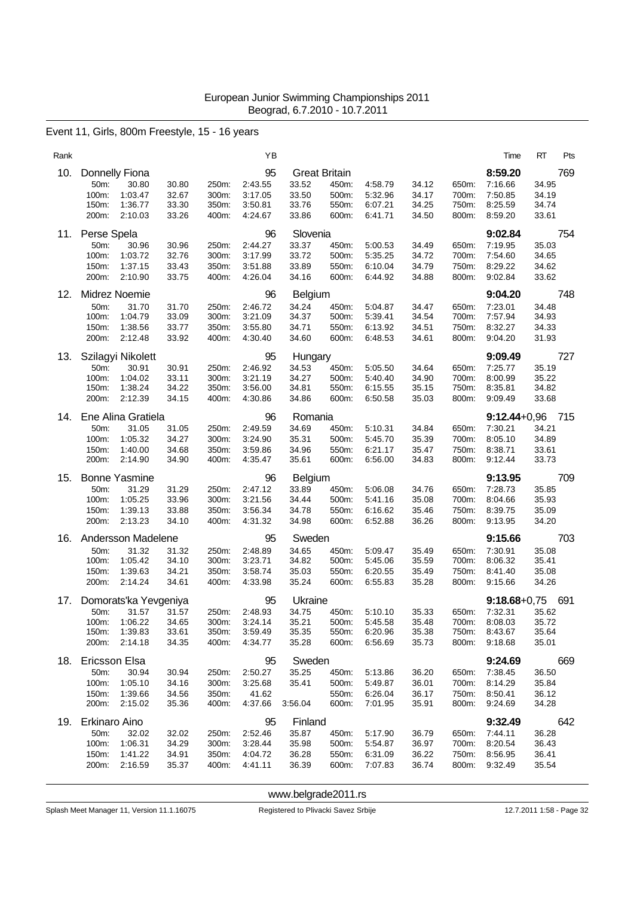European Junior Swimming Championships 2011
Beograd, 6.7.2010 - 10.7.2011

## Event 11, Girls, 800m Freestyle, 15 - 16 years

| Rank | Name | YB | Nation | Time | RT | Pts |
|---|---|---|---|---|---|---|
| 10. | Donnelly Fiona | 95 | Great Britain | 8:59.20 | | 769 |
| 11. | Perse Spela | 96 | Slovenia | 9:02.84 | | 754 |
| 12. | Midrez Noemie | 96 | Belgium | 9:04.20 | | 748 |
| 13. | Szilagyi Nikolett | 95 | Hungary | 9:09.49 | | 727 |
| 14. | Ene Alina Gratiela | 96 | Romania | 9:12.44 | +0,96 | 715 |
| 15. | Bonne Yasmine | 96 | Belgium | 9:13.95 | | 709 |
| 16. | Andersson Madelene | 95 | Sweden | 9:15.66 | | 703 |
| 17. | Domorats'ka Yevgeniya | 95 | Ukraine | 9:18.68 | +0,75 | 691 |
| 18. | Ericsson Elsa | 95 | Sweden | 9:24.69 | | 669 |
| 19. | Erkinaro Aino | 95 | Finland | 9:32.49 | | 642 |

### Splits

**10. Donnelly Fiona (Great Britain)**

| Dist. | Time | Split | Dist. | Time | Split | Dist. | Time | Split | Dist. | Time | Split |
|---|---|---|---|---|---|---|---|---|---|---|---|
| 50m: | 30.80 | 30.80 | 250m: | 2:43.55 | 33.52 | 450m: | 4:58.79 | 34.12 | 650m: | 7:16.66 | 34.95 |
| 100m: | 1:03.47 | 32.67 | 300m: | 3:17.05 | 33.50 | 500m: | 5:32.96 | 34.17 | 700m: | 7:50.85 | 34.19 |
| 150m: | 1:36.77 | 33.30 | 350m: | 3:50.81 | 33.76 | 550m: | 6:07.21 | 34.25 | 750m: | 8:25.59 | 34.74 |
| 200m: | 2:10.03 | 33.26 | 400m: | 4:24.67 | 33.86 | 600m: | 6:41.71 | 34.50 | 800m: | 8:59.20 | 33.61 |

**11. Perse Spela (Slovenia)**

| Dist. | Time | Split | Dist. | Time | Split | Dist. | Time | Split | Dist. | Time | Split |
|---|---|---|---|---|---|---|---|---|---|---|---|
| 50m: | 30.96 | 30.96 | 250m: | 2:44.27 | 33.37 | 450m: | 5:00.53 | 34.49 | 650m: | 7:19.95 | 35.03 |
| 100m: | 1:03.72 | 32.76 | 300m: | 3:17.99 | 33.72 | 500m: | 5:35.25 | 34.72 | 700m: | 7:54.60 | 34.65 |
| 150m: | 1:37.15 | 33.43 | 350m: | 3:51.88 | 33.89 | 550m: | 6:10.04 | 34.79 | 750m: | 8:29.22 | 34.62 |
| 200m: | 2:10.90 | 33.75 | 400m: | 4:26.04 | 34.16 | 600m: | 6:44.92 | 34.88 | 800m: | 9:02.84 | 33.62 |

**12. Midrez Noemie (Belgium)**

| Dist. | Time | Split | Dist. | Time | Split | Dist. | Time | Split | Dist. | Time | Split |
|---|---|---|---|---|---|---|---|---|---|---|---|
| 50m: | 31.70 | 31.70 | 250m: | 2:46.72 | 34.24 | 450m: | 5:04.87 | 34.47 | 650m: | 7:23.01 | 34.48 |
| 100m: | 1:04.79 | 33.09 | 300m: | 3:21.09 | 34.37 | 500m: | 5:39.41 | 34.54 | 700m: | 7:57.94 | 34.93 |
| 150m: | 1:38.56 | 33.77 | 350m: | 3:55.80 | 34.71 | 550m: | 6:13.92 | 34.51 | 750m: | 8:32.27 | 34.33 |
| 200m: | 2:12.48 | 33.92 | 400m: | 4:30.40 | 34.60 | 600m: | 6:48.53 | 34.61 | 800m: | 9:04.20 | 31.93 |

**13. Szilagyi Nikolett (Hungary)**

| Dist. | Time | Split | Dist. | Time | Split | Dist. | Time | Split | Dist. | Time | Split |
|---|---|---|---|---|---|---|---|---|---|---|---|
| 50m: | 30.91 | 30.91 | 250m: | 2:46.92 | 34.53 | 450m: | 5:05.50 | 34.64 | 650m: | 7:25.77 | 35.19 |
| 100m: | 1:04.02 | 33.11 | 300m: | 3:21.19 | 34.27 | 500m: | 5:40.40 | 34.90 | 700m: | 8:00.99 | 35.22 |
| 150m: | 1:38.24 | 34.22 | 350m: | 3:56.00 | 34.81 | 550m: | 6:15.55 | 35.15 | 750m: | 8:35.81 | 34.82 |
| 200m: | 2:12.39 | 34.15 | 400m: | 4:30.86 | 34.86 | 600m: | 6:50.58 | 35.03 | 800m: | 9:09.49 | 33.68 |

**14. Ene Alina Gratiela (Romania)**

| Dist. | Time | Split | Dist. | Time | Split | Dist. | Time | Split | Dist. | Time | Split |
|---|---|---|---|---|---|---|---|---|---|---|---|
| 50m: | 31.05 | 31.05 | 250m: | 2:49.59 | 34.69 | 450m: | 5:10.31 | 34.84 | 650m: | 7:30.21 | 34.21 |
| 100m: | 1:05.32 | 34.27 | 300m: | 3:24.90 | 35.31 | 500m: | 5:45.70 | 35.39 | 700m: | 8:05.10 | 34.89 |
| 150m: | 1:40.00 | 34.68 | 350m: | 3:59.86 | 34.96 | 550m: | 6:21.17 | 35.47 | 750m: | 8:38.71 | 33.61 |
| 200m: | 2:14.90 | 34.90 | 400m: | 4:35.47 | 35.61 | 600m: | 6:56.00 | 34.83 | 800m: | 9:12.44 | 33.73 |

**15. Bonne Yasmine (Belgium)**

| Dist. | Time | Split | Dist. | Time | Split | Dist. | Time | Split | Dist. | Time | Split |
|---|---|---|---|---|---|---|---|---|---|---|---|
| 50m: | 31.29 | 31.29 | 250m: | 2:47.12 | 33.89 | 450m: | 5:06.08 | 34.76 | 650m: | 7:28.73 | 35.85 |
| 100m: | 1:05.25 | 33.96 | 300m: | 3:21.56 | 34.44 | 500m: | 5:41.16 | 35.08 | 700m: | 8:04.66 | 35.93 |
| 150m: | 1:39.13 | 33.88 | 350m: | 3:56.34 | 34.78 | 550m: | 6:16.62 | 35.46 | 750m: | 8:39.75 | 35.09 |
| 200m: | 2:13.23 | 34.10 | 400m: | 4:31.32 | 34.98 | 600m: | 6:52.88 | 36.26 | 800m: | 9:13.95 | 34.20 |

**16. Andersson Madelene (Sweden)**

| Dist. | Time | Split | Dist. | Time | Split | Dist. | Time | Split | Dist. | Time | Split |
|---|---|---|---|---|---|---|---|---|---|---|---|
| 50m: | 31.32 | 31.32 | 250m: | 2:48.89 | 34.65 | 450m: | 5:09.47 | 35.49 | 650m: | 7:30.91 | 35.08 |
| 100m: | 1:05.42 | 34.10 | 300m: | 3:23.71 | 34.82 | 500m: | 5:45.06 | 35.59 | 700m: | 8:06.32 | 35.41 |
| 150m: | 1:39.63 | 34.21 | 350m: | 3:58.74 | 35.03 | 550m: | 6:20.55 | 35.49 | 750m: | 8:41.40 | 35.08 |
| 200m: | 2:14.24 | 34.61 | 400m: | 4:33.98 | 35.24 | 600m: | 6:55.83 | 35.28 | 800m: | 9:15.66 | 34.26 |

**17. Domorats'ka Yevgeniya (Ukraine)**

| Dist. | Time | Split | Dist. | Time | Split | Dist. | Time | Split | Dist. | Time | Split |
|---|---|---|---|---|---|---|---|---|---|---|---|
| 50m: | 31.57 | 31.57 | 250m: | 2:48.93 | 34.75 | 450m: | 5:10.10 | 35.33 | 650m: | 7:32.31 | 35.62 |
| 100m: | 1:06.22 | 34.65 | 300m: | 3:24.14 | 35.21 | 500m: | 5:45.58 | 35.48 | 700m: | 8:08.03 | 35.72 |
| 150m: | 1:39.83 | 33.61 | 350m: | 3:59.49 | 35.35 | 550m: | 6:20.96 | 35.38 | 750m: | 8:43.67 | 35.64 |
| 200m: | 2:14.18 | 34.35 | 400m: | 4:34.77 | 35.28 | 600m: | 6:56.69 | 35.73 | 800m: | 9:18.68 | 35.01 |

**18. Ericsson Elsa (Sweden)**

| Dist. | Time | Split | Dist. | Time | Split | Dist. | Time | Split | Dist. | Time | Split |
|---|---|---|---|---|---|---|---|---|---|---|---|
| 50m: | 30.94 | 30.94 | 250m: | 2:50.27 | 35.25 | 450m: | 5:13.86 | 36.20 | 650m: | 7:38.45 | 36.50 |
| 100m: | 1:05.10 | 34.16 | 300m: | 3:25.68 | 35.41 | 500m: | 5:49.87 | 36.01 | 700m: | 8:14.29 | 35.84 |
| 150m: | 1:39.66 | 34.56 | 350m: | 41.62 | | 550m: | 6:26.04 | 36.17 | 750m: | 8:50.41 | 36.12 |
| 200m: | 2:15.02 | 35.36 | 400m: | 4:37.66 | 3:56.04 | 600m: | 7:01.95 | 35.91 | 800m: | 9:24.69 | 34.28 |

**19. Erkinaro Aino (Finland)**

| Dist. | Time | Split | Dist. | Time | Split | Dist. | Time | Split | Dist. | Time | Split |
|---|---|---|---|---|---|---|---|---|---|---|---|
| 50m: | 32.02 | 32.02 | 250m: | 2:52.46 | 35.87 | 450m: | 5:17.90 | 36.79 | 650m: | 7:44.11 | 36.28 |
| 100m: | 1:06.31 | 34.29 | 300m: | 3:28.44 | 35.98 | 500m: | 5:54.87 | 36.97 | 700m: | 8:20.54 | 36.43 |
| 150m: | 1:41.22 | 34.91 | 350m: | 4:04.72 | 36.28 | 550m: | 6:31.09 | 36.22 | 750m: | 8:56.95 | 36.41 |
| 200m: | 2:16.59 | 35.37 | 400m: | 4:41.11 | 36.39 | 600m: | 7:07.83 | 36.74 | 800m: | 9:32.49 | 35.54 |

www.belgrade2011.rs

Splash Meet Manager 11, Version 11.1.16075 — Registered to Plivacki Savez Srbije — 12.7.2011 1:58 - Page 32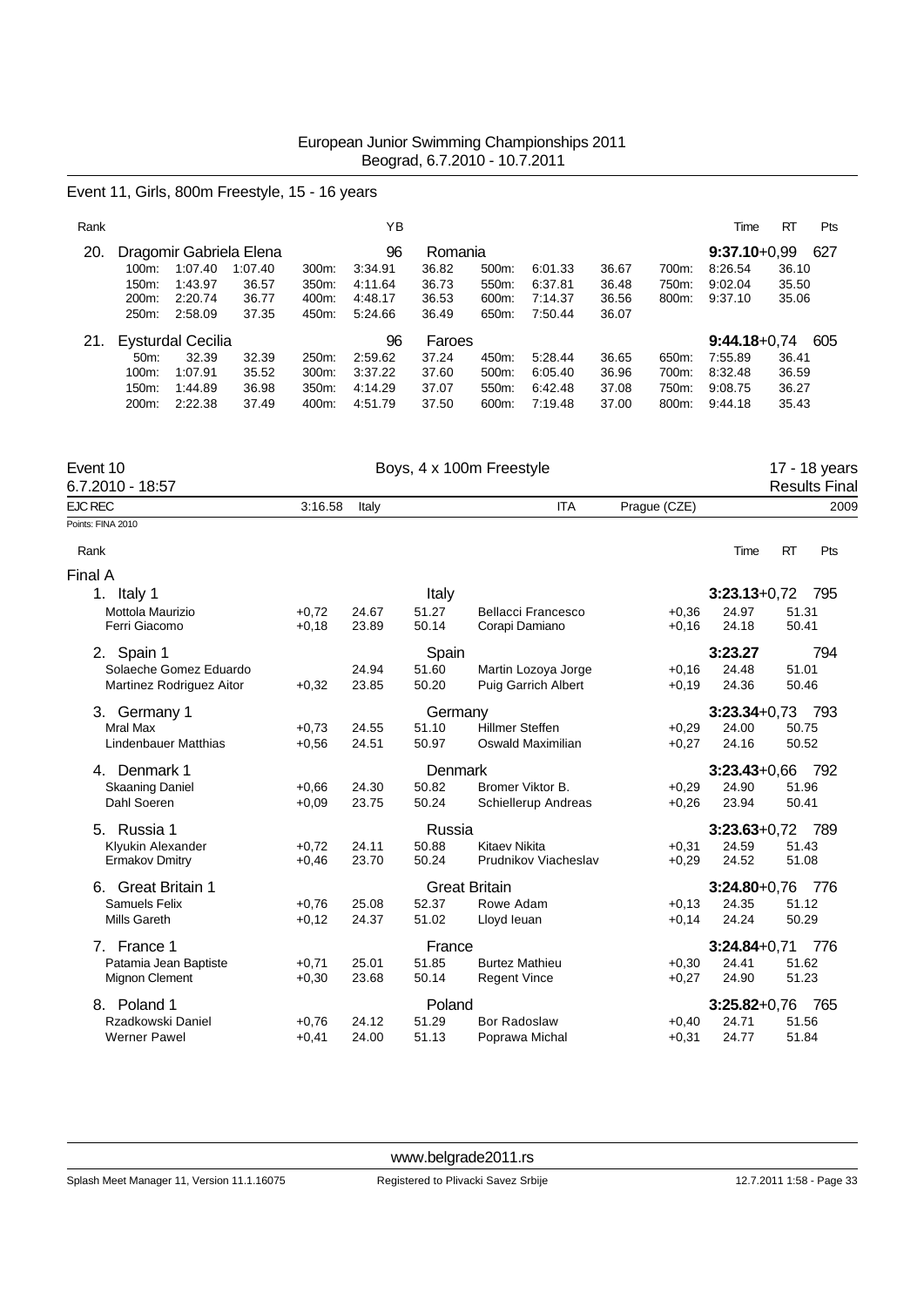European Junior Swimming Championships 2011
Beograd, 6.7.2010 - 10.7.2011

## Event 11, Girls, 800m Freestyle, 15 - 16 years

| Rank | | | | | YB | | | | | | | Time | RT | Pts |
|---|---|---|---|---|---|---|---|---|---|---|---|---|---|---|
| 20. | Dragomir Gabriela Elena | | | | 96 | Romania | | | | | | **9:37.10**+0,99 | | 627 |
| | 100m: | 1:07.40 | 1:07.40 | 300m: | 3:34.91 | 36.82 | 500m: | 6:01.33 | 36.67 | 700m: | 8:26.54 | 36.10 | | |
| | 150m: | 1:43.97 | 36.57 | 350m: | 4:11.64 | 36.73 | 550m: | 6:37.81 | 36.48 | 750m: | 9:02.04 | 35.50 | | |
| | 200m: | 2:20.74 | 36.77 | 400m: | 4:48.17 | 36.53 | 600m: | 7:14.37 | 36.56 | 800m: | 9:37.10 | 35.06 | | |
| | 250m: | 2:58.09 | 37.35 | 450m: | 5:24.66 | 36.49 | 650m: | 7:50.44 | 36.07 | | | | | |
| 21. | Eysturdal Cecilia | | | | 96 | Faroes | | | | | | **9:44.18**+0,74 | | 605 |
| | 50m: | 32.39 | 32.39 | 250m: | 2:59.62 | 37.24 | 450m: | 5:28.44 | 36.65 | 650m: | 7:55.89 | 36.41 | | |
| | 100m: | 1:07.91 | 35.52 | 300m: | 3:37.22 | 37.60 | 500m: | 6:05.40 | 36.96 | 700m: | 8:32.48 | 36.59 | | |
| | 150m: | 1:44.89 | 36.98 | 350m: | 4:14.29 | 37.07 | 550m: | 6:42.48 | 37.08 | 750m: | 9:08.75 | 36.27 | | |
| | 200m: | 2:22.38 | 37.49 | 400m: | 4:51.79 | 37.50 | 600m: | 7:19.48 | 37.00 | 800m: | 9:44.18 | 35.43 | | |

## Event 10 — Boys, 4 x 100m Freestyle — 17 - 18 years

6.7.2010 - 18:57 — Results Final

EJC REC 3:16.58 Italy ITA Prague (CZE) 2009

Points: FINA 2010

### Final A

| Rank | Name | RT | 50m | 100m | Name | RT | 50m | 100m | Time | Pts |
|---|---|---|---|---|---|---|---|---|---|---|
| 1. | **Italy 1** | | | Italy | | | | | **3:23.13**+0,72 | 795 |
| | Mottola Maurizio | +0,72 | 24.67 | 51.27 | Bellacci Francesco | +0,36 | 24.97 | 51.31 | | |
| | Ferri Giacomo | +0,18 | 23.89 | 50.14 | Corapi Damiano | +0,16 | 24.18 | 50.41 | | |
| 2. | **Spain 1** | | | Spain | | | | | **3:23.27** | 794 |
| | Solaeche Gomez Eduardo | | 24.94 | 51.60 | Martin Lozoya Jorge | +0,16 | 24.48 | 51.01 | | |
| | Martinez Rodriguez Aitor | +0,32 | 23.85 | 50.20 | Puig Garrich Albert | +0,19 | 24.36 | 50.46 | | |
| 3. | **Germany 1** | | | Germany | | | | | **3:23.34**+0,73 | 793 |
| | Mral Max | +0,73 | 24.55 | 51.10 | Hillmer Steffen | +0,29 | 24.00 | 50.75 | | |
| | Lindenbauer Matthias | +0,56 | 24.51 | 50.97 | Oswald Maximilian | +0,27 | 24.16 | 50.52 | | |
| 4. | **Denmark 1** | | | Denmark | | | | | **3:23.43**+0,66 | 792 |
| | Skaaning Daniel | +0,66 | 24.30 | 50.82 | Bromer Viktor B. | +0,29 | 24.90 | 51.96 | | |
| | Dahl Soeren | +0,09 | 23.75 | 50.24 | Schiellerup Andreas | +0,26 | 23.94 | 50.41 | | |
| 5. | **Russia 1** | | | Russia | | | | | **3:23.63**+0,72 | 789 |
| | Klyukin Alexander | +0,72 | 24.11 | 50.88 | Kitaev Nikita | +0,31 | 24.59 | 51.43 | | |
| | Ermakov Dmitry | +0,46 | 23.70 | 50.24 | Prudnikov Viacheslav | +0,29 | 24.52 | 51.08 | | |
| 6. | **Great Britain 1** | | | Great Britain | | | | | **3:24.80**+0,76 | 776 |
| | Samuels Felix | +0,76 | 25.08 | 52.37 | Rowe Adam | +0,13 | 24.35 | 51.12 | | |
| | Mills Gareth | +0,12 | 24.37 | 51.02 | Lloyd Ieuan | +0,14 | 24.24 | 50.29 | | |
| 7. | **France 1** | | | France | | | | | **3:24.84**+0,71 | 776 |
| | Patamia Jean Baptiste | +0,71 | 25.01 | 51.85 | Burtez Mathieu | +0,30 | 24.41 | 51.62 | | |
| | Mignon Clement | +0,30 | 23.68 | 50.14 | Regent Vince | +0,27 | 24.90 | 51.23 | | |
| 8. | **Poland 1** | | | Poland | | | | | **3:25.82**+0,76 | 765 |
| | Rzadkowski Daniel | +0,76 | 24.12 | 51.29 | Bor Radoslaw | +0,40 | 24.71 | 51.56 | | |
| | Werner Pawel | +0,41 | 24.00 | 51.13 | Poprawa Michal | +0,31 | 24.77 | 51.84 | | |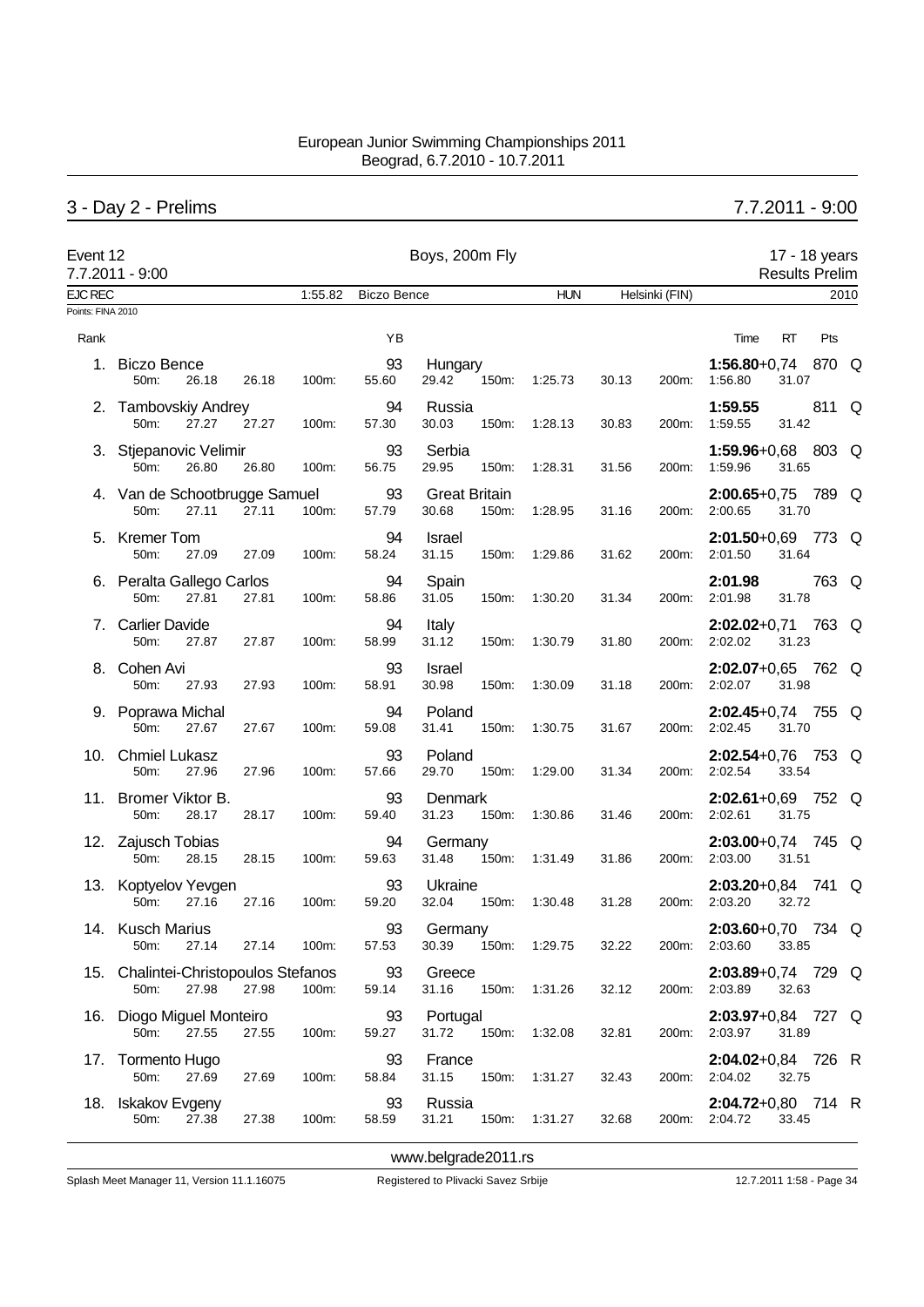European Junior Swimming Championships 2011
Beograd, 6.7.2010 - 10.7.2011

## 3 - Day 2 - Prelims 7.7.2011 - 9:00

**Event 12** 7.7.2011 - 9:00 — Boys, 200m Fly — 17 - 18 years, Results Prelim

EJC REC 1:55.82 Biczo Bence HUN Helsinki (FIN) 2010

Points: FINA 2010

| Rank | Name | YB | Nation | 50m | 100m | 150m | 200m | Time | RT | Pts | |
|---|---|---|---|---|---|---|---|---|---|---|---|
| 1. | Biczo Bence | 93 | Hungary | 26.18 (26.18) | 55.60 (29.42) | 1:25.73 (30.13) | 1:56.80 (31.07) | **1:56.80** | +0,74 | 870 | Q |
| 2. | Tambovskiy Andrey | 94 | Russia | 27.27 (27.27) | 57.30 (30.03) | 1:28.13 (30.83) | 1:59.55 (31.42) | **1:59.55** | | 811 | Q |
| 3. | Stjepanovic Velimir | 93 | Serbia | 26.80 (26.80) | 56.75 (29.95) | 1:28.31 (31.56) | 1:59.96 (31.65) | **1:59.96** | +0,68 | 803 | Q |
| 4. | Van de Schootbrugge Samuel | 93 | Great Britain | 27.11 (27.11) | 57.79 (30.68) | 1:28.95 (31.16) | 2:00.65 (31.70) | **2:00.65** | +0,75 | 789 | Q |
| 5. | Kremer Tom | 94 | Israel | 27.09 (27.09) | 58.24 (31.15) | 1:29.86 (31.62) | 2:01.50 (31.64) | **2:01.50** | +0,69 | 773 | Q |
| 6. | Peralta Gallego Carlos | 94 | Spain | 27.81 (27.81) | 58.86 (31.05) | 1:30.20 (31.34) | 2:01.98 (31.78) | **2:01.98** | | 763 | Q |
| 7. | Carlier Davide | 94 | Italy | 27.87 (27.87) | 58.99 (31.12) | 1:30.79 (31.80) | 2:02.02 (31.23) | **2:02.02** | +0,71 | 763 | Q |
| 8. | Cohen Avi | 93 | Israel | 27.93 (27.93) | 58.91 (30.98) | 1:30.09 (31.18) | 2:02.07 (31.98) | **2:02.07** | +0,65 | 762 | Q |
| 9. | Poprawa Michal | 94 | Poland | 27.67 (27.67) | 59.08 (31.41) | 1:30.75 (31.67) | 2:02.45 (31.70) | **2:02.45** | +0,74 | 755 | Q |
| 10. | Chmiel Lukasz | 93 | Poland | 27.96 (27.96) | 57.66 (29.70) | 1:29.00 (31.34) | 2:02.54 (33.54) | **2:02.54** | +0,76 | 753 | Q |
| 11. | Bromer Viktor B. | 93 | Denmark | 28.17 (28.17) | 59.40 (31.23) | 1:30.86 (31.46) | 2:02.61 (31.75) | **2:02.61** | +0,69 | 752 | Q |
| 12. | Zajusch Tobias | 94 | Germany | 28.15 (28.15) | 59.63 (31.48) | 1:31.49 (31.86) | 2:03.00 (31.51) | **2:03.00** | +0,74 | 745 | Q |
| 13. | Koptyelov Yevgen | 93 | Ukraine | 27.16 (27.16) | 59.20 (32.04) | 1:30.48 (31.28) | 2:03.20 (32.72) | **2:03.20** | +0,84 | 741 | Q |
| 14. | Kusch Marius | 93 | Germany | 27.14 (27.14) | 57.53 (30.39) | 1:29.75 (32.22) | 2:03.60 (33.85) | **2:03.60** | +0,70 | 734 | Q |
| 15. | Chalintei-Christopoulos Stefanos | 93 | Greece | 27.98 (27.98) | 59.14 (31.16) | 1:31.26 (32.12) | 2:03.89 (32.63) | **2:03.89** | +0,74 | 729 | Q |
| 16. | Diogo Miguel Monteiro | 93 | Portugal | 27.55 (27.55) | 59.27 (31.72) | 1:32.08 (32.81) | 2:03.97 (31.89) | **2:03.97** | +0,84 | 727 | Q |
| 17. | Tormento Hugo | 93 | France | 27.69 (27.69) | 58.84 (31.15) | 1:31.27 (32.43) | 2:04.02 (32.75) | **2:04.02** | +0,84 | 726 | R |
| 18. | Iskakov Evgeny | 93 | Russia | 27.38 (27.38) | 58.59 (31.21) | 1:31.27 (32.68) | 2:04.72 (33.45) | **2:04.72** | +0,80 | 714 | R |

www.belgrade2011.rs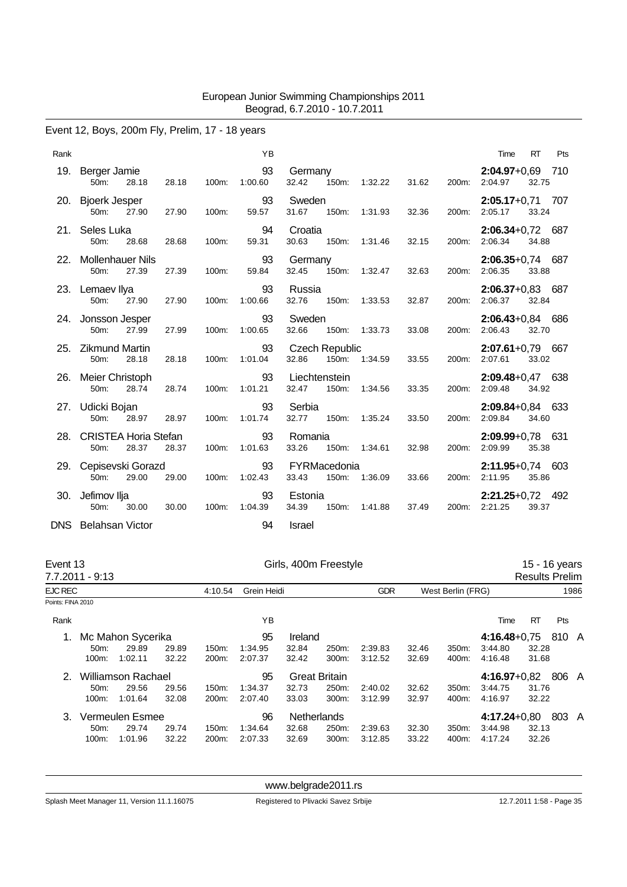Event 12, Boys, 200m Fly, Prelim, 17 - 18 years

| Rank | Name | | | | YB | Country | | | | | Time | RT | Pts |
|---|---|---|---|---|---|---|---|---|---|---|---|---|---|
| 19. | Berger Jamie | | | | 93 | Germany | | | | | **2:04.97**+0,69 | | 710 |
| | 50m: | 28.18 | 28.18 | 100m: | 1:00.60 | 32.42 | 150m: | 1:32.22 | 31.62 | 200m: | 2:04.97 | 32.75 | |
| 20. | Bjoerk Jesper | | | | 93 | Sweden | | | | | **2:05.17**+0,71 | | 707 |
| | 50m: | 27.90 | 27.90 | 100m: | 59.57 | 31.67 | 150m: | 1:31.93 | 32.36 | 200m: | 2:05.17 | 33.24 | |
| 21. | Seles Luka | | | | 94 | Croatia | | | | | **2:06.34**+0,72 | | 687 |
| | 50m: | 28.68 | 28.68 | 100m: | 59.31 | 30.63 | 150m: | 1:31.46 | 32.15 | 200m: | 2:06.34 | 34.88 | |
| 22. | Mollenhauer Nils | | | | 93 | Germany | | | | | **2:06.35**+0,74 | | 687 |
| | 50m: | 27.39 | 27.39 | 100m: | 59.84 | 32.45 | 150m: | 1:32.47 | 32.63 | 200m: | 2:06.35 | 33.88 | |
| 23. | Lemaev Ilya | | | | 93 | Russia | | | | | **2:06.37**+0,83 | | 687 |
| | 50m: | 27.90 | 27.90 | 100m: | 1:00.66 | 32.76 | 150m: | 1:33.53 | 32.87 | 200m: | 2:06.37 | 32.84 | |
| 24. | Jonsson Jesper | | | | 93 | Sweden | | | | | **2:06.43**+0,84 | | 686 |
| | 50m: | 27.99 | 27.99 | 100m: | 1:00.65 | 32.66 | 150m: | 1:33.73 | 33.08 | 200m: | 2:06.43 | 32.70 | |
| 25. | Zikmund Martin | | | | 93 | Czech Republic | | | | | **2:07.61**+0,79 | | 667 |
| | 50m: | 28.18 | 28.18 | 100m: | 1:01.04 | 32.86 | 150m: | 1:34.59 | 33.55 | 200m: | 2:07.61 | 33.02 | |
| 26. | Meier Christoph | | | | 93 | Liechtenstein | | | | | **2:09.48**+0,47 | | 638 |
| | 50m: | 28.74 | 28.74 | 100m: | 1:01.21 | 32.47 | 150m: | 1:34.56 | 33.35 | 200m: | 2:09.48 | 34.92 | |
| 27. | Udicki Bojan | | | | 93 | Serbia | | | | | **2:09.84**+0,84 | | 633 |
| | 50m: | 28.97 | 28.97 | 100m: | 1:01.74 | 32.77 | 150m: | 1:35.24 | 33.50 | 200m: | 2:09.84 | 34.60 | |
| 28. | CRISTEA Horia Stefan | | | | 93 | Romania | | | | | **2:09.99**+0,78 | | 631 |
| | 50m: | 28.37 | 28.37 | 100m: | 1:01.63 | 33.26 | 150m: | 1:34.61 | 32.98 | 200m: | 2:09.99 | 35.38 | |
| 29. | Cepisevski Gorazd | | | | 93 | FYRMacedonia | | | | | **2:11.95**+0,74 | | 603 |
| | 50m: | 29.00 | 29.00 | 100m: | 1:02.43 | 33.43 | 150m: | 1:36.09 | 33.66 | 200m: | 2:11.95 | 35.86 | |
| 30. | Jefimov Ilja | | | | 93 | Estonia | | | | | **2:21.25**+0,72 | | 492 |
| | 50m: | 30.00 | 30.00 | 100m: | 1:04.39 | 34.39 | 150m: | 1:41.88 | 37.49 | 200m: | 2:21.25 | 39.37 | |
| DNS | Belahsan Victor | | | | 94 | Israel | | | | | | | |

Event 13 — Girls, 400m Freestyle — 15 - 16 years

7.7.2011 - 9:13 — Results Prelim

EJC REC 4:10.54 Grein Heidi GDR West Berlin (FRG) 1986

Points: FINA 2010

| Rank | Name | | | | YB | Country | | | | | Time | RT | Pts | |
|---|---|---|---|---|---|---|---|---|---|---|---|---|---|---|
| 1. | Mc Mahon Sycerika | | | | 95 | Ireland | | | | | **4:16.48**+0,75 | | 810 | A |
| | 50m: | 29.89 | 29.89 | 150m: | 1:34.95 | 32.84 | 250m: | 2:39.83 | 32.46 | 350m: | 3:44.80 | 32.28 | | |
| | 100m: | 1:02.11 | 32.22 | 200m: | 2:07.37 | 32.42 | 300m: | 3:12.52 | 32.69 | 400m: | 4:16.48 | 31.68 | | |
| 2. | Williamson Rachael | | | | 95 | Great Britain | | | | | **4:16.97**+0,82 | | 806 | A |
| | 50m: | 29.56 | 29.56 | 150m: | 1:34.37 | 32.73 | 250m: | 2:40.02 | 32.62 | 350m: | 3:44.75 | 31.76 | | |
| | 100m: | 1:01.64 | 32.08 | 200m: | 2:07.40 | 33.03 | 300m: | 3:12.99 | 32.97 | 400m: | 4:16.97 | 32.22 | | |
| 3. | Vermeulen Esmee | | | | 96 | Netherlands | | | | | **4:17.24**+0,80 | | 803 | A |
| | 50m: | 29.74 | 29.74 | 150m: | 1:34.64 | 32.68 | 250m: | 2:39.63 | 32.30 | 350m: | 3:44.98 | 32.13 | | |
| | 100m: | 1:01.96 | 32.22 | 200m: | 2:07.33 | 32.69 | 300m: | 3:12.85 | 33.22 | 400m: | 4:17.24 | 32.26 | | |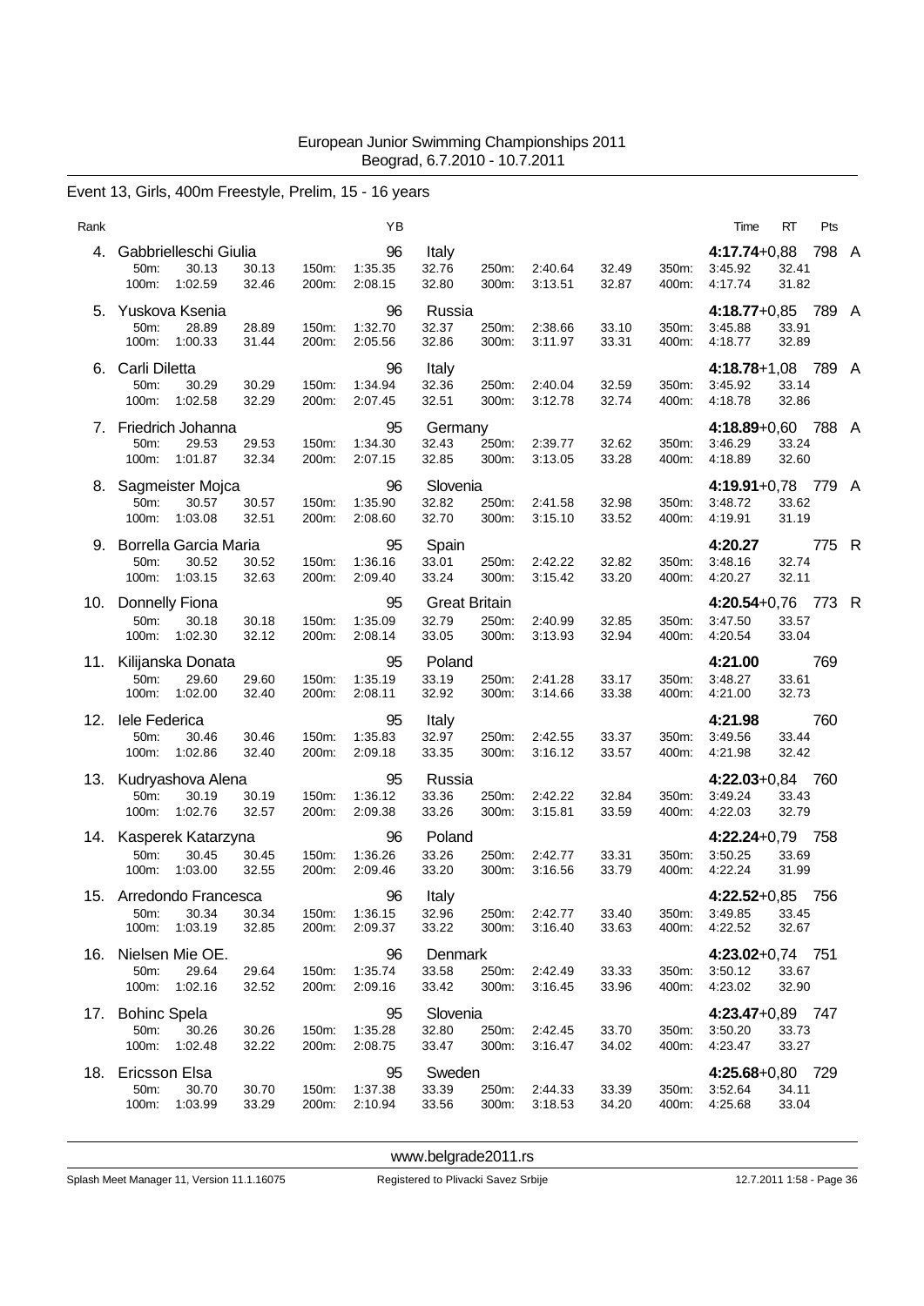European Junior Swimming Championships 2011
Beograd, 6.7.2010 - 10.7.2011

## Event 13, Girls, 400m Freestyle, Prelim, 15 - 16 years

| Rank | Name | YB | Nation | Time | RT | Pts | |
|---|---|---|---|---|---|---|---|
| 4. | Gabbrielleschi Giulia | 96 | Italy | 4:17.74 | +0,88 | 798 | A |
| | 50m: 30.13 30.13 / 100m: 1:02.59 32.46 / 150m: 1:35.35 32.76 / 200m: 2:08.15 32.80 / 250m: 2:40.64 32.49 / 300m: 3:13.51 32.87 / 350m: 3:45.92 32.41 / 400m: 4:17.74 31.82 | | | | | | |
| 5. | Yuskova Ksenia | 96 | Russia | 4:18.77 | +0,85 | 789 | A |
| | 50m: 28.89 28.89 / 100m: 1:00.33 31.44 / 150m: 1:32.70 32.37 / 200m: 2:05.56 32.86 / 250m: 2:38.66 33.10 / 300m: 3:11.97 33.31 / 350m: 3:45.88 33.91 / 400m: 4:18.77 32.89 | | | | | | |
| 6. | Carli Diletta | 96 | Italy | 4:18.78 | +1,08 | 789 | A |
| | 50m: 30.29 30.29 / 100m: 1:02.58 32.29 / 150m: 1:34.94 32.36 / 200m: 2:07.45 32.51 / 250m: 2:40.04 32.59 / 300m: 3:12.78 32.74 / 350m: 3:45.92 33.14 / 400m: 4:18.78 32.86 | | | | | | |
| 7. | Friedrich Johanna | 95 | Germany | 4:18.89 | +0,60 | 788 | A |
| | 50m: 29.53 29.53 / 100m: 1:01.87 32.34 / 150m: 1:34.30 32.43 / 200m: 2:07.15 32.85 / 250m: 2:39.77 32.62 / 300m: 3:13.05 33.28 / 350m: 3:46.29 33.24 / 400m: 4:18.89 32.60 | | | | | | |
| 8. | Sagmeister Mojca | 96 | Slovenia | 4:19.91 | +0,78 | 779 | A |
| | 50m: 30.57 30.57 / 100m: 1:03.08 32.51 / 150m: 1:35.90 32.82 / 200m: 2:08.60 32.70 / 250m: 2:41.58 32.98 / 300m: 3:15.10 33.52 / 350m: 3:48.72 33.62 / 400m: 4:19.91 31.19 | | | | | | |
| 9. | Borrella Garcia Maria | 95 | Spain | 4:20.27 | | 775 | R |
| | 50m: 30.52 30.52 / 100m: 1:03.15 32.63 / 150m: 1:36.16 33.01 / 200m: 2:09.40 33.24 / 250m: 2:42.22 32.82 / 300m: 3:15.42 33.20 / 350m: 3:48.16 32.74 / 400m: 4:20.27 32.11 | | | | | | |
| 10. | Donnelly Fiona | 95 | Great Britain | 4:20.54 | +0,76 | 773 | R |
| | 50m: 30.18 30.18 / 100m: 1:02.30 32.12 / 150m: 1:35.09 32.79 / 200m: 2:08.14 33.05 / 250m: 2:40.99 32.85 / 300m: 3:13.93 32.94 / 350m: 3:47.50 33.57 / 400m: 4:20.54 33.04 | | | | | | |
| 11. | Kilijanska Donata | 95 | Poland | 4:21.00 | | 769 | |
| | 50m: 29.60 29.60 / 100m: 1:02.00 32.40 / 150m: 1:35.19 33.19 / 200m: 2:08.11 32.92 / 250m: 2:41.28 33.17 / 300m: 3:14.66 33.38 / 350m: 3:48.27 33.61 / 400m: 4:21.00 32.73 | | | | | | |
| 12. | Iele Federica | 95 | Italy | 4:21.98 | | 760 | |
| | 50m: 30.46 30.46 / 100m: 1:02.86 32.40 / 150m: 1:35.83 32.97 / 200m: 2:09.18 33.35 / 250m: 2:42.55 33.37 / 300m: 3:16.12 33.57 / 350m: 3:49.56 33.44 / 400m: 4:21.98 32.42 | | | | | | |
| 13. | Kudryashova Alena | 95 | Russia | 4:22.03 | +0,84 | 760 | |
| | 50m: 30.19 30.19 / 100m: 1:02.76 32.57 / 150m: 1:36.12 33.36 / 200m: 2:09.38 33.26 / 250m: 2:42.22 32.84 / 300m: 3:15.81 33.59 / 350m: 3:49.24 33.43 / 400m: 4:22.03 32.79 | | | | | | |
| 14. | Kasperek Katarzyna | 96 | Poland | 4:22.24 | +0,79 | 758 | |
| | 50m: 30.45 30.45 / 100m: 1:03.00 32.55 / 150m: 1:36.26 33.26 / 200m: 2:09.46 33.20 / 250m: 2:42.77 33.31 / 300m: 3:16.56 33.79 / 350m: 3:50.25 33.69 / 400m: 4:22.24 31.99 | | | | | | |
| 15. | Arredondo Francesca | 96 | Italy | 4:22.52 | +0,85 | 756 | |
| | 50m: 30.34 30.34 / 100m: 1:03.19 32.85 / 150m: 1:36.15 32.96 / 200m: 2:09.37 33.22 / 250m: 2:42.77 33.40 / 300m: 3:16.40 33.63 / 350m: 3:49.85 33.45 / 400m: 4:22.52 32.67 | | | | | | |
| 16. | Nielsen Mie OE. | 96 | Denmark | 4:23.02 | +0,74 | 751 | |
| | 50m: 29.64 29.64 / 100m: 1:02.16 32.52 / 150m: 1:35.74 33.58 / 200m: 2:09.16 33.42 / 250m: 2:42.49 33.33 / 300m: 3:16.45 33.96 / 350m: 3:50.12 33.67 / 400m: 4:23.02 32.90 | | | | | | |
| 17. | Bohinc Spela | 95 | Slovenia | 4:23.47 | +0,89 | 747 | |
| | 50m: 30.26 30.26 / 100m: 1:02.48 32.22 / 150m: 1:35.28 32.80 / 200m: 2:08.75 33.47 / 250m: 2:42.45 33.70 / 300m: 3:16.47 34.02 / 350m: 3:50.20 33.73 / 400m: 4:23.47 33.27 | | | | | | |
| 18. | Ericsson Elsa | 95 | Sweden | 4:25.68 | +0,80 | 729 | |
| | 50m: 30.70 30.70 / 100m: 1:03.99 33.29 / 150m: 1:37.38 33.39 / 200m: 2:10.94 33.56 / 250m: 2:44.33 33.39 / 300m: 3:18.53 34.20 / 350m: 3:52.64 34.11 / 400m: 4:25.68 33.04 | | | | | | |

www.belgrade2011.rs

Splash Meet Manager 11, Version 11.1.16075 Registered to Plivacki Savez Srbije 12.7.2011 1:58 - Page 36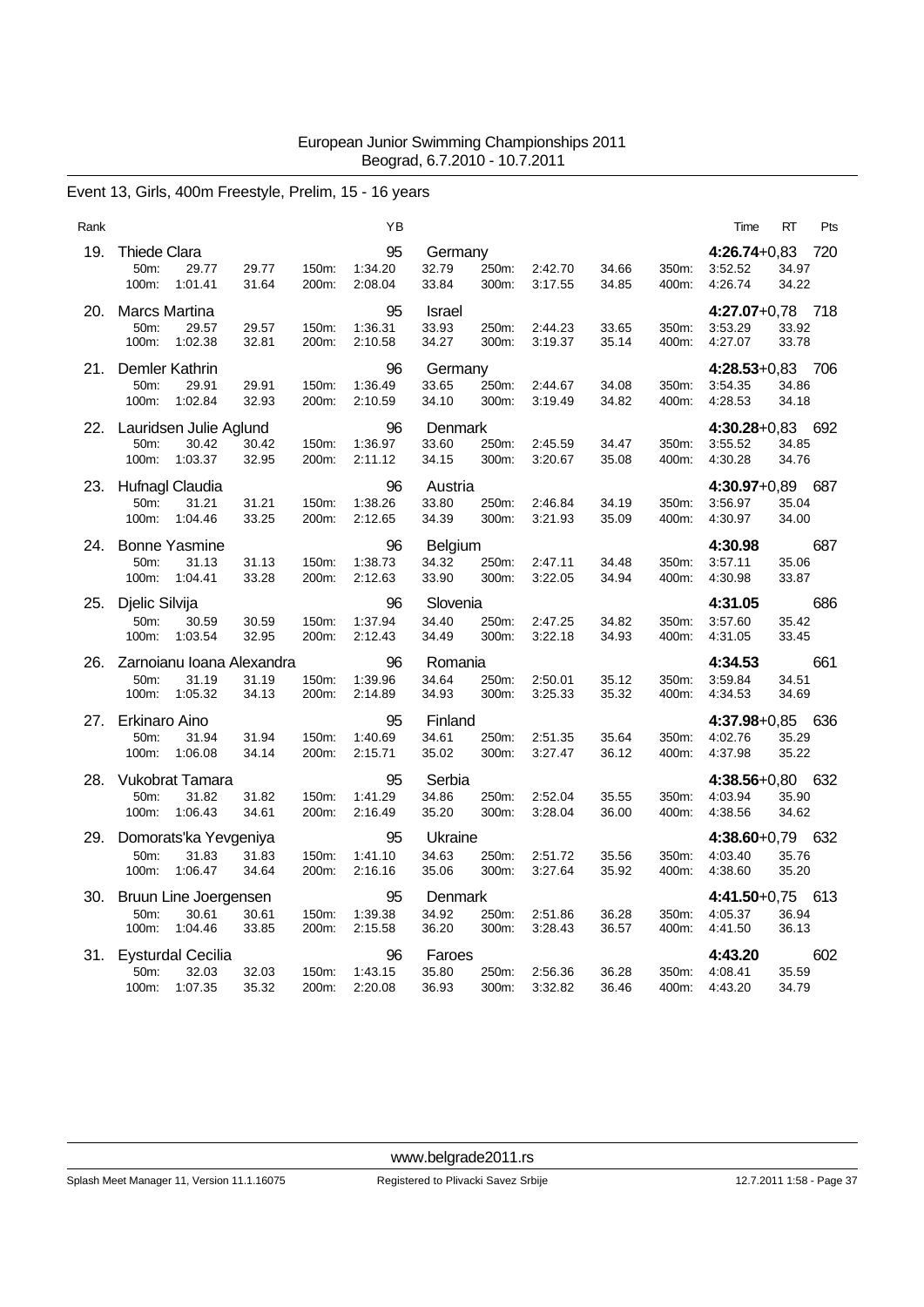European Junior Swimming Championships 2011
Beograd, 6.7.2010 - 10.7.2011

## Event 13, Girls, 400m Freestyle, Prelim, 15 - 16 years

| Rank | Name | YB | Nation | Time | RT | Pts |
|---|---|---|---|---|---|---|
| 19. | Thiede Clara | 95 | Germany | **4:26.74** | +0,83 | 720 |
| | 50m: 29.77 29.77 / 100m: 1:01.41 31.64 / 150m: 1:34.20 32.79 / 200m: 2:08.04 33.84 / 250m: 2:42.70 34.66 / 300m: 3:17.55 34.85 / 350m: 3:52.52 34.97 / 400m: 4:26.74 34.22 | | | | | |
| 20. | Marcs Martina | 95 | Israel | **4:27.07** | +0,78 | 718 |
| | 50m: 29.57 29.57 / 100m: 1:02.38 32.81 / 150m: 1:36.31 33.93 / 200m: 2:10.58 34.27 / 250m: 2:44.23 33.65 / 300m: 3:19.37 35.14 / 350m: 3:53.29 33.92 / 400m: 4:27.07 33.78 | | | | | |
| 21. | Demler Kathrin | 96 | Germany | **4:28.53** | +0,83 | 706 |
| | 50m: 29.91 29.91 / 100m: 1:02.84 32.93 / 150m: 1:36.49 33.65 / 200m: 2:10.59 34.10 / 250m: 2:44.67 34.08 / 300m: 3:19.49 34.82 / 350m: 3:54.35 34.86 / 400m: 4:28.53 34.18 | | | | | |
| 22. | Lauridsen Julie Aglund | 96 | Denmark | **4:30.28** | +0,83 | 692 |
| | 50m: 30.42 30.42 / 100m: 1:03.37 32.95 / 150m: 1:36.97 33.60 / 200m: 2:11.12 34.15 / 250m: 2:45.59 34.47 / 300m: 3:20.67 35.08 / 350m: 3:55.52 34.85 / 400m: 4:30.28 34.76 | | | | | |
| 23. | Hufnagl Claudia | 96 | Austria | **4:30.97** | +0,89 | 687 |
| | 50m: 31.21 31.21 / 100m: 1:04.46 33.25 / 150m: 1:38.26 33.80 / 200m: 2:12.65 34.39 / 250m: 2:46.84 34.19 / 300m: 3:21.93 35.09 / 350m: 3:56.97 35.04 / 400m: 4:30.97 34.00 | | | | | |
| 24. | Bonne Yasmine | 96 | Belgium | **4:30.98** | | 687 |
| | 50m: 31.13 31.13 / 100m: 1:04.41 33.28 / 150m: 1:38.73 34.32 / 200m: 2:12.63 33.90 / 250m: 2:47.11 34.48 / 300m: 3:22.05 34.94 / 350m: 3:57.11 35.06 / 400m: 4:30.98 33.87 | | | | | |
| 25. | Djelic Silvija | 96 | Slovenia | **4:31.05** | | 686 |
| | 50m: 30.59 30.59 / 100m: 1:03.54 32.95 / 150m: 1:37.94 34.40 / 200m: 2:12.43 34.49 / 250m: 2:47.25 34.82 / 300m: 3:22.18 34.93 / 350m: 3:57.60 35.42 / 400m: 4:31.05 33.45 | | | | | |
| 26. | Zarnoianu Ioana Alexandra | 96 | Romania | **4:34.53** | | 661 |
| | 50m: 31.19 31.19 / 100m: 1:05.32 34.13 / 150m: 1:39.96 34.64 / 200m: 2:14.89 34.93 / 250m: 2:50.01 35.12 / 300m: 3:25.33 35.32 / 350m: 3:59.84 34.51 / 400m: 4:34.53 34.69 | | | | | |
| 27. | Erkinaro Aino | 95 | Finland | **4:37.98** | +0,85 | 636 |
| | 50m: 31.94 31.94 / 100m: 1:06.08 34.14 / 150m: 1:40.69 34.61 / 200m: 2:15.71 35.02 / 250m: 2:51.35 35.64 / 300m: 3:27.47 36.12 / 350m: 4:02.76 35.29 / 400m: 4:37.98 35.22 | | | | | |
| 28. | Vukobrat Tamara | 95 | Serbia | **4:38.56** | +0,80 | 632 |
| | 50m: 31.82 31.82 / 100m: 1:06.43 34.61 / 150m: 1:41.29 34.86 / 200m: 2:16.49 35.20 / 250m: 2:52.04 35.55 / 300m: 3:28.04 36.00 / 350m: 4:03.94 35.90 / 400m: 4:38.56 34.62 | | | | | |
| 29. | Domorats'ka Yevgeniya | 95 | Ukraine | **4:38.60** | +0,79 | 632 |
| | 50m: 31.83 31.83 / 100m: 1:06.47 34.64 / 150m: 1:41.10 34.63 / 200m: 2:16.16 35.06 / 250m: 2:51.72 35.56 / 300m: 3:27.64 35.92 / 350m: 4:03.40 35.76 / 400m: 4:38.60 35.20 | | | | | |
| 30. | Bruun Line Joergensen | 95 | Denmark | **4:41.50** | +0,75 | 613 |
| | 50m: 30.61 30.61 / 100m: 1:04.46 33.85 / 150m: 1:39.38 34.92 / 200m: 2:15.58 36.20 / 250m: 2:51.86 36.28 / 300m: 3:28.43 36.57 / 350m: 4:05.37 36.94 / 400m: 4:41.50 36.13 | | | | | |
| 31. | Eysturdal Cecilia | 96 | Faroes | **4:43.20** | | 602 |
| | 50m: 32.03 32.03 / 100m: 1:07.35 35.32 / 150m: 1:43.15 35.80 / 200m: 2:20.08 36.93 / 250m: 2:56.36 36.28 / 300m: 3:32.82 36.46 / 350m: 4:08.41 35.59 / 400m: 4:43.20 34.79 | | | | | |

www.belgrade2011.rs

Splash Meet Manager 11, Version 11.1.16075 — Registered to Plivacki Savez Srbije — 12.7.2011 1:58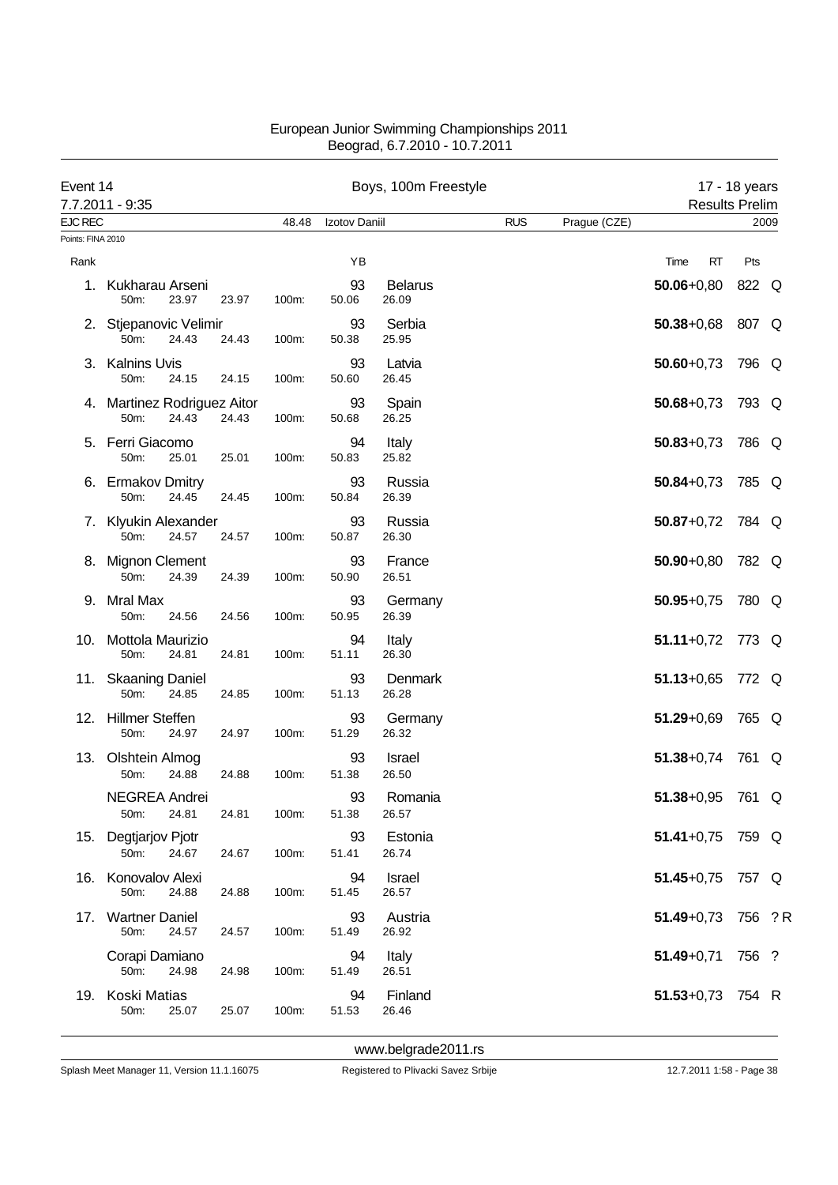European Junior Swimming Championships 2011
Beograd, 6.7.2010 - 10.7.2011

## Event 14 — Boys, 100m Freestyle — 17 - 18 years

7.7.2011 - 9:35 — Results Prelim

EJC REC 48.48 Izotov Daniil RUS Prague (CZE) 2009

Points: FINA 2010

| Rank | Name | YB | Nation | 50m | 100m | Split | Time | RT | Pts | |
|---|---|---|---|---|---|---|---|---|---|---|
| 1. | Kukharau Arseni | 93 | Belarus | 23.97 | 50.06 | 26.09 | **50.06** | +0,80 | 822 | Q |
| 2. | Stjepanovic Velimir | 93 | Serbia | 24.43 | 50.38 | 25.95 | **50.38** | +0,68 | 807 | Q |
| 3. | Kalnins Uvis | 93 | Latvia | 24.15 | 50.60 | 26.45 | **50.60** | +0,73 | 796 | Q |
| 4. | Martinez Rodriguez Aitor | 93 | Spain | 24.43 | 50.68 | 26.25 | **50.68** | +0,73 | 793 | Q |
| 5. | Ferri Giacomo | 94 | Italy | 25.01 | 50.83 | 25.82 | **50.83** | +0,73 | 786 | Q |
| 6. | Ermakov Dmitry | 93 | Russia | 24.45 | 50.84 | 26.39 | **50.84** | +0,73 | 785 | Q |
| 7. | Klyukin Alexander | 93 | Russia | 24.57 | 50.87 | 26.30 | **50.87** | +0,72 | 784 | Q |
| 8. | Mignon Clement | 93 | France | 24.39 | 50.90 | 26.51 | **50.90** | +0,80 | 782 | Q |
| 9. | Mral Max | 93 | Germany | 24.56 | 50.95 | 26.39 | **50.95** | +0,75 | 780 | Q |
| 10. | Mottola Maurizio | 94 | Italy | 24.81 | 51.11 | 26.30 | **51.11** | +0,72 | 773 | Q |
| 11. | Skaaning Daniel | 93 | Denmark | 24.85 | 51.13 | 26.28 | **51.13** | +0,65 | 772 | Q |
| 12. | Hillmer Steffen | 93 | Germany | 24.97 | 51.29 | 26.32 | **51.29** | +0,69 | 765 | Q |
| 13. | Olshtein Almog | 93 | Israel | 24.88 | 51.38 | 26.50 | **51.38** | +0,74 | 761 | Q |
| | NEGREA Andrei | 93 | Romania | 24.81 | 51.38 | 26.57 | **51.38** | +0,95 | 761 | Q |
| 15. | Degtjarjov Pjotr | 93 | Estonia | 24.67 | 51.41 | 26.74 | **51.41** | +0,75 | 759 | Q |
| 16. | Konovalov Alexi | 94 | Israel | 24.88 | 51.45 | 26.57 | **51.45** | +0,75 | 757 | Q |
| 17. | Wartner Daniel | 93 | Austria | 24.57 | 51.49 | 26.92 | **51.49** | +0,73 | 756 | ? R |
| | Corapi Damiano | 94 | Italy | 24.98 | 51.49 | 26.51 | **51.49** | +0,71 | 756 | ? |
| 19. | Koski Matias | 94 | Finland | 25.07 | 51.53 | 26.46 | **51.53** | +0,73 | 754 | R |

www.belgrade2011.rs

Splash Meet Manager 11, Version 11.1.16075 — Registered to Plivacki Savez Srbije — 12.7.2011 1:58 - Page 38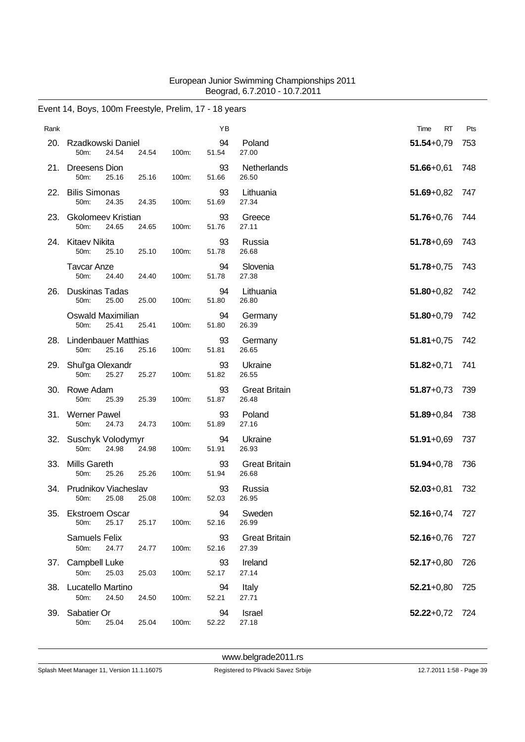European Junior Swimming Championships 2011
Beograd, 6.7.2010 - 10.7.2011

## Event 14, Boys, 100m Freestyle, Prelim, 17 - 18 years

| Rank | Name | 50m | | 100m | YB | Nation | Time | RT | Pts |
|---|---|---|---|---|---|---|---|---|---|
| 20. | Rzadkowski Daniel | 24.54 | 24.54 | 51.54 | 94 | Poland / 27.00 | **51.54** | +0,79 | 753 |
| 21. | Dreesens Dion | 25.16 | 25.16 | 51.66 | 93 | Netherlands / 26.50 | **51.66** | +0,61 | 748 |
| 22. | Bilis Simonas | 24.35 | 24.35 | 51.69 | 93 | Lithuania / 27.34 | **51.69** | +0,82 | 747 |
| 23. | Gkolomeev Kristian | 24.65 | 24.65 | 51.76 | 93 | Greece / 27.11 | **51.76** | +0,76 | 744 |
| 24. | Kitaev Nikita | 25.10 | 25.10 | 51.78 | 93 | Russia / 26.68 | **51.78** | +0,69 | 743 |
| | Tavcar Anze | 24.40 | 24.40 | 51.78 | 94 | Slovenia / 27.38 | **51.78** | +0,75 | 743 |
| 26. | Duskinas Tadas | 25.00 | 25.00 | 51.80 | 94 | Lithuania / 26.80 | **51.80** | +0,82 | 742 |
| | Oswald Maximilian | 25.41 | 25.41 | 51.80 | 94 | Germany / 26.39 | **51.80** | +0,79 | 742 |
| 28. | Lindenbauer Matthias | 25.16 | 25.16 | 51.81 | 93 | Germany / 26.65 | **51.81** | +0,75 | 742 |
| 29. | Shul'ga Olexandr | 25.27 | 25.27 | 51.82 | 93 | Ukraine / 26.55 | **51.82** | +0,71 | 741 |
| 30. | Rowe Adam | 25.39 | 25.39 | 51.87 | 93 | Great Britain / 26.48 | **51.87** | +0,73 | 739 |
| 31. | Werner Pawel | 24.73 | 24.73 | 51.89 | 93 | Poland / 27.16 | **51.89** | +0,84 | 738 |
| 32. | Suschyk Volodymyr | 24.98 | 24.98 | 51.91 | 94 | Ukraine / 26.93 | **51.91** | +0,69 | 737 |
| 33. | Mills Gareth | 25.26 | 25.26 | 51.94 | 93 | Great Britain / 26.68 | **51.94** | +0,78 | 736 |
| 34. | Prudnikov Viacheslav | 25.08 | 25.08 | 52.03 | 93 | Russia / 26.95 | **52.03** | +0,81 | 732 |
| 35. | Ekstroem Oscar | 25.17 | 25.17 | 52.16 | 94 | Sweden / 26.99 | **52.16** | +0,74 | 727 |
| | Samuels Felix | 24.77 | 24.77 | 52.16 | 93 | Great Britain / 27.39 | **52.16** | +0,76 | 727 |
| 37. | Campbell Luke | 25.03 | 25.03 | 52.17 | 93 | Ireland / 27.14 | **52.17** | +0,80 | 726 |
| 38. | Lucatello Martino | 24.50 | 24.50 | 52.21 | 94 | Italy / 27.71 | **52.21** | +0,80 | 725 |
| 39. | Sabatier Or | 25.04 | 25.04 | 52.22 | 94 | Israel / 27.18 | **52.22** | +0,72 | 724 |

www.belgrade2011.rs

Splash Meet Manager 11, Version 11.1.16075 Registered to Plivacki Savez Srbije 12.7.2011 1:58 - Page 39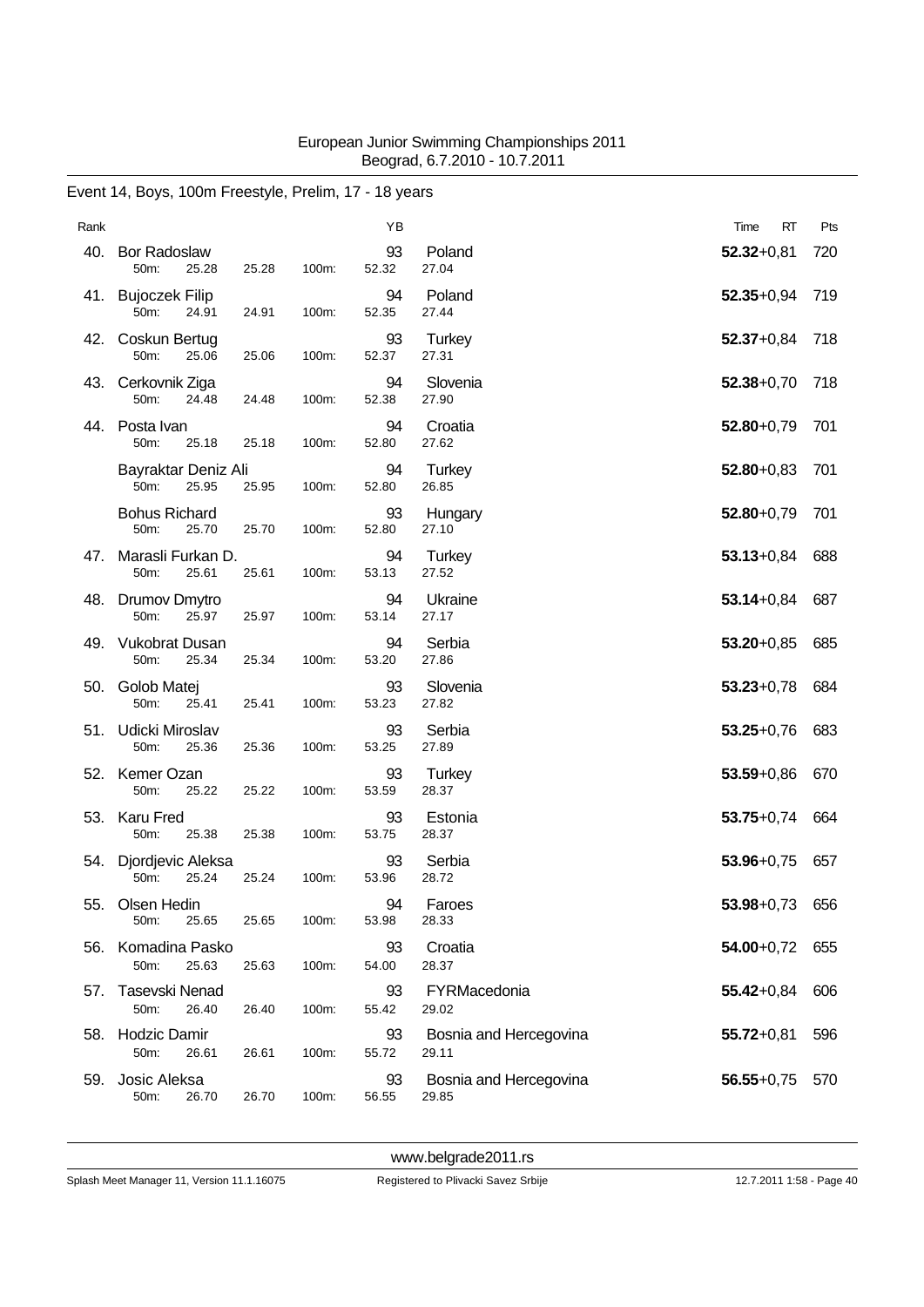European Junior Swimming Championships 2011
Beograd, 6.7.2010 - 10.7.2011

## Event 14, Boys, 100m Freestyle, Prelim, 17 - 18 years

| Rank | Name | 50m | | 100m | YB | Nation | Time | RT | Pts |
|---|---|---|---|---|---|---|---|---|---|
| 40. | Bor Radoslaw | 25.28 | 25.28 | 52.32 | 93 | Poland | **52.32** | +0,81 | 720 |
| | | | | | | 27.04 | | | |
| 41. | Bujoczek Filip | 24.91 | 24.91 | 52.35 | 94 | Poland | **52.35** | +0,94 | 719 |
| | | | | | | 27.44 | | | |
| 42. | Coskun Bertug | 25.06 | 25.06 | 52.37 | 93 | Turkey | **52.37** | +0,84 | 718 |
| | | | | | | 27.31 | | | |
| 43. | Cerkovnik Ziga | 24.48 | 24.48 | 52.38 | 94 | Slovenia | **52.38** | +0,70 | 718 |
| | | | | | | 27.90 | | | |
| 44. | Posta Ivan | 25.18 | 25.18 | 52.80 | 94 | Croatia | **52.80** | +0,79 | 701 |
| | | | | | | 27.62 | | | |
| | Bayraktar Deniz Ali | 25.95 | 25.95 | 52.80 | 94 | Turkey | **52.80** | +0,83 | 701 |
| | | | | | | 26.85 | | | |
| | Bohus Richard | 25.70 | 25.70 | 52.80 | 93 | Hungary | **52.80** | +0,79 | 701 |
| | | | | | | 27.10 | | | |
| 47. | Marasli Furkan D. | 25.61 | 25.61 | 53.13 | 94 | Turkey | **53.13** | +0,84 | 688 |
| | | | | | | 27.52 | | | |
| 48. | Drumov Dmytro | 25.97 | 25.97 | 53.14 | 94 | Ukraine | **53.14** | +0,84 | 687 |
| | | | | | | 27.17 | | | |
| 49. | Vukobrat Dusan | 25.34 | 25.34 | 53.20 | 94 | Serbia | **53.20** | +0,85 | 685 |
| | | | | | | 27.86 | | | |
| 50. | Golob Matej | 25.41 | 25.41 | 53.23 | 93 | Slovenia | **53.23** | +0,78 | 684 |
| | | | | | | 27.82 | | | |
| 51. | Udicki Miroslav | 25.36 | 25.36 | 53.25 | 93 | Serbia | **53.25** | +0,76 | 683 |
| | | | | | | 27.89 | | | |
| 52. | Kemer Ozan | 25.22 | 25.22 | 53.59 | 93 | Turkey | **53.59** | +0,86 | 670 |
| | | | | | | 28.37 | | | |
| 53. | Karu Fred | 25.38 | 25.38 | 53.75 | 93 | Estonia | **53.75** | +0,74 | 664 |
| | | | | | | 28.37 | | | |
| 54. | Djordjevic Aleksa | 25.24 | 25.24 | 53.96 | 93 | Serbia | **53.96** | +0,75 | 657 |
| | | | | | | 28.72 | | | |
| 55. | Olsen Hedin | 25.65 | 25.65 | 53.98 | 94 | Faroes | **53.98** | +0,73 | 656 |
| | | | | | | 28.33 | | | |
| 56. | Komadina Pasko | 25.63 | 25.63 | 54.00 | 93 | Croatia | **54.00** | +0,72 | 655 |
| | | | | | | 28.37 | | | |
| 57. | Tasevski Nenad | 26.40 | 26.40 | 55.42 | 93 | FYRMacedonia | **55.42** | +0,84 | 606 |
| | | | | | | 29.02 | | | |
| 58. | Hodzic Damir | 26.61 | 26.61 | 55.72 | 93 | Bosnia and Hercegovina | **55.72** | +0,81 | 596 |
| | | | | | | 29.11 | | | |
| 59. | Josic Aleksa | 26.70 | 26.70 | 56.55 | 93 | Bosnia and Hercegovina | **56.55** | +0,75 | 570 |
| | | | | | | 29.85 | | | |

www.belgrade2011.rs

Splash Meet Manager 11, Version 11.1.16075 — Registered to Plivacki Savez Srbije — 12.7.2011 1:58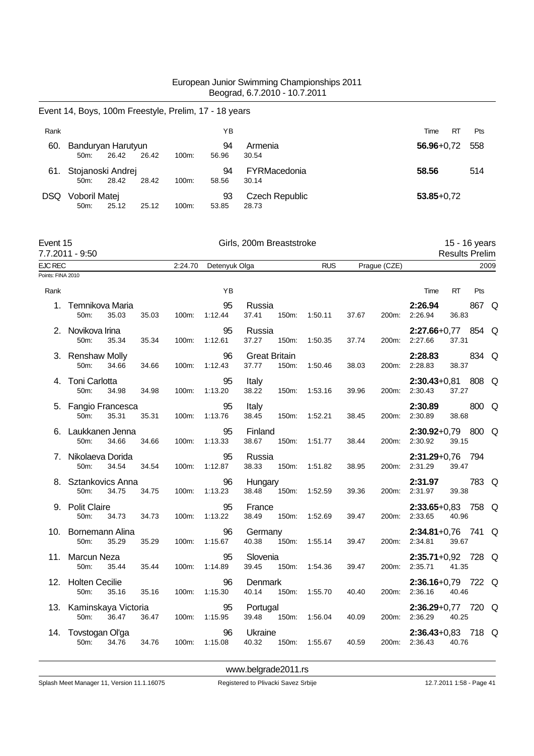European Junior Swimming Championships 2011
Beograd, 6.7.2010 - 10.7.2011

## Event 14, Boys, 100m Freestyle, Prelim, 17 - 18 years

| Rank | Name | | | | YB | Nation | Time | RT | Pts |
|---|---|---|---|---|---|---|---|---|---|
| 60. | Banduryan Harutyun | | | | 94 | Armenia | **56.96** | +0,72 | 558 |
| | 50m: | 26.42 | 26.42 | 100m: | 56.96 | 30.54 | | | |
| 61. | Stojanoski Andrej | | | | 94 | FYRMacedonia | **58.56** | | 514 |
| | 50m: | 28.42 | 28.42 | 100m: | 58.56 | 30.14 | | | |
| DSQ | Voboril Matej | | | | 93 | Czech Republic | **53.85** | +0,72 | |
| | 50m: | 25.12 | 25.12 | 100m: | 53.85 | 28.73 | | | |

## Event 15 — Girls, 200m Breaststroke — 15 - 16 years

7.7.2011 - 9:50 — Results Prelim

EJC REC 2:24.70 Detenyuk Olga RUS Prague (CZE) 2009

Points: FINA 2010

| Rank | Name | | | | YB | Nation | | | | | Time | RT | Pts | |
|---|---|---|---|---|---|---|---|---|---|---|---|---|---|---|
| 1. | Temnikova Maria | | | | 95 | Russia | | | | | **2:26.94** | | 867 | Q |
| | 50m: 35.03 | 35.03 | 100m: | 1:12.44 | | 37.41 | 150m: | 1:50.11 | 37.67 | 200m: | 2:26.94 | 36.83 | | |
| 2. | Novikova Irina | | | | 95 | Russia | | | | | **2:27.66** | +0,77 | 854 | Q |
| | 50m: 35.34 | 35.34 | 100m: | 1:12.61 | | 37.27 | 150m: | 1:50.35 | 37.74 | 200m: | 2:27.66 | 37.31 | | |
| 3. | Renshaw Molly | | | | 96 | Great Britain | | | | | **2:28.83** | | 834 | Q |
| | 50m: 34.66 | 34.66 | 100m: | 1:12.43 | | 37.77 | 150m: | 1:50.46 | 38.03 | 200m: | 2:28.83 | 38.37 | | |
| 4. | Toni Carlotta | | | | 95 | Italy | | | | | **2:30.43** | +0,81 | 808 | Q |
| | 50m: 34.98 | 34.98 | 100m: | 1:13.20 | | 38.22 | 150m: | 1:53.16 | 39.96 | 200m: | 2:30.43 | 37.27 | | |
| 5. | Fangio Francesca | | | | 95 | Italy | | | | | **2:30.89** | | 800 | Q |
| | 50m: 35.31 | 35.31 | 100m: | 1:13.76 | | 38.45 | 150m: | 1:52.21 | 38.45 | 200m: | 2:30.89 | 38.68 | | |
| 6. | Laukkanen Jenna | | | | 95 | Finland | | | | | **2:30.92** | +0,79 | 800 | Q |
| | 50m: 34.66 | 34.66 | 100m: | 1:13.33 | | 38.67 | 150m: | 1:51.77 | 38.44 | 200m: | 2:30.92 | 39.15 | | |
| 7. | Nikolaeva Dorida | | | | 95 | Russia | | | | | **2:31.29** | +0,76 | 794 | |
| | 50m: 34.54 | 34.54 | 100m: | 1:12.87 | | 38.33 | 150m: | 1:51.82 | 38.95 | 200m: | 2:31.29 | 39.47 | | |
| 8. | Sztankovics Anna | | | | 96 | Hungary | | | | | **2:31.97** | | 783 | Q |
| | 50m: 34.75 | 34.75 | 100m: | 1:13.23 | | 38.48 | 150m: | 1:52.59 | 39.36 | 200m: | 2:31.97 | 39.38 | | |
| 9. | Polit Claire | | | | 95 | France | | | | | **2:33.65** | +0,83 | 758 | Q |
| | 50m: 34.73 | 34.73 | 100m: | 1:13.22 | | 38.49 | 150m: | 1:52.69 | 39.47 | 200m: | 2:33.65 | 40.96 | | |
| 10. | Bornemann Alina | | | | 96 | Germany | | | | | **2:34.81** | +0,76 | 741 | Q |
| | 50m: 35.29 | 35.29 | 100m: | 1:15.67 | | 40.38 | 150m: | 1:55.14 | 39.47 | 200m: | 2:34.81 | 39.67 | | |
| 11. | Marcun Neza | | | | 95 | Slovenia | | | | | **2:35.71** | +0,92 | 728 | Q |
| | 50m: 35.44 | 35.44 | 100m: | 1:14.89 | | 39.45 | 150m: | 1:54.36 | 39.47 | 200m: | 2:35.71 | 41.35 | | |
| 12. | Holten Cecilie | | | | 96 | Denmark | | | | | **2:36.16** | +0,79 | 722 | Q |
| | 50m: 35.16 | 35.16 | 100m: | 1:15.30 | | 40.14 | 150m: | 1:55.70 | 40.40 | 200m: | 2:36.16 | 40.46 | | |
| 13. | Kaminskaya Victoria | | | | 95 | Portugal | | | | | **2:36.29** | +0,77 | 720 | Q |
| | 50m: 36.47 | 36.47 | 100m: | 1:15.95 | | 39.48 | 150m: | 1:56.04 | 40.09 | 200m: | 2:36.29 | 40.25 | | |
| 14. | Tovstogan Ol'ga | | | | 96 | Ukraine | | | | | **2:36.43** | +0,83 | 718 | Q |
| | 50m: 34.76 | 34.76 | 100m: | 1:15.08 | | 40.32 | 150m: | 1:55.67 | 40.59 | 200m: | 2:36.43 | 40.76 | | |

www.belgrade2011.rs

Splash Meet Manager 11, Version 11.1.16075 — Registered to Plivacki Savez Srbije — 12.7.2011 1:58 - Page 41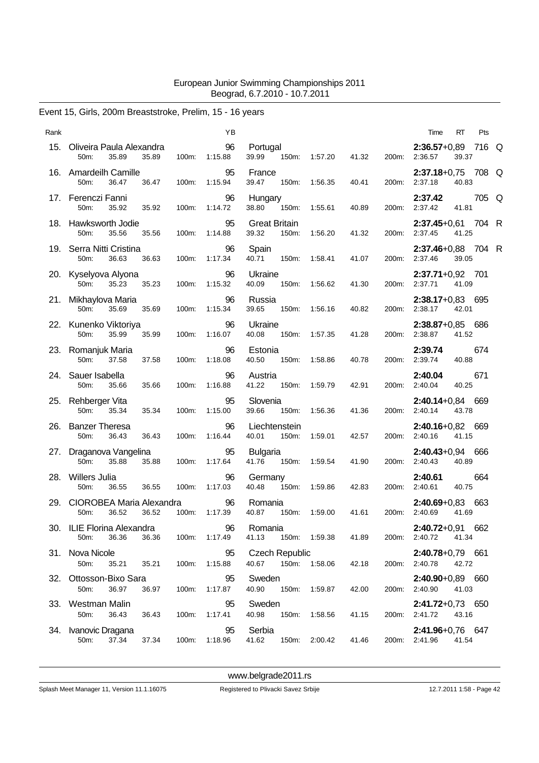European Junior Swimming Championships 2011
Beograd, 6.7.2010 - 10.7.2011

Event 15, Girls, 200m Breaststroke, Prelim, 15 - 16 years

| Rank | Name | YB | Nation | 50m | 100m | 150m | 200m | Time | RT | Pts | |
|---|---|---|---|---|---|---|---|---|---|---|---|
| 15. | Oliveira Paula Alexandra | 96 | Portugal | 35.89 (35.89) | 1:15.88 (39.99) | 1:57.20 (41.32) | 2:36.57 (39.37) | **2:36.57** | +0,89 | 716 | Q |
| 16. | Amardeilh Camille | 95 | France | 36.47 (36.47) | 1:15.94 (39.47) | 1:56.35 (40.41) | 2:37.18 (40.83) | **2:37.18** | +0,75 | 708 | Q |
| 17. | Ferenczi Fanni | 96 | Hungary | 35.92 (35.92) | 1:14.72 (38.80) | 1:55.61 (40.89) | 2:37.42 (41.81) | **2:37.42** | | 705 | Q |
| 18. | Hawksworth Jodie | 95 | Great Britain | 35.56 (35.56) | 1:14.88 (39.32) | 1:56.20 (41.32) | 2:37.45 (41.25) | **2:37.45** | +0,61 | 704 | R |
| 19. | Serra Nitti Cristina | 96 | Spain | 36.63 (36.63) | 1:17.34 (40.71) | 1:58.41 (41.07) | 2:37.46 (39.05) | **2:37.46** | +0,88 | 704 | R |
| 20. | Kyselyova Alyona | 96 | Ukraine | 35.23 (35.23) | 1:15.32 (40.09) | 1:56.62 (41.30) | 2:37.71 (41.09) | **2:37.71** | +0,92 | 701 | |
| 21. | Mikhaylova Maria | 96 | Russia | 35.69 (35.69) | 1:15.34 (39.65) | 1:56.16 (40.82) | 2:38.17 (42.01) | **2:38.17** | +0,83 | 695 | |
| 22. | Kunenko Viktoriya | 96 | Ukraine | 35.99 (35.99) | 1:16.07 (40.08) | 1:57.35 (41.28) | 2:38.87 (41.52) | **2:38.87** | +0,85 | 686 | |
| 23. | Romanjuk Maria | 96 | Estonia | 37.58 (37.58) | 1:18.08 (40.50) | 1:58.86 (40.78) | 2:39.74 (40.88) | **2:39.74** | | 674 | |
| 24. | Sauer Isabella | 96 | Austria | 35.66 (35.66) | 1:16.88 (41.22) | 1:59.79 (42.91) | 2:40.04 (40.25) | **2:40.04** | | 671 | |
| 25. | Rehberger Vita | 95 | Slovenia | 35.34 (35.34) | 1:15.00 (39.66) | 1:56.36 (41.36) | 2:40.14 (43.78) | **2:40.14** | +0,84 | 669 | |
| 26. | Banzer Theresa | 96 | Liechtenstein | 36.43 (36.43) | 1:16.44 (40.01) | 1:59.01 (42.57) | 2:40.16 (41.15) | **2:40.16** | +0,82 | 669 | |
| 27. | Draganova Vangelina | 95 | Bulgaria | 35.88 (35.88) | 1:17.64 (41.76) | 1:59.54 (41.90) | 2:40.43 (40.89) | **2:40.43** | +0,94 | 666 | |
| 28. | Willers Julia | 96 | Germany | 36.55 (36.55) | 1:17.03 (40.48) | 1:59.86 (42.83) | 2:40.61 (40.75) | **2:40.61** | | 664 | |
| 29. | CIOROBEA Maria Alexandra | 96 | Romania | 36.52 (36.52) | 1:17.39 (40.87) | 1:59.00 (41.61) | 2:40.69 (41.69) | **2:40.69** | +0,83 | 663 | |
| 30. | ILIE Florina Alexandra | 96 | Romania | 36.36 (36.36) | 1:17.49 (41.13) | 1:59.38 (41.89) | 2:40.72 (41.34) | **2:40.72** | +0,91 | 662 | |
| 31. | Nova Nicole | 95 | Czech Republic | 35.21 (35.21) | 1:15.88 (40.67) | 1:58.06 (42.18) | 2:40.78 (42.72) | **2:40.78** | +0,79 | 661 | |
| 32. | Ottosson-Bixo Sara | 95 | Sweden | 36.97 (36.97) | 1:17.87 (40.90) | 1:59.87 (42.00) | 2:40.90 (41.03) | **2:40.90** | +0,89 | 660 | |
| 33. | Westman Malin | 95 | Sweden | 36.43 (36.43) | 1:17.41 (40.98) | 1:58.56 (41.15) | 2:41.72 (43.16) | **2:41.72** | +0,73 | 650 | |
| 34. | Ivanovic Dragana | 95 | Serbia | 37.34 (37.34) | 1:18.96 (41.62) | 2:00.42 (41.46) | 2:41.96 (41.54) | **2:41.96** | +0,76 | 647 | |

www.belgrade2011.rs

Splash Meet Manager 11, Version 11.1.16075 — Registered to Plivacki Savez Srbije — 12.7.2011 1:58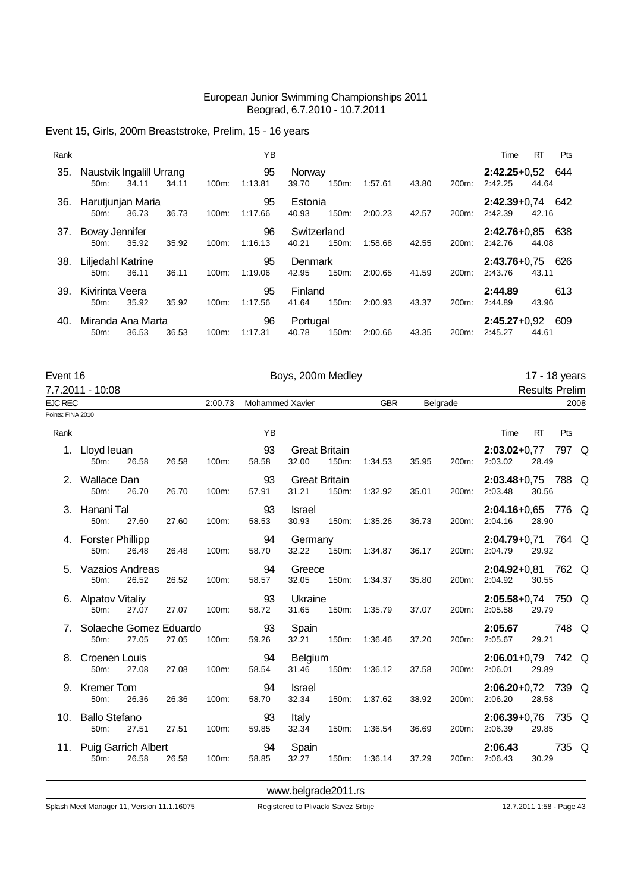European Junior Swimming Championships 2011
Beograd, 6.7.2010 - 10.7.2011

Event 15, Girls, 200m Breaststroke, Prelim, 15 - 16 years

| Rank | Name | YB | Nation | Time | RT | Pts |
|---|---|---|---|---|---|---|
| 35. | Naustvik Ingalill Urrang | 95 | Norway | **2:42.25** | +0,52 | 644 |
| | 50m: 34.11 34.11 | 100m: 1:13.81 39.70 | 150m: 1:57.61 43.80 | 200m: 2:42.25 44.64 | | |
| 36. | Harutjunjan Maria | 95 | Estonia | **2:42.39** | +0,74 | 642 |
| | 50m: 36.73 36.73 | 100m: 1:17.66 40.93 | 150m: 2:00.23 42.57 | 200m: 2:42.39 42.16 | | |
| 37. | Bovay Jennifer | 96 | Switzerland | **2:42.76** | +0,85 | 638 |
| | 50m: 35.92 35.92 | 100m: 1:16.13 40.21 | 150m: 1:58.68 42.55 | 200m: 2:42.76 44.08 | | |
| 38. | Liljedahl Katrine | 95 | Denmark | **2:43.76** | +0,75 | 626 |
| | 50m: 36.11 36.11 | 100m: 1:19.06 42.95 | 150m: 2:00.65 41.59 | 200m: 2:43.76 43.11 | | |
| 39. | Kivirinta Veera | 95 | Finland | **2:44.89** | | 613 |
| | 50m: 35.92 35.92 | 100m: 1:17.56 41.64 | 150m: 2:00.93 43.37 | 200m: 2:44.89 43.96 | | |
| 40. | Miranda Ana Marta | 96 | Portugal | **2:45.27** | +0,92 | 609 |
| | 50m: 36.53 36.53 | 100m: 1:17.31 40.78 | 150m: 2:00.66 43.35 | 200m: 2:45.27 44.61 | | |

Event 16 — Boys, 200m Medley — 17 - 18 years

7.7.2011 - 10:08 — Results Prelim

EJC REC 2:00.73 Mohammed Xavier GBR Belgrade 2008

Points: FINA 2010

| Rank | Name | YB | Nation | Time | RT | Pts | |
|---|---|---|---|---|---|---|---|
| 1. | Lloyd Ieuan | 93 | Great Britain | **2:03.02** | +0,77 | 797 | Q |
| | 50m: 26.58 26.58 | 100m: 58.58 32.00 | 150m: 1:34.53 35.95 | 200m: 2:03.02 28.49 | | | |
| 2. | Wallace Dan | 93 | Great Britain | **2:03.48** | +0,75 | 788 | Q |
| | 50m: 26.70 26.70 | 100m: 57.91 31.21 | 150m: 1:32.92 35.01 | 200m: 2:03.48 30.56 | | | |
| 3. | Hanani Tal | 93 | Israel | **2:04.16** | +0,65 | 776 | Q |
| | 50m: 27.60 27.60 | 100m: 58.53 30.93 | 150m: 1:35.26 36.73 | 200m: 2:04.16 28.90 | | | |
| 4. | Forster Phillipp | 94 | Germany | **2:04.79** | +0,71 | 764 | Q |
| | 50m: 26.48 26.48 | 100m: 58.70 32.22 | 150m: 1:34.87 36.17 | 200m: 2:04.79 29.92 | | | |
| 5. | Vazaios Andreas | 94 | Greece | **2:04.92** | +0,81 | 762 | Q |
| | 50m: 26.52 26.52 | 100m: 58.57 32.05 | 150m: 1:34.37 35.80 | 200m: 2:04.92 30.55 | | | |
| 6. | Alpatov Vitaliy | 93 | Ukraine | **2:05.58** | +0,74 | 750 | Q |
| | 50m: 27.07 27.07 | 100m: 58.72 31.65 | 150m: 1:35.79 37.07 | 200m: 2:05.58 29.79 | | | |
| 7. | Solaeche Gomez Eduardo | 93 | Spain | **2:05.67** | | 748 | Q |
| | 50m: 27.05 27.05 | 100m: 59.26 32.21 | 150m: 1:36.46 37.20 | 200m: 2:05.67 29.21 | | | |
| 8. | Croenen Louis | 94 | Belgium | **2:06.01** | +0,79 | 742 | Q |
| | 50m: 27.08 27.08 | 100m: 58.54 31.46 | 150m: 1:36.12 37.58 | 200m: 2:06.01 29.89 | | | |
| 9. | Kremer Tom | 94 | Israel | **2:06.20** | +0,72 | 739 | Q |
| | 50m: 26.36 26.36 | 100m: 58.70 32.34 | 150m: 1:37.62 38.92 | 200m: 2:06.20 28.58 | | | |
| 10. | Ballo Stefano | 93 | Italy | **2:06.39** | +0,76 | 735 | Q |
| | 50m: 27.51 27.51 | 100m: 59.85 32.34 | 150m: 1:36.54 36.69 | 200m: 2:06.39 29.85 | | | |
| 11. | Puig Garrich Albert | 94 | Spain | **2:06.43** | | 735 | Q |
| | 50m: 26.58 26.58 | 100m: 58.85 32.27 | 150m: 1:36.14 37.29 | 200m: 2:06.43 30.29 | | | |

www.belgrade2011.rs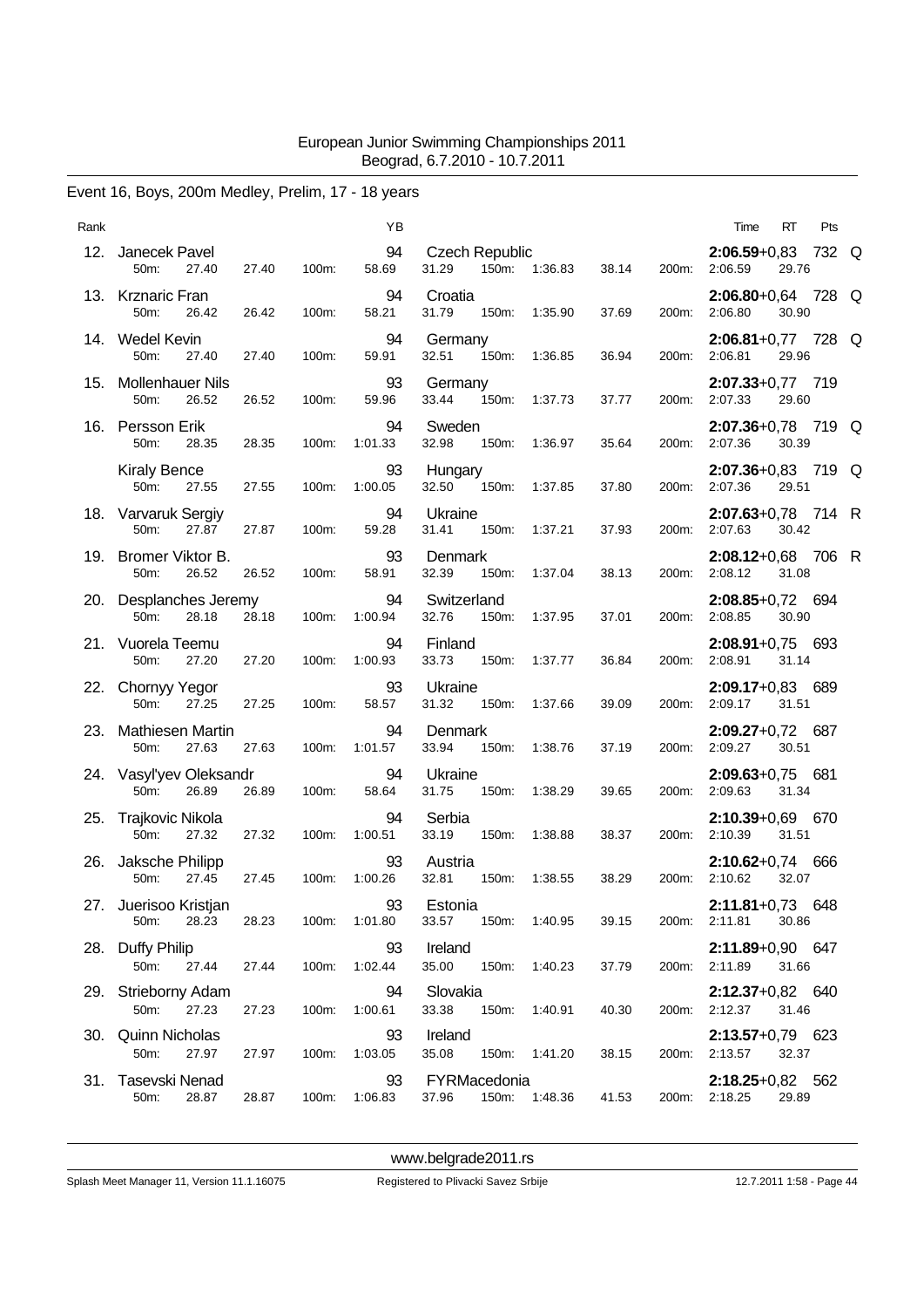European Junior Swimming Championships 2011
Beograd, 6.7.2010 - 10.7.2011

## Event 16, Boys, 200m Medley, Prelim, 17 - 18 years

| Rank | Name | YB | Nation | 50m | 100m | 150m | 200m | Time | RT | Pts | |
|---|---|---|---|---|---|---|---|---|---|---|---|
| 12. | Janecek Pavel | 94 | Czech Republic | 27.40 (27.40) | 58.69 (31.29) | 1:36.83 (38.14) | 2:06.59 (29.76) | **2:06.59** | +0,83 | 732 | Q |
| 13. | Krznaric Fran | 94 | Croatia | 26.42 (26.42) | 58.21 (31.79) | 1:35.90 (37.69) | 2:06.80 (30.90) | **2:06.80** | +0,64 | 728 | Q |
| 14. | Wedel Kevin | 94 | Germany | 27.40 (27.40) | 59.91 (32.51) | 1:36.85 (36.94) | 2:06.81 (29.96) | **2:06.81** | +0,77 | 728 | Q |
| 15. | Mollenhauer Nils | 93 | Germany | 26.52 (26.52) | 59.96 (33.44) | 1:37.73 (37.77) | 2:07.33 (29.60) | **2:07.33** | +0,77 | 719 | |
| 16. | Persson Erik | 94 | Sweden | 28.35 (28.35) | 1:01.33 (32.98) | 1:36.97 (35.64) | 2:07.36 (30.39) | **2:07.36** | +0,78 | 719 | Q |
| | Kiraly Bence | 93 | Hungary | 27.55 (27.55) | 1:00.05 (32.50) | 1:37.85 (37.80) | 2:07.36 (29.51) | **2:07.36** | +0,83 | 719 | Q |
| 18. | Varvaruk Sergiy | 94 | Ukraine | 27.87 (27.87) | 59.28 (31.41) | 1:37.21 (37.93) | 2:07.63 (30.42) | **2:07.63** | +0,78 | 714 | R |
| 19. | Bromer Viktor B. | 93 | Denmark | 26.52 (26.52) | 58.91 (32.39) | 1:37.04 (38.13) | 2:08.12 (31.08) | **2:08.12** | +0,68 | 706 | R |
| 20. | Desplanches Jeremy | 94 | Switzerland | 28.18 (28.18) | 1:00.94 (32.76) | 1:37.95 (37.01) | 2:08.85 (30.90) | **2:08.85** | +0,72 | 694 | |
| 21. | Vuorela Teemu | 94 | Finland | 27.20 (27.20) | 1:00.93 (33.73) | 1:37.77 (36.84) | 2:08.91 (31.14) | **2:08.91** | +0,75 | 693 | |
| 22. | Chornyy Yegor | 93 | Ukraine | 27.25 (27.25) | 58.57 (31.32) | 1:37.66 (39.09) | 2:09.17 (31.51) | **2:09.17** | +0,83 | 689 | |
| 23. | Mathiesen Martin | 94 | Denmark | 27.63 (27.63) | 1:01.57 (33.94) | 1:38.76 (37.19) | 2:09.27 (30.51) | **2:09.27** | +0,72 | 687 | |
| 24. | Vasyl'yev Oleksandr | 94 | Ukraine | 26.89 (26.89) | 58.64 (31.75) | 1:38.29 (39.65) | 2:09.63 (31.34) | **2:09.63** | +0,75 | 681 | |
| 25. | Trajkovic Nikola | 94 | Serbia | 27.32 (27.32) | 1:00.51 (33.19) | 1:38.88 (38.37) | 2:10.39 (31.51) | **2:10.39** | +0,69 | 670 | |
| 26. | Jaksche Philipp | 93 | Austria | 27.45 (27.45) | 1:00.26 (32.81) | 1:38.55 (38.29) | 2:10.62 (32.07) | **2:10.62** | +0,74 | 666 | |
| 27. | Juerisoo Kristjan | 93 | Estonia | 28.23 (28.23) | 1:01.80 (33.57) | 1:40.95 (39.15) | 2:11.81 (30.86) | **2:11.81** | +0,73 | 648 | |
| 28. | Duffy Philip | 93 | Ireland | 27.44 (27.44) | 1:02.44 (35.00) | 1:40.23 (37.79) | 2:11.89 (31.66) | **2:11.89** | +0,90 | 647 | |
| 29. | Strieborny Adam | 94 | Slovakia | 27.23 (27.23) | 1:00.61 (33.38) | 1:40.91 (40.30) | 2:12.37 (31.46) | **2:12.37** | +0,82 | 640 | |
| 30. | Quinn Nicholas | 93 | Ireland | 27.97 (27.97) | 1:03.05 (35.08) | 1:41.20 (38.15) | 2:13.57 (32.37) | **2:13.57** | +0,79 | 623 | |
| 31. | Tasevski Nenad | 93 | FYRMacedonia | 28.87 (28.87) | 1:06.83 (37.96) | 1:48.36 (41.53) | 2:18.25 (29.89) | **2:18.25** | +0,82 | 562 | |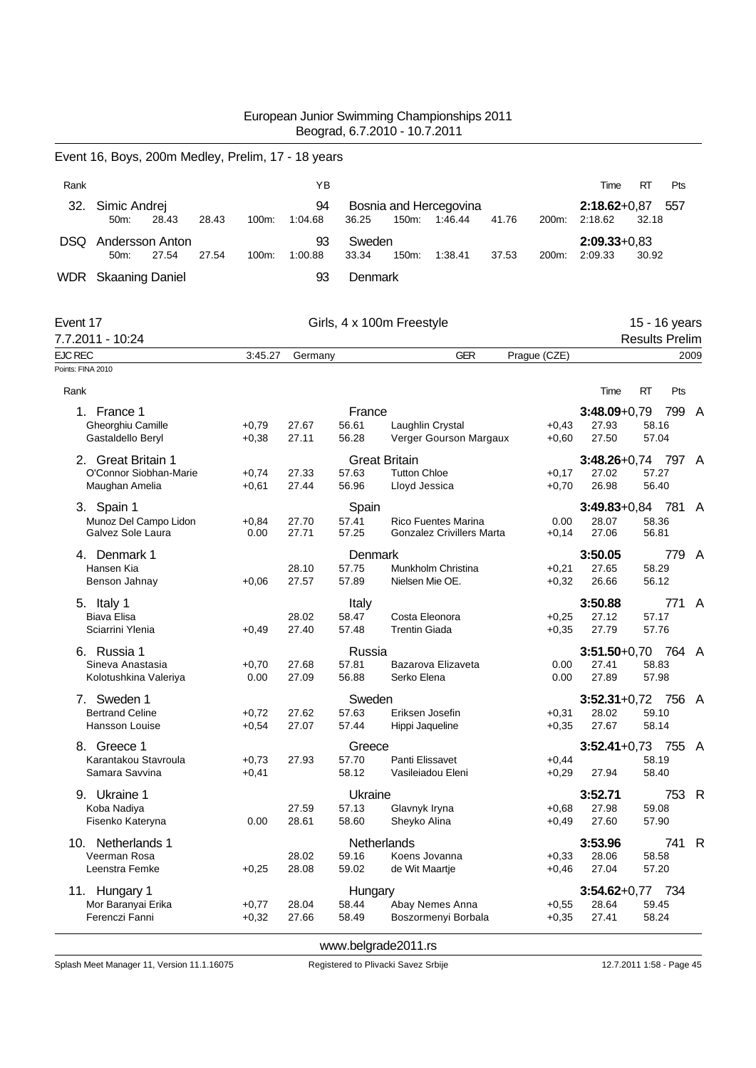European Junior Swimming Championships 2011
Beograd, 6.7.2010 - 10.7.2011

## Event 16, Boys, 200m Medley, Prelim, 17 - 18 years

| Rank | Name | YB | Nation | Time | RT | Pts |
|---|---|---|---|---|---|---|
| 32. | Simic Andrej | 94 | Bosnia and Hercegovina | 2:18.62 | +0,87 | 557 |
| | 50m: 28.43 28.43 100m: 1:04.68 36.25 150m: 1:46.44 41.76 200m: 2:18.62 32.18 | | | | | |
| DSQ | Andersson Anton | 93 | Sweden | 2:09.33 | +0,83 | |
| | 50m: 27.54 27.54 100m: 1:00.88 33.34 150m: 1:38.41 37.53 200m: 2:09.33 30.92 | | | | | |
| WDR | Skaaning Daniel | 93 | Denmark | | | |

## Event 17 Girls, 4 x 100m Freestyle 15 - 16 years

7.7.2011 - 10:24 Results Prelim

EJC REC 3:45.27 Germany GER Prague (CZE) 2009

Points: FINA 2010

| Rank | Team / Swimmer | RT | 50m | 100m | Swimmer | RT | 50m | 100m | Time | RT | Pts | |
|---|---|---|---|---|---|---|---|---|---|---|---|---|
| 1. | France 1 | | | | France | | | | 3:48.09 | +0,79 | 799 | A |
| | Gheorghiu Camille | +0,79 | 27.67 | 56.61 | Laughlin Crystal | +0,43 | 27.93 | 58.16 | | | | |
| | Gastaldello Beryl | +0,38 | 27.11 | 56.28 | Verger Gourson Margaux | +0,60 | 27.50 | 57.04 | | | | |
| 2. | Great Britain 1 | | | | Great Britain | | | | 3:48.26 | +0,74 | 797 | A |
| | O'Connor Siobhan-Marie | +0,74 | 27.33 | 57.63 | Tutton Chloe | +0,17 | 27.02 | 57.27 | | | | |
| | Maughan Amelia | +0,61 | 27.44 | 56.96 | Lloyd Jessica | +0,70 | 26.98 | 56.40 | | | | |
| 3. | Spain 1 | | | | Spain | | | | 3:49.83 | +0,84 | 781 | A |
| | Munoz Del Campo Lidon | +0,84 | 27.70 | 57.41 | Rico Fuentes Marina | 0.00 | 28.07 | 58.36 | | | | |
| | Galvez Sole Laura | 0.00 | 27.71 | 57.25 | Gonzalez Crivillers Marta | +0,14 | 27.06 | 56.81 | | | | |
| 4. | Denmark 1 | | | | Denmark | | | | 3:50.05 | | 779 | A |
| | Hansen Kia | | 28.10 | 57.75 | Munkholm Christina | +0,21 | 27.65 | 58.29 | | | | |
| | Benson Jahnay | +0,06 | 27.57 | 57.89 | Nielsen Mie OE. | +0,32 | 26.66 | 56.12 | | | | |
| 5. | Italy 1 | | | | Italy | | | | 3:50.88 | | 771 | A |
| | Biava Elisa | | 28.02 | 58.47 | Costa Eleonora | +0,25 | 27.12 | 57.17 | | | | |
| | Sciarrini Ylenia | +0,49 | 27.40 | 57.48 | Trentin Giada | +0,35 | 27.79 | 57.76 | | | | |
| 6. | Russia 1 | | | | Russia | | | | 3:51.50 | +0,70 | 764 | A |
| | Sineva Anastasia | +0,70 | 27.68 | 57.81 | Bazarova Elizaveta | 0.00 | 27.41 | 58.83 | | | | |
| | Kolotushkina Valeriya | 0.00 | 27.09 | 56.88 | Serko Elena | 0.00 | 27.89 | 57.98 | | | | |
| 7. | Sweden 1 | | | | Sweden | | | | 3:52.31 | +0,72 | 756 | A |
| | Bertrand Celine | +0,72 | 27.62 | 57.63 | Eriksen Josefin | +0,31 | 28.02 | 59.10 | | | | |
| | Hansson Louise | +0,54 | 27.07 | 57.44 | Hippi Jaqueline | +0,35 | 27.67 | 58.14 | | | | |
| 8. | Greece 1 | | | | Greece | | | | 3:52.41 | +0,73 | 755 | A |
| | Karantakou Stavroula | +0,73 | 27.93 | 57.70 | Panti Elissavet | +0,44 | | 58.19 | | | | |
| | Samara Savvina | +0,41 | | 58.12 | Vasileiadou Eleni | +0,29 | 27.94 | 58.40 | | | | |
| 9. | Ukraine 1 | | | | Ukraine | | | | 3:52.71 | | 753 | R |
| | Koba Nadiya | | 27.59 | 57.13 | Glavnyk Iryna | +0,68 | 27.98 | 59.08 | | | | |
| | Fisenko Kateryna | 0.00 | 28.61 | 58.60 | Sheyko Alina | +0,49 | 27.60 | 57.90 | | | | |
| 10. | Netherlands 1 | | | | Netherlands | | | | 3:53.96 | | 741 | R |
| | Veerman Rosa | | 28.02 | 59.16 | Koens Jovanna | +0,33 | 28.06 | 58.58 | | | | |
| | Leenstra Femke | +0,25 | 28.08 | 59.02 | de Wit Maartje | +0,46 | 27.04 | 57.20 | | | | |
| 11. | Hungary 1 | | | | Hungary | | | | 3:54.62 | +0,77 | 734 | |
| | Mor Baranyai Erika | +0,77 | 28.04 | 58.44 | Abay Nemes Anna | +0,55 | 28.64 | 59.45 | | | | |
| | Ferenczi Fanni | +0,32 | 27.66 | 58.49 | Boszormenyi Borbala | +0,35 | 27.41 | 58.24 | | | | |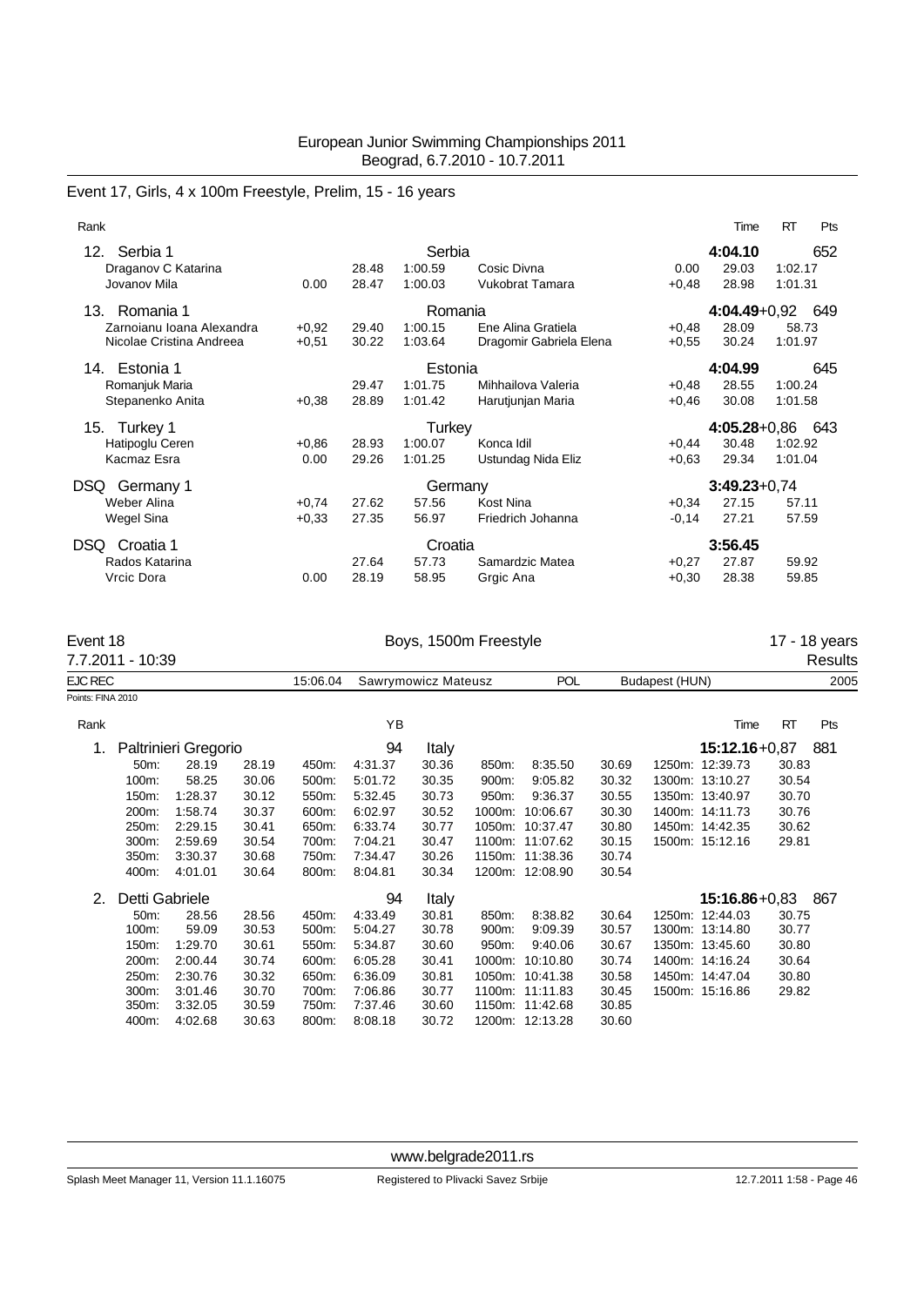European Junior Swimming Championships 2011
Beograd, 6.7.2010 - 10.7.2011

## Event 17, Girls, 4 x 100m Freestyle, Prelim, 15 - 16 years

| Rank | | RT | 50m | 100m | | RT | 50m | 100m | Time | Pts |
|---|---|---|---|---|---|---|---|---|---|---|
| 12. Serbia 1 | | | | Serbia | | | | | 4:04.10 | 652 |
| | Draganov C Katarina | | 28.48 | 1:00.59 | Cosic Divna | 0.00 | 29.03 | 1:02.17 | | |
| | Jovanov Mila | 0.00 | 28.47 | 1:00.03 | Vukobrat Tamara | +0,48 | 28.98 | 1:01.31 | | |
| 13. Romania 1 | | | | Romania | | | | | 4:04.49+0,92 | 649 |
| | Zarnoianu Ioana Alexandra | +0,92 | 29.40 | 1:00.15 | Ene Alina Gratiela | +0,48 | 28.09 | 58.73 | | |
| | Nicolae Cristina Andreea | +0,51 | 30.22 | 1:03.64 | Dragomir Gabriela Elena | +0,55 | 30.24 | 1:01.97 | | |
| 14. Estonia 1 | | | | Estonia | | | | | 4:04.99 | 645 |
| | Romanjuk Maria | | 29.47 | 1:01.75 | Mihhailova Valeria | +0,48 | 28.55 | 1:00.24 | | |
| | Stepanenko Anita | +0,38 | 28.89 | 1:01.42 | Harutjunjan Maria | +0,46 | 30.08 | 1:01.58 | | |
| 15. Turkey 1 | | | | Turkey | | | | | 4:05.28+0,86 | 643 |
| | Hatipoglu Ceren | +0,86 | 28.93 | 1:00.07 | Konca Idil | +0,44 | 30.48 | 1:02.92 | | |
| | Kacmaz Esra | 0.00 | 29.26 | 1:01.25 | Ustundag Nida Eliz | +0,63 | 29.34 | 1:01.04 | | |
| DSQ Germany 1 | | | | Germany | | | | | 3:49.23+0,74 | |
| | Weber Alina | +0,74 | 27.62 | 57.56 | Kost Nina | +0,34 | 27.15 | 57.11 | | |
| | Wegel Sina | +0,33 | 27.35 | 56.97 | Friedrich Johanna | -0,14 | 27.21 | 57.59 | | |
| DSQ Croatia 1 | | | | Croatia | | | | | 3:56.45 | |
| | Rados Katarina | | 27.64 | 57.73 | Samardzic Matea | +0,27 | 27.87 | 59.92 | | |
| | Vrcic Dora | 0.00 | 28.19 | 58.95 | Grgic Ana | +0,30 | 28.38 | 59.85 | | |

## Event 18 — Boys, 1500m Freestyle — 17 - 18 years

7.7.2011 - 10:39 — Results

EJC REC 15:06.04 Sawrymowicz Mateusz POL Budapest (HUN) 2005

Points: FINA 2010

**1. Paltrinieri Gregorio** — YB 94 — Italy — 15:12.16+0,87 — 881 Pts

| Dist | Time | Split | Dist | Time | Split | Dist | Time | Split | Dist | Time | Split |
|---|---|---|---|---|---|---|---|---|---|---|---|
| 50m: | 28.19 | 28.19 | 450m: | 4:31.37 | 30.36 | 850m: | 8:35.50 | 30.69 | 1250m: | 12:39.73 | 30.83 |
| 100m: | 58.25 | 30.06 | 500m: | 5:01.72 | 30.35 | 900m: | 9:05.82 | 30.32 | 1300m: | 13:10.27 | 30.54 |
| 150m: | 1:28.37 | 30.12 | 550m: | 5:32.45 | 30.73 | 950m: | 9:36.37 | 30.55 | 1350m: | 13:40.97 | 30.70 |
| 200m: | 1:58.74 | 30.37 | 600m: | 6:02.97 | 30.52 | 1000m: | 10:06.67 | 30.30 | 1400m: | 14:11.73 | 30.76 |
| 250m: | 2:29.15 | 30.41 | 650m: | 6:33.74 | 30.77 | 1050m: | 10:37.47 | 30.80 | 1450m: | 14:42.35 | 30.62 |
| 300m: | 2:59.69 | 30.54 | 700m: | 7:04.21 | 30.47 | 1100m: | 11:07.62 | 30.15 | 1500m: | 15:12.16 | 29.81 |
| 350m: | 3:30.37 | 30.68 | 750m: | 7:34.47 | 30.26 | 1150m: | 11:38.36 | 30.74 | | | |
| 400m: | 4:01.01 | 30.64 | 800m: | 8:04.81 | 30.34 | 1200m: | 12:08.90 | 30.54 | | | |

**2. Detti Gabriele** — YB 94 — Italy — 15:16.86+0,83 — 867 Pts

| Dist | Time | Split | Dist | Time | Split | Dist | Time | Split | Dist | Time | Split |
|---|---|---|---|---|---|---|---|---|---|---|---|
| 50m: | 28.56 | 28.56 | 450m: | 4:33.49 | 30.81 | 850m: | 8:38.82 | 30.64 | 1250m: | 12:44.03 | 30.75 |
| 100m: | 59.09 | 30.53 | 500m: | 5:04.27 | 30.78 | 900m: | 9:09.39 | 30.57 | 1300m: | 13:14.80 | 30.77 |
| 150m: | 1:29.70 | 30.61 | 550m: | 5:34.87 | 30.60 | 950m: | 9:40.06 | 30.67 | 1350m: | 13:45.60 | 30.80 |
| 200m: | 2:00.44 | 30.74 | 600m: | 6:05.28 | 30.41 | 1000m: | 10:10.80 | 30.74 | 1400m: | 14:16.24 | 30.64 |
| 250m: | 2:30.76 | 30.32 | 650m: | 6:36.09 | 30.81 | 1050m: | 10:41.38 | 30.58 | 1450m: | 14:47.04 | 30.80 |
| 300m: | 3:01.46 | 30.70 | 700m: | 7:06.86 | 30.77 | 1100m: | 11:11.83 | 30.45 | 1500m: | 15:16.86 | 29.82 |
| 350m: | 3:32.05 | 30.59 | 750m: | 7:37.46 | 30.60 | 1150m: | 11:42.68 | 30.85 | | | |
| 400m: | 4:02.68 | 30.63 | 800m: | 8:08.18 | 30.72 | 1200m: | 12:13.28 | 30.60 | | | |

www.belgrade2011.rs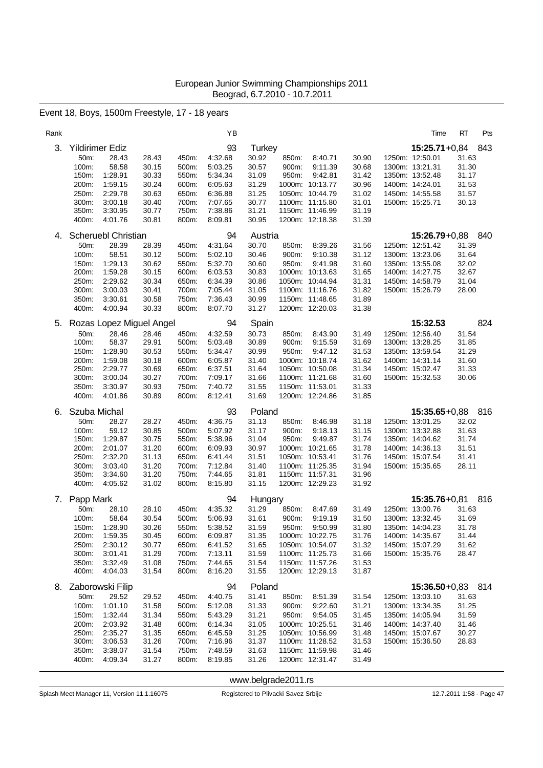European Junior Swimming Championships 2011
Beograd, 6.7.2010 - 10.7.2011

## Event 18, Boys, 1500m Freestyle, 17 - 18 years

| Rank | Name | YB | Nation | Time | RT | Pts |
|---|---|---|---|---|---|---|
| 3. | Yildirimer Ediz | 93 | Turkey | 15:25.71 | +0,84 | 843 |

| Dist | Time | Split | Dist | Time | Split | Dist | Time | Split | Dist | Time | Split |
|---|---|---|---|---|---|---|---|---|---|---|---|
| 50m: | 28.43 | 28.43 | 450m: | 4:32.68 | 30.92 | 850m: | 8:40.71 | 30.90 | 1250m: | 12:50.01 | 31.63 |
| 100m: | 58.58 | 30.15 | 500m: | 5:03.25 | 30.57 | 900m: | 9:11.39 | 30.68 | 1300m: | 13:21.31 | 31.30 |
| 150m: | 1:28.91 | 30.33 | 550m: | 5:34.34 | 31.09 | 950m: | 9:42.81 | 31.42 | 1350m: | 13:52.48 | 31.17 |
| 200m: | 1:59.15 | 30.24 | 600m: | 6:05.63 | 31.29 | 1000m: | 10:13.77 | 30.96 | 1400m: | 14:24.01 | 31.53 |
| 250m: | 2:29.78 | 30.63 | 650m: | 6:36.88 | 31.25 | 1050m: | 10:44.79 | 31.02 | 1450m: | 14:55.58 | 31.57 |
| 300m: | 3:00.18 | 30.40 | 700m: | 7:07.65 | 30.77 | 1100m: | 11:15.80 | 31.01 | 1500m: | 15:25.71 | 30.13 |
| 350m: | 3:30.95 | 30.77 | 750m: | 7:38.86 | 31.21 | 1150m: | 11:46.99 | 31.19 | | | |
| 400m: | 4:01.76 | 30.81 | 800m: | 8:09.81 | 30.95 | 1200m: | 12:18.38 | 31.39 | | | |

| Rank | Name | YB | Nation | Time | RT | Pts |
|---|---|---|---|---|---|---|
| 4. | Scheruebl Christian | 94 | Austria | 15:26.79 | +0,88 | 840 |

| Dist | Time | Split | Dist | Time | Split | Dist | Time | Split | Dist | Time | Split |
|---|---|---|---|---|---|---|---|---|---|---|---|
| 50m: | 28.39 | 28.39 | 450m: | 4:31.64 | 30.70 | 850m: | 8:39.26 | 31.56 | 1250m: | 12:51.42 | 31.39 |
| 100m: | 58.51 | 30.12 | 500m: | 5:02.10 | 30.46 | 900m: | 9:10.38 | 31.12 | 1300m: | 13:23.06 | 31.64 |
| 150m: | 1:29.13 | 30.62 | 550m: | 5:32.70 | 30.60 | 950m: | 9:41.98 | 31.60 | 1350m: | 13:55.08 | 32.02 |
| 200m: | 1:59.28 | 30.15 | 600m: | 6:03.53 | 30.83 | 1000m: | 10:13.63 | 31.65 | 1400m: | 14:27.75 | 32.67 |
| 250m: | 2:29.62 | 30.34 | 650m: | 6:34.39 | 30.86 | 1050m: | 10:44.94 | 31.31 | 1450m: | 14:58.79 | 31.04 |
| 300m: | 3:00.03 | 30.41 | 700m: | 7:05.44 | 31.05 | 1100m: | 11:16.76 | 31.82 | 1500m: | 15:26.79 | 28.00 |
| 350m: | 3:30.61 | 30.58 | 750m: | 7:36.43 | 30.99 | 1150m: | 11:48.65 | 31.89 | | | |
| 400m: | 4:00.94 | 30.33 | 800m: | 8:07.70 | 31.27 | 1200m: | 12:20.03 | 31.38 | | | |

| Rank | Name | YB | Nation | Time | RT | Pts |
|---|---|---|---|---|---|---|
| 5. | Rozas Lopez Miguel Angel | 94 | Spain | 15:32.53 | | 824 |

| Dist | Time | Split | Dist | Time | Split | Dist | Time | Split | Dist | Time | Split |
|---|---|---|---|---|---|---|---|---|---|---|---|
| 50m: | 28.46 | 28.46 | 450m: | 4:32.59 | 30.73 | 850m: | 8:43.90 | 31.49 | 1250m: | 12:56.40 | 31.54 |
| 100m: | 58.37 | 29.91 | 500m: | 5:03.48 | 30.89 | 900m: | 9:15.59 | 31.69 | 1300m: | 13:28.25 | 31.85 |
| 150m: | 1:28.90 | 30.53 | 550m: | 5:34.47 | 30.99 | 950m: | 9:47.12 | 31.53 | 1350m: | 13:59.54 | 31.29 |
| 200m: | 1:59.08 | 30.18 | 600m: | 6:05.87 | 31.40 | 1000m: | 10:18.74 | 31.62 | 1400m: | 14:31.14 | 31.60 |
| 250m: | 2:29.77 | 30.69 | 650m: | 6:37.51 | 31.64 | 1050m: | 10:50.08 | 31.34 | 1450m: | 15:02.47 | 31.33 |
| 300m: | 3:00.04 | 30.27 | 700m: | 7:09.17 | 31.66 | 1100m: | 11:21.68 | 31.60 | 1500m: | 15:32.53 | 30.06 |
| 350m: | 3:30.97 | 30.93 | 750m: | 7:40.72 | 31.55 | 1150m: | 11:53.01 | 31.33 | | | |
| 400m: | 4:01.86 | 30.89 | 800m: | 8:12.41 | 31.69 | 1200m: | 12:24.86 | 31.85 | | | |

| Rank | Name | YB | Nation | Time | RT | Pts |
|---|---|---|---|---|---|---|
| 6. | Szuba Michal | 93 | Poland | 15:35.65 | +0,88 | 816 |

| Dist | Time | Split | Dist | Time | Split | Dist | Time | Split | Dist | Time | Split |
|---|---|---|---|---|---|---|---|---|---|---|---|
| 50m: | 28.27 | 28.27 | 450m: | 4:36.75 | 31.13 | 850m: | 8:46.98 | 31.18 | 1250m: | 13:01.25 | 32.02 |
| 100m: | 59.12 | 30.85 | 500m: | 5:07.92 | 31.17 | 900m: | 9:18.13 | 31.15 | 1300m: | 13:32.88 | 31.63 |
| 150m: | 1:29.87 | 30.75 | 550m: | 5:38.96 | 31.04 | 950m: | 9:49.87 | 31.74 | 1350m: | 14:04.62 | 31.74 |
| 200m: | 2:01.07 | 31.20 | 600m: | 6:09.93 | 30.97 | 1000m: | 10:21.65 | 31.78 | 1400m: | 14:36.13 | 31.51 |
| 250m: | 2:32.20 | 31.13 | 650m: | 6:41.44 | 31.51 | 1050m: | 10:53.41 | 31.76 | 1450m: | 15:07.54 | 31.41 |
| 300m: | 3:03.40 | 31.20 | 700m: | 7:12.84 | 31.40 | 1100m: | 11:25.35 | 31.94 | 1500m: | 15:35.65 | 28.11 |
| 350m: | 3:34.60 | 31.20 | 750m: | 7:44.65 | 31.81 | 1150m: | 11:57.31 | 31.96 | | | |
| 400m: | 4:05.62 | 31.02 | 800m: | 8:15.80 | 31.15 | 1200m: | 12:29.23 | 31.92 | | | |

| Rank | Name | YB | Nation | Time | RT | Pts |
|---|---|---|---|---|---|---|
| 7. | Papp Mark | 94 | Hungary | 15:35.76 | +0,81 | 816 |

| Dist | Time | Split | Dist | Time | Split | Dist | Time | Split | Dist | Time | Split |
|---|---|---|---|---|---|---|---|---|---|---|---|
| 50m: | 28.10 | 28.10 | 450m: | 4:35.32 | 31.29 | 850m: | 8:47.69 | 31.49 | 1250m: | 13:00.76 | 31.63 |
| 100m: | 58.64 | 30.54 | 500m: | 5:06.93 | 31.61 | 900m: | 9:19.19 | 31.50 | 1300m: | 13:32.45 | 31.69 |
| 150m: | 1:28.90 | 30.26 | 550m: | 5:38.52 | 31.59 | 950m: | 9:50.99 | 31.80 | 1350m: | 14:04.23 | 31.78 |
| 200m: | 1:59.35 | 30.45 | 600m: | 6:09.87 | 31.35 | 1000m: | 10:22.75 | 31.76 | 1400m: | 14:35.67 | 31.44 |
| 250m: | 2:30.12 | 30.77 | 650m: | 6:41.52 | 31.65 | 1050m: | 10:54.07 | 31.32 | 1450m: | 15:07.29 | 31.62 |
| 300m: | 3:01.41 | 31.29 | 700m: | 7:13.11 | 31.59 | 1100m: | 11:25.73 | 31.66 | 1500m: | 15:35.76 | 28.47 |
| 350m: | 3:32.49 | 31.08 | 750m: | 7:44.65 | 31.54 | 1150m: | 11:57.26 | 31.53 | | | |
| 400m: | 4:04.03 | 31.54 | 800m: | 8:16.20 | 31.55 | 1200m: | 12:29.13 | 31.87 | | | |

| Rank | Name | YB | Nation | Time | RT | Pts |
|---|---|---|---|---|---|---|
| 8. | Zaborowski Filip | 94 | Poland | 15:36.50 | +0,83 | 814 |

| Dist | Time | Split | Dist | Time | Split | Dist | Time | Split | Dist | Time | Split |
|---|---|---|---|---|---|---|---|---|---|---|---|
| 50m: | 29.52 | 29.52 | 450m: | 4:40.75 | 31.41 | 850m: | 8:51.39 | 31.54 | 1250m: | 13:03.10 | 31.63 |
| 100m: | 1:01.10 | 31.58 | 500m: | 5:12.08 | 31.33 | 900m: | 9:22.60 | 31.21 | 1300m: | 13:34.35 | 31.25 |
| 150m: | 1:32.44 | 31.34 | 550m: | 5:43.29 | 31.21 | 950m: | 9:54.05 | 31.45 | 1350m: | 14:05.94 | 31.59 |
| 200m: | 2:03.92 | 31.48 | 600m: | 6:14.34 | 31.05 | 1000m: | 10:25.51 | 31.46 | 1400m: | 14:37.40 | 31.46 |
| 250m: | 2:35.27 | 31.35 | 650m: | 6:45.59 | 31.25 | 1050m: | 10:56.99 | 31.48 | 1450m: | 15:07.67 | 30.27 |
| 300m: | 3:06.53 | 31.26 | 700m: | 7:16.96 | 31.37 | 1100m: | 11:28.52 | 31.53 | 1500m: | 15:36.50 | 28.83 |
| 350m: | 3:38.07 | 31.54 | 750m: | 7:48.59 | 31.63 | 1150m: | 11:59.98 | 31.46 | | | |
| 400m: | 4:09.34 | 31.27 | 800m: | 8:19.85 | 31.26 | 1200m: | 12:31.47 | 31.49 | | | |

www.belgrade2011.rs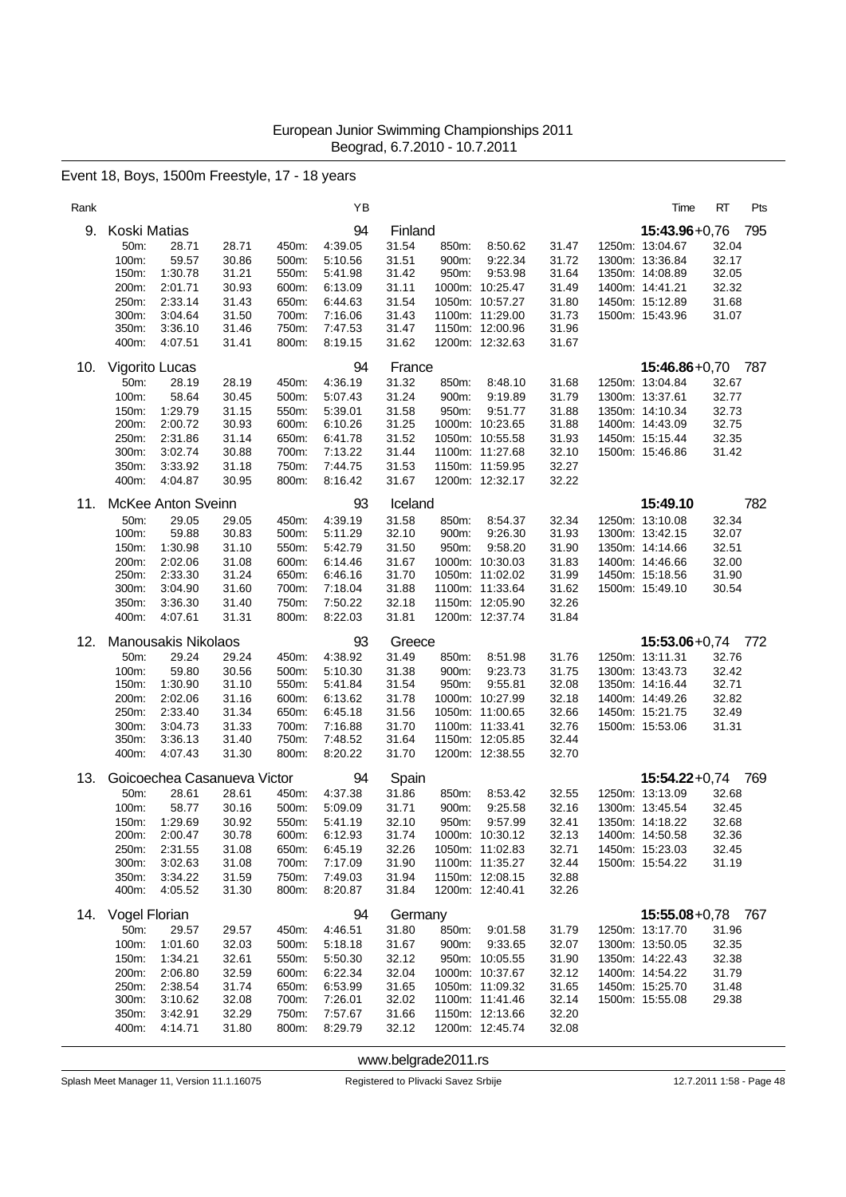European Junior Swimming Championships 2011
Beograd, 6.7.2010 - 10.7.2011

## Event 18, Boys, 1500m Freestyle, 17 - 18 years

| Rank | | | | | YB | | | | | Time | RT | Pts |
|---|---|---|---|---|---|---|---|---|---|---|---|---|
| 9. | Koski Matias | | | | 94 | Finland | | | | **15:43.96** | +0,76 | 795 |
| | 50m: 28.71 | 28.71 | 450m: 4:39.05 | 31.54 | | 850m: 8:50.62 | 31.47 | 1250m: 13:04.67 | 32.04 | | | |
| | 100m: 59.57 | 30.86 | 500m: 5:10.56 | 31.51 | | 900m: 9:22.34 | 31.72 | 1300m: 13:36.84 | 32.17 | | | |
| | 150m: 1:30.78 | 31.21 | 550m: 5:41.98 | 31.42 | | 950m: 9:53.98 | 31.64 | 1350m: 14:08.89 | 32.05 | | | |
| | 200m: 2:01.71 | 30.93 | 600m: 6:13.09 | 31.11 | | 1000m: 10:25.47 | 31.49 | 1400m: 14:41.21 | 32.32 | | | |
| | 250m: 2:33.14 | 31.43 | 650m: 6:44.63 | 31.54 | | 1050m: 10:57.27 | 31.80 | 1450m: 15:12.89 | 31.68 | | | |
| | 300m: 3:04.64 | 31.50 | 700m: 7:16.06 | 31.43 | | 1100m: 11:29.00 | 31.73 | 1500m: 15:43.96 | 31.07 | | | |
| | 350m: 3:36.10 | 31.46 | 750m: 7:47.53 | 31.47 | | 1150m: 12:00.96 | 31.96 | | | | | |
| | 400m: 4:07.51 | 31.41 | 800m: 8:19.15 | 31.62 | | 1200m: 12:32.63 | 31.67 | | | | | |
| 10. | Vigorito Lucas | | | | 94 | France | | | | **15:46.86** | +0,70 | 787 |
| | 50m: 28.19 | 28.19 | 450m: 4:36.19 | 31.32 | | 850m: 8:48.10 | 31.68 | 1250m: 13:04.84 | 32.67 | | | |
| | 100m: 58.64 | 30.45 | 500m: 5:07.43 | 31.24 | | 900m: 9:19.89 | 31.79 | 1300m: 13:37.61 | 32.77 | | | |
| | 150m: 1:29.79 | 31.15 | 550m: 5:39.01 | 31.58 | | 950m: 9:51.77 | 31.88 | 1350m: 14:10.34 | 32.73 | | | |
| | 200m: 2:00.72 | 30.93 | 600m: 6:10.26 | 31.25 | | 1000m: 10:23.65 | 31.88 | 1400m: 14:43.09 | 32.75 | | | |
| | 250m: 2:31.86 | 31.14 | 650m: 6:41.78 | 31.52 | | 1050m: 10:55.58 | 31.93 | 1450m: 15:15.44 | 32.35 | | | |
| | 300m: 3:02.74 | 30.88 | 700m: 7:13.22 | 31.44 | | 1100m: 11:27.68 | 32.10 | 1500m: 15:46.86 | 31.42 | | | |
| | 350m: 3:33.92 | 31.18 | 750m: 7:44.75 | 31.53 | | 1150m: 11:59.95 | 32.27 | | | | | |
| | 400m: 4:04.87 | 30.95 | 800m: 8:16.42 | 31.67 | | 1200m: 12:32.17 | 32.22 | | | | | |
| 11. | McKee Anton Sveinn | | | | 93 | Iceland | | | | **15:49.10** | | 782 |
| | 50m: 29.05 | 29.05 | 450m: 4:39.19 | 31.58 | | 850m: 8:54.37 | 32.34 | 1250m: 13:10.08 | 32.34 | | | |
| | 100m: 59.88 | 30.83 | 500m: 5:11.29 | 32.10 | | 900m: 9:26.30 | 31.93 | 1300m: 13:42.15 | 32.07 | | | |
| | 150m: 1:30.98 | 31.10 | 550m: 5:42.79 | 31.50 | | 950m: 9:58.20 | 31.90 | 1350m: 14:14.66 | 32.51 | | | |
| | 200m: 2:02.06 | 31.08 | 600m: 6:14.46 | 31.67 | | 1000m: 10:30.03 | 31.83 | 1400m: 14:46.66 | 32.00 | | | |
| | 250m: 2:33.30 | 31.24 | 650m: 6:46.16 | 31.70 | | 1050m: 11:02.02 | 31.99 | 1450m: 15:18.56 | 31.90 | | | |
| | 300m: 3:04.90 | 31.60 | 700m: 7:18.04 | 31.88 | | 1100m: 11:33.64 | 31.62 | 1500m: 15:49.10 | 30.54 | | | |
| | 350m: 3:36.30 | 31.40 | 750m: 7:50.22 | 32.18 | | 1150m: 12:05.90 | 32.26 | | | | | |
| | 400m: 4:07.61 | 31.31 | 800m: 8:22.03 | 31.81 | | 1200m: 12:37.74 | 31.84 | | | | | |
| 12. | Manousakis Nikolaos | | | | 93 | Greece | | | | **15:53.06** | +0,74 | 772 |
| | 50m: 29.24 | 29.24 | 450m: 4:38.92 | 31.49 | | 850m: 8:51.98 | 31.76 | 1250m: 13:11.31 | 32.76 | | | |
| | 100m: 59.80 | 30.56 | 500m: 5:10.30 | 31.38 | | 900m: 9:23.73 | 31.75 | 1300m: 13:43.73 | 32.42 | | | |
| | 150m: 1:30.90 | 31.10 | 550m: 5:41.84 | 31.54 | | 950m: 9:55.81 | 32.08 | 1350m: 14:16.44 | 32.71 | | | |
| | 200m: 2:02.06 | 31.16 | 600m: 6:13.62 | 31.78 | | 1000m: 10:27.99 | 32.18 | 1400m: 14:49.26 | 32.82 | | | |
| | 250m: 2:33.40 | 31.34 | 650m: 6:45.18 | 31.56 | | 1050m: 11:00.65 | 32.66 | 1450m: 15:21.75 | 32.49 | | | |
| | 300m: 3:04.73 | 31.33 | 700m: 7:16.88 | 31.70 | | 1100m: 11:33.41 | 32.76 | 1500m: 15:53.06 | 31.31 | | | |
| | 350m: 3:36.13 | 31.40 | 750m: 7:48.52 | 31.64 | | 1150m: 12:05.85 | 32.44 | | | | | |
| | 400m: 4:07.43 | 31.30 | 800m: 8:20.22 | 31.70 | | 1200m: 12:38.55 | 32.70 | | | | | |
| 13. | Goicoechea Casanueva Victor | | | | 94 | Spain | | | | **15:54.22** | +0,74 | 769 |
| | 50m: 28.61 | 28.61 | 450m: 4:37.38 | 31.86 | | 850m: 8:53.42 | 32.55 | 1250m: 13:13.09 | 32.68 | | | |
| | 100m: 58.77 | 30.16 | 500m: 5:09.09 | 31.71 | | 900m: 9:25.58 | 32.16 | 1300m: 13:45.54 | 32.45 | | | |
| | 150m: 1:29.69 | 30.92 | 550m: 5:41.19 | 32.10 | | 950m: 9:57.99 | 32.41 | 1350m: 14:18.22 | 32.68 | | | |
| | 200m: 2:00.47 | 30.78 | 600m: 6:12.93 | 31.74 | | 1000m: 10:30.12 | 32.13 | 1400m: 14:50.58 | 32.36 | | | |
| | 250m: 2:31.55 | 31.08 | 650m: 6:45.19 | 32.26 | | 1050m: 11:02.83 | 32.71 | 1450m: 15:23.03 | 32.45 | | | |
| | 300m: 3:02.63 | 31.08 | 700m: 7:17.09 | 31.90 | | 1100m: 11:35.27 | 32.44 | 1500m: 15:54.22 | 31.19 | | | |
| | 350m: 3:34.22 | 31.59 | 750m: 7:49.03 | 31.94 | | 1150m: 12:08.15 | 32.88 | | | | | |
| | 400m: 4:05.52 | 31.30 | 800m: 8:20.87 | 31.84 | | 1200m: 12:40.41 | 32.26 | | | | | |
| 14. | Vogel Florian | | | | 94 | Germany | | | | **15:55.08** | +0,78 | 767 |
| | 50m: 29.57 | 29.57 | 450m: 4:46.51 | 31.80 | | 850m: 9:01.58 | 31.79 | 1250m: 13:17.70 | 31.96 | | | |
| | 100m: 1:01.60 | 32.03 | 500m: 5:18.18 | 31.67 | | 900m: 9:33.65 | 32.07 | 1300m: 13:50.05 | 32.35 | | | |
| | 150m: 1:34.21 | 32.61 | 550m: 5:50.30 | 32.12 | | 950m: 10:05.55 | 31.90 | 1350m: 14:22.43 | 32.38 | | | |
| | 200m: 2:06.80 | 32.59 | 600m: 6:22.34 | 32.04 | | 1000m: 10:37.67 | 32.12 | 1400m: 14:54.22 | 31.79 | | | |
| | 250m: 2:38.54 | 31.74 | 650m: 6:53.99 | 31.65 | | 1050m: 11:09.32 | 31.65 | 1450m: 15:25.70 | 31.48 | | | |
| | 300m: 3:10.62 | 32.08 | 700m: 7:26.01 | 32.02 | | 1100m: 11:41.46 | 32.14 | 1500m: 15:55.08 | 29.38 | | | |
| | 350m: 3:42.91 | 32.29 | 750m: 7:57.67 | 31.66 | | 1150m: 12:13.66 | 32.20 | | | | | |
| | 400m: 4:14.71 | 31.80 | 800m: 8:29.79 | 32.12 | | 1200m: 12:45.74 | 32.08 | | | | | |

www.belgrade2011.rs

Splash Meet Manager 11, Version 11.1.16075 — Registered to Plivacki Savez Srbije — 12.7.2011 1:58 - Page 48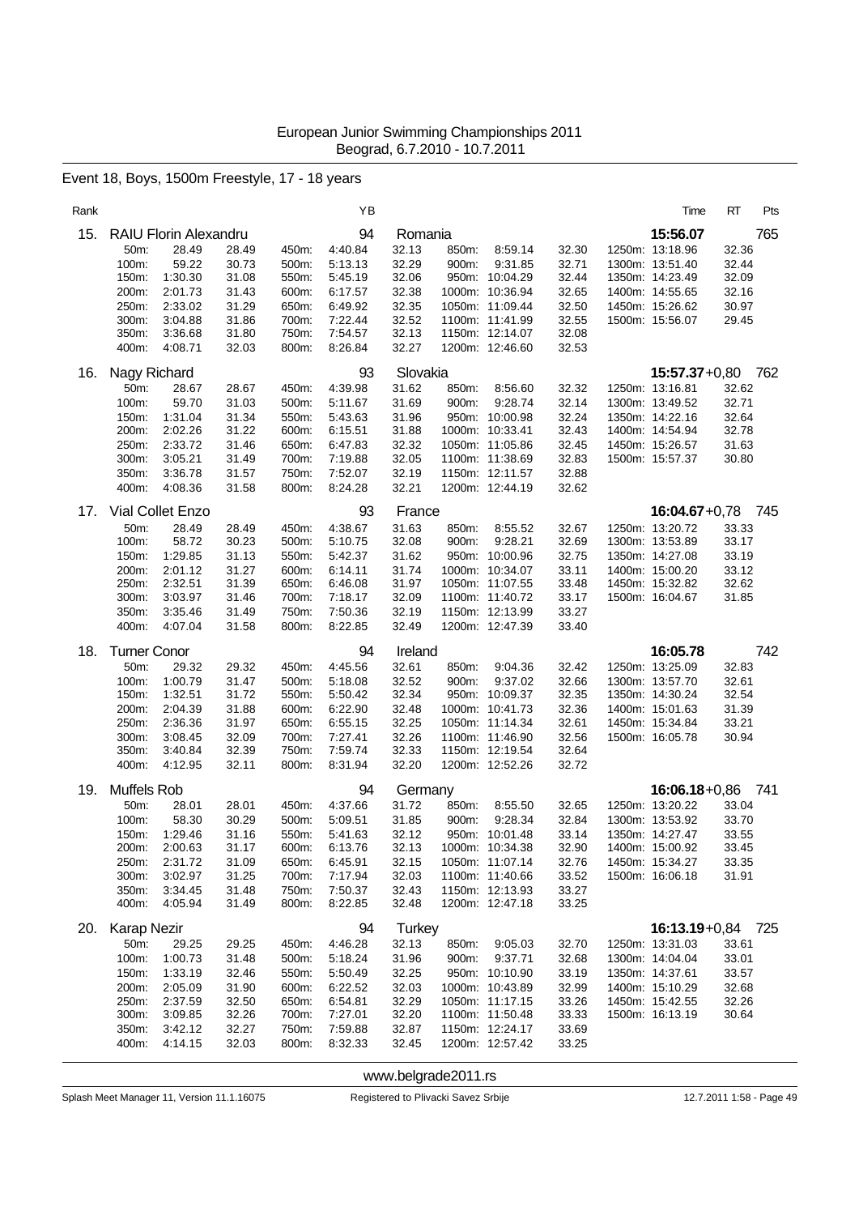European Junior Swimming Championships 2011
Beograd, 6.7.2010 - 10.7.2011

## Event 18, Boys, 1500m Freestyle, 17 - 18 years

| Rank | Name | YB | Country | Time | RT | Pts |
|---|---|---|---|---|---|---|
| 15. | RAIU Florin Alexandru | 94 | Romania | 15:56.07 | | 765 |

| Split | Time | Lap | Split | Time | Lap | Split | Time | Lap | Split | Time | Lap |
|---|---|---|---|---|---|---|---|---|---|---|---|
| 50m: | 28.49 | 28.49 | 450m: | 4:40.84 | 32.13 | 850m: | 8:59.14 | 32.30 | 1250m: | 13:18.96 | 32.36 |
| 100m: | 59.22 | 30.73 | 500m: | 5:13.13 | 32.29 | 900m: | 9:31.85 | 32.71 | 1300m: | 13:51.40 | 32.44 |
| 150m: | 1:30.30 | 31.08 | 550m: | 5:45.19 | 32.06 | 950m: | 10:04.29 | 32.44 | 1350m: | 14:23.49 | 32.09 |
| 200m: | 2:01.73 | 31.43 | 600m: | 6:17.57 | 32.38 | 1000m: | 10:36.94 | 32.65 | 1400m: | 14:55.65 | 32.16 |
| 250m: | 2:33.02 | 31.29 | 650m: | 6:49.92 | 32.35 | 1050m: | 11:09.44 | 32.50 | 1450m: | 15:26.62 | 30.97 |
| 300m: | 3:04.88 | 31.86 | 700m: | 7:22.44 | 32.52 | 1100m: | 11:41.99 | 32.55 | 1500m: | 15:56.07 | 29.45 |
| 350m: | 3:36.68 | 31.80 | 750m: | 7:54.57 | 32.13 | 1150m: | 12:14.07 | 32.08 | | | |
| 400m: | 4:08.71 | 32.03 | 800m: | 8:26.84 | 32.27 | 1200m: | 12:46.60 | 32.53 | | | |

| Rank | Name | YB | Country | Time | RT | Pts |
|---|---|---|---|---|---|---|
| 16. | Nagy Richard | 93 | Slovakia | 15:57.37 | +0,80 | 762 |

| Split | Time | Lap | Split | Time | Lap | Split | Time | Lap | Split | Time | Lap |
|---|---|---|---|---|---|---|---|---|---|---|---|
| 50m: | 28.67 | 28.67 | 450m: | 4:39.98 | 31.62 | 850m: | 8:56.60 | 32.32 | 1250m: | 13:16.81 | 32.62 |
| 100m: | 59.70 | 31.03 | 500m: | 5:11.67 | 31.69 | 900m: | 9:28.74 | 32.14 | 1300m: | 13:49.52 | 32.71 |
| 150m: | 1:31.04 | 31.34 | 550m: | 5:43.63 | 31.96 | 950m: | 10:00.98 | 32.24 | 1350m: | 14:22.16 | 32.64 |
| 200m: | 2:02.26 | 31.22 | 600m: | 6:15.51 | 31.88 | 1000m: | 10:33.41 | 32.43 | 1400m: | 14:54.94 | 32.78 |
| 250m: | 2:33.72 | 31.46 | 650m: | 6:47.83 | 32.32 | 1050m: | 11:05.86 | 32.45 | 1450m: | 15:26.57 | 31.63 |
| 300m: | 3:05.21 | 31.49 | 700m: | 7:19.88 | 32.05 | 1100m: | 11:38.69 | 32.83 | 1500m: | 15:57.37 | 30.80 |
| 350m: | 3:36.78 | 31.57 | 750m: | 7:52.07 | 32.19 | 1150m: | 12:11.57 | 32.88 | | | |
| 400m: | 4:08.36 | 31.58 | 800m: | 8:24.28 | 32.21 | 1200m: | 12:44.19 | 32.62 | | | |

| Rank | Name | YB | Country | Time | RT | Pts |
|---|---|---|---|---|---|---|
| 17. | Vial Collet Enzo | 93 | France | 16:04.67 | +0,78 | 745 |

| Split | Time | Lap | Split | Time | Lap | Split | Time | Lap | Split | Time | Lap |
|---|---|---|---|---|---|---|---|---|---|---|---|
| 50m: | 28.49 | 28.49 | 450m: | 4:38.67 | 31.63 | 850m: | 8:55.52 | 32.67 | 1250m: | 13:20.72 | 33.33 |
| 100m: | 58.72 | 30.23 | 500m: | 5:10.75 | 32.08 | 900m: | 9:28.21 | 32.69 | 1300m: | 13:53.89 | 33.17 |
| 150m: | 1:29.85 | 31.13 | 550m: | 5:42.37 | 31.62 | 950m: | 10:00.96 | 32.75 | 1350m: | 14:27.08 | 33.19 |
| 200m: | 2:01.12 | 31.27 | 600m: | 6:14.11 | 31.74 | 1000m: | 10:34.07 | 33.11 | 1400m: | 15:00.20 | 33.12 |
| 250m: | 2:32.51 | 31.39 | 650m: | 6:46.08 | 31.97 | 1050m: | 11:07.55 | 33.48 | 1450m: | 15:32.82 | 32.62 |
| 300m: | 3:03.97 | 31.46 | 700m: | 7:18.17 | 32.09 | 1100m: | 11:40.72 | 33.17 | 1500m: | 16:04.67 | 31.85 |
| 350m: | 3:35.46 | 31.49 | 750m: | 7:50.36 | 32.19 | 1150m: | 12:13.99 | 33.27 | | | |
| 400m: | 4:07.04 | 31.58 | 800m: | 8:22.85 | 32.49 | 1200m: | 12:47.39 | 33.40 | | | |

| Rank | Name | YB | Country | Time | RT | Pts |
|---|---|---|---|---|---|---|
| 18. | Turner Conor | 94 | Ireland | 16:05.78 | | 742 |

| Split | Time | Lap | Split | Time | Lap | Split | Time | Lap | Split | Time | Lap |
|---|---|---|---|---|---|---|---|---|---|---|---|
| 50m: | 29.32 | 29.32 | 450m: | 4:45.56 | 32.61 | 850m: | 9:04.36 | 32.42 | 1250m: | 13:25.09 | 32.83 |
| 100m: | 1:00.79 | 31.47 | 500m: | 5:18.08 | 32.52 | 900m: | 9:37.02 | 32.66 | 1300m: | 13:57.70 | 32.61 |
| 150m: | 1:32.51 | 31.72 | 550m: | 5:50.42 | 32.34 | 950m: | 10:09.37 | 32.35 | 1350m: | 14:30.24 | 32.54 |
| 200m: | 2:04.39 | 31.88 | 600m: | 6:22.90 | 32.48 | 1000m: | 10:41.73 | 32.36 | 1400m: | 15:01.63 | 31.39 |
| 250m: | 2:36.36 | 31.97 | 650m: | 6:55.15 | 32.25 | 1050m: | 11:14.34 | 32.61 | 1450m: | 15:34.84 | 33.21 |
| 300m: | 3:08.45 | 32.09 | 700m: | 7:27.41 | 32.26 | 1100m: | 11:46.90 | 32.56 | 1500m: | 16:05.78 | 30.94 |
| 350m: | 3:40.84 | 32.39 | 750m: | 7:59.74 | 32.33 | 1150m: | 12:19.54 | 32.64 | | | |
| 400m: | 4:12.95 | 32.11 | 800m: | 8:31.94 | 32.20 | 1200m: | 12:52.26 | 32.72 | | | |

| Rank | Name | YB | Country | Time | RT | Pts |
|---|---|---|---|---|---|---|
| 19. | Muffels Rob | 94 | Germany | 16:06.18 | +0,86 | 741 |

| Split | Time | Lap | Split | Time | Lap | Split | Time | Lap | Split | Time | Lap |
|---|---|---|---|---|---|---|---|---|---|---|---|
| 50m: | 28.01 | 28.01 | 450m: | 4:37.66 | 31.72 | 850m: | 8:55.50 | 32.65 | 1250m: | 13:20.22 | 33.04 |
| 100m: | 58.30 | 30.29 | 500m: | 5:09.51 | 31.85 | 900m: | 9:28.34 | 32.84 | 1300m: | 13:53.92 | 33.70 |
| 150m: | 1:29.46 | 31.16 | 550m: | 5:41.63 | 32.12 | 950m: | 10:01.48 | 33.14 | 1350m: | 14:27.47 | 33.55 |
| 200m: | 2:00.63 | 31.17 | 600m: | 6:13.76 | 32.13 | 1000m: | 10:34.38 | 32.90 | 1400m: | 15:00.92 | 33.45 |
| 250m: | 2:31.72 | 31.09 | 650m: | 6:45.91 | 32.15 | 1050m: | 11:07.14 | 32.76 | 1450m: | 15:34.27 | 33.35 |
| 300m: | 3:02.97 | 31.25 | 700m: | 7:17.94 | 32.03 | 1100m: | 11:40.66 | 33.52 | 1500m: | 16:06.18 | 31.91 |
| 350m: | 3:34.45 | 31.48 | 750m: | 7:50.37 | 32.43 | 1150m: | 12:13.93 | 33.27 | | | |
| 400m: | 4:05.94 | 31.49 | 800m: | 8:22.85 | 32.48 | 1200m: | 12:47.18 | 33.25 | | | |

| Rank | Name | YB | Country | Time | RT | Pts |
|---|---|---|---|---|---|---|
| 20. | Karap Nezir | 94 | Turkey | 16:13.19 | +0,84 | 725 |

| Split | Time | Lap | Split | Time | Lap | Split | Time | Lap | Split | Time | Lap |
|---|---|---|---|---|---|---|---|---|---|---|---|
| 50m: | 29.25 | 29.25 | 450m: | 4:46.28 | 32.13 | 850m: | 9:05.03 | 32.70 | 1250m: | 13:31.03 | 33.61 |
| 100m: | 1:00.73 | 31.48 | 500m: | 5:18.24 | 31.96 | 900m: | 9:37.71 | 32.68 | 1300m: | 14:04.04 | 33.01 |
| 150m: | 1:33.19 | 32.46 | 550m: | 5:50.49 | 32.25 | 950m: | 10:10.90 | 33.19 | 1350m: | 14:37.61 | 33.57 |
| 200m: | 2:05.09 | 31.90 | 600m: | 6:22.52 | 32.03 | 1000m: | 10:43.89 | 32.99 | 1400m: | 15:10.29 | 32.68 |
| 250m: | 2:37.59 | 32.50 | 650m: | 6:54.81 | 32.29 | 1050m: | 11:17.15 | 33.26 | 1450m: | 15:42.55 | 32.26 |
| 300m: | 3:09.85 | 32.26 | 700m: | 7:27.01 | 32.20 | 1100m: | 11:50.48 | 33.33 | 1500m: | 16:13.19 | 30.64 |
| 350m: | 3:42.12 | 32.27 | 750m: | 7:59.88 | 32.87 | 1150m: | 12:24.17 | 33.69 | | | |
| 400m: | 4:14.15 | 32.03 | 800m: | 8:32.33 | 32.45 | 1200m: | 12:57.42 | 33.25 | | | |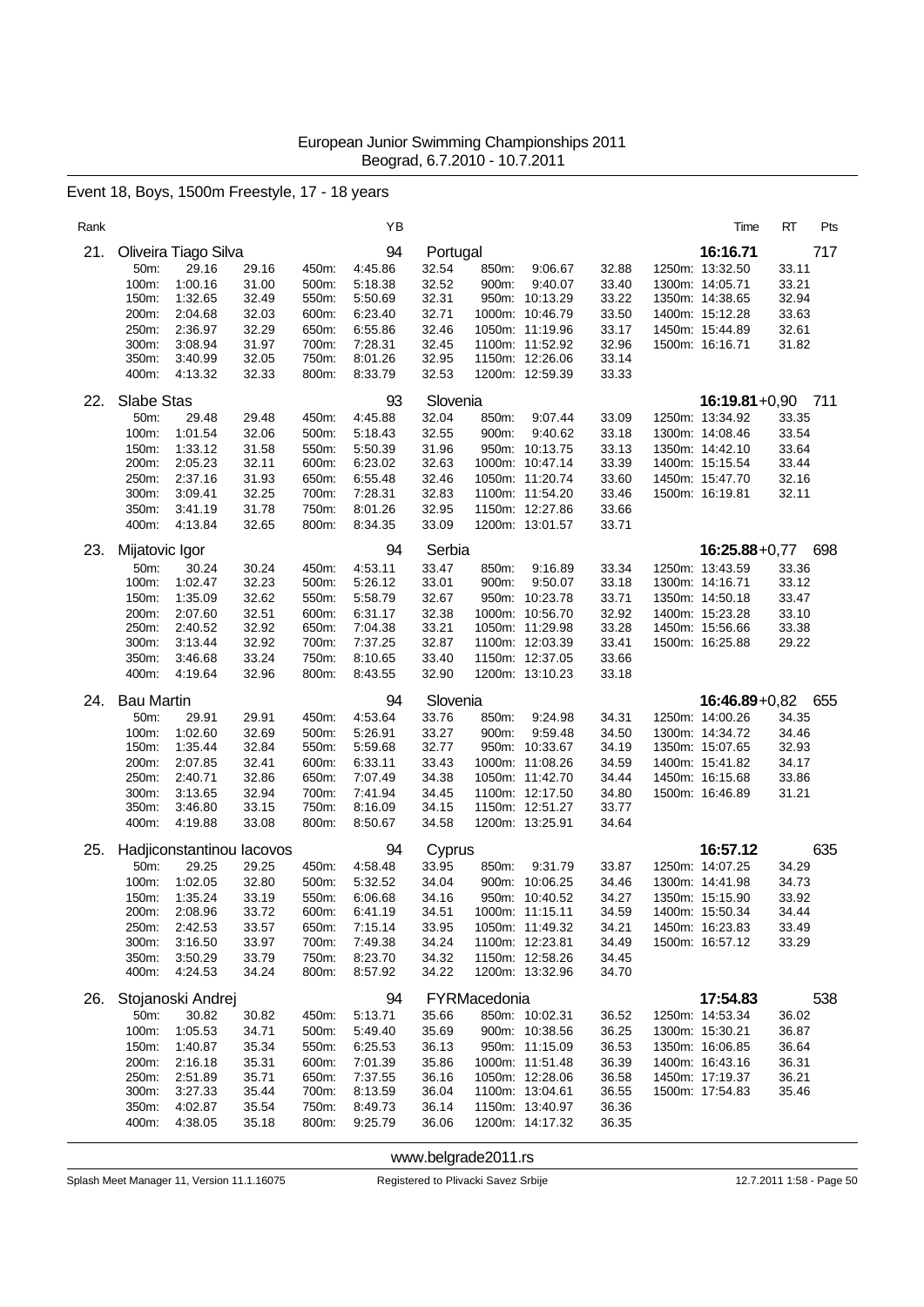European Junior Swimming Championships 2011
Beograd, 6.7.2010 - 10.7.2011

## Event 18, Boys, 1500m Freestyle, 17 - 18 years

| Rank | | YB | | Time | RT | Pts |
|---|---|---|---|---|---|---|
| 21. | Oliveira Tiago Silva | 94 | Portugal | 16:16.71 | | 717 |

| 50m: | 29.16 | 29.16 | 450m: | 4:45.86 | 32.54 | 850m: | 9:06.67 | 32.88 | 1250m: | 13:32.50 | 33.11 |
|---|---|---|---|---|---|---|---|---|---|---|---|
| 100m: | 1:00.16 | 31.00 | 500m: | 5:18.38 | 32.52 | 900m: | 9:40.07 | 33.40 | 1300m: | 14:05.71 | 33.21 |
| 150m: | 1:32.65 | 32.49 | 550m: | 5:50.69 | 32.31 | 950m: | 10:13.29 | 33.22 | 1350m: | 14:38.65 | 32.94 |
| 200m: | 2:04.68 | 32.03 | 600m: | 6:23.40 | 32.71 | 1000m: | 10:46.79 | 33.50 | 1400m: | 15:12.28 | 33.63 |
| 250m: | 2:36.97 | 32.29 | 650m: | 6:55.86 | 32.46 | 1050m: | 11:19.96 | 33.17 | 1450m: | 15:44.89 | 32.61 |
| 300m: | 3:08.94 | 31.97 | 700m: | 7:28.31 | 32.45 | 1100m: | 11:52.92 | 32.96 | 1500m: | 16:16.71 | 31.82 |
| 350m: | 3:40.99 | 32.05 | 750m: | 8:01.26 | 32.95 | 1150m: | 12:26.06 | 33.14 | | | |
| 400m: | 4:13.32 | 32.33 | 800m: | 8:33.79 | 32.53 | 1200m: | 12:59.39 | 33.33 | | | |

| Rank | | YB | | Time | RT | Pts |
|---|---|---|---|---|---|---|
| 22. | Slabe Stas | 93 | Slovenia | 16:19.81 | +0,90 | 711 |

| 50m: | 29.48 | 29.48 | 450m: | 4:45.88 | 32.04 | 850m: | 9:07.44 | 33.09 | 1250m: | 13:34.92 | 33.35 |
|---|---|---|---|---|---|---|---|---|---|---|---|
| 100m: | 1:01.54 | 32.06 | 500m: | 5:18.43 | 32.55 | 900m: | 9:40.62 | 33.18 | 1300m: | 14:08.46 | 33.54 |
| 150m: | 1:33.12 | 31.58 | 550m: | 5:50.39 | 31.96 | 950m: | 10:13.75 | 33.13 | 1350m: | 14:42.10 | 33.64 |
| 200m: | 2:05.23 | 32.11 | 600m: | 6:23.02 | 32.63 | 1000m: | 10:47.14 | 33.39 | 1400m: | 15:15.54 | 33.44 |
| 250m: | 2:37.16 | 31.93 | 650m: | 6:55.48 | 32.46 | 1050m: | 11:20.74 | 33.60 | 1450m: | 15:47.70 | 32.16 |
| 300m: | 3:09.41 | 32.25 | 700m: | 7:28.31 | 32.83 | 1100m: | 11:54.20 | 33.46 | 1500m: | 16:19.81 | 32.11 |
| 350m: | 3:41.19 | 31.78 | 750m: | 8:01.26 | 32.95 | 1150m: | 12:27.86 | 33.66 | | | |
| 400m: | 4:13.84 | 32.65 | 800m: | 8:34.35 | 33.09 | 1200m: | 13:01.57 | 33.71 | | | |

| Rank | | YB | | Time | RT | Pts |
|---|---|---|---|---|---|---|
| 23. | Mijatovic Igor | 94 | Serbia | 16:25.88 | +0,77 | 698 |

| 50m: | 30.24 | 30.24 | 450m: | 4:53.11 | 33.47 | 850m: | 9:16.89 | 33.34 | 1250m: | 13:43.59 | 33.36 |
|---|---|---|---|---|---|---|---|---|---|---|---|
| 100m: | 1:02.47 | 32.23 | 500m: | 5:26.12 | 33.01 | 900m: | 9:50.07 | 33.18 | 1300m: | 14:16.71 | 33.12 |
| 150m: | 1:35.09 | 32.62 | 550m: | 5:58.79 | 32.67 | 950m: | 10:23.78 | 33.71 | 1350m: | 14:50.18 | 33.47 |
| 200m: | 2:07.60 | 32.51 | 600m: | 6:31.17 | 32.38 | 1000m: | 10:56.70 | 32.92 | 1400m: | 15:23.28 | 33.10 |
| 250m: | 2:40.52 | 32.92 | 650m: | 7:04.38 | 33.21 | 1050m: | 11:29.98 | 33.28 | 1450m: | 15:56.66 | 33.38 |
| 300m: | 3:13.44 | 32.92 | 700m: | 7:37.25 | 32.87 | 1100m: | 12:03.39 | 33.41 | 1500m: | 16:25.88 | 29.22 |
| 350m: | 3:46.68 | 33.24 | 750m: | 8:10.65 | 33.40 | 1150m: | 12:37.05 | 33.66 | | | |
| 400m: | 4:19.64 | 32.96 | 800m: | 8:43.55 | 32.90 | 1200m: | 13:10.23 | 33.18 | | | |

| Rank | | YB | | Time | RT | Pts |
|---|---|---|---|---|---|---|
| 24. | Bau Martin | 94 | Slovenia | 16:46.89 | +0,82 | 655 |

| 50m: | 29.91 | 29.91 | 450m: | 4:53.64 | 33.76 | 850m: | 9:24.98 | 34.31 | 1250m: | 14:00.26 | 34.35 |
|---|---|---|---|---|---|---|---|---|---|---|---|
| 100m: | 1:02.60 | 32.69 | 500m: | 5:26.91 | 33.27 | 900m: | 9:59.48 | 34.50 | 1300m: | 14:34.72 | 34.46 |
| 150m: | 1:35.44 | 32.84 | 550m: | 5:59.68 | 32.77 | 950m: | 10:33.67 | 34.19 | 1350m: | 15:07.65 | 32.93 |
| 200m: | 2:07.85 | 32.41 | 600m: | 6:33.11 | 33.43 | 1000m: | 11:08.26 | 34.59 | 1400m: | 15:41.82 | 34.17 |
| 250m: | 2:40.71 | 32.86 | 650m: | 7:07.49 | 34.38 | 1050m: | 11:42.70 | 34.44 | 1450m: | 16:15.68 | 33.86 |
| 300m: | 3:13.65 | 32.94 | 700m: | 7:41.94 | 34.45 | 1100m: | 12:17.50 | 34.80 | 1500m: | 16:46.89 | 31.21 |
| 350m: | 3:46.80 | 33.15 | 750m: | 8:16.09 | 34.15 | 1150m: | 12:51.27 | 33.77 | | | |
| 400m: | 4:19.88 | 33.08 | 800m: | 8:50.67 | 34.58 | 1200m: | 13:25.91 | 34.64 | | | |

| Rank | | YB | | Time | RT | Pts |
|---|---|---|---|---|---|---|
| 25. | Hadjiconstantinou Iacovos | 94 | Cyprus | 16:57.12 | | 635 |

| 50m: | 29.25 | 29.25 | 450m: | 4:58.48 | 33.95 | 850m: | 9:31.79 | 33.87 | 1250m: | 14:07.25 | 34.29 |
|---|---|---|---|---|---|---|---|---|---|---|---|
| 100m: | 1:02.05 | 32.80 | 500m: | 5:32.52 | 34.04 | 900m: | 10:06.25 | 34.46 | 1300m: | 14:41.98 | 34.73 |
| 150m: | 1:35.24 | 33.19 | 550m: | 6:06.68 | 34.16 | 950m: | 10:40.52 | 34.27 | 1350m: | 15:15.90 | 33.92 |
| 200m: | 2:08.96 | 33.72 | 600m: | 6:41.19 | 34.51 | 1000m: | 11:15.11 | 34.59 | 1400m: | 15:50.34 | 34.44 |
| 250m: | 2:42.53 | 33.57 | 650m: | 7:15.14 | 33.95 | 1050m: | 11:49.32 | 34.21 | 1450m: | 16:23.83 | 33.49 |
| 300m: | 3:16.50 | 33.97 | 700m: | 7:49.38 | 34.24 | 1100m: | 12:23.81 | 34.49 | 1500m: | 16:57.12 | 33.29 |
| 350m: | 3:50.29 | 33.79 | 750m: | 8:23.70 | 34.32 | 1150m: | 12:58.26 | 34.45 | | | |
| 400m: | 4:24.53 | 34.24 | 800m: | 8:57.92 | 34.22 | 1200m: | 13:32.96 | 34.70 | | | |

| Rank | | YB | | Time | RT | Pts |
|---|---|---|---|---|---|---|
| 26. | Stojanoski Andrej | 94 | FYRMacedonia | 17:54.83 | | 538 |

| 50m: | 30.82 | 30.82 | 450m: | 5:13.71 | 35.66 | 850m: | 10:02.31 | 36.52 | 1250m: | 14:53.34 | 36.02 |
|---|---|---|---|---|---|---|---|---|---|---|---|
| 100m: | 1:05.53 | 34.71 | 500m: | 5:49.40 | 35.69 | 900m: | 10:38.56 | 36.25 | 1300m: | 15:30.21 | 36.87 |
| 150m: | 1:40.87 | 35.34 | 550m: | 6:25.53 | 36.13 | 950m: | 11:15.09 | 36.53 | 1350m: | 16:06.85 | 36.64 |
| 200m: | 2:16.18 | 35.31 | 600m: | 7:01.39 | 35.86 | 1000m: | 11:51.48 | 36.39 | 1400m: | 16:43.16 | 36.31 |
| 250m: | 2:51.89 | 35.71 | 650m: | 7:37.55 | 36.16 | 1050m: | 12:28.06 | 36.58 | 1450m: | 17:19.37 | 36.21 |
| 300m: | 3:27.33 | 35.44 | 700m: | 8:13.59 | 36.04 | 1100m: | 13:04.61 | 36.55 | 1500m: | 17:54.83 | 35.46 |
| 350m: | 4:02.87 | 35.54 | 750m: | 8:49.73 | 36.14 | 1150m: | 13:40.97 | 36.36 | | | |
| 400m: | 4:38.05 | 35.18 | 800m: | 9:25.79 | 36.06 | 1200m: | 14:17.32 | 36.35 | | | |

www.belgrade2011.rs

Splash Meet Manager 11, Version 11.1.16075 — Registered to Plivacki Savez Srbije — 12.7.2011 1:58 - Page 50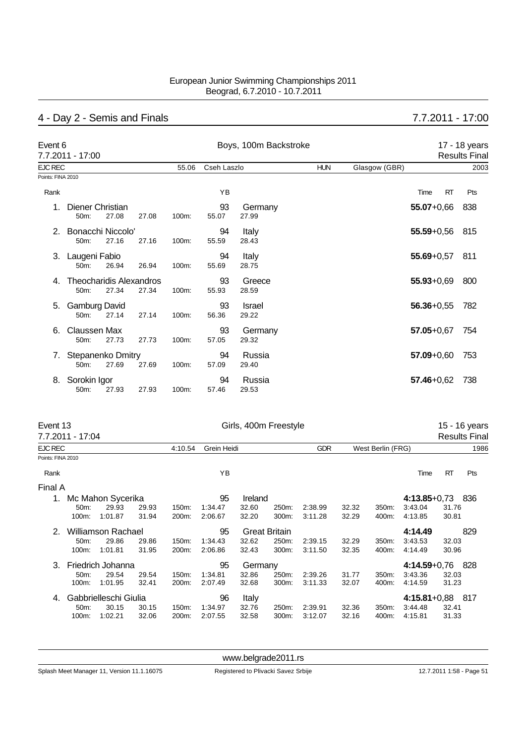European Junior Swimming Championships 2011
Beograd, 6.7.2010 - 10.7.2011

## 4 - Day 2 - Semis and Finals — 7.7.2011 - 17:00

### Event 6 — Boys, 100m Backstroke — 17 - 18 years

7.7.2011 - 17:00 — Results Final

EJC REC 55.06 Cseh Laszlo HUN Glasgow (GBR) 2003

Points: FINA 2010

| Rank | Name | YB | Nation | Time | RT | Pts |
|---|---|---|---|---|---|---|
| 1. | Diener Christian | 93 | Germany | **55.07** | +0,66 | 838 |
| | 50m: 27.08 27.08 100m: 55.07 27.99 | | | | | |
| 2. | Bonacchi Niccolo' | 94 | Italy | **55.59** | +0,56 | 815 |
| | 50m: 27.16 27.16 100m: 55.59 28.43 | | | | | |
| 3. | Laugeni Fabio | 94 | Italy | **55.69** | +0,57 | 811 |
| | 50m: 26.94 26.94 100m: 55.69 28.75 | | | | | |
| 4. | Theocharidis Alexandros | 93 | Greece | **55.93** | +0,69 | 800 |
| | 50m: 27.34 27.34 100m: 55.93 28.59 | | | | | |
| 5. | Gamburg David | 93 | Israel | **56.36** | +0,55 | 782 |
| | 50m: 27.14 27.14 100m: 56.36 29.22 | | | | | |
| 6. | Claussen Max | 93 | Germany | **57.05** | +0,67 | 754 |
| | 50m: 27.73 27.73 100m: 57.05 29.32 | | | | | |
| 7. | Stepanenko Dmitry | 94 | Russia | **57.09** | +0,60 | 753 |
| | 50m: 27.69 27.69 100m: 57.09 29.40 | | | | | |
| 8. | Sorokin Igor | 94 | Russia | **57.46** | +0,62 | 738 |
| | 50m: 27.93 27.93 100m: 57.46 29.53 | | | | | |

### Event 13 — Girls, 400m Freestyle — 15 - 16 years

7.7.2011 - 17:04 — Results Final

EJC REC 4:10.54 Grein Heidi GDR West Berlin (FRG) 1986

Points: FINA 2010

**Final A**

| Rank | Name | YB | Nation | Time | RT | Pts |
|---|---|---|---|---|---|---|
| 1. | Mc Mahon Sycerika | 95 | Ireland | **4:13.85** | +0,73 | 836 |
| | 50m: 29.93 29.93 / 100m: 1:01.87 31.94 / 150m: 1:34.47 32.60 / 200m: 2:06.67 32.20 / 250m: 2:38.99 32.32 / 300m: 3:11.28 32.29 / 350m: 3:43.04 31.76 / 400m: 4:13.85 30.81 | | | | | |
| 2. | Williamson Rachael | 95 | Great Britain | **4:14.49** | | 829 |
| | 50m: 29.86 29.86 / 100m: 1:01.81 31.95 / 150m: 1:34.43 32.62 / 200m: 2:06.86 32.43 / 250m: 2:39.15 32.29 / 300m: 3:11.50 32.35 / 350m: 3:43.53 32.03 / 400m: 4:14.49 30.96 | | | | | |
| 3. | Friedrich Johanna | 95 | Germany | **4:14.59** | +0,76 | 828 |
| | 50m: 29.54 29.54 / 100m: 1:01.95 32.41 / 150m: 1:34.81 32.86 / 200m: 2:07.49 32.68 / 250m: 2:39.26 31.77 / 300m: 3:11.33 32.07 / 350m: 3:43.36 32.03 / 400m: 4:14.59 31.23 | | | | | |
| 4. | Gabbrielleschi Giulia | 96 | Italy | **4:15.81** | +0,88 | 817 |
| | 50m: 30.15 30.15 / 100m: 1:02.21 32.06 / 150m: 1:34.97 32.76 / 200m: 2:07.55 32.58 / 250m: 2:39.91 32.36 / 300m: 3:12.07 32.16 / 350m: 3:44.48 32.41 / 400m: 4:15.81 31.33 | | | | | |

www.belgrade2011.rs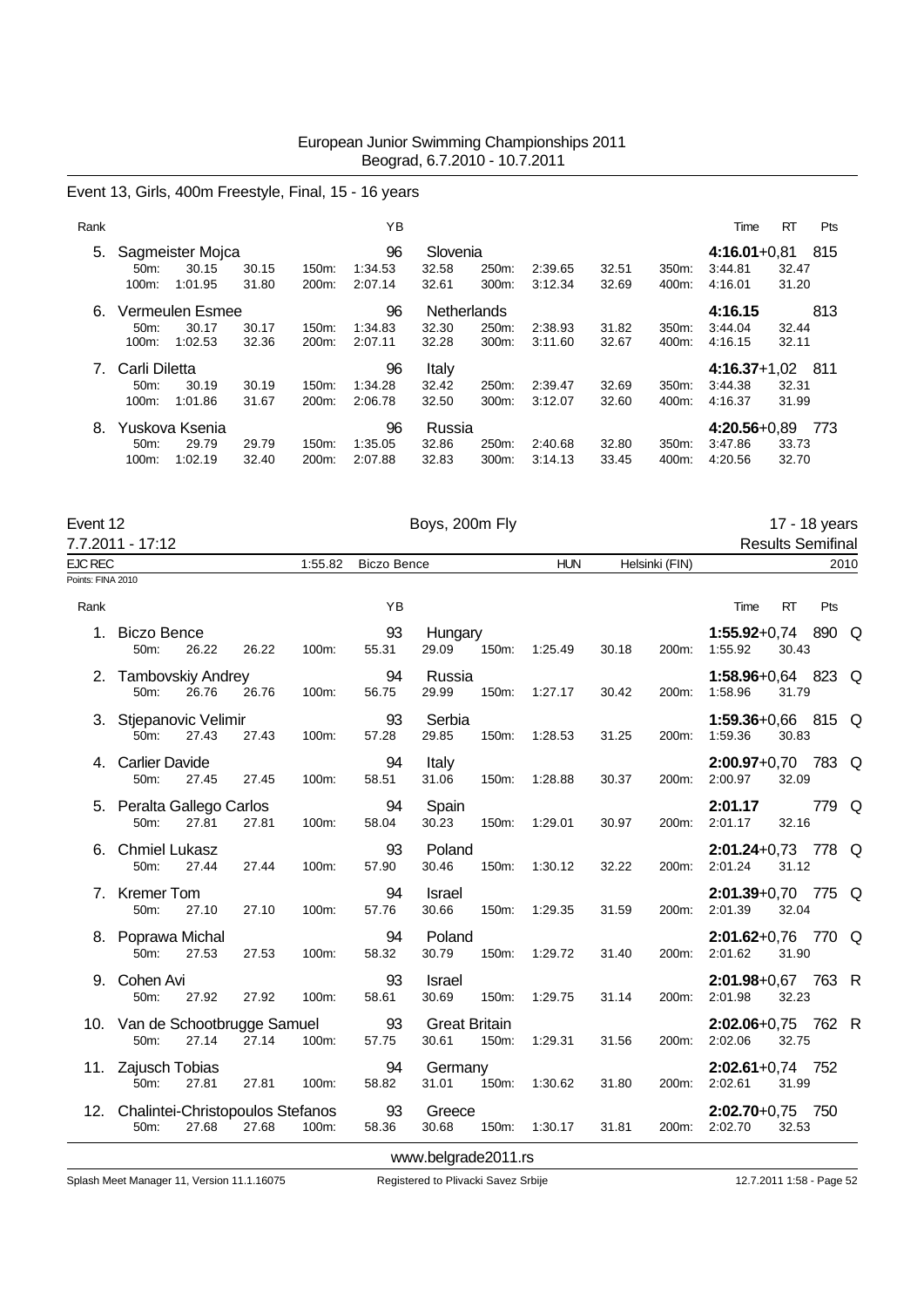Event 13, Girls, 400m Freestyle, Final, 15 - 16 years

| Rank | | | | | | YB | | | | | | | Time | RT | Pts |
|---|---|---|---|---|---|---|---|---|---|---|---|---|---|---|---|
| 5. | Sagmeister Mojca | | | | | 96 | Slovenia | | | | | | **4:16.01**+0,81 | | 815 |
| | 50m: | 30.15 | 30.15 | 150m: | 1:34.53 | | 32.58 | 250m: | 2:39.65 | 32.51 | 350m: | 3:44.81 | 32.47 | | |
| | 100m: | 1:01.95 | 31.80 | 200m: | 2:07.14 | | 32.61 | 300m: | 3:12.34 | 32.69 | 400m: | 4:16.01 | 31.20 | | |
| 6. | Vermeulen Esmee | | | | | 96 | Netherlands | | | | | | **4:16.15** | | 813 |
| | 50m: | 30.17 | 30.17 | 150m: | 1:34.83 | | 32.30 | 250m: | 2:38.93 | 31.82 | 350m: | 3:44.04 | 32.44 | | |
| | 100m: | 1:02.53 | 32.36 | 200m: | 2:07.11 | | 32.28 | 300m: | 3:11.60 | 32.67 | 400m: | 4:16.15 | 32.11 | | |
| 7. | Carli Diletta | | | | | 96 | Italy | | | | | | **4:16.37**+1,02 | | 811 |
| | 50m: | 30.19 | 30.19 | 150m: | 1:34.28 | | 32.42 | 250m: | 2:39.47 | 32.69 | 350m: | 3:44.38 | 32.31 | | |
| | 100m: | 1:01.86 | 31.67 | 200m: | 2:06.78 | | 32.50 | 300m: | 3:12.07 | 32.60 | 400m: | 4:16.37 | 31.99 | | |
| 8. | Yuskova Ksenia | | | | | 96 | Russia | | | | | | **4:20.56**+0,89 | | 773 |
| | 50m: | 29.79 | 29.79 | 150m: | 1:35.05 | | 32.86 | 250m: | 2:40.68 | 32.80 | 350m: | 3:47.86 | 33.73 | | |
| | 100m: | 1:02.19 | 32.40 | 200m: | 2:07.88 | | 32.83 | 300m: | 3:14.13 | 33.45 | 400m: | 4:20.56 | 32.70 | | |

Event 12 — Boys, 200m Fly — 17 - 18 years

7.7.2011 - 17:12 — Results Semifinal

EJC REC 1:55.82 Biczo Bence HUN Helsinki (FIN) 2010

Points: FINA 2010

| Rank | | | | | YB | | | | | | | Time | RT | Pts | |
|---|---|---|---|---|---|---|---|---|---|---|---|---|---|---|---|
| 1. | Biczo Bence | | | | 93 | Hungary | | | | | | **1:55.92**+0,74 | | 890 | Q |
| | 50m: | 26.22 | 26.22 | 100m: | 55.31 | 29.09 | 150m: | 1:25.49 | 30.18 | 200m: | 1:55.92 | 30.43 | | | |
| 2. | Tambovskiy Andrey | | | | 94 | Russia | | | | | | **1:58.96**+0,64 | | 823 | Q |
| | 50m: | 26.76 | 26.76 | 100m: | 56.75 | 29.99 | 150m: | 1:27.17 | 30.42 | 200m: | 1:58.96 | 31.79 | | | |
| 3. | Stjepanovic Velimir | | | | 93 | Serbia | | | | | | **1:59.36**+0,66 | | 815 | Q |
| | 50m: | 27.43 | 27.43 | 100m: | 57.28 | 29.85 | 150m: | 1:28.53 | 31.25 | 200m: | 1:59.36 | 30.83 | | | |
| 4. | Carlier Davide | | | | 94 | Italy | | | | | | **2:00.97**+0,70 | | 783 | Q |
| | 50m: | 27.45 | 27.45 | 100m: | 58.51 | 31.06 | 150m: | 1:28.88 | 30.37 | 200m: | 2:00.97 | 32.09 | | | |
| 5. | Peralta Gallego Carlos | | | | 94 | Spain | | | | | | **2:01.17** | | 779 | Q |
| | 50m: | 27.81 | 27.81 | 100m: | 58.04 | 30.23 | 150m: | 1:29.01 | 30.97 | 200m: | 2:01.17 | 32.16 | | | |
| 6. | Chmiel Lukasz | | | | 93 | Poland | | | | | | **2:01.24**+0,73 | | 778 | Q |
| | 50m: | 27.44 | 27.44 | 100m: | 57.90 | 30.46 | 150m: | 1:30.12 | 32.22 | 200m: | 2:01.24 | 31.12 | | | |
| 7. | Kremer Tom | | | | 94 | Israel | | | | | | **2:01.39**+0,70 | | 775 | Q |
| | 50m: | 27.10 | 27.10 | 100m: | 57.76 | 30.66 | 150m: | 1:29.35 | 31.59 | 200m: | 2:01.39 | 32.04 | | | |
| 8. | Poprawa Michal | | | | 94 | Poland | | | | | | **2:01.62**+0,76 | | 770 | Q |
| | 50m: | 27.53 | 27.53 | 100m: | 58.32 | 30.79 | 150m: | 1:29.72 | 31.40 | 200m: | 2:01.62 | 31.90 | | | |
| 9. | Cohen Avi | | | | 93 | Israel | | | | | | **2:01.98**+0,67 | | 763 | R |
| | 50m: | 27.92 | 27.92 | 100m: | 58.61 | 30.69 | 150m: | 1:29.75 | 31.14 | 200m: | 2:01.98 | 32.23 | | | |
| 10. | Van de Schootbrugge Samuel | | | | 93 | Great Britain | | | | | | **2:02.06**+0,75 | | 762 | R |
| | 50m: | 27.14 | 27.14 | 100m: | 57.75 | 30.61 | 150m: | 1:29.31 | 31.56 | 200m: | 2:02.06 | 32.75 | | | |
| 11. | Zajusch Tobias | | | | 94 | Germany | | | | | | **2:02.61**+0,74 | | 752 | |
| | 50m: | 27.81 | 27.81 | 100m: | 58.82 | 31.01 | 150m: | 1:30.62 | 31.80 | 200m: | 2:02.61 | 31.99 | | | |
| 12. | Chalintei-Christopoulos Stefanos | | | | 93 | Greece | | | | | | **2:02.70**+0,75 | | 750 | |
| | 50m: | 27.68 | 27.68 | 100m: | 58.36 | 30.68 | 150m: | 1:30.17 | 31.81 | 200m: | 2:02.70 | 32.53 | | | |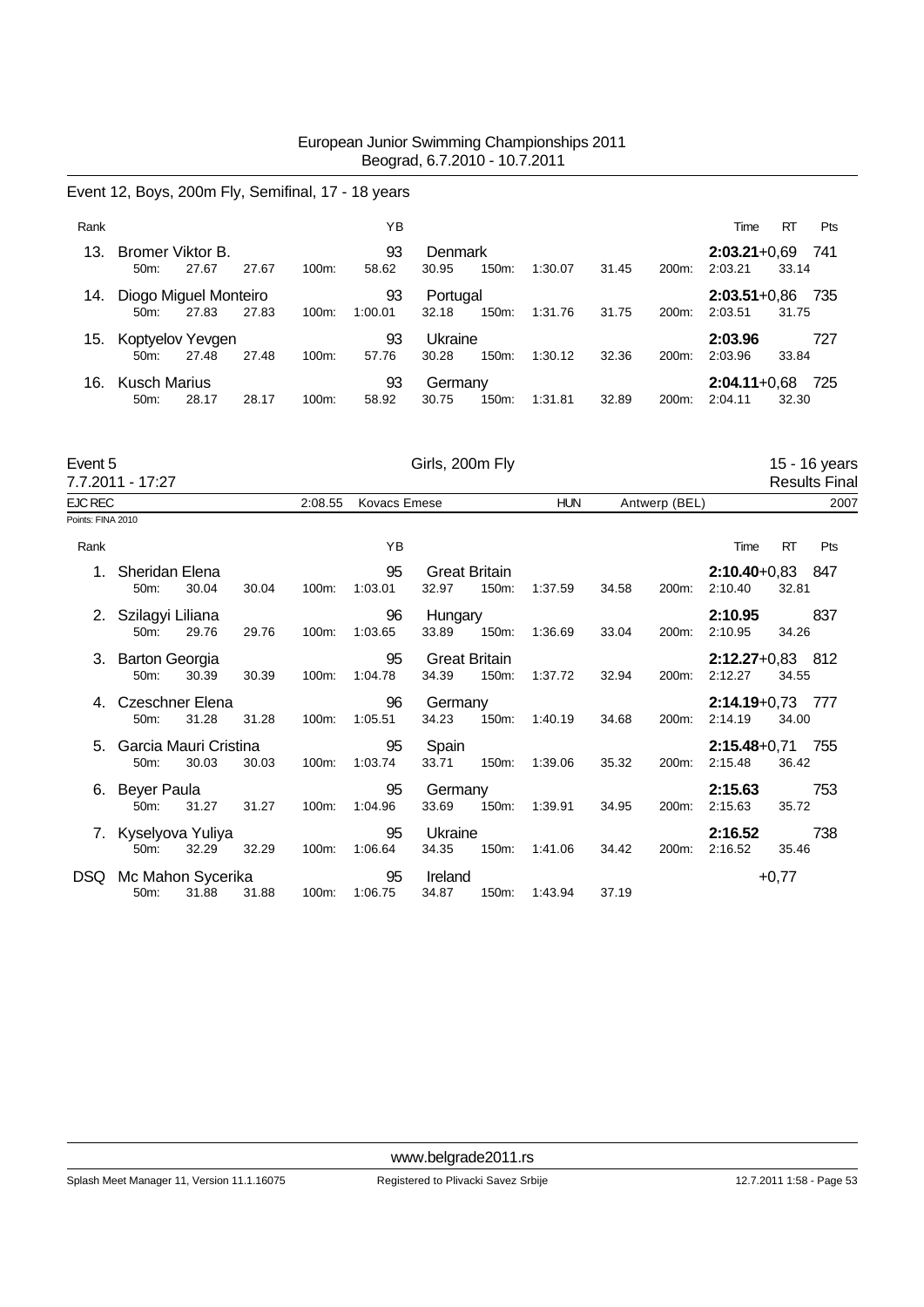## Event 12, Boys, 200m Fly, Semifinal, 17 - 18 years

| Rank | Name | YB | Nation | Time | RT | Pts |
|---|---|---|---|---|---|---|
| 13. | Bromer Viktor B. | 93 | Denmark | **2:03.21** | +0,69 | 741 |
| | 50m: 27.67 27.67 · 100m: 58.62 30.95 · 150m: 1:30.07 31.45 · 200m: 2:03.21 33.14 | | | | | |
| 14. | Diogo Miguel Monteiro | 93 | Portugal | **2:03.51** | +0,86 | 735 |
| | 50m: 27.83 27.83 · 100m: 1:00.01 32.18 · 150m: 1:31.76 31.75 · 200m: 2:03.51 31.75 | | | | | |
| 15. | Koptyelov Yevgen | 93 | Ukraine | **2:03.96** | | 727 |
| | 50m: 27.48 27.48 · 100m: 57.76 30.28 · 150m: 1:30.12 32.36 · 200m: 2:03.96 33.84 | | | | | |
| 16. | Kusch Marius | 93 | Germany | **2:04.11** | +0,68 | 725 |
| | 50m: 28.17 28.17 · 100m: 58.92 30.75 · 150m: 1:31.81 32.89 · 200m: 2:04.11 32.30 | | | | | |

## Event 5 — Girls, 200m Fly — 15 - 16 years

7.7.2011 - 17:27 — Results Final

EJC REC 2:08.55 Kovacs Emese HUN Antwerp (BEL) 2007

Points: FINA 2010

| Rank | Name | YB | Nation | Time | RT | Pts |
|---|---|---|---|---|---|---|
| 1. | Sheridan Elena | 95 | Great Britain | **2:10.40** | +0,83 | 847 |
| | 50m: 30.04 30.04 · 100m: 1:03.01 32.97 · 150m: 1:37.59 34.58 · 200m: 2:10.40 32.81 | | | | | |
| 2. | Szilagyi Liliana | 96 | Hungary | **2:10.95** | | 837 |
| | 50m: 29.76 29.76 · 100m: 1:03.65 33.89 · 150m: 1:36.69 33.04 · 200m: 2:10.95 34.26 | | | | | |
| 3. | Barton Georgia | 95 | Great Britain | **2:12.27** | +0,83 | 812 |
| | 50m: 30.39 30.39 · 100m: 1:04.78 34.39 · 150m: 1:37.72 32.94 · 200m: 2:12.27 34.55 | | | | | |
| 4. | Czeschner Elena | 96 | Germany | **2:14.19** | +0,73 | 777 |
| | 50m: 31.28 31.28 · 100m: 1:05.51 34.23 · 150m: 1:40.19 34.68 · 200m: 2:14.19 34.00 | | | | | |
| 5. | Garcia Mauri Cristina | 95 | Spain | **2:15.48** | +0,71 | 755 |
| | 50m: 30.03 30.03 · 100m: 1:03.74 33.71 · 150m: 1:39.06 35.32 · 200m: 2:15.48 36.42 | | | | | |
| 6. | Beyer Paula | 95 | Germany | **2:15.63** | | 753 |
| | 50m: 31.27 31.27 · 100m: 1:04.96 33.69 · 150m: 1:39.91 34.95 · 200m: 2:15.63 35.72 | | | | | |
| 7. | Kyselyova Yuliya | 95 | Ukraine | **2:16.52** | | 738 |
| | 50m: 32.29 32.29 · 100m: 1:06.64 34.35 · 150m: 1:41.06 34.42 · 200m: 2:16.52 35.46 | | | | | |
| DSQ | Mc Mahon Sycerika | 95 | Ireland | | +0,77 | |
| | 50m: 31.88 31.88 · 100m: 1:06.75 34.87 · 150m: 1:43.94 37.19 | | | | | |

www.belgrade2011.rs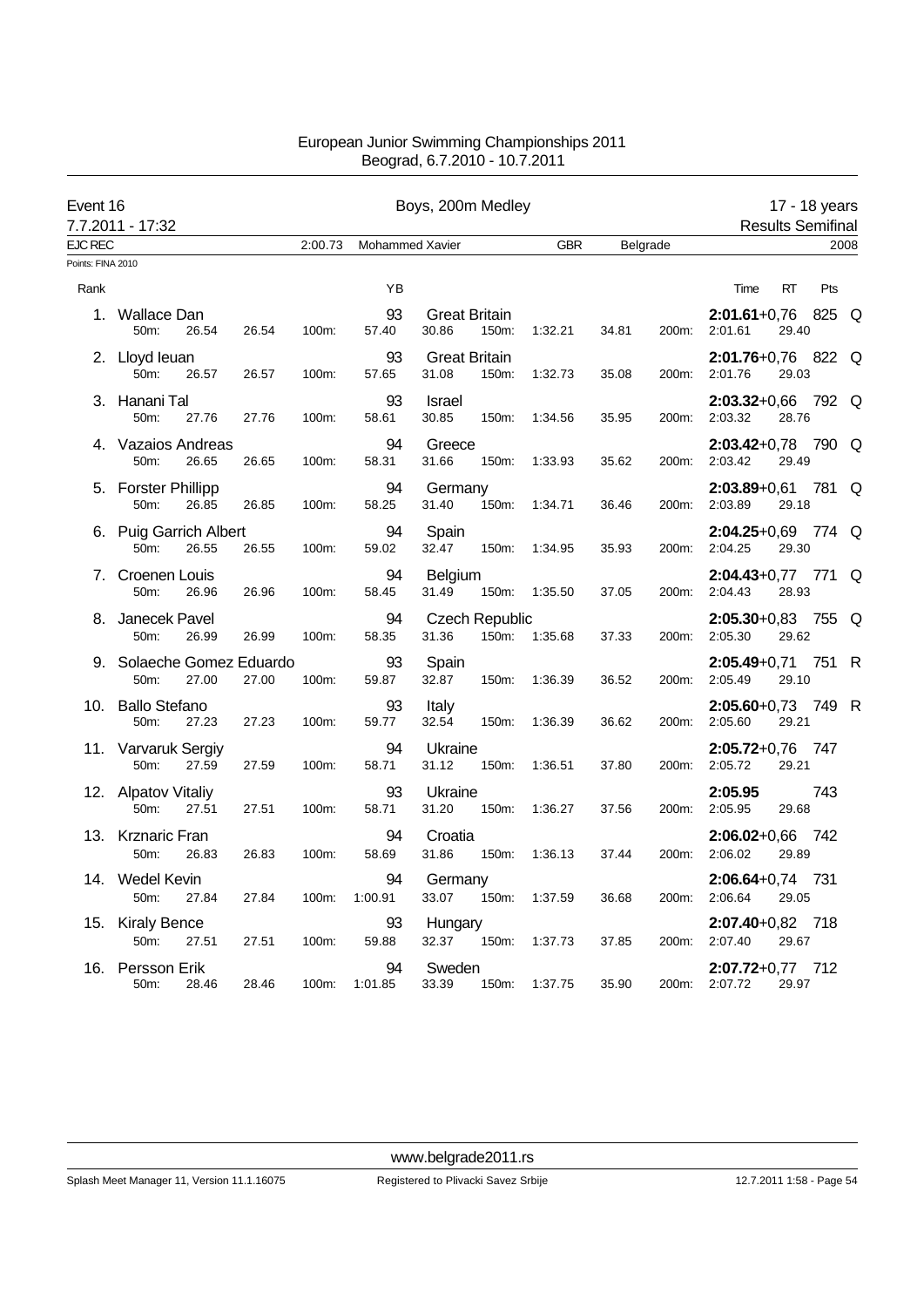European Junior Swimming Championships 2011
Beograd, 6.7.2010 - 10.7.2011

**Event 16** — Boys, 200m Medley — 17 - 18 years
7.7.2011 - 17:32 — Results Semifinal

EJC REC 2:00.73 Mohammed Xavier GBR Belgrade 2008

Points: FINA 2010

| Rank | Name | YB | Nation | 50m | 100m | 150m | 200m | Time | RT | Pts | |
|---|---|---|---|---|---|---|---|---|---|---|---|
| 1. | Wallace Dan | 93 | Great Britain | 26.54 (26.54) | 57.40 (30.86) | 1:32.21 (34.81) | 2:01.61 (29.40) | **2:01.61** | +0,76 | 825 | Q |
| 2. | Lloyd Ieuan | 93 | Great Britain | 26.57 (26.57) | 57.65 (31.08) | 1:32.73 (35.08) | 2:01.76 (29.03) | **2:01.76** | +0,76 | 822 | Q |
| 3. | Hanani Tal | 93 | Israel | 27.76 (27.76) | 58.61 (30.85) | 1:34.56 (35.95) | 2:03.32 (28.76) | **2:03.32** | +0,66 | 792 | Q |
| 4. | Vazaios Andreas | 94 | Greece | 26.65 (26.65) | 58.31 (31.66) | 1:33.93 (35.62) | 2:03.42 (29.49) | **2:03.42** | +0,78 | 790 | Q |
| 5. | Forster Phillipp | 94 | Germany | 26.85 (26.85) | 58.25 (31.40) | 1:34.71 (36.46) | 2:03.89 (29.18) | **2:03.89** | +0,61 | 781 | Q |
| 6. | Puig Garrich Albert | 94 | Spain | 26.55 (26.55) | 59.02 (32.47) | 1:34.95 (35.93) | 2:04.25 (29.30) | **2:04.25** | +0,69 | 774 | Q |
| 7. | Croenen Louis | 94 | Belgium | 26.96 (26.96) | 58.45 (31.49) | 1:35.50 (37.05) | 2:04.43 (28.93) | **2:04.43** | +0,77 | 771 | Q |
| 8. | Janecek Pavel | 94 | Czech Republic | 26.99 (26.99) | 58.35 (31.36) | 1:35.68 (37.33) | 2:05.30 (29.62) | **2:05.30** | +0,83 | 755 | Q |
| 9. | Solaeche Gomez Eduardo | 93 | Spain | 27.00 (27.00) | 59.87 (32.87) | 1:36.39 (36.52) | 2:05.49 (29.10) | **2:05.49** | +0,71 | 751 | R |
| 10. | Ballo Stefano | 93 | Italy | 27.23 (27.23) | 59.77 (32.54) | 1:36.39 (36.62) | 2:05.60 (29.21) | **2:05.60** | +0,73 | 749 | R |
| 11. | Varvaruk Sergiy | 94 | Ukraine | 27.59 (27.59) | 58.71 (31.12) | 1:36.51 (37.80) | 2:05.72 (29.21) | **2:05.72** | +0,76 | 747 | |
| 12. | Alpatov Vitaliy | 93 | Ukraine | 27.51 (27.51) | 58.71 (31.20) | 1:36.27 (37.56) | 2:05.95 (29.68) | **2:05.95** | | 743 | |
| 13. | Krznaric Fran | 94 | Croatia | 26.83 (26.83) | 58.69 (31.86) | 1:36.13 (37.44) | 2:06.02 (29.89) | **2:06.02** | +0,66 | 742 | |
| 14. | Wedel Kevin | 94 | Germany | 27.84 (27.84) | 1:00.91 (33.07) | 1:37.59 (36.68) | 2:06.64 (29.05) | **2:06.64** | +0,74 | 731 | |
| 15. | Kiraly Bence | 93 | Hungary | 27.51 (27.51) | 59.88 (32.37) | 1:37.73 (37.85) | 2:07.40 (29.67) | **2:07.40** | +0,82 | 718 | |
| 16. | Persson Erik | 94 | Sweden | 28.46 (28.46) | 1:01.85 (33.39) | 1:37.75 (35.90) | 2:07.72 (29.97) | **2:07.72** | +0,77 | 712 | |

www.belgrade2011.rs

Splash Meet Manager 11, Version 11.1.16075 — Registered to Plivacki Savez Srbije — 12.7.2011 1:58 - Page 54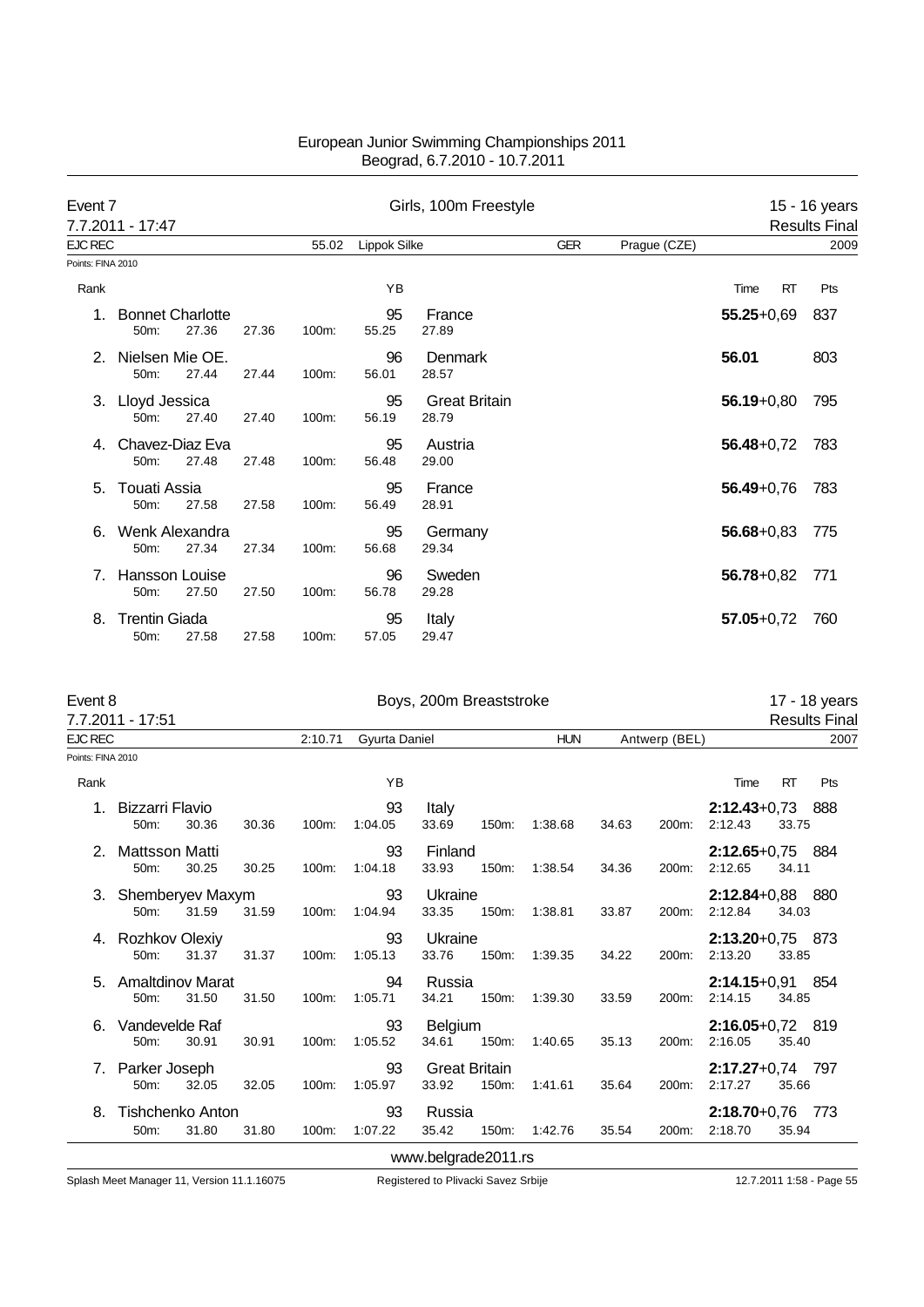# European Junior Swimming Championships 2011
Beograd, 6.7.2010 - 10.7.2011

## Event 7 — Girls, 100m Freestyle — 15 - 16 years

7.7.2011 - 17:47 — Results Final

EJC REC 55.02 Lippok Silke GER Prague (CZE) 2009

Points: FINA 2010

| Rank | Name | YB | Nation | 50m | 100m | Split | Time | RT | Pts |
|---|---|---|---|---|---|---|---|---|---|
| 1. | Bonnet Charlotte | 95 | France | 27.36 | 55.25 | 27.89 | **55.25** | +0,69 | 837 |
| 2. | Nielsen Mie OE. | 96 | Denmark | 27.44 | 56.01 | 28.57 | **56.01** | | 803 |
| 3. | Lloyd Jessica | 95 | Great Britain | 27.40 | 56.19 | 28.79 | **56.19** | +0,80 | 795 |
| 4. | Chavez-Diaz Eva | 95 | Austria | 27.48 | 56.48 | 29.00 | **56.48** | +0,72 | 783 |
| 5. | Touati Assia | 95 | France | 27.58 | 56.49 | 28.91 | **56.49** | +0,76 | 783 |
| 6. | Wenk Alexandra | 95 | Germany | 27.34 | 56.68 | 29.34 | **56.68** | +0,83 | 775 |
| 7. | Hansson Louise | 96 | Sweden | 27.50 | 56.78 | 29.28 | **56.78** | +0,82 | 771 |
| 8. | Trentin Giada | 95 | Italy | 27.58 | 57.05 | 29.47 | **57.05** | +0,72 | 760 |

## Event 8 — Boys, 200m Breaststroke — 17 - 18 years

7.7.2011 - 17:51 — Results Final

EJC REC 2:10.71 Gyurta Daniel HUN Antwerp (BEL) 2007

Points: FINA 2010

| Rank | Name | YB | Nation | 50m | 100m | Split | 150m | Split | 200m | Split | Time | RT | Pts |
|---|---|---|---|---|---|---|---|---|---|---|---|---|---|
| 1. | Bizzarri Flavio | 93 | Italy | 30.36 | 1:04.05 | 33.69 | 1:38.68 | 34.63 | 2:12.43 | 33.75 | **2:12.43** | +0,73 | 888 |
| 2. | Mattsson Matti | 93 | Finland | 30.25 | 1:04.18 | 33.93 | 1:38.54 | 34.36 | 2:12.65 | 34.11 | **2:12.65** | +0,75 | 884 |
| 3. | Shemberyev Maxym | 93 | Ukraine | 31.59 | 1:04.94 | 33.35 | 1:38.81 | 33.87 | 2:12.84 | 34.03 | **2:12.84** | +0,88 | 880 |
| 4. | Rozhkov Olexiy | 93 | Ukraine | 31.37 | 1:05.13 | 33.76 | 1:39.35 | 34.22 | 2:13.20 | 33.85 | **2:13.20** | +0,75 | 873 |
| 5. | Amaltdinov Marat | 94 | Russia | 31.50 | 1:05.71 | 34.21 | 1:39.30 | 33.59 | 2:14.15 | 34.85 | **2:14.15** | +0,91 | 854 |
| 6. | Vandevelde Raf | 93 | Belgium | 30.91 | 1:05.52 | 34.61 | 1:40.65 | 35.13 | 2:16.05 | 35.40 | **2:16.05** | +0,72 | 819 |
| 7. | Parker Joseph | 93 | Great Britain | 32.05 | 1:05.97 | 33.92 | 1:41.61 | 35.64 | 2:17.27 | 35.66 | **2:17.27** | +0,74 | 797 |
| 8. | Tishchenko Anton | 93 | Russia | 31.80 | 1:07.22 | 35.42 | 1:42.76 | 35.54 | 2:18.70 | 35.94 | **2:18.70** | +0,76 | 773 |

www.belgrade2011.rs

Splash Meet Manager 11, Version 11.1.16075 — Registered to Plivacki Savez Srbije — 12.7.2011 1:58 - Page 55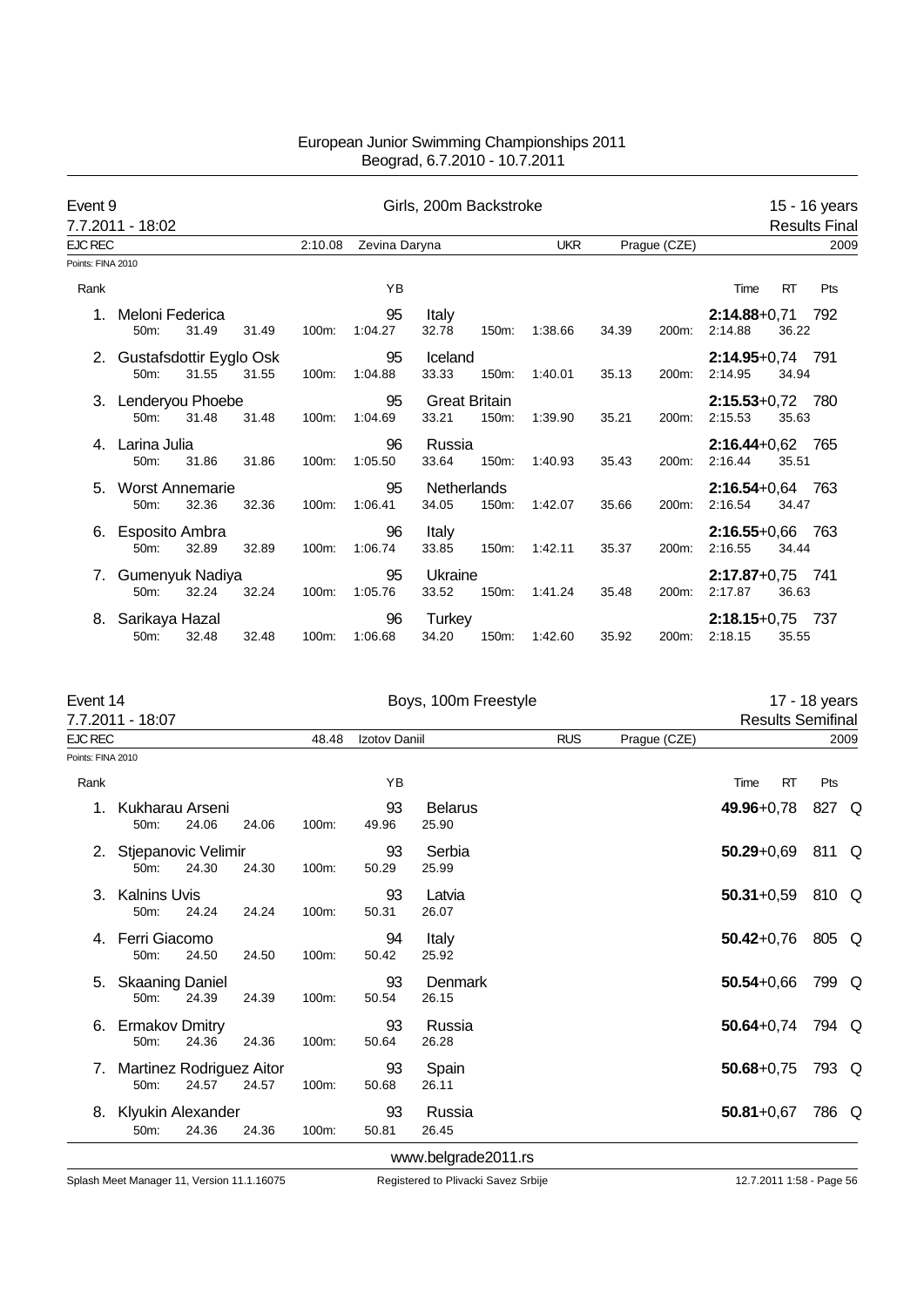# European Junior Swimming Championships 2011
Beograd, 6.7.2010 - 10.7.2011

## Event 9 — Girls, 200m Backstroke — 15 - 16 years

7.7.2011 - 18:02 — Results Final

EJC REC 2:10.08 Zevina Daryna UKR Prague (CZE) 2009

Points: FINA 2010

| Rank | Name | YB | Nation | 50m | 100m | 150m | 200m | Time | RT | Pts |
|---|---|---|---|---|---|---|---|---|---|---|
| 1. | Meloni Federica | 95 | Italy | 31.49 (31.49) | 1:04.27 (32.78) | 1:38.66 (34.39) | 2:14.88 (36.22) | **2:14.88** | +0,71 | 792 |
| 2. | Gustafsdottir Eyglo Osk | 95 | Iceland | 31.55 (31.55) | 1:04.88 (33.33) | 1:40.01 (35.13) | 2:14.95 (34.94) | **2:14.95** | +0,74 | 791 |
| 3. | Lenderyou Phoebe | 95 | Great Britain | 31.48 (31.48) | 1:04.69 (33.21) | 1:39.90 (35.21) | 2:15.53 (35.63) | **2:15.53** | +0,72 | 780 |
| 4. | Larina Julia | 96 | Russia | 31.86 (31.86) | 1:05.50 (33.64) | 1:40.93 (35.43) | 2:16.44 (35.51) | **2:16.44** | +0,62 | 765 |
| 5. | Worst Annemarie | 95 | Netherlands | 32.36 (32.36) | 1:06.41 (34.05) | 1:42.07 (35.66) | 2:16.54 (34.47) | **2:16.54** | +0,64 | 763 |
| 6. | Esposito Ambra | 96 | Italy | 32.89 (32.89) | 1:06.74 (33.85) | 1:42.11 (35.37) | 2:16.55 (34.44) | **2:16.55** | +0,66 | 763 |
| 7. | Gumenyuk Nadiya | 95 | Ukraine | 32.24 (32.24) | 1:05.76 (33.52) | 1:41.24 (35.48) | 2:17.87 (36.63) | **2:17.87** | +0,75 | 741 |
| 8. | Sarikaya Hazal | 96 | Turkey | 32.48 (32.48) | 1:06.68 (34.20) | 1:42.60 (35.92) | 2:18.15 (35.55) | **2:18.15** | +0,75 | 737 |

## Event 14 — Boys, 100m Freestyle — 17 - 18 years

7.7.2011 - 18:07 — Results Semifinal

EJC REC 48.48 Izotov Daniil RUS Prague (CZE) 2009

Points: FINA 2010

| Rank | Name | YB | Nation | 50m | 100m | Time | RT | Pts | |
|---|---|---|---|---|---|---|---|---|---|
| 1. | Kukharau Arseni | 93 | Belarus | 24.06 (24.06) | 49.96 (25.90) | **49.96** | +0,78 | 827 | Q |
| 2. | Stjepanovic Velimir | 93 | Serbia | 24.30 (24.30) | 50.29 (25.99) | **50.29** | +0,69 | 811 | Q |
| 3. | Kalnins Uvis | 93 | Latvia | 24.24 (24.24) | 50.31 (26.07) | **50.31** | +0,59 | 810 | Q |
| 4. | Ferri Giacomo | 94 | Italy | 24.50 (24.50) | 50.42 (25.92) | **50.42** | +0,76 | 805 | Q |
| 5. | Skaaning Daniel | 93 | Denmark | 24.39 (24.39) | 50.54 (26.15) | **50.54** | +0,66 | 799 | Q |
| 6. | Ermakov Dmitry | 93 | Russia | 24.36 (24.36) | 50.64 (26.28) | **50.64** | +0,74 | 794 | Q |
| 7. | Martinez Rodriguez Aitor | 93 | Spain | 24.57 (24.57) | 50.68 (26.11) | **50.68** | +0,75 | 793 | Q |
| 8. | Klyukin Alexander | 93 | Russia | 24.36 (24.36) | 50.81 (26.45) | **50.81** | +0,67 | 786 | Q |

www.belgrade2011.rs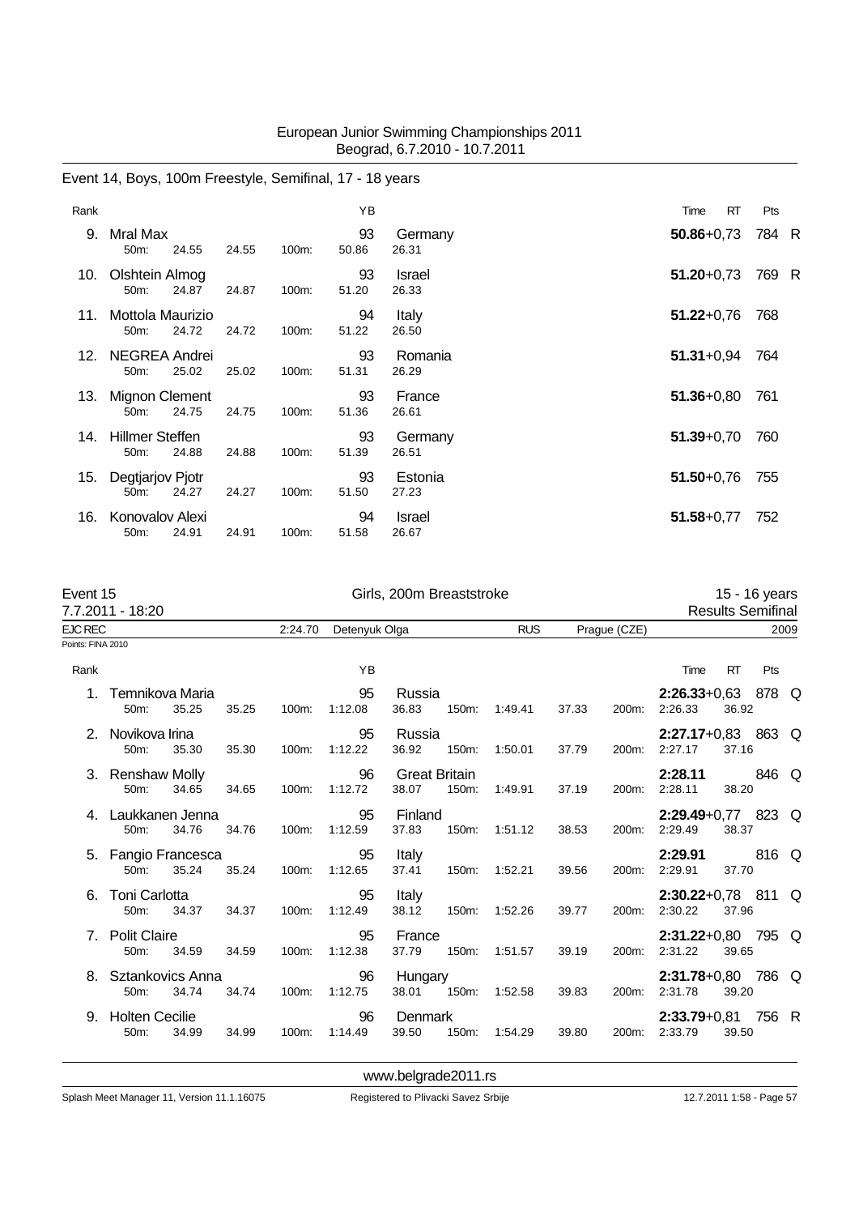European Junior Swimming Championships 2011
Beograd, 6.7.2010 - 10.7.2011

## Event 14, Boys, 100m Freestyle, Semifinal, 17 - 18 years

| Rank | Name | YB | Nation | Time | RT | Pts | |
|---|---|---|---|---|---|---|---|
| 9. | Mral Max | 93 | Germany | **50.86** | +0,73 | 784 | R |
| | 50m: 24.55 24.55 100m: 50.86 26.31 | | | | | | |
| 10. | Olshtein Almog | 93 | Israel | **51.20** | +0,73 | 769 | R |
| | 50m: 24.87 24.87 100m: 51.20 26.33 | | | | | | |
| 11. | Mottola Maurizio | 94 | Italy | **51.22** | +0,76 | 768 | |
| | 50m: 24.72 24.72 100m: 51.22 26.50 | | | | | | |
| 12. | NEGREA Andrei | 93 | Romania | **51.31** | +0,94 | 764 | |
| | 50m: 25.02 25.02 100m: 51.31 26.29 | | | | | | |
| 13. | Mignon Clement | 93 | France | **51.36** | +0,80 | 761 | |
| | 50m: 24.75 24.75 100m: 51.36 26.61 | | | | | | |
| 14. | Hillmer Steffen | 93 | Germany | **51.39** | +0,70 | 760 | |
| | 50m: 24.88 24.88 100m: 51.39 26.51 | | | | | | |
| 15. | Degtjarjov Pjotr | 93 | Estonia | **51.50** | +0,76 | 755 | |
| | 50m: 24.27 24.27 100m: 51.50 27.23 | | | | | | |
| 16. | Konovalov Alexi | 94 | Israel | **51.58** | +0,77 | 752 | |
| | 50m: 24.91 24.91 100m: 51.58 26.67 | | | | | | |

## Event 15 — Girls, 200m Breaststroke — 15 - 16 years

7.7.2011 - 18:20 — Results Semifinal

EJC REC 2:24.70 Detenyuk Olga RUS Prague (CZE) 2009

Points: FINA 2010

| Rank | Name | YB | Nation | Time | RT | Pts | |
|---|---|---|---|---|---|---|---|
| 1. | Temnikova Maria | 95 | Russia | **2:26.33** | +0,63 | 878 | Q |
| | 50m: 35.25 35.25 100m: 1:12.08 36.83 150m: 1:49.41 37.33 200m: 2:26.33 36.92 | | | | | | |
| 2. | Novikova Irina | 95 | Russia | **2:27.17** | +0,83 | 863 | Q |
| | 50m: 35.30 35.30 100m: 1:12.22 36.92 150m: 1:50.01 37.79 200m: 2:27.17 37.16 | | | | | | |
| 3. | Renshaw Molly | 96 | Great Britain | **2:28.11** | | 846 | Q |
| | 50m: 34.65 34.65 100m: 1:12.72 38.07 150m: 1:49.91 37.19 200m: 2:28.11 38.20 | | | | | | |
| 4. | Laukkanen Jenna | 95 | Finland | **2:29.49** | +0,77 | 823 | Q |
| | 50m: 34.76 34.76 100m: 1:12.59 37.83 150m: 1:51.12 38.53 200m: 2:29.49 38.37 | | | | | | |
| 5. | Fangio Francesca | 95 | Italy | **2:29.91** | | 816 | Q |
| | 50m: 35.24 35.24 100m: 1:12.65 37.41 150m: 1:52.21 39.56 200m: 2:29.91 37.70 | | | | | | |
| 6. | Toni Carlotta | 95 | Italy | **2:30.22** | +0,78 | 811 | Q |
| | 50m: 34.37 34.37 100m: 1:12.49 38.12 150m: 1:52.26 39.77 200m: 2:30.22 37.96 | | | | | | |
| 7. | Polit Claire | 95 | France | **2:31.22** | +0,80 | 795 | Q |
| | 50m: 34.59 34.59 100m: 1:12.38 37.79 150m: 1:51.57 39.19 200m: 2:31.22 39.65 | | | | | | |
| 8. | Sztankovics Anna | 96 | Hungary | **2:31.78** | +0,80 | 786 | Q |
| | 50m: 34.74 34.74 100m: 1:12.75 38.01 150m: 1:52.58 39.83 200m: 2:31.78 39.20 | | | | | | |
| 9. | Holten Cecilie | 96 | Denmark | **2:33.79** | +0,81 | 756 | R |
| | 50m: 34.99 34.99 100m: 1:14.49 39.50 150m: 1:54.29 39.80 200m: 2:33.79 39.50 | | | | | | |

www.belgrade2011.rs

Splash Meet Manager 11, Version 11.1.16075 — Registered to Plivacki Savez Srbije — 12.7.2011 1:58 - Page 57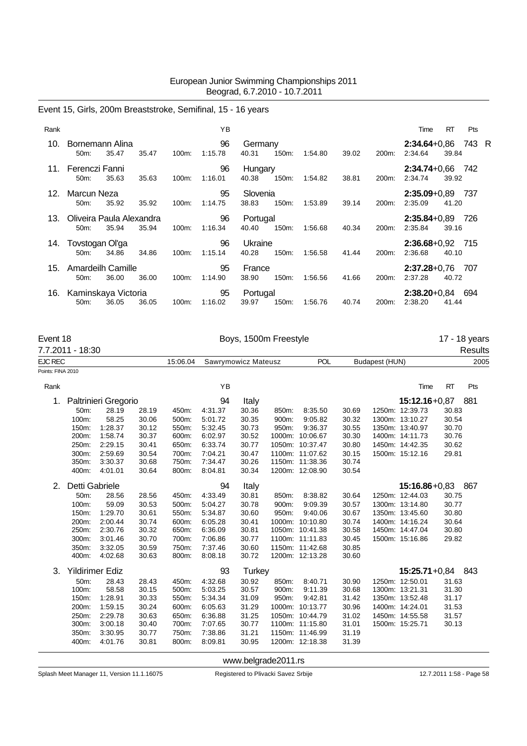European Junior Swimming Championships 2011
Beograd, 6.7.2010 - 10.7.2011

## Event 15, Girls, 200m Breaststroke, Semifinal, 15 - 16 years

| Rank | Name | YB | Nation | 50m | 100m | 150m | 200m | Time | RT | Pts | |
|---|---|---|---|---|---|---|---|---|---|---|---|
| 10. | Bornemann Alina | 96 | Germany | 35.47 (35.47) | 1:15.78 (40.31) | 1:54.80 (39.02) | 2:34.64 (39.84) | **2:34.64** | +0,86 | 743 | R |
| 11. | Ferenczi Fanni | 96 | Hungary | 35.63 (35.63) | 1:16.01 (40.38) | 1:54.82 (38.81) | 2:34.74 (39.92) | **2:34.74** | +0,66 | 742 | |
| 12. | Marcun Neza | 95 | Slovenia | 35.92 (35.92) | 1:14.75 (38.83) | 1:53.89 (39.14) | 2:35.09 (41.20) | **2:35.09** | +0,89 | 737 | |
| 13. | Oliveira Paula Alexandra | 96 | Portugal | 35.94 (35.94) | 1:16.34 (40.40) | 1:56.68 (40.34) | 2:35.84 (39.16) | **2:35.84** | +0,89 | 726 | |
| 14. | Tovstogan Ol'ga | 96 | Ukraine | 34.86 (34.86) | 1:15.14 (40.28) | 1:56.58 (41.44) | 2:36.68 (40.10) | **2:36.68** | +0,92 | 715 | |
| 15. | Amardeilh Camille | 95 | France | 36.00 (36.00) | 1:14.90 (38.90) | 1:56.56 (41.66) | 2:37.28 (40.72) | **2:37.28** | +0,76 | 707 | |
| 16. | Kaminskaya Victoria | 95 | Portugal | 36.05 (36.05) | 1:16.02 (39.97) | 1:56.76 (40.74) | 2:38.20 (41.44) | **2:38.20** | +0,84 | 694 | |

## Event 18 — Boys, 1500m Freestyle — 17 - 18 years

7.7.2011 - 18:30 — Results

EJC REC 15:06.04 Sawrymowicz Mateusz POL Budapest (HUN) 2005

Points: FINA 2010

**1. Paltrinieri Gregorio** — YB 94 — Italy — **15:12.16** RT +0,87 — Pts 881

| Split | Time | Lap | Split | Time | Lap | Split | Time | Lap | Split | Time | Lap |
|---|---|---|---|---|---|---|---|---|---|---|---|
| 50m: | 28.19 | 28.19 | 450m: | 4:31.37 | 30.36 | 850m: | 8:35.50 | 30.69 | 1250m: | 12:39.73 | 30.83 |
| 100m: | 58.25 | 30.06 | 500m: | 5:01.72 | 30.35 | 900m: | 9:05.82 | 30.32 | 1300m: | 13:10.27 | 30.54 |
| 150m: | 1:28.37 | 30.12 | 550m: | 5:32.45 | 30.73 | 950m: | 9:36.37 | 30.55 | 1350m: | 13:40.97 | 30.70 |
| 200m: | 1:58.74 | 30.37 | 600m: | 6:02.97 | 30.52 | 1000m: | 10:06.67 | 30.30 | 1400m: | 14:11.73 | 30.76 |
| 250m: | 2:29.15 | 30.41 | 650m: | 6:33.74 | 30.77 | 1050m: | 10:37.47 | 30.80 | 1450m: | 14:42.35 | 30.62 |
| 300m: | 2:59.69 | 30.54 | 700m: | 7:04.21 | 30.47 | 1100m: | 11:07.62 | 30.15 | 1500m: | 15:12.16 | 29.81 |
| 350m: | 3:30.37 | 30.68 | 750m: | 7:34.47 | 30.26 | 1150m: | 11:38.36 | 30.74 | | | |
| 400m: | 4:01.01 | 30.64 | 800m: | 8:04.81 | 30.34 | 1200m: | 12:08.90 | 30.54 | | | |

**2. Detti Gabriele** — YB 94 — Italy — **15:16.86** RT +0,83 — Pts 867

| Split | Time | Lap | Split | Time | Lap | Split | Time | Lap | Split | Time | Lap |
|---|---|---|---|---|---|---|---|---|---|---|---|
| 50m: | 28.56 | 28.56 | 450m: | 4:33.49 | 30.81 | 850m: | 8:38.82 | 30.64 | 1250m: | 12:44.03 | 30.75 |
| 100m: | 59.09 | 30.53 | 500m: | 5:04.27 | 30.78 | 900m: | 9:09.39 | 30.57 | 1300m: | 13:14.80 | 30.77 |
| 150m: | 1:29.70 | 30.61 | 550m: | 5:34.87 | 30.60 | 950m: | 9:40.06 | 30.67 | 1350m: | 13:45.60 | 30.80 |
| 200m: | 2:00.44 | 30.74 | 600m: | 6:05.28 | 30.41 | 1000m: | 10:10.80 | 30.74 | 1400m: | 14:16.24 | 30.64 |
| 250m: | 2:30.76 | 30.32 | 650m: | 6:36.09 | 30.81 | 1050m: | 10:41.38 | 30.58 | 1450m: | 14:47.04 | 30.80 |
| 300m: | 3:01.46 | 30.70 | 700m: | 7:06.86 | 30.77 | 1100m: | 11:11.83 | 30.45 | 1500m: | 15:16.86 | 29.82 |
| 350m: | 3:32.05 | 30.59 | 750m: | 7:37.46 | 30.60 | 1150m: | 11:42.68 | 30.85 | | | |
| 400m: | 4:02.68 | 30.63 | 800m: | 8:08.18 | 30.72 | 1200m: | 12:13.28 | 30.60 | | | |

**3. Yildirimer Ediz** — YB 93 — Turkey — **15:25.71** RT +0,84 — Pts 843

| Split | Time | Lap | Split | Time | Lap | Split | Time | Lap | Split | Time | Lap |
|---|---|---|---|---|---|---|---|---|---|---|---|
| 50m: | 28.43 | 28.43 | 450m: | 4:32.68 | 30.92 | 850m: | 8:40.71 | 30.90 | 1250m: | 12:50.01 | 31.63 |
| 100m: | 58.58 | 30.15 | 500m: | 5:03.25 | 30.57 | 900m: | 9:11.39 | 30.68 | 1300m: | 13:21.31 | 31.30 |
| 150m: | 1:28.91 | 30.33 | 550m: | 5:34.34 | 31.09 | 950m: | 9:42.81 | 31.42 | 1350m: | 13:52.48 | 31.17 |
| 200m: | 1:59.15 | 30.24 | 600m: | 6:05.63 | 31.29 | 1000m: | 10:13.77 | 30.96 | 1400m: | 14:24.01 | 31.53 |
| 250m: | 2:29.78 | 30.63 | 650m: | 6:36.88 | 31.25 | 1050m: | 10:44.79 | 31.02 | 1450m: | 14:55.58 | 31.57 |
| 300m: | 3:00.18 | 30.40 | 700m: | 7:07.65 | 30.77 | 1100m: | 11:15.80 | 31.01 | 1500m: | 15:25.71 | 30.13 |
| 350m: | 3:30.95 | 30.77 | 750m: | 7:38.86 | 31.21 | 1150m: | 11:46.99 | 31.19 | | | |
| 400m: | 4:01.76 | 30.81 | 800m: | 8:09.81 | 30.95 | 1200m: | 12:18.38 | 31.39 | | | |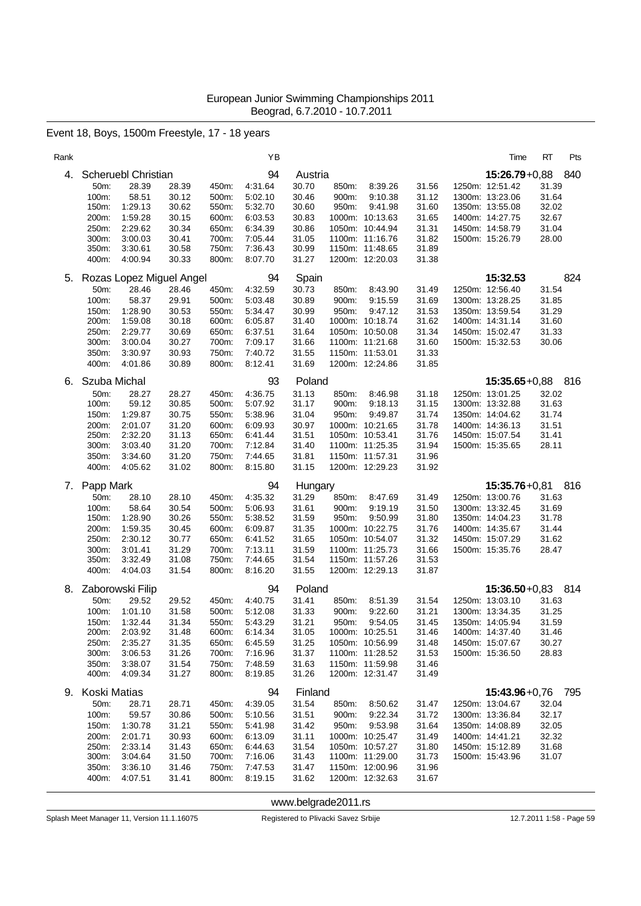# European Junior Swimming Championships 2011
Beograd, 6.7.2010 - 10.7.2011

## Event 18, Boys, 1500m Freestyle, 17 - 18 years

| Rank | | YB | | Time | RT | Pts |
|---|---|---|---|---|---|---|
| 4. | Scheruebl Christian | 94 | Austria | 15:26.79 | +0,88 | 840 |

| 50m: | 28.39 | 28.39 | 450m: | 4:31.64 | 30.70 | 850m: | 8:39.26 | 31.56 | 1250m: | 12:51.42 | 31.39 |
|---|---|---|---|---|---|---|---|---|---|---|---|
| 100m: | 58.51 | 30.12 | 500m: | 5:02.10 | 30.46 | 900m: | 9:10.38 | 31.12 | 1300m: | 13:23.06 | 31.64 |
| 150m: | 1:29.13 | 30.62 | 550m: | 5:32.70 | 30.60 | 950m: | 9:41.98 | 31.60 | 1350m: | 13:55.08 | 32.02 |
| 200m: | 1:59.28 | 30.15 | 600m: | 6:03.53 | 30.83 | 1000m: | 10:13.63 | 31.65 | 1400m: | 14:27.75 | 32.67 |
| 250m: | 2:29.62 | 30.34 | 650m: | 6:34.39 | 30.86 | 1050m: | 10:44.94 | 31.31 | 1450m: | 14:58.79 | 31.04 |
| 300m: | 3:00.03 | 30.41 | 700m: | 7:05.44 | 31.05 | 1100m: | 11:16.76 | 31.82 | 1500m: | 15:26.79 | 28.00 |
| 350m: | 3:30.61 | 30.58 | 750m: | 7:36.43 | 30.99 | 1150m: | 11:48.65 | 31.89 | | | |
| 400m: | 4:00.94 | 30.33 | 800m: | 8:07.70 | 31.27 | 1200m: | 12:20.03 | 31.38 | | | |

| Rank | | YB | | Time | RT | Pts |
|---|---|---|---|---|---|---|
| 5. | Rozas Lopez Miguel Angel | 94 | Spain | 15:32.53 | | 824 |

| 50m: | 28.46 | 28.46 | 450m: | 4:32.59 | 30.73 | 850m: | 8:43.90 | 31.49 | 1250m: | 12:56.40 | 31.54 |
|---|---|---|---|---|---|---|---|---|---|---|---|
| 100m: | 58.37 | 29.91 | 500m: | 5:03.48 | 30.89 | 900m: | 9:15.59 | 31.69 | 1300m: | 13:28.25 | 31.85 |
| 150m: | 1:28.90 | 30.53 | 550m: | 5:34.47 | 30.99 | 950m: | 9:47.12 | 31.53 | 1350m: | 13:59.54 | 31.29 |
| 200m: | 1:59.08 | 30.18 | 600m: | 6:05.87 | 31.40 | 1000m: | 10:18.74 | 31.62 | 1400m: | 14:31.14 | 31.60 |
| 250m: | 2:29.77 | 30.69 | 650m: | 6:37.51 | 31.64 | 1050m: | 10:50.08 | 31.34 | 1450m: | 15:02.47 | 31.33 |
| 300m: | 3:00.04 | 30.27 | 700m: | 7:09.17 | 31.66 | 1100m: | 11:21.68 | 31.60 | 1500m: | 15:32.53 | 30.06 |
| 350m: | 3:30.97 | 30.93 | 750m: | 7:40.72 | 31.55 | 1150m: | 11:53.01 | 31.33 | | | |
| 400m: | 4:01.86 | 30.89 | 800m: | 8:12.41 | 31.69 | 1200m: | 12:24.86 | 31.85 | | | |

| Rank | | YB | | Time | RT | Pts |
|---|---|---|---|---|---|---|
| 6. | Szuba Michal | 93 | Poland | 15:35.65 | +0,88 | 816 |

| 50m: | 28.27 | 28.27 | 450m: | 4:36.75 | 31.13 | 850m: | 8:46.98 | 31.18 | 1250m: | 13:01.25 | 32.02 |
|---|---|---|---|---|---|---|---|---|---|---|---|
| 100m: | 59.12 | 30.85 | 500m: | 5:07.92 | 31.17 | 900m: | 9:18.13 | 31.15 | 1300m: | 13:32.88 | 31.63 |
| 150m: | 1:29.87 | 30.75 | 550m: | 5:38.96 | 31.04 | 950m: | 9:49.87 | 31.74 | 1350m: | 14:04.62 | 31.74 |
| 200m: | 2:01.07 | 31.20 | 600m: | 6:09.93 | 30.97 | 1000m: | 10:21.65 | 31.78 | 1400m: | 14:36.13 | 31.51 |
| 250m: | 2:32.20 | 31.13 | 650m: | 6:41.44 | 31.51 | 1050m: | 10:53.41 | 31.76 | 1450m: | 15:07.54 | 31.41 |
| 300m: | 3:03.40 | 31.20 | 700m: | 7:12.84 | 31.40 | 1100m: | 11:25.35 | 31.94 | 1500m: | 15:35.65 | 28.11 |
| 350m: | 3:34.60 | 31.20 | 750m: | 7:44.65 | 31.81 | 1150m: | 11:57.31 | 31.96 | | | |
| 400m: | 4:05.62 | 31.02 | 800m: | 8:15.80 | 31.15 | 1200m: | 12:29.23 | 31.92 | | | |

| Rank | | YB | | Time | RT | Pts |
|---|---|---|---|---|---|---|
| 7. | Papp Mark | 94 | Hungary | 15:35.76 | +0,81 | 816 |

| 50m: | 28.10 | 28.10 | 450m: | 4:35.32 | 31.29 | 850m: | 8:47.69 | 31.49 | 1250m: | 13:00.76 | 31.63 |
|---|---|---|---|---|---|---|---|---|---|---|---|
| 100m: | 58.64 | 30.54 | 500m: | 5:06.93 | 31.61 | 900m: | 9:19.19 | 31.50 | 1300m: | 13:32.45 | 31.69 |
| 150m: | 1:28.90 | 30.26 | 550m: | 5:38.52 | 31.59 | 950m: | 9:50.99 | 31.80 | 1350m: | 14:04.23 | 31.78 |
| 200m: | 1:59.35 | 30.45 | 600m: | 6:09.87 | 31.35 | 1000m: | 10:22.75 | 31.76 | 1400m: | 14:35.67 | 31.44 |
| 250m: | 2:30.12 | 30.77 | 650m: | 6:41.52 | 31.65 | 1050m: | 10:54.07 | 31.32 | 1450m: | 15:07.29 | 31.62 |
| 300m: | 3:01.41 | 31.29 | 700m: | 7:13.11 | 31.59 | 1100m: | 11:25.73 | 31.66 | 1500m: | 15:35.76 | 28.47 |
| 350m: | 3:32.49 | 31.08 | 750m: | 7:44.65 | 31.54 | 1150m: | 11:57.26 | 31.53 | | | |
| 400m: | 4:04.03 | 31.54 | 800m: | 8:16.20 | 31.55 | 1200m: | 12:29.13 | 31.87 | | | |

| Rank | | YB | | Time | RT | Pts |
|---|---|---|---|---|---|---|
| 8. | Zaborowski Filip | 94 | Poland | 15:36.50 | +0,83 | 814 |

| 50m: | 29.52 | 29.52 | 450m: | 4:40.75 | 31.41 | 850m: | 8:51.39 | 31.54 | 1250m: | 13:03.10 | 31.63 |
|---|---|---|---|---|---|---|---|---|---|---|---|
| 100m: | 1:01.10 | 31.58 | 500m: | 5:12.08 | 31.33 | 900m: | 9:22.60 | 31.21 | 1300m: | 13:34.35 | 31.25 |
| 150m: | 1:32.44 | 31.34 | 550m: | 5:43.29 | 31.21 | 950m: | 9:54.05 | 31.45 | 1350m: | 14:05.94 | 31.59 |
| 200m: | 2:03.92 | 31.48 | 600m: | 6:14.34 | 31.05 | 1000m: | 10:25.51 | 31.46 | 1400m: | 14:37.40 | 31.46 |
| 250m: | 2:35.27 | 31.35 | 650m: | 6:45.59 | 31.25 | 1050m: | 10:56.99 | 31.48 | 1450m: | 15:07.67 | 30.27 |
| 300m: | 3:06.53 | 31.26 | 700m: | 7:16.96 | 31.37 | 1100m: | 11:28.52 | 31.53 | 1500m: | 15:36.50 | 28.83 |
| 350m: | 3:38.07 | 31.54 | 750m: | 7:48.59 | 31.63 | 1150m: | 11:59.98 | 31.46 | | | |
| 400m: | 4:09.34 | 31.27 | 800m: | 8:19.85 | 31.26 | 1200m: | 12:31.47 | 31.49 | | | |

| Rank | | YB | | Time | RT | Pts |
|---|---|---|---|---|---|---|
| 9. | Koski Matias | 94 | Finland | 15:43.96 | +0,76 | 795 |

| 50m: | 28.71 | 28.71 | 450m: | 4:39.05 | 31.54 | 850m: | 8:50.62 | 31.47 | 1250m: | 13:04.67 | 32.04 |
|---|---|---|---|---|---|---|---|---|---|---|---|
| 100m: | 59.57 | 30.86 | 500m: | 5:10.56 | 31.51 | 900m: | 9:22.34 | 31.72 | 1300m: | 13:36.84 | 32.17 |
| 150m: | 1:30.78 | 31.21 | 550m: | 5:41.98 | 31.42 | 950m: | 9:53.98 | 31.64 | 1350m: | 14:08.89 | 32.05 |
| 200m: | 2:01.71 | 30.93 | 600m: | 6:13.09 | 31.11 | 1000m: | 10:25.47 | 31.49 | 1400m: | 14:41.21 | 32.32 |
| 250m: | 2:33.14 | 31.43 | 650m: | 6:44.63 | 31.54 | 1050m: | 10:57.27 | 31.80 | 1450m: | 15:12.89 | 31.68 |
| 300m: | 3:04.64 | 31.50 | 700m: | 7:16.06 | 31.43 | 1100m: | 11:29.00 | 31.73 | 1500m: | 15:43.96 | 31.07 |
| 350m: | 3:36.10 | 31.46 | 750m: | 7:47.53 | 31.47 | 1150m: | 12:00.96 | 31.96 | | | |
| 400m: | 4:07.51 | 31.41 | 800m: | 8:19.15 | 31.62 | 1200m: | 12:32.63 | 31.67 | | | |

www.belgrade2011.rs

Splash Meet Manager 11, Version 11.1.16075 — Registered to Plivacki Savez Srbije — 12.7.2011 1:58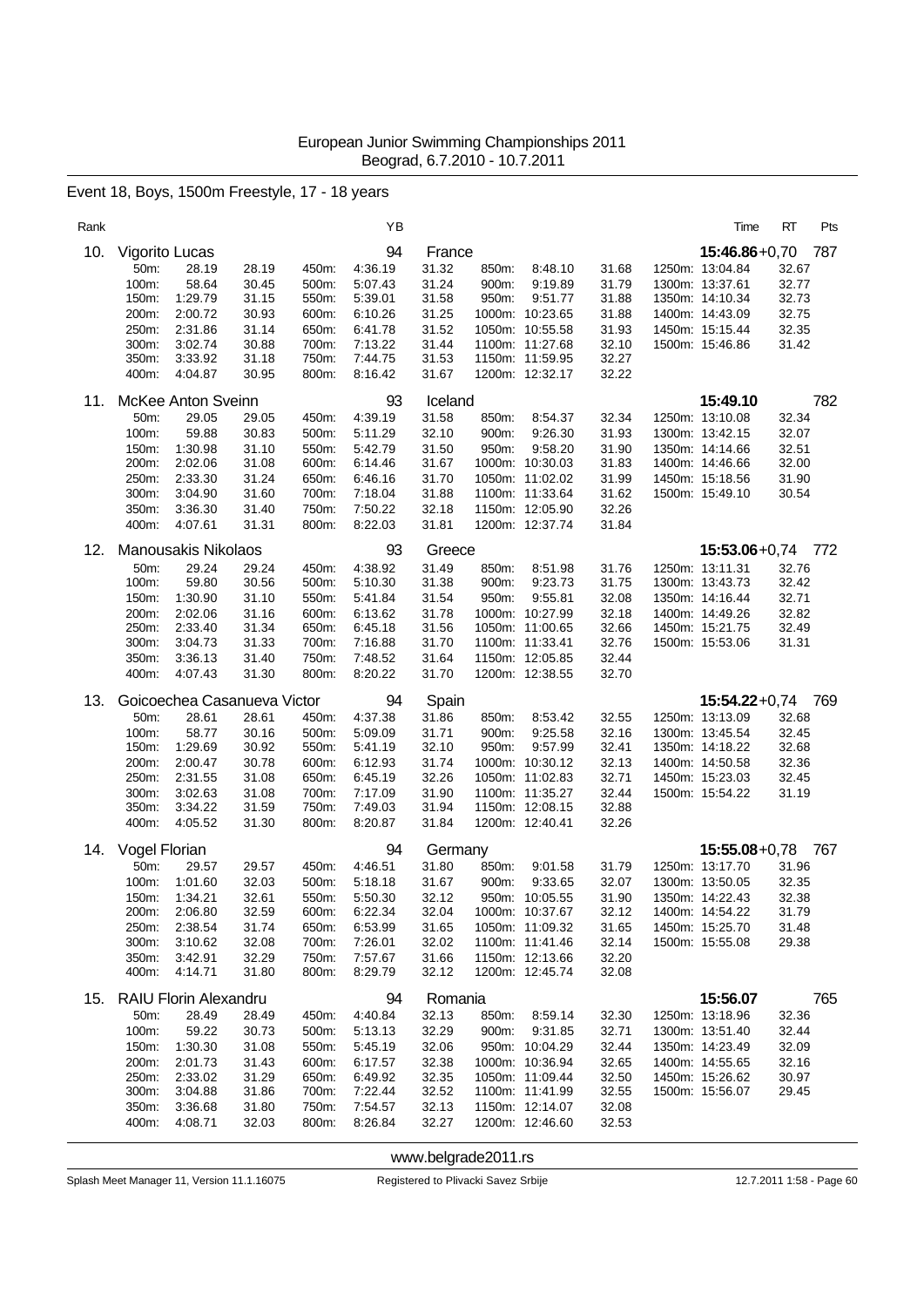European Junior Swimming Championships 2011
Beograd, 6.7.2010 - 10.7.2011

## Event 18, Boys, 1500m Freestyle, 17 - 18 years

| Rank | | | | | | YB | | | | | | | Time | RT | Pts |
|---|---|---|---|---|---|---|---|---|---|---|---|---|---|---|---|
| 10. | Vigorito Lucas | | | | | 94 | France | | | | | | **15:46.86** | +0,70 | 787 |
| | 50m: | 28.19 | 28.19 | 450m: | 4:36.19 | 31.32 | 850m: | 8:48.10 | 31.68 | 1250m: | 13:04.84 | 32.67 | | | |
| | 100m: | 58.64 | 30.45 | 500m: | 5:07.43 | 31.24 | 900m: | 9:19.89 | 31.79 | 1300m: | 13:37.61 | 32.77 | | | |
| | 150m: | 1:29.79 | 31.15 | 550m: | 5:39.01 | 31.58 | 950m: | 9:51.77 | 31.88 | 1350m: | 14:10.34 | 32.73 | | | |
| | 200m: | 2:00.72 | 30.93 | 600m: | 6:10.26 | 31.25 | 1000m: | 10:23.65 | 31.88 | 1400m: | 14:43.09 | 32.75 | | | |
| | 250m: | 2:31.86 | 31.14 | 650m: | 6:41.78 | 31.52 | 1050m: | 10:55.58 | 31.93 | 1450m: | 15:15.44 | 32.35 | | | |
| | 300m: | 3:02.74 | 30.88 | 700m: | 7:13.22 | 31.44 | 1100m: | 11:27.68 | 32.10 | 1500m: | 15:46.86 | 31.42 | | | |
| | 350m: | 3:33.92 | 31.18 | 750m: | 7:44.75 | 31.53 | 1150m: | 11:59.95 | 32.27 | | | | | | |
| | 400m: | 4:04.87 | 30.95 | 800m: | 8:16.42 | 31.67 | 1200m: | 12:32.17 | 32.22 | | | | | | |
| 11. | McKee Anton Sveinn | | | | | 93 | Iceland | | | | | | **15:49.10** | | 782 |
| | 50m: | 29.05 | 29.05 | 450m: | 4:39.19 | 31.58 | 850m: | 8:54.37 | 32.34 | 1250m: | 13:10.08 | 32.34 | | | |
| | 100m: | 59.88 | 30.83 | 500m: | 5:11.29 | 32.10 | 900m: | 9:26.30 | 31.93 | 1300m: | 13:42.15 | 32.07 | | | |
| | 150m: | 1:30.98 | 31.10 | 550m: | 5:42.79 | 31.50 | 950m: | 9:58.20 | 31.90 | 1350m: | 14:14.66 | 32.51 | | | |
| | 200m: | 2:02.06 | 31.08 | 600m: | 6:14.46 | 31.67 | 1000m: | 10:30.03 | 31.83 | 1400m: | 14:46.66 | 32.00 | | | |
| | 250m: | 2:33.30 | 31.24 | 650m: | 6:46.16 | 31.70 | 1050m: | 11:02.02 | 31.99 | 1450m: | 15:18.56 | 31.90 | | | |
| | 300m: | 3:04.90 | 31.60 | 700m: | 7:18.04 | 31.88 | 1100m: | 11:33.64 | 31.62 | 1500m: | 15:49.10 | 30.54 | | | |
| | 350m: | 3:36.30 | 31.40 | 750m: | 7:50.22 | 32.18 | 1150m: | 12:05.90 | 32.26 | | | | | | |
| | 400m: | 4:07.61 | 31.31 | 800m: | 8:22.03 | 31.81 | 1200m: | 12:37.74 | 31.84 | | | | | | |
| 12. | Manousakis Nikolaos | | | | | 93 | Greece | | | | | | **15:53.06** | +0,74 | 772 |
| | 50m: | 29.24 | 29.24 | 450m: | 4:38.92 | 31.49 | 850m: | 8:51.98 | 31.76 | 1250m: | 13:11.31 | 32.76 | | | |
| | 100m: | 59.80 | 30.56 | 500m: | 5:10.30 | 31.38 | 900m: | 9:23.73 | 31.75 | 1300m: | 13:43.73 | 32.42 | | | |
| | 150m: | 1:30.90 | 31.10 | 550m: | 5:41.84 | 31.54 | 950m: | 9:55.81 | 32.08 | 1350m: | 14:16.44 | 32.71 | | | |
| | 200m: | 2:02.06 | 31.16 | 600m: | 6:13.62 | 31.78 | 1000m: | 10:27.99 | 32.18 | 1400m: | 14:49.26 | 32.82 | | | |
| | 250m: | 2:33.40 | 31.34 | 650m: | 6:45.18 | 31.56 | 1050m: | 11:00.65 | 32.66 | 1450m: | 15:21.75 | 32.49 | | | |
| | 300m: | 3:04.73 | 31.33 | 700m: | 7:16.88 | 31.70 | 1100m: | 11:33.41 | 32.76 | 1500m: | 15:53.06 | 31.31 | | | |
| | 350m: | 3:36.13 | 31.40 | 750m: | 7:48.52 | 31.64 | 1150m: | 12:05.85 | 32.44 | | | | | | |
| | 400m: | 4:07.43 | 31.30 | 800m: | 8:20.22 | 31.70 | 1200m: | 12:38.55 | 32.70 | | | | | | |
| 13. | Goicoechea Casanueva Victor | | | | | 94 | Spain | | | | | | **15:54.22** | +0,74 | 769 |
| | 50m: | 28.61 | 28.61 | 450m: | 4:37.38 | 31.86 | 850m: | 8:53.42 | 32.55 | 1250m: | 13:13.09 | 32.68 | | | |
| | 100m: | 58.77 | 30.16 | 500m: | 5:09.09 | 31.71 | 900m: | 9:25.58 | 32.16 | 1300m: | 13:45.54 | 32.45 | | | |
| | 150m: | 1:29.69 | 30.92 | 550m: | 5:41.19 | 32.10 | 950m: | 9:57.99 | 32.41 | 1350m: | 14:18.22 | 32.68 | | | |
| | 200m: | 2:00.47 | 30.78 | 600m: | 6:12.93 | 31.74 | 1000m: | 10:30.12 | 32.13 | 1400m: | 14:50.58 | 32.36 | | | |
| | 250m: | 2:31.55 | 31.08 | 650m: | 6:45.19 | 32.26 | 1050m: | 11:02.83 | 32.71 | 1450m: | 15:23.03 | 32.45 | | | |
| | 300m: | 3:02.63 | 31.08 | 700m: | 7:17.09 | 31.90 | 1100m: | 11:35.27 | 32.44 | 1500m: | 15:54.22 | 31.19 | | | |
| | 350m: | 3:34.22 | 31.59 | 750m: | 7:49.03 | 31.94 | 1150m: | 12:08.15 | 32.88 | | | | | | |
| | 400m: | 4:05.52 | 31.30 | 800m: | 8:20.87 | 31.84 | 1200m: | 12:40.41 | 32.26 | | | | | | |
| 14. | Vogel Florian | | | | | 94 | Germany | | | | | | **15:55.08** | +0,78 | 767 |
| | 50m: | 29.57 | 29.57 | 450m: | 4:46.51 | 31.80 | 850m: | 9:01.58 | 31.79 | 1250m: | 13:17.70 | 31.96 | | | |
| | 100m: | 1:01.60 | 32.03 | 500m: | 5:18.18 | 31.67 | 900m: | 9:33.65 | 32.07 | 1300m: | 13:50.05 | 32.35 | | | |
| | 150m: | 1:34.21 | 32.61 | 550m: | 5:50.30 | 32.12 | 950m: | 10:05.55 | 31.90 | 1350m: | 14:22.43 | 32.38 | | | |
| | 200m: | 2:06.80 | 32.59 | 600m: | 6:22.34 | 32.04 | 1000m: | 10:37.67 | 32.12 | 1400m: | 14:54.22 | 31.79 | | | |
| | 250m: | 2:38.54 | 31.74 | 650m: | 6:53.99 | 31.65 | 1050m: | 11:09.32 | 31.65 | 1450m: | 15:25.70 | 31.48 | | | |
| | 300m: | 3:10.62 | 32.08 | 700m: | 7:26.01 | 32.02 | 1100m: | 11:41.46 | 32.14 | 1500m: | 15:55.08 | 29.38 | | | |
| | 350m: | 3:42.91 | 32.29 | 750m: | 7:57.67 | 31.66 | 1150m: | 12:13.66 | 32.20 | | | | | | |
| | 400m: | 4:14.71 | 31.80 | 800m: | 8:29.79 | 32.12 | 1200m: | 12:45.74 | 32.08 | | | | | | |
| 15. | RAIU Florin Alexandru | | | | | 94 | Romania | | | | | | **15:56.07** | | 765 |
| | 50m: | 28.49 | 28.49 | 450m: | 4:40.84 | 32.13 | 850m: | 8:59.14 | 32.30 | 1250m: | 13:18.96 | 32.36 | | | |
| | 100m: | 59.22 | 30.73 | 500m: | 5:13.13 | 32.29 | 900m: | 9:31.85 | 32.71 | 1300m: | 13:51.40 | 32.44 | | | |
| | 150m: | 1:30.30 | 31.08 | 550m: | 5:45.19 | 32.06 | 950m: | 10:04.29 | 32.44 | 1350m: | 14:23.49 | 32.09 | | | |
| | 200m: | 2:01.73 | 31.43 | 600m: | 6:17.57 | 32.38 | 1000m: | 10:36.94 | 32.65 | 1400m: | 14:55.65 | 32.16 | | | |
| | 250m: | 2:33.02 | 31.29 | 650m: | 6:49.92 | 32.35 | 1050m: | 11:09.44 | 32.50 | 1450m: | 15:26.62 | 30.97 | | | |
| | 300m: | 3:04.88 | 31.86 | 700m: | 7:22.44 | 32.52 | 1100m: | 11:41.99 | 32.55 | 1500m: | 15:56.07 | 29.45 | | | |
| | 350m: | 3:36.68 | 31.80 | 750m: | 7:54.57 | 32.13 | 1150m: | 12:14.07 | 32.08 | | | | | | |
| | 400m: | 4:08.71 | 32.03 | 800m: | 8:26.84 | 32.27 | 1200m: | 12:46.60 | 32.53 | | | | | | |

www.belgrade2011.rs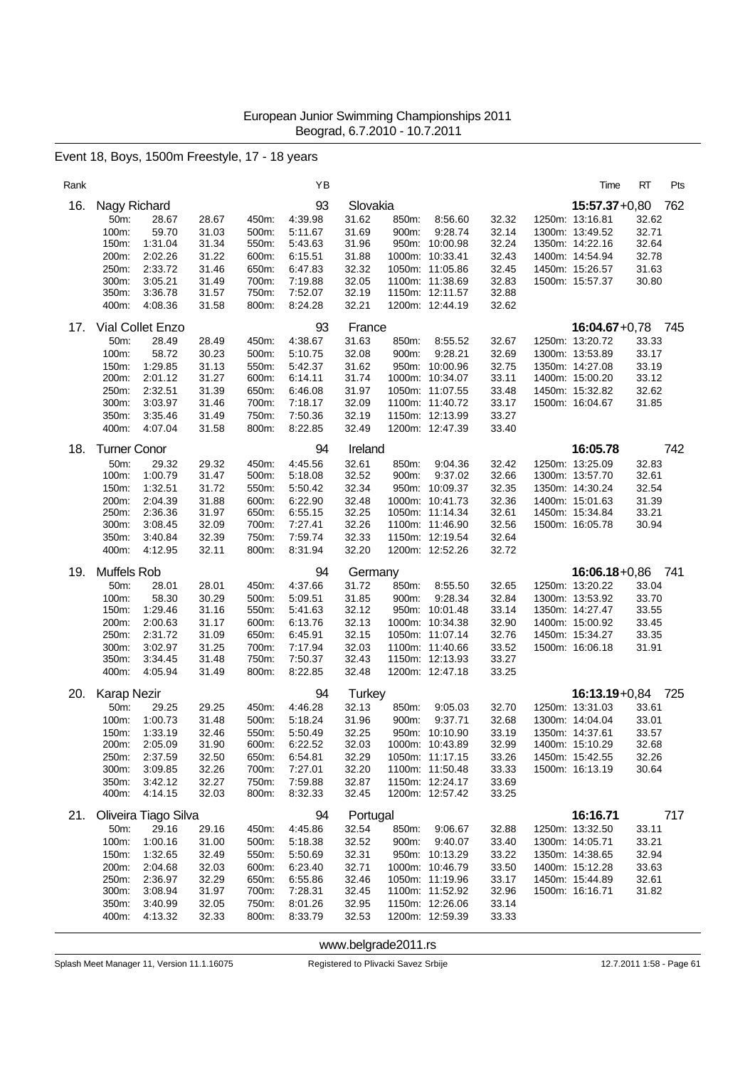European Junior Swimming Championships 2011
Beograd, 6.7.2010 - 10.7.2011

## Event 18, Boys, 1500m Freestyle, 17 - 18 years

| Rank | Name | YB | Nation | Time | RT | Pts |
|---|---|---|---|---|---|---|
| 16. | Nagy Richard | 93 | Slovakia | 15:57.37 | +0,80 | 762 |
| 17. | Vial Collet Enzo | 93 | France | 16:04.67 | +0,78 | 745 |
| 18. | Turner Conor | 94 | Ireland | 16:05.78 | | 742 |
| 19. | Muffels Rob | 94 | Germany | 16:06.18 | +0,86 | 741 |
| 20. | Karap Nezir | 94 | Turkey | 16:13.19 | +0,84 | 725 |
| 21. | Oliveira Tiago Silva | 94 | Portugal | 16:16.71 | | 717 |

### 16. Nagy Richard (93, Slovakia) — 15:57.37 +0,80 — 762

| Dist | Time | Split | Dist | Time | Split | Dist | Time | Split | Dist | Time | Split |
|---|---|---|---|---|---|---|---|---|---|---|---|
| 50m: | 28.67 | 28.67 | 450m: | 4:39.98 | 31.62 | 850m: | 8:56.60 | 32.32 | 1250m: | 13:16.81 | 32.62 |
| 100m: | 59.70 | 31.03 | 500m: | 5:11.67 | 31.69 | 900m: | 9:28.74 | 32.14 | 1300m: | 13:49.52 | 32.71 |
| 150m: | 1:31.04 | 31.34 | 550m: | 5:43.63 | 31.96 | 950m: | 10:00.98 | 32.24 | 1350m: | 14:22.16 | 32.64 |
| 200m: | 2:02.26 | 31.22 | 600m: | 6:15.51 | 31.88 | 1000m: | 10:33.41 | 32.43 | 1400m: | 14:54.94 | 32.78 |
| 250m: | 2:33.72 | 31.46 | 650m: | 6:47.83 | 32.32 | 1050m: | 11:05.86 | 32.45 | 1450m: | 15:26.57 | 31.63 |
| 300m: | 3:05.21 | 31.49 | 700m: | 7:19.88 | 32.05 | 1100m: | 11:38.69 | 32.83 | 1500m: | 15:57.37 | 30.80 |
| 350m: | 3:36.78 | 31.57 | 750m: | 7:52.07 | 32.19 | 1150m: | 12:11.57 | 32.88 | | | |
| 400m: | 4:08.36 | 31.58 | 800m: | 8:24.28 | 32.21 | 1200m: | 12:44.19 | 32.62 | | | |

### 17. Vial Collet Enzo (93, France) — 16:04.67 +0,78 — 745

| Dist | Time | Split | Dist | Time | Split | Dist | Time | Split | Dist | Time | Split |
|---|---|---|---|---|---|---|---|---|---|---|---|
| 50m: | 28.49 | 28.49 | 450m: | 4:38.67 | 31.63 | 850m: | 8:55.52 | 32.67 | 1250m: | 13:20.72 | 33.33 |
| 100m: | 58.72 | 30.23 | 500m: | 5:10.75 | 32.08 | 900m: | 9:28.21 | 32.69 | 1300m: | 13:53.89 | 33.17 |
| 150m: | 1:29.85 | 31.13 | 550m: | 5:42.37 | 31.62 | 950m: | 10:00.96 | 32.75 | 1350m: | 14:27.08 | 33.19 |
| 200m: | 2:01.12 | 31.27 | 600m: | 6:14.11 | 31.74 | 1000m: | 10:34.07 | 33.11 | 1400m: | 15:00.20 | 33.12 |
| 250m: | 2:32.51 | 31.39 | 650m: | 6:46.08 | 31.97 | 1050m: | 11:07.55 | 33.48 | 1450m: | 15:32.82 | 32.62 |
| 300m: | 3:03.97 | 31.46 | 700m: | 7:18.17 | 32.09 | 1100m: | 11:40.72 | 33.17 | 1500m: | 16:04.67 | 31.85 |
| 350m: | 3:35.46 | 31.49 | 750m: | 7:50.36 | 32.19 | 1150m: | 12:13.99 | 33.27 | | | |
| 400m: | 4:07.04 | 31.58 | 800m: | 8:22.85 | 32.49 | 1200m: | 12:47.39 | 33.40 | | | |

### 18. Turner Conor (94, Ireland) — 16:05.78 — 742

| Dist | Time | Split | Dist | Time | Split | Dist | Time | Split | Dist | Time | Split |
|---|---|---|---|---|---|---|---|---|---|---|---|
| 50m: | 29.32 | 29.32 | 450m: | 4:45.56 | 32.61 | 850m: | 9:04.36 | 32.42 | 1250m: | 13:25.09 | 32.83 |
| 100m: | 1:00.79 | 31.47 | 500m: | 5:18.08 | 32.52 | 900m: | 9:37.02 | 32.66 | 1300m: | 13:57.70 | 32.61 |
| 150m: | 1:32.51 | 31.72 | 550m: | 5:50.42 | 32.34 | 950m: | 10:09.37 | 32.35 | 1350m: | 14:30.24 | 32.54 |
| 200m: | 2:04.39 | 31.88 | 600m: | 6:22.90 | 32.48 | 1000m: | 10:41.73 | 32.36 | 1400m: | 15:01.63 | 31.39 |
| 250m: | 2:36.36 | 31.97 | 650m: | 6:55.15 | 32.25 | 1050m: | 11:14.34 | 32.61 | 1450m: | 15:34.84 | 33.21 |
| 300m: | 3:08.45 | 32.09 | 700m: | 7:27.41 | 32.26 | 1100m: | 11:46.90 | 32.56 | 1500m: | 16:05.78 | 30.94 |
| 350m: | 3:40.84 | 32.39 | 750m: | 7:59.74 | 32.33 | 1150m: | 12:19.54 | 32.64 | | | |
| 400m: | 4:12.95 | 32.11 | 800m: | 8:31.94 | 32.20 | 1200m: | 12:52.26 | 32.72 | | | |

### 19. Muffels Rob (94, Germany) — 16:06.18 +0,86 — 741

| Dist | Time | Split | Dist | Time | Split | Dist | Time | Split | Dist | Time | Split |
|---|---|---|---|---|---|---|---|---|---|---|---|
| 50m: | 28.01 | 28.01 | 450m: | 4:37.66 | 31.72 | 850m: | 8:55.50 | 32.65 | 1250m: | 13:20.22 | 33.04 |
| 100m: | 58.30 | 30.29 | 500m: | 5:09.51 | 31.85 | 900m: | 9:28.34 | 32.84 | 1300m: | 13:53.92 | 33.70 |
| 150m: | 1:29.46 | 31.16 | 550m: | 5:41.63 | 32.12 | 950m: | 10:01.48 | 33.14 | 1350m: | 14:27.47 | 33.55 |
| 200m: | 2:00.63 | 31.17 | 600m: | 6:13.76 | 32.13 | 1000m: | 10:34.38 | 32.90 | 1400m: | 15:00.92 | 33.45 |
| 250m: | 2:31.72 | 31.09 | 650m: | 6:45.91 | 32.15 | 1050m: | 11:07.14 | 32.76 | 1450m: | 15:34.27 | 33.35 |
| 300m: | 3:02.97 | 31.25 | 700m: | 7:17.94 | 32.03 | 1100m: | 11:40.66 | 33.52 | 1500m: | 16:06.18 | 31.91 |
| 350m: | 3:34.45 | 31.48 | 750m: | 7:50.37 | 32.43 | 1150m: | 12:13.93 | 33.27 | | | |
| 400m: | 4:05.94 | 31.49 | 800m: | 8:22.85 | 32.48 | 1200m: | 12:47.18 | 33.25 | | | |

### 20. Karap Nezir (94, Turkey) — 16:13.19 +0,84 — 725

| Dist | Time | Split | Dist | Time | Split | Dist | Time | Split | Dist | Time | Split |
|---|---|---|---|---|---|---|---|---|---|---|---|
| 50m: | 29.25 | 29.25 | 450m: | 4:46.28 | 32.13 | 850m: | 9:05.03 | 32.70 | 1250m: | 13:31.03 | 33.61 |
| 100m: | 1:00.73 | 31.48 | 500m: | 5:18.24 | 31.96 | 900m: | 9:37.71 | 32.68 | 1300m: | 14:04.04 | 33.01 |
| 150m: | 1:33.19 | 32.46 | 550m: | 5:50.49 | 32.25 | 950m: | 10:10.90 | 33.19 | 1350m: | 14:37.61 | 33.57 |
| 200m: | 2:05.09 | 31.90 | 600m: | 6:22.52 | 32.03 | 1000m: | 10:43.89 | 32.99 | 1400m: | 15:10.29 | 32.68 |
| 250m: | 2:37.59 | 32.50 | 650m: | 6:54.81 | 32.29 | 1050m: | 11:17.15 | 33.26 | 1450m: | 15:42.55 | 32.26 |
| 300m: | 3:09.85 | 32.26 | 700m: | 7:27.01 | 32.20 | 1100m: | 11:50.48 | 33.33 | 1500m: | 16:13.19 | 30.64 |
| 350m: | 3:42.12 | 32.27 | 750m: | 7:59.88 | 32.87 | 1150m: | 12:24.17 | 33.69 | | | |
| 400m: | 4:14.15 | 32.03 | 800m: | 8:32.33 | 32.45 | 1200m: | 12:57.42 | 33.25 | | | |

### 21. Oliveira Tiago Silva (94, Portugal) — 16:16.71 — 717

| Dist | Time | Split | Dist | Time | Split | Dist | Time | Split | Dist | Time | Split |
|---|---|---|---|---|---|---|---|---|---|---|---|
| 50m: | 29.16 | 29.16 | 450m: | 4:45.86 | 32.54 | 850m: | 9:06.67 | 32.88 | 1250m: | 13:32.50 | 33.11 |
| 100m: | 1:00.16 | 31.00 | 500m: | 5:18.38 | 32.52 | 900m: | 9:40.07 | 33.40 | 1300m: | 14:05.71 | 33.21 |
| 150m: | 1:32.65 | 32.49 | 550m: | 5:50.69 | 32.31 | 950m: | 10:13.29 | 33.22 | 1350m: | 14:38.65 | 32.94 |
| 200m: | 2:04.68 | 32.03 | 600m: | 6:23.40 | 32.71 | 1000m: | 10:46.79 | 33.50 | 1400m: | 15:12.28 | 33.63 |
| 250m: | 2:36.97 | 32.29 | 650m: | 6:55.86 | 32.46 | 1050m: | 11:19.96 | 33.17 | 1450m: | 15:44.89 | 32.61 |
| 300m: | 3:08.94 | 31.97 | 700m: | 7:28.31 | 32.45 | 1100m: | 11:52.92 | 32.96 | 1500m: | 16:16.71 | 31.82 |
| 350m: | 3:40.99 | 32.05 | 750m: | 8:01.26 | 32.95 | 1150m: | 12:26.06 | 33.14 | | | |
| 400m: | 4:13.32 | 32.33 | 800m: | 8:33.79 | 32.53 | 1200m: | 12:59.39 | 33.33 | | | |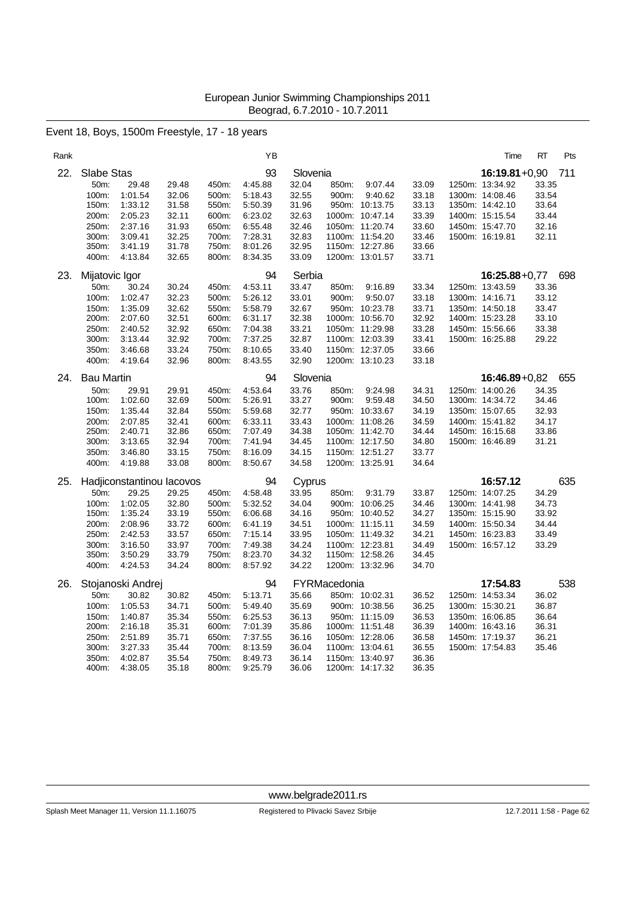European Junior Swimming Championships 2011
Beograd, 6.7.2010 - 10.7.2011

## Event 18, Boys, 1500m Freestyle, 17 - 18 years

| Rank | Name | YB | Country | Time | RT | Pts |
|---|---|---|---|---|---|---|
| 22. | Slabe Stas | 93 | Slovenia | **16:19.81** | +0,90 | 711 |

| | | | | | | | | | | |
|---|---|---|---|---|---|---|---|---|---|---|
| 50m: 29.48 | 29.48 | 450m: 4:45.88 | 32.04 | 850m: 9:07.44 | 33.09 | 1250m: 13:34.92 | 33.35 |
| 100m: 1:01.54 | 32.06 | 500m: 5:18.43 | 32.55 | 900m: 9:40.62 | 33.18 | 1300m: 14:08.46 | 33.54 |
| 150m: 1:33.12 | 31.58 | 550m: 5:50.39 | 31.96 | 950m: 10:13.75 | 33.13 | 1350m: 14:42.10 | 33.64 |
| 200m: 2:05.23 | 32.11 | 600m: 6:23.02 | 32.63 | 1000m: 10:47.14 | 33.39 | 1400m: 15:15.54 | 33.44 |
| 250m: 2:37.16 | 31.93 | 650m: 6:55.48 | 32.46 | 1050m: 11:20.74 | 33.60 | 1450m: 15:47.70 | 32.16 |
| 300m: 3:09.41 | 32.25 | 700m: 7:28.31 | 32.83 | 1100m: 11:54.20 | 33.46 | 1500m: 16:19.81 | 32.11 |
| 350m: 3:41.19 | 31.78 | 750m: 8:01.26 | 32.95 | 1150m: 12:27.86 | 33.66 | | |
| 400m: 4:13.84 | 32.65 | 800m: 8:34.35 | 33.09 | 1200m: 13:01.57 | 33.71 | | |

| Rank | Name | YB | Country | Time | RT | Pts |
|---|---|---|---|---|---|---|
| 23. | Mijatovic Igor | 94 | Serbia | **16:25.88** | +0,77 | 698 |

| | | | | | | | |
|---|---|---|---|---|---|---|---|
| 50m: 30.24 | 30.24 | 450m: 4:53.11 | 33.47 | 850m: 9:16.89 | 33.34 | 1250m: 13:43.59 | 33.36 |
| 100m: 1:02.47 | 32.23 | 500m: 5:26.12 | 33.01 | 900m: 9:50.07 | 33.18 | 1300m: 14:16.71 | 33.12 |
| 150m: 1:35.09 | 32.62 | 550m: 5:58.79 | 32.67 | 950m: 10:23.78 | 33.71 | 1350m: 14:50.18 | 33.47 |
| 200m: 2:07.60 | 32.51 | 600m: 6:31.17 | 32.38 | 1000m: 10:56.70 | 32.92 | 1400m: 15:23.28 | 33.10 |
| 250m: 2:40.52 | 32.92 | 650m: 7:04.38 | 33.21 | 1050m: 11:29.98 | 33.28 | 1450m: 15:56.66 | 33.38 |
| 300m: 3:13.44 | 32.92 | 700m: 7:37.25 | 32.87 | 1100m: 12:03.39 | 33.41 | 1500m: 16:25.88 | 29.22 |
| 350m: 3:46.68 | 33.24 | 750m: 8:10.65 | 33.40 | 1150m: 12:37.05 | 33.66 | | |
| 400m: 4:19.64 | 32.96 | 800m: 8:43.55 | 32.90 | 1200m: 13:10.23 | 33.18 | | |

| Rank | Name | YB | Country | Time | RT | Pts |
|---|---|---|---|---|---|---|
| 24. | Bau Martin | 94 | Slovenia | **16:46.89** | +0,82 | 655 |

| | | | | | | | |
|---|---|---|---|---|---|---|---|
| 50m: 29.91 | 29.91 | 450m: 4:53.64 | 33.76 | 850m: 9:24.98 | 34.31 | 1250m: 14:00.26 | 34.35 |
| 100m: 1:02.60 | 32.69 | 500m: 5:26.91 | 33.27 | 900m: 9:59.48 | 34.50 | 1300m: 14:34.72 | 34.46 |
| 150m: 1:35.44 | 32.84 | 550m: 5:59.68 | 32.77 | 950m: 10:33.67 | 34.19 | 1350m: 15:07.65 | 32.93 |
| 200m: 2:07.85 | 32.41 | 600m: 6:33.11 | 33.43 | 1000m: 11:08.26 | 34.59 | 1400m: 15:41.82 | 34.17 |
| 250m: 2:40.71 | 32.86 | 650m: 7:07.49 | 34.38 | 1050m: 11:42.70 | 34.44 | 1450m: 16:15.68 | 33.86 |
| 300m: 3:13.65 | 32.94 | 700m: 7:41.94 | 34.45 | 1100m: 12:17.50 | 34.80 | 1500m: 16:46.89 | 31.21 |
| 350m: 3:46.80 | 33.15 | 750m: 8:16.09 | 34.15 | 1150m: 12:51.27 | 33.77 | | |
| 400m: 4:19.88 | 33.08 | 800m: 8:50.67 | 34.58 | 1200m: 13:25.91 | 34.64 | | |

| Rank | Name | YB | Country | Time | RT | Pts |
|---|---|---|---|---|---|---|
| 25. | Hadjiconstantinou Iacovos | 94 | Cyprus | **16:57.12** | | 635 |

| | | | | | | | |
|---|---|---|---|---|---|---|---|
| 50m: 29.25 | 29.25 | 450m: 4:58.48 | 33.95 | 850m: 9:31.79 | 33.87 | 1250m: 14:07.25 | 34.29 |
| 100m: 1:02.05 | 32.80 | 500m: 5:32.52 | 34.04 | 900m: 10:06.25 | 34.46 | 1300m: 14:41.98 | 34.73 |
| 150m: 1:35.24 | 33.19 | 550m: 6:06.68 | 34.16 | 950m: 10:40.52 | 34.27 | 1350m: 15:15.90 | 33.92 |
| 200m: 2:08.96 | 33.72 | 600m: 6:41.19 | 34.51 | 1000m: 11:15.11 | 34.59 | 1400m: 15:50.34 | 34.44 |
| 250m: 2:42.53 | 33.57 | 650m: 7:15.14 | 33.95 | 1050m: 11:49.32 | 34.21 | 1450m: 16:23.83 | 33.49 |
| 300m: 3:16.50 | 33.97 | 700m: 7:49.38 | 34.24 | 1100m: 12:23.81 | 34.49 | 1500m: 16:57.12 | 33.29 |
| 350m: 3:50.29 | 33.79 | 750m: 8:23.70 | 34.32 | 1150m: 12:58.26 | 34.45 | | |
| 400m: 4:24.53 | 34.24 | 800m: 8:57.92 | 34.22 | 1200m: 13:32.96 | 34.70 | | |

| Rank | Name | YB | Country | Time | RT | Pts |
|---|---|---|---|---|---|---|
| 26. | Stojanoski Andrej | 94 | FYRMacedonia | **17:54.83** | | 538 |

| | | | | | | | |
|---|---|---|---|---|---|---|---|
| 50m: 30.82 | 30.82 | 450m: 5:13.71 | 35.66 | 850m: 10:02.31 | 36.52 | 1250m: 14:53.34 | 36.02 |
| 100m: 1:05.53 | 34.71 | 500m: 5:49.40 | 35.69 | 900m: 10:38.56 | 36.25 | 1300m: 15:30.21 | 36.87 |
| 150m: 1:40.87 | 35.34 | 550m: 6:25.53 | 36.13 | 950m: 11:15.09 | 36.53 | 1350m: 16:06.85 | 36.64 |
| 200m: 2:16.18 | 35.31 | 600m: 7:01.39 | 35.86 | 1000m: 11:51.48 | 36.39 | 1400m: 16:43.16 | 36.31 |
| 250m: 2:51.89 | 35.71 | 650m: 7:37.55 | 36.16 | 1050m: 12:28.06 | 36.58 | 1450m: 17:19.37 | 36.21 |
| 300m: 3:27.33 | 35.44 | 700m: 8:13.59 | 36.04 | 1100m: 13:04.61 | 36.55 | 1500m: 17:54.83 | 35.46 |
| 350m: 4:02.87 | 35.54 | 750m: 8:49.73 | 36.14 | 1150m: 13:40.97 | 36.36 | | |
| 400m: 4:38.05 | 35.18 | 800m: 9:25.79 | 36.06 | 1200m: 14:17.32 | 36.35 | | |

www.belgrade2011.rs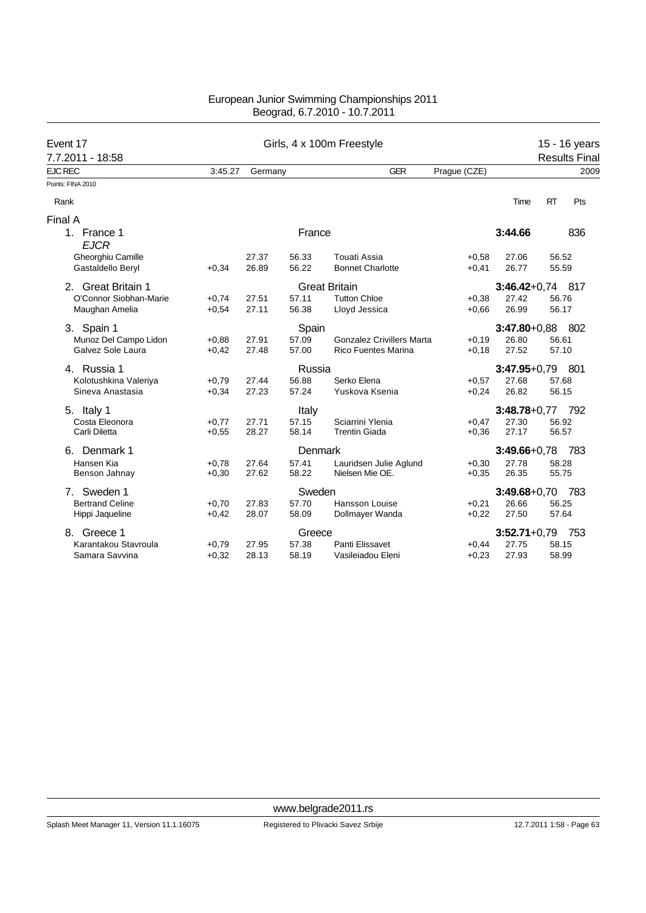European Junior Swimming Championships 2011
Beograd, 6.7.2010 - 10.7.2011

## Event 17 — Girls, 4 x 100m Freestyle — 15 - 16 years

7.7.2011 - 18:58 — Results Final

| EJC REC | 3:45.27 | Germany | GER | Prague (CZE) | 2009 |
|---|---|---|---|---|---|

Points: FINA 2010

### Final A

| Rank | Team / Swimmer | RT | 50m | 100m | Swimmer | RT | 50m | 100m | Time | RT | Pts |
|---|---|---|---|---|---|---|---|---|---|---|---|
| 1. | France 1 (France) EJCR | | | | | | | | **3:44.66** | | 836 |
| | Gheorghiu Camille | | 27.37 | 56.33 | Touati Assia | +0,58 | 27.06 | 56.52 | | | |
| | Gastaldello Beryl | +0,34 | 26.89 | 56.22 | Bonnet Charlotte | +0,41 | 26.77 | 55.59 | | | |
| 2. | Great Britain 1 (Great Britain) | | | | | | | | **3:46.42** | +0,74 | 817 |
| | O'Connor Siobhan-Marie | +0,74 | 27.51 | 57.11 | Tutton Chloe | +0,38 | 27.42 | 56.76 | | | |
| | Maughan Amelia | +0,54 | 27.11 | 56.38 | Lloyd Jessica | +0,66 | 26.99 | 56.17 | | | |
| 3. | Spain 1 (Spain) | | | | | | | | **3:47.80** | +0,88 | 802 |
| | Munoz Del Campo Lidon | +0,88 | 27.91 | 57.09 | Gonzalez Crivillers Marta | +0,19 | 26.80 | 56.61 | | | |
| | Galvez Sole Laura | +0,42 | 27.48 | 57.00 | Rico Fuentes Marina | +0,18 | 27.52 | 57.10 | | | |
| 4. | Russia 1 (Russia) | | | | | | | | **3:47.95** | +0,79 | 801 |
| | Kolotushkina Valeriya | +0,79 | 27.44 | 56.88 | Serko Elena | +0,57 | 27.68 | 57.68 | | | |
| | Sineva Anastasia | +0,34 | 27.23 | 57.24 | Yuskova Ksenia | +0,24 | 26.82 | 56.15 | | | |
| 5. | Italy 1 (Italy) | | | | | | | | **3:48.78** | +0,77 | 792 |
| | Costa Eleonora | +0,77 | 27.71 | 57.15 | Sciarrini Ylenia | +0,47 | 27.30 | 56.92 | | | |
| | Carli Diletta | +0,55 | 28.27 | 58.14 | Trentin Giada | +0,36 | 27.17 | 56.57 | | | |
| 6. | Denmark 1 (Denmark) | | | | | | | | **3:49.66** | +0,78 | 783 |
| | Hansen Kia | +0,78 | 27.64 | 57.41 | Lauridsen Julie Aglund | +0,30 | 27.78 | 58.28 | | | |
| | Benson Jahnay | +0,30 | 27.62 | 58.22 | Nielsen Mie OE. | +0,35 | 26.35 | 55.75 | | | |
| 7. | Sweden 1 (Sweden) | | | | | | | | **3:49.68** | +0,70 | 783 |
| | Bertrand Celine | +0,70 | 27.83 | 57.70 | Hansson Louise | +0,21 | 26.66 | 56.25 | | | |
| | Hippi Jaqueline | +0,42 | 28.07 | 58.09 | Dollmayer Wanda | +0,22 | 27.50 | 57.64 | | | |
| 8. | Greece 1 (Greece) | | | | | | | | **3:52.71** | +0,79 | 753 |
| | Karantakou Stavroula | +0,79 | 27.95 | 57.38 | Panti Elissavet | +0,44 | 27.75 | 58.15 | | | |
| | Samara Savvina | +0,32 | 28.13 | 58.19 | Vasileiadou Eleni | +0,23 | 27.93 | 58.99 | | | |

www.belgrade2011.rs

Splash Meet Manager 11, Version 11.1.16075 — Registered to Plivacki Savez Srbije — 12.7.2011 1:58 - Page 63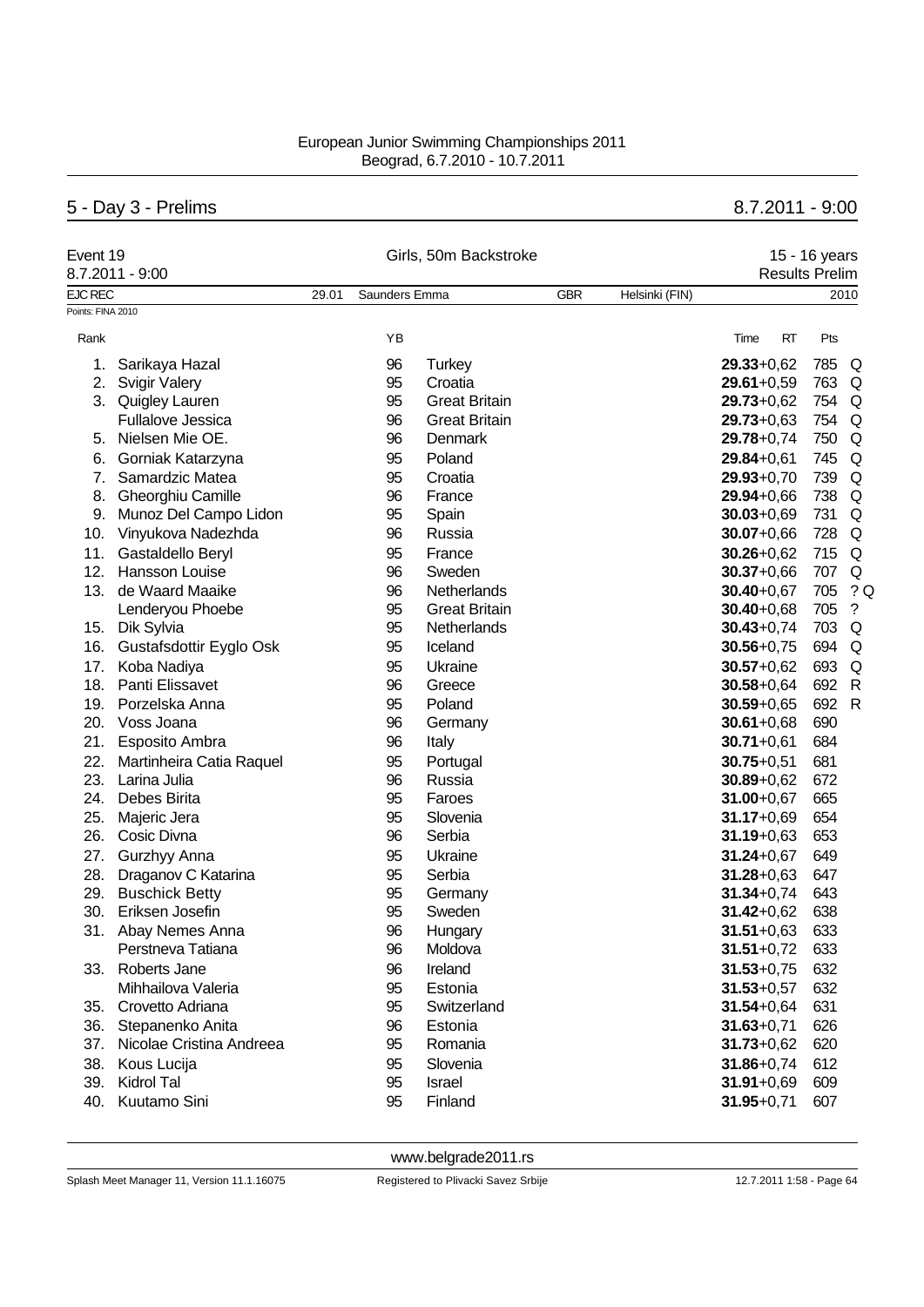European Junior Swimming Championships 2011
Beograd, 6.7.2010 - 10.7.2011

## 5 - Day 3 - Prelims 8.7.2011 - 9:00

**Event 19** — Girls, 50m Backstroke — 15 - 16 years
8.7.2011 - 9:00 — Results Prelim

EJC REC 29.01 Saunders Emma GBR Helsinki (FIN) 2010

Points: FINA 2010

| Rank | Name | YB | Nation | Time | RT | Pts | |
|---|---|---|---|---|---|---|---|
| 1. | Sarikaya Hazal | 96 | Turkey | **29.33** | +0,62 | 785 | Q |
| 2. | Svigir Valery | 95 | Croatia | **29.61** | +0,59 | 763 | Q |
| 3. | Quigley Lauren | 95 | Great Britain | **29.73** | +0,62 | 754 | Q |
| | Fullalove Jessica | 96 | Great Britain | **29.73** | +0,63 | 754 | Q |
| 5. | Nielsen Mie OE. | 96 | Denmark | **29.78** | +0,74 | 750 | Q |
| 6. | Gorniak Katarzyna | 95 | Poland | **29.84** | +0,61 | 745 | Q |
| 7. | Samardzic Matea | 95 | Croatia | **29.93** | +0,70 | 739 | Q |
| 8. | Gheorghiu Camille | 96 | France | **29.94** | +0,66 | 738 | Q |
| 9. | Munoz Del Campo Lidon | 95 | Spain | **30.03** | +0,69 | 731 | Q |
| 10. | Vinyukova Nadezhda | 96 | Russia | **30.07** | +0,66 | 728 | Q |
| 11. | Gastaldello Beryl | 95 | France | **30.26** | +0,62 | 715 | Q |
| 12. | Hansson Louise | 96 | Sweden | **30.37** | +0,66 | 707 | Q |
| 13. | de Waard Maaike | 96 | Netherlands | **30.40** | +0,67 | 705 | ? Q |
| | Lenderyou Phoebe | 95 | Great Britain | **30.40** | +0,68 | 705 | ? |
| 15. | Dik Sylvia | 95 | Netherlands | **30.43** | +0,74 | 703 | Q |
| 16. | Gustafsdottir Eyglo Osk | 95 | Iceland | **30.56** | +0,75 | 694 | Q |
| 17. | Koba Nadiya | 95 | Ukraine | **30.57** | +0,62 | 693 | Q |
| 18. | Panti Elissavet | 96 | Greece | **30.58** | +0,64 | 692 | R |
| 19. | Porzelska Anna | 95 | Poland | **30.59** | +0,65 | 692 | R |
| 20. | Voss Joana | 96 | Germany | **30.61** | +0,68 | 690 | |
| 21. | Esposito Ambra | 96 | Italy | **30.71** | +0,61 | 684 | |
| 22. | Martinheira Catia Raquel | 95 | Portugal | **30.75** | +0,51 | 681 | |
| 23. | Larina Julia | 96 | Russia | **30.89** | +0,62 | 672 | |
| 24. | Debes Birita | 95 | Faroes | **31.00** | +0,67 | 665 | |
| 25. | Majeric Jera | 95 | Slovenia | **31.17** | +0,69 | 654 | |
| 26. | Cosic Divna | 96 | Serbia | **31.19** | +0,63 | 653 | |
| 27. | Gurzhyy Anna | 95 | Ukraine | **31.24** | +0,67 | 649 | |
| 28. | Draganov C Katarina | 95 | Serbia | **31.28** | +0,63 | 647 | |
| 29. | Buschick Betty | 95 | Germany | **31.34** | +0,74 | 643 | |
| 30. | Eriksen Josefin | 95 | Sweden | **31.42** | +0,62 | 638 | |
| 31. | Abay Nemes Anna | 96 | Hungary | **31.51** | +0,63 | 633 | |
| | Perstneva Tatiana | 96 | Moldova | **31.51** | +0,72 | 633 | |
| 33. | Roberts Jane | 96 | Ireland | **31.53** | +0,75 | 632 | |
| | Mihhailova Valeria | 95 | Estonia | **31.53** | +0,57 | 632 | |
| 35. | Crovetto Adriana | 95 | Switzerland | **31.54** | +0,64 | 631 | |
| 36. | Stepanenko Anita | 96 | Estonia | **31.63** | +0,71 | 626 | |
| 37. | Nicolae Cristina Andreea | 95 | Romania | **31.73** | +0,62 | 620 | |
| 38. | Kous Lucija | 95 | Slovenia | **31.86** | +0,74 | 612 | |
| 39. | Kidrol Tal | 95 | Israel | **31.91** | +0,69 | 609 | |
| 40. | Kuutamo Sini | 95 | Finland | **31.95** | +0,71 | 607 | |

www.belgrade2011.rs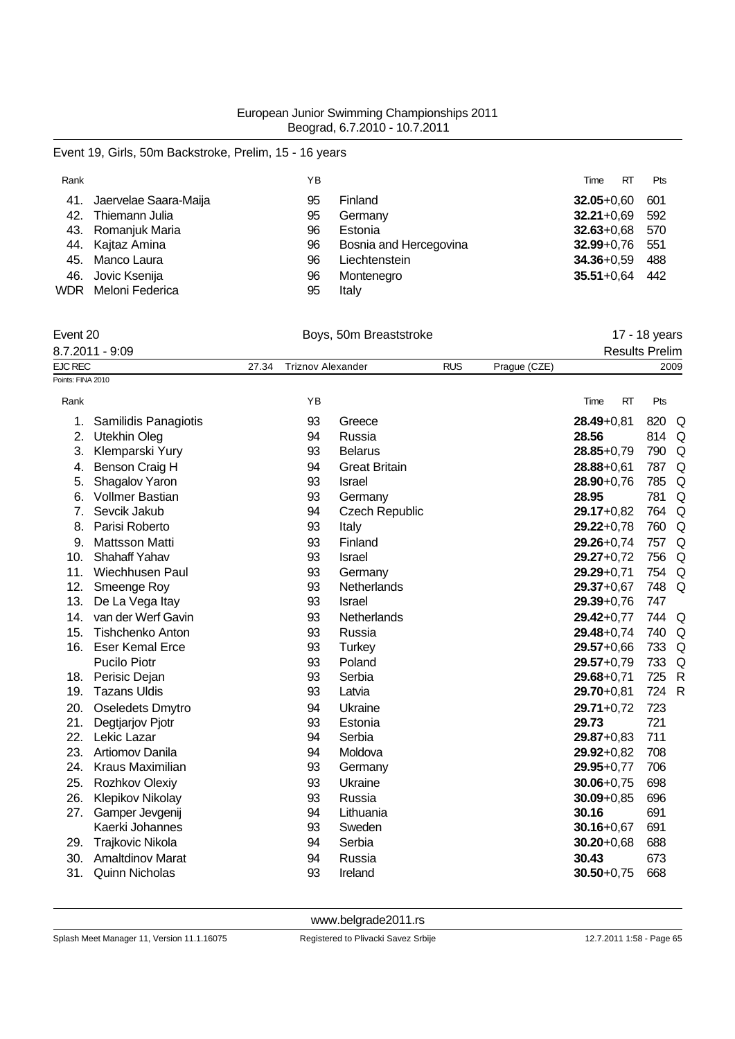European Junior Swimming Championships 2011
Beograd, 6.7.2010 - 10.7.2011

## Event 19, Girls, 50m Backstroke, Prelim, 15 - 16 years

| Rank | | YB | | Time RT | Pts |
|---|---|---|---|---|---|
| 41. | Jaervelae Saara-Maija | 95 | Finland | **32.05**+0,60 | 601 |
| 42. | Thiemann Julia | 95 | Germany | **32.21**+0,69 | 592 |
| 43. | Romanjuk Maria | 96 | Estonia | **32.63**+0,68 | 570 |
| 44. | Kajtaz Amina | 96 | Bosnia and Hercegovina | **32.99**+0,76 | 551 |
| 45. | Manco Laura | 96 | Liechtenstein | **34.36**+0,59 | 488 |
| 46. | Jovic Ksenija | 96 | Montenegro | **35.51**+0,64 | 442 |
| WDR | Meloni Federica | 95 | Italy | | |

## Event 20 — Boys, 50m Breaststroke — 17 - 18 years

8.7.2011 - 9:09 — Results Prelim

EJC REC 27.34 Triznov Alexander RUS Prague (CZE) 2009

Points: FINA 2010

| Rank | | YB | | Time RT | Pts | |
|---|---|---|---|---|---|---|
| 1. | Samilidis Panagiotis | 93 | Greece | **28.49**+0,81 | 820 | Q |
| 2. | Utekhin Oleg | 94 | Russia | **28.56** | 814 | Q |
| 3. | Klemparski Yury | 93 | Belarus | **28.85**+0,79 | 790 | Q |
| 4. | Benson Craig H | 94 | Great Britain | **28.88**+0,61 | 787 | Q |
| 5. | Shagalov Yaron | 93 | Israel | **28.90**+0,76 | 785 | Q |
| 6. | Vollmer Bastian | 93 | Germany | **28.95** | 781 | Q |
| 7. | Sevcik Jakub | 94 | Czech Republic | **29.17**+0,82 | 764 | Q |
| 8. | Parisi Roberto | 93 | Italy | **29.22**+0,78 | 760 | Q |
| 9. | Mattsson Matti | 93 | Finland | **29.26**+0,74 | 757 | Q |
| 10. | Shahaff Yahav | 93 | Israel | **29.27**+0,72 | 756 | Q |
| 11. | Wiechhusen Paul | 93 | Germany | **29.29**+0,71 | 754 | Q |
| 12. | Smeenge Roy | 93 | Netherlands | **29.37**+0,67 | 748 | Q |
| 13. | De La Vega Itay | 93 | Israel | **29.39**+0,76 | 747 | |
| 14. | van der Werf Gavin | 93 | Netherlands | **29.42**+0,77 | 744 | Q |
| 15. | Tishchenko Anton | 93 | Russia | **29.48**+0,74 | 740 | Q |
| 16. | Eser Kemal Erce | 93 | Turkey | **29.57**+0,66 | 733 | Q |
| | Pucilo Piotr | 93 | Poland | **29.57**+0,79 | 733 | Q |
| 18. | Perisic Dejan | 93 | Serbia | **29.68**+0,71 | 725 | R |
| 19. | Tazans Uldis | 93 | Latvia | **29.70**+0,81 | 724 | R |
| 20. | Oseledets Dmytro | 94 | Ukraine | **29.71**+0,72 | 723 | |
| 21. | Degtjarjov Pjotr | 93 | Estonia | **29.73** | 721 | |
| 22. | Lekic Lazar | 94 | Serbia | **29.87**+0,83 | 711 | |
| 23. | Artiomov Danila | 94 | Moldova | **29.92**+0,82 | 708 | |
| 24. | Kraus Maximilian | 93 | Germany | **29.95**+0,77 | 706 | |
| 25. | Rozhkov Olexiy | 93 | Ukraine | **30.06**+0,75 | 698 | |
| 26. | Klepikov Nikolay | 93 | Russia | **30.09**+0,85 | 696 | |
| 27. | Gamper Jevgenij | 94 | Lithuania | **30.16** | 691 | |
| | Kaerki Johannes | 93 | Sweden | **30.16**+0,67 | 691 | |
| 29. | Trajkovic Nikola | 94 | Serbia | **30.20**+0,68 | 688 | |
| 30. | Amaltdinov Marat | 94 | Russia | **30.43** | 673 | |
| 31. | Quinn Nicholas | 93 | Ireland | **30.50**+0,75 | 668 | |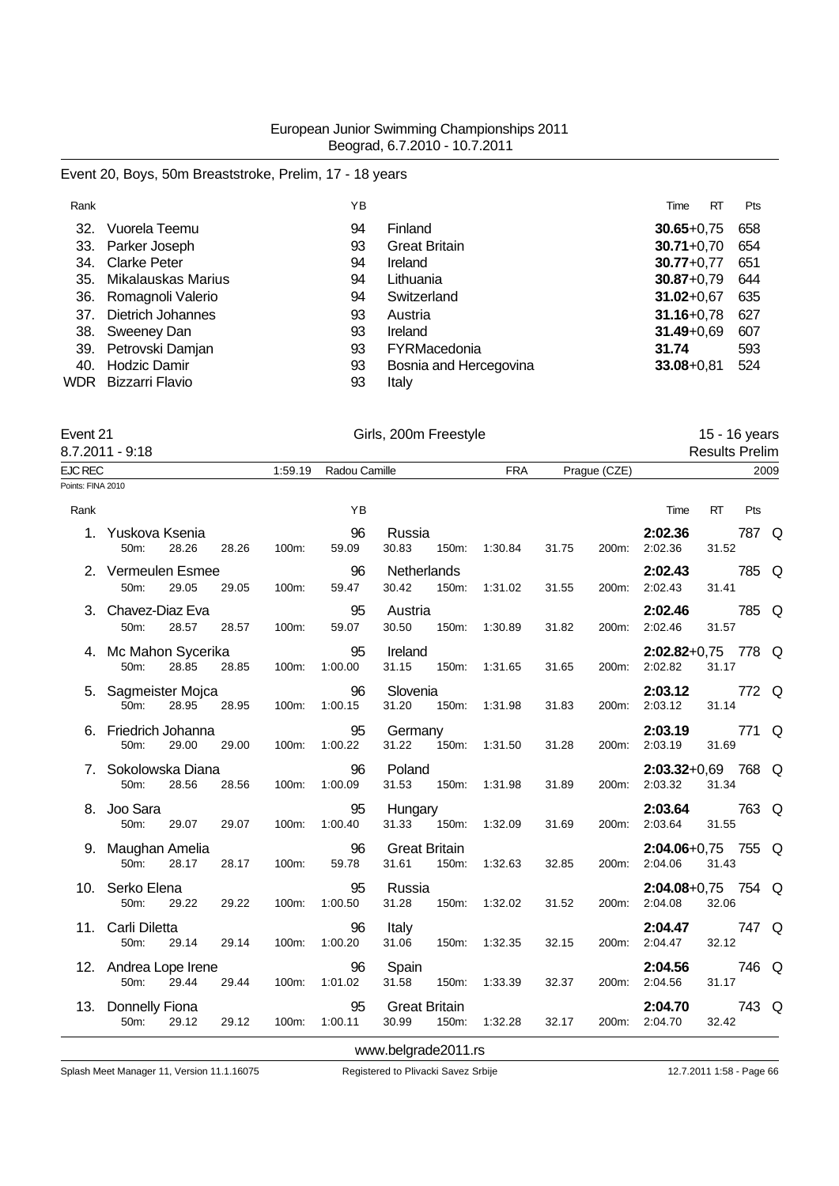European Junior Swimming Championships 2011
Beograd, 6.7.2010 - 10.7.2011

## Event 20, Boys, 50m Breaststroke, Prelim, 17 - 18 years

| Rank | | YB | | Time | RT | Pts |
|---|---|---|---|---|---|---|
| 32. | Vuorela Teemu | 94 | Finland | **30.65** | +0,75 | 658 |
| 33. | Parker Joseph | 93 | Great Britain | **30.71** | +0,70 | 654 |
| 34. | Clarke Peter | 94 | Ireland | **30.77** | +0,77 | 651 |
| 35. | Mikalauskas Marius | 94 | Lithuania | **30.87** | +0,79 | 644 |
| 36. | Romagnoli Valerio | 94 | Switzerland | **31.02** | +0,67 | 635 |
| 37. | Dietrich Johannes | 93 | Austria | **31.16** | +0,78 | 627 |
| 38. | Sweeney Dan | 93 | Ireland | **31.49** | +0,69 | 607 |
| 39. | Petrovski Damjan | 93 | FYRMacedonia | **31.74** | | 593 |
| 40. | Hodzic Damir | 93 | Bosnia and Hercegovina | **33.08** | +0,81 | 524 |
| WDR | Bizzarri Flavio | 93 | Italy | | | |

## Event 21 — Girls, 200m Freestyle — 15 - 16 years

8.7.2011 - 9:18 — Results Prelim

EJC REC 1:59.19 Radou Camille FRA Prague (CZE) 2009

Points: FINA 2010

| Rank | Name | YB | Nation | Time | RT | Pts | |
|---|---|---|---|---|---|---|---|
| 1. | Yuskova Ksenia | 96 | Russia | **2:02.36** | | 787 | Q |
| | 50m: 28.26 28.26 / 100m: 59.09 30.83 / 150m: 1:30.84 31.75 / 200m: 2:02.36 31.52 | | | | | | |
| 2. | Vermeulen Esmee | 96 | Netherlands | **2:02.43** | | 785 | Q |
| | 50m: 29.05 29.05 / 100m: 59.47 30.42 / 150m: 1:31.02 31.55 / 200m: 2:02.43 31.41 | | | | | | |
| 3. | Chavez-Diaz Eva | 95 | Austria | **2:02.46** | | 785 | Q |
| | 50m: 28.57 28.57 / 100m: 59.07 30.50 / 150m: 1:30.89 31.82 / 200m: 2:02.46 31.57 | | | | | | |
| 4. | Mc Mahon Sycerika | 95 | Ireland | **2:02.82** | +0,75 | 778 | Q |
| | 50m: 28.85 28.85 / 100m: 1:00.00 31.15 / 150m: 1:31.65 31.65 / 200m: 2:02.82 31.17 | | | | | | |
| 5. | Sagmeister Mojca | 96 | Slovenia | **2:03.12** | | 772 | Q |
| | 50m: 28.95 28.95 / 100m: 1:00.15 31.20 / 150m: 1:31.98 31.83 / 200m: 2:03.12 31.14 | | | | | | |
| 6. | Friedrich Johanna | 95 | Germany | **2:03.19** | | 771 | Q |
| | 50m: 29.00 29.00 / 100m: 1:00.22 31.22 / 150m: 1:31.50 31.28 / 200m: 2:03.19 31.69 | | | | | | |
| 7. | Sokolowska Diana | 96 | Poland | **2:03.32** | +0,69 | 768 | Q |
| | 50m: 28.56 28.56 / 100m: 1:00.09 31.53 / 150m: 1:31.98 31.89 / 200m: 2:03.32 31.34 | | | | | | |
| 8. | Joo Sara | 95 | Hungary | **2:03.64** | | 763 | Q |
| | 50m: 29.07 29.07 / 100m: 1:00.40 31.33 / 150m: 1:32.09 31.69 / 200m: 2:03.64 31.55 | | | | | | |
| 9. | Maughan Amelia | 96 | Great Britain | **2:04.06** | +0,75 | 755 | Q |
| | 50m: 28.17 28.17 / 100m: 59.78 31.61 / 150m: 1:32.63 32.85 / 200m: 2:04.06 31.43 | | | | | | |
| 10. | Serko Elena | 95 | Russia | **2:04.08** | +0,75 | 754 | Q |
| | 50m: 29.22 29.22 / 100m: 1:00.50 31.28 / 150m: 1:32.02 31.52 / 200m: 2:04.08 32.06 | | | | | | |
| 11. | Carli Diletta | 96 | Italy | **2:04.47** | | 747 | Q |
| | 50m: 29.14 29.14 / 100m: 1:00.20 31.06 / 150m: 1:32.35 32.15 / 200m: 2:04.47 32.12 | | | | | | |
| 12. | Andrea Lope Irene | 96 | Spain | **2:04.56** | | 746 | Q |
| | 50m: 29.44 29.44 / 100m: 1:01.02 31.58 / 150m: 1:33.39 32.37 / 200m: 2:04.56 31.17 | | | | | | |
| 13. | Donnelly Fiona | 95 | Great Britain | **2:04.70** | | 743 | Q |
| | 50m: 29.12 29.12 / 100m: 1:00.11 30.99 / 150m: 1:32.28 32.17 / 200m: 2:04.70 32.42 | | | | | | |

www.belgrade2011.rs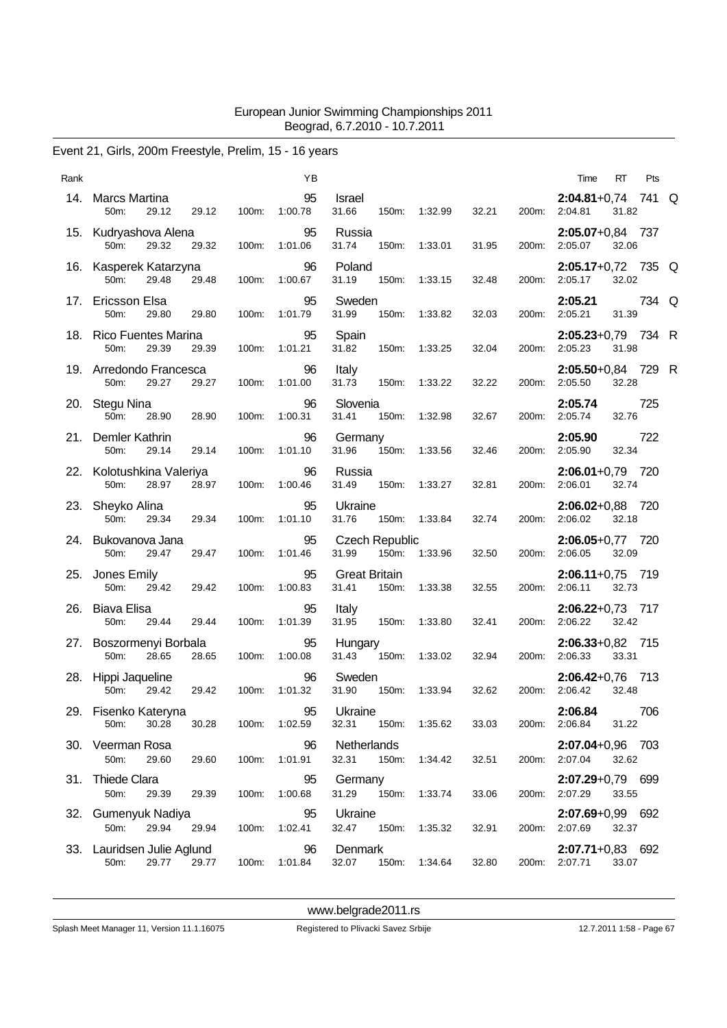European Junior Swimming Championships 2011
Beograd, 6.7.2010 - 10.7.2011

## Event 21, Girls, 200m Freestyle, Prelim, 15 - 16 years

| Rank | Name | YB | Nation | Time | RT | Pts | |
|---|---|---|---|---|---|---|---|
| 14. | Marcs Martina | 95 | Israel | **2:04.81** | +0,74 | 741 | Q |
| | 50m: 29.12 29.12 100m: 1:00.78 31.66 150m: 1:32.99 32.21 200m: 2:04.81 31.82 | | | | | | |
| 15. | Kudryashova Alena | 95 | Russia | **2:05.07** | +0,84 | 737 | |
| | 50m: 29.32 29.32 100m: 1:01.06 31.74 150m: 1:33.01 31.95 200m: 2:05.07 32.06 | | | | | | |
| 16. | Kasperek Katarzyna | 96 | Poland | **2:05.17** | +0,72 | 735 | Q |
| | 50m: 29.48 29.48 100m: 1:00.67 31.19 150m: 1:33.15 32.48 200m: 2:05.17 32.02 | | | | | | |
| 17. | Ericsson Elsa | 95 | Sweden | **2:05.21** | | 734 | Q |
| | 50m: 29.80 29.80 100m: 1:01.79 31.99 150m: 1:33.82 32.03 200m: 2:05.21 31.39 | | | | | | |
| 18. | Rico Fuentes Marina | 95 | Spain | **2:05.23** | +0,79 | 734 | R |
| | 50m: 29.39 29.39 100m: 1:01.21 31.82 150m: 1:33.25 32.04 200m: 2:05.23 31.98 | | | | | | |
| 19. | Arredondo Francesca | 96 | Italy | **2:05.50** | +0,84 | 729 | R |
| | 50m: 29.27 29.27 100m: 1:01.00 31.73 150m: 1:33.22 32.22 200m: 2:05.50 32.28 | | | | | | |
| 20. | Stegu Nina | 96 | Slovenia | **2:05.74** | | 725 | |
| | 50m: 28.90 28.90 100m: 1:00.31 31.41 150m: 1:32.98 32.67 200m: 2:05.74 32.76 | | | | | | |
| 21. | Demler Kathrin | 96 | Germany | **2:05.90** | | 722 | |
| | 50m: 29.14 29.14 100m: 1:01.10 31.96 150m: 1:33.56 32.46 200m: 2:05.90 32.34 | | | | | | |
| 22. | Kolotushkina Valeriya | 96 | Russia | **2:06.01** | +0,79 | 720 | |
| | 50m: 28.97 28.97 100m: 1:00.46 31.49 150m: 1:33.27 32.81 200m: 2:06.01 32.74 | | | | | | |
| 23. | Sheyko Alina | 95 | Ukraine | **2:06.02** | +0,88 | 720 | |
| | 50m: 29.34 29.34 100m: 1:01.10 31.76 150m: 1:33.84 32.74 200m: 2:06.02 32.18 | | | | | | |
| 24. | Bukovanova Jana | 95 | Czech Republic | **2:06.05** | +0,77 | 720 | |
| | 50m: 29.47 29.47 100m: 1:01.46 31.99 150m: 1:33.96 32.50 200m: 2:06.05 32.09 | | | | | | |
| 25. | Jones Emily | 95 | Great Britain | **2:06.11** | +0,75 | 719 | |
| | 50m: 29.42 29.42 100m: 1:00.83 31.41 150m: 1:33.38 32.55 200m: 2:06.11 32.73 | | | | | | |
| 26. | Biava Elisa | 95 | Italy | **2:06.22** | +0,73 | 717 | |
| | 50m: 29.44 29.44 100m: 1:01.39 31.95 150m: 1:33.80 32.41 200m: 2:06.22 32.42 | | | | | | |
| 27. | Boszormenyi Borbala | 95 | Hungary | **2:06.33** | +0,82 | 715 | |
| | 50m: 28.65 28.65 100m: 1:00.08 31.43 150m: 1:33.02 32.94 200m: 2:06.33 33.31 | | | | | | |
| 28. | Hippi Jaqueline | 96 | Sweden | **2:06.42** | +0,76 | 713 | |
| | 50m: 29.42 29.42 100m: 1:01.32 31.90 150m: 1:33.94 32.62 200m: 2:06.42 32.48 | | | | | | |
| 29. | Fisenko Kateryna | 95 | Ukraine | **2:06.84** | | 706 | |
| | 50m: 30.28 30.28 100m: 1:02.59 32.31 150m: 1:35.62 33.03 200m: 2:06.84 31.22 | | | | | | |
| 30. | Veerman Rosa | 96 | Netherlands | **2:07.04** | +0,96 | 703 | |
| | 50m: 29.60 29.60 100m: 1:01.91 32.31 150m: 1:34.42 32.51 200m: 2:07.04 32.62 | | | | | | |
| 31. | Thiede Clara | 95 | Germany | **2:07.29** | +0,79 | 699 | |
| | 50m: 29.39 29.39 100m: 1:00.68 31.29 150m: 1:33.74 33.06 200m: 2:07.29 33.55 | | | | | | |
| 32. | Gumenyuk Nadiya | 95 | Ukraine | **2:07.69** | +0,99 | 692 | |
| | 50m: 29.94 29.94 100m: 1:02.41 32.47 150m: 1:35.32 32.91 200m: 2:07.69 32.37 | | | | | | |
| 33. | Lauridsen Julie Aglund | 96 | Denmark | **2:07.71** | +0,83 | 692 | |
| | 50m: 29.77 29.77 100m: 1:01.84 32.07 150m: 1:34.64 32.80 200m: 2:07.71 33.07 | | | | | | |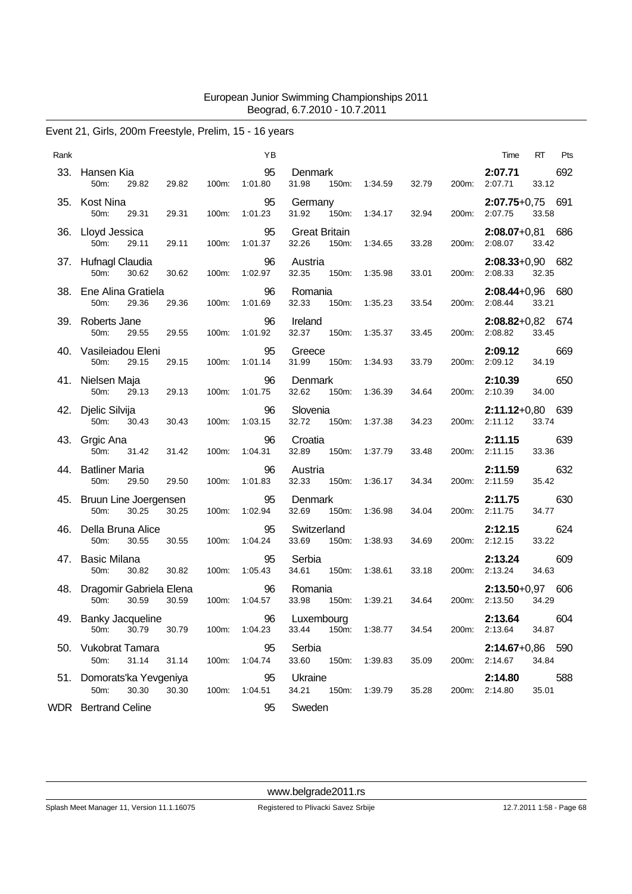European Junior Swimming Championships 2011
Beograd, 6.7.2010 - 10.7.2011

## Event 21, Girls, 200m Freestyle, Prelim, 15 - 16 years

| Rank | Name | YB | Nation | 50m | 100m | 150m | 200m | Time | RT | Pts |
|---|---|---|---|---|---|---|---|---|---|---|
| 33. | Hansen Kia | 95 | Denmark | 29.82 (29.82) | 1:01.80 (31.98) | 1:34.59 (32.79) | 2:07.71 (33.12) | **2:07.71** | | 692 |
| 35. | Kost Nina | 95 | Germany | 29.31 (29.31) | 1:01.23 (31.92) | 1:34.17 (32.94) | 2:07.75 (33.58) | **2:07.75** | +0,75 | 691 |
| 36. | Lloyd Jessica | 95 | Great Britain | 29.11 (29.11) | 1:01.37 (32.26) | 1:34.65 (33.28) | 2:08.07 (33.42) | **2:08.07** | +0,81 | 686 |
| 37. | Hufnagl Claudia | 96 | Austria | 30.62 (30.62) | 1:02.97 (32.35) | 1:35.98 (33.01) | 2:08.33 (32.35) | **2:08.33** | +0,90 | 682 |
| 38. | Ene Alina Gratiela | 96 | Romania | 29.36 (29.36) | 1:01.69 (32.33) | 1:35.23 (33.54) | 2:08.44 (33.21) | **2:08.44** | +0,96 | 680 |
| 39. | Roberts Jane | 96 | Ireland | 29.55 (29.55) | 1:01.92 (32.37) | 1:35.37 (33.45) | 2:08.82 (33.45) | **2:08.82** | +0,82 | 674 |
| 40. | Vasileiadou Eleni | 95 | Greece | 29.15 (29.15) | 1:01.14 (31.99) | 1:34.93 (33.79) | 2:09.12 (34.19) | **2:09.12** | | 669 |
| 41. | Nielsen Maja | 96 | Denmark | 29.13 (29.13) | 1:01.75 (32.62) | 1:36.39 (34.64) | 2:10.39 (34.00) | **2:10.39** | | 650 |
| 42. | Djelic Silvija | 96 | Slovenia | 30.43 (30.43) | 1:03.15 (32.72) | 1:37.38 (34.23) | 2:11.12 (33.74) | **2:11.12** | +0,80 | 639 |
| 43. | Grgic Ana | 96 | Croatia | 31.42 (31.42) | 1:04.31 (32.89) | 1:37.79 (33.48) | 2:11.15 (33.36) | **2:11.15** | | 639 |
| 44. | Batliner Maria | 96 | Austria | 29.50 (29.50) | 1:01.83 (32.33) | 1:36.17 (34.34) | 2:11.59 (35.42) | **2:11.59** | | 632 |
| 45. | Bruun Line Joergensen | 95 | Denmark | 30.25 (30.25) | 1:02.94 (32.69) | 1:36.98 (34.04) | 2:11.75 (34.77) | **2:11.75** | | 630 |
| 46. | Della Bruna Alice | 95 | Switzerland | 30.55 (30.55) | 1:04.24 (33.69) | 1:38.93 (34.69) | 2:12.15 (33.22) | **2:12.15** | | 624 |
| 47. | Basic Milana | 95 | Serbia | 30.82 (30.82) | 1:05.43 (34.61) | 1:38.61 (33.18) | 2:13.24 (34.63) | **2:13.24** | | 609 |
| 48. | Dragomir Gabriela Elena | 96 | Romania | 30.59 (30.59) | 1:04.57 (33.98) | 1:39.21 (34.64) | 2:13.50 (34.29) | **2:13.50** | +0,97 | 606 |
| 49. | Banky Jacqueline | 96 | Luxembourg | 30.79 (30.79) | 1:04.23 (33.44) | 1:38.77 (34.54) | 2:13.64 (34.87) | **2:13.64** | | 604 |
| 50. | Vukobrat Tamara | 95 | Serbia | 31.14 (31.14) | 1:04.74 (33.60) | 1:39.83 (35.09) | 2:14.67 (34.84) | **2:14.67** | +0,86 | 590 |
| 51. | Domorats'ka Yevgeniya | 95 | Ukraine | 30.30 (30.30) | 1:04.51 (34.21) | 1:39.79 (35.28) | 2:14.80 (35.01) | **2:14.80** | | 588 |
| WDR | Bertrand Celine | 95 | Sweden | | | | | | | |

www.belgrade2011.rs

Splash Meet Manager 11, Version 11.1.16075 — Registered to Plivacki Savez Srbije — 12.7.2011 1:58 - Page 68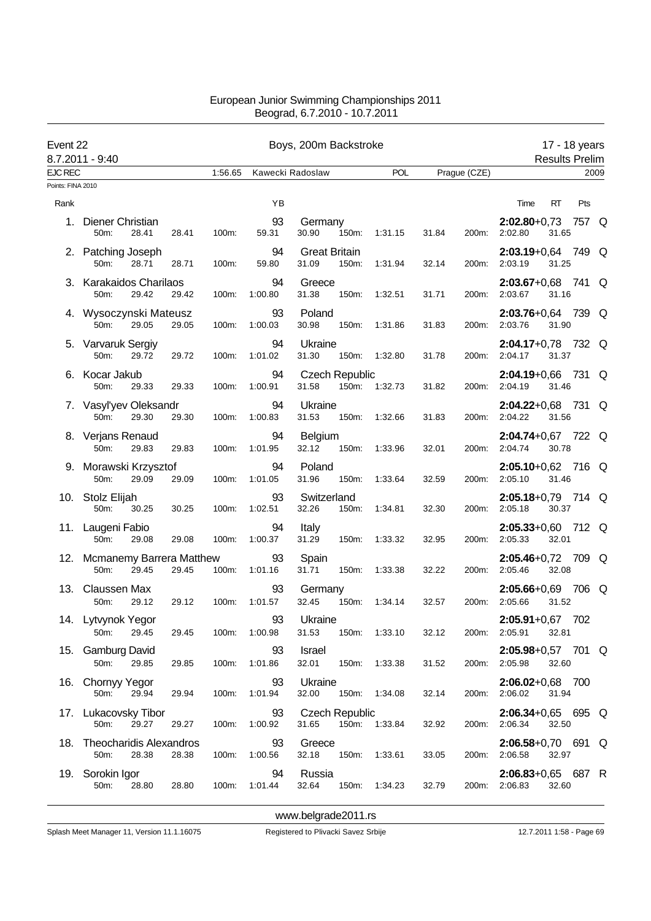# European Junior Swimming Championships 2011

Beograd, 6.7.2010 - 10.7.2011

## Event 22 — Boys, 200m Backstroke — 17 - 18 years

8.7.2011 - 9:40 — Results Prelim

EJC REC — 1:56.65 — Kawecki Radoslaw — POL — Prague (CZE) — 2009

Points: FINA 2010

| Rank | Name | YB | Nation | 50m | 100m | 150m | 200m | Time | RT | Pts | |
|---|---|---|---|---|---|---|---|---|---|---|---|
| 1. | Diener Christian | 93 | Germany | 28.41 (28.41) | 59.31 (30.90) | 1:31.15 (31.84) | 2:02.80 (31.65) | **2:02.80** | +0,73 | 757 | Q |
| 2. | Patching Joseph | 94 | Great Britain | 28.71 (28.71) | 59.80 (31.09) | 1:31.94 (32.14) | 2:03.19 (31.25) | **2:03.19** | +0,64 | 749 | Q |
| 3. | Karakaidos Charilaos | 94 | Greece | 29.42 (29.42) | 1:00.80 (31.38) | 1:32.51 (31.71) | 2:03.67 (31.16) | **2:03.67** | +0,68 | 741 | Q |
| 4. | Wysoczynski Mateusz | 93 | Poland | 29.05 (29.05) | 1:00.03 (30.98) | 1:31.86 (31.83) | 2:03.76 (31.90) | **2:03.76** | +0,64 | 739 | Q |
| 5. | Varvaruk Sergiy | 94 | Ukraine | 29.72 (29.72) | 1:01.02 (31.30) | 1:32.80 (31.78) | 2:04.17 (31.37) | **2:04.17** | +0,78 | 732 | Q |
| 6. | Kocar Jakub | 94 | Czech Republic | 29.33 (29.33) | 1:00.91 (31.58) | 1:32.73 (31.82) | 2:04.19 (31.46) | **2:04.19** | +0,66 | 731 | Q |
| 7. | Vasyl'yev Oleksandr | 94 | Ukraine | 29.30 (29.30) | 1:00.83 (31.53) | 1:32.66 (31.83) | 2:04.22 (31.56) | **2:04.22** | +0,68 | 731 | Q |
| 8. | Verjans Renaud | 94 | Belgium | 29.83 (29.83) | 1:01.95 (32.12) | 1:33.96 (32.01) | 2:04.74 (30.78) | **2:04.74** | +0,67 | 722 | Q |
| 9. | Morawski Krzysztof | 94 | Poland | 29.09 (29.09) | 1:01.05 (31.96) | 1:33.64 (32.59) | 2:05.10 (31.46) | **2:05.10** | +0,62 | 716 | Q |
| 10. | Stolz Elijah | 93 | Switzerland | 30.25 (30.25) | 1:02.51 (32.26) | 1:34.81 (32.30) | 2:05.18 (30.37) | **2:05.18** | +0,79 | 714 | Q |
| 11. | Laugeni Fabio | 94 | Italy | 29.08 (29.08) | 1:00.37 (31.29) | 1:33.32 (32.95) | 2:05.33 (32.01) | **2:05.33** | +0,60 | 712 | Q |
| 12. | Mcmanemy Barrera Matthew | 93 | Spain | 29.45 (29.45) | 1:01.16 (31.71) | 1:33.38 (32.22) | 2:05.46 (32.08) | **2:05.46** | +0,72 | 709 | Q |
| 13. | Claussen Max | 93 | Germany | 29.12 (29.12) | 1:01.57 (32.45) | 1:34.14 (32.57) | 2:05.66 (31.52) | **2:05.66** | +0,69 | 706 | Q |
| 14. | Lytvynok Yegor | 93 | Ukraine | 29.45 (29.45) | 1:00.98 (31.53) | 1:33.10 (32.12) | 2:05.91 (32.81) | **2:05.91** | +0,67 | 702 | |
| 15. | Gamburg David | 93 | Israel | 29.85 (29.85) | 1:01.86 (32.01) | 1:33.38 (31.52) | 2:05.98 (32.60) | **2:05.98** | +0,57 | 701 | Q |
| 16. | Chornyy Yegor | 93 | Ukraine | 29.94 (29.94) | 1:01.94 (32.00) | 1:34.08 (32.14) | 2:06.02 (31.94) | **2:06.02** | +0,68 | 700 | |
| 17. | Lukacovsky Tibor | 93 | Czech Republic | 29.27 (29.27) | 1:00.92 (31.65) | 1:33.84 (32.92) | 2:06.34 (32.50) | **2:06.34** | +0,65 | 695 | Q |
| 18. | Theocharidis Alexandros | 93 | Greece | 28.38 (28.38) | 1:00.56 (32.18) | 1:33.61 (33.05) | 2:06.58 (32.97) | **2:06.58** | +0,70 | 691 | Q |
| 19. | Sorokin Igor | 94 | Russia | 28.80 (28.80) | 1:01.44 (32.64) | 1:34.23 (32.79) | 2:06.83 (32.60) | **2:06.83** | +0,65 | 687 | R |

www.belgrade2011.rs

Splash Meet Manager 11, Version 11.1.16075 — Registered to Plivacki Savez Srbije — 12.7.2011 1:58 - Page 69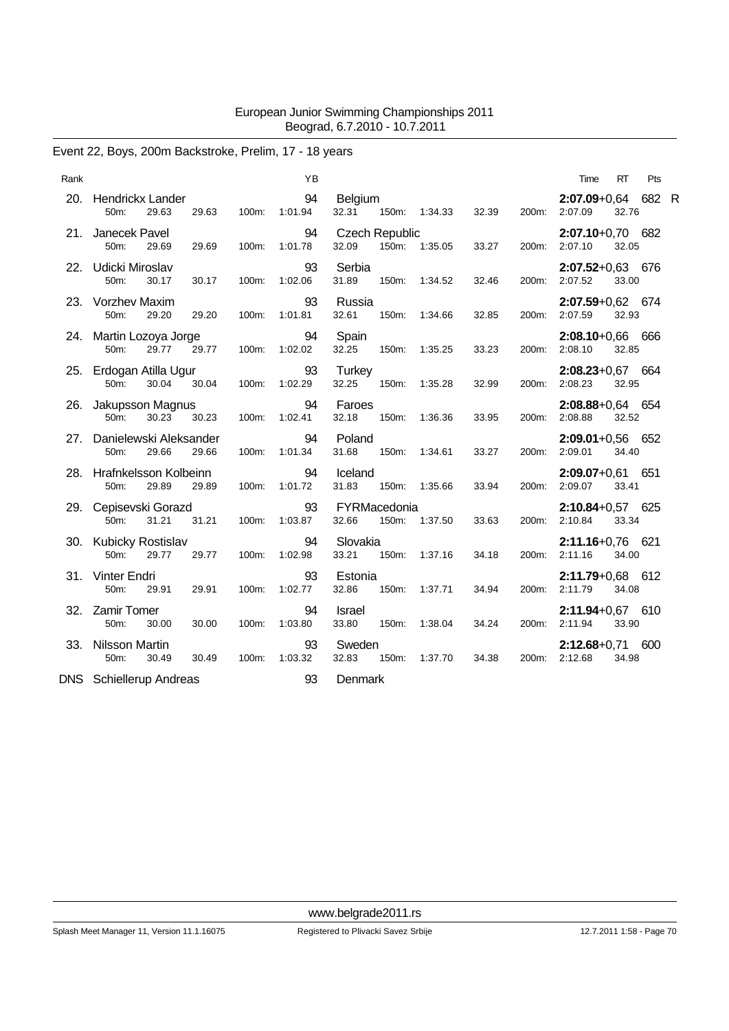European Junior Swimming Championships 2011
Beograd, 6.7.2010 - 10.7.2011

## Event 22, Boys, 200m Backstroke, Prelim, 17 - 18 years

| Rank | Name | YB | Nation | 50m | 100m | 150m | 200m | Time | RT | Pts | |
|---|---|---|---|---|---|---|---|---|---|---|---|
| 20. | Hendrickx Lander | 94 | Belgium | 29.63 (29.63) | 1:01.94 (32.31) | 1:34.33 (32.39) | 2:07.09 (32.76) | **2:07.09** | +0,64 | 682 | R |
| 21. | Janecek Pavel | 94 | Czech Republic | 29.69 (29.69) | 1:01.78 (32.09) | 1:35.05 (33.27) | 2:07.10 (32.05) | **2:07.10** | +0,70 | 682 | |
| 22. | Udicki Miroslav | 93 | Serbia | 30.17 (30.17) | 1:02.06 (31.89) | 1:34.52 (32.46) | 2:07.52 (33.00) | **2:07.52** | +0,63 | 676 | |
| 23. | Vorzhev Maxim | 93 | Russia | 29.20 (29.20) | 1:01.81 (32.61) | 1:34.66 (32.85) | 2:07.59 (32.93) | **2:07.59** | +0,62 | 674 | |
| 24. | Martin Lozoya Jorge | 94 | Spain | 29.77 (29.77) | 1:02.02 (32.25) | 1:35.25 (33.23) | 2:08.10 (32.85) | **2:08.10** | +0,66 | 666 | |
| 25. | Erdogan Atilla Ugur | 93 | Turkey | 30.04 (30.04) | 1:02.29 (32.25) | 1:35.28 (32.99) | 2:08.23 (32.95) | **2:08.23** | +0,67 | 664 | |
| 26. | Jakupsson Magnus | 94 | Faroes | 30.23 (30.23) | 1:02.41 (32.18) | 1:36.36 (33.95) | 2:08.88 (32.52) | **2:08.88** | +0,64 | 654 | |
| 27. | Danielewski Aleksander | 94 | Poland | 29.66 (29.66) | 1:01.34 (31.68) | 1:34.61 (33.27) | 2:09.01 (34.40) | **2:09.01** | +0,56 | 652 | |
| 28. | Hrafnkelsson Kolbeinn | 94 | Iceland | 29.89 (29.89) | 1:01.72 (31.83) | 1:35.66 (33.94) | 2:09.07 (33.41) | **2:09.07** | +0,61 | 651 | |
| 29. | Cepisevski Gorazd | 93 | FYRMacedonia | 31.21 (31.21) | 1:03.87 (32.66) | 1:37.50 (33.63) | 2:10.84 (33.34) | **2:10.84** | +0,57 | 625 | |
| 30. | Kubicky Rostislav | 94 | Slovakia | 29.77 (29.77) | 1:02.98 (33.21) | 1:37.16 (34.18) | 2:11.16 (34.00) | **2:11.16** | +0,76 | 621 | |
| 31. | Vinter Endri | 93 | Estonia | 29.91 (29.91) | 1:02.77 (32.86) | 1:37.71 (34.94) | 2:11.79 (34.08) | **2:11.79** | +0,68 | 612 | |
| 32. | Zamir Tomer | 94 | Israel | 30.00 (30.00) | 1:03.80 (33.80) | 1:38.04 (34.24) | 2:11.94 (33.90) | **2:11.94** | +0,67 | 610 | |
| 33. | Nilsson Martin | 93 | Sweden | 30.49 (30.49) | 1:03.32 (32.83) | 1:37.70 (34.38) | 2:12.68 (34.98) | **2:12.68** | +0,71 | 600 | |
| DNS | Schiellerup Andreas | 93 | Denmark | | | | | | | | |

www.belgrade2011.rs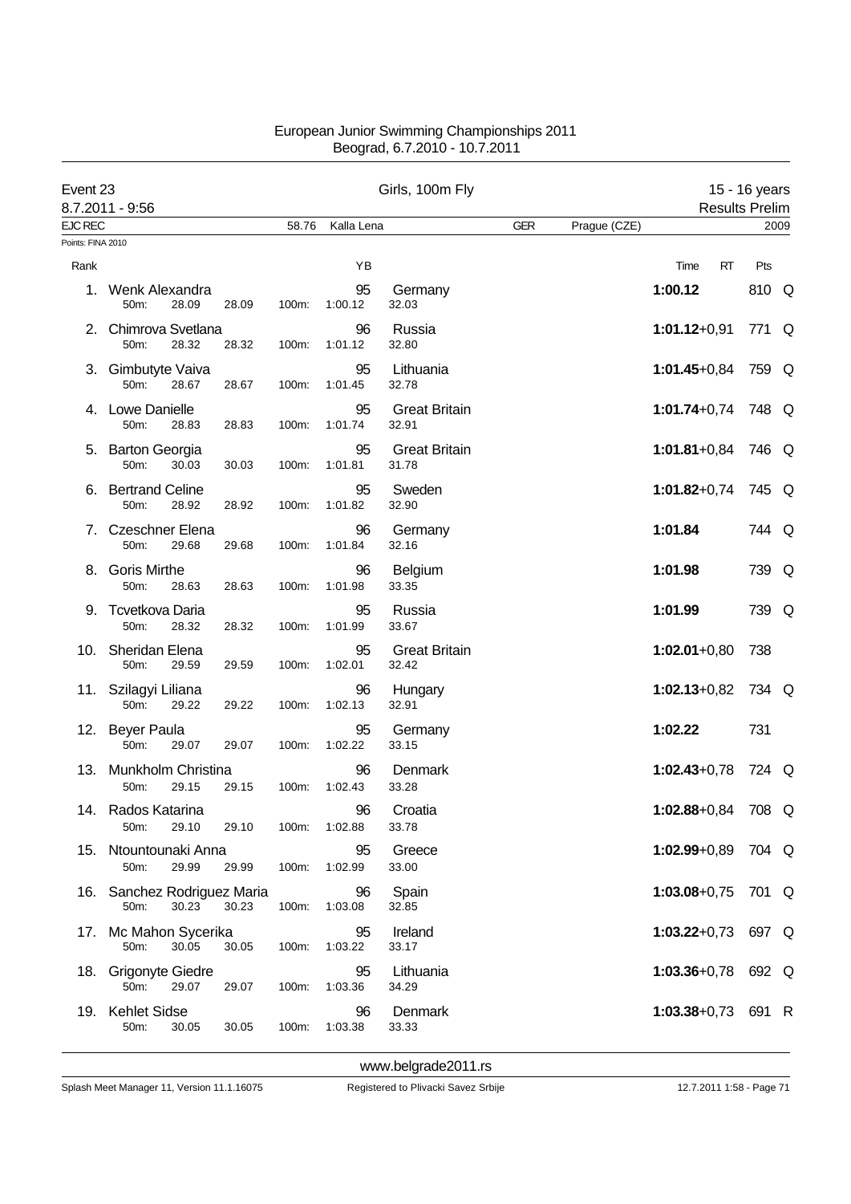European Junior Swimming Championships 2011
Beograd, 6.7.2010 - 10.7.2011

**Event 23** — Girls, 100m Fly — 15 - 16 years
8.7.2011 - 9:56 — Results Prelim

EJC REC — 58.76 — Kalla Lena — GER — Prague (CZE) — 2009

Points: FINA 2010

| Rank | Name | YB | Nation | 50m | 100m | Split | Time | RT | Pts | |
|---|---|---|---|---|---|---|---|---|---|---|
| 1. | Wenk Alexandra | 95 | Germany | 28.09 | 1:00.12 | 32.03 | **1:00.12** | | 810 | Q |
| 2. | Chimrova Svetlana | 96 | Russia | 28.32 | 1:01.12 | 32.80 | **1:01.12** | +0,91 | 771 | Q |
| 3. | Gimbutyte Vaiva | 95 | Lithuania | 28.67 | 1:01.45 | 32.78 | **1:01.45** | +0,84 | 759 | Q |
| 4. | Lowe Danielle | 95 | Great Britain | 28.83 | 1:01.74 | 32.91 | **1:01.74** | +0,74 | 748 | Q |
| 5. | Barton Georgia | 95 | Great Britain | 30.03 | 1:01.81 | 31.78 | **1:01.81** | +0,84 | 746 | Q |
| 6. | Bertrand Celine | 95 | Sweden | 28.92 | 1:01.82 | 32.90 | **1:01.82** | +0,74 | 745 | Q |
| 7. | Czeschner Elena | 96 | Germany | 29.68 | 1:01.84 | 32.16 | **1:01.84** | | 744 | Q |
| 8. | Goris Mirthe | 96 | Belgium | 28.63 | 1:01.98 | 33.35 | **1:01.98** | | 739 | Q |
| 9. | Tcvetkova Daria | 95 | Russia | 28.32 | 1:01.99 | 33.67 | **1:01.99** | | 739 | Q |
| 10. | Sheridan Elena | 95 | Great Britain | 29.59 | 1:02.01 | 32.42 | **1:02.01** | +0,80 | 738 | |
| 11. | Szilagyi Liliana | 96 | Hungary | 29.22 | 1:02.13 | 32.91 | **1:02.13** | +0,82 | 734 | Q |
| 12. | Beyer Paula | 95 | Germany | 29.07 | 1:02.22 | 33.15 | **1:02.22** | | 731 | |
| 13. | Munkholm Christina | 96 | Denmark | 29.15 | 1:02.43 | 33.28 | **1:02.43** | +0,78 | 724 | Q |
| 14. | Rados Katarina | 96 | Croatia | 29.10 | 1:02.88 | 33.78 | **1:02.88** | +0,84 | 708 | Q |
| 15. | Ntountounaki Anna | 95 | Greece | 29.99 | 1:02.99 | 33.00 | **1:02.99** | +0,89 | 704 | Q |
| 16. | Sanchez Rodriguez Maria | 96 | Spain | 30.23 | 1:03.08 | 32.85 | **1:03.08** | +0,75 | 701 | Q |
| 17. | Mc Mahon Sycerika | 95 | Ireland | 30.05 | 1:03.22 | 33.17 | **1:03.22** | +0,73 | 697 | Q |
| 18. | Grigonyte Giedre | 95 | Lithuania | 29.07 | 1:03.36 | 34.29 | **1:03.36** | +0,78 | 692 | Q |
| 19. | Kehlet Sidse | 96 | Denmark | 30.05 | 1:03.38 | 33.33 | **1:03.38** | +0,73 | 691 | R |

www.belgrade2011.rs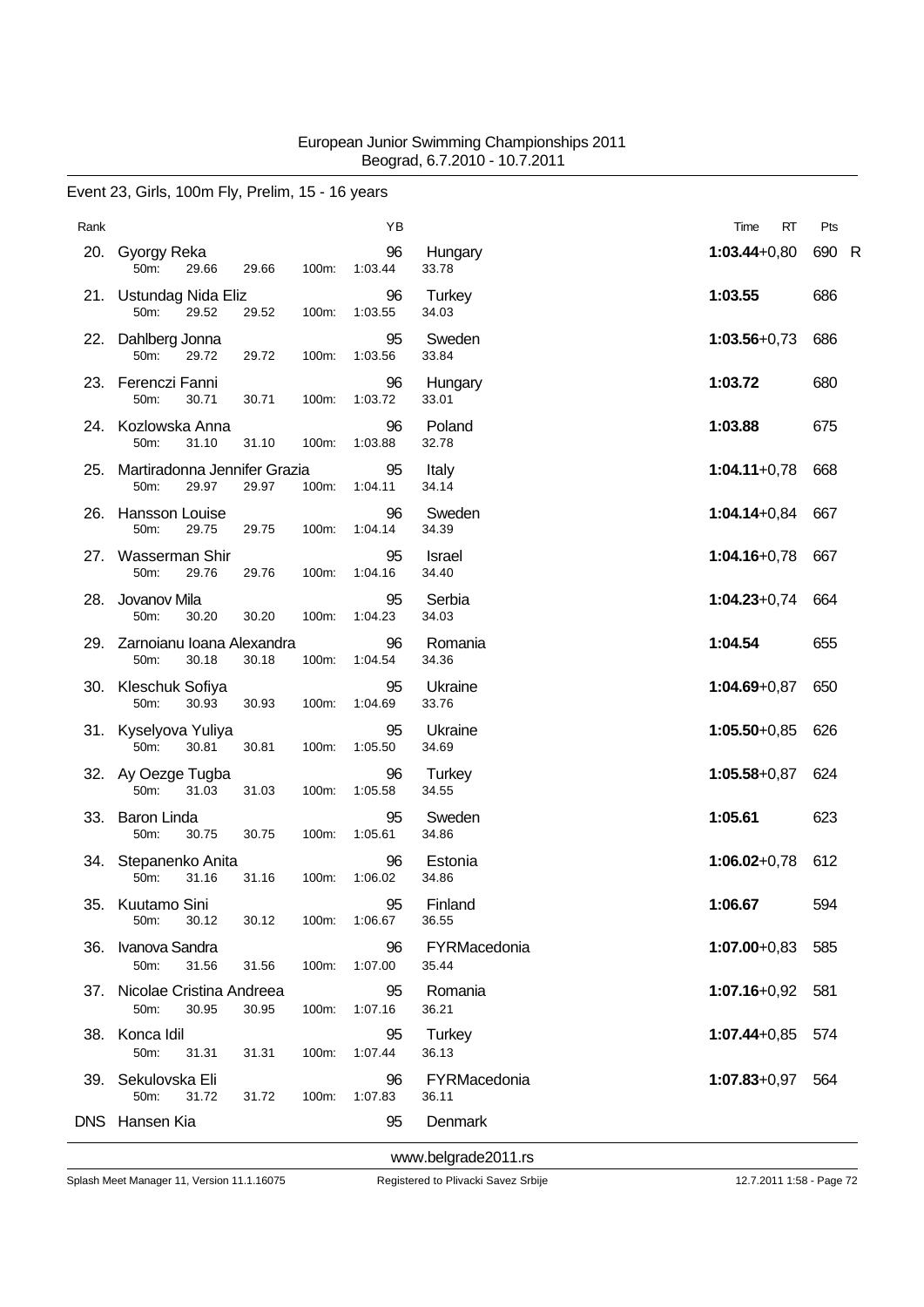European Junior Swimming Championships 2011
Beograd, 6.7.2010 - 10.7.2011

## Event 23, Girls, 100m Fly, Prelim, 15 - 16 years

| Rank | Name | YB | Nation | 50m | 100m | Split | Time | RT | Pts | |
|---|---|---|---|---|---|---|---|---|---|---|
| 20. | Gyorgy Reka | 96 | Hungary | 29.66 | 1:03.44 | 33.78 | **1:03.44** | +0,80 | 690 | R |
| 21. | Ustundag Nida Eliz | 96 | Turkey | 29.52 | 1:03.55 | 34.03 | **1:03.55** | | 686 | |
| 22. | Dahlberg Jonna | 95 | Sweden | 29.72 | 1:03.56 | 33.84 | **1:03.56** | +0,73 | 686 | |
| 23. | Ferenczi Fanni | 96 | Hungary | 30.71 | 1:03.72 | 33.01 | **1:03.72** | | 680 | |
| 24. | Kozlowska Anna | 96 | Poland | 31.10 | 1:03.88 | 32.78 | **1:03.88** | | 675 | |
| 25. | Martiradonna Jennifer Grazia | 95 | Italy | 29.97 | 1:04.11 | 34.14 | **1:04.11** | +0,78 | 668 | |
| 26. | Hansson Louise | 96 | Sweden | 29.75 | 1:04.14 | 34.39 | **1:04.14** | +0,84 | 667 | |
| 27. | Wasserman Shir | 95 | Israel | 29.76 | 1:04.16 | 34.40 | **1:04.16** | +0,78 | 667 | |
| 28. | Jovanov Mila | 95 | Serbia | 30.20 | 1:04.23 | 34.03 | **1:04.23** | +0,74 | 664 | |
| 29. | Zarnoianu Ioana Alexandra | 96 | Romania | 30.18 | 1:04.54 | 34.36 | **1:04.54** | | 655 | |
| 30. | Kleschuk Sofiya | 95 | Ukraine | 30.93 | 1:04.69 | 33.76 | **1:04.69** | +0,87 | 650 | |
| 31. | Kyselyova Yuliya | 95 | Ukraine | 30.81 | 1:05.50 | 34.69 | **1:05.50** | +0,85 | 626 | |
| 32. | Ay Oezge Tugba | 96 | Turkey | 31.03 | 1:05.58 | 34.55 | **1:05.58** | +0,87 | 624 | |
| 33. | Baron Linda | 95 | Sweden | 30.75 | 1:05.61 | 34.86 | **1:05.61** | | 623 | |
| 34. | Stepanenko Anita | 96 | Estonia | 31.16 | 1:06.02 | 34.86 | **1:06.02** | +0,78 | 612 | |
| 35. | Kuutamo Sini | 95 | Finland | 30.12 | 1:06.67 | 36.55 | **1:06.67** | | 594 | |
| 36. | Ivanova Sandra | 96 | FYRMacedonia | 31.56 | 1:07.00 | 35.44 | **1:07.00** | +0,83 | 585 | |
| 37. | Nicolae Cristina Andreea | 95 | Romania | 30.95 | 1:07.16 | 36.21 | **1:07.16** | +0,92 | 581 | |
| 38. | Konca Idil | 95 | Turkey | 31.31 | 1:07.44 | 36.13 | **1:07.44** | +0,85 | 574 | |
| 39. | Sekulovska Eli | 96 | FYRMacedonia | 31.72 | 1:07.83 | 36.11 | **1:07.83** | +0,97 | 564 | |
| DNS | Hansen Kia | 95 | Denmark | | | | | | | |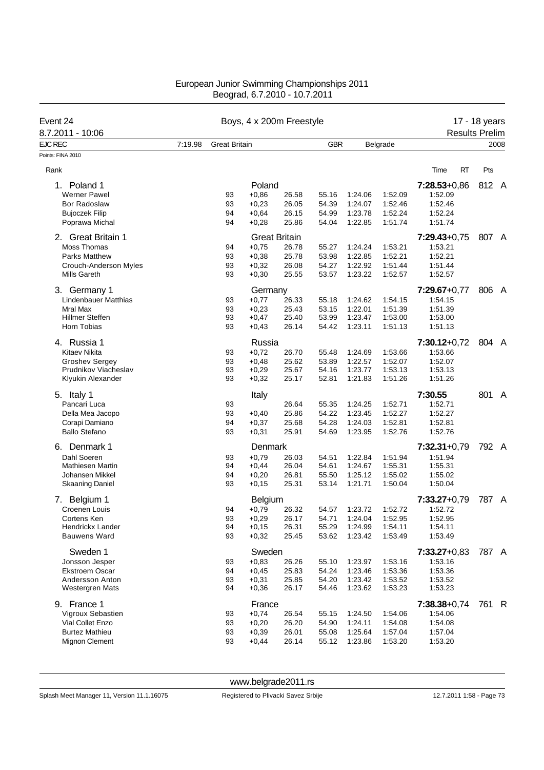# European Junior Swimming Championships 2011

Beograd, 6.7.2010 - 10.7.2011

**Event 24** — Boys, 4 x 200m Freestyle — 17 - 18 years

8.7.2011 - 10:06 — Results Prelim

| EJC REC | 7:19.98 | Great Britain | GBR | Belgrade | 2008 |
|---|---|---|---|---|---|

Points: FINA 2010

| Rank | | YoB | RT | 50m | 100m | 150m | 200m | Time | Pts | |
|---|---|---|---|---|---|---|---|---|---|---|
| 1. Poland 1 | Poland | | | | | | | **7:28.53**+0,86 | 812 | A |
| | Werner Pawel | 93 | +0,86 | 26.58 | 55.16 | 1:24.06 | 1:52.09 | 1:52.09 | | |
| | Bor Radoslaw | 93 | +0,23 | 26.05 | 54.39 | 1:24.07 | 1:52.46 | 1:52.46 | | |
| | Bujoczek Filip | 94 | +0,64 | 26.15 | 54.99 | 1:23.78 | 1:52.24 | 1:52.24 | | |
| | Poprawa Michal | 94 | +0,28 | 25.86 | 54.04 | 1:22.85 | 1:51.74 | 1:51.74 | | |
| 2. Great Britain 1 | Great Britain | | | | | | | **7:29.43**+0,75 | 807 | A |
| | Moss Thomas | 94 | +0,75 | 26.78 | 55.27 | 1:24.24 | 1:53.21 | 1:53.21 | | |
| | Parks Matthew | 93 | +0,38 | 25.78 | 53.98 | 1:22.85 | 1:52.21 | 1:52.21 | | |
| | Crouch-Anderson Myles | 93 | +0,32 | 26.08 | 54.27 | 1:22.92 | 1:51.44 | 1:51.44 | | |
| | Mills Gareth | 93 | +0,30 | 25.55 | 53.57 | 1:23.22 | 1:52.57 | 1:52.57 | | |
| 3. Germany 1 | Germany | | | | | | | **7:29.67**+0,77 | 806 | A |
| | Lindenbauer Matthias | 93 | +0,77 | 26.33 | 55.18 | 1:24.62 | 1:54.15 | 1:54.15 | | |
| | Mral Max | 93 | +0,23 | 25.43 | 53.15 | 1:22.01 | 1:51.39 | 1:51.39 | | |
| | Hillmer Steffen | 93 | +0,47 | 25.40 | 53.99 | 1:23.47 | 1:53.00 | 1:53.00 | | |
| | Horn Tobias | 93 | +0,43 | 26.14 | 54.42 | 1:23.11 | 1:51.13 | 1:51.13 | | |
| 4. Russia 1 | Russia | | | | | | | **7:30.12**+0,72 | 804 | A |
| | Kitaev Nikita | 93 | +0,72 | 26.70 | 55.48 | 1:24.69 | 1:53.66 | 1:53.66 | | |
| | Groshev Sergey | 93 | +0,48 | 25.62 | 53.89 | 1:22.57 | 1:52.07 | 1:52.07 | | |
| | Prudnikov Viacheslav | 93 | +0,29 | 25.67 | 54.16 | 1:23.77 | 1:53.13 | 1:53.13 | | |
| | Klyukin Alexander | 93 | +0,32 | 25.17 | 52.81 | 1:21.83 | 1:51.26 | 1:51.26 | | |
| 5. Italy 1 | Italy | | | | | | | **7:30.55** | 801 | A |
| | Pancari Luca | 93 | | 26.64 | 55.35 | 1:24.25 | 1:52.71 | 1:52.71 | | |
| | Della Mea Jacopo | 93 | +0,40 | 25.86 | 54.22 | 1:23.45 | 1:52.27 | 1:52.27 | | |
| | Corapi Damiano | 94 | +0,37 | 25.68 | 54.28 | 1:24.03 | 1:52.81 | 1:52.81 | | |
| | Ballo Stefano | 93 | +0,31 | 25.91 | 54.69 | 1:23.95 | 1:52.76 | 1:52.76 | | |
| 6. Denmark 1 | Denmark | | | | | | | **7:32.31**+0,79 | 792 | A |
| | Dahl Soeren | 93 | +0,79 | 26.03 | 54.51 | 1:22.84 | 1:51.94 | 1:51.94 | | |
| | Mathiesen Martin | 94 | +0,44 | 26.04 | 54.61 | 1:24.67 | 1:55.31 | 1:55.31 | | |
| | Johansen Mikkel | 94 | +0,20 | 26.81 | 55.50 | 1:25.12 | 1:55.02 | 1:55.02 | | |
| | Skaaning Daniel | 93 | +0,15 | 25.31 | 53.14 | 1:21.71 | 1:50.04 | 1:50.04 | | |
| 7. Belgium 1 | Belgium | | | | | | | **7:33.27**+0,79 | 787 | A |
| | Croenen Louis | 94 | +0,79 | 26.32 | 54.57 | 1:23.72 | 1:52.72 | 1:52.72 | | |
| | Cortens Ken | 93 | +0,29 | 26.17 | 54.71 | 1:24.04 | 1:52.95 | 1:52.95 | | |
| | Hendrickx Lander | 94 | +0,15 | 26.31 | 55.29 | 1:24.99 | 1:54.11 | 1:54.11 | | |
| | Bauwens Ward | 93 | +0,32 | 25.45 | 53.62 | 1:23.42 | 1:53.49 | 1:53.49 | | |
| Sweden 1 | Sweden | | | | | | | **7:33.27**+0,83 | 787 | A |
| | Jonsson Jesper | 93 | +0,83 | 26.26 | 55.10 | 1:23.97 | 1:53.16 | 1:53.16 | | |
| | Ekstroem Oscar | 94 | +0,45 | 25.83 | 54.24 | 1:23.46 | 1:53.36 | 1:53.36 | | |
| | Andersson Anton | 93 | +0,31 | 25.85 | 54.20 | 1:23.42 | 1:53.52 | 1:53.52 | | |
| | Westergren Mats | 94 | +0,36 | 26.17 | 54.46 | 1:23.62 | 1:53.23 | 1:53.23 | | |
| 9. France 1 | France | | | | | | | **7:38.38**+0,74 | 761 | R |
| | Vigroux Sebastien | 93 | +0,74 | 26.54 | 55.15 | 1:24.50 | 1:54.06 | 1:54.06 | | |
| | Vial Collet Enzo | 93 | +0,20 | 26.20 | 54.90 | 1:24.11 | 1:54.08 | 1:54.08 | | |
| | Burtez Mathieu | 93 | +0,39 | 26.01 | 55.08 | 1:25.64 | 1:57.04 | 1:57.04 | | |
| | Mignon Clement | 93 | +0,44 | 26.14 | 55.12 | 1:23.86 | 1:53.20 | 1:53.20 | | |

www.belgrade2011.rs

Splash Meet Manager 11, Version 11.1.16075 — Registered to Plivacki Savez Srbije — 12.7.2011 1:58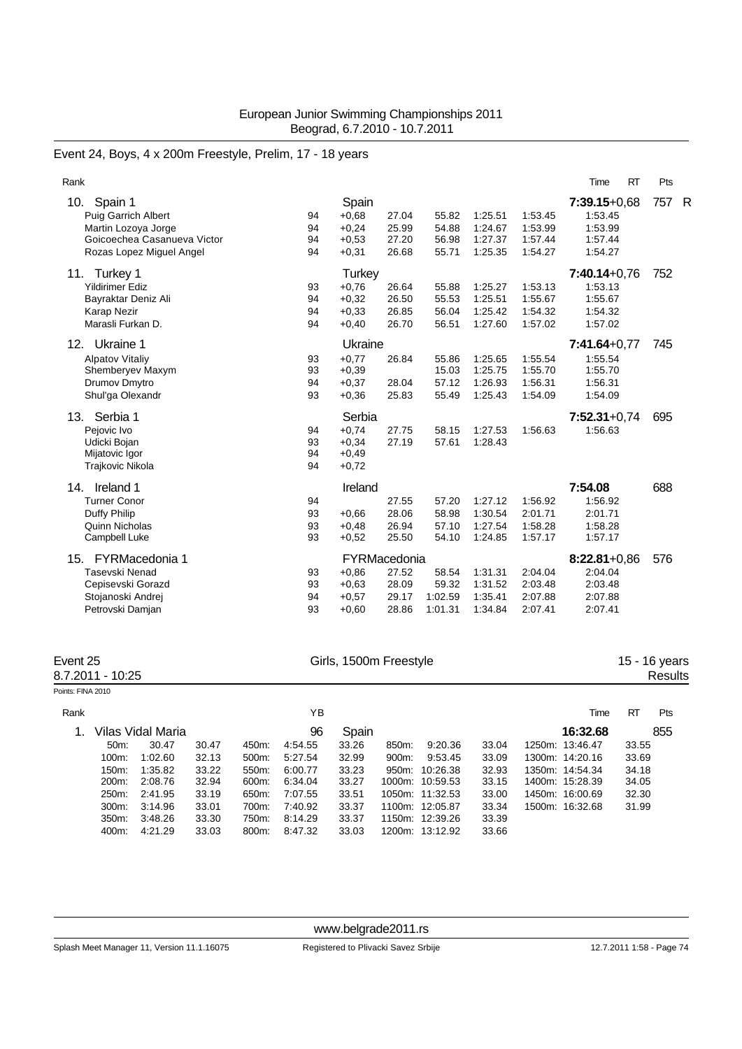European Junior Swimming Championships 2011
Beograd, 6.7.2010 - 10.7.2011

## Event 24, Boys, 4 x 200m Freestyle, Prelim, 17 - 18 years

| Rank | | YB | | | | | | Time | RT | Pts | |
|---|---|---|---|---|---|---|---|---|---|---|---|
| 10. | Spain 1 | | Spain | | | | | 7:39.15 | +0,68 | 757 | R |
| | Puig Garrich Albert | 94 | +0,68 | 27.04 | 55.82 | 1:25.51 | 1:53.45 | 1:53.45 | | | |
| | Martin Lozoya Jorge | 94 | +0,24 | 25.99 | 54.88 | 1:24.67 | 1:53.99 | 1:53.99 | | | |
| | Goicoechea Casanueva Victor | 94 | +0,53 | 27.20 | 56.98 | 1:27.37 | 1:57.44 | 1:57.44 | | | |
| | Rozas Lopez Miguel Angel | 94 | +0,31 | 26.68 | 55.71 | 1:25.35 | 1:54.27 | 1:54.27 | | | |
| 11. | Turkey 1 | | Turkey | | | | | 7:40.14 | +0,76 | 752 | |
| | Yildirimer Ediz | 93 | +0,76 | 26.64 | 55.88 | 1:25.27 | 1:53.13 | 1:53.13 | | | |
| | Bayraktar Deniz Ali | 94 | +0,32 | 26.50 | 55.53 | 1:25.51 | 1:55.67 | 1:55.67 | | | |
| | Karap Nezir | 94 | +0,33 | 26.85 | 56.04 | 1:25.42 | 1:54.32 | 1:54.32 | | | |
| | Marasli Furkan D. | 94 | +0,40 | 26.70 | 56.51 | 1:27.60 | 1:57.02 | 1:57.02 | | | |
| 12. | Ukraine 1 | | Ukraine | | | | | 7:41.64 | +0,77 | 745 | |
| | Alpatov Vitaliy | 93 | +0,77 | 26.84 | 55.86 | 1:25.65 | 1:55.54 | 1:55.54 | | | |
| | Shemberyev Maxym | 93 | +0,39 | | 15.03 | 1:25.75 | 1:55.70 | 1:55.70 | | | |
| | Drumov Dmytro | 94 | +0,37 | 28.04 | 57.12 | 1:26.93 | 1:56.31 | 1:56.31 | | | |
| | Shul'ga Olexandr | 93 | +0,36 | 25.83 | 55.49 | 1:25.43 | 1:54.09 | 1:54.09 | | | |
| 13. | Serbia 1 | | Serbia | | | | | 7:52.31 | +0,74 | 695 | |
| | Pejovic Ivo | 94 | +0,74 | 27.75 | 58.15 | 1:27.53 | 1:56.63 | 1:56.63 | | | |
| | Udicki Bojan | 93 | +0,34 | 27.19 | 57.61 | 1:28.43 | | | | | |
| | Mijatovic Igor | 94 | +0,49 | | | | | | | | |
| | Trajkovic Nikola | 94 | +0,72 | | | | | | | | |
| 14. | Ireland 1 | | Ireland | | | | | 7:54.08 | | 688 | |
| | Turner Conor | 94 | | 27.55 | 57.20 | 1:27.12 | 1:56.92 | 1:56.92 | | | |
| | Duffy Philip | 93 | +0,66 | 28.06 | 58.98 | 1:30.54 | 2:01.71 | 2:01.71 | | | |
| | Quinn Nicholas | 93 | +0,48 | 26.94 | 57.10 | 1:27.54 | 1:58.28 | 1:58.28 | | | |
| | Campbell Luke | 93 | +0,52 | 25.50 | 54.10 | 1:24.85 | 1:57.17 | 1:57.17 | | | |
| 15. | FYRMacedonia 1 | | FYRMacedonia | | | | | 8:22.81 | +0,86 | 576 | |
| | Tasevski Nenad | 93 | +0,86 | 27.52 | 58.54 | 1:31.31 | 2:04.04 | 2:04.04 | | | |
| | Cepisevski Gorazd | 93 | +0,63 | 28.09 | 59.32 | 1:31.52 | 2:03.48 | 2:03.48 | | | |
| | Stojanoski Andrej | 94 | +0,57 | 29.17 | 1:02.59 | 1:35.41 | 2:07.88 | 2:07.88 | | | |
| | Petrovski Damjan | 93 | +0,60 | 28.86 | 1:01.31 | 1:34.84 | 2:07.41 | 2:07.41 | | | |

## Event 25 — Girls, 1500m Freestyle — 15 - 16 years

8.7.2011 - 10:25 — Results

Points: FINA 2010

| Rank | | YB | | Time | RT | Pts |
|---|---|---|---|---|---|---|
| 1. | Vilas Vidal Maria | 96 | Spain | 16:32.68 | | 855 |

| Dist | Time | Split | Dist | Time | Split | Dist | Time | Split | Dist | Time | Split |
|---|---|---|---|---|---|---|---|---|---|---|---|
| 50m: | 30.47 | 30.47 | 450m: | 4:54.55 | 33.26 | 850m: | 9:20.36 | 33.04 | 1250m: | 13:46.47 | 33.55 |
| 100m: | 1:02.60 | 32.13 | 500m: | 5:27.54 | 32.99 | 900m: | 9:53.45 | 33.09 | 1300m: | 14:20.16 | 33.69 |
| 150m: | 1:35.82 | 33.22 | 550m: | 6:00.77 | 33.23 | 950m: | 10:26.38 | 32.93 | 1350m: | 14:54.34 | 34.18 |
| 200m: | 2:08.76 | 32.94 | 600m: | 6:34.04 | 33.27 | 1000m: | 10:59.53 | 33.15 | 1400m: | 15:28.39 | 34.05 |
| 250m: | 2:41.95 | 33.19 | 650m: | 7:07.55 | 33.51 | 1050m: | 11:32.53 | 33.00 | 1450m: | 16:00.69 | 32.30 |
| 300m: | 3:14.96 | 33.01 | 700m: | 7:40.92 | 33.37 | 1100m: | 12:05.87 | 33.34 | 1500m: | 16:32.68 | 31.99 |
| 350m: | 3:48.26 | 33.30 | 750m: | 8:14.29 | 33.37 | 1150m: | 12:39.26 | 33.39 | | | |
| 400m: | 4:21.29 | 33.03 | 800m: | 8:47.32 | 33.03 | 1200m: | 13:12.92 | 33.66 | | | |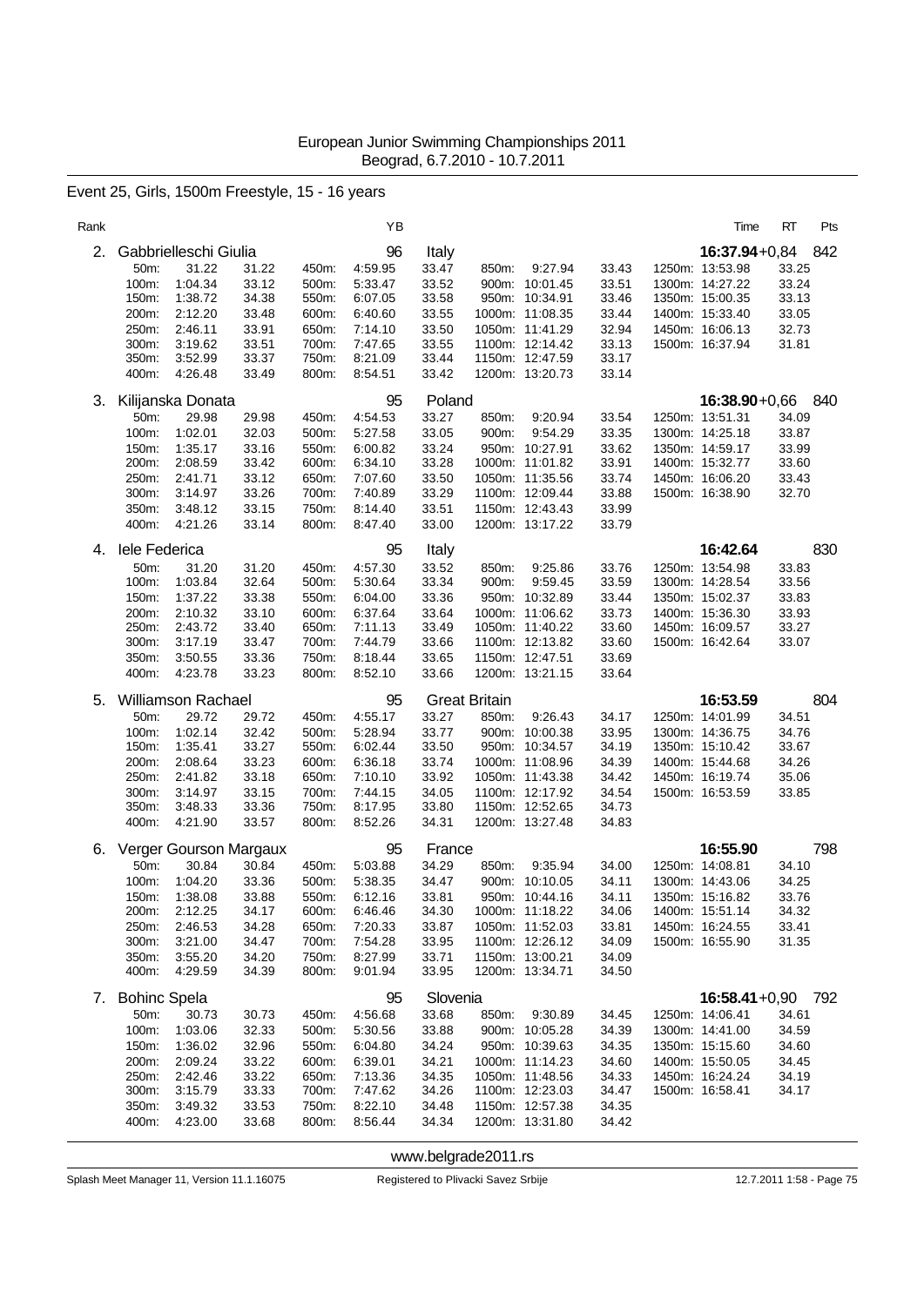European Junior Swimming Championships 2011
Beograd, 6.7.2010 - 10.7.2011

## Event 25, Girls, 1500m Freestyle, 15 - 16 years

| Rank | | | | YB | | | | | | Time | RT | Pts |
|---|---|---|---|---|---|---|---|---|---|---|---|---|
| 2. | Gabbrielleschi Giulia | | | 96 | Italy | | | | | 16:37.94 | +0,84 | 842 |
| | 50m: 31.22 | 31.22 | 450m: 4:59.95 | | 33.47 | 850m: 9:27.94 | 33.43 | | 1250m: 13:53.98 | 33.25 | | |
| | 100m: 1:04.34 | 33.12 | 500m: 5:33.47 | | 33.52 | 900m: 10:01.45 | 33.51 | | 1300m: 14:27.22 | 33.24 | | |
| | 150m: 1:38.72 | 34.38 | 550m: 6:07.05 | | 33.58 | 950m: 10:34.91 | 33.46 | | 1350m: 15:00.35 | 33.13 | | |
| | 200m: 2:12.20 | 33.48 | 600m: 6:40.60 | | 33.55 | 1000m: 11:08.35 | 33.44 | | 1400m: 15:33.40 | 33.05 | | |
| | 250m: 2:46.11 | 33.91 | 650m: 7:14.10 | | 33.50 | 1050m: 11:41.29 | 32.94 | | 1450m: 16:06.13 | 32.73 | | |
| | 300m: 3:19.62 | 33.51 | 700m: 7:47.65 | | 33.55 | 1100m: 12:14.42 | 33.13 | | 1500m: 16:37.94 | 31.81 | | |
| | 350m: 3:52.99 | 33.37 | 750m: 8:21.09 | | 33.44 | 1150m: 12:47.59 | 33.17 | | | | | |
| | 400m: 4:26.48 | 33.49 | 800m: 8:54.51 | | 33.42 | 1200m: 13:20.73 | 33.14 | | | | | |
| 3. | Kilijanska Donata | | | 95 | Poland | | | | | 16:38.90 | +0,66 | 840 |
| | 50m: 29.98 | 29.98 | 450m: 4:54.53 | | 33.27 | 850m: 9:20.94 | 33.54 | | 1250m: 13:51.31 | 34.09 | | |
| | 100m: 1:02.01 | 32.03 | 500m: 5:27.58 | | 33.05 | 900m: 9:54.29 | 33.35 | | 1300m: 14:25.18 | 33.87 | | |
| | 150m: 1:35.17 | 33.16 | 550m: 6:00.82 | | 33.24 | 950m: 10:27.91 | 33.62 | | 1350m: 14:59.17 | 33.99 | | |
| | 200m: 2:08.59 | 33.42 | 600m: 6:34.10 | | 33.28 | 1000m: 11:01.82 | 33.91 | | 1400m: 15:32.77 | 33.60 | | |
| | 250m: 2:41.71 | 33.12 | 650m: 7:07.60 | | 33.50 | 1050m: 11:35.56 | 33.74 | | 1450m: 16:06.20 | 33.43 | | |
| | 300m: 3:14.97 | 33.26 | 700m: 7:40.89 | | 33.29 | 1100m: 12:09.44 | 33.88 | | 1500m: 16:38.90 | 32.70 | | |
| | 350m: 3:48.12 | 33.15 | 750m: 8:14.40 | | 33.51 | 1150m: 12:43.43 | 33.99 | | | | | |
| | 400m: 4:21.26 | 33.14 | 800m: 8:47.40 | | 33.00 | 1200m: 13:17.22 | 33.79 | | | | | |
| 4. | Iele Federica | | | 95 | Italy | | | | | 16:42.64 | | 830 |
| | 50m: 31.20 | 31.20 | 450m: 4:57.30 | | 33.52 | 850m: 9:25.86 | 33.76 | | 1250m: 13:54.98 | 33.83 | | |
| | 100m: 1:03.84 | 32.64 | 500m: 5:30.64 | | 33.34 | 900m: 9:59.45 | 33.59 | | 1300m: 14:28.54 | 33.56 | | |
| | 150m: 1:37.22 | 33.38 | 550m: 6:04.00 | | 33.36 | 950m: 10:32.89 | 33.44 | | 1350m: 15:02.37 | 33.83 | | |
| | 200m: 2:10.32 | 33.10 | 600m: 6:37.64 | | 33.64 | 1000m: 11:06.62 | 33.73 | | 1400m: 15:36.30 | 33.93 | | |
| | 250m: 2:43.72 | 33.40 | 650m: 7:11.13 | | 33.49 | 1050m: 11:40.22 | 33.60 | | 1450m: 16:09.57 | 33.27 | | |
| | 300m: 3:17.19 | 33.47 | 700m: 7:44.79 | | 33.66 | 1100m: 12:13.82 | 33.60 | | 1500m: 16:42.64 | 33.07 | | |
| | 350m: 3:50.55 | 33.36 | 750m: 8:18.44 | | 33.65 | 1150m: 12:47.51 | 33.69 | | | | | |
| | 400m: 4:23.78 | 33.23 | 800m: 8:52.10 | | 33.66 | 1200m: 13:21.15 | 33.64 | | | | | |
| 5. | Williamson Rachael | | | 95 | Great Britain | | | | | 16:53.59 | | 804 |
| | 50m: 29.72 | 29.72 | 450m: 4:55.17 | | 33.27 | 850m: 9:26.43 | 34.17 | | 1250m: 14:01.99 | 34.51 | | |
| | 100m: 1:02.14 | 32.42 | 500m: 5:28.94 | | 33.77 | 900m: 10:00.38 | 33.95 | | 1300m: 14:36.75 | 34.76 | | |
| | 150m: 1:35.41 | 33.27 | 550m: 6:02.44 | | 33.50 | 950m: 10:34.57 | 34.19 | | 1350m: 15:10.42 | 33.67 | | |
| | 200m: 2:08.64 | 33.23 | 600m: 6:36.18 | | 33.74 | 1000m: 11:08.96 | 34.39 | | 1400m: 15:44.68 | 34.26 | | |
| | 250m: 2:41.82 | 33.18 | 650m: 7:10.10 | | 33.92 | 1050m: 11:43.38 | 34.42 | | 1450m: 16:19.74 | 35.06 | | |
| | 300m: 3:14.97 | 33.15 | 700m: 7:44.15 | | 34.05 | 1100m: 12:17.92 | 34.54 | | 1500m: 16:53.59 | 33.85 | | |
| | 350m: 3:48.33 | 33.36 | 750m: 8:17.95 | | 33.80 | 1150m: 12:52.65 | 34.73 | | | | | |
| | 400m: 4:21.90 | 33.57 | 800m: 8:52.26 | | 34.31 | 1200m: 13:27.48 | 34.83 | | | | | |
| 6. | Verger Gourson Margaux | | | 95 | France | | | | | 16:55.90 | | 798 |
| | 50m: 30.84 | 30.84 | 450m: 5:03.88 | | 34.29 | 850m: 9:35.94 | 34.00 | | 1250m: 14:08.81 | 34.10 | | |
| | 100m: 1:04.20 | 33.36 | 500m: 5:38.35 | | 34.47 | 900m: 10:10.05 | 34.11 | | 1300m: 14:43.06 | 34.25 | | |
| | 150m: 1:38.08 | 33.88 | 550m: 6:12.16 | | 33.81 | 950m: 10:44.16 | 34.11 | | 1350m: 15:16.82 | 33.76 | | |
| | 200m: 2:12.25 | 34.17 | 600m: 6:46.46 | | 34.30 | 1000m: 11:18.22 | 34.06 | | 1400m: 15:51.14 | 34.32 | | |
| | 250m: 2:46.53 | 34.28 | 650m: 7:20.33 | | 33.87 | 1050m: 11:52.03 | 33.81 | | 1450m: 16:24.55 | 33.41 | | |
| | 300m: 3:21.00 | 34.47 | 700m: 7:54.28 | | 33.95 | 1100m: 12:26.12 | 34.09 | | 1500m: 16:55.90 | 31.35 | | |
| | 350m: 3:55.20 | 34.20 | 750m: 8:27.99 | | 33.71 | 1150m: 13:00.21 | 34.09 | | | | | |
| | 400m: 4:29.59 | 34.39 | 800m: 9:01.94 | | 33.95 | 1200m: 13:34.71 | 34.50 | | | | | |
| 7. | Bohinc Spela | | | 95 | Slovenia | | | | | 16:58.41 | +0,90 | 792 |
| | 50m: 30.73 | 30.73 | 450m: 4:56.68 | | 33.68 | 850m: 9:30.89 | 34.45 | | 1250m: 14:06.41 | 34.61 | | |
| | 100m: 1:03.06 | 32.33 | 500m: 5:30.56 | | 33.88 | 900m: 10:05.28 | 34.39 | | 1300m: 14:41.00 | 34.59 | | |
| | 150m: 1:36.02 | 32.96 | 550m: 6:04.80 | | 34.24 | 950m: 10:39.63 | 34.35 | | 1350m: 15:15.60 | 34.60 | | |
| | 200m: 2:09.24 | 33.22 | 600m: 6:39.01 | | 34.21 | 1000m: 11:14.23 | 34.60 | | 1400m: 15:50.05 | 34.45 | | |
| | 250m: 2:42.46 | 33.22 | 650m: 7:13.36 | | 34.35 | 1050m: 11:48.56 | 34.33 | | 1450m: 16:24.24 | 34.19 | | |
| | 300m: 3:15.79 | 33.33 | 700m: 7:47.62 | | 34.26 | 1100m: 12:23.03 | 34.47 | | 1500m: 16:58.41 | 34.17 | | |
| | 350m: 3:49.32 | 33.53 | 750m: 8:22.10 | | 34.48 | 1150m: 12:57.38 | 34.35 | | | | | |
| | 400m: 4:23.00 | 33.68 | 800m: 8:56.44 | | 34.34 | 1200m: 13:31.80 | 34.42 | | | | | |

www.belgrade2011.rs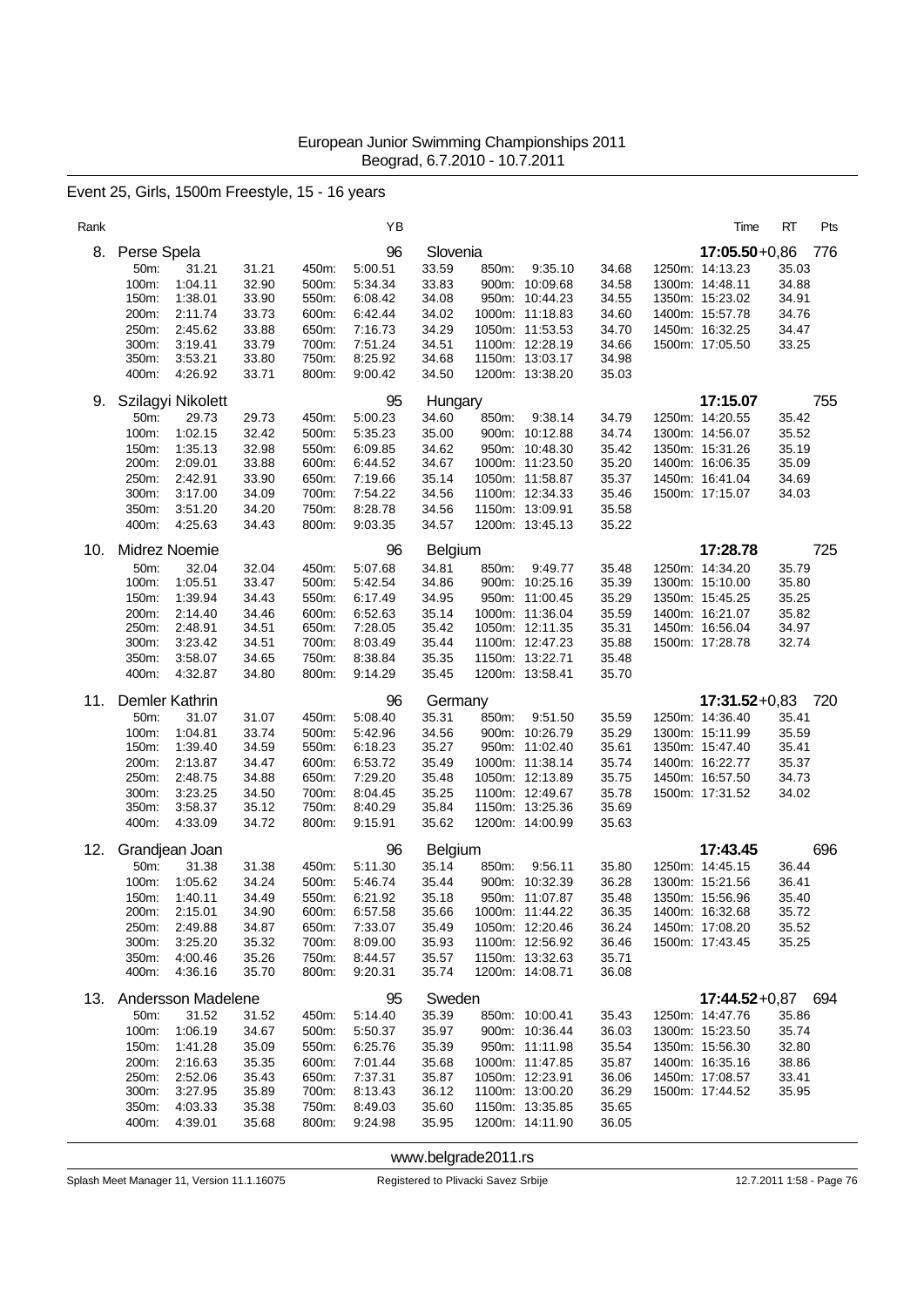European Junior Swimming Championships 2011
Beograd, 6.7.2010 - 10.7.2011

## Event 25, Girls, 1500m Freestyle, 15 - 16 years

| Rank | Name | YB | Country | Time | RT | Pts |
|---|---|---|---|---|---|---|
| 8. | Perse Spela | 96 | Slovenia | 17:05.50 | +0,86 | 776 |

| | | | | | | | | | | | |
|---|---|---|---|---|---|---|---|---|---|---|---|
| 50m: | 31.21 | 31.21 | 450m: | 5:00.51 | 33.59 | 850m: | 9:35.10 | 34.68 | 1250m: | 14:13.23 | 35.03 |
| 100m: | 1:04.11 | 32.90 | 500m: | 5:34.34 | 33.83 | 900m: | 10:09.68 | 34.58 | 1300m: | 14:48.11 | 34.88 |
| 150m: | 1:38.01 | 33.90 | 550m: | 6:08.42 | 34.08 | 950m: | 10:44.23 | 34.55 | 1350m: | 15:23.02 | 34.91 |
| 200m: | 2:11.74 | 33.73 | 600m: | 6:42.44 | 34.02 | 1000m: | 11:18.83 | 34.60 | 1400m: | 15:57.78 | 34.76 |
| 250m: | 2:45.62 | 33.88 | 650m: | 7:16.73 | 34.29 | 1050m: | 11:53.53 | 34.70 | 1450m: | 16:32.25 | 34.47 |
| 300m: | 3:19.41 | 33.79 | 700m: | 7:51.24 | 34.51 | 1100m: | 12:28.19 | 34.66 | 1500m: | 17:05.50 | 33.25 |
| 350m: | 3:53.21 | 33.80 | 750m: | 8:25.92 | 34.68 | 1150m: | 13:03.17 | 34.98 | | | |
| 400m: | 4:26.92 | 33.71 | 800m: | 9:00.42 | 34.50 | 1200m: | 13:38.20 | 35.03 | | | |

| Rank | Name | YB | Country | Time | RT | Pts |
|---|---|---|---|---|---|---|
| 9. | Szilagyi Nikolett | 95 | Hungary | 17:15.07 | | 755 |

| | | | | | | | | | | | |
|---|---|---|---|---|---|---|---|---|---|---|---|
| 50m: | 29.73 | 29.73 | 450m: | 5:00.23 | 34.60 | 850m: | 9:38.14 | 34.79 | 1250m: | 14:20.55 | 35.42 |
| 100m: | 1:02.15 | 32.42 | 500m: | 5:35.23 | 35.00 | 900m: | 10:12.88 | 34.74 | 1300m: | 14:56.07 | 35.52 |
| 150m: | 1:35.13 | 32.98 | 550m: | 6:09.85 | 34.62 | 950m: | 10:48.30 | 35.42 | 1350m: | 15:31.26 | 35.19 |
| 200m: | 2:09.01 | 33.88 | 600m: | 6:44.52 | 34.67 | 1000m: | 11:23.50 | 35.20 | 1400m: | 16:06.35 | 35.09 |
| 250m: | 2:42.91 | 33.90 | 650m: | 7:19.66 | 35.14 | 1050m: | 11:58.87 | 35.37 | 1450m: | 16:41.04 | 34.69 |
| 300m: | 3:17.00 | 34.09 | 700m: | 7:54.22 | 34.56 | 1100m: | 12:34.33 | 35.46 | 1500m: | 17:15.07 | 34.03 |
| 350m: | 3:51.20 | 34.20 | 750m: | 8:28.78 | 34.56 | 1150m: | 13:09.91 | 35.58 | | | |
| 400m: | 4:25.63 | 34.43 | 800m: | 9:03.35 | 34.57 | 1200m: | 13:45.13 | 35.22 | | | |

| Rank | Name | YB | Country | Time | RT | Pts |
|---|---|---|---|---|---|---|
| 10. | Midrez Noemie | 96 | Belgium | 17:28.78 | | 725 |

| | | | | | | | | | | | |
|---|---|---|---|---|---|---|---|---|---|---|---|
| 50m: | 32.04 | 32.04 | 450m: | 5:07.68 | 34.81 | 850m: | 9:49.77 | 35.48 | 1250m: | 14:34.20 | 35.79 |
| 100m: | 1:05.51 | 33.47 | 500m: | 5:42.54 | 34.86 | 900m: | 10:25.16 | 35.39 | 1300m: | 15:10.00 | 35.80 |
| 150m: | 1:39.94 | 34.43 | 550m: | 6:17.49 | 34.95 | 950m: | 11:00.45 | 35.29 | 1350m: | 15:45.25 | 35.25 |
| 200m: | 2:14.40 | 34.46 | 600m: | 6:52.63 | 35.14 | 1000m: | 11:36.04 | 35.59 | 1400m: | 16:21.07 | 35.82 |
| 250m: | 2:48.91 | 34.51 | 650m: | 7:28.05 | 35.42 | 1050m: | 12:11.35 | 35.31 | 1450m: | 16:56.04 | 34.97 |
| 300m: | 3:23.42 | 34.51 | 700m: | 8:03.49 | 35.44 | 1100m: | 12:47.23 | 35.88 | 1500m: | 17:28.78 | 32.74 |
| 350m: | 3:58.07 | 34.65 | 750m: | 8:38.84 | 35.35 | 1150m: | 13:22.71 | 35.48 | | | |
| 400m: | 4:32.87 | 34.80 | 800m: | 9:14.29 | 35.45 | 1200m: | 13:58.41 | 35.70 | | | |

| Rank | Name | YB | Country | Time | RT | Pts |
|---|---|---|---|---|---|---|
| 11. | Demler Kathrin | 96 | Germany | 17:31.52 | +0,83 | 720 |

| | | | | | | | | | | | |
|---|---|---|---|---|---|---|---|---|---|---|---|
| 50m: | 31.07 | 31.07 | 450m: | 5:08.40 | 35.31 | 850m: | 9:51.50 | 35.59 | 1250m: | 14:36.40 | 35.41 |
| 100m: | 1:04.81 | 33.74 | 500m: | 5:42.96 | 34.56 | 900m: | 10:26.79 | 35.29 | 1300m: | 15:11.99 | 35.59 |
| 150m: | 1:39.40 | 34.59 | 550m: | 6:18.23 | 35.27 | 950m: | 11:02.40 | 35.61 | 1350m: | 15:47.40 | 35.41 |
| 200m: | 2:13.87 | 34.47 | 600m: | 6:53.72 | 35.49 | 1000m: | 11:38.14 | 35.74 | 1400m: | 16:22.77 | 35.37 |
| 250m: | 2:48.75 | 34.88 | 650m: | 7:29.20 | 35.48 | 1050m: | 12:13.89 | 35.75 | 1450m: | 16:57.50 | 34.73 |
| 300m: | 3:23.25 | 34.50 | 700m: | 8:04.45 | 35.25 | 1100m: | 12:49.67 | 35.78 | 1500m: | 17:31.52 | 34.02 |
| 350m: | 3:58.37 | 35.12 | 750m: | 8:40.29 | 35.84 | 1150m: | 13:25.36 | 35.69 | | | |
| 400m: | 4:33.09 | 34.72 | 800m: | 9:15.91 | 35.62 | 1200m: | 14:00.99 | 35.63 | | | |

| Rank | Name | YB | Country | Time | RT | Pts |
|---|---|---|---|---|---|---|
| 12. | Grandjean Joan | 96 | Belgium | 17:43.45 | | 696 |

| | | | | | | | | | | | |
|---|---|---|---|---|---|---|---|---|---|---|---|
| 50m: | 31.38 | 31.38 | 450m: | 5:11.30 | 35.14 | 850m: | 9:56.11 | 35.80 | 1250m: | 14:45.15 | 36.44 |
| 100m: | 1:05.62 | 34.24 | 500m: | 5:46.74 | 35.44 | 900m: | 10:32.39 | 36.28 | 1300m: | 15:21.56 | 36.41 |
| 150m: | 1:40.11 | 34.49 | 550m: | 6:21.92 | 35.18 | 950m: | 11:07.87 | 35.48 | 1350m: | 15:56.96 | 35.40 |
| 200m: | 2:15.01 | 34.90 | 600m: | 6:57.58 | 35.66 | 1000m: | 11:44.22 | 36.35 | 1400m: | 16:32.68 | 35.72 |
| 250m: | 2:49.88 | 34.87 | 650m: | 7:33.07 | 35.49 | 1050m: | 12:20.46 | 36.24 | 1450m: | 17:08.20 | 35.52 |
| 300m: | 3:25.20 | 35.32 | 700m: | 8:09.00 | 35.93 | 1100m: | 12:56.92 | 36.46 | 1500m: | 17:43.45 | 35.25 |
| 350m: | 4:00.46 | 35.26 | 750m: | 8:44.57 | 35.57 | 1150m: | 13:32.63 | 35.71 | | | |
| 400m: | 4:36.16 | 35.70 | 800m: | 9:20.31 | 35.74 | 1200m: | 14:08.71 | 36.08 | | | |

| Rank | Name | YB | Country | Time | RT | Pts |
|---|---|---|---|---|---|---|
| 13. | Andersson Madelene | 95 | Sweden | 17:44.52 | +0,87 | 694 |

| | | | | | | | | | | | |
|---|---|---|---|---|---|---|---|---|---|---|---|
| 50m: | 31.52 | 31.52 | 450m: | 5:14.40 | 35.39 | 850m: | 10:00.41 | 35.43 | 1250m: | 14:47.76 | 35.86 |
| 100m: | 1:06.19 | 34.67 | 500m: | 5:50.37 | 35.97 | 900m: | 10:36.44 | 36.03 | 1300m: | 15:23.50 | 35.74 |
| 150m: | 1:41.28 | 35.09 | 550m: | 6:25.76 | 35.39 | 950m: | 11:11.98 | 35.54 | 1350m: | 15:56.30 | 32.80 |
| 200m: | 2:16.63 | 35.35 | 600m: | 7:01.44 | 35.68 | 1000m: | 11:47.85 | 35.87 | 1400m: | 16:35.16 | 38.86 |
| 250m: | 2:52.06 | 35.43 | 650m: | 7:37.31 | 35.87 | 1050m: | 12:23.91 | 36.06 | 1450m: | 17:08.57 | 33.41 |
| 300m: | 3:27.95 | 35.89 | 700m: | 8:13.43 | 36.12 | 1100m: | 13:00.20 | 36.29 | 1500m: | 17:44.52 | 35.95 |
| 350m: | 4:03.33 | 35.38 | 750m: | 8:49.03 | 35.60 | 1150m: | 13:35.85 | 35.65 | | | |
| 400m: | 4:39.01 | 35.68 | 800m: | 9:24.98 | 35.95 | 1200m: | 14:11.90 | 36.05 | | | |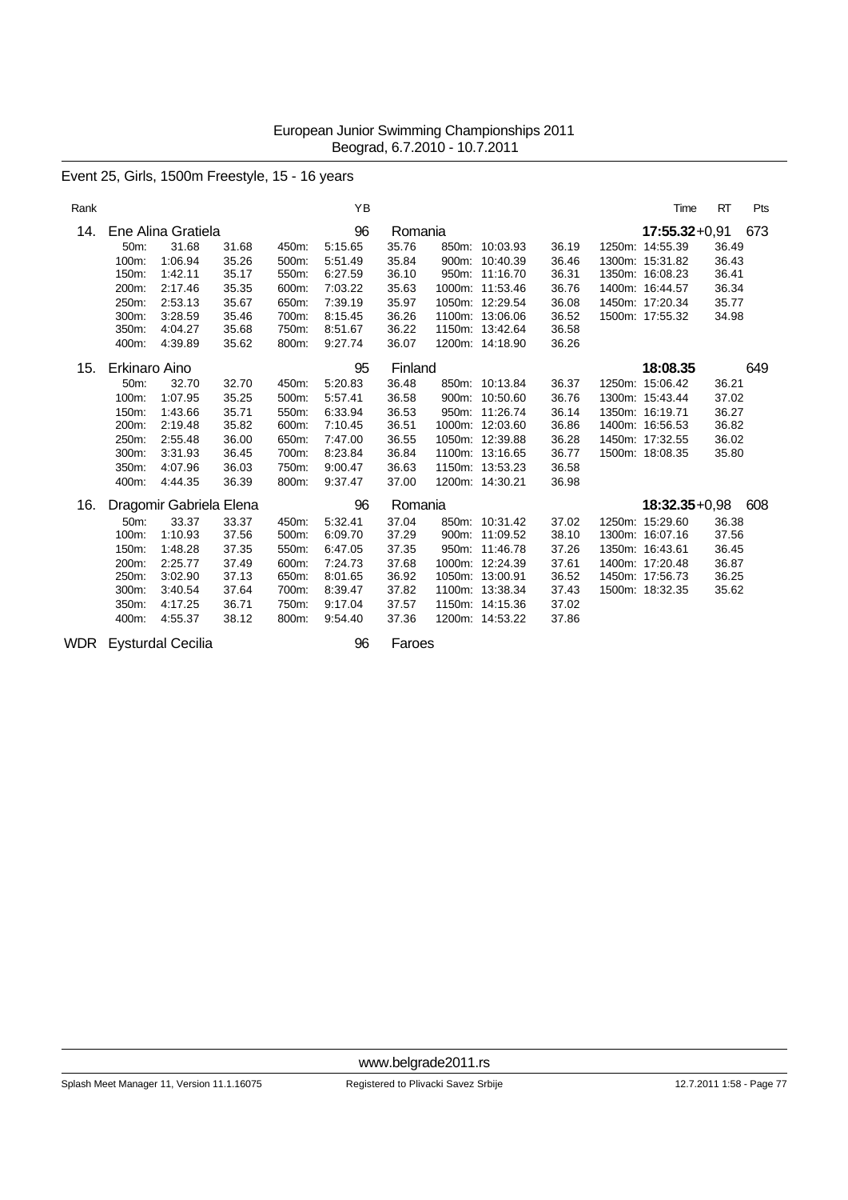European Junior Swimming Championships 2011
Beograd, 6.7.2010 - 10.7.2011

## Event 25, Girls, 1500m Freestyle, 15 - 16 years

| Rank | | | | | YB | | | | | | Time | RT | Pts |
|---|---|---|---|---|---|---|---|---|---|---|---|---|---|
| 14. | Ene Alina Gratiela | | | | 96 | Romania | | | | | **17:55.32** | +0,91 | 673 |
| | 50m: | 31.68 | 31.68 | 450m: | 5:15.65 | 35.76 | 850m: | 10:03.93 | 36.19 | 1250m: | 14:55.39 | 36.49 | |
| | 100m: | 1:06.94 | 35.26 | 500m: | 5:51.49 | 35.84 | 900m: | 10:40.39 | 36.46 | 1300m: | 15:31.82 | 36.43 | |
| | 150m: | 1:42.11 | 35.17 | 550m: | 6:27.59 | 36.10 | 950m: | 11:16.70 | 36.31 | 1350m: | 16:08.23 | 36.41 | |
| | 200m: | 2:17.46 | 35.35 | 600m: | 7:03.22 | 35.63 | 1000m: | 11:53.46 | 36.76 | 1400m: | 16:44.57 | 36.34 | |
| | 250m: | 2:53.13 | 35.67 | 650m: | 7:39.19 | 35.97 | 1050m: | 12:29.54 | 36.08 | 1450m: | 17:20.34 | 35.77 | |
| | 300m: | 3:28.59 | 35.46 | 700m: | 8:15.45 | 36.26 | 1100m: | 13:06.06 | 36.52 | 1500m: | 17:55.32 | 34.98 | |
| | 350m: | 4:04.27 | 35.68 | 750m: | 8:51.67 | 36.22 | 1150m: | 13:42.64 | 36.58 | | | | |
| | 400m: | 4:39.89 | 35.62 | 800m: | 9:27.74 | 36.07 | 1200m: | 14:18.90 | 36.26 | | | | |
| 15. | Erkinaro Aino | | | | 95 | Finland | | | | | **18:08.35** | | 649 |
| | 50m: | 32.70 | 32.70 | 450m: | 5:20.83 | 36.48 | 850m: | 10:13.84 | 36.37 | 1250m: | 15:06.42 | 36.21 | |
| | 100m: | 1:07.95 | 35.25 | 500m: | 5:57.41 | 36.58 | 900m: | 10:50.60 | 36.76 | 1300m: | 15:43.44 | 37.02 | |
| | 150m: | 1:43.66 | 35.71 | 550m: | 6:33.94 | 36.53 | 950m: | 11:26.74 | 36.14 | 1350m: | 16:19.71 | 36.27 | |
| | 200m: | 2:19.48 | 35.82 | 600m: | 7:10.45 | 36.51 | 1000m: | 12:03.60 | 36.86 | 1400m: | 16:56.53 | 36.82 | |
| | 250m: | 2:55.48 | 36.00 | 650m: | 7:47.00 | 36.55 | 1050m: | 12:39.88 | 36.28 | 1450m: | 17:32.55 | 36.02 | |
| | 300m: | 3:31.93 | 36.45 | 700m: | 8:23.84 | 36.84 | 1100m: | 13:16.65 | 36.77 | 1500m: | 18:08.35 | 35.80 | |
| | 350m: | 4:07.96 | 36.03 | 750m: | 9:00.47 | 36.63 | 1150m: | 13:53.23 | 36.58 | | | | |
| | 400m: | 4:44.35 | 36.39 | 800m: | 9:37.47 | 37.00 | 1200m: | 14:30.21 | 36.98 | | | | |
| 16. | Dragomir Gabriela Elena | | | | 96 | Romania | | | | | **18:32.35** | +0,98 | 608 |
| | 50m: | 33.37 | 33.37 | 450m: | 5:32.41 | 37.04 | 850m: | 10:31.42 | 37.02 | 1250m: | 15:29.60 | 36.38 | |
| | 100m: | 1:10.93 | 37.56 | 500m: | 6:09.70 | 37.29 | 900m: | 11:09.52 | 38.10 | 1300m: | 16:07.16 | 37.56 | |
| | 150m: | 1:48.28 | 37.35 | 550m: | 6:47.05 | 37.35 | 950m: | 11:46.78 | 37.26 | 1350m: | 16:43.61 | 36.45 | |
| | 200m: | 2:25.77 | 37.49 | 600m: | 7:24.73 | 37.68 | 1000m: | 12:24.39 | 37.61 | 1400m: | 17:20.48 | 36.87 | |
| | 250m: | 3:02.90 | 37.13 | 650m: | 8:01.65 | 36.92 | 1050m: | 13:00.91 | 36.52 | 1450m: | 17:56.73 | 36.25 | |
| | 300m: | 3:40.54 | 37.64 | 700m: | 8:39.47 | 37.82 | 1100m: | 13:38.34 | 37.43 | 1500m: | 18:32.35 | 35.62 | |
| | 350m: | 4:17.25 | 36.71 | 750m: | 9:17.04 | 37.57 | 1150m: | 14:15.36 | 37.02 | | | | |
| | 400m: | 4:55.37 | 38.12 | 800m: | 9:54.40 | 37.36 | 1200m: | 14:53.22 | 37.86 | | | | |
| WDR | Eysturdal Cecilia | | | | 96 | Faroes | | | | | | | |

www.belgrade2011.rs

Splash Meet Manager 11, Version 11.1.16075 — Registered to Plivacki Savez Srbije — 12.7.2011 1:58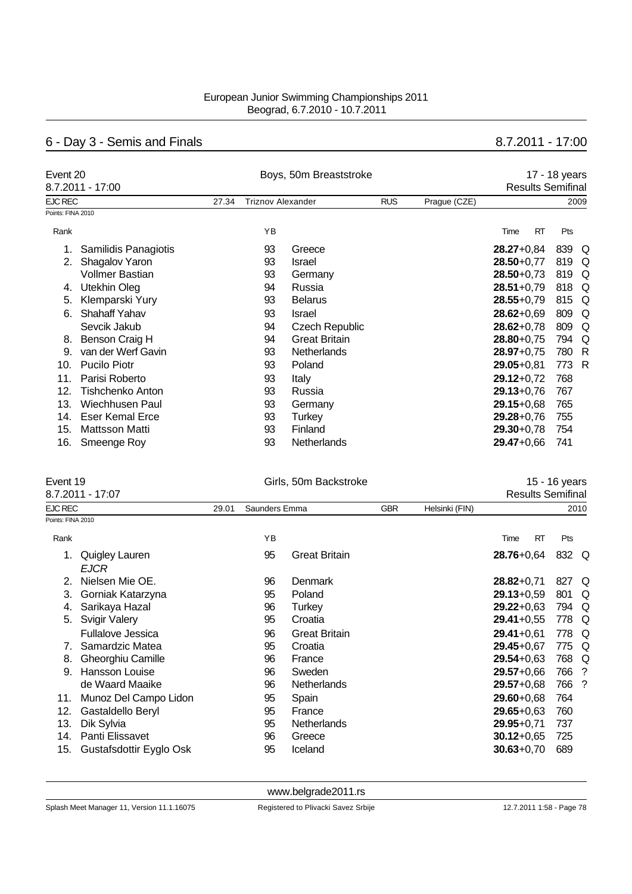European Junior Swimming Championships 2011
Beograd, 6.7.2010 - 10.7.2011

## 6 - Day 3 - Semis and Finals

8.7.2011 - 17:00

### Event 20 — Boys, 50m Breaststroke — 17 - 18 years

8.7.2011 - 17:00 — Results Semifinal

EJC REC: 27.34 Triznov Alexander RUS Prague (CZE) 2009

Points: FINA 2010

| Rank | Name | YB | Nation | Time | RT | Pts | |
|---|---|---|---|---|---|---|---|
| 1. | Samilidis Panagiotis | 93 | Greece | **28.27** | +0,84 | 839 | Q |
| 2. | Shagalov Yaron | 93 | Israel | **28.50** | +0,77 | 819 | Q |
| | Vollmer Bastian | 93 | Germany | **28.50** | +0,73 | 819 | Q |
| 4. | Utekhin Oleg | 94 | Russia | **28.51** | +0,79 | 818 | Q |
| 5. | Klemparski Yury | 93 | Belarus | **28.55** | +0,79 | 815 | Q |
| 6. | Shahaff Yahav | 93 | Israel | **28.62** | +0,69 | 809 | Q |
| | Sevcik Jakub | 94 | Czech Republic | **28.62** | +0,78 | 809 | Q |
| 8. | Benson Craig H | 94 | Great Britain | **28.80** | +0,75 | 794 | Q |
| 9. | van der Werf Gavin | 93 | Netherlands | **28.97** | +0,75 | 780 | R |
| 10. | Pucilo Piotr | 93 | Poland | **29.05** | +0,81 | 773 | R |
| 11. | Parisi Roberto | 93 | Italy | **29.12** | +0,72 | 768 | |
| 12. | Tishchenko Anton | 93 | Russia | **29.13** | +0,76 | 767 | |
| 13. | Wiechhusen Paul | 93 | Germany | **29.15** | +0,68 | 765 | |
| 14. | Eser Kemal Erce | 93 | Turkey | **29.28** | +0,76 | 755 | |
| 15. | Mattsson Matti | 93 | Finland | **29.30** | +0,78 | 754 | |
| 16. | Smeenge Roy | 93 | Netherlands | **29.47** | +0,66 | 741 | |

### Event 19 — Girls, 50m Backstroke — 15 - 16 years

8.7.2011 - 17:07 — Results Semifinal

EJC REC: 29.01 Saunders Emma GBR Helsinki (FIN) 2010

Points: FINA 2010

| Rank | Name | YB | Nation | Time | RT | Pts | |
|---|---|---|---|---|---|---|---|
| 1. | Quigley Lauren *EJCR* | 95 | Great Britain | **28.76** | +0,64 | 832 | Q |
| 2. | Nielsen Mie OE. | 96 | Denmark | **28.82** | +0,71 | 827 | Q |
| 3. | Gorniak Katarzyna | 95 | Poland | **29.13** | +0,59 | 801 | Q |
| 4. | Sarikaya Hazal | 96 | Turkey | **29.22** | +0,63 | 794 | Q |
| 5. | Svigir Valery | 95 | Croatia | **29.41** | +0,55 | 778 | Q |
| | Fullalove Jessica | 96 | Great Britain | **29.41** | +0,61 | 778 | Q |
| 7. | Samardzic Matea | 95 | Croatia | **29.45** | +0,67 | 775 | Q |
| 8. | Gheorghiu Camille | 96 | France | **29.54** | +0,63 | 768 | Q |
| 9. | Hansson Louise | 96 | Sweden | **29.57** | +0,66 | 766 | ? |
| | de Waard Maaike | 96 | Netherlands | **29.57** | +0,68 | 766 | ? |
| 11. | Munoz Del Campo Lidon | 95 | Spain | **29.60** | +0,68 | 764 | |
| 12. | Gastaldello Beryl | 95 | France | **29.65** | +0,63 | 760 | |
| 13. | Dik Sylvia | 95 | Netherlands | **29.95** | +0,71 | 737 | |
| 14. | Panti Elissavet | 96 | Greece | **30.12** | +0,65 | 725 | |
| 15. | Gustafsdottir Eyglo Osk | 95 | Iceland | **30.63** | +0,70 | 689 | |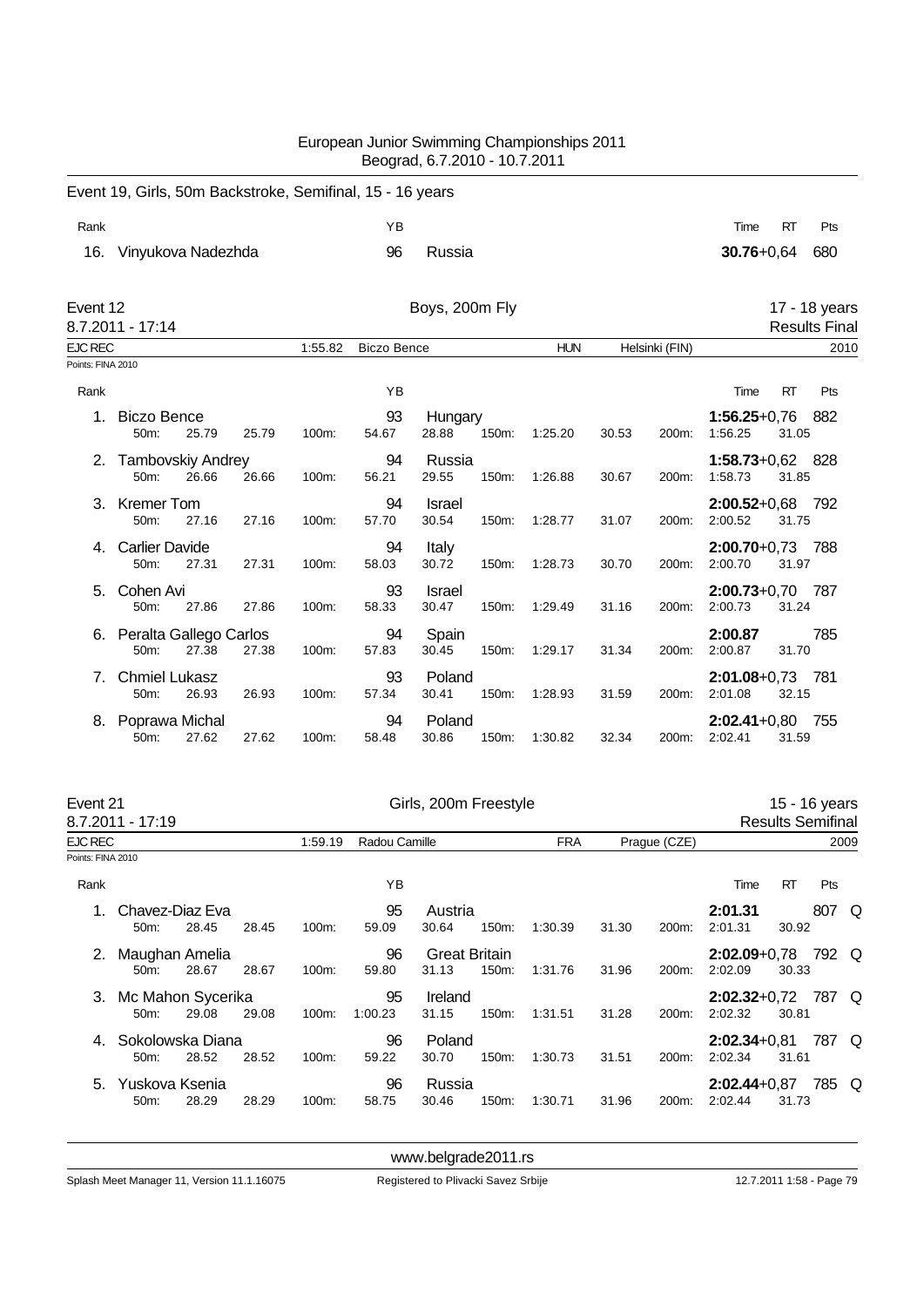European Junior Swimming Championships 2011
Beograd, 6.7.2010 - 10.7.2011

## Event 19, Girls, 50m Backstroke, Semifinal, 15 - 16 years

| Rank | | YB | | Time | RT | Pts |
|---|---|---|---|---|---|---|
| 16. | Vinyukova Nadezhda | 96 | Russia | **30.76** | +0,64 | 680 |

## Event 12 — Boys, 200m Fly — 17 - 18 years

8.7.2011 - 17:14 — Results Final

| EJC REC | 1:55.82 | Biczo Bence | HUN | Helsinki (FIN) | 2010 |
|---|---|---|---|---|---|

Points: FINA 2010

| Rank | Name | YB | Nation | 50m | 100m | 150m | 200m | Time | RT | Pts |
|---|---|---|---|---|---|---|---|---|---|---|
| 1. | Biczo Bence | 93 | Hungary | 25.79 (25.79) | 54.67 (28.88) | 1:25.20 (30.53) | 1:56.25 (31.05) | **1:56.25** | +0,76 | 882 |
| 2. | Tambovskiy Andrey | 94 | Russia | 26.66 (26.66) | 56.21 (29.55) | 1:26.88 (30.67) | 1:58.73 (31.85) | **1:58.73** | +0,62 | 828 |
| 3. | Kremer Tom | 94 | Israel | 27.16 (27.16) | 57.70 (30.54) | 1:28.77 (31.07) | 2:00.52 (31.75) | **2:00.52** | +0,68 | 792 |
| 4. | Carlier Davide | 94 | Italy | 27.31 (27.31) | 58.03 (30.72) | 1:28.73 (30.70) | 2:00.70 (31.97) | **2:00.70** | +0,73 | 788 |
| 5. | Cohen Avi | 93 | Israel | 27.86 (27.86) | 58.33 (30.47) | 1:29.49 (31.16) | 2:00.73 (31.24) | **2:00.73** | +0,70 | 787 |
| 6. | Peralta Gallego Carlos | 94 | Spain | 27.38 (27.38) | 57.83 (30.45) | 1:29.17 (31.34) | 2:00.87 (31.70) | **2:00.87** | | 785 |
| 7. | Chmiel Lukasz | 93 | Poland | 26.93 (26.93) | 57.34 (30.41) | 1:28.93 (31.59) | 2:01.08 (32.15) | **2:01.08** | +0,73 | 781 |
| 8. | Poprawa Michal | 94 | Poland | 27.62 (27.62) | 58.48 (30.86) | 1:30.82 (32.34) | 2:02.41 (31.59) | **2:02.41** | +0,80 | 755 |

## Event 21 — Girls, 200m Freestyle — 15 - 16 years

8.7.2011 - 17:19 — Results Semifinal

| EJC REC | 1:59.19 | Radou Camille | FRA | Prague (CZE) | 2009 |
|---|---|---|---|---|---|

Points: FINA 2010

| Rank | Name | YB | Nation | 50m | 100m | 150m | 200m | Time | RT | Pts | |
|---|---|---|---|---|---|---|---|---|---|---|---|
| 1. | Chavez-Diaz Eva | 95 | Austria | 28.45 (28.45) | 59.09 (30.64) | 1:30.39 (31.30) | 2:01.31 (30.92) | **2:01.31** | | 807 | Q |
| 2. | Maughan Amelia | 96 | Great Britain | 28.67 (28.67) | 59.80 (31.13) | 1:31.76 (31.96) | 2:02.09 (30.33) | **2:02.09** | +0,78 | 792 | Q |
| 3. | Mc Mahon Sycerika | 95 | Ireland | 29.08 (29.08) | 1:00.23 (31.15) | 1:31.51 (31.28) | 2:02.32 (30.81) | **2:02.32** | +0,72 | 787 | Q |
| 4. | Sokolowska Diana | 96 | Poland | 28.52 (28.52) | 59.22 (30.70) | 1:30.73 (31.51) | 2:02.34 (31.61) | **2:02.34** | +0,81 | 787 | Q |
| 5. | Yuskova Ksenia | 96 | Russia | 28.29 (28.29) | 58.75 (30.46) | 1:30.71 (31.96) | 2:02.44 (31.73) | **2:02.44** | +0,87 | 785 | Q |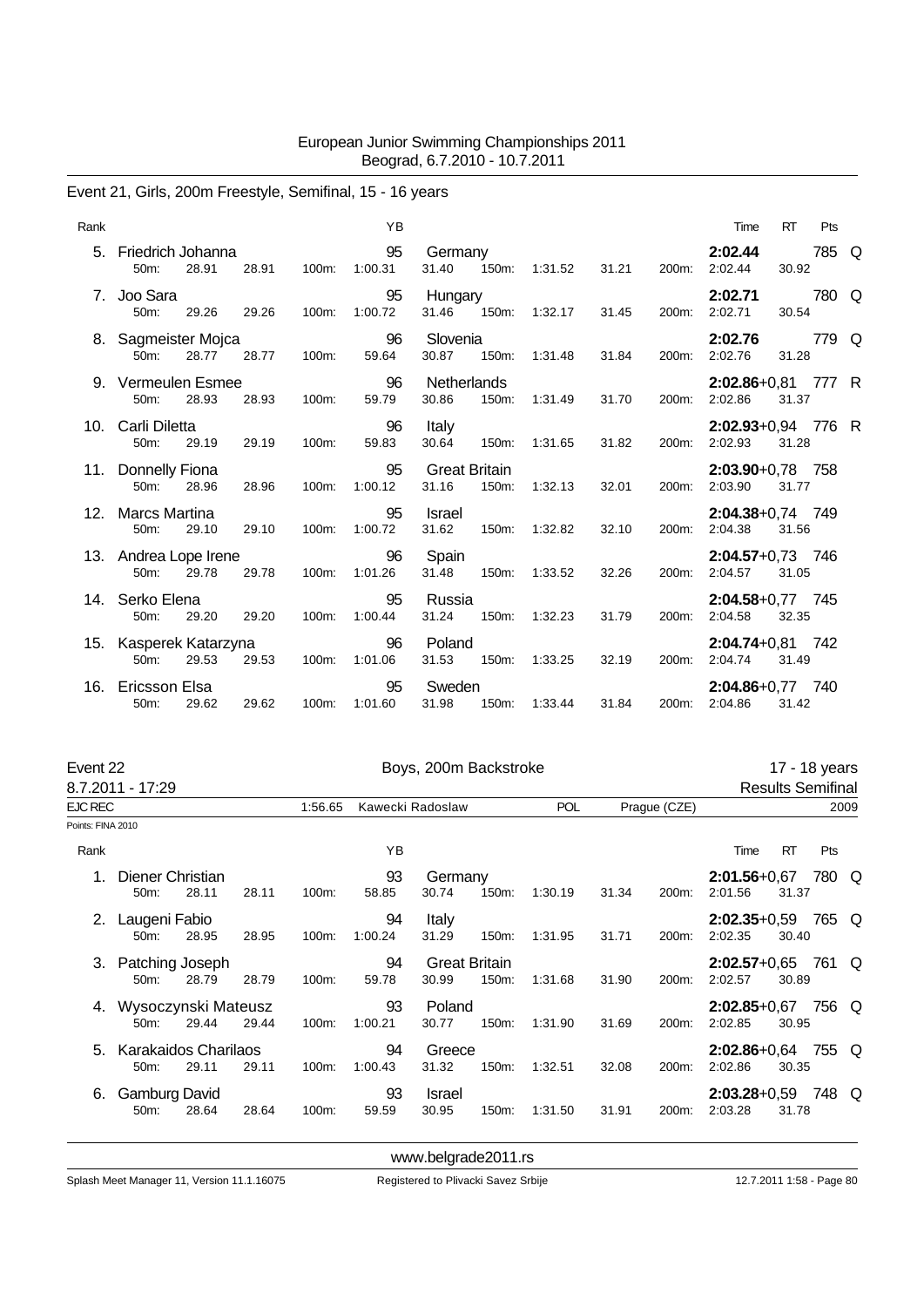European Junior Swimming Championships 2011
Beograd, 6.7.2010 - 10.7.2011

## Event 21, Girls, 200m Freestyle, Semifinal, 15 - 16 years

| Rank | Name | YB | Nation | 50m | 100m | 150m | 200m | Time | RT | Pts | |
|---|---|---|---|---|---|---|---|---|---|---|---|
| 5. | Friedrich Johanna | 95 | Germany | 28.91 (28.91) | 1:00.31 (31.40) | 1:31.52 (31.21) | 2:02.44 (30.92) | **2:02.44** | | 785 | Q |
| 7. | Joo Sara | 95 | Hungary | 29.26 (29.26) | 1:00.72 (31.46) | 1:32.17 (31.45) | 2:02.71 (30.54) | **2:02.71** | | 780 | Q |
| 8. | Sagmeister Mojca | 96 | Slovenia | 28.77 (28.77) | 59.64 (30.87) | 1:31.48 (31.84) | 2:02.76 (31.28) | **2:02.76** | | 779 | Q |
| 9. | Vermeulen Esmee | 96 | Netherlands | 28.93 (28.93) | 59.79 (30.86) | 1:31.49 (31.70) | 2:02.86 (31.37) | **2:02.86** | +0,81 | 777 | R |
| 10. | Carli Diletta | 96 | Italy | 29.19 (29.19) | 59.83 (30.64) | 1:31.65 (31.82) | 2:02.93 (31.28) | **2:02.93** | +0,94 | 776 | R |
| 11. | Donnelly Fiona | 95 | Great Britain | 28.96 (28.96) | 1:00.12 (31.16) | 1:32.13 (32.01) | 2:03.90 (31.77) | **2:03.90** | +0,78 | 758 | |
| 12. | Marcs Martina | 95 | Israel | 29.10 (29.10) | 1:00.72 (31.62) | 1:32.82 (32.10) | 2:04.38 (31.56) | **2:04.38** | +0,74 | 749 | |
| 13. | Andrea Lope Irene | 96 | Spain | 29.78 (29.78) | 1:01.26 (31.48) | 1:33.52 (32.26) | 2:04.57 (31.05) | **2:04.57** | +0,73 | 746 | |
| 14. | Serko Elena | 95 | Russia | 29.20 (29.20) | 1:00.44 (31.24) | 1:32.23 (31.79) | 2:04.58 (32.35) | **2:04.58** | +0,77 | 745 | |
| 15. | Kasperek Katarzyna | 96 | Poland | 29.53 (29.53) | 1:01.06 (31.53) | 1:33.25 (32.19) | 2:04.74 (31.49) | **2:04.74** | +0,81 | 742 | |
| 16. | Ericsson Elsa | 95 | Sweden | 29.62 (29.62) | 1:01.60 (31.98) | 1:33.44 (31.84) | 2:04.86 (31.42) | **2:04.86** | +0,77 | 740 | |

## Event 22 — Boys, 200m Backstroke — 17 - 18 years

8.7.2011 - 17:29 — Results Semifinal

EJC REC 1:56.65 Kawecki Radoslaw POL Prague (CZE) 2009

Points: FINA 2010

| Rank | Name | YB | Nation | 50m | 100m | 150m | 200m | Time | RT | Pts | |
|---|---|---|---|---|---|---|---|---|---|---|---|
| 1. | Diener Christian | 93 | Germany | 28.11 (28.11) | 58.85 (30.74) | 1:30.19 (31.34) | 2:01.56 (31.37) | **2:01.56** | +0,67 | 780 | Q |
| 2. | Laugeni Fabio | 94 | Italy | 28.95 (28.95) | 1:00.24 (31.29) | 1:31.95 (31.71) | 2:02.35 (30.40) | **2:02.35** | +0,59 | 765 | Q |
| 3. | Patching Joseph | 94 | Great Britain | 28.79 (28.79) | 59.78 (30.99) | 1:31.68 (31.90) | 2:02.57 (30.89) | **2:02.57** | +0,65 | 761 | Q |
| 4. | Wysoczynski Mateusz | 93 | Poland | 29.44 (29.44) | 1:00.21 (30.77) | 1:31.90 (31.69) | 2:02.85 (30.95) | **2:02.85** | +0,67 | 756 | Q |
| 5. | Karakaidos Charilaos | 94 | Greece | 29.11 (29.11) | 1:00.43 (31.32) | 1:32.51 (32.08) | 2:02.86 (30.35) | **2:02.86** | +0,64 | 755 | Q |
| 6. | Gamburg David | 93 | Israel | 28.64 (28.64) | 59.59 (30.95) | 1:31.50 (31.91) | 2:03.28 (31.78) | **2:03.28** | +0,59 | 748 | Q |

www.belgrade2011.rs

Splash Meet Manager 11, Version 11.1.16075 — Registered to Plivacki Savez Srbije — 12.7.2011 1:58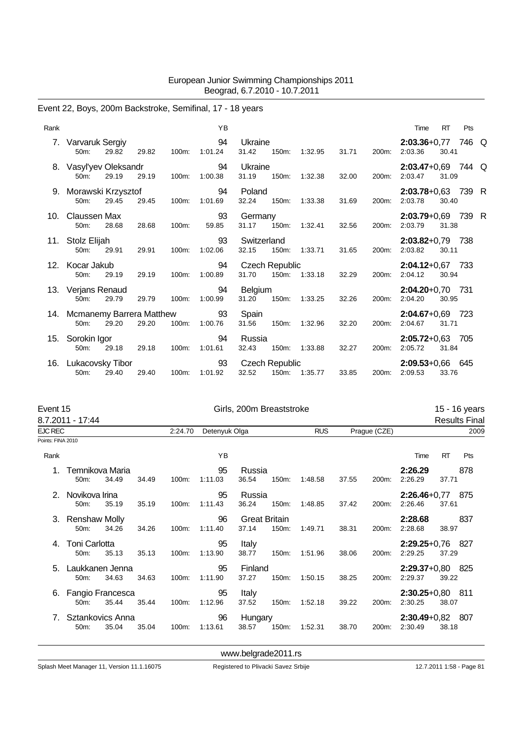## Event 22, Boys, 200m Backstroke, Semifinal, 17 - 18 years

| Rank | Name | YB | Nation | 50m | 100m | 150m | 200m | Time | RT | Pts | |
|---|---|---|---|---|---|---|---|---|---|---|---|
| 7. | Varvaruk Sergiy | 94 | Ukraine | 29.82 (29.82) | 1:01.24 (31.42) | 1:32.95 (31.71) | 2:03.36 (30.41) | **2:03.36** | +0,77 | 746 | Q |
| 8. | Vasyl'yev Oleksandr | 94 | Ukraine | 29.19 (29.19) | 1:00.38 (31.19) | 1:32.38 (32.00) | 2:03.47 (31.09) | **2:03.47** | +0,69 | 744 | Q |
| 9. | Morawski Krzysztof | 94 | Poland | 29.45 (29.45) | 1:01.69 (32.24) | 1:33.38 (31.69) | 2:03.78 (30.40) | **2:03.78** | +0,63 | 739 | R |
| 10. | Claussen Max | 93 | Germany | 28.68 (28.68) | 59.85 (31.17) | 1:32.41 (32.56) | 2:03.79 (31.38) | **2:03.79** | +0,69 | 739 | R |
| 11. | Stolz Elijah | 93 | Switzerland | 29.91 (29.91) | 1:02.06 (32.15) | 1:33.71 (31.65) | 2:03.82 (30.11) | **2:03.82** | +0,79 | 738 | |
| 12. | Kocar Jakub | 94 | Czech Republic | 29.19 (29.19) | 1:00.89 (31.70) | 1:33.18 (32.29) | 2:04.12 (30.94) | **2:04.12** | +0,67 | 733 | |
| 13. | Verjans Renaud | 94 | Belgium | 29.79 (29.79) | 1:00.99 (31.20) | 1:33.25 (32.26) | 2:04.20 (30.95) | **2:04.20** | +0,70 | 731 | |
| 14. | Mcmanemy Barrera Matthew | 93 | Spain | 29.20 (29.20) | 1:00.76 (31.56) | 1:32.96 (32.20) | 2:04.67 (31.71) | **2:04.67** | +0,69 | 723 | |
| 15. | Sorokin Igor | 94 | Russia | 29.18 (29.18) | 1:01.61 (32.43) | 1:33.88 (32.27) | 2:05.72 (31.84) | **2:05.72** | +0,63 | 705 | |
| 16. | Lukacovsky Tibor | 93 | Czech Republic | 29.40 (29.40) | 1:01.92 (32.52) | 1:35.77 (33.85) | 2:09.53 (33.76) | **2:09.53** | +0,66 | 645 | |

## Event 15 — Girls, 200m Breaststroke — 15 - 16 years

8.7.2011 - 17:44 — Results Final

EJC REC 2:24.70 Detenyuk Olga RUS Prague (CZE) 2009

Points: FINA 2010

| Rank | Name | YB | Nation | 50m | 100m | 150m | 200m | Time | RT | Pts |
|---|---|---|---|---|---|---|---|---|---|---|
| 1. | Temnikova Maria | 95 | Russia | 34.49 (34.49) | 1:11.03 (36.54) | 1:48.58 (37.55) | 2:26.29 (37.71) | **2:26.29** | | 878 |
| 2. | Novikova Irina | 95 | Russia | 35.19 (35.19) | 1:11.43 (36.24) | 1:48.85 (37.42) | 2:26.46 (37.61) | **2:26.46** | +0,77 | 875 |
| 3. | Renshaw Molly | 96 | Great Britain | 34.26 (34.26) | 1:11.40 (37.14) | 1:49.71 (38.31) | 2:28.68 (38.97) | **2:28.68** | | 837 |
| 4. | Toni Carlotta | 95 | Italy | 35.13 (35.13) | 1:13.90 (38.77) | 1:51.96 (38.06) | 2:29.25 (37.29) | **2:29.25** | +0,76 | 827 |
| 5. | Laukkanen Jenna | 95 | Finland | 34.63 (34.63) | 1:11.90 (37.27) | 1:50.15 (38.25) | 2:29.37 (39.22) | **2:29.37** | +0,80 | 825 |
| 6. | Fangio Francesca | 95 | Italy | 35.44 (35.44) | 1:12.96 (37.52) | 1:52.18 (39.22) | 2:30.25 (38.07) | **2:30.25** | +0,80 | 811 |
| 7. | Sztankovics Anna | 96 | Hungary | 35.04 (35.04) | 1:13.61 (38.57) | 1:52.31 (38.70) | 2:30.49 (38.18) | **2:30.49** | +0,82 | 807 |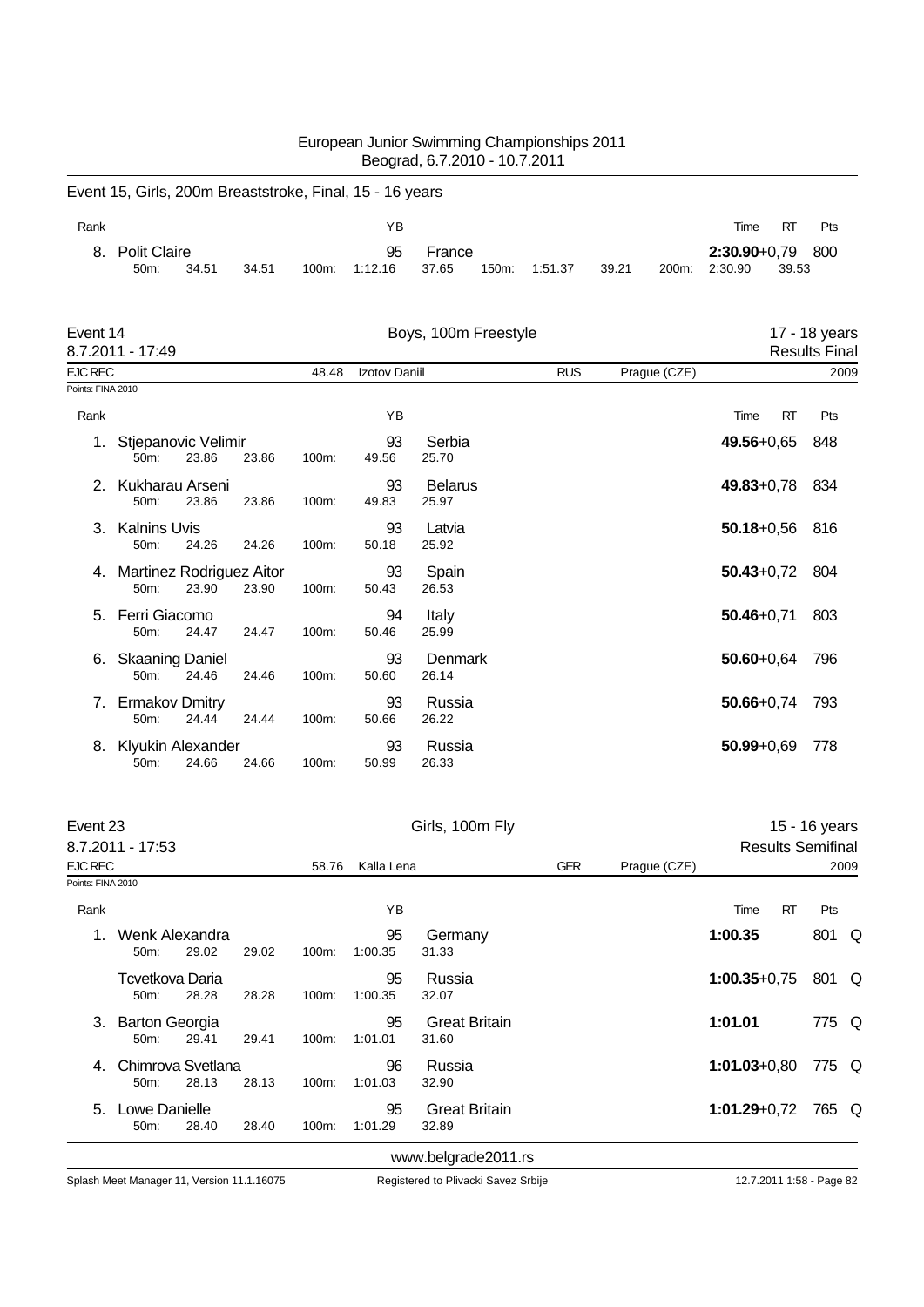## Event 15, Girls, 200m Breaststroke, Final, 15 - 16 years

| Rank | | YB | | Time | RT | Pts |
|---|---|---|---|---|---|---|
| 8. | Polit Claire | 95 | France | **2:30.90** | +0,79 | 800 |
| | 50m: 34.51 34.51 100m: 1:12.16 37.65 150m: 1:51.37 39.21 200m: 2:30.90 39.53 | | | | | |

## Event 14 — Boys, 100m Freestyle — 17 - 18 years

8.7.2011 - 17:49 — Results Final

EJC REC 48.48 Izotov Daniil RUS Prague (CZE) 2009

Points: FINA 2010

| Rank | | YB | | Time | RT | Pts |
|---|---|---|---|---|---|---|
| 1. | Stjepanovic Velimir | 93 | Serbia | **49.56** | +0,65 | 848 |
| | 50m: 23.86 23.86 100m: 49.56 25.70 | | | | | |
| 2. | Kukharau Arseni | 93 | Belarus | **49.83** | +0,78 | 834 |
| | 50m: 23.86 23.86 100m: 49.83 25.97 | | | | | |
| 3. | Kalnins Uvis | 93 | Latvia | **50.18** | +0,56 | 816 |
| | 50m: 24.26 24.26 100m: 50.18 25.92 | | | | | |
| 4. | Martinez Rodriguez Aitor | 93 | Spain | **50.43** | +0,72 | 804 |
| | 50m: 23.90 23.90 100m: 50.43 26.53 | | | | | |
| 5. | Ferri Giacomo | 94 | Italy | **50.46** | +0,71 | 803 |
| | 50m: 24.47 24.47 100m: 50.46 25.99 | | | | | |
| 6. | Skaaning Daniel | 93 | Denmark | **50.60** | +0,64 | 796 |
| | 50m: 24.46 24.46 100m: 50.60 26.14 | | | | | |
| 7. | Ermakov Dmitry | 93 | Russia | **50.66** | +0,74 | 793 |
| | 50m: 24.44 24.44 100m: 50.66 26.22 | | | | | |
| 8. | Klyukin Alexander | 93 | Russia | **50.99** | +0,69 | 778 |
| | 50m: 24.66 24.66 100m: 50.99 26.33 | | | | | |

## Event 23 — Girls, 100m Fly — 15 - 16 years

8.7.2011 - 17:53 — Results Semifinal

EJC REC 58.76 Kalla Lena GER Prague (CZE) 2009

Points: FINA 2010

| Rank | | YB | | Time | RT | Pts | |
|---|---|---|---|---|---|---|---|
| 1. | Wenk Alexandra | 95 | Germany | **1:00.35** | | 801 | Q |
| | 50m: 29.02 29.02 100m: 1:00.35 31.33 | | | | | | |
| | Tcvetkova Daria | 95 | Russia | **1:00.35** | +0,75 | 801 | Q |
| | 50m: 28.28 28.28 100m: 1:00.35 32.07 | | | | | | |
| 3. | Barton Georgia | 95 | Great Britain | **1:01.01** | | 775 | Q |
| | 50m: 29.41 29.41 100m: 1:01.01 31.60 | | | | | | |
| 4. | Chimrova Svetlana | 96 | Russia | **1:01.03** | +0,80 | 775 | Q |
| | 50m: 28.13 28.13 100m: 1:01.03 32.90 | | | | | | |
| 5. | Lowe Danielle | 95 | Great Britain | **1:01.29** | +0,72 | 765 | Q |
| | 50m: 28.40 28.40 100m: 1:01.29 32.89 | | | | | | |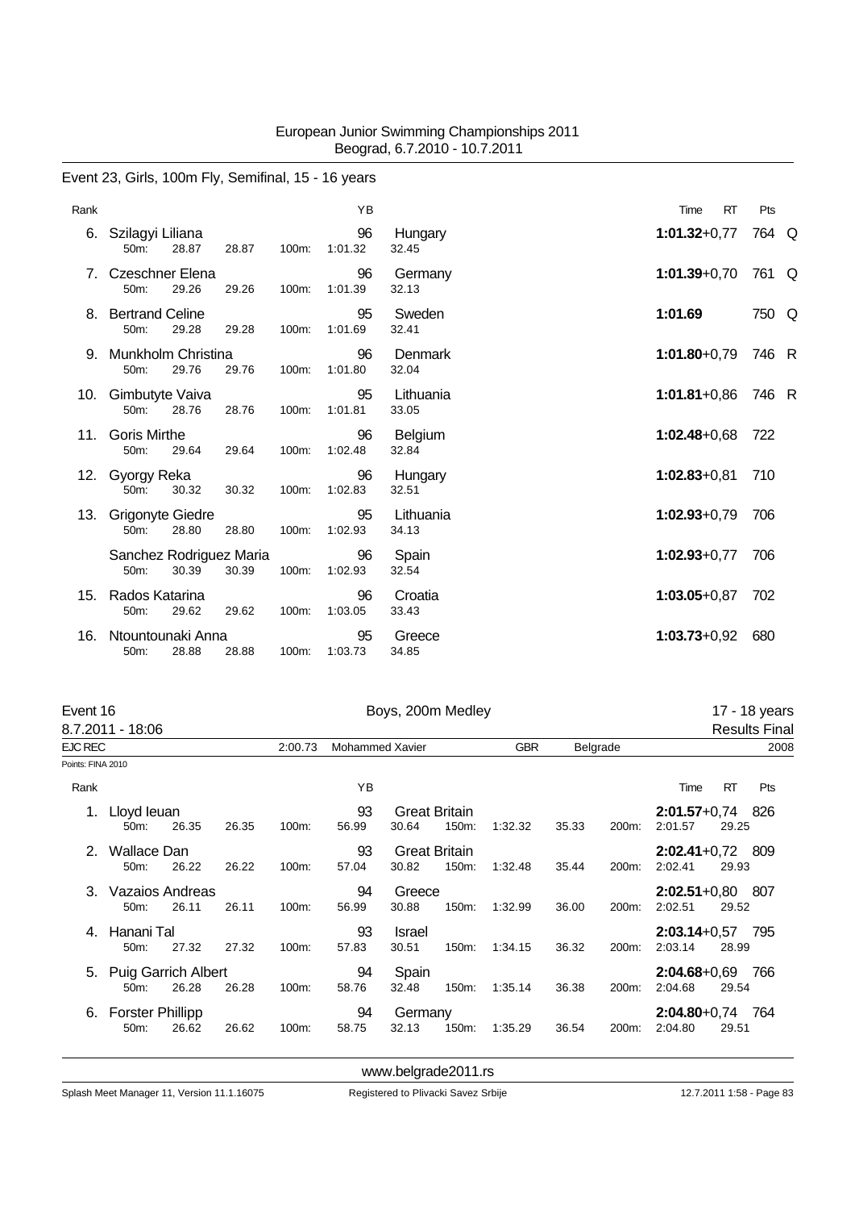European Junior Swimming Championships 2011
Beograd, 6.7.2010 - 10.7.2011

## Event 23, Girls, 100m Fly, Semifinal, 15 - 16 years

| Rank | Name | YB | Nation | Time | RT | Pts | |
|---|---|---|---|---|---|---|---|
| 6. | Szilagyi Liliana | 96 | Hungary | **1:01.32** | +0,77 | 764 | Q |
| | 50m: 28.87 28.87 100m: 1:01.32 32.45 | | | | | | |
| 7. | Czeschner Elena | 96 | Germany | **1:01.39** | +0,70 | 761 | Q |
| | 50m: 29.26 29.26 100m: 1:01.39 32.13 | | | | | | |
| 8. | Bertrand Celine | 95 | Sweden | **1:01.69** | | 750 | Q |
| | 50m: 29.28 29.28 100m: 1:01.69 32.41 | | | | | | |
| 9. | Munkholm Christina | 96 | Denmark | **1:01.80** | +0,79 | 746 | R |
| | 50m: 29.76 29.76 100m: 1:01.80 32.04 | | | | | | |
| 10. | Gimbutyte Vaiva | 95 | Lithuania | **1:01.81** | +0,86 | 746 | R |
| | 50m: 28.76 28.76 100m: 1:01.81 33.05 | | | | | | |
| 11. | Goris Mirthe | 96 | Belgium | **1:02.48** | +0,68 | 722 | |
| | 50m: 29.64 29.64 100m: 1:02.48 32.84 | | | | | | |
| 12. | Gyorgy Reka | 96 | Hungary | **1:02.83** | +0,81 | 710 | |
| | 50m: 30.32 30.32 100m: 1:02.83 32.51 | | | | | | |
| 13. | Grigonyte Giedre | 95 | Lithuania | **1:02.93** | +0,79 | 706 | |
| | 50m: 28.80 28.80 100m: 1:02.93 34.13 | | | | | | |
| | Sanchez Rodriguez Maria | 96 | Spain | **1:02.93** | +0,77 | 706 | |
| | 50m: 30.39 30.39 100m: 1:02.93 32.54 | | | | | | |
| 15. | Rados Katarina | 96 | Croatia | **1:03.05** | +0,87 | 702 | |
| | 50m: 29.62 29.62 100m: 1:03.05 33.43 | | | | | | |
| 16. | Ntountounaki Anna | 95 | Greece | **1:03.73** | +0,92 | 680 | |
| | 50m: 28.88 28.88 100m: 1:03.73 34.85 | | | | | | |

## Event 16 — Boys, 200m Medley — 17 - 18 years

8.7.2011 - 18:06 — Results Final

EJC REC 2:00.73 Mohammed Xavier GBR Belgrade 2008

Points: FINA 2010

| Rank | Name | YB | Nation | Time | RT | Pts |
|---|---|---|---|---|---|---|
| 1. | Lloyd Ieuan | 93 | Great Britain | **2:01.57** | +0,74 | 826 |
| | 50m: 26.35 26.35 100m: 56.99 30.64 150m: 1:32.32 35.33 200m: 2:01.57 29.25 | | | | | |
| 2. | Wallace Dan | 93 | Great Britain | **2:02.41** | +0,72 | 809 |
| | 50m: 26.22 26.22 100m: 57.04 30.82 150m: 1:32.48 35.44 200m: 2:02.41 29.93 | | | | | |
| 3. | Vazaios Andreas | 94 | Greece | **2:02.51** | +0,80 | 807 |
| | 50m: 26.11 26.11 100m: 56.99 30.88 150m: 1:32.99 36.00 200m: 2:02.51 29.52 | | | | | |
| 4. | Hanani Tal | 93 | Israel | **2:03.14** | +0,57 | 795 |
| | 50m: 27.32 27.32 100m: 57.83 30.51 150m: 1:34.15 36.32 200m: 2:03.14 28.99 | | | | | |
| 5. | Puig Garrich Albert | 94 | Spain | **2:04.68** | +0,69 | 766 |
| | 50m: 26.28 26.28 100m: 58.76 32.48 150m: 1:35.14 36.38 200m: 2:04.68 29.54 | | | | | |
| 6. | Forster Phillipp | 94 | Germany | **2:04.80** | +0,74 | 764 |
| | 50m: 26.62 26.62 100m: 58.75 32.13 150m: 1:35.29 36.54 200m: 2:04.80 29.51 | | | | | |

www.belgrade2011.rs

Splash Meet Manager 11, Version 11.1.16075 — Registered to Plivacki Savez Srbije — 12.7.2011 1:58 - Page 83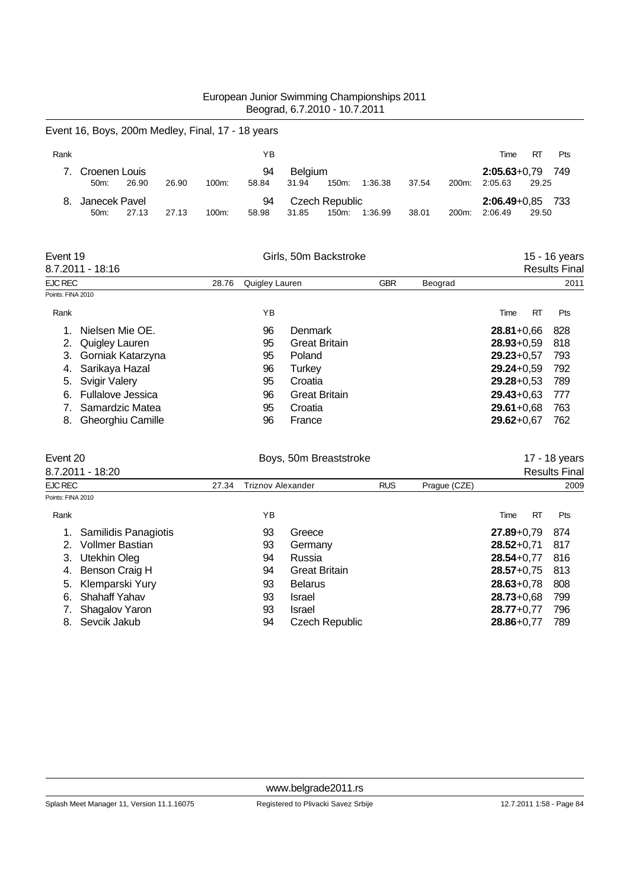European Junior Swimming Championships 2011
Beograd, 6.7.2010 - 10.7.2011

## Event 16, Boys, 200m Medley, Final, 17 - 18 years

| Rank | | YB | | Time | RT | Pts |
|---|---|---|---|---|---|---|
| 7. | Croenen Louis | 94 | Belgium | **2:05.63** | +0,79 | 749 |
| | 50m: 26.90 26.90 100m: 58.84 31.94 150m: 1:36.38 37.54 200m: 2:05.63 29.25 | | | | | |
| 8. | Janecek Pavel | 94 | Czech Republic | **2:06.49** | +0,85 | 733 |
| | 50m: 27.13 27.13 100m: 58.98 31.85 150m: 1:36.99 38.01 200m: 2:06.49 29.50 | | | | | |

## Event 19 — Girls, 50m Backstroke — 15 - 16 years

8.7.2011 - 18:16 — Results Final

EJC REC 28.76 Quigley Lauren GBR Beograd 2011

Points: FINA 2010

| Rank | | YB | | Time | RT | Pts |
|---|---|---|---|---|---|---|
| 1. | Nielsen Mie OE. | 96 | Denmark | **28.81** | +0,66 | 828 |
| 2. | Quigley Lauren | 95 | Great Britain | **28.93** | +0,59 | 818 |
| 3. | Gorniak Katarzyna | 95 | Poland | **29.23** | +0,57 | 793 |
| 4. | Sarikaya Hazal | 96 | Turkey | **29.24** | +0,59 | 792 |
| 5. | Svigir Valery | 95 | Croatia | **29.28** | +0,53 | 789 |
| 6. | Fullalove Jessica | 96 | Great Britain | **29.43** | +0,63 | 777 |
| 7. | Samardzic Matea | 95 | Croatia | **29.61** | +0,68 | 763 |
| 8. | Gheorghiu Camille | 96 | France | **29.62** | +0,67 | 762 |

## Event 20 — Boys, 50m Breaststroke — 17 - 18 years

8.7.2011 - 18:20 — Results Final

EJC REC 27.34 Triznov Alexander RUS Prague (CZE) 2009

Points: FINA 2010

| Rank | | YB | | Time | RT | Pts |
|---|---|---|---|---|---|---|
| 1. | Samilidis Panagiotis | 93 | Greece | **27.89** | +0,79 | 874 |
| 2. | Vollmer Bastian | 93 | Germany | **28.52** | +0,71 | 817 |
| 3. | Utekhin Oleg | 94 | Russia | **28.54** | +0,77 | 816 |
| 4. | Benson Craig H | 94 | Great Britain | **28.57** | +0,75 | 813 |
| 5. | Klemparski Yury | 93 | Belarus | **28.63** | +0,78 | 808 |
| 6. | Shahaff Yahav | 93 | Israel | **28.73** | +0,68 | 799 |
| 7. | Shagalov Yaron | 93 | Israel | **28.77** | +0,77 | 796 |
| 8. | Sevcik Jakub | 94 | Czech Republic | **28.86** | +0,77 | 789 |

www.belgrade2011.rs

Splash Meet Manager 11, Version 11.1.16075 — Registered to Plivacki Savez Srbije — 12.7.2011 1:58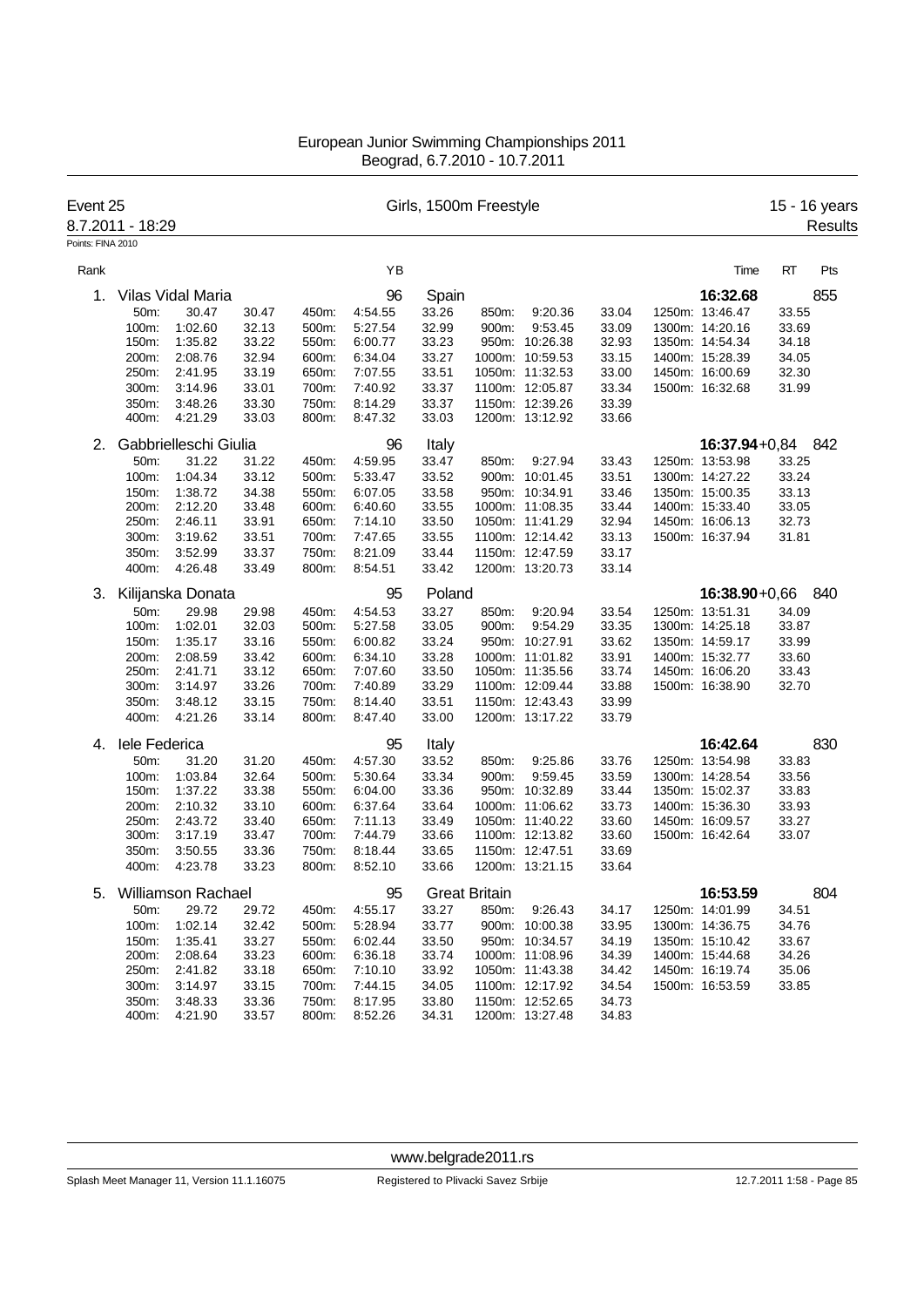# European Junior Swimming Championships 2011
Beograd, 6.7.2010 - 10.7.2011

**Event 25** — Girls, 1500m Freestyle — 15 - 16 years

8.7.2011 - 18:29 — Results

Points: FINA 2010

| Rank | Name | YB | Country | Time | RT | Pts |
|---|---|---|---|---|---|---|
| 1. | Vilas Vidal Maria | 96 | Spain | 16:32.68 | | 855 |
| 2. | Gabbrielleschi Giulia | 96 | Italy | 16:37.94 | +0,84 | 842 |
| 3. | Kilijanska Donata | 95 | Poland | 16:38.90 | +0,66 | 840 |
| 4. | Iele Federica | 95 | Italy | 16:42.64 | | 830 |
| 5. | Williamson Rachael | 95 | Great Britain | 16:53.59 | | 804 |

### 1. Vilas Vidal Maria (96, Spain) 16:32.68 — 855

| Split | Time | Lap | Split | Time | Lap | Split | Time | Lap | Split | Time | Lap |
|---|---|---|---|---|---|---|---|---|---|---|---|
| 50m: | 30.47 | 30.47 | 450m: | 4:54.55 | 33.26 | 850m: | 9:20.36 | 33.04 | 1250m: | 13:46.47 | 33.55 |
| 100m: | 1:02.60 | 32.13 | 500m: | 5:27.54 | 32.99 | 900m: | 9:53.45 | 33.09 | 1300m: | 14:20.16 | 33.69 |
| 150m: | 1:35.82 | 33.22 | 550m: | 6:00.77 | 33.23 | 950m: | 10:26.38 | 32.93 | 1350m: | 14:54.34 | 34.18 |
| 200m: | 2:08.76 | 32.94 | 600m: | 6:34.04 | 33.27 | 1000m: | 10:59.53 | 33.15 | 1400m: | 15:28.39 | 34.05 |
| 250m: | 2:41.95 | 33.19 | 650m: | 7:07.55 | 33.51 | 1050m: | 11:32.53 | 33.00 | 1450m: | 16:00.69 | 32.30 |
| 300m: | 3:14.96 | 33.01 | 700m: | 7:40.92 | 33.37 | 1100m: | 12:05.87 | 33.34 | 1500m: | 16:32.68 | 31.99 |
| 350m: | 3:48.26 | 33.30 | 750m: | 8:14.29 | 33.37 | 1150m: | 12:39.26 | 33.39 | | | |
| 400m: | 4:21.29 | 33.03 | 800m: | 8:47.32 | 33.03 | 1200m: | 13:12.92 | 33.66 | | | |

### 2. Gabbrielleschi Giulia (96, Italy) 16:37.94 +0,84 — 842

| Split | Time | Lap | Split | Time | Lap | Split | Time | Lap | Split | Time | Lap |
|---|---|---|---|---|---|---|---|---|---|---|---|
| 50m: | 31.22 | 31.22 | 450m: | 4:59.95 | 33.47 | 850m: | 9:27.94 | 33.43 | 1250m: | 13:53.98 | 33.25 |
| 100m: | 1:04.34 | 33.12 | 500m: | 5:33.47 | 33.52 | 900m: | 10:01.45 | 33.51 | 1300m: | 14:27.22 | 33.24 |
| 150m: | 1:38.72 | 34.38 | 550m: | 6:07.05 | 33.58 | 950m: | 10:34.91 | 33.46 | 1350m: | 15:00.35 | 33.13 |
| 200m: | 2:12.20 | 33.48 | 600m: | 6:40.60 | 33.55 | 1000m: | 11:08.35 | 33.44 | 1400m: | 15:33.40 | 33.05 |
| 250m: | 2:46.11 | 33.91 | 650m: | 7:14.10 | 33.50 | 1050m: | 11:41.29 | 32.94 | 1450m: | 16:06.13 | 32.73 |
| 300m: | 3:19.62 | 33.51 | 700m: | 7:47.65 | 33.55 | 1100m: | 12:14.42 | 33.13 | 1500m: | 16:37.94 | 31.81 |
| 350m: | 3:52.99 | 33.37 | 750m: | 8:21.09 | 33.44 | 1150m: | 12:47.59 | 33.17 | | | |
| 400m: | 4:26.48 | 33.49 | 800m: | 8:54.51 | 33.42 | 1200m: | 13:20.73 | 33.14 | | | |

### 3. Kilijanska Donata (95, Poland) 16:38.90 +0,66 — 840

| Split | Time | Lap | Split | Time | Lap | Split | Time | Lap | Split | Time | Lap |
|---|---|---|---|---|---|---|---|---|---|---|---|
| 50m: | 29.98 | 29.98 | 450m: | 4:54.53 | 33.27 | 850m: | 9:20.94 | 33.54 | 1250m: | 13:51.31 | 34.09 |
| 100m: | 1:02.01 | 32.03 | 500m: | 5:27.58 | 33.05 | 900m: | 9:54.29 | 33.35 | 1300m: | 14:25.18 | 33.87 |
| 150m: | 1:35.17 | 33.16 | 550m: | 6:00.82 | 33.24 | 950m: | 10:27.91 | 33.62 | 1350m: | 14:59.17 | 33.99 |
| 200m: | 2:08.59 | 33.42 | 600m: | 6:34.10 | 33.28 | 1000m: | 11:01.82 | 33.91 | 1400m: | 15:32.77 | 33.60 |
| 250m: | 2:41.71 | 33.12 | 650m: | 7:07.60 | 33.50 | 1050m: | 11:35.56 | 33.74 | 1450m: | 16:06.20 | 33.43 |
| 300m: | 3:14.97 | 33.26 | 700m: | 7:40.89 | 33.29 | 1100m: | 12:09.44 | 33.88 | 1500m: | 16:38.90 | 32.70 |
| 350m: | 3:48.12 | 33.15 | 750m: | 8:14.40 | 33.51 | 1150m: | 12:43.43 | 33.99 | | | |
| 400m: | 4:21.26 | 33.14 | 800m: | 8:47.40 | 33.00 | 1200m: | 13:17.22 | 33.79 | | | |

### 4. Iele Federica (95, Italy) 16:42.64 — 830

| Split | Time | Lap | Split | Time | Lap | Split | Time | Lap | Split | Time | Lap |
|---|---|---|---|---|---|---|---|---|---|---|---|
| 50m: | 31.20 | 31.20 | 450m: | 4:57.30 | 33.52 | 850m: | 9:25.86 | 33.76 | 1250m: | 13:54.98 | 33.83 |
| 100m: | 1:03.84 | 32.64 | 500m: | 5:30.64 | 33.34 | 900m: | 9:59.45 | 33.59 | 1300m: | 14:28.54 | 33.56 |
| 150m: | 1:37.22 | 33.38 | 550m: | 6:04.00 | 33.36 | 950m: | 10:32.89 | 33.44 | 1350m: | 15:02.37 | 33.83 |
| 200m: | 2:10.32 | 33.10 | 600m: | 6:37.64 | 33.64 | 1000m: | 11:06.62 | 33.73 | 1400m: | 15:36.30 | 33.93 |
| 250m: | 2:43.72 | 33.40 | 650m: | 7:11.13 | 33.49 | 1050m: | 11:40.22 | 33.60 | 1450m: | 16:09.57 | 33.27 |
| 300m: | 3:17.19 | 33.47 | 700m: | 7:44.79 | 33.66 | 1100m: | 12:13.82 | 33.60 | 1500m: | 16:42.64 | 33.07 |
| 350m: | 3:50.55 | 33.36 | 750m: | 8:18.44 | 33.65 | 1150m: | 12:47.51 | 33.69 | | | |
| 400m: | 4:23.78 | 33.23 | 800m: | 8:52.10 | 33.66 | 1200m: | 13:21.15 | 33.64 | | | |

### 5. Williamson Rachael (95, Great Britain) 16:53.59 — 804

| Split | Time | Lap | Split | Time | Lap | Split | Time | Lap | Split | Time | Lap |
|---|---|---|---|---|---|---|---|---|---|---|---|
| 50m: | 29.72 | 29.72 | 450m: | 4:55.17 | 33.27 | 850m: | 9:26.43 | 34.17 | 1250m: | 14:01.99 | 34.51 |
| 100m: | 1:02.14 | 32.42 | 500m: | 5:28.94 | 33.77 | 900m: | 10:00.38 | 33.95 | 1300m: | 14:36.75 | 34.76 |
| 150m: | 1:35.41 | 33.27 | 550m: | 6:02.44 | 33.50 | 950m: | 10:34.57 | 34.19 | 1350m: | 15:10.42 | 33.67 |
| 200m: | 2:08.64 | 33.23 | 600m: | 6:36.18 | 33.74 | 1000m: | 11:08.96 | 34.39 | 1400m: | 15:44.68 | 34.26 |
| 250m: | 2:41.82 | 33.18 | 650m: | 7:10.10 | 33.92 | 1050m: | 11:43.38 | 34.42 | 1450m: | 16:19.74 | 35.06 |
| 300m: | 3:14.97 | 33.15 | 700m: | 7:44.15 | 34.05 | 1100m: | 12:17.92 | 34.54 | 1500m: | 16:53.59 | 33.85 |
| 350m: | 3:48.33 | 33.36 | 750m: | 8:17.95 | 33.80 | 1150m: | 12:52.65 | 34.73 | | | |
| 400m: | 4:21.90 | 33.57 | 800m: | 8:52.26 | 34.31 | 1200m: | 13:27.48 | 34.83 | | | |

www.belgrade2011.rs

Splash Meet Manager 11, Version 11.1.16075 — Registered to Plivacki Savez Srbije — 12.7.2011 1:58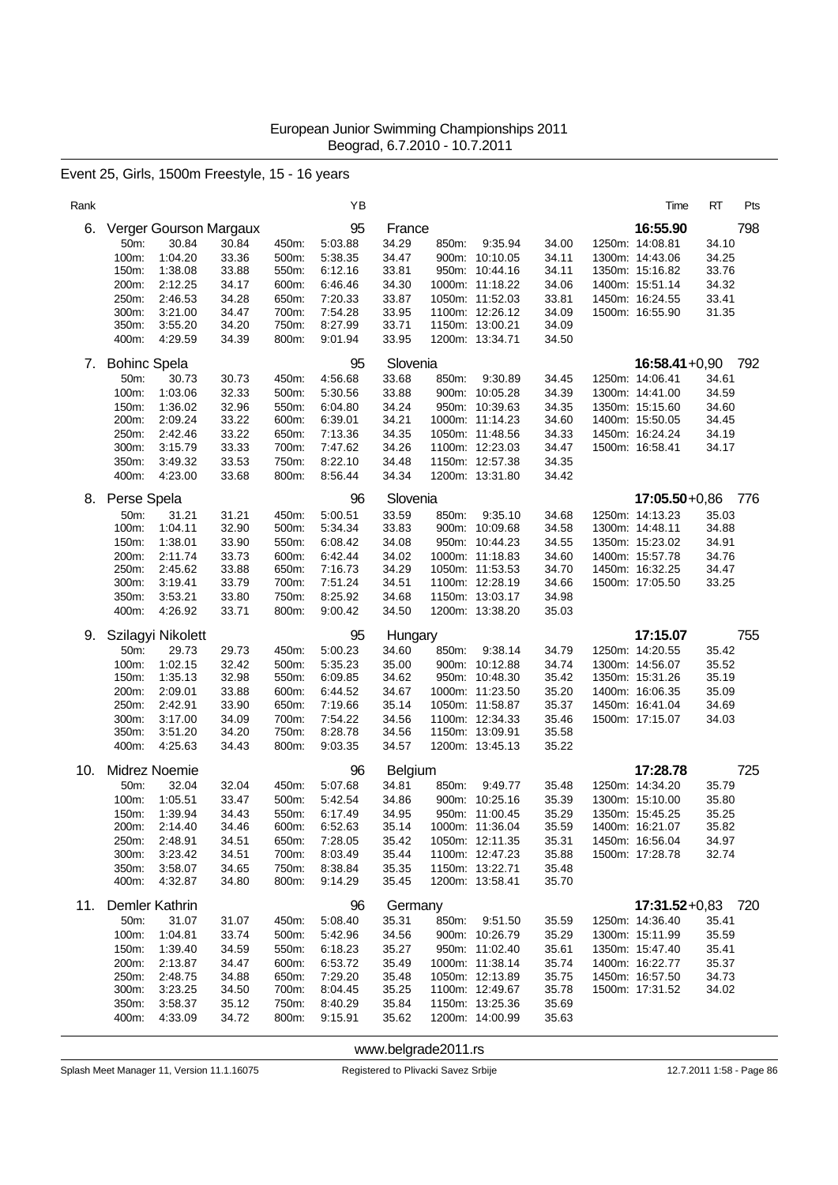# European Junior Swimming Championships 2011
Beograd, 6.7.2010 - 10.7.2011

## Event 25, Girls, 1500m Freestyle, 15 - 16 years

| Rank | | YB | | Time | RT | Pts |
|---|---|---|---|---|---|---|
| 6. | Verger Gourson Margaux | 95 | France | 16:55.90 | | 798 |

| 50m: | 30.84 | 30.84 | 450m: | 5:03.88 | 34.29 | 850m: | 9:35.94 | 34.00 | 1250m: | 14:08.81 | 34.10 |
|---|---|---|---|---|---|---|---|---|---|---|---|
| 100m: | 1:04.20 | 33.36 | 500m: | 5:38.35 | 34.47 | 900m: | 10:10.05 | 34.11 | 1300m: | 14:43.06 | 34.25 |
| 150m: | 1:38.08 | 33.88 | 550m: | 6:12.16 | 33.81 | 950m: | 10:44.16 | 34.11 | 1350m: | 15:16.82 | 33.76 |
| 200m: | 2:12.25 | 34.17 | 600m: | 6:46.46 | 34.30 | 1000m: | 11:18.22 | 34.06 | 1400m: | 15:51.14 | 34.32 |
| 250m: | 2:46.53 | 34.28 | 650m: | 7:20.33 | 33.87 | 1050m: | 11:52.03 | 33.81 | 1450m: | 16:24.55 | 33.41 |
| 300m: | 3:21.00 | 34.47 | 700m: | 7:54.28 | 33.95 | 1100m: | 12:26.12 | 34.09 | 1500m: | 16:55.90 | 31.35 |
| 350m: | 3:55.20 | 34.20 | 750m: | 8:27.99 | 33.71 | 1150m: | 13:00.21 | 34.09 | | | |
| 400m: | 4:29.59 | 34.39 | 800m: | 9:01.94 | 33.95 | 1200m: | 13:34.71 | 34.50 | | | |

| Rank | | YB | | Time | RT | Pts |
|---|---|---|---|---|---|---|
| 7. | Bohinc Spela | 95 | Slovenia | 16:58.41 | +0,90 | 792 |

| 50m: | 30.73 | 30.73 | 450m: | 4:56.68 | 33.59 | 850m: | 9:30.89 | 34.45 | 1250m: | 14:06.41 | 34.61 |
|---|---|---|---|---|---|---|---|---|---|---|---|
| 100m: | 1:03.06 | 32.33 | 500m: | 5:30.56 | 33.88 | 900m: | 10:05.28 | 34.39 | 1300m: | 14:41.00 | 34.59 |
| 150m: | 1:36.02 | 32.96 | 550m: | 6:04.80 | 34.24 | 950m: | 10:39.63 | 34.35 | 1350m: | 15:15.60 | 34.60 |
| 200m: | 2:09.24 | 33.22 | 600m: | 6:39.01 | 34.21 | 1000m: | 11:14.23 | 34.60 | 1400m: | 15:50.05 | 34.45 |
| 250m: | 2:42.46 | 33.22 | 650m: | 7:13.36 | 34.35 | 1050m: | 11:48.56 | 34.33 | 1450m: | 16:24.24 | 34.19 |
| 300m: | 3:15.79 | 33.33 | 700m: | 7:47.62 | 34.26 | 1100m: | 12:23.03 | 34.47 | 1500m: | 16:58.41 | 34.17 |
| 350m: | 3:49.32 | 33.53 | 750m: | 8:22.10 | 34.48 | 1150m: | 12:57.38 | 34.35 | | | |
| 400m: | 4:23.00 | 33.68 | 800m: | 8:56.44 | 34.34 | 1200m: | 13:31.80 | 34.42 | | | |

| Rank | | YB | | Time | RT | Pts |
|---|---|---|---|---|---|---|
| 8. | Perse Spela | 96 | Slovenia | 17:05.50 | +0,86 | 776 |

| 50m: | 31.21 | 31.21 | 450m: | 5:00.51 | 33.59 | 850m: | 9:35.10 | 34.68 | 1250m: | 14:13.23 | 35.03 |
|---|---|---|---|---|---|---|---|---|---|---|---|
| 100m: | 1:04.11 | 32.90 | 500m: | 5:34.34 | 33.83 | 900m: | 10:09.68 | 34.58 | 1300m: | 14:48.11 | 34.88 |
| 150m: | 1:38.01 | 33.90 | 550m: | 6:08.42 | 34.08 | 950m: | 10:44.23 | 34.55 | 1350m: | 15:23.02 | 34.91 |
| 200m: | 2:11.74 | 33.73 | 600m: | 6:42.44 | 34.02 | 1000m: | 11:18.83 | 34.60 | 1400m: | 15:57.78 | 34.76 |
| 250m: | 2:45.62 | 33.88 | 650m: | 7:16.73 | 34.29 | 1050m: | 11:53.53 | 34.70 | 1450m: | 16:32.25 | 34.47 |
| 300m: | 3:19.41 | 33.79 | 700m: | 7:51.24 | 34.51 | 1100m: | 12:28.19 | 34.66 | 1500m: | 17:05.50 | 33.25 |
| 350m: | 3:53.21 | 33.80 | 750m: | 8:25.92 | 34.68 | 1150m: | 13:03.17 | 34.98 | | | |
| 400m: | 4:26.92 | 33.71 | 800m: | 9:00.42 | 34.50 | 1200m: | 13:38.20 | 35.03 | | | |

| Rank | | YB | | Time | RT | Pts |
|---|---|---|---|---|---|---|
| 9. | Szilagyi Nikolett | 95 | Hungary | 17:15.07 | | 755 |

| 50m: | 29.73 | 29.73 | 450m: | 5:00.23 | 34.60 | 850m: | 9:38.14 | 34.79 | 1250m: | 14:20.55 | 35.42 |
|---|---|---|---|---|---|---|---|---|---|---|---|
| 100m: | 1:02.15 | 32.42 | 500m: | 5:35.23 | 35.00 | 900m: | 10:12.88 | 34.74 | 1300m: | 14:56.07 | 35.52 |
| 150m: | 1:35.13 | 32.98 | 550m: | 6:09.85 | 34.62 | 950m: | 10:48.30 | 35.42 | 1350m: | 15:31.26 | 35.19 |
| 200m: | 2:09.01 | 33.88 | 600m: | 6:44.52 | 34.67 | 1000m: | 11:23.50 | 35.20 | 1400m: | 16:06.35 | 35.09 |
| 250m: | 2:42.91 | 33.90 | 650m: | 7:19.66 | 35.14 | 1050m: | 11:58.87 | 35.37 | 1450m: | 16:41.04 | 34.69 |
| 300m: | 3:17.00 | 34.09 | 700m: | 7:54.22 | 34.56 | 1100m: | 12:34.33 | 35.46 | 1500m: | 17:15.07 | 34.03 |
| 350m: | 3:51.20 | 34.20 | 750m: | 8:28.78 | 34.56 | 1150m: | 13:09.91 | 35.58 | | | |
| 400m: | 4:25.63 | 34.43 | 800m: | 9:03.35 | 34.57 | 1200m: | 13:45.13 | 35.22 | | | |

| Rank | | YB | | Time | RT | Pts |
|---|---|---|---|---|---|---|
| 10. | Midrez Noemie | 96 | Belgium | 17:28.78 | | 725 |

| 50m: | 32.04 | 32.04 | 450m: | 5:07.68 | 34.81 | 850m: | 9:49.77 | 35.48 | 1250m: | 14:34.20 | 35.79 |
|---|---|---|---|---|---|---|---|---|---|---|---|
| 100m: | 1:05.51 | 33.47 | 500m: | 5:42.54 | 34.86 | 900m: | 10:25.16 | 35.39 | 1300m: | 15:10.00 | 35.80 |
| 150m: | 1:39.94 | 34.43 | 550m: | 6:17.49 | 34.95 | 950m: | 11:00.45 | 35.29 | 1350m: | 15:45.25 | 35.25 |
| 200m: | 2:14.40 | 34.46 | 600m: | 6:52.63 | 35.14 | 1000m: | 11:36.04 | 35.59 | 1400m: | 16:21.07 | 35.82 |
| 250m: | 2:48.91 | 34.51 | 650m: | 7:28.05 | 35.42 | 1050m: | 12:11.35 | 35.31 | 1450m: | 16:56.04 | 34.97 |
| 300m: | 3:23.42 | 34.51 | 700m: | 8:03.49 | 35.44 | 1100m: | 12:47.23 | 35.88 | 1500m: | 17:28.78 | 32.74 |
| 350m: | 3:58.07 | 34.65 | 750m: | 8:38.84 | 35.35 | 1150m: | 13:22.71 | 35.48 | | | |
| 400m: | 4:32.87 | 34.80 | 800m: | 9:14.29 | 35.45 | 1200m: | 13:58.41 | 35.70 | | | |

| Rank | | YB | | Time | RT | Pts |
|---|---|---|---|---|---|---|
| 11. | Demler Kathrin | 96 | Germany | 17:31.52 | +0,83 | 720 |

| 50m: | 31.07 | 31.07 | 450m: | 5:08.40 | 35.31 | 850m: | 9:51.50 | 35.59 | 1250m: | 14:36.40 | 35.41 |
|---|---|---|---|---|---|---|---|---|---|---|---|
| 100m: | 1:04.81 | 33.74 | 500m: | 5:42.96 | 34.56 | 900m: | 10:26.79 | 35.29 | 1300m: | 15:11.99 | 35.59 |
| 150m: | 1:39.40 | 34.59 | 550m: | 6:18.23 | 35.27 | 950m: | 11:02.40 | 35.61 | 1350m: | 15:47.40 | 35.41 |
| 200m: | 2:13.87 | 34.47 | 600m: | 6:53.72 | 35.49 | 1000m: | 11:38.14 | 35.74 | 1400m: | 16:22.77 | 35.37 |
| 250m: | 2:48.75 | 34.88 | 650m: | 7:29.20 | 35.48 | 1050m: | 12:13.89 | 35.75 | 1450m: | 16:57.50 | 34.73 |
| 300m: | 3:23.25 | 34.50 | 700m: | 8:04.45 | 35.25 | 1100m: | 12:49.67 | 35.78 | 1500m: | 17:31.52 | 34.02 |
| 350m: | 3:58.37 | 35.12 | 750m: | 8:40.29 | 35.84 | 1150m: | 13:25.36 | 35.69 | | | |
| 400m: | 4:33.09 | 34.72 | 800m: | 9:15.91 | 35.62 | 1200m: | 14:00.99 | 35.63 | | | |

www.belgrade2011.rs

Splash Meet Manager 11, Version 11.1.16075 — Registered to Plivacki Savez Srbije — 12.7.2011 1:58 - Page 86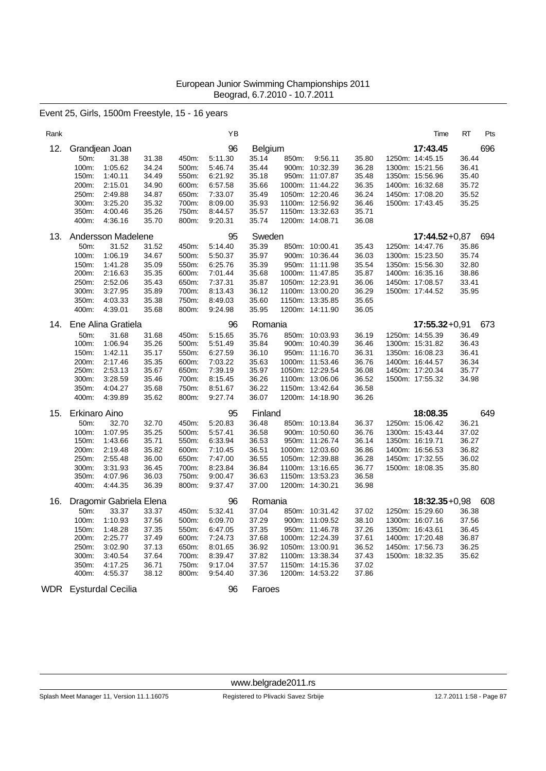European Junior Swimming Championships 2011
Beograd, 6.7.2010 - 10.7.2011

## Event 25, Girls, 1500m Freestyle, 15 - 16 years

| Rank | Name | YB | Nation | Time | RT | Pts |
|---|---|---|---|---|---|---|
| 12. | Grandjean Joan | 96 | Belgium | 17:43.45 | | 696 |
| 13. | Andersson Madelene | 95 | Sweden | 17:44.52 | +0,87 | 694 |
| 14. | Ene Alina Gratiela | 96 | Romania | 17:55.32 | +0,91 | 673 |
| 15. | Erkinaro Aino | 95 | Finland | 18:08.35 | | 649 |
| 16. | Dragomir Gabriela Elena | 96 | Romania | 18:32.35 | +0,98 | 608 |
| WDR | Eysturdal Cecilia | 96 | Faroes | | | |

### 12. Grandjean Joan (96, Belgium) — 17:43.45 — 696

| Split | Time | Lap | Split | Time | Lap | Split | Time | Lap | Split | Time | Lap |
|---|---|---|---|---|---|---|---|---|---|---|---|
| 50m: | 31.38 | 31.38 | 450m: | 5:11.30 | 35.14 | 850m: | 9:56.11 | 35.80 | 1250m: | 14:45.15 | 36.44 |
| 100m: | 1:05.62 | 34.24 | 500m: | 5:46.74 | 35.44 | 900m: | 10:32.39 | 36.28 | 1300m: | 15:21.56 | 36.41 |
| 150m: | 1:40.11 | 34.49 | 550m: | 6:21.92 | 35.18 | 950m: | 11:07.87 | 35.48 | 1350m: | 15:56.96 | 35.40 |
| 200m: | 2:15.01 | 34.90 | 600m: | 6:57.58 | 35.66 | 1000m: | 11:44.22 | 36.35 | 1400m: | 16:32.68 | 35.72 |
| 250m: | 2:49.88 | 34.87 | 650m: | 7:33.07 | 35.49 | 1050m: | 12:20.46 | 36.24 | 1450m: | 17:08.20 | 35.52 |
| 300m: | 3:25.20 | 35.32 | 700m: | 8:09.00 | 35.93 | 1100m: | 12:56.92 | 36.46 | 1500m: | 17:43.45 | 35.25 |
| 350m: | 4:00.46 | 35.26 | 750m: | 8:44.57 | 35.57 | 1150m: | 13:32.63 | 35.71 | | | |
| 400m: | 4:36.16 | 35.70 | 800m: | 9:20.31 | 35.74 | 1200m: | 14:08.71 | 36.08 | | | |

### 13. Andersson Madelene (95, Sweden) — 17:44.52 +0,87 — 694

| Split | Time | Lap | Split | Time | Lap | Split | Time | Lap | Split | Time | Lap |
|---|---|---|---|---|---|---|---|---|---|---|---|
| 50m: | 31.52 | 31.52 | 450m: | 5:14.40 | 35.39 | 850m: | 10:00.41 | 35.43 | 1250m: | 14:47.76 | 35.86 |
| 100m: | 1:06.19 | 34.67 | 500m: | 5:50.37 | 35.97 | 900m: | 10:36.44 | 36.03 | 1300m: | 15:23.50 | 35.74 |
| 150m: | 1:41.28 | 35.09 | 550m: | 6:25.76 | 35.39 | 950m: | 11:11.98 | 35.54 | 1350m: | 15:56.30 | 32.80 |
| 200m: | 2:16.63 | 35.35 | 600m: | 7:01.44 | 35.68 | 1000m: | 11:47.85 | 35.87 | 1400m: | 16:35.16 | 38.86 |
| 250m: | 2:52.06 | 35.43 | 650m: | 7:37.31 | 35.87 | 1050m: | 12:23.91 | 36.06 | 1450m: | 17:08.57 | 33.41 |
| 300m: | 3:27.95 | 35.89 | 700m: | 8:13.43 | 36.12 | 1100m: | 13:00.20 | 36.29 | 1500m: | 17:44.52 | 35.95 |
| 350m: | 4:03.33 | 35.38 | 750m: | 8:49.03 | 35.60 | 1150m: | 13:35.85 | 35.65 | | | |
| 400m: | 4:39.01 | 35.68 | 800m: | 9:24.98 | 35.95 | 1200m: | 14:11.90 | 36.05 | | | |

### 14. Ene Alina Gratiela (96, Romania) — 17:55.32 +0,91 — 673

| Split | Time | Lap | Split | Time | Lap | Split | Time | Lap | Split | Time | Lap |
|---|---|---|---|---|---|---|---|---|---|---|---|
| 50m: | 31.68 | 31.68 | 450m: | 5:15.65 | 35.76 | 850m: | 10:03.93 | 36.19 | 1250m: | 14:55.39 | 36.49 |
| 100m: | 1:06.94 | 35.26 | 500m: | 5:51.49 | 35.84 | 900m: | 10:40.39 | 36.46 | 1300m: | 15:31.82 | 36.43 |
| 150m: | 1:42.11 | 35.17 | 550m: | 6:27.59 | 36.10 | 950m: | 11:16.70 | 36.31 | 1350m: | 16:08.23 | 36.41 |
| 200m: | 2:17.46 | 35.35 | 600m: | 7:03.22 | 35.63 | 1000m: | 11:53.46 | 36.76 | 1400m: | 16:44.57 | 36.34 |
| 250m: | 2:53.13 | 35.67 | 650m: | 7:39.19 | 35.97 | 1050m: | 12:29.54 | 36.08 | 1450m: | 17:20.34 | 35.77 |
| 300m: | 3:28.59 | 35.46 | 700m: | 8:15.45 | 36.26 | 1100m: | 13:06.06 | 36.52 | 1500m: | 17:55.32 | 34.98 |
| 350m: | 4:04.27 | 35.68 | 750m: | 8:51.67 | 36.22 | 1150m: | 13:42.64 | 36.58 | | | |
| 400m: | 4:39.89 | 35.62 | 800m: | 9:27.74 | 36.07 | 1200m: | 14:18.90 | 36.26 | | | |

### 15. Erkinaro Aino (95, Finland) — 18:08.35 — 649

| Split | Time | Lap | Split | Time | Lap | Split | Time | Lap | Split | Time | Lap |
|---|---|---|---|---|---|---|---|---|---|---|---|
| 50m: | 32.70 | 32.70 | 450m: | 5:20.83 | 36.48 | 850m: | 10:13.84 | 36.37 | 1250m: | 15:06.42 | 36.21 |
| 100m: | 1:07.95 | 35.25 | 500m: | 5:57.41 | 36.58 | 900m: | 10:50.60 | 36.76 | 1300m: | 15:43.44 | 37.02 |
| 150m: | 1:43.66 | 35.71 | 550m: | 6:33.94 | 36.53 | 950m: | 11:26.74 | 36.14 | 1350m: | 16:19.71 | 36.27 |
| 200m: | 2:19.48 | 35.82 | 600m: | 7:10.45 | 36.51 | 1000m: | 12:03.60 | 36.86 | 1400m: | 16:56.53 | 36.82 |
| 250m: | 2:55.48 | 36.00 | 650m: | 7:47.00 | 36.55 | 1050m: | 12:39.88 | 36.28 | 1450m: | 17:32.55 | 36.02 |
| 300m: | 3:31.93 | 36.45 | 700m: | 8:23.84 | 36.84 | 1100m: | 13:16.65 | 36.77 | 1500m: | 18:08.35 | 35.80 |
| 350m: | 4:07.96 | 36.03 | 750m: | 9:00.47 | 36.63 | 1150m: | 13:53.23 | 36.58 | | | |
| 400m: | 4:44.35 | 36.39 | 800m: | 9:37.47 | 37.00 | 1200m: | 14:30.21 | 36.98 | | | |

### 16. Dragomir Gabriela Elena (96, Romania) — 18:32.35 +0,98 — 608

| Split | Time | Lap | Split | Time | Lap | Split | Time | Lap | Split | Time | Lap |
|---|---|---|---|---|---|---|---|---|---|---|---|
| 50m: | 33.37 | 33.37 | 450m: | 5:32.41 | 37.04 | 850m: | 10:31.42 | 37.02 | 1250m: | 15:29.60 | 36.38 |
| 100m: | 1:10.93 | 37.56 | 500m: | 6:09.70 | 37.29 | 900m: | 11:09.52 | 38.10 | 1300m: | 16:07.16 | 37.56 |
| 150m: | 1:48.28 | 37.35 | 550m: | 6:47.05 | 37.35 | 950m: | 11:46.78 | 37.26 | 1350m: | 16:43.61 | 36.45 |
| 200m: | 2:25.77 | 37.49 | 600m: | 7:24.73 | 37.68 | 1000m: | 12:24.39 | 37.61 | 1400m: | 17:20.48 | 36.87 |
| 250m: | 3:02.90 | 37.13 | 650m: | 8:01.65 | 36.92 | 1050m: | 13:00.91 | 36.52 | 1450m: | 17:56.73 | 36.25 |
| 300m: | 3:40.54 | 37.64 | 700m: | 8:39.47 | 37.82 | 1100m: | 13:38.34 | 37.43 | 1500m: | 18:32.35 | 35.62 |
| 350m: | 4:17.25 | 36.71 | 750m: | 9:17.04 | 37.57 | 1150m: | 14:15.36 | 37.02 | | | |
| 400m: | 4:55.37 | 38.12 | 800m: | 9:54.40 | 37.36 | 1200m: | 14:53.22 | 37.86 | | | |

WDR Eysturdal Cecilia — 96 — Faroes

www.belgrade2011.rs

Splash Meet Manager 11, Version 11.1.16075 — Registered to Plivacki Savez Srbije — 12.7.2011 1:58 - Page 87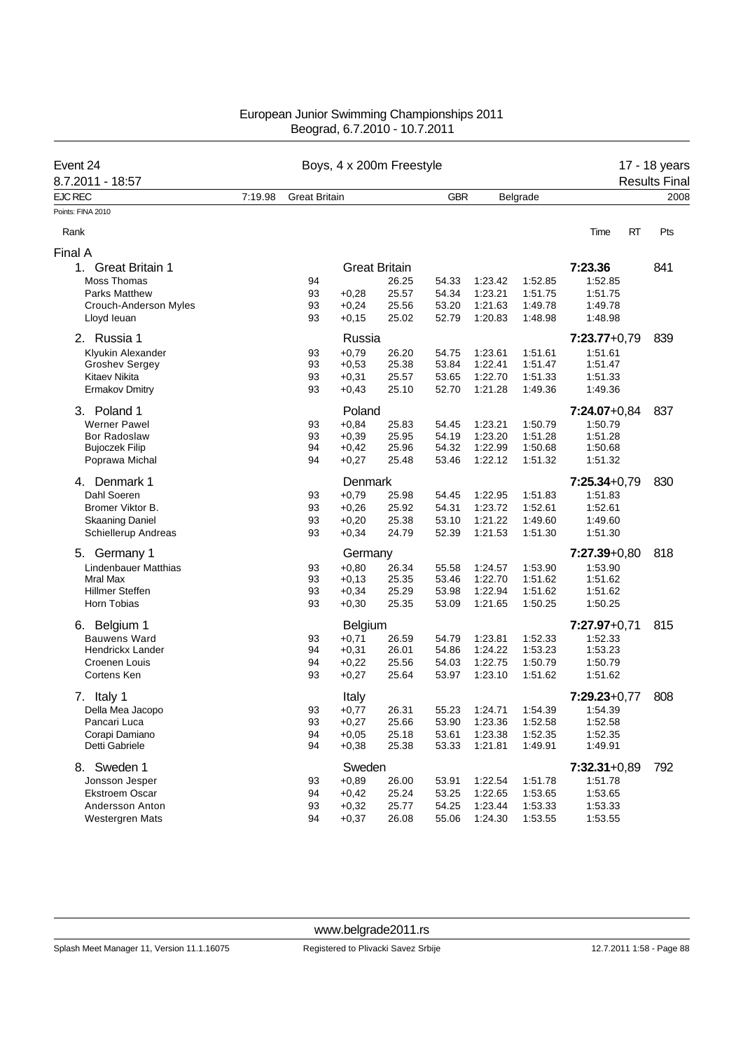# European Junior Swimming Championships 2011
Beograd, 6.7.2010 - 10.7.2011

**Event 24** — Boys, 4 x 200m Freestyle — 17 - 18 years
8.7.2011 - 18:57 — Results Final

EJC REC 7:19.98 Great Britain GBR Belgrade 2008

Points: FINA 2010

## Final A

| Rank | | YOB | RT | 50m | 100m | 150m | 200m | Time | Pts |
|---|---|---|---|---|---|---|---|---|---|
| 1. Great Britain 1 | Great Britain | | | | | | | **7:23.36** | 841 |
| | Moss Thomas | 94 | | 26.25 | 54.33 | 1:23.42 | 1:52.85 | 1:52.85 | |
| | Parks Matthew | 93 | +0,28 | 25.57 | 54.34 | 1:23.21 | 1:51.75 | 1:51.75 | |
| | Crouch-Anderson Myles | 93 | +0,24 | 25.56 | 53.20 | 1:21.63 | 1:49.78 | 1:49.78 | |
| | Lloyd Ieuan | 93 | +0,15 | 25.02 | 52.79 | 1:20.83 | 1:48.98 | 1:48.98 | |
| 2. Russia 1 | Russia | | | | | | | **7:23.77**+0,79 | 839 |
| | Klyukin Alexander | 93 | +0,79 | 26.20 | 54.75 | 1:23.61 | 1:51.61 | 1:51.61 | |
| | Groshev Sergey | 93 | +0,53 | 25.38 | 53.84 | 1:22.41 | 1:51.47 | 1:51.47 | |
| | Kitaev Nikita | 93 | +0,31 | 25.57 | 53.65 | 1:22.70 | 1:51.33 | 1:51.33 | |
| | Ermakov Dmitry | 93 | +0,43 | 25.10 | 52.70 | 1:21.28 | 1:49.36 | 1:49.36 | |
| 3. Poland 1 | Poland | | | | | | | **7:24.07**+0,84 | 837 |
| | Werner Pawel | 93 | +0,84 | 25.83 | 54.45 | 1:23.21 | 1:50.79 | 1:50.79 | |
| | Bor Radoslaw | 93 | +0,39 | 25.95 | 54.19 | 1:23.20 | 1:51.28 | 1:51.28 | |
| | Bujoczek Filip | 94 | +0,42 | 25.96 | 54.32 | 1:22.99 | 1:50.68 | 1:50.68 | |
| | Poprawa Michal | 94 | +0,27 | 25.48 | 53.46 | 1:22.12 | 1:51.32 | 1:51.32 | |
| 4. Denmark 1 | Denmark | | | | | | | **7:25.34**+0,79 | 830 |
| | Dahl Soeren | 93 | +0,79 | 25.98 | 54.45 | 1:22.95 | 1:51.83 | 1:51.83 | |
| | Bromer Viktor B. | 93 | +0,26 | 25.92 | 54.31 | 1:23.72 | 1:52.61 | 1:52.61 | |
| | Skaaning Daniel | 93 | +0,20 | 25.38 | 53.10 | 1:21.22 | 1:49.60 | 1:49.60 | |
| | Schiellerup Andreas | 93 | +0,34 | 24.79 | 52.39 | 1:21.53 | 1:51.30 | 1:51.30 | |
| 5. Germany 1 | Germany | | | | | | | **7:27.39**+0,80 | 818 |
| | Lindenbauer Matthias | 93 | +0,80 | 26.34 | 55.58 | 1:24.57 | 1:53.90 | 1:53.90 | |
| | Mral Max | 93 | +0,13 | 25.35 | 53.46 | 1:22.70 | 1:51.62 | 1:51.62 | |
| | Hillmer Steffen | 93 | +0,34 | 25.29 | 53.98 | 1:22.94 | 1:51.62 | 1:51.62 | |
| | Horn Tobias | 93 | +0,30 | 25.35 | 53.09 | 1:21.65 | 1:50.25 | 1:50.25 | |
| 6. Belgium 1 | Belgium | | | | | | | **7:27.97**+0,71 | 815 |
| | Bauwens Ward | 93 | +0,71 | 26.59 | 54.79 | 1:23.81 | 1:52.33 | 1:52.33 | |
| | Hendrickx Lander | 94 | +0,31 | 26.01 | 54.86 | 1:24.22 | 1:53.23 | 1:53.23 | |
| | Croenen Louis | 94 | +0,22 | 25.56 | 54.03 | 1:22.75 | 1:50.79 | 1:50.79 | |
| | Cortens Ken | 93 | +0,27 | 25.64 | 53.97 | 1:23.10 | 1:51.62 | 1:51.62 | |
| 7. Italy 1 | Italy | | | | | | | **7:29.23**+0,77 | 808 |
| | Della Mea Jacopo | 93 | +0,77 | 26.31 | 55.23 | 1:24.71 | 1:54.39 | 1:54.39 | |
| | Pancari Luca | 93 | +0,27 | 25.66 | 53.90 | 1:23.36 | 1:52.58 | 1:52.58 | |
| | Corapi Damiano | 94 | +0,05 | 25.18 | 53.61 | 1:23.38 | 1:52.35 | 1:52.35 | |
| | Detti Gabriele | 94 | +0,38 | 25.38 | 53.33 | 1:21.81 | 1:49.91 | 1:49.91 | |
| 8. Sweden 1 | Sweden | | | | | | | **7:32.31**+0,89 | 792 |
| | Jonsson Jesper | 93 | +0,89 | 26.00 | 53.91 | 1:22.54 | 1:51.78 | 1:51.78 | |
| | Ekstroem Oscar | 94 | +0,42 | 25.24 | 53.25 | 1:22.65 | 1:53.65 | 1:53.65 | |
| | Andersson Anton | 93 | +0,32 | 25.77 | 54.25 | 1:23.44 | 1:53.33 | 1:53.33 | |
| | Westergren Mats | 94 | +0,37 | 26.08 | 55.06 | 1:24.30 | 1:53.55 | 1:53.55 | |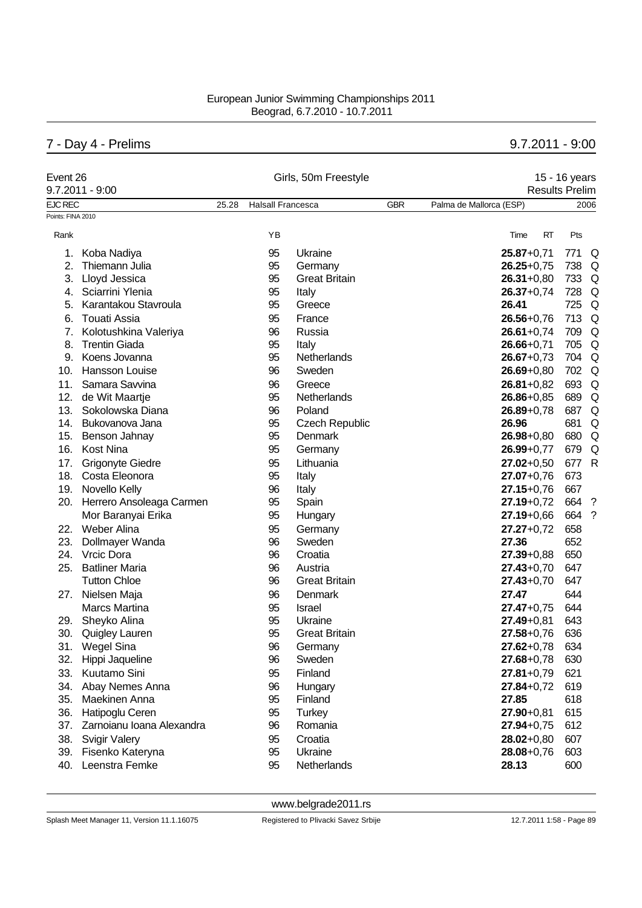European Junior Swimming Championships 2011
Beograd, 6.7.2010 - 10.7.2011

## 7 - Day 4 - Prelims 9.7.2011 - 9:00

Event 26 — Girls, 50m Freestyle — 15 - 16 years
9.7.2011 - 9:00 — Results Prelim

EJC REC 25.28 Halsall Francesca GBR Palma de Mallorca (ESP) 2006

Points: FINA 2010

| Rank | | YB | | Time | RT | Pts | |
|---|---|---|---|---|---|---|---|
| 1. | Koba Nadiya | 95 | Ukraine | **25.87** | +0,71 | 771 | Q |
| 2. | Thiemann Julia | 95 | Germany | **26.25** | +0,75 | 738 | Q |
| 3. | Lloyd Jessica | 95 | Great Britain | **26.31** | +0,80 | 733 | Q |
| 4. | Sciarrini Ylenia | 95 | Italy | **26.37** | +0,74 | 728 | Q |
| 5. | Karantakou Stavroula | 95 | Greece | **26.41** | | 725 | Q |
| 6. | Touati Assia | 95 | France | **26.56** | +0,76 | 713 | Q |
| 7. | Kolotushkina Valeriya | 96 | Russia | **26.61** | +0,74 | 709 | Q |
| 8. | Trentin Giada | 95 | Italy | **26.66** | +0,71 | 705 | Q |
| 9. | Koens Jovanna | 95 | Netherlands | **26.67** | +0,73 | 704 | Q |
| 10. | Hansson Louise | 96 | Sweden | **26.69** | +0,80 | 702 | Q |
| 11. | Samara Savvina | 96 | Greece | **26.81** | +0,82 | 693 | Q |
| 12. | de Wit Maartje | 95 | Netherlands | **26.86** | +0,85 | 689 | Q |
| 13. | Sokolowska Diana | 96 | Poland | **26.89** | +0,78 | 687 | Q |
| 14. | Bukovanova Jana | 95 | Czech Republic | **26.96** | | 681 | Q |
| 15. | Benson Jahnay | 95 | Denmark | **26.98** | +0,80 | 680 | Q |
| 16. | Kost Nina | 95 | Germany | **26.99** | +0,77 | 679 | Q |
| 17. | Grigonyte Giedre | 95 | Lithuania | **27.02** | +0,50 | 677 | R |
| 18. | Costa Eleonora | 95 | Italy | **27.07** | +0,76 | 673 | |
| 19. | Novello Kelly | 96 | Italy | **27.15** | +0,76 | 667 | |
| 20. | Herrero Ansoleaga Carmen | 95 | Spain | **27.19** | +0,72 | 664 | ? |
| | Mor Baranyai Erika | 95 | Hungary | **27.19** | +0,66 | 664 | ? |
| 22. | Weber Alina | 95 | Germany | **27.27** | +0,72 | 658 | |
| 23. | Dollmayer Wanda | 96 | Sweden | **27.36** | | 652 | |
| 24. | Vrcic Dora | 96 | Croatia | **27.39** | +0,88 | 650 | |
| 25. | Batliner Maria | 96 | Austria | **27.43** | +0,70 | 647 | |
| | Tutton Chloe | 96 | Great Britain | **27.43** | +0,70 | 647 | |
| 27. | Nielsen Maja | 96 | Denmark | **27.47** | | 644 | |
| | Marcs Martina | 95 | Israel | **27.47** | +0,75 | 644 | |
| 29. | Sheyko Alina | 95 | Ukraine | **27.49** | +0,81 | 643 | |
| 30. | Quigley Lauren | 95 | Great Britain | **27.58** | +0,76 | 636 | |
| 31. | Wegel Sina | 96 | Germany | **27.62** | +0,78 | 634 | |
| 32. | Hippi Jaqueline | 96 | Sweden | **27.68** | +0,78 | 630 | |
| 33. | Kuutamo Sini | 95 | Finland | **27.81** | +0,79 | 621 | |
| 34. | Abay Nemes Anna | 96 | Hungary | **27.84** | +0,72 | 619 | |
| 35. | Maekinen Anna | 95 | Finland | **27.85** | | 618 | |
| 36. | Hatipoglu Ceren | 95 | Turkey | **27.90** | +0,81 | 615 | |
| 37. | Zarnoianu Ioana Alexandra | 96 | Romania | **27.94** | +0,75 | 612 | |
| 38. | Svigir Valery | 95 | Croatia | **28.02** | +0,80 | 607 | |
| 39. | Fisenko Kateryna | 95 | Ukraine | **28.08** | +0,76 | 603 | |
| 40. | Leenstra Femke | 95 | Netherlands | **28.13** | | 600 | |

www.belgrade2011.rs

Splash Meet Manager 11, Version 11.1.16075 — Registered to Plivacki Savez Srbije — 12.7.2011 1:58 - Page 89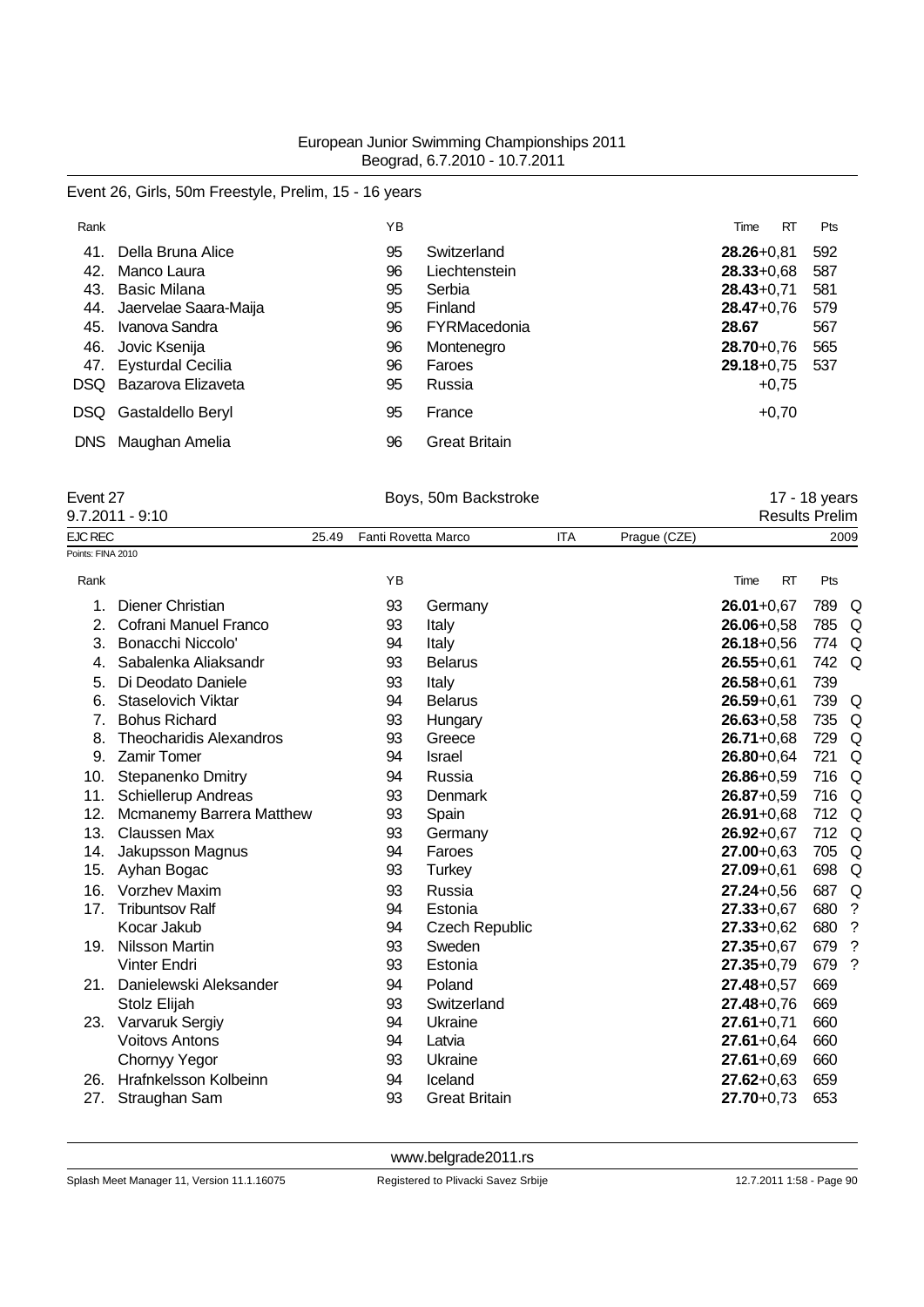European Junior Swimming Championships 2011
Beograd, 6.7.2010 - 10.7.2011

## Event 26, Girls, 50m Freestyle, Prelim, 15 - 16 years

| Rank | | YB | | Time RT | Pts |
|---|---|---|---|---|---|
| 41. | Della Bruna Alice | 95 | Switzerland | **28.26**+0,81 | 592 |
| 42. | Manco Laura | 96 | Liechtenstein | **28.33**+0,68 | 587 |
| 43. | Basic Milana | 95 | Serbia | **28.43**+0,71 | 581 |
| 44. | Jaervelae Saara-Maija | 95 | Finland | **28.47**+0,76 | 579 |
| 45. | Ivanova Sandra | 96 | FYRMacedonia | **28.67** | 567 |
| 46. | Jovic Ksenija | 96 | Montenegro | **28.70**+0,76 | 565 |
| 47. | Eysturdal Cecilia | 96 | Faroes | **29.18**+0,75 | 537 |
| DSQ | Bazarova Elizaveta | 95 | Russia | +0,75 | |
| DSQ | Gastaldello Beryl | 95 | France | +0,70 | |
| DNS | Maughan Amelia | 96 | Great Britain | | |

## Event 27 — Boys, 50m Backstroke — 17 - 18 years

9.7.2011 - 9:10 — Results Prelim

| EJC REC | 25.49 | Fanti Rovetta Marco | ITA | Prague (CZE) | 2009 |
|---|---|---|---|---|---|

Points: FINA 2010

| Rank | | YB | | Time RT | Pts | |
|---|---|---|---|---|---|---|
| 1. | Diener Christian | 93 | Germany | **26.01**+0,67 | 789 | Q |
| 2. | Cofrani Manuel Franco | 93 | Italy | **26.06**+0,58 | 785 | Q |
| 3. | Bonacchi Niccolo' | 94 | Italy | **26.18**+0,56 | 774 | Q |
| 4. | Sabalenka Aliaksandr | 93 | Belarus | **26.55**+0,61 | 742 | Q |
| 5. | Di Deodato Daniele | 93 | Italy | **26.58**+0,61 | 739 | |
| 6. | Staselovich Viktar | 94 | Belarus | **26.59**+0,61 | 739 | Q |
| 7. | Bohus Richard | 93 | Hungary | **26.63**+0,58 | 735 | Q |
| 8. | Theocharidis Alexandros | 93 | Greece | **26.71**+0,68 | 729 | Q |
| 9. | Zamir Tomer | 94 | Israel | **26.80**+0,64 | 721 | Q |
| 10. | Stepanenko Dmitry | 94 | Russia | **26.86**+0,59 | 716 | Q |
| 11. | Schiellerup Andreas | 93 | Denmark | **26.87**+0,59 | 716 | Q |
| 12. | Mcmanemy Barrera Matthew | 93 | Spain | **26.91**+0,68 | 712 | Q |
| 13. | Claussen Max | 93 | Germany | **26.92**+0,67 | 712 | Q |
| 14. | Jakupsson Magnus | 94 | Faroes | **27.00**+0,63 | 705 | Q |
| 15. | Ayhan Bogac | 93 | Turkey | **27.09**+0,61 | 698 | Q |
| 16. | Vorzhev Maxim | 93 | Russia | **27.24**+0,56 | 687 | Q |
| 17. | Tribuntsov Ralf | 94 | Estonia | **27.33**+0,67 | 680 | ? |
| | Kocar Jakub | 94 | Czech Republic | **27.33**+0,62 | 680 | ? |
| 19. | Nilsson Martin | 93 | Sweden | **27.35**+0,67 | 679 | ? |
| | Vinter Endri | 93 | Estonia | **27.35**+0,79 | 679 | ? |
| 21. | Danielewski Aleksander | 94 | Poland | **27.48**+0,57 | 669 | |
| | Stolz Elijah | 93 | Switzerland | **27.48**+0,76 | 669 | |
| 23. | Varvaruk Sergiy | 94 | Ukraine | **27.61**+0,71 | 660 | |
| | Voitovs Antons | 94 | Latvia | **27.61**+0,64 | 660 | |
| | Chornyy Yegor | 93 | Ukraine | **27.61**+0,69 | 660 | |
| 26. | Hrafnkelsson Kolbeinn | 94 | Iceland | **27.62**+0,63 | 659 | |
| 27. | Straughan Sam | 93 | Great Britain | **27.70**+0,73 | 653 | |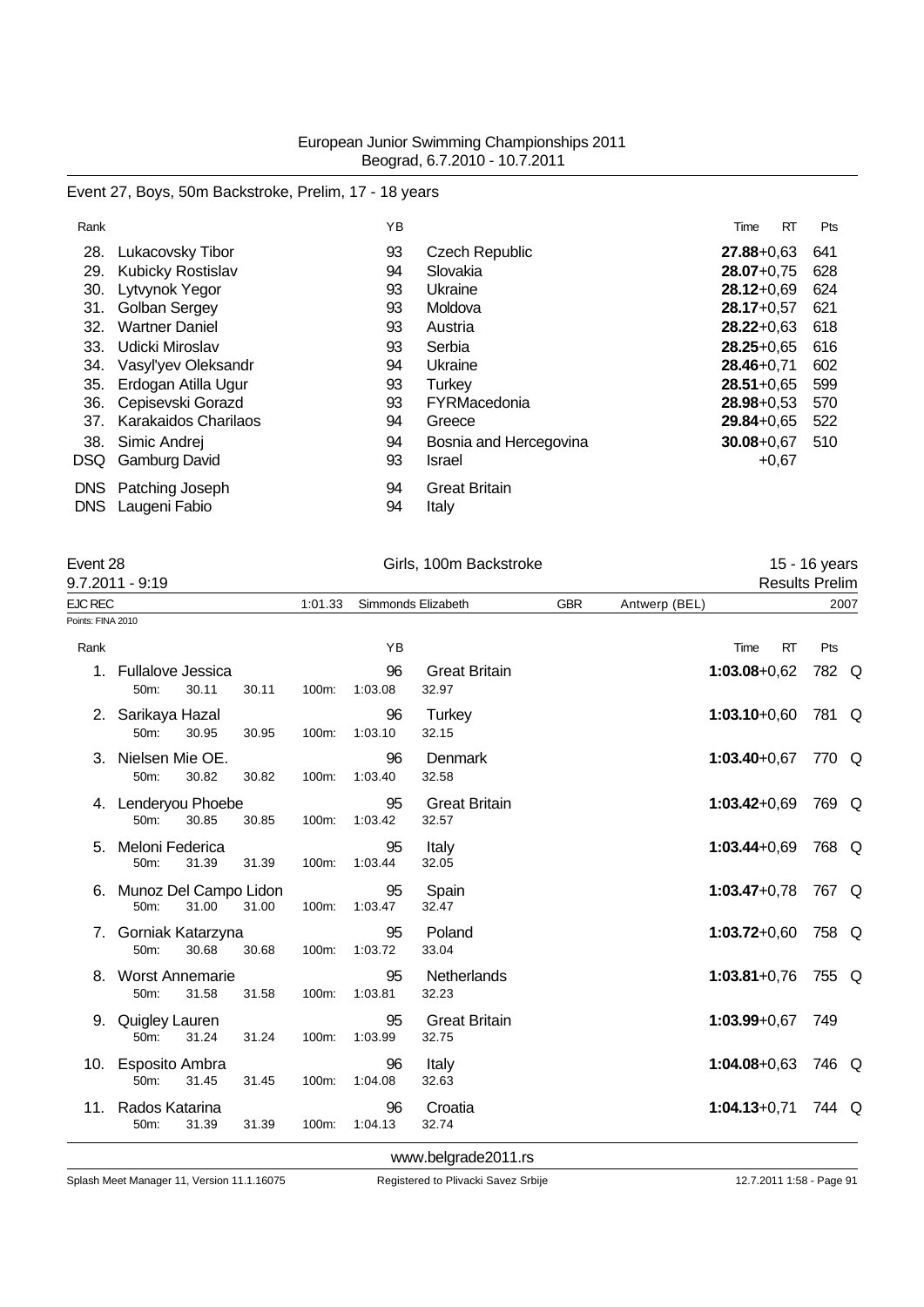European Junior Swimming Championships 2011
Beograd, 6.7.2010 - 10.7.2011

## Event 27, Boys, 50m Backstroke, Prelim, 17 - 18 years

| Rank | | YB | | Time | RT | Pts |
|---|---|---|---|---|---|---|
| 28. | Lukacovsky Tibor | 93 | Czech Republic | **27.88** | +0,63 | 641 |
| 29. | Kubicky Rostislav | 94 | Slovakia | **28.07** | +0,75 | 628 |
| 30. | Lytvynok Yegor | 93 | Ukraine | **28.12** | +0,69 | 624 |
| 31. | Golban Sergey | 93 | Moldova | **28.17** | +0,57 | 621 |
| 32. | Wartner Daniel | 93 | Austria | **28.22** | +0,63 | 618 |
| 33. | Udicki Miroslav | 93 | Serbia | **28.25** | +0,65 | 616 |
| 34. | Vasyl'yev Oleksandr | 94 | Ukraine | **28.46** | +0,71 | 602 |
| 35. | Erdogan Atilla Ugur | 93 | Turkey | **28.51** | +0,65 | 599 |
| 36. | Cepisevski Gorazd | 93 | FYRMacedonia | **28.98** | +0,53 | 570 |
| 37. | Karakaidos Charilaos | 94 | Greece | **29.84** | +0,65 | 522 |
| 38. | Simic Andrej | 94 | Bosnia and Hercegovina | **30.08** | +0,67 | 510 |
| DSQ | Gamburg David | 93 | Israel | | +0,67 | |
| DNS | Patching Joseph | 94 | Great Britain | | | |
| DNS | Laugeni Fabio | 94 | Italy | | | |

## Event 28 — Girls, 100m Backstroke — 15 - 16 years

9.7.2011 - 9:19 — Results Prelim

EJC REC 1:01.33 Simmonds Elizabeth GBR Antwerp (BEL) 2007

Points: FINA 2010

| Rank | | YB | | Time | RT | Pts | |
|---|---|---|---|---|---|---|---|
| 1. | Fullalove Jessica | 96 | Great Britain | **1:03.08** | +0,62 | 782 | Q |
| | 50m: 30.11 30.11 — 100m: 1:03.08 32.97 | | | | | | |
| 2. | Sarikaya Hazal | 96 | Turkey | **1:03.10** | +0,60 | 781 | Q |
| | 50m: 30.95 30.95 — 100m: 1:03.10 32.15 | | | | | | |
| 3. | Nielsen Mie OE. | 96 | Denmark | **1:03.40** | +0,67 | 770 | Q |
| | 50m: 30.82 30.82 — 100m: 1:03.40 32.58 | | | | | | |
| 4. | Lenderyou Phoebe | 95 | Great Britain | **1:03.42** | +0,69 | 769 | Q |
| | 50m: 30.85 30.85 — 100m: 1:03.42 32.57 | | | | | | |
| 5. | Meloni Federica | 95 | Italy | **1:03.44** | +0,69 | 768 | Q |
| | 50m: 31.39 31.39 — 100m: 1:03.44 32.05 | | | | | | |
| 6. | Munoz Del Campo Lidon | 95 | Spain | **1:03.47** | +0,78 | 767 | Q |
| | 50m: 31.00 31.00 — 100m: 1:03.47 32.47 | | | | | | |
| 7. | Gorniak Katarzyna | 95 | Poland | **1:03.72** | +0,60 | 758 | Q |
| | 50m: 30.68 30.68 — 100m: 1:03.72 33.04 | | | | | | |
| 8. | Worst Annemarie | 95 | Netherlands | **1:03.81** | +0,76 | 755 | Q |
| | 50m: 31.58 31.58 — 100m: 1:03.81 32.23 | | | | | | |
| 9. | Quigley Lauren | 95 | Great Britain | **1:03.99** | +0,67 | 749 | |
| | 50m: 31.24 31.24 — 100m: 1:03.99 32.75 | | | | | | |
| 10. | Esposito Ambra | 96 | Italy | **1:04.08** | +0,63 | 746 | Q |
| | 50m: 31.45 31.45 — 100m: 1:04.08 32.63 | | | | | | |
| 11. | Rados Katarina | 96 | Croatia | **1:04.13** | +0,71 | 744 | Q |
| | 50m: 31.39 31.39 — 100m: 1:04.13 32.74 | | | | | | |

www.belgrade2011.rs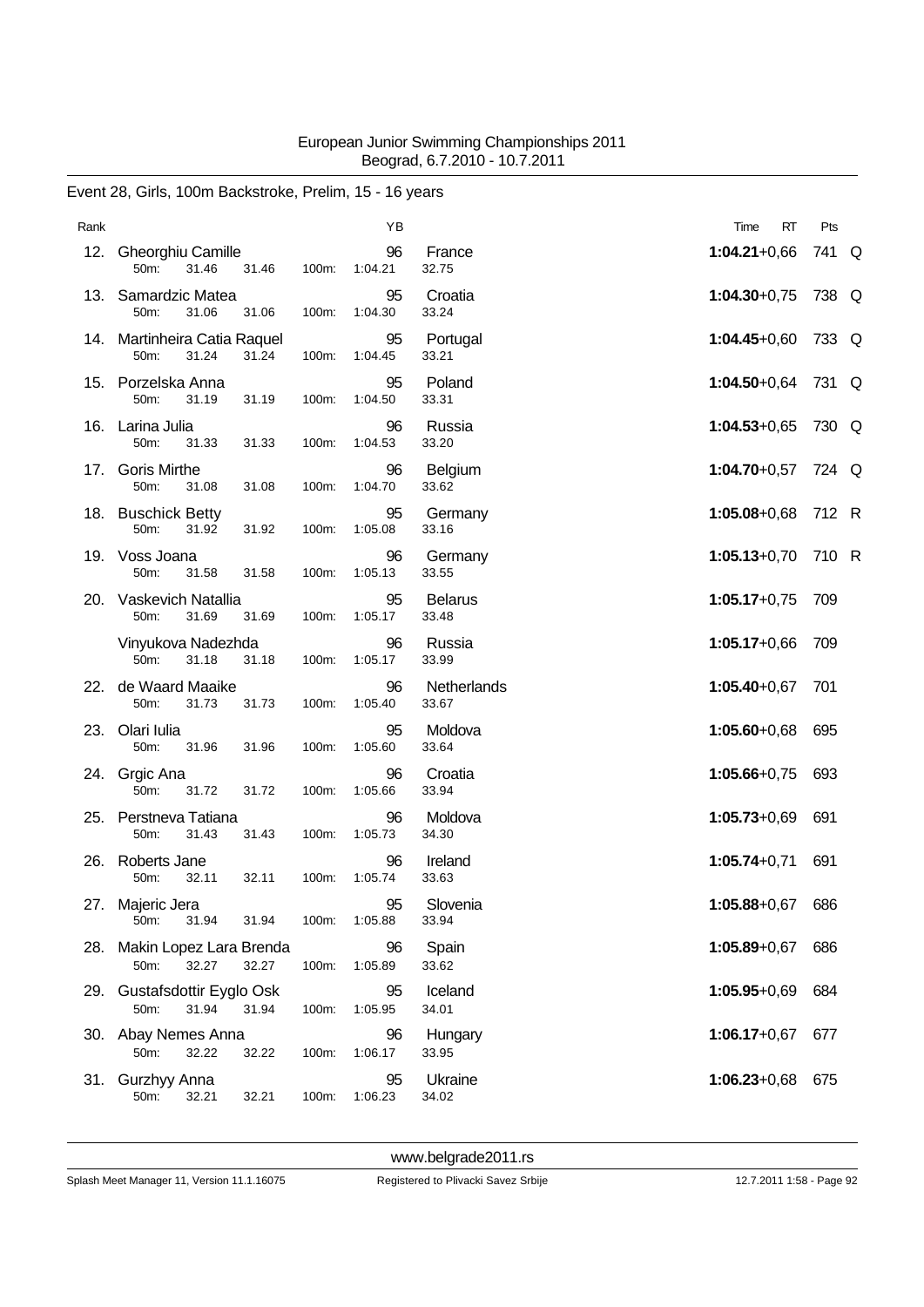European Junior Swimming Championships 2011
Beograd, 6.7.2010 - 10.7.2011

## Event 28, Girls, 100m Backstroke, Prelim, 15 - 16 years

| Rank | Name | YB | Nation | Time | RT | Pts | |
|---|---|---|---|---|---|---|---|
| 12. | Gheorghiu Camille | 96 | France | **1:04.21** | +0,66 | 741 | Q |
| | 50m: 31.46 31.46 100m: 1:04.21 32.75 | | | | | | |
| 13. | Samardzic Matea | 95 | Croatia | **1:04.30** | +0,75 | 738 | Q |
| | 50m: 31.06 31.06 100m: 1:04.30 33.24 | | | | | | |
| 14. | Martinheira Catia Raquel | 95 | Portugal | **1:04.45** | +0,60 | 733 | Q |
| | 50m: 31.24 31.24 100m: 1:04.45 33.21 | | | | | | |
| 15. | Porzelska Anna | 95 | Poland | **1:04.50** | +0,64 | 731 | Q |
| | 50m: 31.19 31.19 100m: 1:04.50 33.31 | | | | | | |
| 16. | Larina Julia | 96 | Russia | **1:04.53** | +0,65 | 730 | Q |
| | 50m: 31.33 31.33 100m: 1:04.53 33.20 | | | | | | |
| 17. | Goris Mirthe | 96 | Belgium | **1:04.70** | +0,57 | 724 | Q |
| | 50m: 31.08 31.08 100m: 1:04.70 33.62 | | | | | | |
| 18. | Buschick Betty | 95 | Germany | **1:05.08** | +0,68 | 712 | R |
| | 50m: 31.92 31.92 100m: 1:05.08 33.16 | | | | | | |
| 19. | Voss Joana | 96 | Germany | **1:05.13** | +0,70 | 710 | R |
| | 50m: 31.58 31.58 100m: 1:05.13 33.55 | | | | | | |
| 20. | Vaskevich Natallia | 95 | Belarus | **1:05.17** | +0,75 | 709 | |
| | 50m: 31.69 31.69 100m: 1:05.17 33.48 | | | | | | |
| | Vinyukova Nadezhda | 96 | Russia | **1:05.17** | +0,66 | 709 | |
| | 50m: 31.18 31.18 100m: 1:05.17 33.99 | | | | | | |
| 22. | de Waard Maaike | 96 | Netherlands | **1:05.40** | +0,67 | 701 | |
| | 50m: 31.73 31.73 100m: 1:05.40 33.67 | | | | | | |
| 23. | Olari Iulia | 95 | Moldova | **1:05.60** | +0,68 | 695 | |
| | 50m: 31.96 31.96 100m: 1:05.60 33.64 | | | | | | |
| 24. | Grgic Ana | 96 | Croatia | **1:05.66** | +0,75 | 693 | |
| | 50m: 31.72 31.72 100m: 1:05.66 33.94 | | | | | | |
| 25. | Perstneva Tatiana | 96 | Moldova | **1:05.73** | +0,69 | 691 | |
| | 50m: 31.43 31.43 100m: 1:05.73 34.30 | | | | | | |
| 26. | Roberts Jane | 96 | Ireland | **1:05.74** | +0,71 | 691 | |
| | 50m: 32.11 32.11 100m: 1:05.74 33.63 | | | | | | |
| 27. | Majeric Jera | 95 | Slovenia | **1:05.88** | +0,67 | 686 | |
| | 50m: 31.94 31.94 100m: 1:05.88 33.94 | | | | | | |
| 28. | Makin Lopez Lara Brenda | 96 | Spain | **1:05.89** | +0,67 | 686 | |
| | 50m: 32.27 32.27 100m: 1:05.89 33.62 | | | | | | |
| 29. | Gustafsdottir Eyglo Osk | 95 | Iceland | **1:05.95** | +0,69 | 684 | |
| | 50m: 31.94 31.94 100m: 1:05.95 34.01 | | | | | | |
| 30. | Abay Nemes Anna | 96 | Hungary | **1:06.17** | +0,67 | 677 | |
| | 50m: 32.22 32.22 100m: 1:06.17 33.95 | | | | | | |
| 31. | Gurzhyy Anna | 95 | Ukraine | **1:06.23** | +0,68 | 675 | |
| | 50m: 32.21 32.21 100m: 1:06.23 34.02 | | | | | | |

www.belgrade2011.rs

Splash Meet Manager 11, Version 11.1.16075 Registered to Plivacki Savez Srbije 12.7.2011 1:58 - Page 92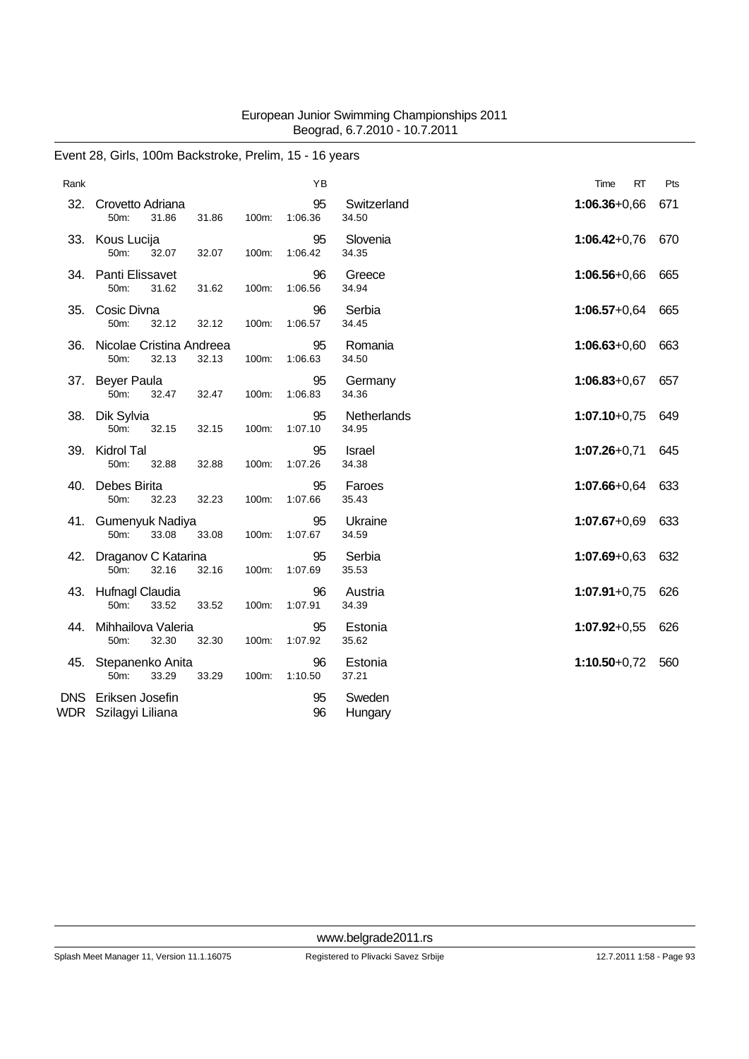European Junior Swimming Championships 2011
Beograd, 6.7.2010 - 10.7.2011

## Event 28, Girls, 100m Backstroke, Prelim, 15 - 16 years

| Rank | Name | YB | Nation | Time | RT | Pts |
|---|---|---|---|---|---|---|
| 32. | Crovetto Adriana | 95 | Switzerland | **1:06.36** | +0,66 | 671 |
| | 50m: 31.86 31.86 100m: 1:06.36 34.50 | | | | | |
| 33. | Kous Lucija | 95 | Slovenia | **1:06.42** | +0,76 | 670 |
| | 50m: 32.07 32.07 100m: 1:06.42 34.35 | | | | | |
| 34. | Panti Elissavet | 96 | Greece | **1:06.56** | +0,66 | 665 |
| | 50m: 31.62 31.62 100m: 1:06.56 34.94 | | | | | |
| 35. | Cosic Divna | 96 | Serbia | **1:06.57** | +0,64 | 665 |
| | 50m: 32.12 32.12 100m: 1:06.57 34.45 | | | | | |
| 36. | Nicolae Cristina Andreea | 95 | Romania | **1:06.63** | +0,60 | 663 |
| | 50m: 32.13 32.13 100m: 1:06.63 34.50 | | | | | |
| 37. | Beyer Paula | 95 | Germany | **1:06.83** | +0,67 | 657 |
| | 50m: 32.47 32.47 100m: 1:06.83 34.36 | | | | | |
| 38. | Dik Sylvia | 95 | Netherlands | **1:07.10** | +0,75 | 649 |
| | 50m: 32.15 32.15 100m: 1:07.10 34.95 | | | | | |
| 39. | Kidrol Tal | 95 | Israel | **1:07.26** | +0,71 | 645 |
| | 50m: 32.88 32.88 100m: 1:07.26 34.38 | | | | | |
| 40. | Debes Birita | 95 | Faroes | **1:07.66** | +0,64 | 633 |
| | 50m: 32.23 32.23 100m: 1:07.66 35.43 | | | | | |
| 41. | Gumenyuk Nadiya | 95 | Ukraine | **1:07.67** | +0,69 | 633 |
| | 50m: 33.08 33.08 100m: 1:07.67 34.59 | | | | | |
| 42. | Draganov C Katarina | 95 | Serbia | **1:07.69** | +0,63 | 632 |
| | 50m: 32.16 32.16 100m: 1:07.69 35.53 | | | | | |
| 43. | Hufnagl Claudia | 96 | Austria | **1:07.91** | +0,75 | 626 |
| | 50m: 33.52 33.52 100m: 1:07.91 34.39 | | | | | |
| 44. | Mihhailova Valeria | 95 | Estonia | **1:07.92** | +0,55 | 626 |
| | 50m: 32.30 32.30 100m: 1:07.92 35.62 | | | | | |
| 45. | Stepanenko Anita | 96 | Estonia | **1:10.50** | +0,72 | 560 |
| | 50m: 33.29 33.29 100m: 1:10.50 37.21 | | | | | |
| DNS | Eriksen Josefin | 95 | Sweden | | | |
| WDR | Szilagyi Liliana | 96 | Hungary | | | |

www.belgrade2011.rs

Splash Meet Manager 11, Version 11.1.16075 Registered to Plivacki Savez Srbije 12.7.2011 1:58 - Page 93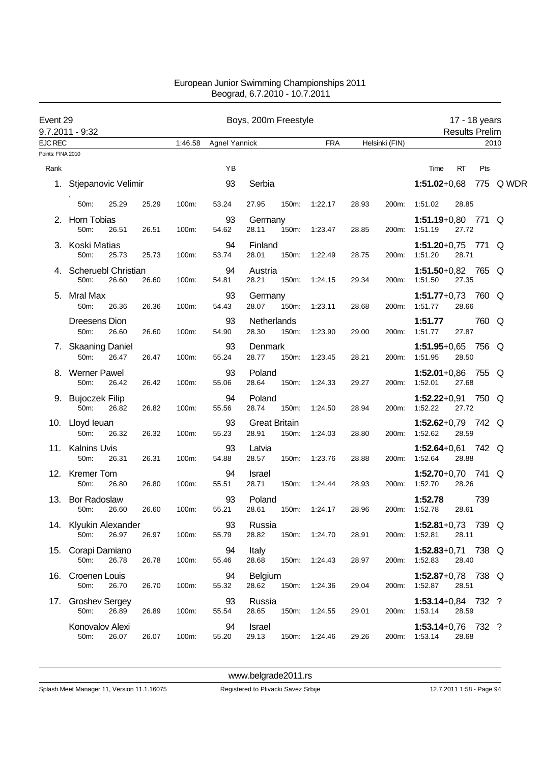European Junior Swimming Championships 2011
Beograd, 6.7.2010 - 10.7.2011

**Event 29** — Boys, 200m Freestyle — 17 - 18 years
9.7.2011 - 9:32 — Results Prelim

EJC REC 1:46.58 Agnel Yannick FRA Helsinki (FIN) 2010

Points: FINA 2010

| Rank | Name | YB | Nation | 50m | 100m | 150m | 200m | Time | RT | Pts | |
|---|---|---|---|---|---|---|---|---|---|---|---|
| 1. | Stjepanovic Velimir . | 93 | Serbia | 25.29 (25.29) | 53.24 (27.95) | 1:22.17 (28.93) | 1:51.02 (28.85) | **1:51.02** | +0,68 | 775 | Q WDR |
| 2. | Horn Tobias | 93 | Germany | 26.51 (26.51) | 54.62 (28.11) | 1:23.47 (28.85) | 1:51.19 (27.72) | **1:51.19** | +0,80 | 771 | Q |
| 3. | Koski Matias | 94 | Finland | 25.73 (25.73) | 53.74 (28.01) | 1:22.49 (28.75) | 1:51.20 (28.71) | **1:51.20** | +0,75 | 771 | Q |
| 4. | Scheruebl Christian | 94 | Austria | 26.60 (26.60) | 54.81 (28.21) | 1:24.15 (29.34) | 1:51.50 (27.35) | **1:51.50** | +0,82 | 765 | Q |
| 5. | Mral Max | 93 | Germany | 26.36 (26.36) | 54.43 (28.07) | 1:23.11 (28.68) | 1:51.77 (28.66) | **1:51.77** | +0,73 | 760 | Q |
| | Dreesens Dion | 93 | Netherlands | 26.60 (26.60) | 54.90 (28.30) | 1:23.90 (29.00) | 1:51.77 (27.87) | **1:51.77** | | 760 | Q |
| 7. | Skaaning Daniel | 93 | Denmark | 26.47 (26.47) | 55.24 (28.77) | 1:23.45 (28.21) | 1:51.95 (28.50) | **1:51.95** | +0,65 | 756 | Q |
| 8. | Werner Pawel | 93 | Poland | 26.42 (26.42) | 55.06 (28.64) | 1:24.33 (29.27) | 1:52.01 (27.68) | **1:52.01** | +0,86 | 755 | Q |
| 9. | Bujoczek Filip | 94 | Poland | 26.82 (26.82) | 55.56 (28.74) | 1:24.50 (28.94) | 1:52.22 (27.72) | **1:52.22** | +0,91 | 750 | Q |
| 10. | Lloyd Ieuan | 93 | Great Britain | 26.32 (26.32) | 55.23 (28.91) | 1:24.03 (28.80) | 1:52.62 (28.59) | **1:52.62** | +0,79 | 742 | Q |
| 11. | Kalnins Uvis | 93 | Latvia | 26.31 (26.31) | 54.88 (28.57) | 1:23.76 (28.88) | 1:52.64 (28.88) | **1:52.64** | +0,61 | 742 | Q |
| 12. | Kremer Tom | 94 | Israel | 26.80 (26.80) | 55.51 (28.71) | 1:24.44 (28.93) | 1:52.70 (28.26) | **1:52.70** | +0,70 | 741 | Q |
| 13. | Bor Radoslaw | 93 | Poland | 26.60 (26.60) | 55.21 (28.61) | 1:24.17 (28.96) | 1:52.78 (28.61) | **1:52.78** | | 739 | |
| 14. | Klyukin Alexander | 93 | Russia | 26.97 (26.97) | 55.79 (28.82) | 1:24.70 (28.91) | 1:52.81 (28.11) | **1:52.81** | +0,73 | 739 | Q |
| 15. | Corapi Damiano | 94 | Italy | 26.78 (26.78) | 55.46 (28.68) | 1:24.43 (28.97) | 1:52.83 (28.40) | **1:52.83** | +0,71 | 738 | Q |
| 16. | Croenen Louis | 94 | Belgium | 26.70 (26.70) | 55.32 (28.62) | 1:24.36 (29.04) | 1:52.87 (28.51) | **1:52.87** | +0,78 | 738 | Q |
| 17. | Groshev Sergey | 93 | Russia | 26.89 (26.89) | 55.54 (28.65) | 1:24.55 (29.01) | 1:53.14 (28.59) | **1:53.14** | +0,84 | 732 | ? |
| | Konovalov Alexi | 94 | Israel | 26.07 (26.07) | 55.20 (29.13) | 1:24.46 (29.26) | 1:53.14 (28.68) | **1:53.14** | +0,76 | 732 | ? |

www.belgrade2011.rs

Splash Meet Manager 11, Version 11.1.16075 — Registered to Plivacki Savez Srbije — 12.7.2011 1:58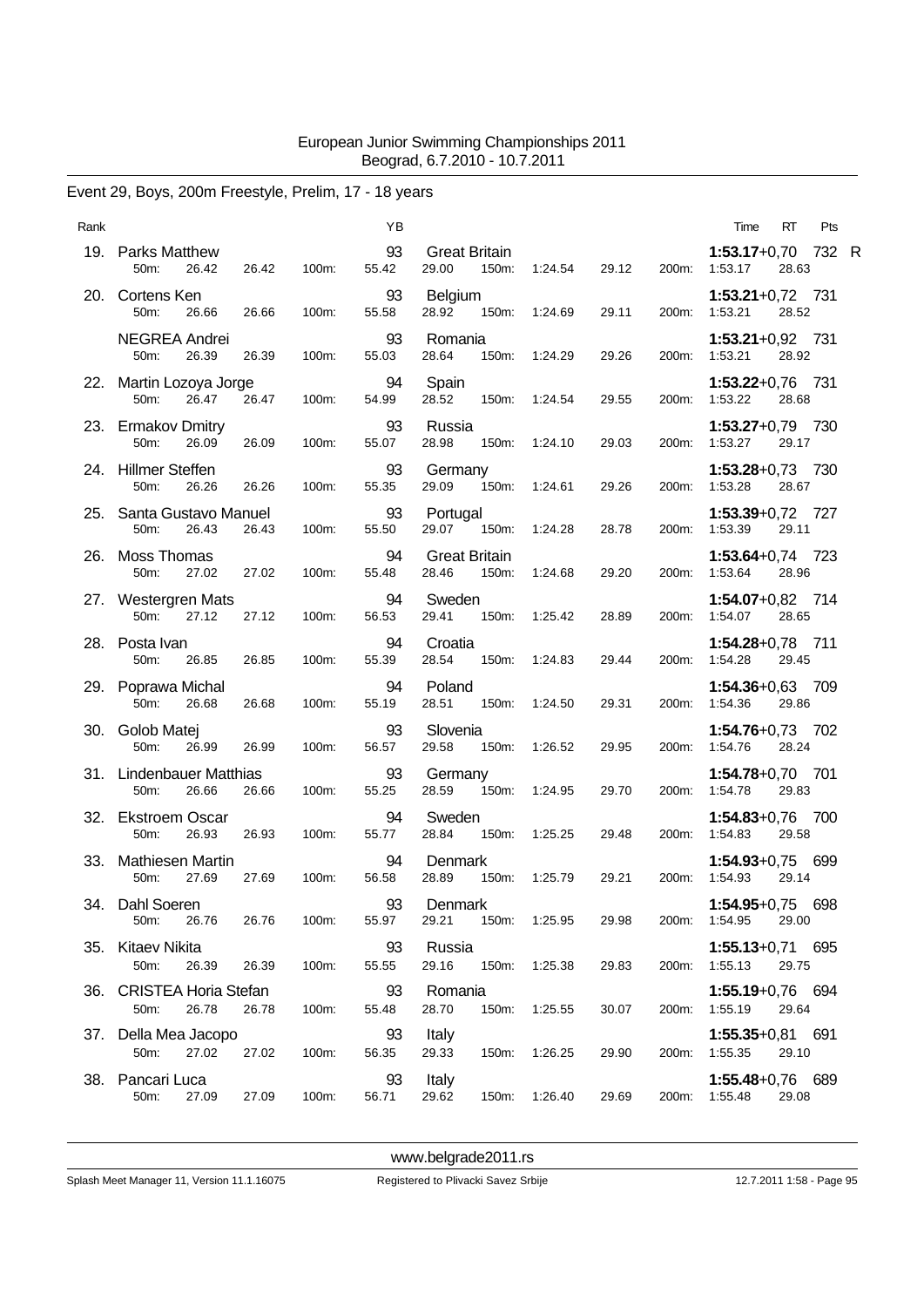European Junior Swimming Championships 2011
Beograd, 6.7.2010 - 10.7.2011

## Event 29, Boys, 200m Freestyle, Prelim, 17 - 18 years

| Rank | Name | YB | Nation | 50m | 100m | 150m | 200m | Time | RT | Pts | |
|---|---|---|---|---|---|---|---|---|---|---|---|
| 19. | Parks Matthew | 93 | Great Britain | 26.42 / 26.42 | 55.42 / 29.00 | 1:24.54 / 29.12 | 1:53.17 / 28.63 | **1:53.17** | +0,70 | 732 | R |
| 20. | Cortens Ken | 93 | Belgium | 26.66 / 26.66 | 55.58 / 28.92 | 1:24.69 / 29.11 | 1:53.21 / 28.52 | **1:53.21** | +0,72 | 731 | |
| | NEGREA Andrei | 93 | Romania | 26.39 / 26.39 | 55.03 / 28.64 | 1:24.29 / 29.26 | 1:53.21 / 28.92 | **1:53.21** | +0,92 | 731 | |
| 22. | Martin Lozoya Jorge | 94 | Spain | 26.47 / 26.47 | 54.99 / 28.52 | 1:24.54 / 29.55 | 1:53.22 / 28.68 | **1:53.22** | +0,76 | 731 | |
| 23. | Ermakov Dmitry | 93 | Russia | 26.09 / 26.09 | 55.07 / 28.98 | 1:24.10 / 29.03 | 1:53.27 / 29.17 | **1:53.27** | +0,79 | 730 | |
| 24. | Hillmer Steffen | 93 | Germany | 26.26 / 26.26 | 55.35 / 29.09 | 1:24.61 / 29.26 | 1:53.28 / 28.67 | **1:53.28** | +0,73 | 730 | |
| 25. | Santa Gustavo Manuel | 93 | Portugal | 26.43 / 26.43 | 55.50 / 29.07 | 1:24.28 / 28.78 | 1:53.39 / 29.11 | **1:53.39** | +0,72 | 727 | |
| 26. | Moss Thomas | 94 | Great Britain | 27.02 / 27.02 | 55.48 / 28.46 | 1:24.68 / 29.20 | 1:53.64 / 28.96 | **1:53.64** | +0,74 | 723 | |
| 27. | Westergren Mats | 94 | Sweden | 27.12 / 27.12 | 56.53 / 29.41 | 1:25.42 / 28.89 | 1:54.07 / 28.65 | **1:54.07** | +0,82 | 714 | |
| 28. | Posta Ivan | 94 | Croatia | 26.85 / 26.85 | 55.39 / 28.54 | 1:24.83 / 29.44 | 1:54.28 / 29.45 | **1:54.28** | +0,78 | 711 | |
| 29. | Poprawa Michal | 94 | Poland | 26.68 / 26.68 | 55.19 / 28.51 | 1:24.50 / 29.31 | 1:54.36 / 29.86 | **1:54.36** | +0,63 | 709 | |
| 30. | Golob Matej | 93 | Slovenia | 26.99 / 26.99 | 56.57 / 29.58 | 1:26.52 / 29.95 | 1:54.76 / 28.24 | **1:54.76** | +0,73 | 702 | |
| 31. | Lindenbauer Matthias | 93 | Germany | 26.66 / 26.66 | 55.25 / 28.59 | 1:24.95 / 29.70 | 1:54.78 / 29.83 | **1:54.78** | +0,70 | 701 | |
| 32. | Ekstroem Oscar | 94 | Sweden | 26.93 / 26.93 | 55.77 / 28.84 | 1:25.25 / 29.48 | 1:54.83 / 29.58 | **1:54.83** | +0,76 | 700 | |
| 33. | Mathiesen Martin | 94 | Denmark | 27.69 / 27.69 | 56.58 / 28.89 | 1:25.79 / 29.21 | 1:54.93 / 29.14 | **1:54.93** | +0,75 | 699 | |
| 34. | Dahl Soeren | 93 | Denmark | 26.76 / 26.76 | 55.97 / 29.21 | 1:25.95 / 29.98 | 1:54.95 / 29.00 | **1:54.95** | +0,75 | 698 | |
| 35. | Kitaev Nikita | 93 | Russia | 26.39 / 26.39 | 55.55 / 29.16 | 1:25.38 / 29.83 | 1:55.13 / 29.75 | **1:55.13** | +0,71 | 695 | |
| 36. | CRISTEA Horia Stefan | 93 | Romania | 26.78 / 26.78 | 55.48 / 28.70 | 1:25.55 / 30.07 | 1:55.19 / 29.64 | **1:55.19** | +0,76 | 694 | |
| 37. | Della Mea Jacopo | 93 | Italy | 27.02 / 27.02 | 56.35 / 29.33 | 1:26.25 / 29.90 | 1:55.35 / 29.10 | **1:55.35** | +0,81 | 691 | |
| 38. | Pancari Luca | 93 | Italy | 27.09 / 27.09 | 56.71 / 29.62 | 1:26.40 / 29.69 | 1:55.48 / 29.08 | **1:55.48** | +0,76 | 689 | |

www.belgrade2011.rs

Splash Meet Manager 11, Version 11.1.16075 — Registered to Plivacki Savez Srbije — 12.7.2011 1:58 - Page 95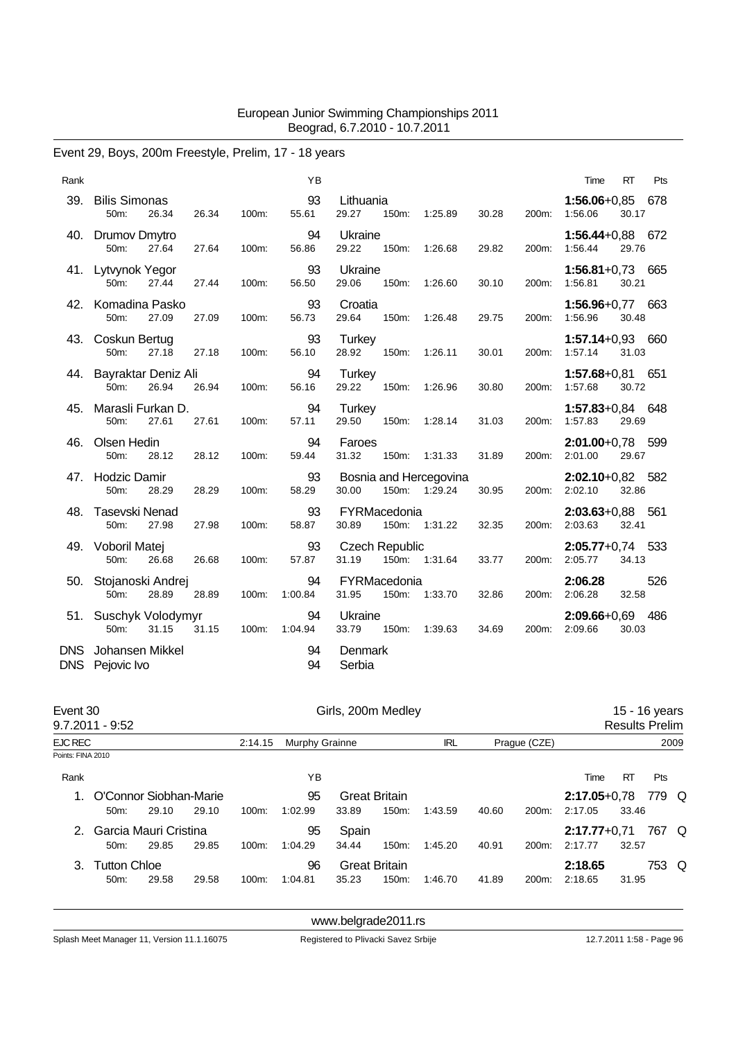European Junior Swimming Championships 2011
Beograd, 6.7.2010 - 10.7.2011

## Event 29, Boys, 200m Freestyle, Prelim, 17 - 18 years

| Rank | Name | YB | Nation | 50m | 100m | 150m | 200m | Time | RT | Pts |
|---|---|---|---|---|---|---|---|---|---|---|
| 39. | Bilis Simonas | 93 | Lithuania | 26.34 (26.34) | 55.61 (29.27) | 1:25.89 (30.28) | 1:56.06 (30.17) | **1:56.06** | +0,85 | 678 |
| 40. | Drumov Dmytro | 94 | Ukraine | 27.64 (27.64) | 56.86 (29.22) | 1:26.68 (29.82) | 1:56.44 (29.76) | **1:56.44** | +0,88 | 672 |
| 41. | Lytvynok Yegor | 93 | Ukraine | 27.44 (27.44) | 56.50 (29.06) | 1:26.60 (30.10) | 1:56.81 (30.21) | **1:56.81** | +0,73 | 665 |
| 42. | Komadina Pasko | 93 | Croatia | 27.09 (27.09) | 56.73 (29.64) | 1:26.48 (29.75) | 1:56.96 (30.48) | **1:56.96** | +0,77 | 663 |
| 43. | Coskun Bertug | 93 | Turkey | 27.18 (27.18) | 56.10 (28.92) | 1:26.11 (30.01) | 1:57.14 (31.03) | **1:57.14** | +0,93 | 660 |
| 44. | Bayraktar Deniz Ali | 94 | Turkey | 26.94 (26.94) | 56.16 (29.22) | 1:26.96 (30.80) | 1:57.68 (30.72) | **1:57.68** | +0,81 | 651 |
| 45. | Marasli Furkan D. | 94 | Turkey | 27.61 (27.61) | 57.11 (29.50) | 1:28.14 (31.03) | 1:57.83 (29.69) | **1:57.83** | +0,84 | 648 |
| 46. | Olsen Hedin | 94 | Faroes | 28.12 (28.12) | 59.44 (31.32) | 1:31.33 (31.89) | 2:01.00 (29.67) | **2:01.00** | +0,78 | 599 |
| 47. | Hodzic Damir | 93 | Bosnia and Hercegovina | 28.29 (28.29) | 58.29 (30.00) | 1:29.24 (30.95) | 2:02.10 (32.86) | **2:02.10** | +0,82 | 582 |
| 48. | Tasevski Nenad | 93 | FYRMacedonia | 27.98 (27.98) | 58.87 (30.89) | 1:31.22 (32.35) | 2:03.63 (32.41) | **2:03.63** | +0,88 | 561 |
| 49. | Voboril Matej | 93 | Czech Republic | 26.68 (26.68) | 57.87 (31.19) | 1:31.64 (33.77) | 2:05.77 (34.13) | **2:05.77** | +0,74 | 533 |
| 50. | Stojanoski Andrej | 94 | FYRMacedonia | 28.89 (28.89) | 1:00.84 (31.95) | 1:33.70 (32.86) | 2:06.28 (32.58) | **2:06.28** | | 526 |
| 51. | Suschyk Volodymyr | 94 | Ukraine | 31.15 (31.15) | 1:04.94 (33.79) | 1:39.63 (34.69) | 2:09.66 (30.03) | **2:09.66** | +0,69 | 486 |
| DNS | Johansen Mikkel | 94 | Denmark | | | | | | | |
| DNS | Pejovic Ivo | 94 | Serbia | | | | | | | |

## Event 30, Girls, 200m Medley, 15 - 16 years

9.7.2011 - 9:52 — Results Prelim

EJC REC: 2:14.15 Murphy Grainne, IRL, Prague (CZE), 2009

Points: FINA 2010

| Rank | Name | YB | Nation | 50m | 100m | 150m | 200m | Time | RT | Pts | |
|---|---|---|---|---|---|---|---|---|---|---|---|
| 1. | O'Connor Siobhan-Marie | 95 | Great Britain | 29.10 (29.10) | 1:02.99 (33.89) | 1:43.59 (40.60) | 2:17.05 (33.46) | **2:17.05** | +0,78 | 779 | Q |
| 2. | Garcia Mauri Cristina | 95 | Spain | 29.85 (29.85) | 1:04.29 (34.44) | 1:45.20 (40.91) | 2:17.77 (32.57) | **2:17.77** | +0,71 | 767 | Q |
| 3. | Tutton Chloe | 96 | Great Britain | 29.58 (29.58) | 1:04.81 (35.23) | 1:46.70 (41.89) | 2:18.65 (31.95) | **2:18.65** | | 753 | Q |

www.belgrade2011.rs

Splash Meet Manager 11, Version 11.1.16075 — Registered to Plivacki Savez Srbije — 12.7.2011 1:58 - Page 96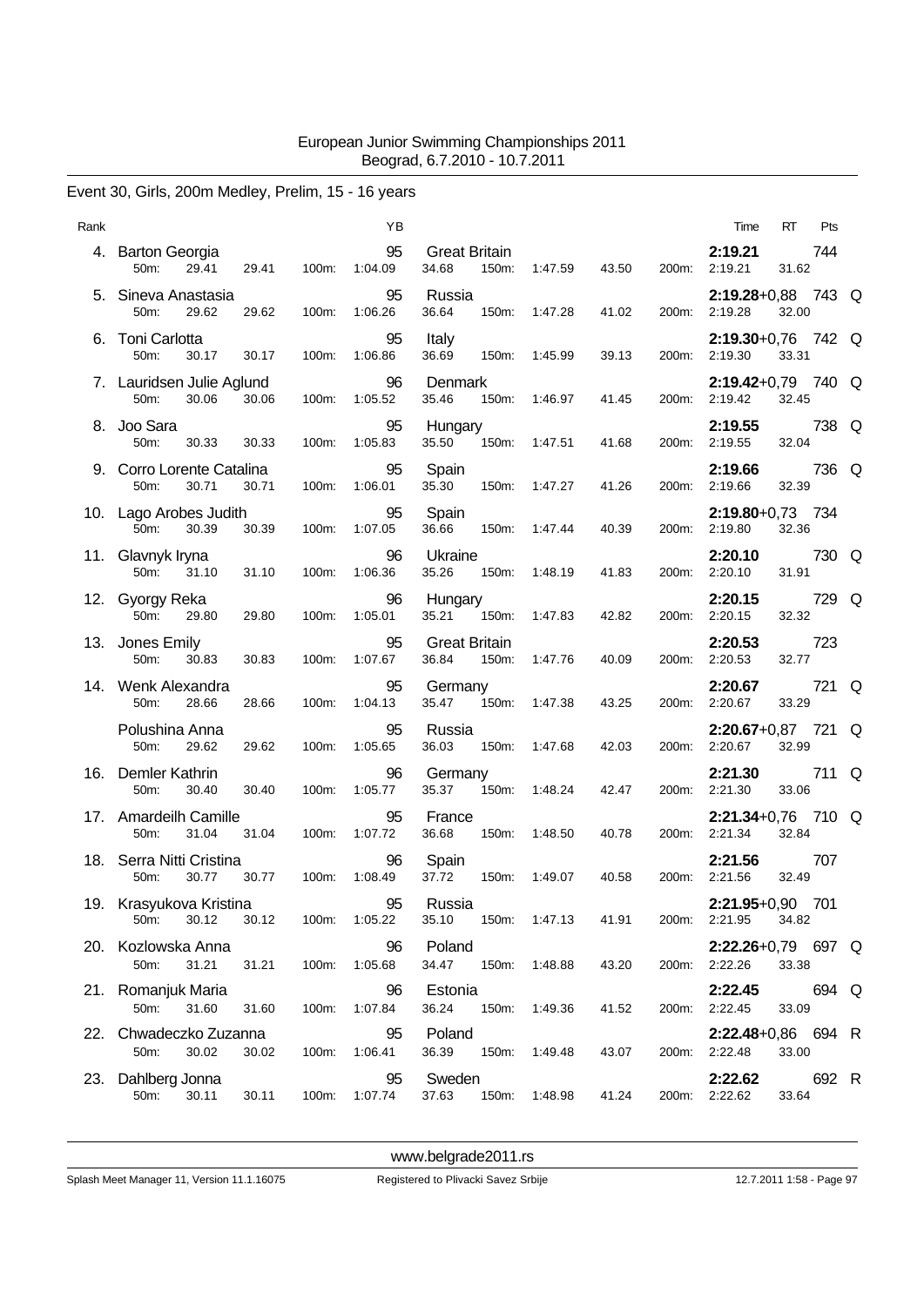European Junior Swimming Championships 2011
Beograd, 6.7.2010 - 10.7.2011

## Event 30, Girls, 200m Medley, Prelim, 15 - 16 years

| Rank | Name | YB | Nation | Time | RT | Pts | |
|---|---|---|---|---|---|---|---|
| 4. | Barton Georgia | 95 | Great Britain | 2:19.21 | | 744 | |
| | 50m: 29.41 29.41 100m: 1:04.09 34.68 150m: 1:47.59 43.50 200m: 2:19.21 31.62 | | | | | | |
| 5. | Sineva Anastasia | 95 | Russia | 2:19.28 | +0,88 | 743 | Q |
| | 50m: 29.62 29.62 100m: 1:06.26 36.64 150m: 1:47.28 41.02 200m: 2:19.28 32.00 | | | | | | |
| 6. | Toni Carlotta | 95 | Italy | 2:19.30 | +0,76 | 742 | Q |
| | 50m: 30.17 30.17 100m: 1:06.86 36.69 150m: 1:45.99 39.13 200m: 2:19.30 33.31 | | | | | | |
| 7. | Lauridsen Julie Aglund | 96 | Denmark | 2:19.42 | +0,79 | 740 | Q |
| | 50m: 30.06 30.06 100m: 1:05.52 35.46 150m: 1:46.97 41.45 200m: 2:19.42 32.45 | | | | | | |
| 8. | Joo Sara | 95 | Hungary | 2:19.55 | | 738 | Q |
| | 50m: 30.33 30.33 100m: 1:05.83 35.50 150m: 1:47.51 41.68 200m: 2:19.55 32.04 | | | | | | |
| 9. | Corro Lorente Catalina | 95 | Spain | 2:19.66 | | 736 | Q |
| | 50m: 30.71 30.71 100m: 1:06.01 35.30 150m: 1:47.27 41.26 200m: 2:19.66 32.39 | | | | | | |
| 10. | Lago Arobes Judith | 95 | Spain | 2:19.80 | +0,73 | 734 | |
| | 50m: 30.39 30.39 100m: 1:07.05 36.66 150m: 1:47.44 40.39 200m: 2:19.80 32.36 | | | | | | |
| 11. | Glavnyk Iryna | 96 | Ukraine | 2:20.10 | | 730 | Q |
| | 50m: 31.10 31.10 100m: 1:06.36 35.26 150m: 1:48.19 41.83 200m: 2:20.10 31.91 | | | | | | |
| 12. | Gyorgy Reka | 96 | Hungary | 2:20.15 | | 729 | Q |
| | 50m: 29.80 29.80 100m: 1:05.01 35.21 150m: 1:47.83 42.82 200m: 2:20.15 32.32 | | | | | | |
| 13. | Jones Emily | 95 | Great Britain | 2:20.53 | | 723 | |
| | 50m: 30.83 30.83 100m: 1:07.67 36.84 150m: 1:47.76 40.09 200m: 2:20.53 32.77 | | | | | | |
| 14. | Wenk Alexandra | 95 | Germany | 2:20.67 | | 721 | Q |
| | 50m: 28.66 28.66 100m: 1:04.13 35.47 150m: 1:47.38 43.25 200m: 2:20.67 33.29 | | | | | | |
| | Polushina Anna | 95 | Russia | 2:20.67 | +0,87 | 721 | Q |
| | 50m: 29.62 29.62 100m: 1:05.65 36.03 150m: 1:47.68 42.03 200m: 2:20.67 32.99 | | | | | | |
| 16. | Demler Kathrin | 96 | Germany | 2:21.30 | | 711 | Q |
| | 50m: 30.40 30.40 100m: 1:05.77 35.37 150m: 1:48.24 42.47 200m: 2:21.30 33.06 | | | | | | |
| 17. | Amardeilh Camille | 95 | France | 2:21.34 | +0,76 | 710 | Q |
| | 50m: 31.04 31.04 100m: 1:07.72 36.68 150m: 1:48.50 40.78 200m: 2:21.34 32.84 | | | | | | |
| 18. | Serra Nitti Cristina | 96 | Spain | 2:21.56 | | 707 | |
| | 50m: 30.77 30.77 100m: 1:08.49 37.72 150m: 1:49.07 40.58 200m: 2:21.56 32.49 | | | | | | |
| 19. | Krasyukova Kristina | 95 | Russia | 2:21.95 | +0,90 | 701 | |
| | 50m: 30.12 30.12 100m: 1:05.22 35.10 150m: 1:47.13 41.91 200m: 2:21.95 34.82 | | | | | | |
| 20. | Kozlowska Anna | 96 | Poland | 2:22.26 | +0,79 | 697 | Q |
| | 50m: 31.21 31.21 100m: 1:05.68 34.47 150m: 1:48.88 43.20 200m: 2:22.26 33.38 | | | | | | |
| 21. | Romanjuk Maria | 96 | Estonia | 2:22.45 | | 694 | Q |
| | 50m: 31.60 31.60 100m: 1:07.84 36.24 150m: 1:49.36 41.52 200m: 2:22.45 33.09 | | | | | | |
| 22. | Chwadeczko Zuzanna | 95 | Poland | 2:22.48 | +0,86 | 694 | R |
| | 50m: 30.02 30.02 100m: 1:06.41 36.39 150m: 1:49.48 43.07 200m: 2:22.48 33.00 | | | | | | |
| 23. | Dahlberg Jonna | 95 | Sweden | 2:22.62 | | 692 | R |
| | 50m: 30.11 30.11 100m: 1:07.74 37.63 150m: 1:48.98 41.24 200m: 2:22.62 33.64 | | | | | | |

www.belgrade2011.rs

Splash Meet Manager 11, Version 11.1.16075 — Registered to Plivacki Savez Srbije — 12.7.2011 1:58 - Page 97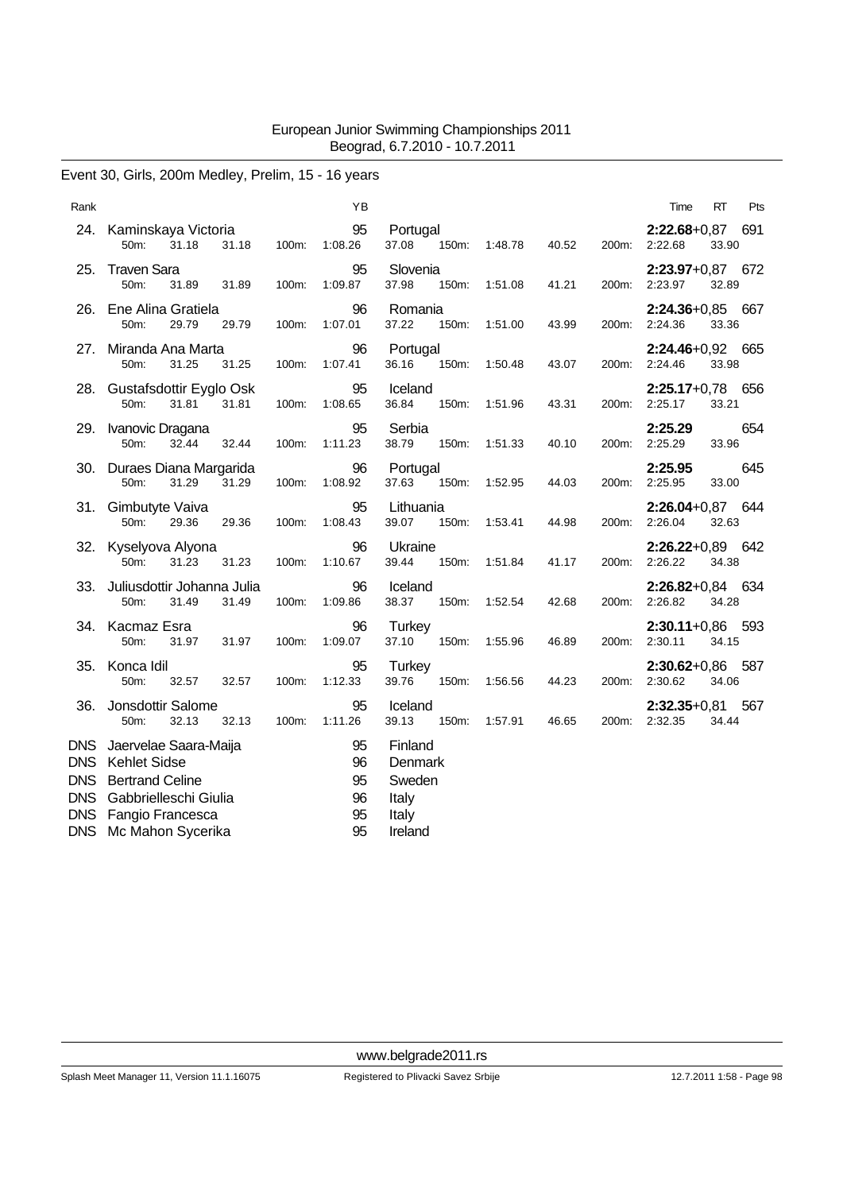European Junior Swimming Championships 2011
Beograd, 6.7.2010 - 10.7.2011

## Event 30, Girls, 200m Medley, Prelim, 15 - 16 years

| Rank | Name | YB | Nation | 50m | 100m | 150m | 200m | Time | RT | Pts |
|---|---|---|---|---|---|---|---|---|---|---|
| 24. | Kaminskaya Victoria | 95 | Portugal | 31.18 31.18 | 1:08.26 37.08 | 1:48.78 40.52 | 2:22.68 33.90 | **2:22.68** | +0,87 | 691 |
| 25. | Traven Sara | 95 | Slovenia | 31.89 31.89 | 1:09.87 37.98 | 1:51.08 41.21 | 2:23.97 32.89 | **2:23.97** | +0,87 | 672 |
| 26. | Ene Alina Gratiela | 96 | Romania | 29.79 29.79 | 1:07.01 37.22 | 1:51.00 43.99 | 2:24.36 33.36 | **2:24.36** | +0,85 | 667 |
| 27. | Miranda Ana Marta | 96 | Portugal | 31.25 31.25 | 1:07.41 36.16 | 1:50.48 43.07 | 2:24.46 33.98 | **2:24.46** | +0,92 | 665 |
| 28. | Gustafsdottir Eyglo Osk | 95 | Iceland | 31.81 31.81 | 1:08.65 36.84 | 1:51.96 43.31 | 2:25.17 33.21 | **2:25.17** | +0,78 | 656 |
| 29. | Ivanovic Dragana | 95 | Serbia | 32.44 32.44 | 1:11.23 38.79 | 1:51.33 40.10 | 2:25.29 33.96 | **2:25.29** | | 654 |
| 30. | Duraes Diana Margarida | 96 | Portugal | 31.29 31.29 | 1:08.92 37.63 | 1:52.95 44.03 | 2:25.95 33.00 | **2:25.95** | | 645 |
| 31. | Gimbutyte Vaiva | 95 | Lithuania | 29.36 29.36 | 1:08.43 39.07 | 1:53.41 44.98 | 2:26.04 32.63 | **2:26.04** | +0,87 | 644 |
| 32. | Kyselyova Alyona | 96 | Ukraine | 31.23 31.23 | 1:10.67 39.44 | 1:51.84 41.17 | 2:26.22 34.38 | **2:26.22** | +0,89 | 642 |
| 33. | Juliusdottir Johanna Julia | 96 | Iceland | 31.49 31.49 | 1:09.86 38.37 | 1:52.54 42.68 | 2:26.82 34.28 | **2:26.82** | +0,84 | 634 |
| 34. | Kacmaz Esra | 96 | Turkey | 31.97 31.97 | 1:09.07 37.10 | 1:55.96 46.89 | 2:30.11 34.15 | **2:30.11** | +0,86 | 593 |
| 35. | Konca Idil | 95 | Turkey | 32.57 32.57 | 1:12.33 39.76 | 1:56.56 44.23 | 2:30.62 34.06 | **2:30.62** | +0,86 | 587 |
| 36. | Jonsdottir Salome | 95 | Iceland | 32.13 32.13 | 1:11.26 39.13 | 1:57.91 46.65 | 2:32.35 34.44 | **2:32.35** | +0,81 | 567 |
| DNS | Jaervelae Saara-Maija | 95 | Finland | | | | | | | |
| DNS | Kehlet Sidse | 96 | Denmark | | | | | | | |
| DNS | Bertrand Celine | 95 | Sweden | | | | | | | |
| DNS | Gabbrielleschi Giulia | 96 | Italy | | | | | | | |
| DNS | Fangio Francesca | 95 | Italy | | | | | | | |
| DNS | Mc Mahon Sycerika | 95 | Ireland | | | | | | | |

www.belgrade2011.rs

Splash Meet Manager 11, Version 11.1.16075 — Registered to Plivacki Savez Srbije — 12.7.2011 1:58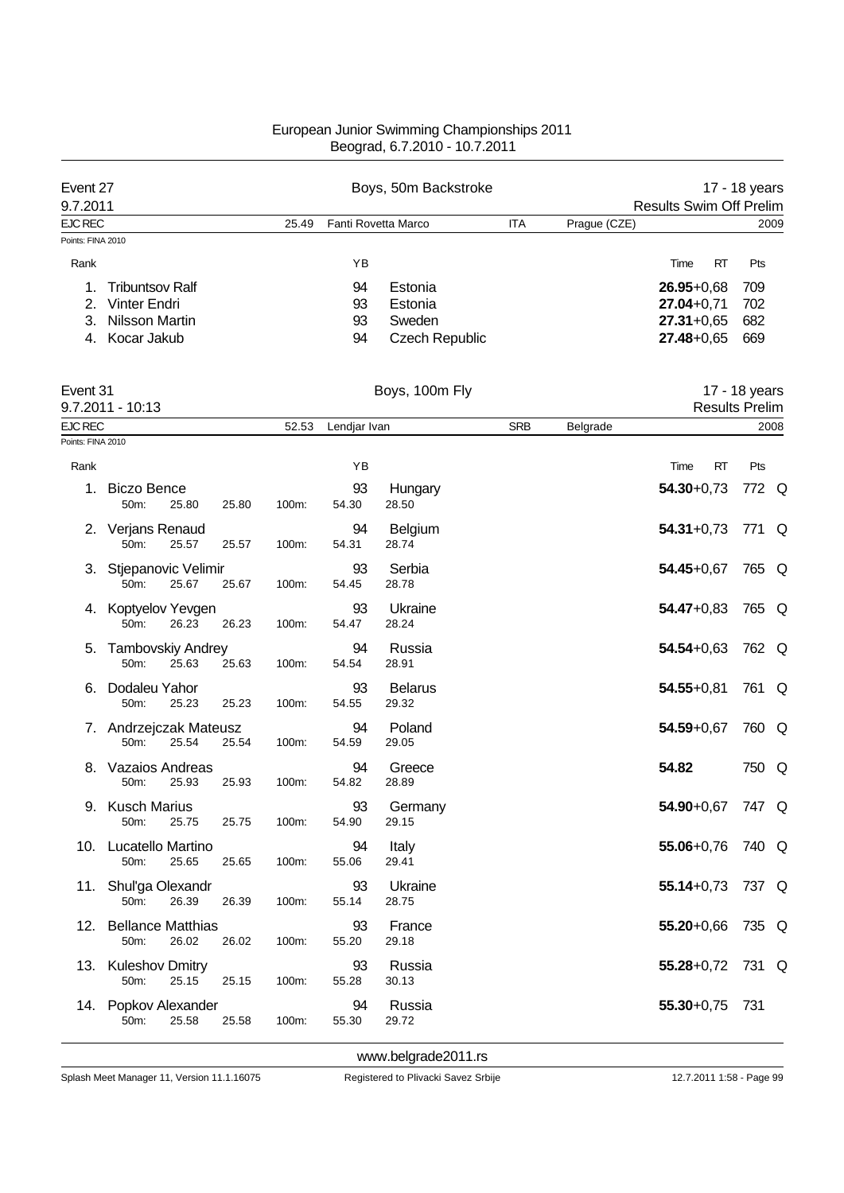# European Junior Swimming Championships 2011
Beograd, 6.7.2010 - 10.7.2011

## Event 27 — Boys, 50m Backstroke — 17 - 18 years

9.7.2011 — Results Swim Off Prelim

EJC REC 25.49 Fanti Rovetta Marco ITA Prague (CZE) 2009

Points: FINA 2010

| Rank | Name | YB | Nation | Time | RT | Pts |
|---|---|---|---|---|---|---|
| 1. | Tribuntsov Ralf | 94 | Estonia | **26.95** | +0,68 | 709 |
| 2. | Vinter Endri | 93 | Estonia | **27.04** | +0,71 | 702 |
| 3. | Nilsson Martin | 93 | Sweden | **27.31** | +0,65 | 682 |
| 4. | Kocar Jakub | 94 | Czech Republic | **27.48** | +0,65 | 669 |

## Event 31 — Boys, 100m Fly — 17 - 18 years

9.7.2011 - 10:13 — Results Prelim

EJC REC 52.53 Lendjar Ivan SRB Belgrade 2008

Points: FINA 2010

| Rank | Name | YB | Nation | 50m | 100m | Split | Time | RT | Pts | |
|---|---|---|---|---|---|---|---|---|---|---|
| 1. | Biczo Bence | 93 | Hungary | 25.80 | 54.30 | 28.50 | **54.30** | +0,73 | 772 | Q |
| 2. | Verjans Renaud | 94 | Belgium | 25.57 | 54.31 | 28.74 | **54.31** | +0,73 | 771 | Q |
| 3. | Stjepanovic Velimir | 93 | Serbia | 25.67 | 54.45 | 28.78 | **54.45** | +0,67 | 765 | Q |
| 4. | Koptyelov Yevgen | 93 | Ukraine | 26.23 | 54.47 | 28.24 | **54.47** | +0,83 | 765 | Q |
| 5. | Tambovskiy Andrey | 94 | Russia | 25.63 | 54.54 | 28.91 | **54.54** | +0,63 | 762 | Q |
| 6. | Dodaleu Yahor | 93 | Belarus | 25.23 | 54.55 | 29.32 | **54.55** | +0,81 | 761 | Q |
| 7. | Andrzejczak Mateusz | 94 | Poland | 25.54 | 54.59 | 29.05 | **54.59** | +0,67 | 760 | Q |
| 8. | Vazaios Andreas | 94 | Greece | 25.93 | 54.82 | 28.89 | **54.82** | | 750 | Q |
| 9. | Kusch Marius | 93 | Germany | 25.75 | 54.90 | 29.15 | **54.90** | +0,67 | 747 | Q |
| 10. | Lucatello Martino | 94 | Italy | 25.65 | 55.06 | 29.41 | **55.06** | +0,76 | 740 | Q |
| 11. | Shul'ga Olexandr | 93 | Ukraine | 26.39 | 55.14 | 28.75 | **55.14** | +0,73 | 737 | Q |
| 12. | Bellance Matthias | 93 | France | 26.02 | 55.20 | 29.18 | **55.20** | +0,66 | 735 | Q |
| 13. | Kuleshov Dmitry | 93 | Russia | 25.15 | 55.28 | 30.13 | **55.28** | +0,72 | 731 | Q |
| 14. | Popkov Alexander | 94 | Russia | 25.58 | 55.30 | 29.72 | **55.30** | +0,75 | 731 | |

www.belgrade2011.rs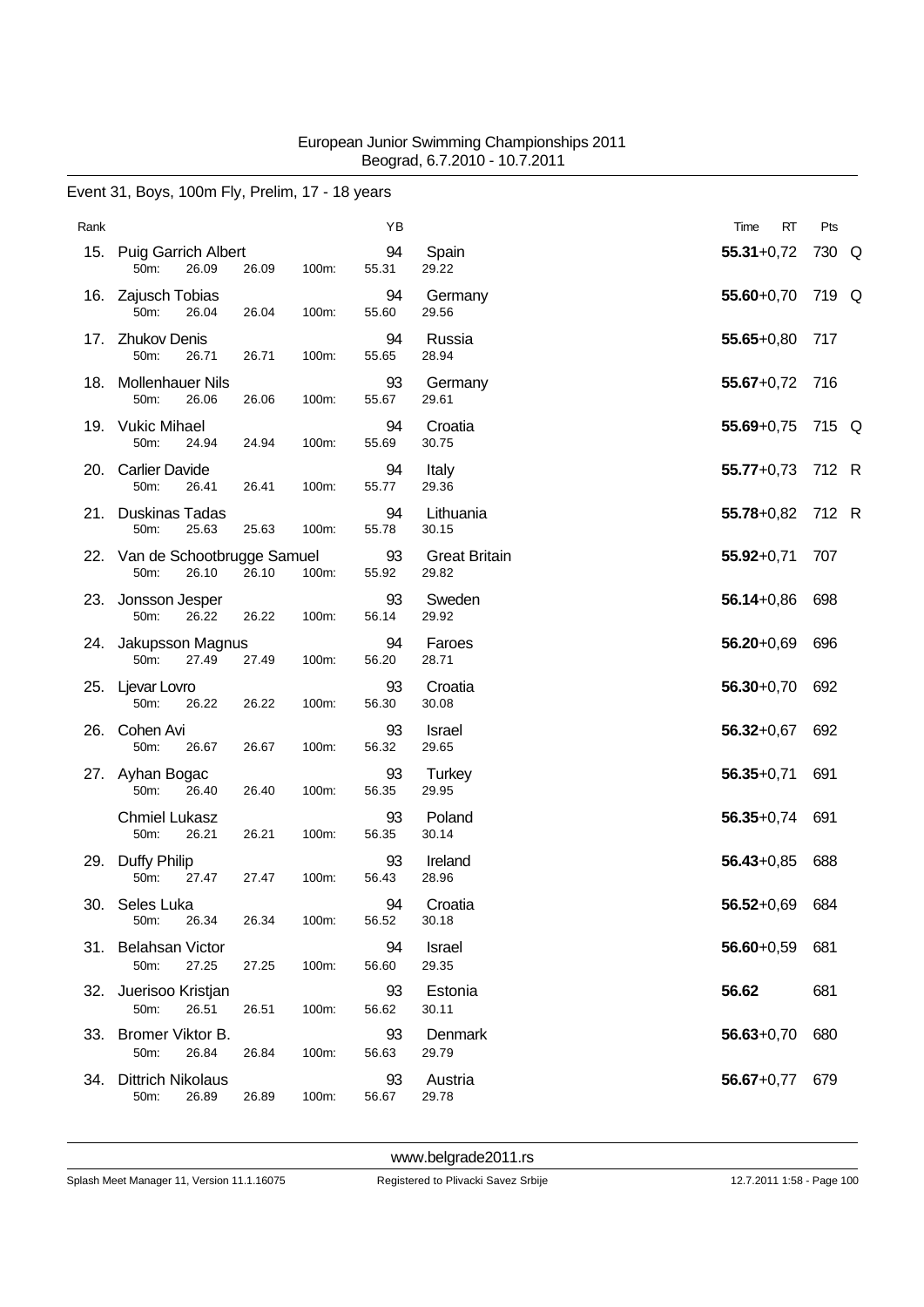European Junior Swimming Championships 2011
Beograd, 6.7.2010 - 10.7.2011

## Event 31, Boys, 100m Fly, Prelim, 17 - 18 years

| Rank | Name | YB | Nation | Time | RT | Pts | |
|---|---|---|---|---|---|---|---|
| 15. | Puig Garrich Albert | 94 | Spain | **55.31** | +0,72 | 730 | Q |
| | 50m: 26.09 26.09 100m: 55.31 29.22 | | | | | | |
| 16. | Zajusch Tobias | 94 | Germany | **55.60** | +0,70 | 719 | Q |
| | 50m: 26.04 26.04 100m: 55.60 29.56 | | | | | | |
| 17. | Zhukov Denis | 94 | Russia | **55.65** | +0,80 | 717 | |
| | 50m: 26.71 26.71 100m: 55.65 28.94 | | | | | | |
| 18. | Mollenhauer Nils | 93 | Germany | **55.67** | +0,72 | 716 | |
| | 50m: 26.06 26.06 100m: 55.67 29.61 | | | | | | |
| 19. | Vukic Mihael | 94 | Croatia | **55.69** | +0,75 | 715 | Q |
| | 50m: 24.94 24.94 100m: 55.69 30.75 | | | | | | |
| 20. | Carlier Davide | 94 | Italy | **55.77** | +0,73 | 712 | R |
| | 50m: 26.41 26.41 100m: 55.77 29.36 | | | | | | |
| 21. | Duskinas Tadas | 94 | Lithuania | **55.78** | +0,82 | 712 | R |
| | 50m: 25.63 25.63 100m: 55.78 30.15 | | | | | | |
| 22. | Van de Schootbrugge Samuel | 93 | Great Britain | **55.92** | +0,71 | 707 | |
| | 50m: 26.10 26.10 100m: 55.92 29.82 | | | | | | |
| 23. | Jonsson Jesper | 93 | Sweden | **56.14** | +0,86 | 698 | |
| | 50m: 26.22 26.22 100m: 56.14 29.92 | | | | | | |
| 24. | Jakupsson Magnus | 94 | Faroes | **56.20** | +0,69 | 696 | |
| | 50m: 27.49 27.49 100m: 56.20 28.71 | | | | | | |
| 25. | Ljevar Lovro | 93 | Croatia | **56.30** | +0,70 | 692 | |
| | 50m: 26.22 26.22 100m: 56.30 30.08 | | | | | | |
| 26. | Cohen Avi | 93 | Israel | **56.32** | +0,67 | 692 | |
| | 50m: 26.67 26.67 100m: 56.32 29.65 | | | | | | |
| 27. | Ayhan Bogac | 93 | Turkey | **56.35** | +0,71 | 691 | |
| | 50m: 26.40 26.40 100m: 56.35 29.95 | | | | | | |
| | Chmiel Lukasz | 93 | Poland | **56.35** | +0,74 | 691 | |
| | 50m: 26.21 26.21 100m: 56.35 30.14 | | | | | | |
| 29. | Duffy Philip | 93 | Ireland | **56.43** | +0,85 | 688 | |
| | 50m: 27.47 27.47 100m: 56.43 28.96 | | | | | | |
| 30. | Seles Luka | 94 | Croatia | **56.52** | +0,69 | 684 | |
| | 50m: 26.34 26.34 100m: 56.52 30.18 | | | | | | |
| 31. | Belahsan Victor | 94 | Israel | **56.60** | +0,59 | 681 | |
| | 50m: 27.25 27.25 100m: 56.60 29.35 | | | | | | |
| 32. | Juerisoo Kristjan | 93 | Estonia | **56.62** | | 681 | |
| | 50m: 26.51 26.51 100m: 56.62 30.11 | | | | | | |
| 33. | Bromer Viktor B. | 93 | Denmark | **56.63** | +0,70 | 680 | |
| | 50m: 26.84 26.84 100m: 56.63 29.79 | | | | | | |
| 34. | Dittrich Nikolaus | 93 | Austria | **56.67** | +0,77 | 679 | |
| | 50m: 26.89 26.89 100m: 56.67 29.78 | | | | | | |

www.belgrade2011.rs

Splash Meet Manager 11, Version 11.1.16075 Registered to Plivacki Savez Srbije 12.7.2011 1:58 - Page 100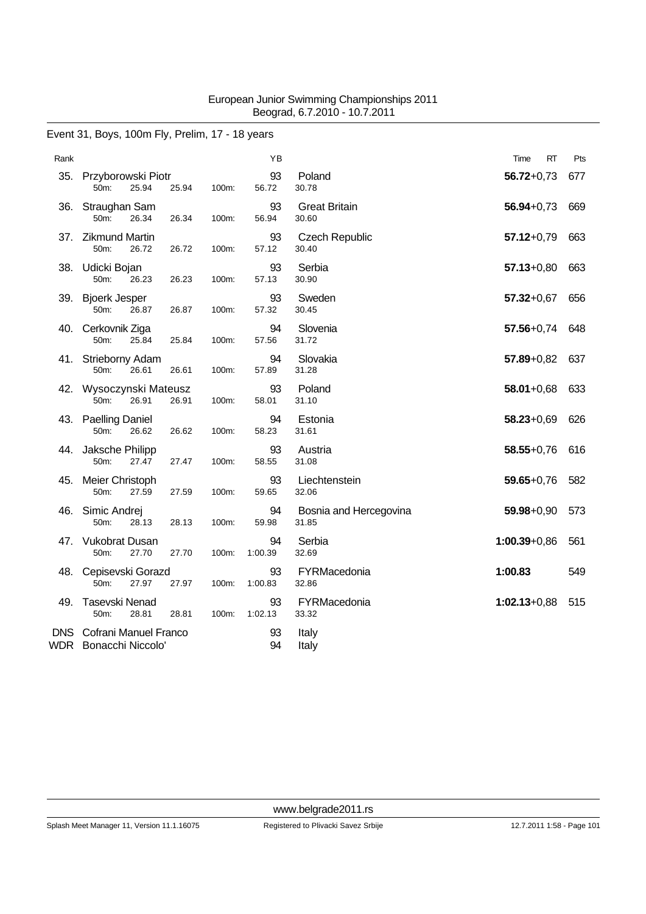European Junior Swimming Championships 2011
Beograd, 6.7.2010 - 10.7.2011

## Event 31, Boys, 100m Fly, Prelim, 17 - 18 years

| Rank | Name | YB | Nation | Time | RT | Pts |
|---|---|---|---|---|---|---|
| 35. | Przyborowski Piotr | 93 | Poland | **56.72** | +0,73 | 677 |
| | 50m: 25.94 25.94 100m: 56.72 30.78 | | | | | |
| 36. | Straughan Sam | 93 | Great Britain | **56.94** | +0,73 | 669 |
| | 50m: 26.34 26.34 100m: 56.94 30.60 | | | | | |
| 37. | Zikmund Martin | 93 | Czech Republic | **57.12** | +0,79 | 663 |
| | 50m: 26.72 26.72 100m: 57.12 30.40 | | | | | |
| 38. | Udicki Bojan | 93 | Serbia | **57.13** | +0,80 | 663 |
| | 50m: 26.23 26.23 100m: 57.13 30.90 | | | | | |
| 39. | Bjoerk Jesper | 93 | Sweden | **57.32** | +0,67 | 656 |
| | 50m: 26.87 26.87 100m: 57.32 30.45 | | | | | |
| 40. | Cerkovnik Ziga | 94 | Slovenia | **57.56** | +0,74 | 648 |
| | 50m: 25.84 25.84 100m: 57.56 31.72 | | | | | |
| 41. | Strieborny Adam | 94 | Slovakia | **57.89** | +0,82 | 637 |
| | 50m: 26.61 26.61 100m: 57.89 31.28 | | | | | |
| 42. | Wysoczynski Mateusz | 93 | Poland | **58.01** | +0,68 | 633 |
| | 50m: 26.91 26.91 100m: 58.01 31.10 | | | | | |
| 43. | Paelling Daniel | 94 | Estonia | **58.23** | +0,69 | 626 |
| | 50m: 26.62 26.62 100m: 58.23 31.61 | | | | | |
| 44. | Jaksche Philipp | 93 | Austria | **58.55** | +0,76 | 616 |
| | 50m: 27.47 27.47 100m: 58.55 31.08 | | | | | |
| 45. | Meier Christoph | 93 | Liechtenstein | **59.65** | +0,76 | 582 |
| | 50m: 27.59 27.59 100m: 59.65 32.06 | | | | | |
| 46. | Simic Andrej | 94 | Bosnia and Hercegovina | **59.98** | +0,90 | 573 |
| | 50m: 28.13 28.13 100m: 59.98 31.85 | | | | | |
| 47. | Vukobrat Dusan | 94 | Serbia | **1:00.39** | +0,86 | 561 |
| | 50m: 27.70 27.70 100m: 1:00.39 32.69 | | | | | |
| 48. | Cepisevski Gorazd | 93 | FYRMacedonia | **1:00.83** | | 549 |
| | 50m: 27.97 27.97 100m: 1:00.83 32.86 | | | | | |
| 49. | Tasevski Nenad | 93 | FYRMacedonia | **1:02.13** | +0,88 | 515 |
| | 50m: 28.81 28.81 100m: 1:02.13 33.32 | | | | | |
| DNS | Cofrani Manuel Franco | 93 | Italy | | | |
| WDR | Bonacchi Niccolo' | 94 | Italy | | | |

www.belgrade2011.rs

Splash Meet Manager 11, Version 11.1.16075 — Registered to Plivacki Savez Srbije — 12.7.2011 1:58 - Page 101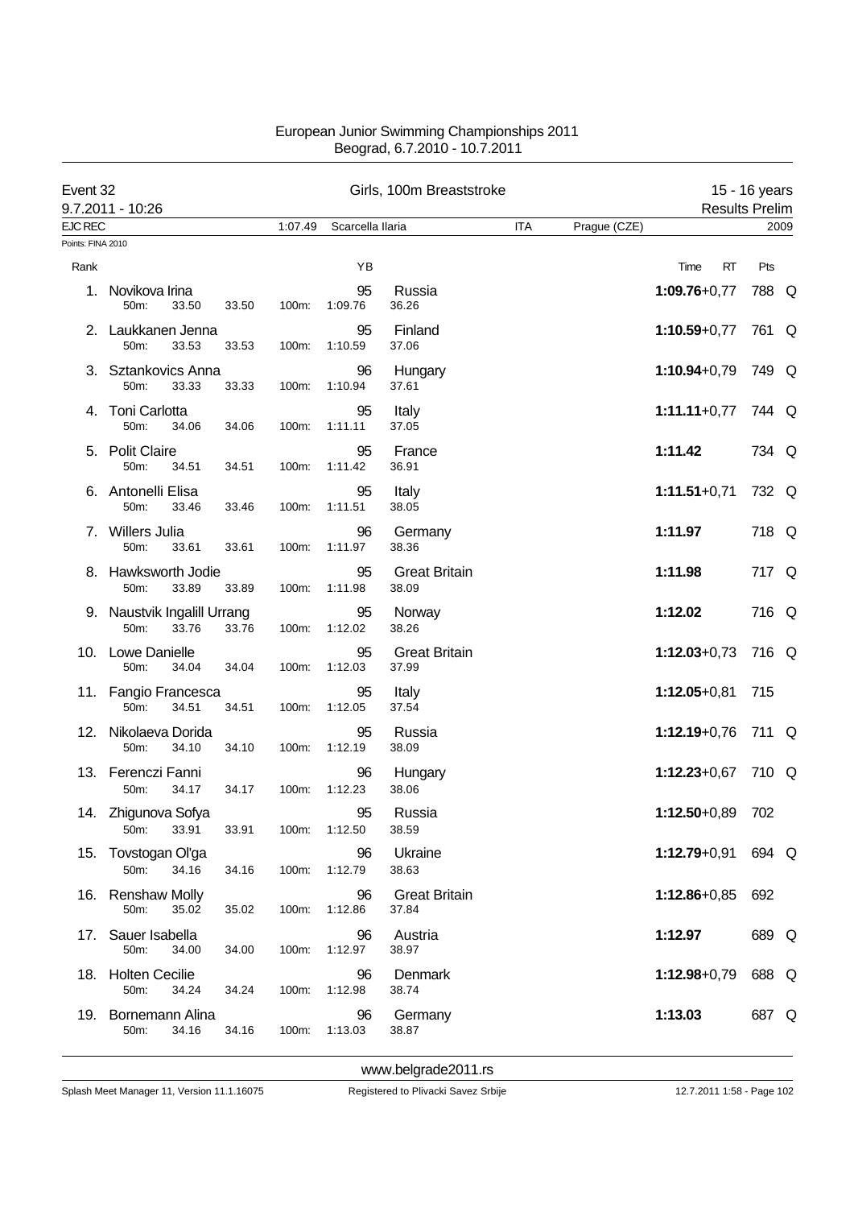European Junior Swimming Championships 2011
Beograd, 6.7.2010 - 10.7.2011

**Event 32** — Girls, 100m Breaststroke — 15 - 16 years
9.7.2011 - 10:26 — Results Prelim

EJC REC — 1:07.49 — Scarcella Ilaria — ITA — Prague (CZE) — 2009

Points: FINA 2010

| Rank | Name | YB | Nation | 50m | 100m | Split | Time | RT | Pts | Q |
|---|---|---|---|---|---|---|---|---|---|---|
| 1. | Novikova Irina | 95 | Russia | 33.50 | 1:09.76 | 36.26 | **1:09.76** | +0,77 | 788 | Q |
| 2. | Laukkanen Jenna | 95 | Finland | 33.53 | 1:10.59 | 37.06 | **1:10.59** | +0,77 | 761 | Q |
| 3. | Sztankovics Anna | 96 | Hungary | 33.33 | 1:10.94 | 37.61 | **1:10.94** | +0,79 | 749 | Q |
| 4. | Toni Carlotta | 95 | Italy | 34.06 | 1:11.11 | 37.05 | **1:11.11** | +0,77 | 744 | Q |
| 5. | Polit Claire | 95 | France | 34.51 | 1:11.42 | 36.91 | **1:11.42** | | 734 | Q |
| 6. | Antonelli Elisa | 95 | Italy | 33.46 | 1:11.51 | 38.05 | **1:11.51** | +0,71 | 732 | Q |
| 7. | Willers Julia | 96 | Germany | 33.61 | 1:11.97 | 38.36 | **1:11.97** | | 718 | Q |
| 8. | Hawksworth Jodie | 95 | Great Britain | 33.89 | 1:11.98 | 38.09 | **1:11.98** | | 717 | Q |
| 9. | Naustvik Ingalill Urrang | 95 | Norway | 33.76 | 1:12.02 | 38.26 | **1:12.02** | | 716 | Q |
| 10. | Lowe Danielle | 95 | Great Britain | 34.04 | 1:12.03 | 37.99 | **1:12.03** | +0,73 | 716 | Q |
| 11. | Fangio Francesca | 95 | Italy | 34.51 | 1:12.05 | 37.54 | **1:12.05** | +0,81 | 715 | |
| 12. | Nikolaeva Dorida | 95 | Russia | 34.10 | 1:12.19 | 38.09 | **1:12.19** | +0,76 | 711 | Q |
| 13. | Ferenczi Fanni | 96 | Hungary | 34.17 | 1:12.23 | 38.06 | **1:12.23** | +0,67 | 710 | Q |
| 14. | Zhigunova Sofya | 95 | Russia | 33.91 | 1:12.50 | 38.59 | **1:12.50** | +0,89 | 702 | |
| 15. | Tovstogan Ol'ga | 96 | Ukraine | 34.16 | 1:12.79 | 38.63 | **1:12.79** | +0,91 | 694 | Q |
| 16. | Renshaw Molly | 96 | Great Britain | 35.02 | 1:12.86 | 37.84 | **1:12.86** | +0,85 | 692 | |
| 17. | Sauer Isabella | 96 | Austria | 34.00 | 1:12.97 | 38.97 | **1:12.97** | | 689 | Q |
| 18. | Holten Cecilie | 96 | Denmark | 34.24 | 1:12.98 | 38.74 | **1:12.98** | +0,79 | 688 | Q |
| 19. | Bornemann Alina | 96 | Germany | 34.16 | 1:13.03 | 38.87 | **1:13.03** | | 687 | Q |

www.belgrade2011.rs

Splash Meet Manager 11, Version 11.1.16075 — Registered to Plivacki Savez Srbije — 12.7.2011 1:58 - Page 102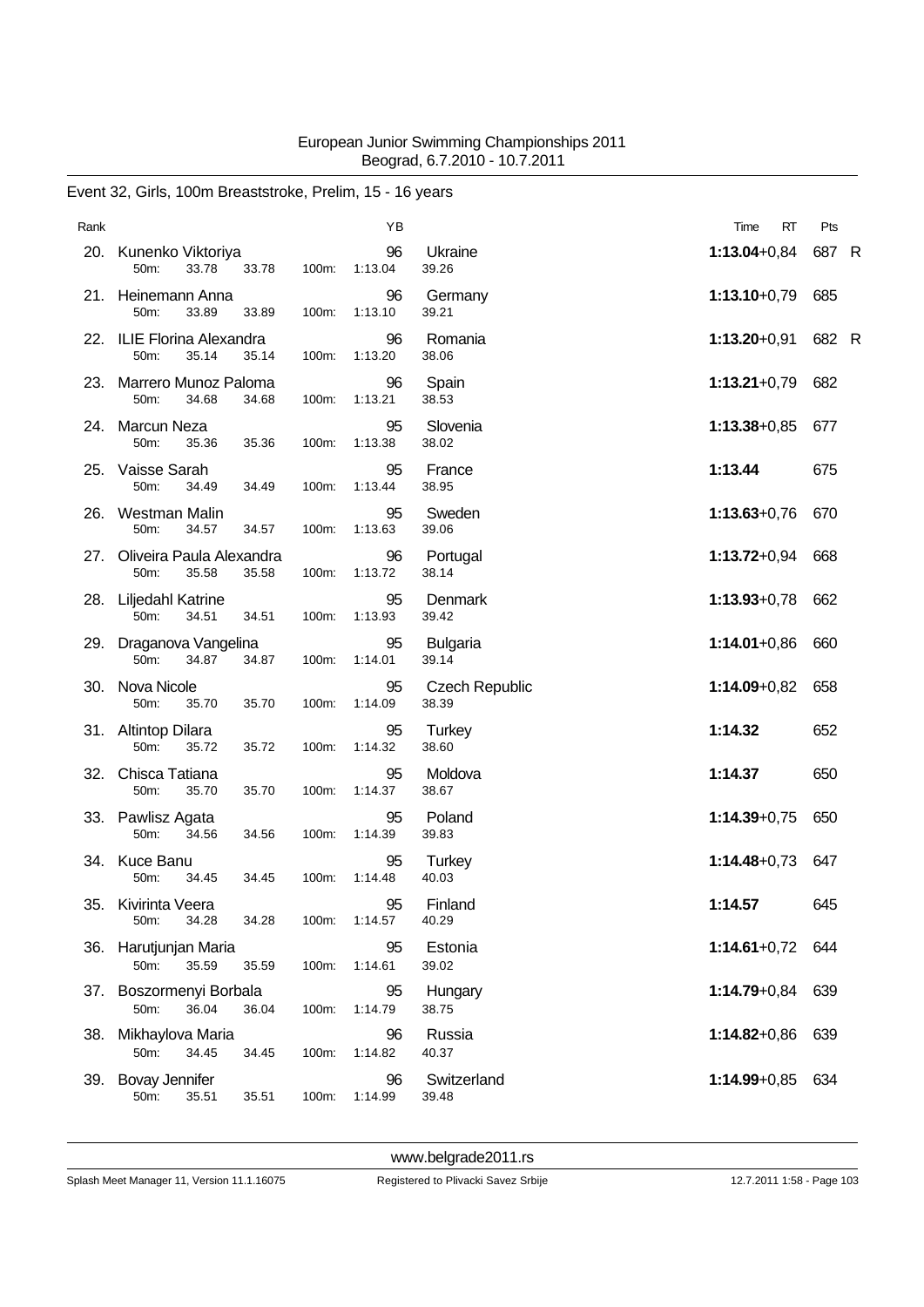European Junior Swimming Championships 2011
Beograd, 6.7.2010 - 10.7.2011

## Event 32, Girls, 100m Breaststroke, Prelim, 15 - 16 years

| Rank | Name | YB | Nation | Time | RT | Pts | |
|---|---|---|---|---|---|---|---|
| 20. | Kunenko Viktoriya<br>50m: 33.78 33.78 100m: 1:13.04 39.26 | 96 | Ukraine | **1:13.04** | +0,84 | 687 | R |
| 21. | Heinemann Anna<br>50m: 33.89 33.89 100m: 1:13.10 39.21 | 96 | Germany | **1:13.10** | +0,79 | 685 | |
| 22. | ILIE Florina Alexandra<br>50m: 35.14 35.14 100m: 1:13.20 38.06 | 96 | Romania | **1:13.20** | +0,91 | 682 | R |
| 23. | Marrero Munoz Paloma<br>50m: 34.68 34.68 100m: 1:13.21 38.53 | 96 | Spain | **1:13.21** | +0,79 | 682 | |
| 24. | Marcun Neza<br>50m: 35.36 35.36 100m: 1:13.38 38.02 | 95 | Slovenia | **1:13.38** | +0,85 | 677 | |
| 25. | Vaisse Sarah<br>50m: 34.49 34.49 100m: 1:13.44 38.95 | 95 | France | **1:13.44** | | 675 | |
| 26. | Westman Malin<br>50m: 34.57 34.57 100m: 1:13.63 39.06 | 95 | Sweden | **1:13.63** | +0,76 | 670 | |
| 27. | Oliveira Paula Alexandra<br>50m: 35.58 35.58 100m: 1:13.72 38.14 | 96 | Portugal | **1:13.72** | +0,94 | 668 | |
| 28. | Liljedahl Katrine<br>50m: 34.51 34.51 100m: 1:13.93 39.42 | 95 | Denmark | **1:13.93** | +0,78 | 662 | |
| 29. | Draganova Vangelina<br>50m: 34.87 34.87 100m: 1:14.01 39.14 | 95 | Bulgaria | **1:14.01** | +0,86 | 660 | |
| 30. | Nova Nicole<br>50m: 35.70 35.70 100m: 1:14.09 38.39 | 95 | Czech Republic | **1:14.09** | +0,82 | 658 | |
| 31. | Altintop Dilara<br>50m: 35.72 35.72 100m: 1:14.32 38.60 | 95 | Turkey | **1:14.32** | | 652 | |
| 32. | Chisca Tatiana<br>50m: 35.70 35.70 100m: 1:14.37 38.67 | 95 | Moldova | **1:14.37** | | 650 | |
| 33. | Pawlisz Agata<br>50m: 34.56 34.56 100m: 1:14.39 39.83 | 95 | Poland | **1:14.39** | +0,75 | 650 | |
| 34. | Kuce Banu<br>50m: 34.45 34.45 100m: 1:14.48 40.03 | 95 | Turkey | **1:14.48** | +0,73 | 647 | |
| 35. | Kivirinta Veera<br>50m: 34.28 34.28 100m: 1:14.57 40.29 | 95 | Finland | **1:14.57** | | 645 | |
| 36. | Harutjunjan Maria<br>50m: 35.59 35.59 100m: 1:14.61 39.02 | 95 | Estonia | **1:14.61** | +0,72 | 644 | |
| 37. | Boszormenyi Borbala<br>50m: 36.04 36.04 100m: 1:14.79 38.75 | 95 | Hungary | **1:14.79** | +0,84 | 639 | |
| 38. | Mikhaylova Maria<br>50m: 34.45 34.45 100m: 1:14.82 40.37 | 96 | Russia | **1:14.82** | +0,86 | 639 | |
| 39. | Bovay Jennifer<br>50m: 35.51 35.51 100m: 1:14.99 39.48 | 96 | Switzerland | **1:14.99** | +0,85 | 634 | |

www.belgrade2011.rs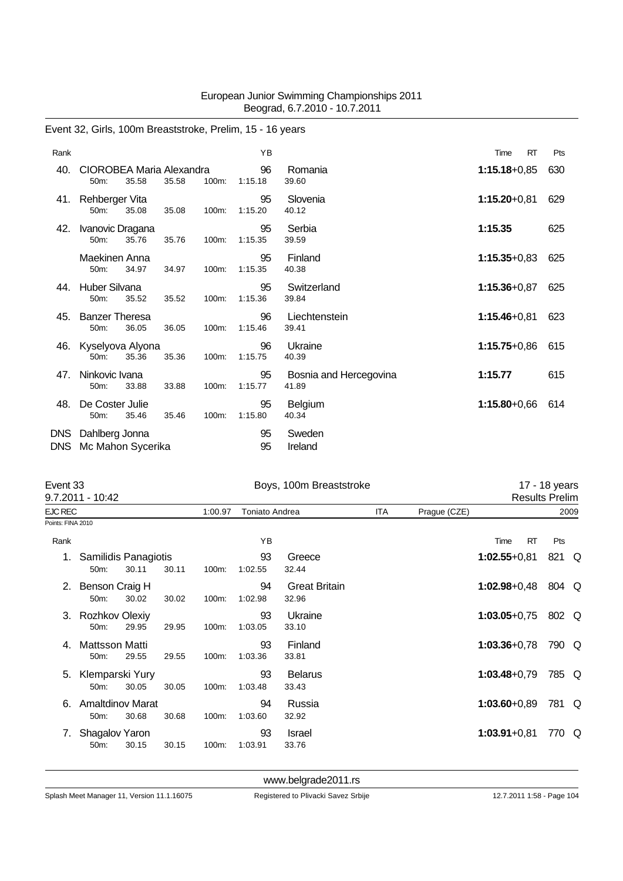European Junior Swimming Championships 2011
Beograd, 6.7.2010 - 10.7.2011

## Event 32, Girls, 100m Breaststroke, Prelim, 15 - 16 years

| Rank | Name | YB | Nation | Time | RT | Pts |
|---|---|---|---|---|---|---|
| 40. | CIOROBEA Maria Alexandra | 96 | Romania | **1:15.18** | +0,85 | 630 |
| | 50m: 35.58 35.58 100m: 1:15.18 39.60 | | | | | |
| 41. | Rehberger Vita | 95 | Slovenia | **1:15.20** | +0,81 | 629 |
| | 50m: 35.08 35.08 100m: 1:15.20 40.12 | | | | | |
| 42. | Ivanovic Dragana | 95 | Serbia | **1:15.35** | | 625 |
| | 50m: 35.76 35.76 100m: 1:15.35 39.59 | | | | | |
| | Maekinen Anna | 95 | Finland | **1:15.35** | +0,83 | 625 |
| | 50m: 34.97 34.97 100m: 1:15.35 40.38 | | | | | |
| 44. | Huber Silvana | 95 | Switzerland | **1:15.36** | +0,87 | 625 |
| | 50m: 35.52 35.52 100m: 1:15.36 39.84 | | | | | |
| 45. | Banzer Theresa | 96 | Liechtenstein | **1:15.46** | +0,81 | 623 |
| | 50m: 36.05 36.05 100m: 1:15.46 39.41 | | | | | |
| 46. | Kyselyova Alyona | 96 | Ukraine | **1:15.75** | +0,86 | 615 |
| | 50m: 35.36 35.36 100m: 1:15.75 40.39 | | | | | |
| 47. | Ninkovic Ivana | 95 | Bosnia and Hercegovina | **1:15.77** | | 615 |
| | 50m: 33.88 33.88 100m: 1:15.77 41.89 | | | | | |
| 48. | De Coster Julie | 95 | Belgium | **1:15.80** | +0,66 | 614 |
| | 50m: 35.46 35.46 100m: 1:15.80 40.34 | | | | | |
| DNS | Dahlberg Jonna | 95 | Sweden | | | |
| DNS | Mc Mahon Sycerika | 95 | Ireland | | | |

## Event 33 — Boys, 100m Breaststroke — 17 - 18 years

9.7.2011 - 10:42 — Results Prelim

EJC REC 1:00.97 Toniato Andrea ITA Prague (CZE) 2009

Points: FINA 2010

| Rank | Name | YB | Nation | Time | RT | Pts | |
|---|---|---|---|---|---|---|---|
| 1. | Samilidis Panagiotis | 93 | Greece | **1:02.55** | +0,81 | 821 | Q |
| | 50m: 30.11 30.11 100m: 1:02.55 32.44 | | | | | | |
| 2. | Benson Craig H | 94 | Great Britain | **1:02.98** | +0,48 | 804 | Q |
| | 50m: 30.02 30.02 100m: 1:02.98 32.96 | | | | | | |
| 3. | Rozhkov Olexiy | 93 | Ukraine | **1:03.05** | +0,75 | 802 | Q |
| | 50m: 29.95 29.95 100m: 1:03.05 33.10 | | | | | | |
| 4. | Mattsson Matti | 93 | Finland | **1:03.36** | +0,78 | 790 | Q |
| | 50m: 29.55 29.55 100m: 1:03.36 33.81 | | | | | | |
| 5. | Klemparski Yury | 93 | Belarus | **1:03.48** | +0,79 | 785 | Q |
| | 50m: 30.05 30.05 100m: 1:03.48 33.43 | | | | | | |
| 6. | Amaltdinov Marat | 94 | Russia | **1:03.60** | +0,89 | 781 | Q |
| | 50m: 30.68 30.68 100m: 1:03.60 32.92 | | | | | | |
| 7. | Shagalov Yaron | 93 | Israel | **1:03.91** | +0,81 | 770 | Q |
| | 50m: 30.15 30.15 100m: 1:03.91 33.76 | | | | | | |

www.belgrade2011.rs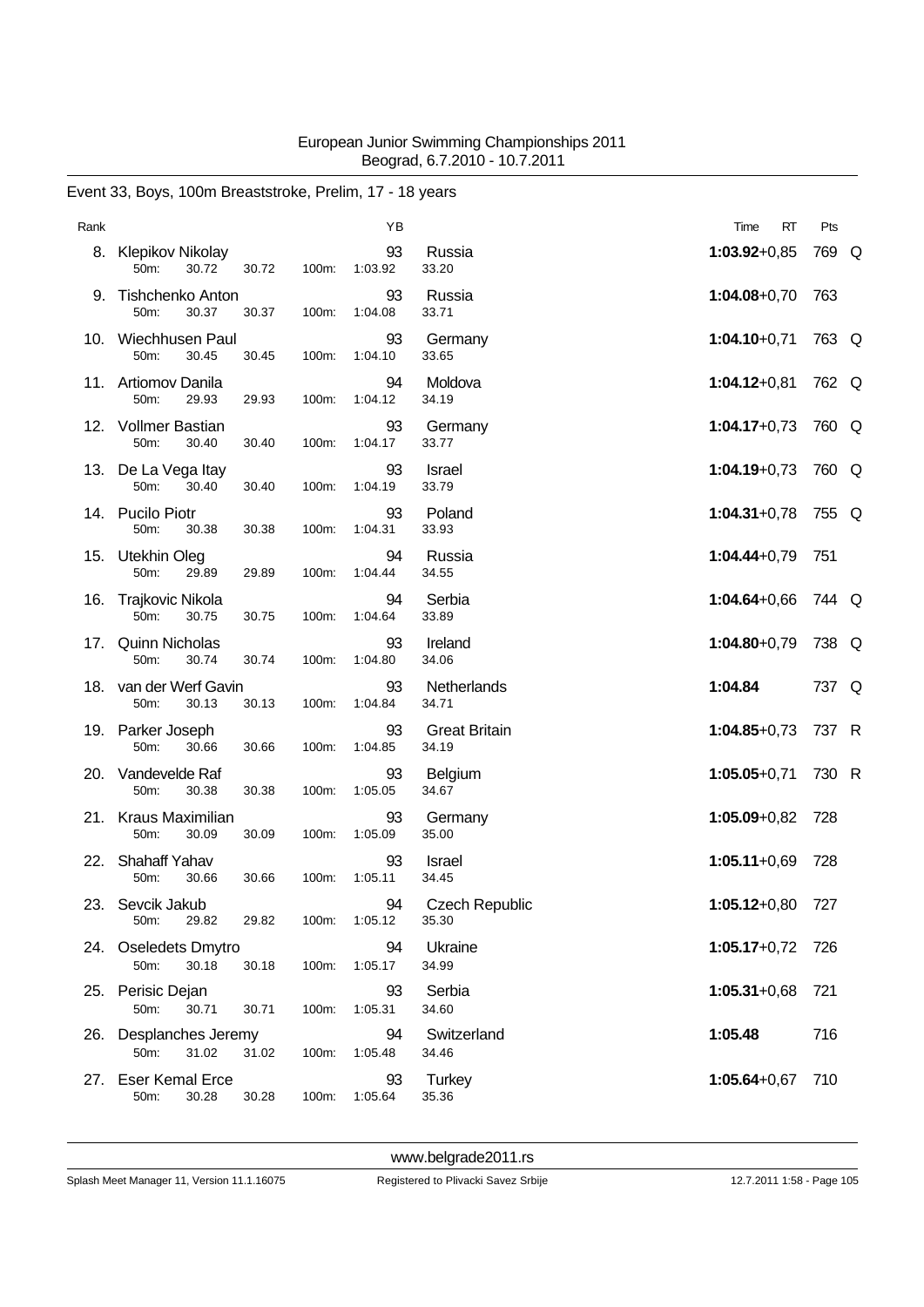European Junior Swimming Championships 2011
Beograd, 6.7.2010 - 10.7.2011

## Event 33, Boys, 100m Breaststroke, Prelim, 17 - 18 years

| Rank | Name | YB | Nation | Time | RT | Pts | |
|---|---|---|---|---|---|---|---|
| 8. | Klepikov Nikolay | 93 | Russia | **1:03.92** | +0,85 | 769 | Q |
| | 50m: 30.72 30.72 100m: 1:03.92 33.20 | | | | | | |
| 9. | Tishchenko Anton | 93 | Russia | **1:04.08** | +0,70 | 763 | |
| | 50m: 30.37 30.37 100m: 1:04.08 33.71 | | | | | | |
| 10. | Wiechhusen Paul | 93 | Germany | **1:04.10** | +0,71 | 763 | Q |
| | 50m: 30.45 30.45 100m: 1:04.10 33.65 | | | | | | |
| 11. | Artiomov Danila | 94 | Moldova | **1:04.12** | +0,81 | 762 | Q |
| | 50m: 29.93 29.93 100m: 1:04.12 34.19 | | | | | | |
| 12. | Vollmer Bastian | 93 | Germany | **1:04.17** | +0,73 | 760 | Q |
| | 50m: 30.40 30.40 100m: 1:04.17 33.77 | | | | | | |
| 13. | De La Vega Itay | 93 | Israel | **1:04.19** | +0,73 | 760 | Q |
| | 50m: 30.40 30.40 100m: 1:04.19 33.79 | | | | | | |
| 14. | Pucilo Piotr | 93 | Poland | **1:04.31** | +0,78 | 755 | Q |
| | 50m: 30.38 30.38 100m: 1:04.31 33.93 | | | | | | |
| 15. | Utekhin Oleg | 94 | Russia | **1:04.44** | +0,79 | 751 | |
| | 50m: 29.89 29.89 100m: 1:04.44 34.55 | | | | | | |
| 16. | Trajkovic Nikola | 94 | Serbia | **1:04.64** | +0,66 | 744 | Q |
| | 50m: 30.75 30.75 100m: 1:04.64 33.89 | | | | | | |
| 17. | Quinn Nicholas | 93 | Ireland | **1:04.80** | +0,79 | 738 | Q |
| | 50m: 30.74 30.74 100m: 1:04.80 34.06 | | | | | | |
| 18. | van der Werf Gavin | 93 | Netherlands | **1:04.84** | | 737 | Q |
| | 50m: 30.13 30.13 100m: 1:04.84 34.71 | | | | | | |
| 19. | Parker Joseph | 93 | Great Britain | **1:04.85** | +0,73 | 737 | R |
| | 50m: 30.66 30.66 100m: 1:04.85 34.19 | | | | | | |
| 20. | Vandevelde Raf | 93 | Belgium | **1:05.05** | +0,71 | 730 | R |
| | 50m: 30.38 30.38 100m: 1:05.05 34.67 | | | | | | |
| 21. | Kraus Maximilian | 93 | Germany | **1:05.09** | +0,82 | 728 | |
| | 50m: 30.09 30.09 100m: 1:05.09 35.00 | | | | | | |
| 22. | Shahaff Yahav | 93 | Israel | **1:05.11** | +0,69 | 728 | |
| | 50m: 30.66 30.66 100m: 1:05.11 34.45 | | | | | | |
| 23. | Sevcik Jakub | 94 | Czech Republic | **1:05.12** | +0,80 | 727 | |
| | 50m: 29.82 29.82 100m: 1:05.12 35.30 | | | | | | |
| 24. | Oseledets Dmytro | 94 | Ukraine | **1:05.17** | +0,72 | 726 | |
| | 50m: 30.18 30.18 100m: 1:05.17 34.99 | | | | | | |
| 25. | Perisic Dejan | 93 | Serbia | **1:05.31** | +0,68 | 721 | |
| | 50m: 30.71 30.71 100m: 1:05.31 34.60 | | | | | | |
| 26. | Desplanches Jeremy | 94 | Switzerland | **1:05.48** | | 716 | |
| | 50m: 31.02 31.02 100m: 1:05.48 34.46 | | | | | | |
| 27. | Eser Kemal Erce | 93 | Turkey | **1:05.64** | +0,67 | 710 | |
| | 50m: 30.28 30.28 100m: 1:05.64 35.36 | | | | | | |

www.belgrade2011.rs

Splash Meet Manager 11, Version 11.1.16075 — Registered to Plivacki Savez Srbije — 12.7.2011 1:58 - Page 105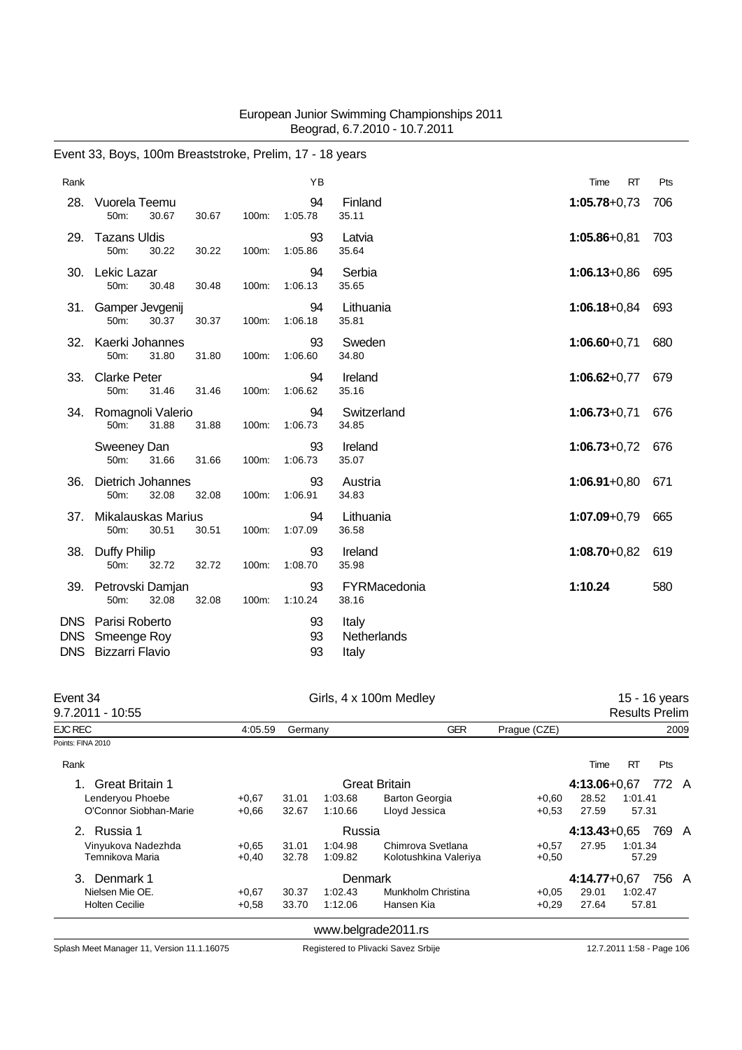European Junior Swimming Championships 2011
Beograd, 6.7.2010 - 10.7.2011

## Event 33, Boys, 100m Breaststroke, Prelim, 17 - 18 years

| Rank | Name | YB | Nation | Time | RT | Pts |
|---|---|---|---|---|---|---|
| 28. | Vuorela Teemu | 94 | Finland | 1:05.78 | +0,73 | 706 |
| | 50m: 30.67 30.67 100m: 1:05.78 35.11 | | | | | |
| 29. | Tazans Uldis | 93 | Latvia | 1:05.86 | +0,81 | 703 |
| | 50m: 30.22 30.22 100m: 1:05.86 35.64 | | | | | |
| 30. | Lekic Lazar | 94 | Serbia | 1:06.13 | +0,86 | 695 |
| | 50m: 30.48 30.48 100m: 1:06.13 35.65 | | | | | |
| 31. | Gamper Jevgenij | 94 | Lithuania | 1:06.18 | +0,84 | 693 |
| | 50m: 30.37 30.37 100m: 1:06.18 35.81 | | | | | |
| 32. | Kaerki Johannes | 93 | Sweden | 1:06.60 | +0,71 | 680 |
| | 50m: 31.80 31.80 100m: 1:06.60 34.80 | | | | | |
| 33. | Clarke Peter | 94 | Ireland | 1:06.62 | +0,77 | 679 |
| | 50m: 31.46 31.46 100m: 1:06.62 35.16 | | | | | |
| 34. | Romagnoli Valerio | 94 | Switzerland | 1:06.73 | +0,71 | 676 |
| | 50m: 31.88 31.88 100m: 1:06.73 34.85 | | | | | |
| | Sweeney Dan | 93 | Ireland | 1:06.73 | +0,72 | 676 |
| | 50m: 31.66 31.66 100m: 1:06.73 35.07 | | | | | |
| 36. | Dietrich Johannes | 93 | Austria | 1:06.91 | +0,80 | 671 |
| | 50m: 32.08 32.08 100m: 1:06.91 34.83 | | | | | |
| 37. | Mikalauskas Marius | 94 | Lithuania | 1:07.09 | +0,79 | 665 |
| | 50m: 30.51 30.51 100m: 1:07.09 36.58 | | | | | |
| 38. | Duffy Philip | 93 | Ireland | 1:08.70 | +0,82 | 619 |
| | 50m: 32.72 32.72 100m: 1:08.70 35.98 | | | | | |
| 39. | Petrovski Damjan | 93 | FYRMacedonia | 1:10.24 | | 580 |
| | 50m: 32.08 32.08 100m: 1:10.24 38.16 | | | | | |
| DNS | Parisi Roberto | 93 | Italy | | | |
| DNS | Smeenge Roy | 93 | Netherlands | | | |
| DNS | Bizzarri Flavio | 93 | Italy | | | |

## Event 34 — Girls, 4 x 100m Medley — 15 - 16 years

9.7.2011 - 10:55 — Results Prelim

EJC REC 4:05.59 Germany GER Prague (CZE) 2009

Points: FINA 2010

| Rank | Team | RT | Split | Time | Swimmer | RT | Split | Time | Total Time | RT | Pts | |
|---|---|---|---|---|---|---|---|---|---|---|---|---|
| 1. | Great Britain 1 | | | | Great Britain | | | | 4:13.06 | +0,67 | 772 | A |
| | Lenderyou Phoebe | +0,67 | 31.01 | 1:03.68 | Barton Georgia | +0,60 | 28.52 | 1:01.41 | | | | |
| | O'Connor Siobhan-Marie | +0,66 | 32.67 | 1:10.66 | Lloyd Jessica | +0,53 | 27.59 | 57.31 | | | | |
| 2. | Russia 1 | | | | Russia | | | | 4:13.43 | +0,65 | 769 | A |
| | Vinyukova Nadezhda | +0,65 | 31.01 | 1:04.98 | Chimrova Svetlana | +0,57 | 27.95 | 1:01.34 | | | | |
| | Temnikova Maria | +0,40 | 32.78 | 1:09.82 | Kolotushkina Valeriya | +0,50 | | 57.29 | | | | |
| 3. | Denmark 1 | | | | Denmark | | | | 4:14.77 | +0,67 | 756 | A |
| | Nielsen Mie OE. | +0,67 | 30.37 | 1:02.43 | Munkholm Christina | +0,05 | 29.01 | 1:02.47 | | | | |
| | Holten Cecilie | +0,58 | 33.70 | 1:12.06 | Hansen Kia | +0,29 | 27.64 | 57.81 | | | | |

www.belgrade2011.rs

Splash Meet Manager 11, Version 11.1.16075 — Registered to Plivacki Savez Srbije — 12.7.2011 1:58 - Page 106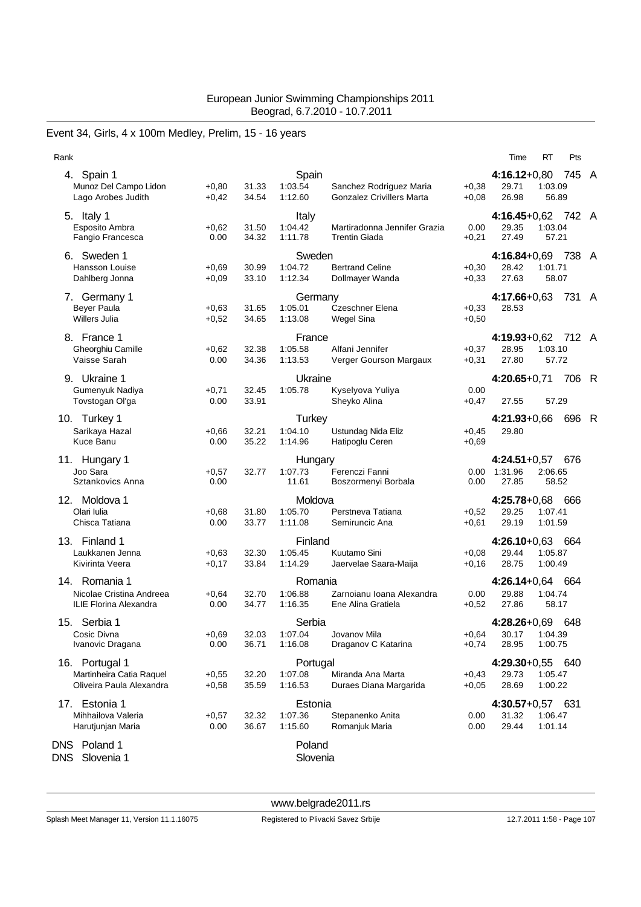European Junior Swimming Championships 2011
Beograd, 6.7.2010 - 10.7.2011

## Event 34, Girls, 4 x 100m Medley, Prelim, 15 - 16 years

| Rank | | RT | 50m | 100m | | RT | 50m | 100m | Time | RT | Pts | |
|---|---|---|---|---|---|---|---|---|---|---|---|---|
| 4. | Spain 1 | | | Spain | | | | | 4:16.12 | +0,80 | 745 | A |
| | Munoz Del Campo Lidon | +0,80 | 31.33 | 1:03.54 | Sanchez Rodriguez Maria | +0,38 | 29.71 | 1:03.09 | | | | |
| | Lago Arobes Judith | +0,42 | 34.54 | 1:12.60 | Gonzalez Crivillers Marta | +0,08 | 26.98 | 56.89 | | | | |
| 5. | Italy 1 | | | Italy | | | | | 4:16.45 | +0,62 | 742 | A |
| | Esposito Ambra | +0,62 | 31.50 | 1:04.42 | Martiradonna Jennifer Grazia | 0.00 | 29.35 | 1:03.04 | | | | |
| | Fangio Francesca | 0.00 | 34.32 | 1:11.78 | Trentin Giada | +0,21 | 27.49 | 57.21 | | | | |
| 6. | Sweden 1 | | | Sweden | | | | | 4:16.84 | +0,69 | 738 | A |
| | Hansson Louise | +0,69 | 30.99 | 1:04.72 | Bertrand Celine | +0,30 | 28.42 | 1:01.71 | | | | |
| | Dahlberg Jonna | +0,09 | 33.10 | 1:12.34 | Dollmayer Wanda | +0,33 | 27.63 | 58.07 | | | | |
| 7. | Germany 1 | | | Germany | | | | | 4:17.66 | +0,63 | 731 | A |
| | Beyer Paula | +0,63 | 31.65 | 1:05.01 | Czeschner Elena | +0,33 | 28.53 | | | | | |
| | Willers Julia | +0,52 | 34.65 | 1:13.08 | Wegel Sina | +0,50 | | | | | | |
| 8. | France 1 | | | France | | | | | 4:19.93 | +0,62 | 712 | A |
| | Gheorghiu Camille | +0,62 | 32.38 | 1:05.58 | Alfani Jennifer | +0,37 | 28.95 | 1:03.10 | | | | |
| | Vaisse Sarah | 0.00 | 34.36 | 1:13.53 | Verger Gourson Margaux | +0,31 | 27.80 | 57.72 | | | | |
| 9. | Ukraine 1 | | | Ukraine | | | | | 4:20.65 | +0,71 | 706 | R |
| | Gumenyuk Nadiya | +0,71 | 32.45 | 1:05.78 | Kyselyova Yuliya | 0.00 | | | | | | |
| | Tovstogan Ol'ga | 0.00 | 33.91 | | Sheyko Alina | +0,47 | 27.55 | 57.29 | | | | |
| 10. | Turkey 1 | | | Turkey | | | | | 4:21.93 | +0,66 | 696 | R |
| | Sarikaya Hazal | +0,66 | 32.21 | 1:04.10 | Ustundag Nida Eliz | +0,45 | 29.80 | | | | | |
| | Kuce Banu | 0.00 | 35.22 | 1:14.96 | Hatipoglu Ceren | +0,69 | | | | | | |
| 11. | Hungary 1 | | | Hungary | | | | | 4:24.51 | +0,57 | 676 | |
| | Joo Sara | +0,57 | 32.77 | 1:07.73 | Ferenczi Fanni | 0.00 | 1:31.96 | 2:06.65 | | | | |
| | Sztankovics Anna | 0.00 | | 11.61 | Boszormenyi Borbala | 0.00 | 27.85 | 58.52 | | | | |
| 12. | Moldova 1 | | | Moldova | | | | | 4:25.78 | +0,68 | 666 | |
| | Olari Iulia | +0,68 | 31.80 | 1:05.70 | Perstneva Tatiana | +0,52 | 29.25 | 1:07.41 | | | | |
| | Chisca Tatiana | 0.00 | 33.77 | 1:11.08 | Semiruncic Ana | +0,61 | 29.19 | 1:01.59 | | | | |
| 13. | Finland 1 | | | Finland | | | | | 4:26.10 | +0,63 | 664 | |
| | Laukkanen Jenna | +0,63 | 32.30 | 1:05.45 | Kuutamo Sini | +0,08 | 29.44 | 1:05.87 | | | | |
| | Kivirinta Veera | +0,17 | 33.84 | 1:14.29 | Jaervelae Saara-Maija | +0,16 | 28.75 | 1:00.49 | | | | |
| 14. | Romania 1 | | | Romania | | | | | 4:26.14 | +0,64 | 664 | |
| | Nicolae Cristina Andreea | +0,64 | 32.70 | 1:06.88 | Zarnoianu Ioana Alexandra | 0.00 | 29.88 | 1:04.74 | | | | |
| | ILIE Florina Alexandra | 0.00 | 34.77 | 1:16.35 | Ene Alina Gratiela | +0,52 | 27.86 | 58.17 | | | | |
| 15. | Serbia 1 | | | Serbia | | | | | 4:28.26 | +0,69 | 648 | |
| | Cosic Divna | +0,69 | 32.03 | 1:07.04 | Jovanov Mila | +0,64 | 30.17 | 1:04.39 | | | | |
| | Ivanovic Dragana | 0.00 | 36.71 | 1:16.08 | Draganov C Katarina | +0,74 | 28.95 | 1:00.75 | | | | |
| 16. | Portugal 1 | | | Portugal | | | | | 4:29.30 | +0,55 | 640 | |
| | Martinheira Catia Raquel | +0,55 | 32.20 | 1:07.08 | Miranda Ana Marta | +0,43 | 29.73 | 1:05.47 | | | | |
| | Oliveira Paula Alexandra | +0,58 | 35.59 | 1:16.53 | Duraes Diana Margarida | +0,05 | 28.69 | 1:00.22 | | | | |
| 17. | Estonia 1 | | | Estonia | | | | | 4:30.57 | +0,57 | 631 | |
| | Mihhailova Valeria | +0,57 | 32.32 | 1:07.36 | Stepanenko Anita | 0.00 | 31.32 | 1:06.47 | | | | |
| | Harutjunjan Maria | 0.00 | 36.67 | 1:15.60 | Romanjuk Maria | 0.00 | 29.44 | 1:01.14 | | | | |
| DNS | Poland 1 | | | Poland | | | | | | | | |
| DNS | Slovenia 1 | | | Slovenia | | | | | | | | |

www.belgrade2011.rs

Splash Meet Manager 11, Version 11.1.16075 — Registered to Plivacki Savez Srbije — 12.7.2011 1:58 - Page 107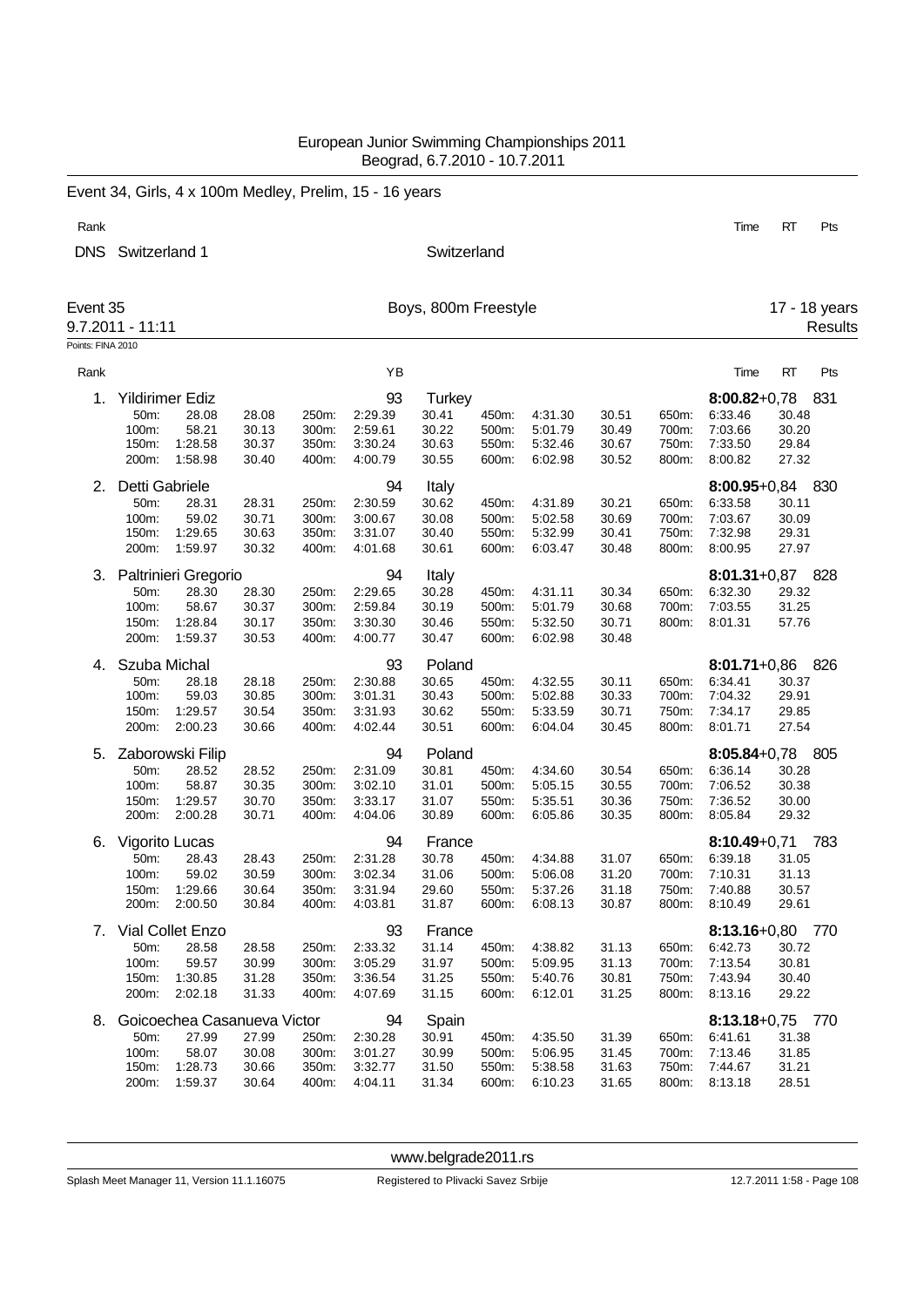European Junior Swimming Championships 2011
Beograd, 6.7.2010 - 10.7.2011

## Event 34, Girls, 4 x 100m Medley, Prelim, 15 - 16 years

| Rank | | | Time | RT | Pts |
|---|---|---|---|---|---|
| DNS | Switzerland 1 | Switzerland | | | |

## Event 35 Boys, 800m Freestyle 17 - 18 years

9.7.2011 - 11:11 Results

Points: FINA 2010

| Rank | Name | YB | Nation | Time | RT | Pts |
|---|---|---|---|---|---|---|
| 1. | Yildirimer Ediz | 93 | Turkey | 8:00.82 | +0,78 | 831 |
| 2. | Detti Gabriele | 94 | Italy | 8:00.95 | +0,84 | 830 |
| 3. | Paltrinieri Gregorio | 94 | Italy | 8:01.31 | +0,87 | 828 |
| 4. | Szuba Michal | 93 | Poland | 8:01.71 | +0,86 | 826 |
| 5. | Zaborowski Filip | 94 | Poland | 8:05.84 | +0,78 | 805 |
| 6. | Vigorito Lucas | 94 | France | 8:10.49 | +0,71 | 783 |
| 7. | Vial Collet Enzo | 93 | France | 8:13.16 | +0,80 | 770 |
| 8. | Goicoechea Casanueva Victor | 94 | Spain | 8:13.18 | +0,75 | 770 |

### Splits

**1. Yildirimer Ediz**

| Dist | Time | Split | Dist | Time | Split | Dist | Time | Split | Dist | Time | Split |
|---|---|---|---|---|---|---|---|---|---|---|---|
| 50m: | 28.08 | 28.08 | 250m: | 2:29.39 | 30.41 | 450m: | 4:31.30 | 30.51 | 650m: | 6:33.46 | 30.48 |
| 100m: | 58.21 | 30.13 | 300m: | 2:59.61 | 30.22 | 500m: | 5:01.79 | 30.49 | 700m: | 7:03.66 | 30.20 |
| 150m: | 1:28.58 | 30.37 | 350m: | 3:30.24 | 30.63 | 550m: | 5:32.46 | 30.67 | 750m: | 7:33.50 | 29.84 |
| 200m: | 1:58.98 | 30.40 | 400m: | 4:00.79 | 30.55 | 600m: | 6:02.98 | 30.52 | 800m: | 8:00.82 | 27.32 |

**2. Detti Gabriele**

| Dist | Time | Split | Dist | Time | Split | Dist | Time | Split | Dist | Time | Split |
|---|---|---|---|---|---|---|---|---|---|---|---|
| 50m: | 28.31 | 28.31 | 250m: | 2:30.59 | 30.62 | 450m: | 4:31.89 | 30.21 | 650m: | 6:33.58 | 30.11 |
| 100m: | 59.02 | 30.71 | 300m: | 3:00.67 | 30.08 | 500m: | 5:02.58 | 30.69 | 700m: | 7:03.67 | 30.09 |
| 150m: | 1:29.65 | 30.63 | 350m: | 3:31.07 | 30.40 | 550m: | 5:32.99 | 30.41 | 750m: | 7:32.98 | 29.31 |
| 200m: | 1:59.97 | 30.32 | 400m: | 4:01.68 | 30.61 | 600m: | 6:03.47 | 30.48 | 800m: | 8:00.95 | 27.97 |

**3. Paltrinieri Gregorio**

| Dist | Time | Split | Dist | Time | Split | Dist | Time | Split | Dist | Time | Split |
|---|---|---|---|---|---|---|---|---|---|---|---|
| 50m: | 28.30 | 28.30 | 250m: | 2:29.65 | 30.28 | 450m: | 4:31.11 | 30.34 | 650m: | 6:32.30 | 29.32 |
| 100m: | 58.67 | 30.37 | 300m: | 2:59.84 | 30.19 | 500m: | 5:01.79 | 30.68 | 700m: | 7:03.55 | 31.25 |
| 150m: | 1:28.84 | 30.17 | 350m: | 3:30.30 | 30.46 | 550m: | 5:32.50 | 30.71 | 800m: | 8:01.31 | 57.76 |
| 200m: | 1:59.37 | 30.53 | 400m: | 4:00.77 | 30.47 | 600m: | 6:02.98 | 30.48 | | | |

**4. Szuba Michal**

| Dist | Time | Split | Dist | Time | Split | Dist | Time | Split | Dist | Time | Split |
|---|---|---|---|---|---|---|---|---|---|---|---|
| 50m: | 28.18 | 28.18 | 250m: | 2:30.88 | 30.65 | 450m: | 4:32.55 | 30.11 | 650m: | 6:34.41 | 30.37 |
| 100m: | 59.03 | 30.85 | 300m: | 3:01.31 | 30.43 | 500m: | 5:02.88 | 30.33 | 700m: | 7:04.32 | 29.91 |
| 150m: | 1:29.57 | 30.54 | 350m: | 3:31.93 | 30.62 | 550m: | 5:33.59 | 30.71 | 750m: | 7:34.17 | 29.85 |
| 200m: | 2:00.23 | 30.66 | 400m: | 4:02.44 | 30.51 | 600m: | 6:04.04 | 30.45 | 800m: | 8:01.71 | 27.54 |

**5. Zaborowski Filip**

| Dist | Time | Split | Dist | Time | Split | Dist | Time | Split | Dist | Time | Split |
|---|---|---|---|---|---|---|---|---|---|---|---|
| 50m: | 28.52 | 28.52 | 250m: | 2:31.09 | 30.81 | 450m: | 4:34.60 | 30.54 | 650m: | 6:36.14 | 30.28 |
| 100m: | 58.87 | 30.35 | 300m: | 3:02.10 | 31.01 | 500m: | 5:05.15 | 30.55 | 700m: | 7:06.52 | 30.38 |
| 150m: | 1:29.57 | 30.70 | 350m: | 3:33.17 | 31.07 | 550m: | 5:35.51 | 30.36 | 750m: | 7:36.52 | 30.00 |
| 200m: | 2:00.28 | 30.71 | 400m: | 4:04.06 | 30.89 | 600m: | 6:05.86 | 30.35 | 800m: | 8:05.84 | 29.32 |

**6. Vigorito Lucas**

| Dist | Time | Split | Dist | Time | Split | Dist | Time | Split | Dist | Time | Split |
|---|---|---|---|---|---|---|---|---|---|---|---|
| 50m: | 28.43 | 28.43 | 250m: | 2:31.28 | 30.78 | 450m: | 4:34.88 | 31.07 | 650m: | 6:39.18 | 31.05 |
| 100m: | 59.02 | 30.59 | 300m: | 3:02.34 | 31.06 | 500m: | 5:06.08 | 31.20 | 700m: | 7:10.31 | 31.13 |
| 150m: | 1:29.66 | 30.64 | 350m: | 3:31.94 | 29.60 | 550m: | 5:37.26 | 31.18 | 750m: | 7:40.88 | 30.57 |
| 200m: | 2:00.50 | 30.84 | 400m: | 4:03.81 | 31.87 | 600m: | 6:08.13 | 30.87 | 800m: | 8:10.49 | 29.61 |

**7. Vial Collet Enzo**

| Dist | Time | Split | Dist | Time | Split | Dist | Time | Split | Dist | Time | Split |
|---|---|---|---|---|---|---|---|---|---|---|---|
| 50m: | 28.58 | 28.58 | 250m: | 2:33.32 | 31.14 | 450m: | 4:38.82 | 31.13 | 650m: | 6:42.73 | 30.72 |
| 100m: | 59.57 | 30.99 | 300m: | 3:05.29 | 31.97 | 500m: | 5:09.95 | 31.13 | 700m: | 7:13.54 | 30.81 |
| 150m: | 1:30.85 | 31.28 | 350m: | 3:36.54 | 31.25 | 550m: | 5:40.76 | 30.81 | 750m: | 7:43.94 | 30.40 |
| 200m: | 2:02.18 | 31.33 | 400m: | 4:07.69 | 31.15 | 600m: | 6:12.01 | 31.25 | 800m: | 8:13.16 | 29.22 |

**8. Goicoechea Casanueva Victor**

| Dist | Time | Split | Dist | Time | Split | Dist | Time | Split | Dist | Time | Split |
|---|---|---|---|---|---|---|---|---|---|---|---|
| 50m: | 27.99 | 27.99 | 250m: | 2:30.28 | 30.91 | 450m: | 4:35.50 | 31.39 | 650m: | 6:41.61 | 31.38 |
| 100m: | 58.07 | 30.08 | 300m: | 3:01.27 | 30.99 | 500m: | 5:06.95 | 31.45 | 700m: | 7:13.46 | 31.85 |
| 150m: | 1:28.73 | 30.66 | 350m: | 3:32.77 | 31.50 | 550m: | 5:38.58 | 31.63 | 750m: | 7:44.67 | 31.21 |
| 200m: | 1:59.37 | 30.64 | 400m: | 4:04.11 | 31.34 | 600m: | 6:10.23 | 31.65 | 800m: | 8:13.18 | 28.51 |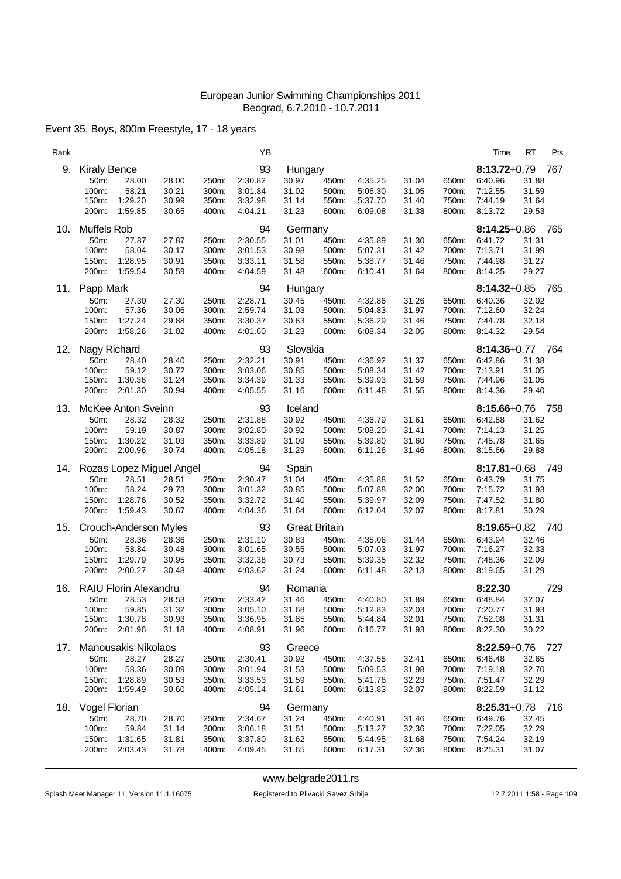# European Junior Swimming Championships 2011
Beograd, 6.7.2010 - 10.7.2011

## Event 35, Boys, 800m Freestyle, 17 - 18 years

| Rank | Name | YB | Nation | Time | RT | Pts |
|---|---|---|---|---|---|---|
| 9. | Kiraly Bence | 93 | Hungary | **8:13.72** | +0,79 | 767 |
| 10. | Muffels Rob | 94 | Germany | **8:14.25** | +0,86 | 765 |
| 11. | Papp Mark | 94 | Hungary | **8:14.32** | +0,85 | 765 |
| 12. | Nagy Richard | 93 | Slovakia | **8:14.36** | +0,77 | 764 |
| 13. | McKee Anton Sveinn | 93 | Iceland | **8:15.66** | +0,76 | 758 |
| 14. | Rozas Lopez Miguel Angel | 94 | Spain | **8:17.81** | +0,68 | 749 |
| 15. | Crouch-Anderson Myles | 93 | Great Britain | **8:19.65** | +0,82 | 740 |
| 16. | RAIU Florin Alexandru | 94 | Romania | **8:22.30** | | 729 |
| 17. | Manousakis Nikolaos | 93 | Greece | **8:22.59** | +0,76 | 727 |
| 18. | Vogel Florian | 94 | Germany | **8:25.31** | +0,78 | 716 |

### Splits

**9. Kiraly Bence**

| Dist | Time | Split | Dist | Time | Split | Dist | Time | Split | Dist | Time | Split |
|---|---|---|---|---|---|---|---|---|---|---|---|
| 50m: | 28.00 | 28.00 | 250m: | 2:30.82 | 30.97 | 450m: | 4:35.25 | 31.04 | 650m: | 6:40.96 | 31.88 |
| 100m: | 58.21 | 30.21 | 300m: | 3:01.84 | 31.02 | 500m: | 5:06.30 | 31.05 | 700m: | 7:12.55 | 31.59 |
| 150m: | 1:29.20 | 30.99 | 350m: | 3:32.98 | 31.14 | 550m: | 5:37.70 | 31.40 | 750m: | 7:44.19 | 31.64 |
| 200m: | 1:59.85 | 30.65 | 400m: | 4:04.21 | 31.23 | 600m: | 6:09.08 | 31.38 | 800m: | 8:13.72 | 29.53 |

**10. Muffels Rob**

| Dist | Time | Split | Dist | Time | Split | Dist | Time | Split | Dist | Time | Split |
|---|---|---|---|---|---|---|---|---|---|---|---|
| 50m: | 27.87 | 27.87 | 250m: | 2:30.55 | 31.01 | 450m: | 4:35.89 | 31.30 | 650m: | 6:41.72 | 31.31 |
| 100m: | 58.04 | 30.17 | 300m: | 3:01.53 | 30.98 | 500m: | 5:07.31 | 31.42 | 700m: | 7:13.71 | 31.99 |
| 150m: | 1:28.95 | 30.91 | 350m: | 3:33.11 | 31.58 | 550m: | 5:38.77 | 31.46 | 750m: | 7:44.98 | 31.27 |
| 200m: | 1:59.54 | 30.59 | 400m: | 4:04.59 | 31.48 | 600m: | 6:10.41 | 31.64 | 800m: | 8:14.25 | 29.27 |

**11. Papp Mark**

| Dist | Time | Split | Dist | Time | Split | Dist | Time | Split | Dist | Time | Split |
|---|---|---|---|---|---|---|---|---|---|---|---|
| 50m: | 27.30 | 27.30 | 250m: | 2:28.71 | 30.45 | 450m: | 4:32.86 | 31.26 | 650m: | 6:40.36 | 32.02 |
| 100m: | 57.36 | 30.06 | 300m: | 2:59.74 | 31.03 | 500m: | 5:04.83 | 31.97 | 700m: | 7:12.60 | 32.24 |
| 150m: | 1:27.24 | 29.88 | 350m: | 3:30.37 | 30.63 | 550m: | 5:36.29 | 31.46 | 750m: | 7:44.78 | 32.18 |
| 200m: | 1:58.26 | 31.02 | 400m: | 4:01.60 | 31.23 | 600m: | 6:08.34 | 32.05 | 800m: | 8:14.32 | 29.54 |

**12. Nagy Richard**

| Dist | Time | Split | Dist | Time | Split | Dist | Time | Split | Dist | Time | Split |
|---|---|---|---|---|---|---|---|---|---|---|---|
| 50m: | 28.40 | 28.40 | 250m: | 2:32.21 | 30.91 | 450m: | 4:36.92 | 31.37 | 650m: | 6:42.86 | 31.38 |
| 100m: | 59.12 | 30.72 | 300m: | 3:03.06 | 30.85 | 500m: | 5:08.34 | 31.42 | 700m: | 7:13.91 | 31.05 |
| 150m: | 1:30.36 | 31.24 | 350m: | 3:34.39 | 31.33 | 550m: | 5:39.93 | 31.59 | 750m: | 7:44.96 | 31.05 |
| 200m: | 2:01.30 | 30.94 | 400m: | 4:05.55 | 31.16 | 600m: | 6:11.48 | 31.55 | 800m: | 8:14.36 | 29.40 |

**13. McKee Anton Sveinn**

| Dist | Time | Split | Dist | Time | Split | Dist | Time | Split | Dist | Time | Split |
|---|---|---|---|---|---|---|---|---|---|---|---|
| 50m: | 28.32 | 28.32 | 250m: | 2:31.88 | 30.92 | 450m: | 4:36.79 | 31.61 | 650m: | 6:42.88 | 31.62 |
| 100m: | 59.19 | 30.87 | 300m: | 3:02.80 | 30.92 | 500m: | 5:08.20 | 31.41 | 700m: | 7:14.13 | 31.25 |
| 150m: | 1:30.22 | 31.03 | 350m: | 3:33.89 | 31.09 | 550m: | 5:39.80 | 31.60 | 750m: | 7:45.78 | 31.65 |
| 200m: | 2:00.96 | 30.74 | 400m: | 4:05.18 | 31.29 | 600m: | 6:11.26 | 31.46 | 800m: | 8:15.66 | 29.88 |

**14. Rozas Lopez Miguel Angel**

| Dist | Time | Split | Dist | Time | Split | Dist | Time | Split | Dist | Time | Split |
|---|---|---|---|---|---|---|---|---|---|---|---|
| 50m: | 28.51 | 28.51 | 250m: | 2:30.47 | 31.04 | 450m: | 4:35.88 | 31.52 | 650m: | 6:43.79 | 31.75 |
| 100m: | 58.24 | 29.73 | 300m: | 3:01.32 | 30.85 | 500m: | 5:07.88 | 32.00 | 700m: | 7:15.72 | 31.93 |
| 150m: | 1:28.76 | 30.52 | 350m: | 3:32.72 | 31.40 | 550m: | 5:39.97 | 32.09 | 750m: | 7:47.52 | 31.80 |
| 200m: | 1:59.43 | 30.67 | 400m: | 4:04.36 | 31.64 | 600m: | 6:12.04 | 32.07 | 800m: | 8:17.81 | 30.29 |

**15. Crouch-Anderson Myles**

| Dist | Time | Split | Dist | Time | Split | Dist | Time | Split | Dist | Time | Split |
|---|---|---|---|---|---|---|---|---|---|---|---|
| 50m: | 28.36 | 28.36 | 250m: | 2:31.10 | 30.83 | 450m: | 4:35.06 | 31.44 | 650m: | 6:43.94 | 32.46 |
| 100m: | 58.84 | 30.48 | 300m: | 3:01.65 | 30.55 | 500m: | 5:07.03 | 31.97 | 700m: | 7:16.27 | 32.33 |
| 150m: | 1:29.79 | 30.95 | 350m: | 3:32.38 | 30.73 | 550m: | 5:39.35 | 32.32 | 750m: | 7:48.36 | 32.09 |
| 200m: | 2:00.27 | 30.48 | 400m: | 4:03.62 | 31.24 | 600m: | 6:11.48 | 32.13 | 800m: | 8:19.65 | 31.29 |

**16. RAIU Florin Alexandru**

| Dist | Time | Split | Dist | Time | Split | Dist | Time | Split | Dist | Time | Split |
|---|---|---|---|---|---|---|---|---|---|---|---|
| 50m: | 28.53 | 28.53 | 250m: | 2:33.42 | 31.46 | 450m: | 4:40.80 | 31.89 | 650m: | 6:48.84 | 32.07 |
| 100m: | 59.85 | 31.32 | 300m: | 3:05.10 | 31.68 | 500m: | 5:12.83 | 32.03 | 700m: | 7:20.77 | 31.93 |
| 150m: | 1:30.78 | 30.93 | 350m: | 3:36.95 | 31.85 | 550m: | 5:44.84 | 32.01 | 750m: | 7:52.08 | 31.31 |
| 200m: | 2:01.96 | 31.18 | 400m: | 4:08.91 | 31.96 | 600m: | 6:16.77 | 31.93 | 800m: | 8:22.30 | 30.22 |

**17. Manousakis Nikolaos**

| Dist | Time | Split | Dist | Time | Split | Dist | Time | Split | Dist | Time | Split |
|---|---|---|---|---|---|---|---|---|---|---|---|
| 50m: | 28.27 | 28.27 | 250m: | 2:30.41 | 30.92 | 450m: | 4:37.55 | 32.41 | 650m: | 6:46.48 | 32.65 |
| 100m: | 58.36 | 30.09 | 300m: | 3:01.94 | 31.53 | 500m: | 5:09.53 | 31.98 | 700m: | 7:19.18 | 32.70 |
| 150m: | 1:28.89 | 30.53 | 350m: | 3:33.53 | 31.59 | 550m: | 5:41.76 | 32.23 | 750m: | 7:51.47 | 32.29 |
| 200m: | 1:59.49 | 30.60 | 400m: | 4:05.14 | 31.61 | 600m: | 6:13.83 | 32.07 | 800m: | 8:22.59 | 31.12 |

**18. Vogel Florian**

| Dist | Time | Split | Dist | Time | Split | Dist | Time | Split | Dist | Time | Split |
|---|---|---|---|---|---|---|---|---|---|---|---|
| 50m: | 28.70 | 28.70 | 250m: | 2:34.67 | 31.24 | 450m: | 4:40.91 | 31.46 | 650m: | 6:49.76 | 32.45 |
| 100m: | 59.84 | 31.14 | 300m: | 3:06.18 | 31.51 | 500m: | 5:13.27 | 32.36 | 700m: | 7:22.05 | 32.29 |
| 150m: | 1:31.65 | 31.81 | 350m: | 3:37.80 | 31.62 | 550m: | 5:44.95 | 31.68 | 750m: | 7:54.24 | 32.19 |
| 200m: | 2:03.43 | 31.78 | 400m: | 4:09.45 | 31.65 | 600m: | 6:17.31 | 32.36 | 800m: | 8:25.31 | 31.07 |

www.belgrade2011.rs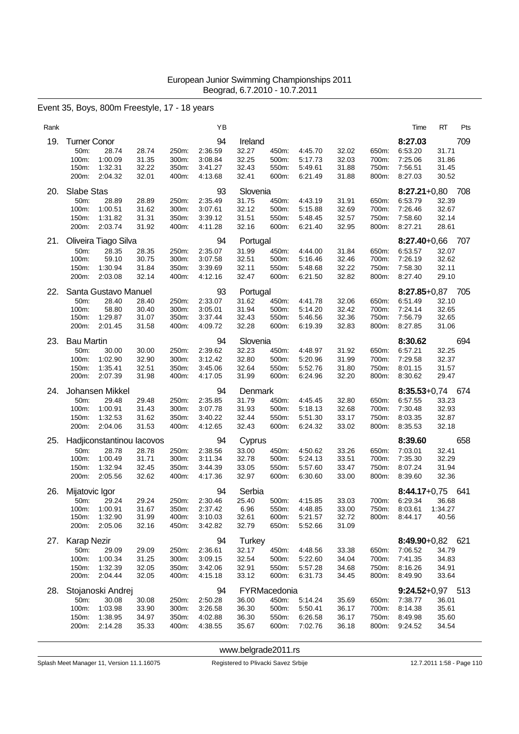European Junior Swimming Championships 2011
Beograd, 6.7.2010 - 10.7.2011

## Event 35, Boys, 800m Freestyle, 17 - 18 years

| Rank | Name | YB | Nation | Time | RT | Pts |
|---|---|---|---|---|---|---|
| 19. | Turner Conor | 94 | Ireland | 8:27.03 | | 709 |

| | | | | | | | | | | | |
|---|---|---|---|---|---|---|---|---|---|---|---|
| 50m: | 28.74 | 28.74 | 250m: | 2:36.59 | 32.27 | 450m: | 4:45.70 | 32.02 | 650m: | 6:53.20 | 31.71 |
| 100m: | 1:00.09 | 31.35 | 300m: | 3:08.84 | 32.25 | 500m: | 5:17.73 | 32.03 | 700m: | 7:25.06 | 31.86 |
| 150m: | 1:32.31 | 32.22 | 350m: | 3:41.27 | 32.43 | 550m: | 5:49.61 | 31.88 | 750m: | 7:56.51 | 31.45 |
| 200m: | 2:04.32 | 32.01 | 400m: | 4:13.68 | 32.41 | 600m: | 6:21.49 | 31.88 | 800m: | 8:27.03 | 30.52 |

| Rank | Name | YB | Nation | Time | RT | Pts |
|---|---|---|---|---|---|---|
| 20. | Slabe Stas | 93 | Slovenia | 8:27.21 | +0,80 | 708 |

| | | | | | | | | | | | |
|---|---|---|---|---|---|---|---|---|---|---|---|
| 50m: | 28.89 | 28.89 | 250m: | 2:35.49 | 31.75 | 450m: | 4:43.19 | 31.91 | 650m: | 6:53.79 | 32.39 |
| 100m: | 1:00.51 | 31.62 | 300m: | 3:07.61 | 32.12 | 500m: | 5:15.88 | 32.69 | 700m: | 7:26.46 | 32.67 |
| 150m: | 1:31.82 | 31.31 | 350m: | 3:39.12 | 31.51 | 550m: | 5:48.45 | 32.57 | 750m: | 7:58.60 | 32.14 |
| 200m: | 2:03.74 | 31.92 | 400m: | 4:11.28 | 32.16 | 600m: | 6:21.40 | 32.95 | 800m: | 8:27.21 | 28.61 |

| Rank | Name | YB | Nation | Time | RT | Pts |
|---|---|---|---|---|---|---|
| 21. | Oliveira Tiago Silva | 94 | Portugal | 8:27.40 | +0,66 | 707 |

| | | | | | | | | | | | |
|---|---|---|---|---|---|---|---|---|---|---|---|
| 50m: | 28.35 | 28.35 | 250m: | 2:35.07 | 31.99 | 450m: | 4:44.00 | 31.84 | 650m: | 6:53.57 | 32.07 |
| 100m: | 59.10 | 30.75 | 300m: | 3:07.58 | 32.51 | 500m: | 5:16.46 | 32.46 | 700m: | 7:26.19 | 32.62 |
| 150m: | 1:30.94 | 31.84 | 350m: | 3:39.69 | 32.11 | 550m: | 5:48.68 | 32.22 | 750m: | 7:58.30 | 32.11 |
| 200m: | 2:03.08 | 32.14 | 400m: | 4:12.16 | 32.47 | 600m: | 6:21.50 | 32.82 | 800m: | 8:27.40 | 29.10 |

| Rank | Name | YB | Nation | Time | RT | Pts |
|---|---|---|---|---|---|---|
| 22. | Santa Gustavo Manuel | 93 | Portugal | 8:27.85 | +0,87 | 705 |

| | | | | | | | | | | | |
|---|---|---|---|---|---|---|---|---|---|---|---|
| 50m: | 28.40 | 28.40 | 250m: | 2:33.07 | 31.62 | 450m: | 4:41.78 | 32.06 | 650m: | 6:51.49 | 32.10 |
| 100m: | 58.80 | 30.40 | 300m: | 3:05.01 | 31.94 | 500m: | 5:14.20 | 32.42 | 700m: | 7:24.14 | 32.65 |
| 150m: | 1:29.87 | 31.07 | 350m: | 3:37.44 | 32.43 | 550m: | 5:46.56 | 32.36 | 750m: | 7:56.79 | 32.65 |
| 200m: | 2:01.45 | 31.58 | 400m: | 4:09.72 | 32.28 | 600m: | 6:19.39 | 32.83 | 800m: | 8:27.85 | 31.06 |

| Rank | Name | YB | Nation | Time | RT | Pts |
|---|---|---|---|---|---|---|
| 23. | Bau Martin | 94 | Slovenia | 8:30.62 | | 694 |

| | | | | | | | | | | | |
|---|---|---|---|---|---|---|---|---|---|---|---|
| 50m: | 30.00 | 30.00 | 250m: | 2:39.62 | 32.23 | 450m: | 4:48.97 | 31.92 | 650m: | 6:57.21 | 32.25 |
| 100m: | 1:02.90 | 32.90 | 300m: | 3:12.42 | 32.80 | 500m: | 5:20.96 | 31.99 | 700m: | 7:29.58 | 32.37 |
| 150m: | 1:35.41 | 32.51 | 350m: | 3:45.06 | 32.64 | 550m: | 5:52.76 | 31.80 | 750m: | 8:01.15 | 31.57 |
| 200m: | 2:07.39 | 31.98 | 400m: | 4:17.05 | 31.99 | 600m: | 6:24.96 | 32.20 | 800m: | 8:30.62 | 29.47 |

| Rank | Name | YB | Nation | Time | RT | Pts |
|---|---|---|---|---|---|---|
| 24. | Johansen Mikkel | 94 | Denmark | 8:35.53 | +0,74 | 674 |

| | | | | | | | | | | | |
|---|---|---|---|---|---|---|---|---|---|---|---|
| 50m: | 29.48 | 29.48 | 250m: | 2:35.85 | 31.79 | 450m: | 4:45.45 | 32.80 | 650m: | 6:57.55 | 33.23 |
| 100m: | 1:00.91 | 31.43 | 300m: | 3:07.78 | 31.93 | 500m: | 5:18.13 | 32.68 | 700m: | 7:30.48 | 32.93 |
| 150m: | 1:32.53 | 31.62 | 350m: | 3:40.22 | 32.44 | 550m: | 5:51.30 | 33.17 | 750m: | 8:03.35 | 32.87 |
| 200m: | 2:04.06 | 31.53 | 400m: | 4:12.65 | 32.43 | 600m: | 6:24.32 | 33.02 | 800m: | 8:35.53 | 32.18 |

| Rank | Name | YB | Nation | Time | RT | Pts |
|---|---|---|---|---|---|---|
| 25. | Hadjiconstantinou Iacovos | 94 | Cyprus | 8:39.60 | | 658 |

| | | | | | | | | | | | |
|---|---|---|---|---|---|---|---|---|---|---|---|
| 50m: | 28.78 | 28.78 | 250m: | 2:38.56 | 33.00 | 450m: | 4:50.62 | 33.26 | 650m: | 7:03.01 | 32.41 |
| 100m: | 1:00.49 | 31.71 | 300m: | 3:11.34 | 32.78 | 500m: | 5:24.13 | 33.51 | 700m: | 7:35.30 | 32.29 |
| 150m: | 1:32.94 | 32.45 | 350m: | 3:44.39 | 33.05 | 550m: | 5:57.60 | 33.47 | 750m: | 8:07.24 | 31.94 |
| 200m: | 2:05.56 | 32.62 | 400m: | 4:17.36 | 32.97 | 600m: | 6:30.60 | 33.00 | 800m: | 8:39.60 | 32.36 |

| Rank | Name | YB | Nation | Time | RT | Pts |
|---|---|---|---|---|---|---|
| 26. | Mijatovic Igor | 94 | Serbia | 8:44.17 | +0,75 | 641 |

| | | | | | | | | | | | |
|---|---|---|---|---|---|---|---|---|---|---|---|
| 50m: | 29.24 | 29.24 | 250m: | 2:30.46 | 25.40 | 500m: | 4:15.85 | 33.03 | 700m: | 6:29.34 | 36.68 |
| 100m: | 1:00.91 | 31.67 | 350m: | 2:37.42 | 6.96 | 550m: | 4:48.85 | 33.00 | 750m: | 8:03.61 | 1:34.27 |
| 150m: | 1:32.90 | 31.99 | 400m: | 3:10.03 | 32.61 | 600m: | 5:21.57 | 32.72 | 800m: | 8:44.17 | 40.56 |
| 200m: | 2:05.06 | 32.16 | 450m: | 3:42.82 | 32.79 | 650m: | 5:52.66 | 31.09 | | | |

| Rank | Name | YB | Nation | Time | RT | Pts |
|---|---|---|---|---|---|---|
| 27. | Karap Nezir | 94 | Turkey | 8:49.90 | +0,82 | 621 |

| | | | | | | | | | | | |
|---|---|---|---|---|---|---|---|---|---|---|---|
| 50m: | 29.09 | 29.09 | 250m: | 2:36.61 | 32.17 | 450m: | 4:48.56 | 33.38 | 650m: | 7:06.52 | 34.79 |
| 100m: | 1:00.34 | 31.25 | 300m: | 3:09.15 | 32.54 | 500m: | 5:22.60 | 34.04 | 700m: | 7:41.35 | 34.83 |
| 150m: | 1:32.39 | 32.05 | 350m: | 3:42.06 | 32.91 | 550m: | 5:57.28 | 34.68 | 750m: | 8:16.26 | 34.91 |
| 200m: | 2:04.44 | 32.05 | 400m: | 4:15.18 | 33.12 | 600m: | 6:31.73 | 34.45 | 800m: | 8:49.90 | 33.64 |

| Rank | Name | YB | Nation | Time | RT | Pts |
|---|---|---|---|---|---|---|
| 28. | Stojanoski Andrej | 94 | FYRMacedonia | 9:24.52 | +0,97 | 513 |

| | | | | | | | | | | | |
|---|---|---|---|---|---|---|---|---|---|---|---|
| 50m: | 30.08 | 30.08 | 250m: | 2:50.28 | 36.00 | 450m: | 5:14.24 | 35.69 | 650m: | 7:38.77 | 36.01 |
| 100m: | 1:03.98 | 33.90 | 300m: | 3:26.58 | 36.30 | 500m: | 5:50.41 | 36.17 | 700m: | 8:14.38 | 35.61 |
| 150m: | 1:38.95 | 34.97 | 350m: | 4:02.88 | 36.30 | 550m: | 6:26.58 | 36.17 | 750m: | 8:49.98 | 35.60 |
| 200m: | 2:14.28 | 35.33 | 400m: | 4:38.55 | 35.67 | 600m: | 7:02.76 | 36.18 | 800m: | 9:24.52 | 34.54 |

www.belgrade2011.rs

Splash Meet Manager 11, Version 11.1.16075 — Registered to Plivacki Savez Srbije — 12.7.2011 1:58 - Page 110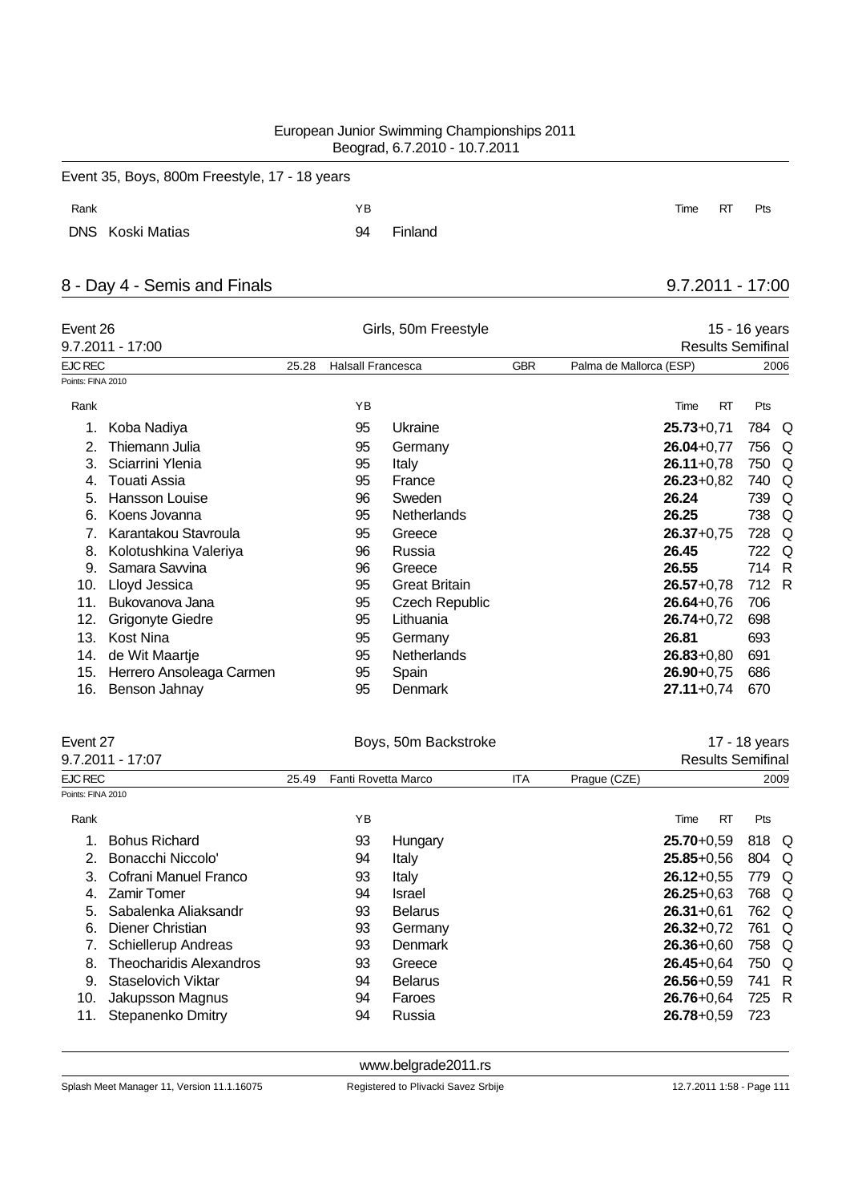Event 35, Boys, 800m Freestyle, 17 - 18 years

| Rank | | YB | | Time | RT | Pts |
|---|---|---|---|---|---|---|
| DNS | Koski Matias | 94 | Finland | | | |

## 8 - Day 4 - Semis and Finals

9.7.2011 - 17:00

### Event 26 — Girls, 50m Freestyle — 15 - 16 years

9.7.2011 - 17:00 — Results Semifinal

EJC REC 25.28 Halsall Francesca GBR Palma de Mallorca (ESP) 2006

Points: FINA 2010

| Rank | Name | YB | Nation | Time | RT | Pts | |
|---|---|---|---|---|---|---|---|
| 1. | Koba Nadiya | 95 | Ukraine | **25.73** | +0,71 | 784 | Q |
| 2. | Thiemann Julia | 95 | Germany | **26.04** | +0,77 | 756 | Q |
| 3. | Sciarrini Ylenia | 95 | Italy | **26.11** | +0,78 | 750 | Q |
| 4. | Touati Assia | 95 | France | **26.23** | +0,82 | 740 | Q |
| 5. | Hansson Louise | 96 | Sweden | **26.24** | | 739 | Q |
| 6. | Koens Jovanna | 95 | Netherlands | **26.25** | | 738 | Q |
| 7. | Karantakou Stavroula | 95 | Greece | **26.37** | +0,75 | 728 | Q |
| 8. | Kolotushkina Valeriya | 96 | Russia | **26.45** | | 722 | Q |
| 9. | Samara Savvina | 96 | Greece | **26.55** | | 714 | R |
| 10. | Lloyd Jessica | 95 | Great Britain | **26.57** | +0,78 | 712 | R |
| 11. | Bukovanova Jana | 95 | Czech Republic | **26.64** | +0,76 | 706 | |
| 12. | Grigonyte Giedre | 95 | Lithuania | **26.74** | +0,72 | 698 | |
| 13. | Kost Nina | 95 | Germany | **26.81** | | 693 | |
| 14. | de Wit Maartje | 95 | Netherlands | **26.83** | +0,80 | 691 | |
| 15. | Herrero Ansoleaga Carmen | 95 | Spain | **26.90** | +0,75 | 686 | |
| 16. | Benson Jahnay | 95 | Denmark | **27.11** | +0,74 | 670 | |

### Event 27 — Boys, 50m Backstroke — 17 - 18 years

9.7.2011 - 17:07 — Results Semifinal

EJC REC 25.49 Fanti Rovetta Marco ITA Prague (CZE) 2009

Points: FINA 2010

| Rank | Name | YB | Nation | Time | RT | Pts | |
|---|---|---|---|---|---|---|---|
| 1. | Bohus Richard | 93 | Hungary | **25.70** | +0,59 | 818 | Q |
| 2. | Bonacchi Niccolo' | 94 | Italy | **25.85** | +0,56 | 804 | Q |
| 3. | Cofrani Manuel Franco | 93 | Italy | **26.12** | +0,55 | 779 | Q |
| 4. | Zamir Tomer | 94 | Israel | **26.25** | +0,63 | 768 | Q |
| 5. | Sabalenka Aliaksandr | 93 | Belarus | **26.31** | +0,61 | 762 | Q |
| 6. | Diener Christian | 93 | Germany | **26.32** | +0,72 | 761 | Q |
| 7. | Schiellerup Andreas | 93 | Denmark | **26.36** | +0,60 | 758 | Q |
| 8. | Theocharidis Alexandros | 93 | Greece | **26.45** | +0,64 | 750 | Q |
| 9. | Staselovich Viktar | 94 | Belarus | **26.56** | +0,59 | 741 | R |
| 10. | Jakupsson Magnus | 94 | Faroes | **26.76** | +0,64 | 725 | R |
| 11. | Stepanenko Dmitry | 94 | Russia | **26.78** | +0,59 | 723 | |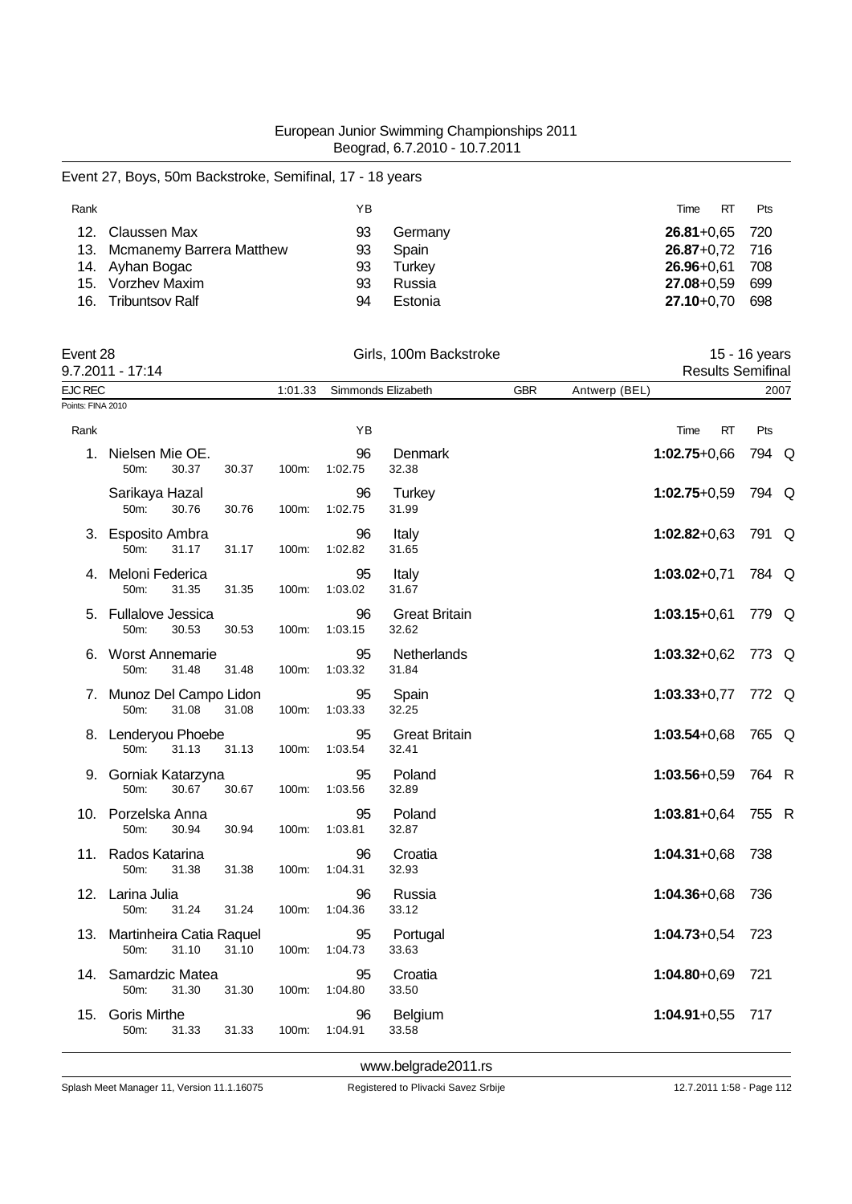Event 27, Boys, 50m Backstroke, Semifinal, 17 - 18 years

| Rank | | YB | | Time | RT | Pts |
|---|---|---|---|---|---|---|
| 12. | Claussen Max | 93 | Germany | **26.81** | +0,65 | 720 |
| 13. | Mcmanemy Barrera Matthew | 93 | Spain | **26.87** | +0,72 | 716 |
| 14. | Ayhan Bogac | 93 | Turkey | **26.96** | +0,61 | 708 |
| 15. | Vorzhev Maxim | 93 | Russia | **27.08** | +0,59 | 699 |
| 16. | Tribuntsov Ralf | 94 | Estonia | **27.10** | +0,70 | 698 |

Event 28 — Girls, 100m Backstroke — 15 - 16 years

9.7.2011 - 17:14 — Results Semifinal

EJC REC 1:01.33 Simmonds Elizabeth GBR Antwerp (BEL) 2007

Points: FINA 2010

| Rank | | YB | | Time | RT | Pts | |
|---|---|---|---|---|---|---|---|
| 1. | Nielsen Mie OE. | 96 | Denmark | **1:02.75** | +0,66 | 794 | Q |
| | 50m: 30.37 30.37 100m: 1:02.75 32.38 | | | | | | |
| | Sarikaya Hazal | 96 | Turkey | **1:02.75** | +0,59 | 794 | Q |
| | 50m: 30.76 30.76 100m: 1:02.75 31.99 | | | | | | |
| 3. | Esposito Ambra | 96 | Italy | **1:02.82** | +0,63 | 791 | Q |
| | 50m: 31.17 31.17 100m: 1:02.82 31.65 | | | | | | |
| 4. | Meloni Federica | 95 | Italy | **1:03.02** | +0,71 | 784 | Q |
| | 50m: 31.35 31.35 100m: 1:03.02 31.67 | | | | | | |
| 5. | Fullalove Jessica | 96 | Great Britain | **1:03.15** | +0,61 | 779 | Q |
| | 50m: 30.53 30.53 100m: 1:03.15 32.62 | | | | | | |
| 6. | Worst Annemarie | 95 | Netherlands | **1:03.32** | +0,62 | 773 | Q |
| | 50m: 31.48 31.48 100m: 1:03.32 31.84 | | | | | | |
| 7. | Munoz Del Campo Lidon | 95 | Spain | **1:03.33** | +0,77 | 772 | Q |
| | 50m: 31.08 31.08 100m: 1:03.33 32.25 | | | | | | |
| 8. | Lenderyou Phoebe | 95 | Great Britain | **1:03.54** | +0,68 | 765 | Q |
| | 50m: 31.13 31.13 100m: 1:03.54 32.41 | | | | | | |
| 9. | Gorniak Katarzyna | 95 | Poland | **1:03.56** | +0,59 | 764 | R |
| | 50m: 30.67 30.67 100m: 1:03.56 32.89 | | | | | | |
| 10. | Porzelska Anna | 95 | Poland | **1:03.81** | +0,64 | 755 | R |
| | 50m: 30.94 30.94 100m: 1:03.81 32.87 | | | | | | |
| 11. | Rados Katarina | 96 | Croatia | **1:04.31** | +0,68 | 738 | |
| | 50m: 31.38 31.38 100m: 1:04.31 32.93 | | | | | | |
| 12. | Larina Julia | 96 | Russia | **1:04.36** | +0,68 | 736 | |
| | 50m: 31.24 31.24 100m: 1:04.36 33.12 | | | | | | |
| 13. | Martinheira Catia Raquel | 95 | Portugal | **1:04.73** | +0,54 | 723 | |
| | 50m: 31.10 31.10 100m: 1:04.73 33.63 | | | | | | |
| 14. | Samardzic Matea | 95 | Croatia | **1:04.80** | +0,69 | 721 | |
| | 50m: 31.30 31.30 100m: 1:04.80 33.50 | | | | | | |
| 15. | Goris Mirthe | 96 | Belgium | **1:04.91** | +0,55 | 717 | |
| | 50m: 31.33 31.33 100m: 1:04.91 33.58 | | | | | | |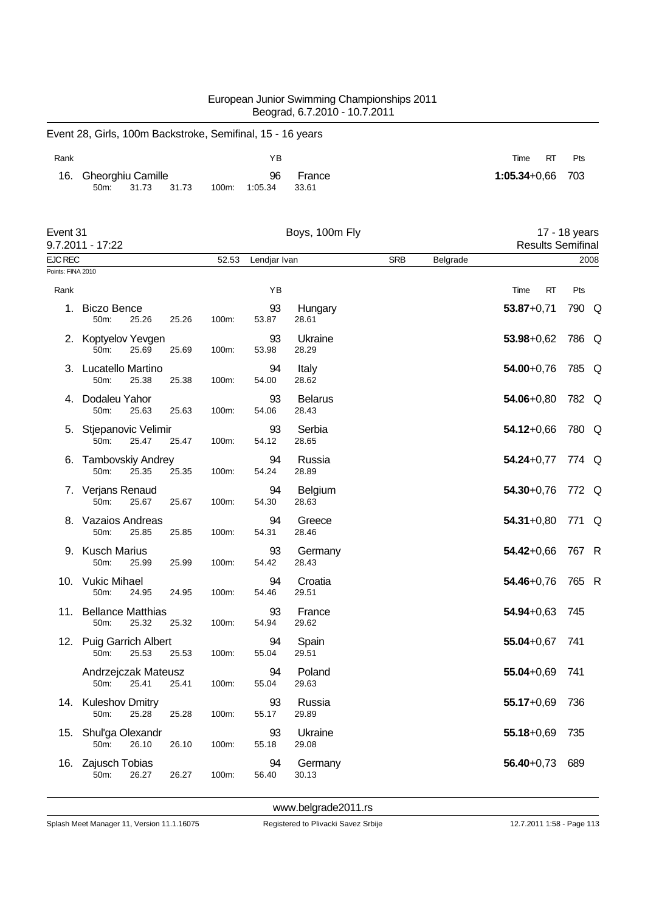European Junior Swimming Championships 2011
Beograd, 6.7.2010 - 10.7.2011

## Event 28, Girls, 100m Backstroke, Semifinal, 15 - 16 years

| Rank | Name | YB | Nation | Time | RT | Pts |
|---|---|---|---|---|---|---|
| 16. | Gheorghiu Camille | 96 | France | **1:05.34** | +0,66 | 703 |
| | 50m: 31.73 31.73 | 100m: 1:05.34 | 33.61 | | | |

## Event 31 — Boys, 100m Fly — 17 - 18 years

9.7.2011 - 17:22 — Results Semifinal

EJC REC — 52.53 — Lendjar Ivan — SRB — Belgrade — 2008

Points: FINA 2010

| Rank | Name | YB | Nation | Time | RT | Pts | |
|---|---|---|---|---|---|---|---|
| 1. | Biczo Bence | 93 | Hungary | **53.87** | +0,71 | 790 | Q |
| | 50m: 25.26 25.26 | 100m: 53.87 | 28.61 | | | | |
| 2. | Koptyelov Yevgen | 93 | Ukraine | **53.98** | +0,62 | 786 | Q |
| | 50m: 25.69 25.69 | 100m: 53.98 | 28.29 | | | | |
| 3. | Lucatello Martino | 94 | Italy | **54.00** | +0,76 | 785 | Q |
| | 50m: 25.38 25.38 | 100m: 54.00 | 28.62 | | | | |
| 4. | Dodaleu Yahor | 93 | Belarus | **54.06** | +0,80 | 782 | Q |
| | 50m: 25.63 25.63 | 100m: 54.06 | 28.43 | | | | |
| 5. | Stjepanovic Velimir | 93 | Serbia | **54.12** | +0,66 | 780 | Q |
| | 50m: 25.47 25.47 | 100m: 54.12 | 28.65 | | | | |
| 6. | Tambovskiy Andrey | 94 | Russia | **54.24** | +0,77 | 774 | Q |
| | 50m: 25.35 25.35 | 100m: 54.24 | 28.89 | | | | |
| 7. | Verjans Renaud | 94 | Belgium | **54.30** | +0,76 | 772 | Q |
| | 50m: 25.67 25.67 | 100m: 54.30 | 28.63 | | | | |
| 8. | Vazaios Andreas | 94 | Greece | **54.31** | +0,80 | 771 | Q |
| | 50m: 25.85 25.85 | 100m: 54.31 | 28.46 | | | | |
| 9. | Kusch Marius | 93 | Germany | **54.42** | +0,66 | 767 | R |
| | 50m: 25.99 25.99 | 100m: 54.42 | 28.43 | | | | |
| 10. | Vukic Mihael | 94 | Croatia | **54.46** | +0,76 | 765 | R |
| | 50m: 24.95 24.95 | 100m: 54.46 | 29.51 | | | | |
| 11. | Bellance Matthias | 93 | France | **54.94** | +0,63 | 745 | |
| | 50m: 25.32 25.32 | 100m: 54.94 | 29.62 | | | | |
| 12. | Puig Garrich Albert | 94 | Spain | **55.04** | +0,67 | 741 | |
| | 50m: 25.53 25.53 | 100m: 55.04 | 29.51 | | | | |
| | Andrzejczak Mateusz | 94 | Poland | **55.04** | +0,69 | 741 | |
| | 50m: 25.41 25.41 | 100m: 55.04 | 29.63 | | | | |
| 14. | Kuleshov Dmitry | 93 | Russia | **55.17** | +0,69 | 736 | |
| | 50m: 25.28 25.28 | 100m: 55.17 | 29.89 | | | | |
| 15. | Shul'ga Olexandr | 93 | Ukraine | **55.18** | +0,69 | 735 | |
| | 50m: 26.10 26.10 | 100m: 55.18 | 29.08 | | | | |
| 16. | Zajusch Tobias | 94 | Germany | **56.40** | +0,73 | 689 | |
| | 50m: 26.27 26.27 | 100m: 56.40 | 30.13 | | | | |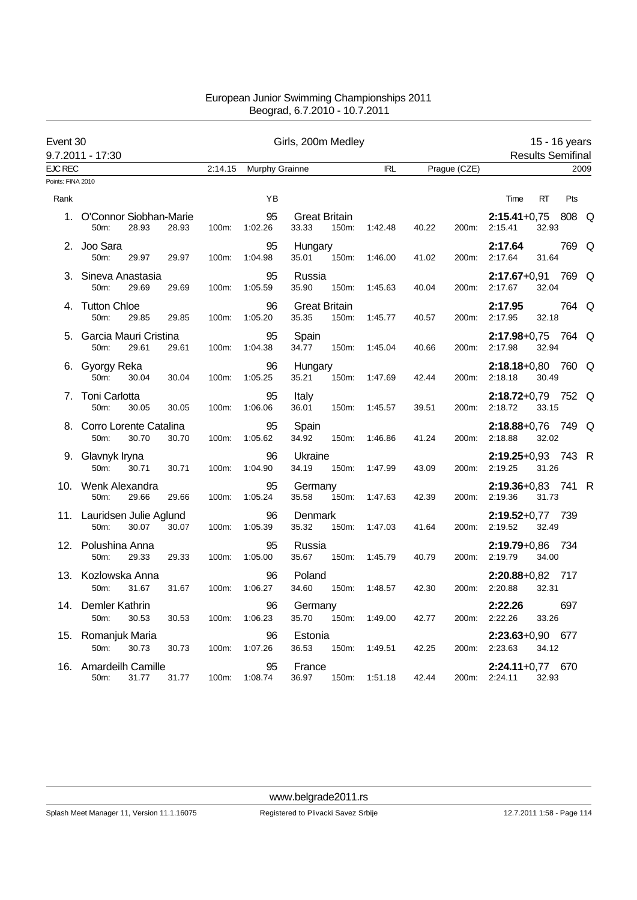# European Junior Swimming Championships 2011
Beograd, 6.7.2010 - 10.7.2011

**Event 30** — Girls, 200m Medley — 15 - 16 years
9.7.2011 - 17:30 — Results Semifinal

EJC REC 2:14.15 Murphy Grainne IRL Prague (CZE) 2009

Points: FINA 2010

| Rank | Name | YB | Nation | 50m | 100m | 150m | 200m | Time | RT | Pts | |
|---|---|---|---|---|---|---|---|---|---|---|---|
| 1. | O'Connor Siobhan-Marie | 95 | Great Britain | 28.93 (28.93) | 1:02.26 (33.33) | 1:42.48 (40.22) | 2:15.41 (32.93) | **2:15.41** | +0,75 | 808 | Q |
| 2. | Joo Sara | 95 | Hungary | 29.97 (29.97) | 1:04.98 (35.01) | 1:46.00 (41.02) | 2:17.64 (31.64) | **2:17.64** | | 769 | Q |
| 3. | Sineva Anastasia | 95 | Russia | 29.69 (29.69) | 1:05.59 (35.90) | 1:45.63 (40.04) | 2:17.67 (32.04) | **2:17.67** | +0,91 | 769 | Q |
| 4. | Tutton Chloe | 96 | Great Britain | 29.85 (29.85) | 1:05.20 (35.35) | 1:45.77 (40.57) | 2:17.95 (32.18) | **2:17.95** | | 764 | Q |
| 5. | Garcia Mauri Cristina | 95 | Spain | 29.61 (29.61) | 1:04.38 (34.77) | 1:45.04 (40.66) | 2:17.98 (32.94) | **2:17.98** | +0,75 | 764 | Q |
| 6. | Gyorgy Reka | 96 | Hungary | 30.04 (30.04) | 1:05.25 (35.21) | 1:47.69 (42.44) | 2:18.18 (30.49) | **2:18.18** | +0,80 | 760 | Q |
| 7. | Toni Carlotta | 95 | Italy | 30.05 (30.05) | 1:06.06 (36.01) | 1:45.57 (39.51) | 2:18.72 (33.15) | **2:18.72** | +0,79 | 752 | Q |
| 8. | Corro Lorente Catalina | 95 | Spain | 30.70 (30.70) | 1:05.62 (34.92) | 1:46.86 (41.24) | 2:18.88 (32.02) | **2:18.88** | +0,76 | 749 | Q |
| 9. | Glavnyk Iryna | 96 | Ukraine | 30.71 (30.71) | 1:04.90 (34.19) | 1:47.99 (43.09) | 2:19.25 (31.26) | **2:19.25** | +0,93 | 743 | R |
| 10. | Wenk Alexandra | 95 | Germany | 29.66 (29.66) | 1:05.24 (35.58) | 1:47.63 (42.39) | 2:19.36 (31.73) | **2:19.36** | +0,83 | 741 | R |
| 11. | Lauridsen Julie Aglund | 96 | Denmark | 30.07 (30.07) | 1:05.39 (35.32) | 1:47.03 (41.64) | 2:19.52 (32.49) | **2:19.52** | +0,77 | 739 | |
| 12. | Polushina Anna | 95 | Russia | 29.33 (29.33) | 1:05.00 (35.67) | 1:45.79 (40.79) | 2:19.79 (34.00) | **2:19.79** | +0,86 | 734 | |
| 13. | Kozlowska Anna | 96 | Poland | 31.67 (31.67) | 1:06.27 (34.60) | 1:48.57 (42.30) | 2:20.88 (32.31) | **2:20.88** | +0,82 | 717 | |
| 14. | Demler Kathrin | 96 | Germany | 30.53 (30.53) | 1:06.23 (35.70) | 1:49.00 (42.77) | 2:22.26 (33.26) | **2:22.26** | | 697 | |
| 15. | Romanjuk Maria | 96 | Estonia | 30.73 (30.73) | 1:07.26 (36.53) | 1:49.51 (42.25) | 2:23.63 (34.12) | **2:23.63** | +0,90 | 677 | |
| 16. | Amardeilh Camille | 95 | France | 31.77 (31.77) | 1:08.74 (36.97) | 1:51.18 (42.44) | 2:24.11 (32.93) | **2:24.11** | +0,77 | 670 | |

www.belgrade2011.rs

Splash Meet Manager 11, Version 11.1.16075 — Registered to Plivacki Savez Srbije — 12.7.2011 1:58 - Page 114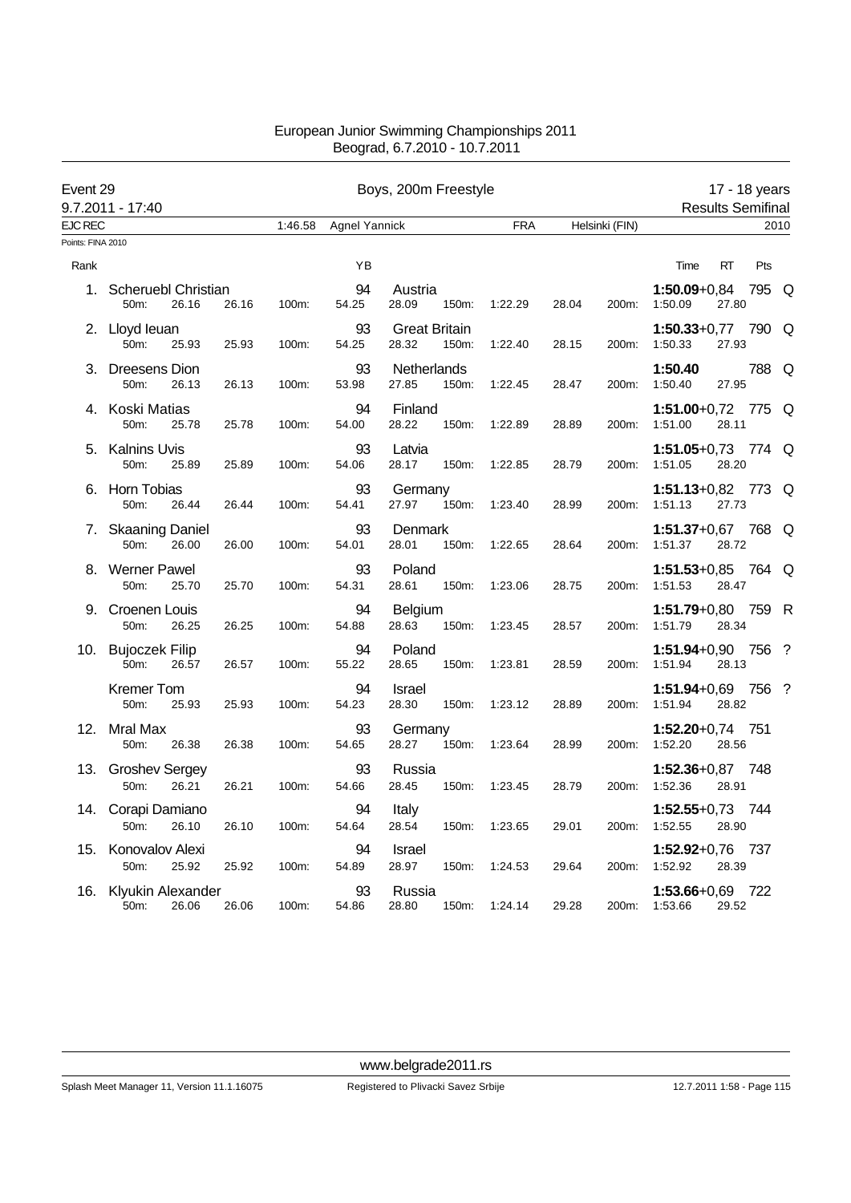European Junior Swimming Championships 2011
Beograd, 6.7.2010 - 10.7.2011

Event 29 — Boys, 200m Freestyle — 17 - 18 years
9.7.2011 - 17:40 — Results Semifinal

EJC REC 1:46.58 Agnel Yannick FRA Helsinki (FIN) 2010

Points: FINA 2010

| Rank | Name | YB | Nation | 50m | 100m | 150m | 200m | Time | RT | Pts | |
|---|---|---|---|---|---|---|---|---|---|---|---|
| 1. | Scheruebl Christian | 94 | Austria | 26.16 (26.16) | 54.25 (28.09) | 1:22.29 (28.04) | 1:50.09 (27.80) | **1:50.09** | +0,84 | 795 | Q |
| 2. | Lloyd Ieuan | 93 | Great Britain | 25.93 (25.93) | 54.25 (28.32) | 1:22.40 (28.15) | 1:50.33 (27.93) | **1:50.33** | +0,77 | 790 | Q |
| 3. | Dreesens Dion | 93 | Netherlands | 26.13 (26.13) | 53.98 (27.85) | 1:22.45 (28.47) | 1:50.40 (27.95) | **1:50.40** | | 788 | Q |
| 4. | Koski Matias | 94 | Finland | 25.78 (25.78) | 54.00 (28.22) | 1:22.89 (28.89) | 1:51.00 (28.11) | **1:51.00** | +0,72 | 775 | Q |
| 5. | Kalnins Uvis | 93 | Latvia | 25.89 (25.89) | 54.06 (28.17) | 1:22.85 (28.79) | 1:51.05 (28.20) | **1:51.05** | +0,73 | 774 | Q |
| 6. | Horn Tobias | 93 | Germany | 26.44 (26.44) | 54.41 (27.97) | 1:23.40 (28.99) | 1:51.13 (27.73) | **1:51.13** | +0,82 | 773 | Q |
| 7. | Skaaning Daniel | 93 | Denmark | 26.00 (26.00) | 54.01 (28.01) | 1:22.65 (28.64) | 1:51.37 (28.72) | **1:51.37** | +0,67 | 768 | Q |
| 8. | Werner Pawel | 93 | Poland | 25.70 (25.70) | 54.31 (28.61) | 1:23.06 (28.75) | 1:51.53 (28.47) | **1:51.53** | +0,85 | 764 | Q |
| 9. | Croenen Louis | 94 | Belgium | 26.25 (26.25) | 54.88 (28.63) | 1:23.45 (28.57) | 1:51.79 (28.34) | **1:51.79** | +0,80 | 759 | R |
| 10. | Bujoczek Filip | 94 | Poland | 26.57 (26.57) | 55.22 (28.65) | 1:23.81 (28.59) | 1:51.94 (28.13) | **1:51.94** | +0,90 | 756 | ? |
| | Kremer Tom | 94 | Israel | 25.93 (25.93) | 54.23 (28.30) | 1:23.12 (28.89) | 1:51.94 (28.82) | **1:51.94** | +0,69 | 756 | ? |
| 12. | Mral Max | 93 | Germany | 26.38 (26.38) | 54.65 (28.27) | 1:23.64 (28.99) | 1:52.20 (28.56) | **1:52.20** | +0,74 | 751 | |
| 13. | Groshev Sergey | 93 | Russia | 26.21 (26.21) | 54.66 (28.45) | 1:23.45 (28.79) | 1:52.36 (28.91) | **1:52.36** | +0,87 | 748 | |
| 14. | Corapi Damiano | 94 | Italy | 26.10 (26.10) | 54.64 (28.54) | 1:23.65 (29.01) | 1:52.55 (28.90) | **1:52.55** | +0,73 | 744 | |
| 15. | Konovalov Alexi | 94 | Israel | 25.92 (25.92) | 54.89 (28.97) | 1:24.53 (29.64) | 1:52.92 (28.39) | **1:52.92** | +0,76 | 737 | |
| 16. | Klyukin Alexander | 93 | Russia | 26.06 (26.06) | 54.86 (28.80) | 1:24.14 (29.28) | 1:53.66 (29.52) | **1:53.66** | +0,69 | 722 | |

www.belgrade2011.rs

Splash Meet Manager 11, Version 11.1.16075 — Registered to Plivacki Savez Srbije — 12.7.2011 1:58 - Page 115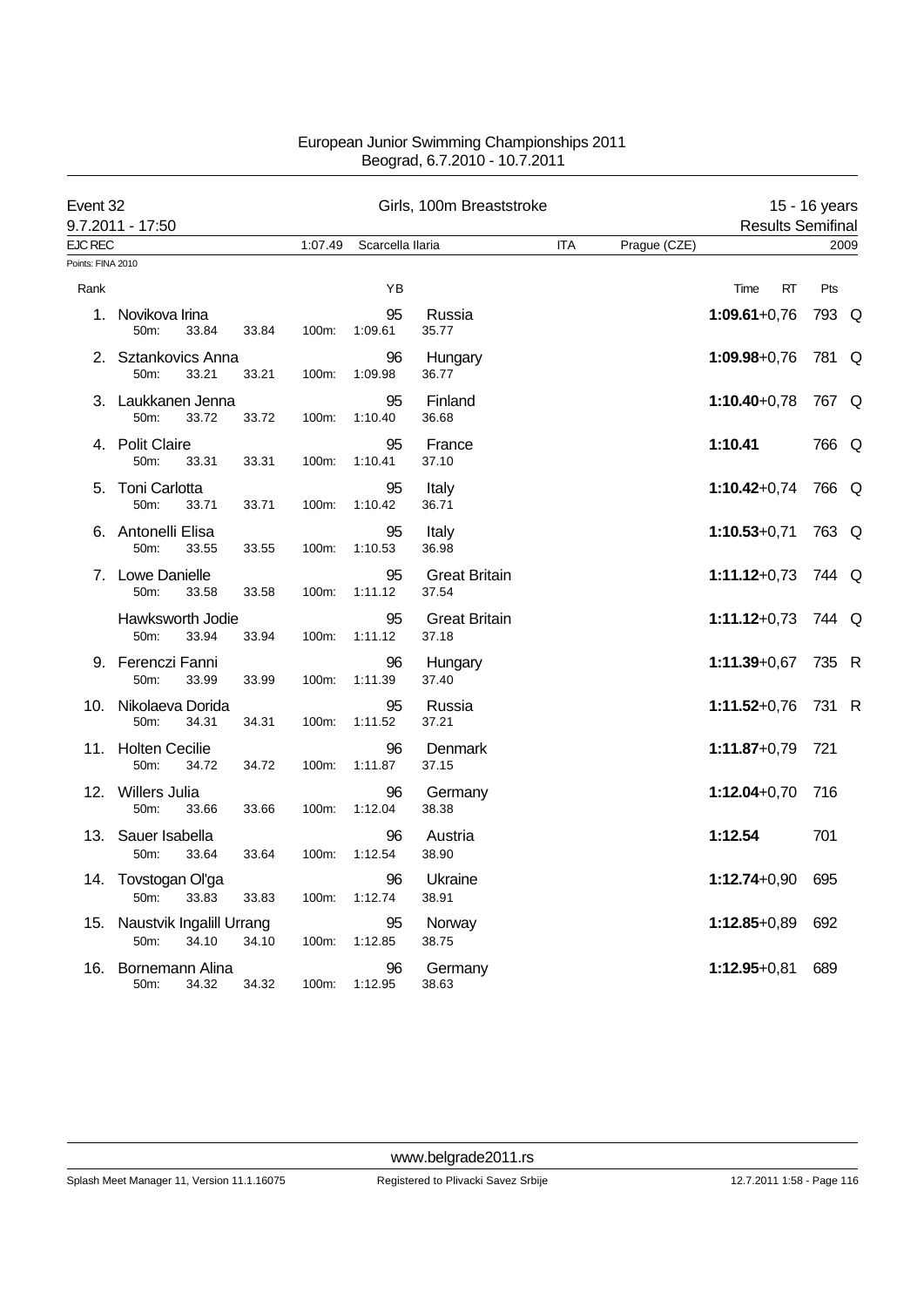# European Junior Swimming Championships 2011
Beograd, 6.7.2010 - 10.7.2011

**Event 32** — Girls, 100m Breaststroke — 15 - 16 years

9.7.2011 - 17:50 — Results Semifinal

EJC REC 1:07.49 Scarcella Ilaria ITA Prague (CZE) 2009

Points: FINA 2010

| Rank | Name | 50m | | 100m | YB | Nation | Split | Time | RT | Pts | |
|---|---|---|---|---|---|---|---|---|---|---|---|
| 1. | Novikova Irina | 33.84 | 33.84 | 1:09.61 | 95 | Russia | 35.77 | **1:09.61** | +0,76 | 793 | Q |
| 2. | Sztankovics Anna | 33.21 | 33.21 | 1:09.98 | 96 | Hungary | 36.77 | **1:09.98** | +0,76 | 781 | Q |
| 3. | Laukkanen Jenna | 33.72 | 33.72 | 1:10.40 | 95 | Finland | 36.68 | **1:10.40** | +0,78 | 767 | Q |
| 4. | Polit Claire | 33.31 | 33.31 | 1:10.41 | 95 | France | 37.10 | **1:10.41** | | 766 | Q |
| 5. | Toni Carlotta | 33.71 | 33.71 | 1:10.42 | 95 | Italy | 36.71 | **1:10.42** | +0,74 | 766 | Q |
| 6. | Antonelli Elisa | 33.55 | 33.55 | 1:10.53 | 95 | Italy | 36.98 | **1:10.53** | +0,71 | 763 | Q |
| 7. | Lowe Danielle | 33.58 | 33.58 | 1:11.12 | 95 | Great Britain | 37.54 | **1:11.12** | +0,73 | 744 | Q |
| | Hawksworth Jodie | 33.94 | 33.94 | 1:11.12 | 95 | Great Britain | 37.18 | **1:11.12** | +0,73 | 744 | Q |
| 9. | Ferenczi Fanni | 33.99 | 33.99 | 1:11.39 | 96 | Hungary | 37.40 | **1:11.39** | +0,67 | 735 | R |
| 10. | Nikolaeva Dorida | 34.31 | 34.31 | 1:11.52 | 95 | Russia | 37.21 | **1:11.52** | +0,76 | 731 | R |
| 11. | Holten Cecilie | 34.72 | 34.72 | 1:11.87 | 96 | Denmark | 37.15 | **1:11.87** | +0,79 | 721 | |
| 12. | Willers Julia | 33.66 | 33.66 | 1:12.04 | 96 | Germany | 38.38 | **1:12.04** | +0,70 | 716 | |
| 13. | Sauer Isabella | 33.64 | 33.64 | 1:12.54 | 96 | Austria | 38.90 | **1:12.54** | | 701 | |
| 14. | Tovstogan Ol'ga | 33.83 | 33.83 | 1:12.74 | 96 | Ukraine | 38.91 | **1:12.74** | +0,90 | 695 | |
| 15. | Naustvik Ingalill Urrang | 34.10 | 34.10 | 1:12.85 | 95 | Norway | 38.75 | **1:12.85** | +0,89 | 692 | |
| 16. | Bornemann Alina | 34.32 | 34.32 | 1:12.95 | 96 | Germany | 38.63 | **1:12.95** | +0,81 | 689 | |

www.belgrade2011.rs

Splash Meet Manager 11, Version 11.1.16075 — Registered to Plivacki Savez Srbije — 12.7.2011 1:58 - Page 116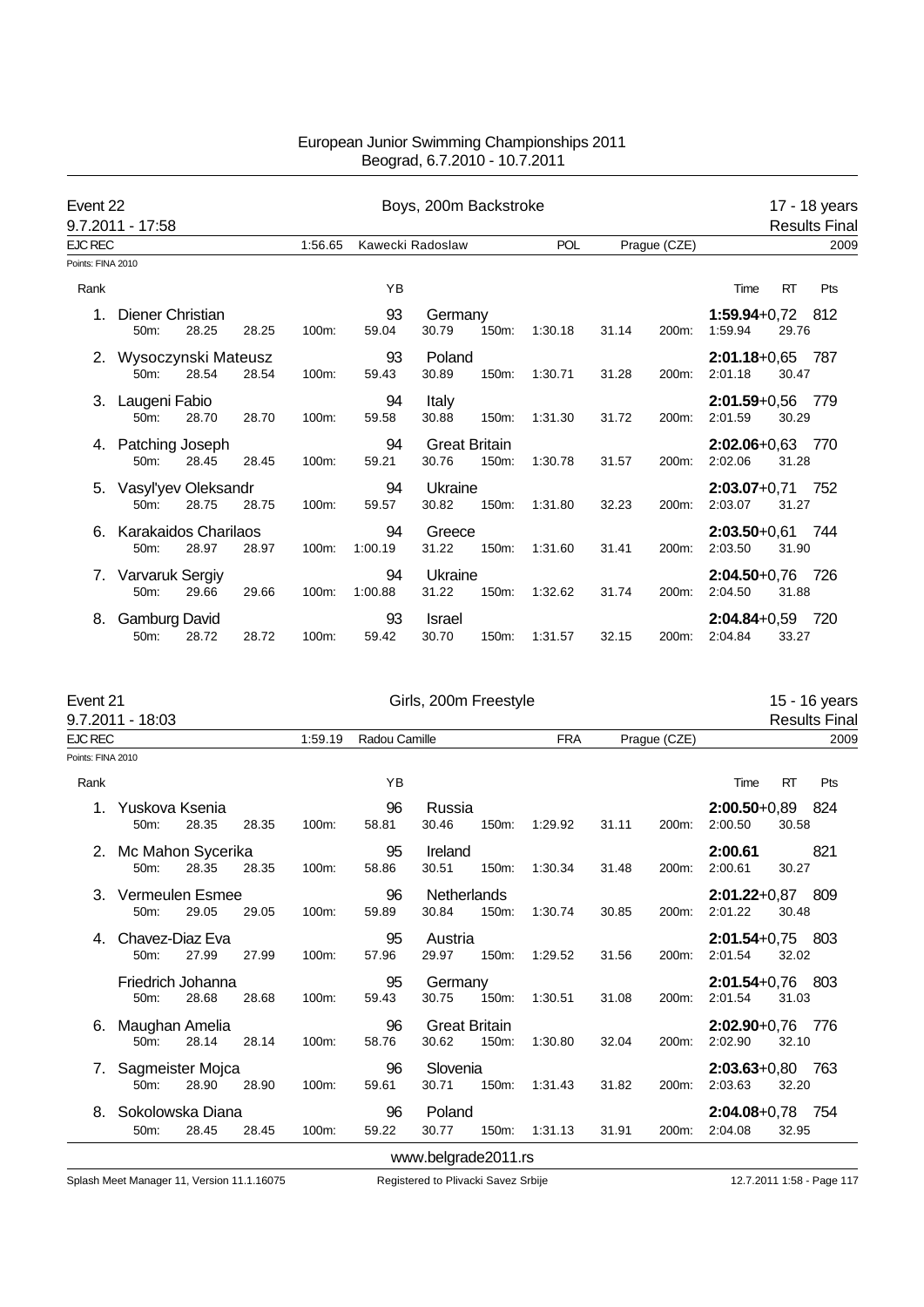# European Junior Swimming Championships 2011
Beograd, 6.7.2010 - 10.7.2011

## Event 22 — Boys, 200m Backstroke — 17 - 18 years

9.7.2011 - 17:58 — Results Final

EJC REC: 1:56.65 Kawecki Radoslaw POL Prague (CZE) 2009

Points: FINA 2010

| Rank | Name | YB | Nation | 50m | 100m | 150m | 200m | Time | RT | Pts |
|---|---|---|---|---|---|---|---|---|---|---|
| 1. | Diener Christian | 93 | Germany | 28.25 (28.25) | 59.04 (30.79) | 1:30.18 (31.14) | 1:59.94 (29.76) | **1:59.94** | +0,72 | 812 |
| 2. | Wysoczynski Mateusz | 93 | Poland | 28.54 (28.54) | 59.43 (30.89) | 1:30.71 (31.28) | 2:01.18 (30.47) | **2:01.18** | +0,65 | 787 |
| 3. | Laugeni Fabio | 94 | Italy | 28.70 (28.70) | 59.58 (30.88) | 1:31.30 (31.72) | 2:01.59 (30.29) | **2:01.59** | +0,56 | 779 |
| 4. | Patching Joseph | 94 | Great Britain | 28.45 (28.45) | 59.21 (30.76) | 1:30.78 (31.57) | 2:02.06 (31.28) | **2:02.06** | +0,63 | 770 |
| 5. | Vasyl'yev Oleksandr | 94 | Ukraine | 28.75 (28.75) | 59.57 (30.82) | 1:31.80 (32.23) | 2:03.07 (31.27) | **2:03.07** | +0,71 | 752 |
| 6. | Karakaidos Charilaos | 94 | Greece | 28.97 (28.97) | 1:00.19 (31.22) | 1:31.60 (31.41) | 2:03.50 (31.90) | **2:03.50** | +0,61 | 744 |
| 7. | Varvaruk Sergiy | 94 | Ukraine | 29.66 (29.66) | 1:00.88 (31.22) | 1:32.62 (31.74) | 2:04.50 (31.88) | **2:04.50** | +0,76 | 726 |
| 8. | Gamburg David | 93 | Israel | 28.72 (28.72) | 59.42 (30.70) | 1:31.57 (32.15) | 2:04.84 (33.27) | **2:04.84** | +0,59 | 720 |

## Event 21 — Girls, 200m Freestyle — 15 - 16 years

9.7.2011 - 18:03 — Results Final

EJC REC: 1:59.19 Radou Camille FRA Prague (CZE) 2009

Points: FINA 2010

| Rank | Name | YB | Nation | 50m | 100m | 150m | 200m | Time | RT | Pts |
|---|---|---|---|---|---|---|---|---|---|---|
| 1. | Yuskova Ksenia | 96 | Russia | 28.35 (28.35) | 58.81 (30.46) | 1:29.92 (31.11) | 2:00.50 (30.58) | **2:00.50** | +0,89 | 824 |
| 2. | Mc Mahon Sycerika | 95 | Ireland | 28.35 (28.35) | 58.86 (30.51) | 1:30.34 (31.48) | 2:00.61 (30.27) | **2:00.61** | | 821 |
| 3. | Vermeulen Esmee | 96 | Netherlands | 29.05 (29.05) | 59.89 (30.84) | 1:30.74 (30.85) | 2:01.22 (30.48) | **2:01.22** | +0,87 | 809 |
| 4. | Chavez-Diaz Eva | 95 | Austria | 27.99 (27.99) | 57.96 (29.97) | 1:29.52 (31.56) | 2:01.54 (32.02) | **2:01.54** | +0,75 | 803 |
| | Friedrich Johanna | 95 | Germany | 28.68 (28.68) | 59.43 (30.75) | 1:30.51 (31.08) | 2:01.54 (31.03) | **2:01.54** | +0,76 | 803 |
| 6. | Maughan Amelia | 96 | Great Britain | 28.14 (28.14) | 58.76 (30.62) | 1:30.80 (32.04) | 2:02.90 (32.10) | **2:02.90** | +0,76 | 776 |
| 7. | Sagmeister Mojca | 96 | Slovenia | 28.90 (28.90) | 59.61 (30.71) | 1:31.43 (31.82) | 2:03.63 (32.20) | **2:03.63** | +0,80 | 763 |
| 8. | Sokolowska Diana | 96 | Poland | 28.45 (28.45) | 59.22 (30.77) | 1:31.13 (31.91) | 2:04.08 (32.95) | **2:04.08** | +0,78 | 754 |

www.belgrade2011.rs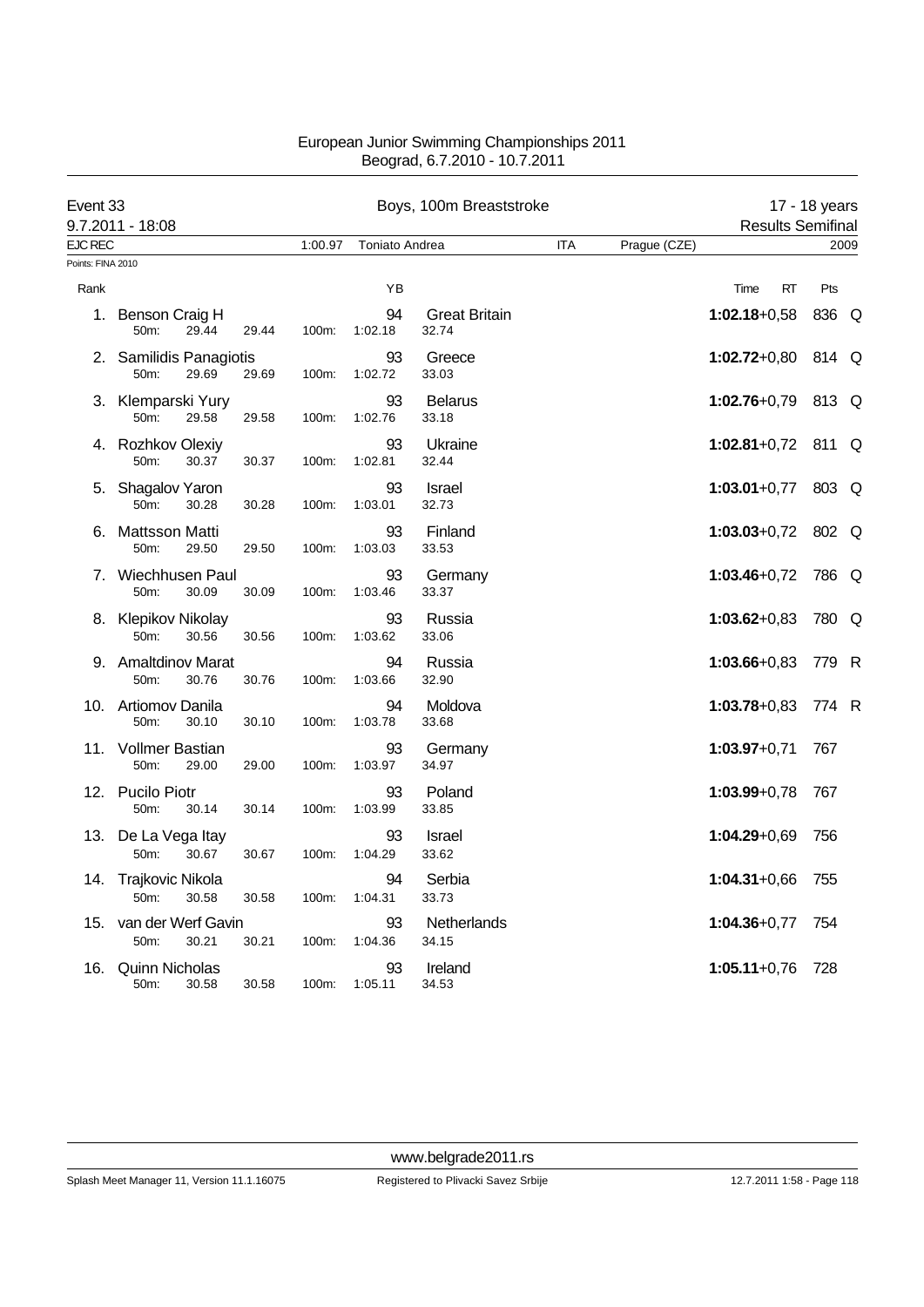# European Junior Swimming Championships 2011
Beograd, 6.7.2010 - 10.7.2011

**Event 33** — Boys, 100m Breaststroke — 17 - 18 years

9.7.2011 - 18:08 — Results Semifinal

EJC REC 1:00.97 Toniato Andrea ITA Prague (CZE) 2009

Points: FINA 2010

| Rank | Name | 50m | | 100m | YB | Nation | Split | Time | RT | Pts | |
|---|---|---|---|---|---|---|---|---|---|---|---|
| 1. | Benson Craig H | 29.44 | 29.44 | 1:02.18 | 94 | Great Britain | 32.74 | **1:02.18** | +0,58 | 836 | Q |
| 2. | Samilidis Panagiotis | 29.69 | 29.69 | 1:02.72 | 93 | Greece | 33.03 | **1:02.72** | +0,80 | 814 | Q |
| 3. | Klemparski Yury | 29.58 | 29.58 | 1:02.76 | 93 | Belarus | 33.18 | **1:02.76** | +0,79 | 813 | Q |
| 4. | Rozhkov Olexiy | 30.37 | 30.37 | 1:02.81 | 93 | Ukraine | 32.44 | **1:02.81** | +0,72 | 811 | Q |
| 5. | Shagalov Yaron | 30.28 | 30.28 | 1:03.01 | 93 | Israel | 32.73 | **1:03.01** | +0,77 | 803 | Q |
| 6. | Mattsson Matti | 29.50 | 29.50 | 1:03.03 | 93 | Finland | 33.53 | **1:03.03** | +0,72 | 802 | Q |
| 7. | Wiechhusen Paul | 30.09 | 30.09 | 1:03.46 | 93 | Germany | 33.37 | **1:03.46** | +0,72 | 786 | Q |
| 8. | Klepikov Nikolay | 30.56 | 30.56 | 1:03.62 | 93 | Russia | 33.06 | **1:03.62** | +0,83 | 780 | Q |
| 9. | Amaltdinov Marat | 30.76 | 30.76 | 1:03.66 | 94 | Russia | 32.90 | **1:03.66** | +0,83 | 779 | R |
| 10. | Artiomov Danila | 30.10 | 30.10 | 1:03.78 | 94 | Moldova | 33.68 | **1:03.78** | +0,83 | 774 | R |
| 11. | Vollmer Bastian | 29.00 | 29.00 | 1:03.97 | 93 | Germany | 34.97 | **1:03.97** | +0,71 | 767 | |
| 12. | Pucilo Piotr | 30.14 | 30.14 | 1:03.99 | 93 | Poland | 33.85 | **1:03.99** | +0,78 | 767 | |
| 13. | De La Vega Itay | 30.67 | 30.67 | 1:04.29 | 93 | Israel | 33.62 | **1:04.29** | +0,69 | 756 | |
| 14. | Trajkovic Nikola | 30.58 | 30.58 | 1:04.31 | 94 | Serbia | 33.73 | **1:04.31** | +0,66 | 755 | |
| 15. | van der Werf Gavin | 30.21 | 30.21 | 1:04.36 | 93 | Netherlands | 34.15 | **1:04.36** | +0,77 | 754 | |
| 16. | Quinn Nicholas | 30.58 | 30.58 | 1:05.11 | 93 | Ireland | 34.53 | **1:05.11** | +0,76 | 728 | |

www.belgrade2011.rs

Splash Meet Manager 11, Version 11.1.16075 — Registered to Plivacki Savez Srbije — 12.7.2011 1:58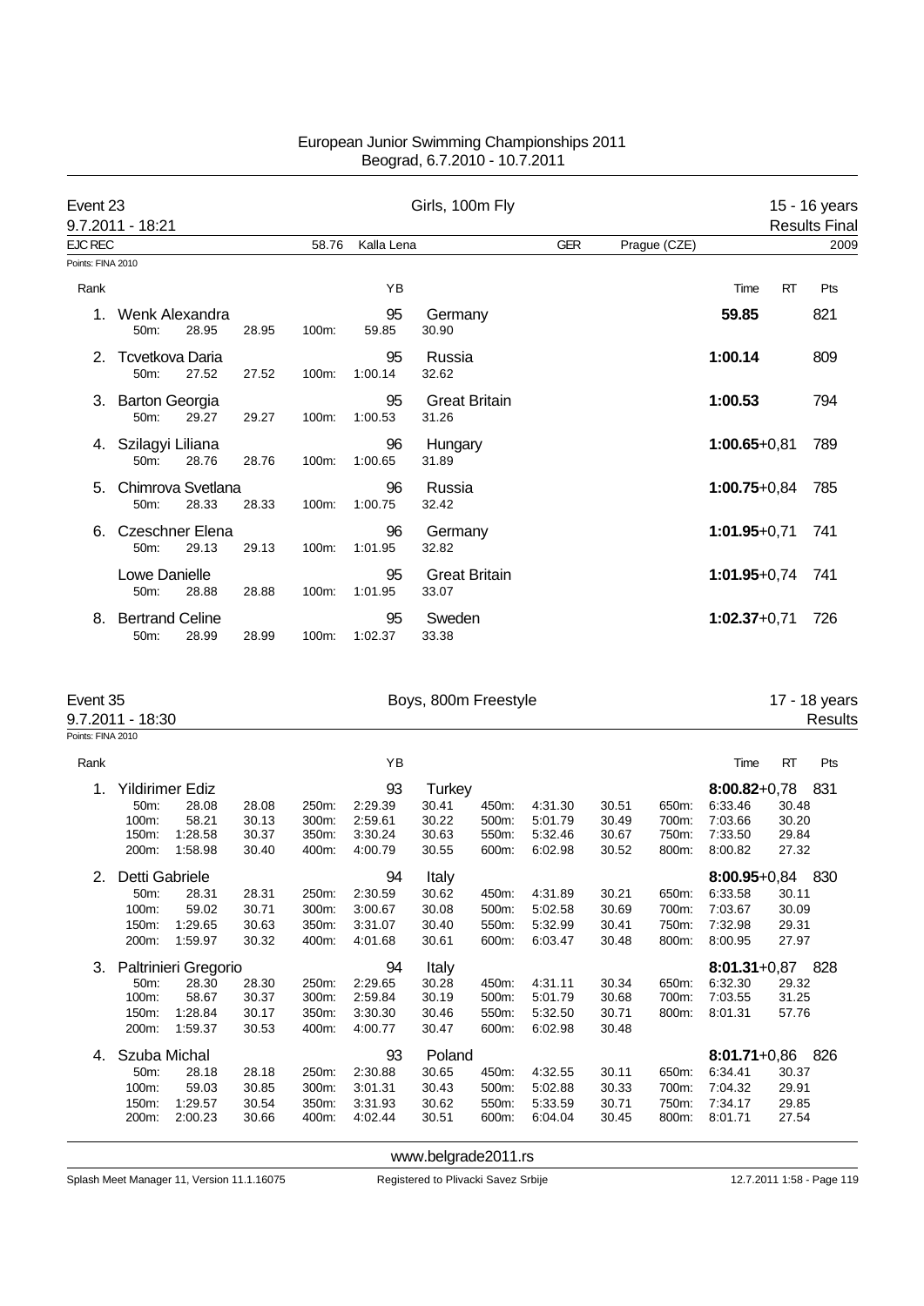European Junior Swimming Championships 2011
Beograd, 6.7.2010 - 10.7.2011

## Event 23 — Girls, 100m Fly — 15 - 16 years

9.7.2011 - 18:21 — Results Final

EJC REC 58.76 Kalla Lena GER Prague (CZE) 2009

Points: FINA 2010

| Rank | Name | YB | Nation | 50m | 100m | Split | Time | RT | Pts |
|---|---|---|---|---|---|---|---|---|---|
| 1. | Wenk Alexandra | 95 | Germany | 28.95 | 59.85 | 30.90 | **59.85** | | 821 |
| 2. | Tcvetkova Daria | 95 | Russia | 27.52 | 1:00.14 | 32.62 | **1:00.14** | | 809 |
| 3. | Barton Georgia | 95 | Great Britain | 29.27 | 1:00.53 | 31.26 | **1:00.53** | | 794 |
| 4. | Szilagyi Liliana | 96 | Hungary | 28.76 | 1:00.65 | 31.89 | **1:00.65** | +0,81 | 789 |
| 5. | Chimrova Svetlana | 96 | Russia | 28.33 | 1:00.75 | 32.42 | **1:00.75** | +0,84 | 785 |
| 6. | Czeschner Elena | 96 | Germany | 29.13 | 1:01.95 | 32.82 | **1:01.95** | +0,71 | 741 |
| | Lowe Danielle | 95 | Great Britain | 28.88 | 1:01.95 | 33.07 | **1:01.95** | +0,74 | 741 |
| 8. | Bertrand Celine | 95 | Sweden | 28.99 | 1:02.37 | 33.38 | **1:02.37** | +0,71 | 726 |

## Event 35 — Boys, 800m Freestyle — 17 - 18 years

9.7.2011 - 18:30 — Results

Points: FINA 2010

| Rank | Name | YB | Nation | Time | RT | Pts |
|---|---|---|---|---|---|---|
| 1. | Yildirimer Ediz | 93 | Turkey | **8:00.82** | +0,78 | 831 |
| 2. | Detti Gabriele | 94 | Italy | **8:00.95** | +0,84 | 830 |
| 3. | Paltrinieri Gregorio | 94 | Italy | **8:01.31** | +0,87 | 828 |
| 4. | Szuba Michal | 93 | Poland | **8:01.71** | +0,86 | 826 |

**1. Yildirimer Ediz**

| Distance | Time | Split | Distance | Time | Split | Distance | Time | Split | Distance | Time | Split |
|---|---|---|---|---|---|---|---|---|---|---|---|
| 50m: | 28.08 | 28.08 | 250m: | 2:29.39 | 30.41 | 450m: | 4:31.30 | 30.51 | 650m: | 6:33.46 | 30.48 |
| 100m: | 58.21 | 30.13 | 300m: | 2:59.61 | 30.22 | 500m: | 5:01.79 | 30.49 | 700m: | 7:03.66 | 30.20 |
| 150m: | 1:28.58 | 30.37 | 350m: | 3:30.24 | 30.63 | 550m: | 5:32.46 | 30.67 | 750m: | 7:33.50 | 29.84 |
| 200m: | 1:58.98 | 30.40 | 400m: | 4:00.79 | 30.55 | 600m: | 6:02.98 | 30.52 | 800m: | 8:00.82 | 27.32 |

**2. Detti Gabriele**

| Distance | Time | Split | Distance | Time | Split | Distance | Time | Split | Distance | Time | Split |
|---|---|---|---|---|---|---|---|---|---|---|---|
| 50m: | 28.31 | 28.31 | 250m: | 2:30.59 | 30.62 | 450m: | 4:31.89 | 30.21 | 650m: | 6:33.58 | 30.11 |
| 100m: | 59.02 | 30.71 | 300m: | 3:00.67 | 30.08 | 500m: | 5:02.58 | 30.69 | 700m: | 7:03.67 | 30.09 |
| 150m: | 1:29.65 | 30.63 | 350m: | 3:31.07 | 30.40 | 550m: | 5:32.99 | 30.41 | 750m: | 7:32.98 | 29.31 |
| 200m: | 1:59.97 | 30.32 | 400m: | 4:01.68 | 30.61 | 600m: | 6:03.47 | 30.48 | 800m: | 8:00.95 | 27.97 |

**3. Paltrinieri Gregorio**

| Distance | Time | Split | Distance | Time | Split | Distance | Time | Split | Distance | Time | Split |
|---|---|---|---|---|---|---|---|---|---|---|---|
| 50m: | 28.30 | 28.30 | 250m: | 2:29.65 | 30.28 | 450m: | 4:31.11 | 30.34 | 650m: | 6:32.30 | 29.32 |
| 100m: | 58.67 | 30.37 | 300m: | 2:59.84 | 30.19 | 500m: | 5:01.79 | 30.68 | 700m: | 7:03.55 | 31.25 |
| 150m: | 1:28.84 | 30.17 | 350m: | 3:30.30 | 30.46 | 550m: | 5:32.50 | 30.71 | 800m: | 8:01.31 | 57.76 |
| 200m: | 1:59.37 | 30.53 | 400m: | 4:00.77 | 30.47 | 600m: | 6:02.98 | 30.48 | | | |

**4. Szuba Michal**

| Distance | Time | Split | Distance | Time | Split | Distance | Time | Split | Distance | Time | Split |
|---|---|---|---|---|---|---|---|---|---|---|---|
| 50m: | 28.18 | 28.18 | 250m: | 2:30.88 | 30.65 | 450m: | 4:32.55 | 30.11 | 650m: | 6:34.41 | 30.37 |
| 100m: | 59.03 | 30.85 | 300m: | 3:01.31 | 30.43 | 500m: | 5:02.88 | 30.33 | 700m: | 7:04.32 | 29.91 |
| 150m: | 1:29.57 | 30.54 | 350m: | 3:31.93 | 30.62 | 550m: | 5:33.59 | 30.71 | 750m: | 7:34.17 | 29.85 |
| 200m: | 2:00.23 | 30.66 | 400m: | 4:02.44 | 30.51 | 600m: | 6:04.04 | 30.45 | 800m: | 8:01.71 | 27.54 |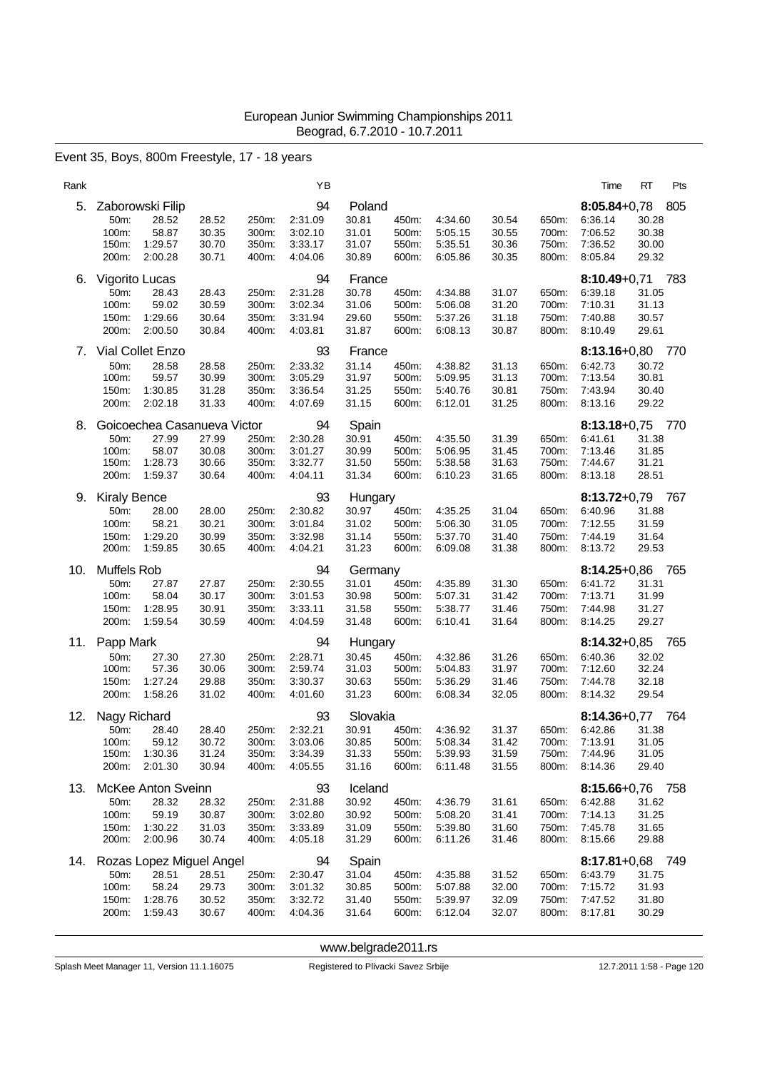European Junior Swimming Championships 2011
Beograd, 6.7.2010 - 10.7.2011

## Event 35, Boys, 800m Freestyle, 17 - 18 years

| Rank | Name | YB | Nation | Time | RT | Pts |
|---|---|---|---|---|---|---|
| 5. | Zaborowski Filip | 94 | Poland | **8:05.84** | +0,78 | 805 |
| 6. | Vigorito Lucas | 94 | France | **8:10.49** | +0,71 | 783 |
| 7. | Vial Collet Enzo | 93 | France | **8:13.16** | +0,80 | 770 |
| 8. | Goicoechea Casanueva Victor | 94 | Spain | **8:13.18** | +0,75 | 770 |
| 9. | Kiraly Bence | 93 | Hungary | **8:13.72** | +0,79 | 767 |
| 10. | Muffels Rob | 94 | Germany | **8:14.25** | +0,86 | 765 |
| 11. | Papp Mark | 94 | Hungary | **8:14.32** | +0,85 | 765 |
| 12. | Nagy Richard | 93 | Slovakia | **8:14.36** | +0,77 | 764 |
| 13. | McKee Anton Sveinn | 93 | Iceland | **8:15.66** | +0,76 | 758 |
| 14. | Rozas Lopez Miguel Angel | 94 | Spain | **8:17.81** | +0,68 | 749 |

### Splits

**5. Zaborowski Filip**

| Dist | Time | Split | Dist | Time | Split | Dist | Time | Split | Dist | Time | Split |
|---|---|---|---|---|---|---|---|---|---|---|---|
| 50m: | 28.52 | 28.52 | 250m: | 2:31.09 | 30.81 | 450m: | 4:34.60 | 30.54 | 650m: | 6:36.14 | 30.28 |
| 100m: | 58.87 | 30.35 | 300m: | 3:02.10 | 31.01 | 500m: | 5:05.15 | 30.55 | 700m: | 7:06.52 | 30.38 |
| 150m: | 1:29.57 | 30.70 | 350m: | 3:33.17 | 31.07 | 550m: | 5:35.51 | 30.36 | 750m: | 7:36.52 | 30.00 |
| 200m: | 2:00.28 | 30.71 | 400m: | 4:04.06 | 30.89 | 600m: | 6:05.86 | 30.35 | 800m: | 8:05.84 | 29.32 |

**6. Vigorito Lucas**

| Dist | Time | Split | Dist | Time | Split | Dist | Time | Split | Dist | Time | Split |
|---|---|---|---|---|---|---|---|---|---|---|---|
| 50m: | 28.43 | 28.43 | 250m: | 2:31.28 | 30.78 | 450m: | 4:34.88 | 31.07 | 650m: | 6:39.18 | 31.05 |
| 100m: | 59.02 | 30.59 | 300m: | 3:02.34 | 31.06 | 500m: | 5:06.08 | 31.20 | 700m: | 7:10.31 | 31.13 |
| 150m: | 1:29.66 | 30.64 | 350m: | 3:31.94 | 29.60 | 550m: | 5:37.26 | 31.18 | 750m: | 7:40.88 | 30.57 |
| 200m: | 2:00.50 | 30.84 | 400m: | 4:03.81 | 31.87 | 600m: | 6:08.13 | 30.87 | 800m: | 8:10.49 | 29.61 |

**7. Vial Collet Enzo**

| Dist | Time | Split | Dist | Time | Split | Dist | Time | Split | Dist | Time | Split |
|---|---|---|---|---|---|---|---|---|---|---|---|
| 50m: | 28.58 | 28.58 | 250m: | 2:33.32 | 31.14 | 450m: | 4:38.82 | 31.13 | 650m: | 6:42.73 | 30.72 |
| 100m: | 59.57 | 30.99 | 300m: | 3:05.29 | 31.97 | 500m: | 5:09.95 | 31.13 | 700m: | 7:13.54 | 30.81 |
| 150m: | 1:30.85 | 31.28 | 350m: | 3:36.54 | 31.25 | 550m: | 5:40.76 | 30.81 | 750m: | 7:43.94 | 30.40 |
| 200m: | 2:02.18 | 31.33 | 400m: | 4:07.69 | 31.15 | 600m: | 6:12.01 | 31.25 | 800m: | 8:13.16 | 29.22 |

**8. Goicoechea Casanueva Victor**

| Dist | Time | Split | Dist | Time | Split | Dist | Time | Split | Dist | Time | Split |
|---|---|---|---|---|---|---|---|---|---|---|---|
| 50m: | 27.99 | 27.99 | 250m: | 2:30.28 | 30.91 | 450m: | 4:35.50 | 31.39 | 650m: | 6:41.61 | 31.38 |
| 100m: | 58.07 | 30.08 | 300m: | 3:01.27 | 30.99 | 500m: | 5:06.95 | 31.45 | 700m: | 7:13.46 | 31.85 |
| 150m: | 1:28.73 | 30.66 | 350m: | 3:32.77 | 31.50 | 550m: | 5:38.58 | 31.63 | 750m: | 7:44.67 | 31.21 |
| 200m: | 1:59.37 | 30.64 | 400m: | 4:04.11 | 31.34 | 600m: | 6:10.23 | 31.65 | 800m: | 8:13.18 | 28.51 |

**9. Kiraly Bence**

| Dist | Time | Split | Dist | Time | Split | Dist | Time | Split | Dist | Time | Split |
|---|---|---|---|---|---|---|---|---|---|---|---|
| 50m: | 28.00 | 28.00 | 250m: | 2:30.82 | 30.97 | 450m: | 4:35.25 | 31.04 | 650m: | 6:40.96 | 31.88 |
| 100m: | 58.21 | 30.21 | 300m: | 3:01.84 | 31.02 | 500m: | 5:06.30 | 31.05 | 700m: | 7:12.55 | 31.59 |
| 150m: | 1:29.20 | 30.99 | 350m: | 3:32.98 | 31.14 | 550m: | 5:37.70 | 31.40 | 750m: | 7:44.19 | 31.64 |
| 200m: | 1:59.85 | 30.65 | 400m: | 4:04.21 | 31.23 | 600m: | 6:09.08 | 31.38 | 800m: | 8:13.72 | 29.53 |

**10. Muffels Rob**

| Dist | Time | Split | Dist | Time | Split | Dist | Time | Split | Dist | Time | Split |
|---|---|---|---|---|---|---|---|---|---|---|---|
| 50m: | 27.87 | 27.87 | 250m: | 2:30.55 | 31.01 | 450m: | 4:35.89 | 31.30 | 650m: | 6:41.72 | 31.31 |
| 100m: | 58.04 | 30.17 | 300m: | 3:01.53 | 30.98 | 500m: | 5:07.31 | 31.42 | 700m: | 7:13.71 | 31.99 |
| 150m: | 1:28.95 | 30.91 | 350m: | 3:33.11 | 31.58 | 550m: | 5:38.77 | 31.46 | 750m: | 7:44.98 | 31.27 |
| 200m: | 1:59.54 | 30.59 | 400m: | 4:04.59 | 31.48 | 600m: | 6:10.41 | 31.64 | 800m: | 8:14.25 | 29.27 |

**11. Papp Mark**

| Dist | Time | Split | Dist | Time | Split | Dist | Time | Split | Dist | Time | Split |
|---|---|---|---|---|---|---|---|---|---|---|---|
| 50m: | 27.30 | 27.30 | 250m: | 2:28.71 | 30.45 | 450m: | 4:32.86 | 31.26 | 650m: | 6:40.36 | 32.02 |
| 100m: | 57.36 | 30.06 | 300m: | 2:59.74 | 31.03 | 500m: | 5:04.83 | 31.97 | 700m: | 7:12.60 | 32.24 |
| 150m: | 1:27.24 | 29.88 | 350m: | 3:30.37 | 30.63 | 550m: | 5:36.29 | 31.46 | 750m: | 7:44.78 | 32.18 |
| 200m: | 1:58.26 | 31.02 | 400m: | 4:01.60 | 31.23 | 600m: | 6:08.34 | 32.05 | 800m: | 8:14.32 | 29.54 |

**12. Nagy Richard**

| Dist | Time | Split | Dist | Time | Split | Dist | Time | Split | Dist | Time | Split |
|---|---|---|---|---|---|---|---|---|---|---|---|
| 50m: | 28.40 | 28.40 | 250m: | 2:32.21 | 30.91 | 450m: | 4:36.92 | 31.37 | 650m: | 6:42.86 | 31.38 |
| 100m: | 59.12 | 30.72 | 300m: | 3:03.06 | 30.85 | 500m: | 5:08.34 | 31.42 | 700m: | 7:13.91 | 31.05 |
| 150m: | 1:30.36 | 31.24 | 350m: | 3:34.39 | 31.33 | 550m: | 5:39.93 | 31.59 | 750m: | 7:44.96 | 31.05 |
| 200m: | 2:01.30 | 30.94 | 400m: | 4:05.55 | 31.16 | 600m: | 6:11.48 | 31.55 | 800m: | 8:14.36 | 29.40 |

**13. McKee Anton Sveinn**

| Dist | Time | Split | Dist | Time | Split | Dist | Time | Split | Dist | Time | Split |
|---|---|---|---|---|---|---|---|---|---|---|---|
| 50m: | 28.32 | 28.32 | 250m: | 2:31.88 | 30.92 | 450m: | 4:36.79 | 31.61 | 650m: | 6:42.88 | 31.62 |
| 100m: | 59.19 | 30.87 | 300m: | 3:02.80 | 30.92 | 500m: | 5:08.20 | 31.41 | 700m: | 7:14.13 | 31.25 |
| 150m: | 1:30.22 | 31.03 | 350m: | 3:33.89 | 31.09 | 550m: | 5:39.80 | 31.60 | 750m: | 7:45.78 | 31.65 |
| 200m: | 2:00.96 | 30.74 | 400m: | 4:05.18 | 31.29 | 600m: | 6:11.26 | 31.46 | 800m: | 8:15.66 | 29.88 |

**14. Rozas Lopez Miguel Angel**

| Dist | Time | Split | Dist | Time | Split | Dist | Time | Split | Dist | Time | Split |
|---|---|---|---|---|---|---|---|---|---|---|---|
| 50m: | 28.51 | 28.51 | 250m: | 2:30.47 | 31.04 | 450m: | 4:35.88 | 31.52 | 650m: | 6:43.79 | 31.75 |
| 100m: | 58.24 | 29.73 | 300m: | 3:01.32 | 30.85 | 500m: | 5:07.88 | 32.00 | 700m: | 7:15.72 | 31.93 |
| 150m: | 1:28.76 | 30.52 | 350m: | 3:32.72 | 31.40 | 550m: | 5:39.97 | 32.09 | 750m: | 7:47.52 | 31.80 |
| 200m: | 1:59.43 | 30.67 | 400m: | 4:04.36 | 31.64 | 600m: | 6:12.04 | 32.07 | 800m: | 8:17.81 | 30.29 |

www.belgrade2011.rs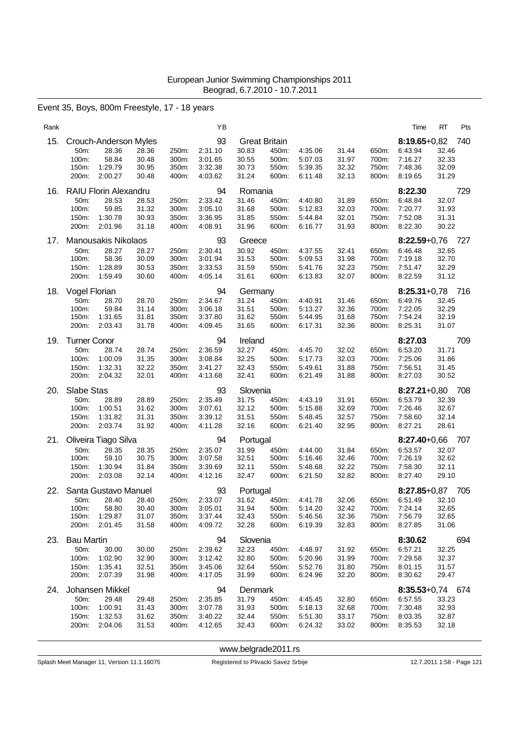European Junior Swimming Championships 2011
Beograd, 6.7.2010 - 10.7.2011

## Event 35, Boys, 800m Freestyle, 17 - 18 years

| Rank | Name | YB | Nation | Time | RT | Pts |
|---|---|---|---|---|---|---|
| 15. | Crouch-Anderson Myles | 93 | Great Britain | 8:19.65 | +0,82 | 740 |
| 16. | RAIU Florin Alexandru | 94 | Romania | 8:22.30 | | 729 |
| 17. | Manousakis Nikolaos | 93 | Greece | 8:22.59 | +0,76 | 727 |
| 18. | Vogel Florian | 94 | Germany | 8:25.31 | +0,78 | 716 |
| 19. | Turner Conor | 94 | Ireland | 8:27.03 | | 709 |
| 20. | Slabe Stas | 93 | Slovenia | 8:27.21 | +0,80 | 708 |
| 21. | Oliveira Tiago Silva | 94 | Portugal | 8:27.40 | +0,66 | 707 |
| 22. | Santa Gustavo Manuel | 93 | Portugal | 8:27.85 | +0,87 | 705 |
| 23. | Bau Martin | 94 | Slovenia | 8:30.62 | | 694 |
| 24. | Johansen Mikkel | 94 | Denmark | 8:35.53 | +0,74 | 674 |

### Splits

**15. Crouch-Anderson Myles**

| Dist | Time | Split | Dist | Time | Split | Dist | Time | Split | Dist | Time | Split |
|---|---|---|---|---|---|---|---|---|---|---|---|
| 50m: | 28.36 | 28.36 | 250m: | 2:31.10 | 30.83 | 450m: | 4:35.06 | 31.44 | 650m: | 6:43.94 | 32.46 |
| 100m: | 58.84 | 30.48 | 300m: | 3:01.65 | 30.55 | 500m: | 5:07.03 | 31.97 | 700m: | 7:16.27 | 32.33 |
| 150m: | 1:29.79 | 30.95 | 350m: | 3:32.38 | 30.73 | 550m: | 5:39.35 | 32.32 | 750m: | 7:48.36 | 32.09 |
| 200m: | 2:00.27 | 30.48 | 400m: | 4:03.62 | 31.24 | 600m: | 6:11.48 | 32.13 | 800m: | 8:19.65 | 31.29 |

**16. RAIU Florin Alexandru**

| Dist | Time | Split | Dist | Time | Split | Dist | Time | Split | Dist | Time | Split |
|---|---|---|---|---|---|---|---|---|---|---|---|
| 50m: | 28.53 | 28.53 | 250m: | 2:33.42 | 31.46 | 450m: | 4:40.80 | 31.89 | 650m: | 6:48.84 | 32.07 |
| 100m: | 59.85 | 31.32 | 300m: | 3:05.10 | 31.68 | 500m: | 5:12.83 | 32.03 | 700m: | 7:20.77 | 31.93 |
| 150m: | 1:30.78 | 30.93 | 350m: | 3:36.95 | 31.85 | 550m: | 5:44.84 | 32.01 | 750m: | 7:52.08 | 31.31 |
| 200m: | 2:01.96 | 31.18 | 400m: | 4:08.91 | 31.96 | 600m: | 6:16.77 | 31.93 | 800m: | 8:22.30 | 30.22 |

**17. Manousakis Nikolaos**

| Dist | Time | Split | Dist | Time | Split | Dist | Time | Split | Dist | Time | Split |
|---|---|---|---|---|---|---|---|---|---|---|---|
| 50m: | 28.27 | 28.27 | 250m: | 2:30.41 | 30.92 | 450m: | 4:37.55 | 32.41 | 650m: | 6:46.48 | 32.65 |
| 100m: | 58.36 | 30.09 | 300m: | 3:01.94 | 31.53 | 500m: | 5:09.53 | 31.98 | 700m: | 7:19.18 | 32.70 |
| 150m: | 1:28.89 | 30.53 | 350m: | 3:33.53 | 31.59 | 550m: | 5:41.76 | 32.23 | 750m: | 7:51.47 | 32.29 |
| 200m: | 1:59.49 | 30.60 | 400m: | 4:05.14 | 31.61 | 600m: | 6:13.83 | 32.07 | 800m: | 8:22.59 | 31.12 |

**18. Vogel Florian**

| Dist | Time | Split | Dist | Time | Split | Dist | Time | Split | Dist | Time | Split |
|---|---|---|---|---|---|---|---|---|---|---|---|
| 50m: | 28.70 | 28.70 | 250m: | 2:34.67 | 31.24 | 450m: | 4:40.91 | 31.46 | 650m: | 6:49.76 | 32.45 |
| 100m: | 59.84 | 31.14 | 300m: | 3:06.18 | 31.51 | 500m: | 5:13.27 | 32.36 | 700m: | 7:22.05 | 32.29 |
| 150m: | 1:31.65 | 31.81 | 350m: | 3:37.80 | 31.62 | 550m: | 5:44.95 | 31.68 | 750m: | 7:54.24 | 32.19 |
| 200m: | 2:03.43 | 31.78 | 400m: | 4:09.45 | 31.65 | 600m: | 6:17.31 | 32.36 | 800m: | 8:25.31 | 31.07 |

**19. Turner Conor**

| Dist | Time | Split | Dist | Time | Split | Dist | Time | Split | Dist | Time | Split |
|---|---|---|---|---|---|---|---|---|---|---|---|
| 50m: | 28.74 | 28.74 | 250m: | 2:36.59 | 32.27 | 450m: | 4:45.70 | 32.02 | 650m: | 6:53.20 | 31.71 |
| 100m: | 1:00.09 | 31.35 | 300m: | 3:08.84 | 32.25 | 500m: | 5:17.73 | 32.03 | 700m: | 7:25.06 | 31.86 |
| 150m: | 1:32.31 | 32.22 | 350m: | 3:41.27 | 32.43 | 550m: | 5:49.61 | 31.88 | 750m: | 7:56.51 | 31.45 |
| 200m: | 2:04.32 | 32.01 | 400m: | 4:13.68 | 32.41 | 600m: | 6:21.49 | 31.88 | 800m: | 8:27.03 | 30.52 |

**20. Slabe Stas**

| Dist | Time | Split | Dist | Time | Split | Dist | Time | Split | Dist | Time | Split |
|---|---|---|---|---|---|---|---|---|---|---|---|
| 50m: | 28.89 | 28.89 | 250m: | 2:35.49 | 31.75 | 450m: | 4:43.19 | 31.91 | 650m: | 6:53.79 | 32.39 |
| 100m: | 1:00.51 | 31.62 | 300m: | 3:07.61 | 32.12 | 500m: | 5:15.88 | 32.69 | 700m: | 7:26.46 | 32.67 |
| 150m: | 1:31.82 | 31.31 | 350m: | 3:39.12 | 31.51 | 550m: | 5:48.45 | 32.57 | 750m: | 7:58.60 | 32.14 |
| 200m: | 2:03.74 | 31.92 | 400m: | 4:11.28 | 32.16 | 600m: | 6:21.40 | 32.95 | 800m: | 8:27.21 | 28.61 |

**21. Oliveira Tiago Silva**

| Dist | Time | Split | Dist | Time | Split | Dist | Time | Split | Dist | Time | Split |
|---|---|---|---|---|---|---|---|---|---|---|---|
| 50m: | 28.35 | 28.35 | 250m: | 2:35.07 | 31.99 | 450m: | 4:44.00 | 31.84 | 650m: | 6:53.57 | 32.07 |
| 100m: | 59.10 | 30.75 | 300m: | 3:07.58 | 32.51 | 500m: | 5:16.46 | 32.46 | 700m: | 7:26.19 | 32.62 |
| 150m: | 1:30.94 | 31.84 | 350m: | 3:39.69 | 32.11 | 550m: | 5:48.68 | 32.22 | 750m: | 7:58.30 | 32.11 |
| 200m: | 2:03.08 | 32.14 | 400m: | 4:12.16 | 32.47 | 600m: | 6:21.50 | 32.82 | 800m: | 8:27.40 | 29.10 |

**22. Santa Gustavo Manuel**

| Dist | Time | Split | Dist | Time | Split | Dist | Time | Split | Dist | Time | Split |
|---|---|---|---|---|---|---|---|---|---|---|---|
| 50m: | 28.40 | 28.40 | 250m: | 2:33.07 | 31.62 | 450m: | 4:41.78 | 32.06 | 650m: | 6:51.49 | 32.10 |
| 100m: | 58.80 | 30.40 | 300m: | 3:05.01 | 31.94 | 500m: | 5:14.20 | 32.42 | 700m: | 7:24.14 | 32.65 |
| 150m: | 1:29.87 | 31.07 | 350m: | 3:37.44 | 32.43 | 550m: | 5:46.56 | 32.36 | 750m: | 7:56.79 | 32.65 |
| 200m: | 2:01.45 | 31.58 | 400m: | 4:09.72 | 32.28 | 600m: | 6:19.39 | 32.83 | 800m: | 8:27.85 | 31.06 |

**23. Bau Martin**

| Dist | Time | Split | Dist | Time | Split | Dist | Time | Split | Dist | Time | Split |
|---|---|---|---|---|---|---|---|---|---|---|---|
| 50m: | 30.00 | 30.00 | 250m: | 2:39.62 | 32.23 | 450m: | 4:48.97 | 31.92 | 650m: | 6:57.21 | 32.25 |
| 100m: | 1:02.90 | 32.90 | 300m: | 3:12.42 | 32.80 | 500m: | 5:20.96 | 31.99 | 700m: | 7:29.58 | 32.37 |
| 150m: | 1:35.41 | 32.51 | 350m: | 3:45.06 | 32.64 | 550m: | 5:52.76 | 31.80 | 750m: | 8:01.15 | 31.57 |
| 200m: | 2:07.39 | 31.98 | 400m: | 4:17.05 | 31.99 | 600m: | 6:24.96 | 32.20 | 800m: | 8:30.62 | 29.47 |

**24. Johansen Mikkel**

| Dist | Time | Split | Dist | Time | Split | Dist | Time | Split | Dist | Time | Split |
|---|---|---|---|---|---|---|---|---|---|---|---|
| 50m: | 29.48 | 29.48 | 250m: | 2:35.85 | 31.79 | 450m: | 4:45.45 | 32.80 | 650m: | 6:57.55 | 33.23 |
| 100m: | 1:00.91 | 31.43 | 300m: | 3:07.78 | 31.93 | 500m: | 5:18.13 | 32.68 | 700m: | 7:30.48 | 32.93 |
| 150m: | 1:32.53 | 31.62 | 350m: | 3:40.22 | 32.44 | 550m: | 5:51.30 | 33.17 | 750m: | 8:03.35 | 32.87 |
| 200m: | 2:04.06 | 31.53 | 400m: | 4:12.65 | 32.43 | 600m: | 6:24.32 | 33.02 | 800m: | 8:35.53 | 32.18 |

www.belgrade2011.rs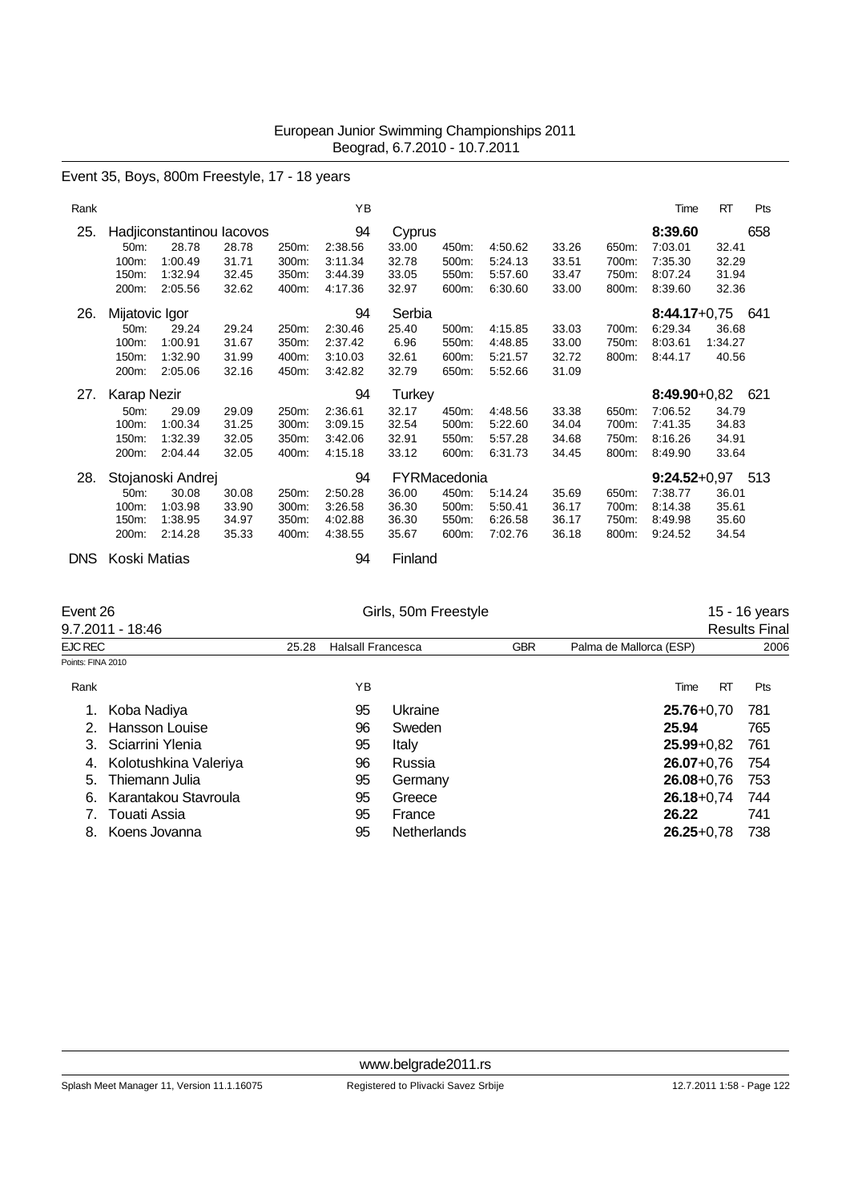European Junior Swimming Championships 2011
Beograd, 6.7.2010 - 10.7.2011

## Event 35, Boys, 800m Freestyle, 17 - 18 years

| Rank | Name | YB | Nation | Time | RT | Pts |
|---|---|---|---|---|---|---|
| 25. | Hadjiconstantinou Iacovos | 94 | Cyprus | **8:39.60** | | 658 |
| 26. | Mijatovic Igor | 94 | Serbia | **8:44.17** | +0,75 | 641 |
| 27. | Karap Nezir | 94 | Turkey | **8:49.90** | +0,82 | 621 |
| 28. | Stojanoski Andrej | 94 | FYRMacedonia | **9:24.52** | +0,97 | 513 |
| DNS | Koski Matias | 94 | Finland | | | |

Splits – Hadjiconstantinou Iacovos:

| Dist | Time | Split | Dist | Time | Split | Dist | Time | Split | Dist | Time | Split |
|---|---|---|---|---|---|---|---|---|---|---|---|
| 50m: | 28.78 | 28.78 | 250m: | 2:38.56 | 33.00 | 450m: | 4:50.62 | 33.26 | 650m: | 7:03.01 | 32.41 |
| 100m: | 1:00.49 | 31.71 | 300m: | 3:11.34 | 32.78 | 500m: | 5:24.13 | 33.51 | 700m: | 7:35.30 | 32.29 |
| 150m: | 1:32.94 | 32.45 | 350m: | 3:44.39 | 33.05 | 550m: | 5:57.60 | 33.47 | 750m: | 8:07.24 | 31.94 |
| 200m: | 2:05.56 | 32.62 | 400m: | 4:17.36 | 32.97 | 600m: | 6:30.60 | 33.00 | 800m: | 8:39.60 | 32.36 |

Splits – Mijatovic Igor:

| Dist | Time | Split | Dist | Time | Split | Dist | Time | Split | Dist | Time | Split |
|---|---|---|---|---|---|---|---|---|---|---|---|
| 50m: | 29.24 | 29.24 | 250m: | 2:30.46 | 25.40 | 500m: | 4:15.85 | 33.03 | 700m: | 6:29.34 | 36.68 |
| 100m: | 1:00.91 | 31.67 | 300m: | 2:37.42 | 6.96 | 550m: | 4:48.85 | 33.00 | 750m: | 8:03.61 | 1:34.27 |
| 150m: | 1:32.90 | 31.99 | 400m: | 3:10.03 | 32.61 | 600m: | 5:21.57 | 32.72 | 800m: | 8:44.17 | 40.56 |
| 200m: | 2:05.06 | 32.16 | 450m: | 3:42.82 | 32.79 | 650m: | 5:52.66 | 31.09 | | | |

Splits – Karap Nezir:

| Dist | Time | Split | Dist | Time | Split | Dist | Time | Split | Dist | Time | Split |
|---|---|---|---|---|---|---|---|---|---|---|---|
| 50m: | 29.09 | 29.09 | 250m: | 2:36.61 | 32.17 | 450m: | 4:48.56 | 33.38 | 650m: | 7:06.52 | 34.79 |
| 100m: | 1:00.34 | 31.25 | 300m: | 3:09.15 | 32.54 | 500m: | 5:22.60 | 34.04 | 700m: | 7:41.35 | 34.83 |
| 150m: | 1:32.39 | 32.05 | 350m: | 3:42.06 | 32.91 | 550m: | 5:57.28 | 34.68 | 750m: | 8:16.26 | 34.91 |
| 200m: | 2:04.44 | 32.05 | 400m: | 4:15.18 | 33.12 | 600m: | 6:31.73 | 34.45 | 800m: | 8:49.90 | 33.64 |

Splits – Stojanoski Andrej:

| Dist | Time | Split | Dist | Time | Split | Dist | Time | Split | Dist | Time | Split |
|---|---|---|---|---|---|---|---|---|---|---|---|
| 50m: | 30.08 | 30.08 | 250m: | 2:50.28 | 36.00 | 450m: | 5:14.24 | 35.69 | 650m: | 7:38.77 | 36.01 |
| 100m: | 1:03.98 | 33.90 | 300m: | 3:26.58 | 36.30 | 500m: | 5:50.41 | 36.17 | 700m: | 8:14.38 | 35.61 |
| 150m: | 1:38.95 | 34.97 | 350m: | 4:02.88 | 36.30 | 550m: | 6:26.58 | 36.17 | 750m: | 8:49.98 | 35.60 |
| 200m: | 2:14.28 | 35.33 | 400m: | 4:38.55 | 35.67 | 600m: | 7:02.76 | 36.18 | 800m: | 9:24.52 | 34.54 |

## Event 26 — Girls, 50m Freestyle — 15 - 16 years

9.7.2011 - 18:46 — Results Final

EJC REC 25.28 Halsall Francesca GBR Palma de Mallorca (ESP) 2006

Points: FINA 2010

| Rank | Name | YB | Nation | Time | RT | Pts |
|---|---|---|---|---|---|---|
| 1. | Koba Nadiya | 95 | Ukraine | **25.76** | +0,70 | 781 |
| 2. | Hansson Louise | 96 | Sweden | **25.94** | | 765 |
| 3. | Sciarrini Ylenia | 95 | Italy | **25.99** | +0,82 | 761 |
| 4. | Kolotushkina Valeriya | 96 | Russia | **26.07** | +0,76 | 754 |
| 5. | Thiemann Julia | 95 | Germany | **26.08** | +0,76 | 753 |
| 6. | Karantakou Stavroula | 95 | Greece | **26.18** | +0,74 | 744 |
| 7. | Touati Assia | 95 | France | **26.22** | | 741 |
| 8. | Koens Jovanna | 95 | Netherlands | **26.25** | +0,78 | 738 |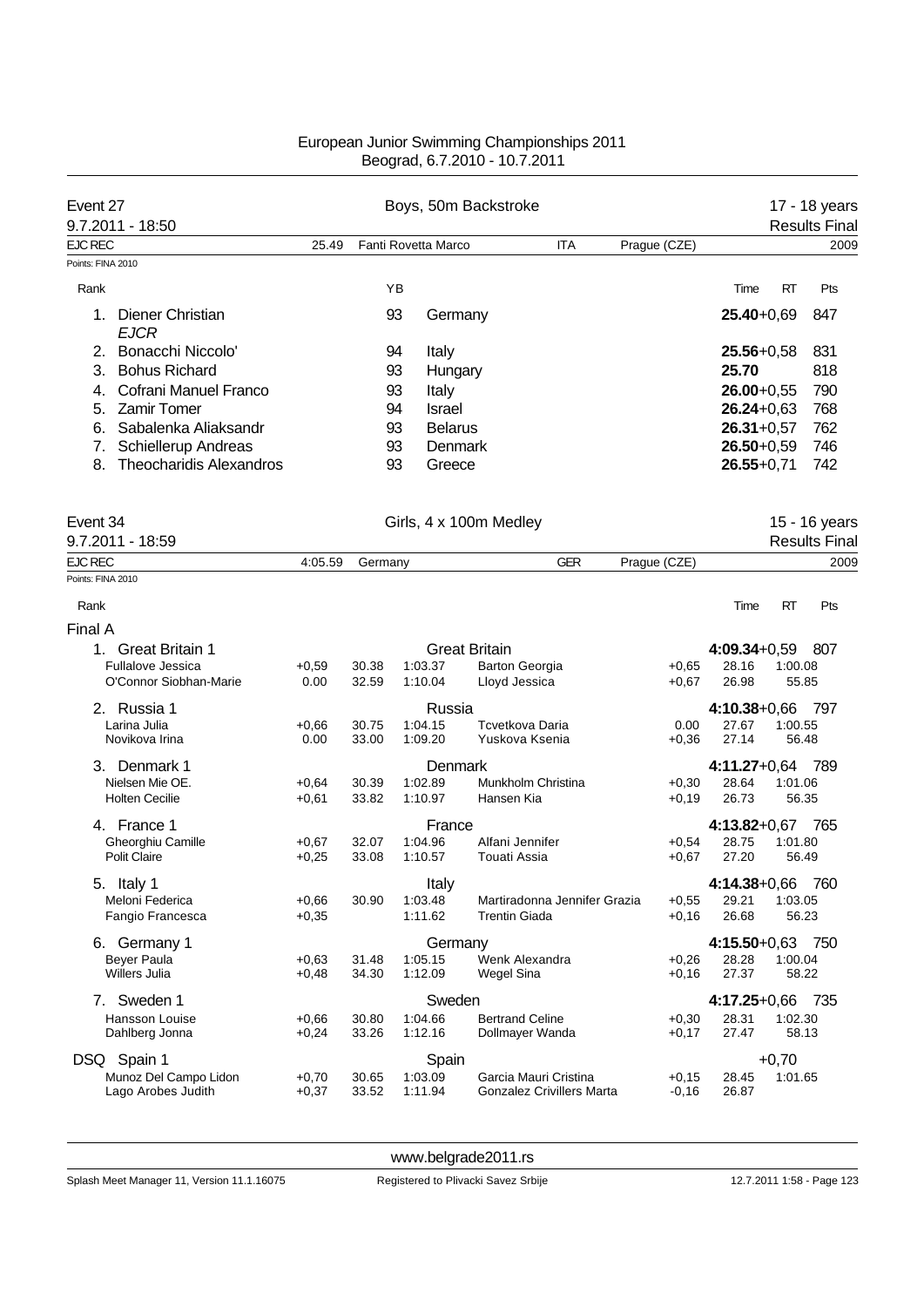European Junior Swimming Championships 2011
Beograd, 6.7.2010 - 10.7.2011

## Event 27 — Boys, 50m Backstroke — 17 - 18 years

9.7.2011 - 18:50 — Results Final

EJC REC 25.49 Fanti Rovetta Marco ITA Prague (CZE) 2009

Points: FINA 2010

| Rank | Name | YB | Nation | Time | RT | Pts |
|---|---|---|---|---|---|---|
| 1. | Diener Christian *EJCR* | 93 | Germany | **25.40** | +0,69 | 847 |
| 2. | Bonacchi Niccolo' | 94 | Italy | **25.56** | +0,58 | 831 |
| 3. | Bohus Richard | 93 | Hungary | **25.70** | | 818 |
| 4. | Cofrani Manuel Franco | 93 | Italy | **26.00** | +0,55 | 790 |
| 5. | Zamir Tomer | 94 | Israel | **26.24** | +0,63 | 768 |
| 6. | Sabalenka Aliaksandr | 93 | Belarus | **26.31** | +0,57 | 762 |
| 7. | Schiellerup Andreas | 93 | Denmark | **26.50** | +0,59 | 746 |
| 8. | Theocharidis Alexandros | 93 | Greece | **26.55** | +0,71 | 742 |

## Event 34 — Girls, 4 x 100m Medley — 15 - 16 years

9.7.2011 - 18:59 — Results Final

EJC REC 4:05.59 Germany GER Prague (CZE) 2009

Points: FINA 2010

### Final A

| Rank | Team / Swimmer | RT | 50m | 100m | Swimmer | RT | 50m | 100m / Pts |
|---|---|---|---|---|---|---|---|---|
| 1. | **Great Britain 1** (Great Britain) | | | | | | **4:09.34** +0,59 | 807 |
| | Fullalove Jessica | +0,59 | 30.38 | 1:03.37 | Barton Georgia | +0,65 | 28.16 | 1:00.08 |
| | O'Connor Siobhan-Marie | 0.00 | 32.59 | 1:10.04 | Lloyd Jessica | +0,67 | 26.98 | 55.85 |
| 2. | **Russia 1** (Russia) | | | | | | **4:10.38** +0,66 | 797 |
| | Larina Julia | +0,66 | 30.75 | 1:04.15 | Tcvetkova Daria | 0.00 | 27.67 | 1:00.55 |
| | Novikova Irina | 0.00 | 33.00 | 1:09.20 | Yuskova Ksenia | +0,36 | 27.14 | 56.48 |
| 3. | **Denmark 1** (Denmark) | | | | | | **4:11.27** +0,64 | 789 |
| | Nielsen Mie OE. | +0,64 | 30.39 | 1:02.89 | Munkholm Christina | +0,30 | 28.64 | 1:01.06 |
| | Holten Cecilie | +0,61 | 33.82 | 1:10.97 | Hansen Kia | +0,19 | 26.73 | 56.35 |
| 4. | **France 1** (France) | | | | | | **4:13.82** +0,67 | 765 |
| | Gheorghiu Camille | +0,67 | 32.07 | 1:04.96 | Alfani Jennifer | +0,54 | 28.75 | 1:01.80 |
| | Polit Claire | +0,25 | 33.08 | 1:10.57 | Touati Assia | +0,67 | 27.20 | 56.49 |
| 5. | **Italy 1** (Italy) | | | | | | **4:14.38** +0,66 | 760 |
| | Meloni Federica | +0,66 | 30.90 | 1:03.48 | Martiradonna Jennifer Grazia | +0,55 | 29.21 | 1:03.05 |
| | Fangio Francesca | +0,35 | | 1:11.62 | Trentin Giada | +0,16 | 26.68 | 56.23 |
| 6. | **Germany 1** (Germany) | | | | | | **4:15.50** +0,63 | 750 |
| | Beyer Paula | +0,63 | 31.48 | 1:05.15 | Wenk Alexandra | +0,26 | 28.28 | 1:00.04 |
| | Willers Julia | +0,48 | 34.30 | 1:12.09 | Wegel Sina | +0,16 | 27.37 | 58.22 |
| 7. | **Sweden 1** (Sweden) | | | | | | **4:17.25** +0,66 | 735 |
| | Hansson Louise | +0,66 | 30.80 | 1:04.66 | Bertrand Celine | +0,30 | 28.31 | 1:02.30 |
| | Dahlberg Jonna | +0,24 | 33.26 | 1:12.16 | Dollmayer Wanda | +0,17 | 27.47 | 58.13 |
| DSQ | **Spain 1** (Spain) | | | | | | +0,70 | |
| | Munoz Del Campo Lidon | +0,70 | 30.65 | 1:03.09 | Garcia Mauri Cristina | +0,15 | 28.45 | 1:01.65 |
| | Lago Arobes Judith | +0,37 | 33.52 | 1:11.94 | Gonzalez Crivillers Marta | -0,16 | 26.87 | |

www.belgrade2011.rs

Splash Meet Manager 11, Version 11.1.16075 — Registered to Plivacki Savez Srbije — 12.7.2011 1:58 - Page 123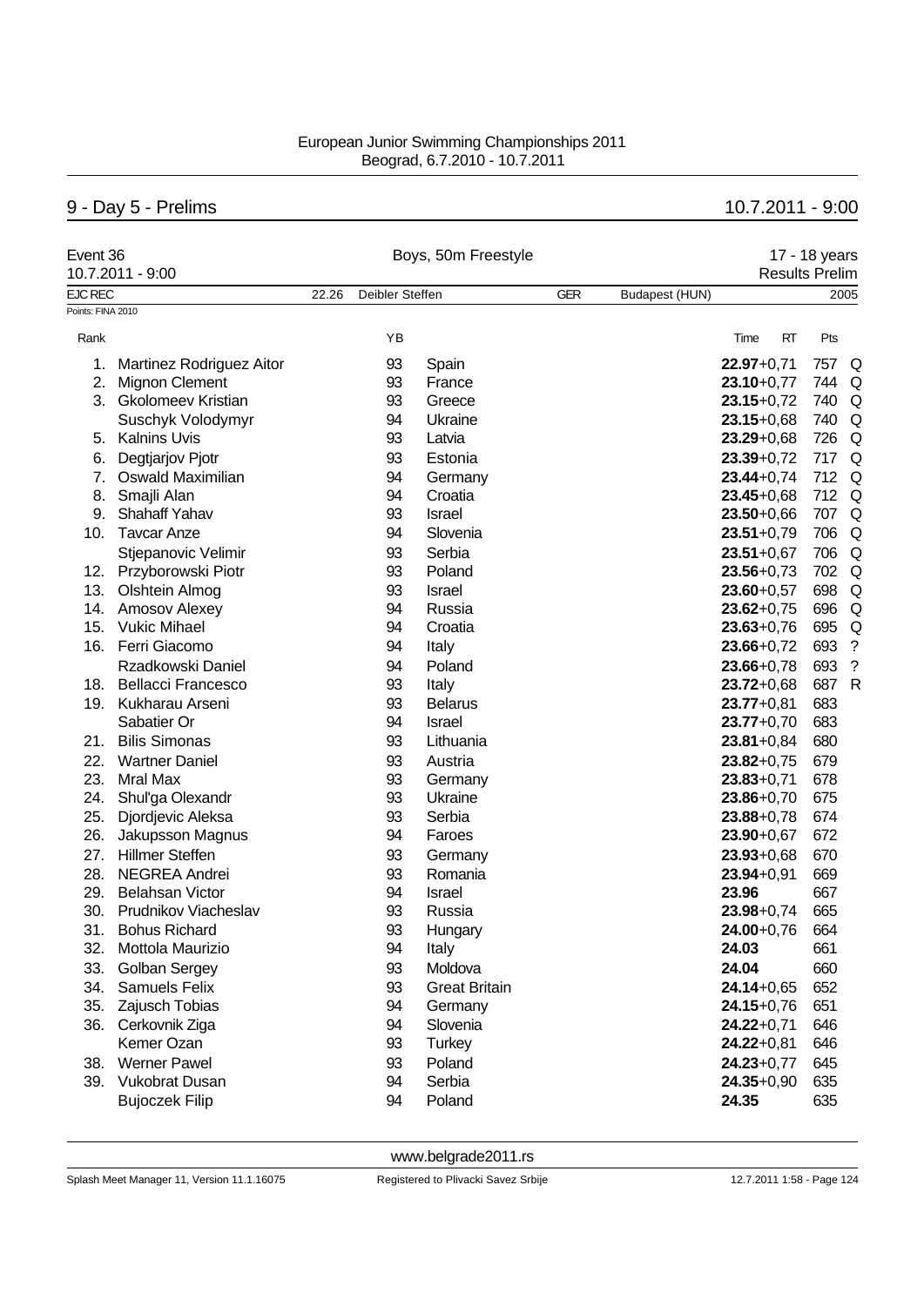European Junior Swimming Championships 2011
Beograd, 6.7.2010 - 10.7.2011

## 9 - Day 5 - Prelims 10.7.2011 - 9:00

**Event 36** — Boys, 50m Freestyle — 17 - 18 years
10.7.2011 - 9:00 — Results Prelim

EJC REC 22.26 Deibler Steffen GER Budapest (HUN) 2005

Points: FINA 2010

| Rank | Name | YB | Nation | Time | RT | Pts | |
|---|---|---|---|---|---|---|---|
| 1. | Martinez Rodriguez Aitor | 93 | Spain | **22.97** | +0,71 | 757 | Q |
| 2. | Mignon Clement | 93 | France | **23.10** | +0,77 | 744 | Q |
| 3. | Gkolomeev Kristian | 93 | Greece | **23.15** | +0,72 | 740 | Q |
| | Suschyk Volodymyr | 94 | Ukraine | **23.15** | +0,68 | 740 | Q |
| 5. | Kalnins Uvis | 93 | Latvia | **23.29** | +0,68 | 726 | Q |
| 6. | Degtjarjov Pjotr | 93 | Estonia | **23.39** | +0,72 | 717 | Q |
| 7. | Oswald Maximilian | 94 | Germany | **23.44** | +0,74 | 712 | Q |
| 8. | Smajli Alan | 94 | Croatia | **23.45** | +0,68 | 712 | Q |
| 9. | Shahaff Yahav | 93 | Israel | **23.50** | +0,66 | 707 | Q |
| 10. | Tavcar Anze | 94 | Slovenia | **23.51** | +0,79 | 706 | Q |
| | Stjepanovic Velimir | 93 | Serbia | **23.51** | +0,67 | 706 | Q |
| 12. | Przyborowski Piotr | 93 | Poland | **23.56** | +0,73 | 702 | Q |
| 13. | Olshtein Almog | 93 | Israel | **23.60** | +0,57 | 698 | Q |
| 14. | Amosov Alexey | 94 | Russia | **23.62** | +0,75 | 696 | Q |
| 15. | Vukic Mihael | 94 | Croatia | **23.63** | +0,76 | 695 | Q |
| 16. | Ferri Giacomo | 94 | Italy | **23.66** | +0,72 | 693 | ? |
| | Rzadkowski Daniel | 94 | Poland | **23.66** | +0,78 | 693 | ? |
| 18. | Bellacci Francesco | 93 | Italy | **23.72** | +0,68 | 687 | R |
| 19. | Kukharau Arseni | 93 | Belarus | **23.77** | +0,81 | 683 | |
| | Sabatier Or | 94 | Israel | **23.77** | +0,70 | 683 | |
| 21. | Bilis Simonas | 93 | Lithuania | **23.81** | +0,84 | 680 | |
| 22. | Wartner Daniel | 93 | Austria | **23.82** | +0,75 | 679 | |
| 23. | Mral Max | 93 | Germany | **23.83** | +0,71 | 678 | |
| 24. | Shul'ga Olexandr | 93 | Ukraine | **23.86** | +0,70 | 675 | |
| 25. | Djordjevic Aleksa | 93 | Serbia | **23.88** | +0,78 | 674 | |
| 26. | Jakupsson Magnus | 94 | Faroes | **23.90** | +0,67 | 672 | |
| 27. | Hillmer Steffen | 93 | Germany | **23.93** | +0,68 | 670 | |
| 28. | NEGREA Andrei | 93 | Romania | **23.94** | +0,91 | 669 | |
| 29. | Belahsan Victor | 94 | Israel | **23.96** | | 667 | |
| 30. | Prudnikov Viacheslav | 93 | Russia | **23.98** | +0,74 | 665 | |
| 31. | Bohus Richard | 93 | Hungary | **24.00** | +0,76 | 664 | |
| 32. | Mottola Maurizio | 94 | Italy | **24.03** | | 661 | |
| 33. | Golban Sergey | 93 | Moldova | **24.04** | | 660 | |
| 34. | Samuels Felix | 93 | Great Britain | **24.14** | +0,65 | 652 | |
| 35. | Zajusch Tobias | 94 | Germany | **24.15** | +0,76 | 651 | |
| 36. | Cerkovnik Ziga | 94 | Slovenia | **24.22** | +0,71 | 646 | |
| | Kemer Ozan | 93 | Turkey | **24.22** | +0,81 | 646 | |
| 38. | Werner Pawel | 93 | Poland | **24.23** | +0,77 | 645 | |
| 39. | Vukobrat Dusan | 94 | Serbia | **24.35** | +0,90 | 635 | |
| | Bujoczek Filip | 94 | Poland | **24.35** | | 635 | |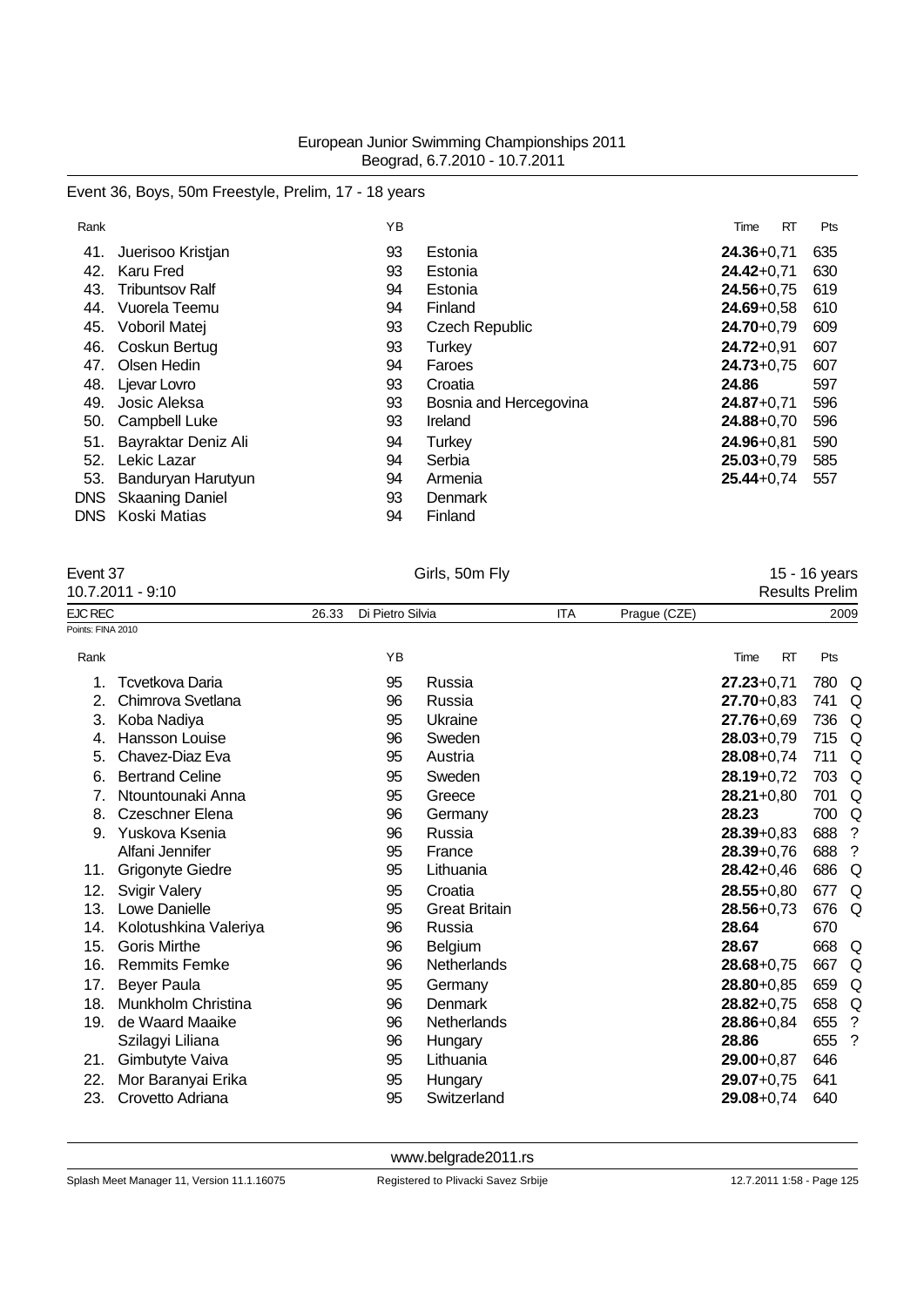European Junior Swimming Championships 2011
Beograd, 6.7.2010 - 10.7.2011

## Event 36, Boys, 50m Freestyle, Prelim, 17 - 18 years

| Rank | | YB | | Time RT | Pts |
|---|---|---|---|---|---|
| 41. | Juerisoo Kristjan | 93 | Estonia | **24.36**+0,71 | 635 |
| 42. | Karu Fred | 93 | Estonia | **24.42**+0,71 | 630 |
| 43. | Tribuntsov Ralf | 94 | Estonia | **24.56**+0,75 | 619 |
| 44. | Vuorela Teemu | 94 | Finland | **24.69**+0,58 | 610 |
| 45. | Voboril Matej | 93 | Czech Republic | **24.70**+0,79 | 609 |
| 46. | Coskun Bertug | 93 | Turkey | **24.72**+0,91 | 607 |
| 47. | Olsen Hedin | 94 | Faroes | **24.73**+0,75 | 607 |
| 48. | Ljevar Lovro | 93 | Croatia | **24.86** | 597 |
| 49. | Josic Aleksa | 93 | Bosnia and Hercegovina | **24.87**+0,71 | 596 |
| 50. | Campbell Luke | 93 | Ireland | **24.88**+0,70 | 596 |
| 51. | Bayraktar Deniz Ali | 94 | Turkey | **24.96**+0,81 | 590 |
| 52. | Lekic Lazar | 94 | Serbia | **25.03**+0,79 | 585 |
| 53. | Banduryan Harutyun | 94 | Armenia | **25.44**+0,74 | 557 |
| DNS | Skaaning Daniel | 93 | Denmark | | |
| DNS | Koski Matias | 94 | Finland | | |

## Event 37 — Girls, 50m Fly — 15 - 16 years

10.7.2011 - 9:10 — Results Prelim

EJC REC 26.33 Di Pietro Silvia ITA Prague (CZE) 2009

Points: FINA 2010

| Rank | | YB | | Time RT | Pts | |
|---|---|---|---|---|---|---|
| 1. | Tcvetkova Daria | 95 | Russia | **27.23**+0,71 | 780 | Q |
| 2. | Chimrova Svetlana | 96 | Russia | **27.70**+0,83 | 741 | Q |
| 3. | Koba Nadiya | 95 | Ukraine | **27.76**+0,69 | 736 | Q |
| 4. | Hansson Louise | 96 | Sweden | **28.03**+0,79 | 715 | Q |
| 5. | Chavez-Diaz Eva | 95 | Austria | **28.08**+0,74 | 711 | Q |
| 6. | Bertrand Celine | 95 | Sweden | **28.19**+0,72 | 703 | Q |
| 7. | Ntountounaki Anna | 95 | Greece | **28.21**+0,80 | 701 | Q |
| 8. | Czeschner Elena | 96 | Germany | **28.23** | 700 | Q |
| 9. | Yuskova Ksenia | 96 | Russia | **28.39**+0,83 | 688 | ? |
| | Alfani Jennifer | 95 | France | **28.39**+0,76 | 688 | ? |
| 11. | Grigonyte Giedre | 95 | Lithuania | **28.42**+0,46 | 686 | Q |
| 12. | Svigir Valery | 95 | Croatia | **28.55**+0,80 | 677 | Q |
| 13. | Lowe Danielle | 95 | Great Britain | **28.56**+0,73 | 676 | Q |
| 14. | Kolotushkina Valeriya | 96 | Russia | **28.64** | 670 | |
| 15. | Goris Mirthe | 96 | Belgium | **28.67** | 668 | Q |
| 16. | Remmits Femke | 96 | Netherlands | **28.68**+0,75 | 667 | Q |
| 17. | Beyer Paula | 95 | Germany | **28.80**+0,85 | 659 | Q |
| 18. | Munkholm Christina | 96 | Denmark | **28.82**+0,75 | 658 | Q |
| 19. | de Waard Maaike | 96 | Netherlands | **28.86**+0,84 | 655 | ? |
| | Szilagyi Liliana | 96 | Hungary | **28.86** | 655 | ? |
| 21. | Gimbutyte Vaiva | 95 | Lithuania | **29.00**+0,87 | 646 | |
| 22. | Mor Baranyai Erika | 95 | Hungary | **29.07**+0,75 | 641 | |
| 23. | Crovetto Adriana | 95 | Switzerland | **29.08**+0,74 | 640 | |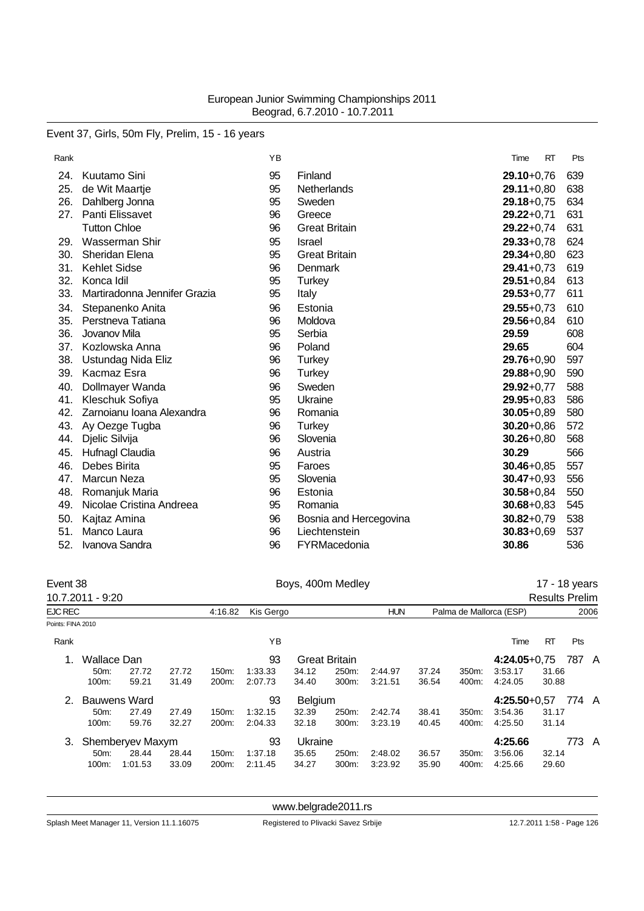European Junior Swimming Championships 2011
Beograd, 6.7.2010 - 10.7.2011

Event 37, Girls, 50m Fly, Prelim, 15 - 16 years

| Rank | | YB | | Time | RT | Pts |
|---|---|---|---|---|---|---|
| 24. | Kuutamo Sini | 95 | Finland | **29.10** | +0,76 | 639 |
| 25. | de Wit Maartje | 95 | Netherlands | **29.11** | +0,80 | 638 |
| 26. | Dahlberg Jonna | 95 | Sweden | **29.18** | +0,75 | 634 |
| 27. | Panti Elissavet | 96 | Greece | **29.22** | +0,71 | 631 |
| | Tutton Chloe | 96 | Great Britain | **29.22** | +0,74 | 631 |
| 29. | Wasserman Shir | 95 | Israel | **29.33** | +0,78 | 624 |
| 30. | Sheridan Elena | 95 | Great Britain | **29.34** | +0,80 | 623 |
| 31. | Kehlet Sidse | 96 | Denmark | **29.41** | +0,73 | 619 |
| 32. | Konca Idil | 95 | Turkey | **29.51** | +0,84 | 613 |
| 33. | Martiradonna Jennifer Grazia | 95 | Italy | **29.53** | +0,77 | 611 |
| 34. | Stepanenko Anita | 96 | Estonia | **29.55** | +0,73 | 610 |
| 35. | Perstneva Tatiana | 96 | Moldova | **29.56** | +0,84 | 610 |
| 36. | Jovanov Mila | 95 | Serbia | **29.59** | | 608 |
| 37. | Kozlowska Anna | 96 | Poland | **29.65** | | 604 |
| 38. | Ustundag Nida Eliz | 96 | Turkey | **29.76** | +0,90 | 597 |
| 39. | Kacmaz Esra | 96 | Turkey | **29.88** | +0,90 | 590 |
| 40. | Dollmayer Wanda | 96 | Sweden | **29.92** | +0,77 | 588 |
| 41. | Kleschuk Sofiya | 95 | Ukraine | **29.95** | +0,83 | 586 |
| 42. | Zarnoianu Ioana Alexandra | 96 | Romania | **30.05** | +0,89 | 580 |
| 43. | Ay Oezge Tugba | 96 | Turkey | **30.20** | +0,86 | 572 |
| 44. | Djelic Silvija | 96 | Slovenia | **30.26** | +0,80 | 568 |
| 45. | Hufnagl Claudia | 96 | Austria | **30.29** | | 566 |
| 46. | Debes Birita | 95 | Faroes | **30.46** | +0,85 | 557 |
| 47. | Marcun Neza | 95 | Slovenia | **30.47** | +0,93 | 556 |
| 48. | Romanjuk Maria | 96 | Estonia | **30.58** | +0,84 | 550 |
| 49. | Nicolae Cristina Andreea | 95 | Romania | **30.68** | +0,83 | 545 |
| 50. | Kajtaz Amina | 96 | Bosnia and Hercegovina | **30.82** | +0,79 | 538 |
| 51. | Manco Laura | 96 | Liechtenstein | **30.83** | +0,69 | 537 |
| 52. | Ivanova Sandra | 96 | FYRMacedonia | **30.86** | | 536 |

Event 38 — Boys, 400m Medley — 17 - 18 years
10.7.2011 - 9:20 — Results Prelim

EJC REC 4:16.82 Kis Gergo HUN Palma de Mallorca (ESP) 2006

Points: FINA 2010

| Rank | | | | | YB | | | | | | | Time | RT | Pts | |
|---|---|---|---|---|---|---|---|---|---|---|---|---|---|---|---|
| 1. | Wallace Dan | | | | 93 | Great Britain | | | | | | **4:24.05** | +0,75 | 787 | A |
| | 50m: | 27.72 | 27.72 | 150m: | 1:33.33 | 34.12 | 250m: | 2:44.97 | 37.24 | 350m: | 3:53.17 | 31.66 | | | |
| | 100m: | 59.21 | 31.49 | 200m: | 2:07.73 | 34.40 | 300m: | 3:21.51 | 36.54 | 400m: | 4:24.05 | 30.88 | | | |
| 2. | Bauwens Ward | | | | 93 | Belgium | | | | | | **4:25.50** | +0,57 | 774 | A |
| | 50m: | 27.49 | 27.49 | 150m: | 1:32.15 | 32.39 | 250m: | 2:42.74 | 38.41 | 350m: | 3:54.36 | 31.17 | | | |
| | 100m: | 59.76 | 32.27 | 200m: | 2:04.33 | 32.18 | 300m: | 3:23.19 | 40.45 | 400m: | 4:25.50 | 31.14 | | | |
| 3. | Shemberyev Maxym | | | | 93 | Ukraine | | | | | | **4:25.66** | | 773 | A |
| | 50m: | 28.44 | 28.44 | 150m: | 1:37.18 | 35.65 | 250m: | 2:48.02 | 36.57 | 350m: | 3:56.06 | 32.14 | | | |
| | 100m: | 1:01.53 | 33.09 | 200m: | 2:11.45 | 34.27 | 300m: | 3:23.92 | 35.90 | 400m: | 4:25.66 | 29.60 | | | |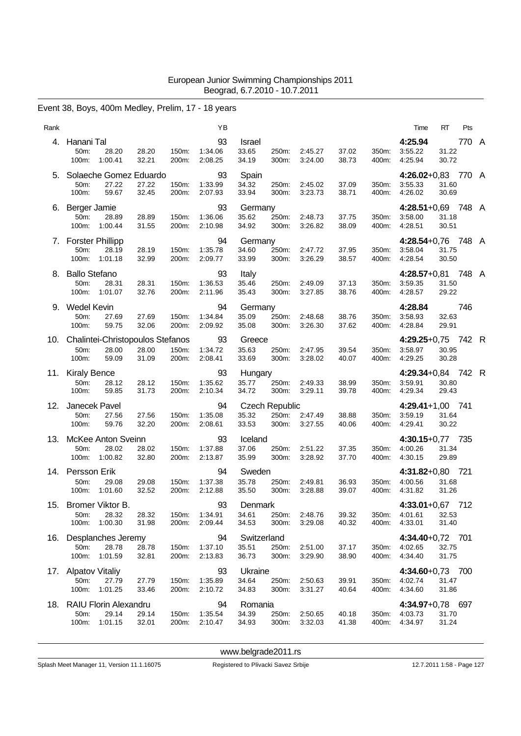European Junior Swimming Championships 2011
Beograd, 6.7.2010 - 10.7.2011

## Event 38, Boys, 400m Medley, Prelim, 17 - 18 years

| Rank | Name | YB | Nation | Time | RT | Pts | |
|---|---|---|---|---|---|---|---|
| 4. | Hanani Tal | 93 | Israel | **4:25.94** | | 770 | A |
| | 50m: 28.20 28.20 / 100m: 1:00.41 32.21 / 150m: 1:34.06 33.65 / 200m: 2:08.25 34.19 / 250m: 2:45.27 37.02 / 300m: 3:24.00 38.73 / 350m: 3:55.22 31.22 / 400m: 4:25.94 30.72 | | | | | | |
| 5. | Solaeche Gomez Eduardo | 93 | Spain | **4:26.02** | +0,83 | 770 | A |
| | 50m: 27.22 27.22 / 100m: 59.67 32.45 / 150m: 1:33.99 34.32 / 200m: 2:07.93 33.94 / 250m: 2:45.02 37.09 / 300m: 3:23.73 38.71 / 350m: 3:55.33 31.60 / 400m: 4:26.02 30.69 | | | | | | |
| 6. | Berger Jamie | 93 | Germany | **4:28.51** | +0,69 | 748 | A |
| | 50m: 28.89 28.89 / 100m: 1:00.44 31.55 / 150m: 1:36.06 35.62 / 200m: 2:10.98 34.92 / 250m: 2:48.73 37.75 / 300m: 3:26.82 38.09 / 350m: 3:58.00 31.18 / 400m: 4:28.51 30.51 | | | | | | |
| 7. | Forster Phillipp | 94 | Germany | **4:28.54** | +0,76 | 748 | A |
| | 50m: 28.19 28.19 / 100m: 1:01.18 32.99 / 150m: 1:35.78 34.60 / 200m: 2:09.77 33.99 / 250m: 2:47.72 37.95 / 300m: 3:26.29 38.57 / 350m: 3:58.04 31.75 / 400m: 4:28.54 30.50 | | | | | | |
| 8. | Ballo Stefano | 93 | Italy | **4:28.57** | +0,81 | 748 | A |
| | 50m: 28.31 28.31 / 100m: 1:01.07 32.76 / 150m: 1:36.53 35.46 / 200m: 2:11.96 35.43 / 250m: 2:49.09 37.13 / 300m: 3:27.85 38.76 / 350m: 3:59.35 31.50 / 400m: 4:28.57 29.22 | | | | | | |
| 9. | Wedel Kevin | 94 | Germany | **4:28.84** | | 746 | |
| | 50m: 27.69 27.69 / 100m: 59.75 32.06 / 150m: 1:34.84 35.09 / 200m: 2:09.92 35.08 / 250m: 2:48.68 38.76 / 300m: 3:26.30 37.62 / 350m: 3:58.93 32.63 / 400m: 4:28.84 29.91 | | | | | | |
| 10. | Chalintei-Christopoulos Stefanos | 93 | Greece | **4:29.25** | +0,75 | 742 | R |
| | 50m: 28.00 28.00 / 100m: 59.09 31.09 / 150m: 1:34.72 35.63 / 200m: 2:08.41 33.69 / 250m: 2:47.95 39.54 / 300m: 3:28.02 40.07 / 350m: 3:58.97 30.95 / 400m: 4:29.25 30.28 | | | | | | |
| 11. | Kiraly Bence | 93 | Hungary | **4:29.34** | +0,84 | 742 | R |
| | 50m: 28.12 28.12 / 100m: 59.85 31.73 / 150m: 1:35.62 35.77 / 200m: 2:10.34 34.72 / 250m: 2:49.33 38.99 / 300m: 3:29.11 39.78 / 350m: 3:59.91 30.80 / 400m: 4:29.34 29.43 | | | | | | |
| 12. | Janecek Pavel | 94 | Czech Republic | **4:29.41** | +1,00 | 741 | |
| | 50m: 27.56 27.56 / 100m: 59.76 32.20 / 150m: 1:35.08 35.32 / 200m: 2:08.61 33.53 / 250m: 2:47.49 38.88 / 300m: 3:27.55 40.06 / 350m: 3:59.19 31.64 / 400m: 4:29.41 30.22 | | | | | | |
| 13. | McKee Anton Sveinn | 93 | Iceland | **4:30.15** | +0,77 | 735 | |
| | 50m: 28.02 28.02 / 100m: 1:00.82 32.80 / 150m: 1:37.88 37.06 / 200m: 2:13.87 35.99 / 250m: 2:51.22 37.35 / 300m: 3:28.92 37.70 / 350m: 4:00.26 31.34 / 400m: 4:30.15 29.89 | | | | | | |
| 14. | Persson Erik | 94 | Sweden | **4:31.82** | +0,80 | 721 | |
| | 50m: 29.08 29.08 / 100m: 1:01.60 32.52 / 150m: 1:37.38 35.78 / 200m: 2:12.88 35.50 / 250m: 2:49.81 36.93 / 300m: 3:28.88 39.07 / 350m: 4:00.56 31.68 / 400m: 4:31.82 31.26 | | | | | | |
| 15. | Bromer Viktor B. | 93 | Denmark | **4:33.01** | +0,67 | 712 | |
| | 50m: 28.32 28.32 / 100m: 1:00.30 31.98 / 150m: 1:34.91 34.61 / 200m: 2:09.44 34.53 / 250m: 2:48.76 39.32 / 300m: 3:29.08 40.32 / 350m: 4:01.61 32.53 / 400m: 4:33.01 31.40 | | | | | | |
| 16. | Desplanches Jeremy | 94 | Switzerland | **4:34.40** | +0,72 | 701 | |
| | 50m: 28.78 28.78 / 100m: 1:01.59 32.81 / 150m: 1:37.10 35.51 / 200m: 2:13.83 36.73 / 250m: 2:51.00 37.17 / 300m: 3:29.90 38.90 / 350m: 4:02.65 32.75 / 400m: 4:34.40 31.75 | | | | | | |
| 17. | Alpatov Vitaliy | 93 | Ukraine | **4:34.60** | +0,73 | 700 | |
| | 50m: 27.79 27.79 / 100m: 1:01.25 33.46 / 150m: 1:35.89 34.64 / 200m: 2:10.72 34.83 / 250m: 2:50.63 39.91 / 300m: 3:31.27 40.64 / 350m: 4:02.74 31.47 / 400m: 4:34.60 31.86 | | | | | | |
| 18. | RAIU Florin Alexandru | 94 | Romania | **4:34.97** | +0,78 | 697 | |
| | 50m: 29.14 29.14 / 100m: 1:01.15 32.01 / 150m: 1:35.54 34.39 / 200m: 2:10.47 34.93 / 250m: 2:50.65 40.18 / 300m: 3:32.03 41.38 / 350m: 4:03.73 31.70 / 400m: 4:34.97 31.24 | | | | | | |

www.belgrade2011.rs

Splash Meet Manager 11, Version 11.1.16075 — Registered to Plivacki Savez Srbije — 12.7.2011 1:58 - Page 127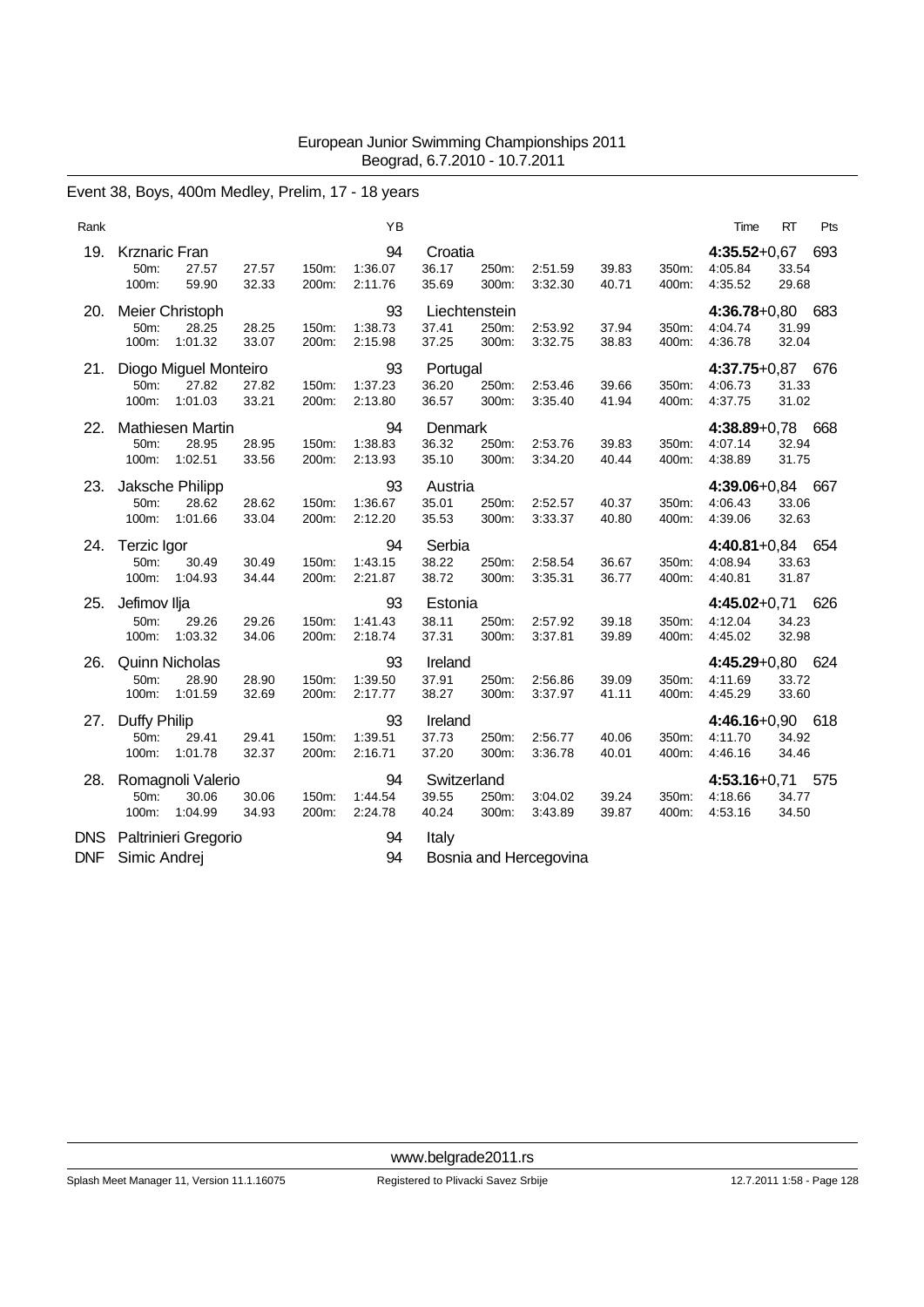European Junior Swimming Championships 2011
Beograd, 6.7.2010 - 10.7.2011

## Event 38, Boys, 400m Medley, Prelim, 17 - 18 years

| Rank | Name | | | | YB | Nation | | | | | Time | RT | Pts |
|---|---|---|---|---|---|---|---|---|---|---|---|---|---|
| 19. | Krznaric Fran | | | | 94 | Croatia | | | | | 4:35.52 | +0,67 | 693 |
| | 50m: 27.57 | 27.57 | 150m: | 1:36.07 | 36.17 | 250m: | 2:51.59 | 39.83 | 350m: | 4:05.84 | 33.54 | | |
| | 100m: 59.90 | 32.33 | 200m: | 2:11.76 | 35.69 | 300m: | 3:32.30 | 40.71 | 400m: | 4:35.52 | 29.68 | | |
| 20. | Meier Christoph | | | | 93 | Liechtenstein | | | | | 4:36.78 | +0,80 | 683 |
| | 50m: 28.25 | 28.25 | 150m: | 1:38.73 | 37.41 | 250m: | 2:53.92 | 37.94 | 350m: | 4:04.74 | 31.99 | | |
| | 100m: 1:01.32 | 33.07 | 200m: | 2:15.98 | 37.25 | 300m: | 3:32.75 | 38.83 | 400m: | 4:36.78 | 32.04 | | |
| 21. | Diogo Miguel Monteiro | | | | 93 | Portugal | | | | | 4:37.75 | +0,87 | 676 |
| | 50m: 27.82 | 27.82 | 150m: | 1:37.23 | 36.20 | 250m: | 2:53.46 | 39.66 | 350m: | 4:06.73 | 31.33 | | |
| | 100m: 1:01.03 | 33.21 | 200m: | 2:13.80 | 36.57 | 300m: | 3:35.40 | 41.94 | 400m: | 4:37.75 | 31.02 | | |
| 22. | Mathiesen Martin | | | | 94 | Denmark | | | | | 4:38.89 | +0,78 | 668 |
| | 50m: 28.95 | 28.95 | 150m: | 1:38.83 | 36.32 | 250m: | 2:53.76 | 39.83 | 350m: | 4:07.14 | 32.94 | | |
| | 100m: 1:02.51 | 33.56 | 200m: | 2:13.93 | 35.10 | 300m: | 3:34.20 | 40.44 | 400m: | 4:38.89 | 31.75 | | |
| 23. | Jaksche Philipp | | | | 93 | Austria | | | | | 4:39.06 | +0,84 | 667 |
| | 50m: 28.62 | 28.62 | 150m: | 1:36.67 | 35.01 | 250m: | 2:52.57 | 40.37 | 350m: | 4:06.43 | 33.06 | | |
| | 100m: 1:01.66 | 33.04 | 200m: | 2:12.20 | 35.53 | 300m: | 3:33.37 | 40.80 | 400m: | 4:39.06 | 32.63 | | |
| 24. | Terzic Igor | | | | 94 | Serbia | | | | | 4:40.81 | +0,84 | 654 |
| | 50m: 30.49 | 30.49 | 150m: | 1:43.15 | 38.22 | 250m: | 2:58.54 | 36.67 | 350m: | 4:08.94 | 33.63 | | |
| | 100m: 1:04.93 | 34.44 | 200m: | 2:21.87 | 38.72 | 300m: | 3:35.31 | 36.77 | 400m: | 4:40.81 | 31.87 | | |
| 25. | Jefimov Ilja | | | | 93 | Estonia | | | | | 4:45.02 | +0,71 | 626 |
| | 50m: 29.26 | 29.26 | 150m: | 1:41.43 | 38.11 | 250m: | 2:57.92 | 39.18 | 350m: | 4:12.04 | 34.23 | | |
| | 100m: 1:03.32 | 34.06 | 200m: | 2:18.74 | 37.31 | 300m: | 3:37.81 | 39.89 | 400m: | 4:45.02 | 32.98 | | |
| 26. | Quinn Nicholas | | | | 93 | Ireland | | | | | 4:45.29 | +0,80 | 624 |
| | 50m: 28.90 | 28.90 | 150m: | 1:39.50 | 37.91 | 250m: | 2:56.86 | 39.09 | 350m: | 4:11.69 | 33.72 | | |
| | 100m: 1:01.59 | 32.69 | 200m: | 2:17.77 | 38.27 | 300m: | 3:37.97 | 41.11 | 400m: | 4:45.29 | 33.60 | | |
| 27. | Duffy Philip | | | | 93 | Ireland | | | | | 4:46.16 | +0,90 | 618 |
| | 50m: 29.41 | 29.41 | 150m: | 1:39.51 | 37.73 | 250m: | 2:56.77 | 40.06 | 350m: | 4:11.70 | 34.92 | | |
| | 100m: 1:01.78 | 32.37 | 200m: | 2:16.71 | 37.20 | 300m: | 3:36.78 | 40.01 | 400m: | 4:46.16 | 34.46 | | |
| 28. | Romagnoli Valerio | | | | 94 | Switzerland | | | | | 4:53.16 | +0,71 | 575 |
| | 50m: 30.06 | 30.06 | 150m: | 1:44.54 | 39.55 | 250m: | 3:04.02 | 39.24 | 350m: | 4:18.66 | 34.77 | | |
| | 100m: 1:04.99 | 34.93 | 200m: | 2:24.78 | 40.24 | 300m: | 3:43.89 | 39.87 | 400m: | 4:53.16 | 34.50 | | |
| DNS | Paltrinieri Gregorio | | | | 94 | Italy | | | | | | | |
| DNF | Simic Andrej | | | | 94 | Bosnia and Hercegovina | | | | | | | |

www.belgrade2011.rs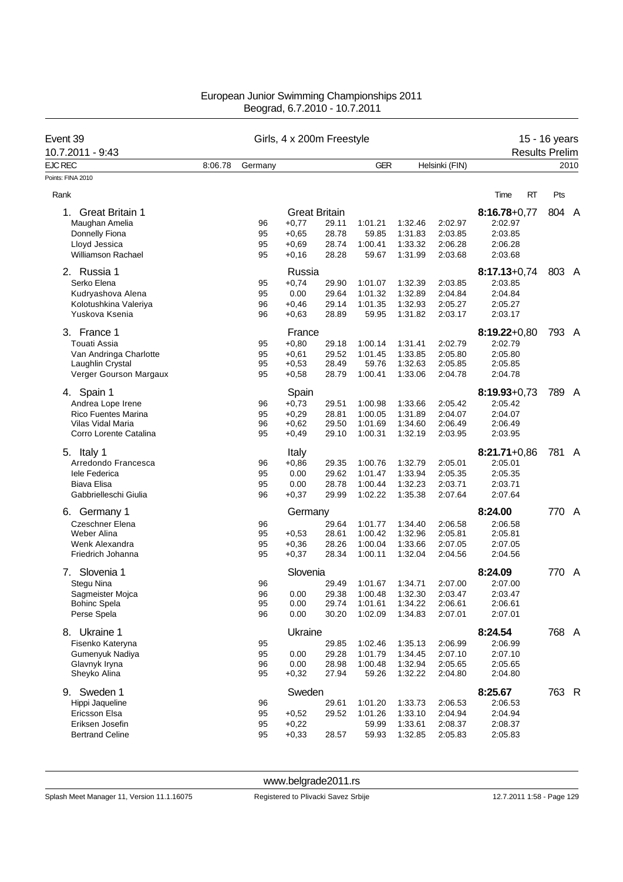# European Junior Swimming Championships 2011
Beograd, 6.7.2010 - 10.7.2011

**Event 39** — Girls, 4 x 200m Freestyle — 15 - 16 years
10.7.2011 - 9:43 — Results Prelim

| EJC REC | 8:06.78 | Germany | GER | Helsinki (FIN) | 2010 |
|---|---|---|---|---|---|

Points: FINA 2010

| Rank | | YoB | RT | 50m | 100m | 150m | 200m | Time | Pts | |
|---|---|---|---|---|---|---|---|---|---|---|
| 1. Great Britain 1 | | | Great Britain | | | | | **8:16.78**+0,77 | 804 | A |
| | Maughan Amelia | 96 | +0,77 | 29.11 | 1:01.21 | 1:32.46 | 2:02.97 | 2:02.97 | | |
| | Donnelly Fiona | 95 | +0,65 | 28.78 | 59.85 | 1:31.83 | 2:03.85 | 2:03.85 | | |
| | Lloyd Jessica | 95 | +0,69 | 28.74 | 1:00.41 | 1:33.32 | 2:06.28 | 2:06.28 | | |
| | Williamson Rachael | 95 | +0,16 | 28.28 | 59.67 | 1:31.99 | 2:03.68 | 2:03.68 | | |
| 2. Russia 1 | | | Russia | | | | | **8:17.13**+0,74 | 803 | A |
| | Serko Elena | 95 | +0,74 | 29.90 | 1:01.07 | 1:32.39 | 2:03.85 | 2:03.85 | | |
| | Kudryashova Alena | 95 | 0.00 | 29.64 | 1:01.32 | 1:32.89 | 2:04.84 | 2:04.84 | | |
| | Kolotushkina Valeriya | 96 | +0,46 | 29.14 | 1:01.35 | 1:32.93 | 2:05.27 | 2:05.27 | | |
| | Yuskova Ksenia | 96 | +0,63 | 28.89 | 59.95 | 1:31.82 | 2:03.17 | 2:03.17 | | |
| 3. France 1 | | | France | | | | | **8:19.22**+0,80 | 793 | A |
| | Touati Assia | 95 | +0,80 | 29.18 | 1:00.14 | 1:31.41 | 2:02.79 | 2:02.79 | | |
| | Van Andringa Charlotte | 95 | +0,61 | 29.52 | 1:01.45 | 1:33.85 | 2:05.80 | 2:05.80 | | |
| | Laughlin Crystal | 95 | +0,53 | 28.49 | 59.76 | 1:32.63 | 2:05.85 | 2:05.85 | | |
| | Verger Gourson Margaux | 95 | +0,58 | 28.79 | 1:00.41 | 1:33.06 | 2:04.78 | 2:04.78 | | |
| 4. Spain 1 | | | Spain | | | | | **8:19.93**+0,73 | 789 | A |
| | Andrea Lope Irene | 96 | +0,73 | 29.51 | 1:00.98 | 1:33.66 | 2:05.42 | 2:05.42 | | |
| | Rico Fuentes Marina | 95 | +0,29 | 28.81 | 1:00.05 | 1:31.89 | 2:04.07 | 2:04.07 | | |
| | Vilas Vidal Maria | 96 | +0,62 | 29.50 | 1:01.69 | 1:34.60 | 2:06.49 | 2:06.49 | | |
| | Corro Lorente Catalina | 95 | +0,49 | 29.10 | 1:00.31 | 1:32.19 | 2:03.95 | 2:03.95 | | |
| 5. Italy 1 | | | Italy | | | | | **8:21.71**+0,86 | 781 | A |
| | Arredondo Francesca | 96 | +0,86 | 29.35 | 1:00.76 | 1:32.79 | 2:05.01 | 2:05.01 | | |
| | Iele Federica | 95 | 0.00 | 29.62 | 1:01.47 | 1:33.94 | 2:05.35 | 2:05.35 | | |
| | Biava Elisa | 95 | 0.00 | 28.78 | 1:00.44 | 1:32.23 | 2:03.71 | 2:03.71 | | |
| | Gabbrielleschi Giulia | 96 | +0,37 | 29.99 | 1:02.22 | 1:35.38 | 2:07.64 | 2:07.64 | | |
| 6. Germany 1 | | | Germany | | | | | **8:24.00** | 770 | A |
| | Czeschner Elena | 96 | | 29.64 | 1:01.77 | 1:34.40 | 2:06.58 | 2:06.58 | | |
| | Weber Alina | 95 | +0,53 | 28.61 | 1:00.42 | 1:32.96 | 2:05.81 | 2:05.81 | | |
| | Wenk Alexandra | 95 | +0,36 | 28.26 | 1:00.04 | 1:33.66 | 2:07.05 | 2:07.05 | | |
| | Friedrich Johanna | 95 | +0,37 | 28.34 | 1:00.11 | 1:32.04 | 2:04.56 | 2:04.56 | | |
| 7. Slovenia 1 | | | Slovenia | | | | | **8:24.09** | 770 | A |
| | Stegu Nina | 96 | | 29.49 | 1:01.67 | 1:34.71 | 2:07.00 | 2:07.00 | | |
| | Sagmeister Mojca | 96 | 0.00 | 29.38 | 1:00.48 | 1:32.30 | 2:03.47 | 2:03.47 | | |
| | Bohinc Spela | 95 | 0.00 | 29.74 | 1:01.61 | 1:34.22 | 2:06.61 | 2:06.61 | | |
| | Perse Spela | 96 | 0.00 | 30.20 | 1:02.09 | 1:34.83 | 2:07.01 | 2:07.01 | | |
| 8. Ukraine 1 | | | Ukraine | | | | | **8:24.54** | 768 | A |
| | Fisenko Kateryna | 95 | | 29.85 | 1:02.46 | 1:35.13 | 2:06.99 | 2:06.99 | | |
| | Gumenyuk Nadiya | 95 | 0.00 | 29.28 | 1:01.79 | 1:34.45 | 2:07.10 | 2:07.10 | | |
| | Glavnyk Iryna | 96 | 0.00 | 28.98 | 1:00.48 | 1:32.94 | 2:05.65 | 2:05.65 | | |
| | Sheyko Alina | 95 | +0,32 | 27.94 | 59.26 | 1:32.22 | 2:04.80 | 2:04.80 | | |
| 9. Sweden 1 | | | Sweden | | | | | **8:25.67** | 763 | R |
| | Hippi Jaqueline | 96 | | 29.61 | 1:01.20 | 1:33.73 | 2:06.53 | 2:06.53 | | |
| | Ericsson Elsa | 95 | +0,52 | 29.52 | 1:01.26 | 1:33.10 | 2:04.94 | 2:04.94 | | |
| | Eriksen Josefin | 95 | +0,22 | | 59.99 | 1:33.61 | 2:08.37 | 2:08.37 | | |
| | Bertrand Celine | 95 | +0,33 | 28.57 | 59.93 | 1:32.85 | 2:05.83 | 2:05.83 | | |

www.belgrade2011.rs

Splash Meet Manager 11, Version 11.1.16075 — Registered to Plivacki Savez Srbije — 12.7.2011 1:58 - Page 129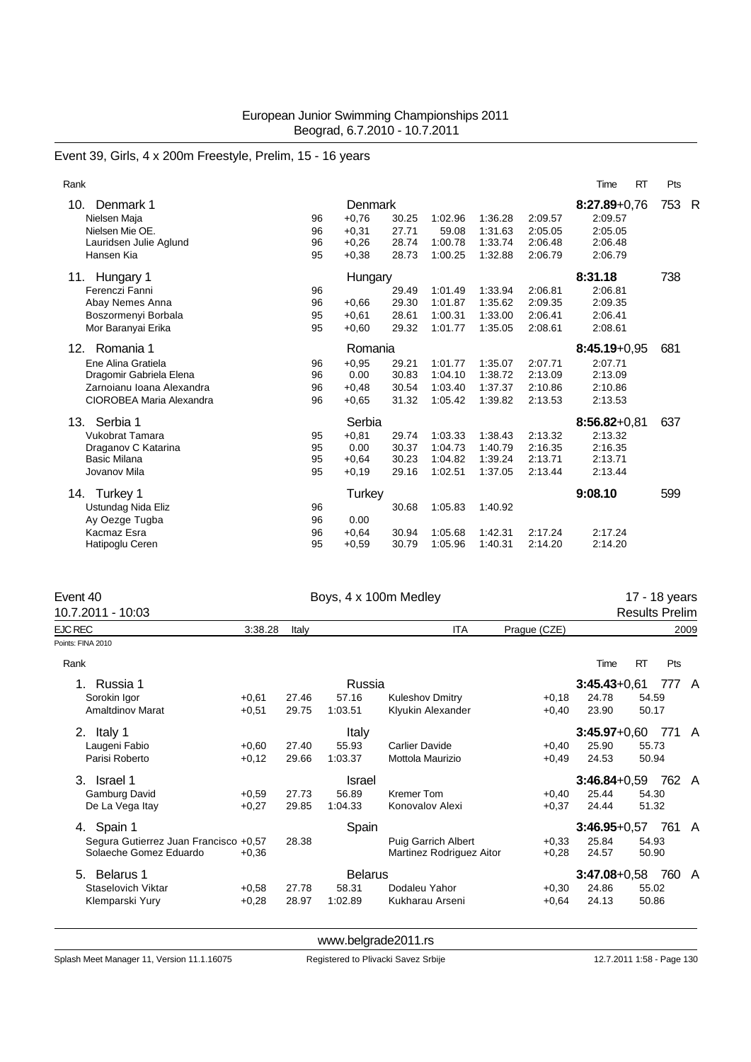European Junior Swimming Championships 2011
Beograd, 6.7.2010 - 10.7.2011

## Event 39, Girls, 4 x 200m Freestyle, Prelim, 15 - 16 years

| Rank | | | | | | | | Time | RT | Pts | |
|---|---|---|---|---|---|---|---|---|---|---|---|
| 10. Denmark 1 | | Denmark | | | | | | 8:27.89 | +0,76 | 753 | R |
| Nielsen Maja | 96 | +0,76 | 30.25 | 1:02.96 | 1:36.28 | 2:09.57 | | 2:09.57 | | | |
| Nielsen Mie OE. | 96 | +0,31 | 27.71 | 59.08 | 1:31.63 | 2:05.05 | | 2:05.05 | | | |
| Lauridsen Julie Aglund | 96 | +0,26 | 28.74 | 1:00.78 | 1:33.74 | 2:06.48 | | 2:06.48 | | | |
| Hansen Kia | 95 | +0,38 | 28.73 | 1:00.25 | 1:32.88 | 2:06.79 | | 2:06.79 | | | |
| 11. Hungary 1 | | Hungary | | | | | | 8:31.18 | | 738 | |
| Ferenczi Fanni | 96 | | 29.49 | 1:01.49 | 1:33.94 | 2:06.81 | | 2:06.81 | | | |
| Abay Nemes Anna | 96 | +0,66 | 29.30 | 1:01.87 | 1:35.62 | 2:09.35 | | 2:09.35 | | | |
| Boszormenyi Borbala | 95 | +0,61 | 28.61 | 1:00.31 | 1:33.00 | 2:06.41 | | 2:06.41 | | | |
| Mor Baranyai Erika | 95 | +0,60 | 29.32 | 1:01.77 | 1:35.05 | 2:08.61 | | 2:08.61 | | | |
| 12. Romania 1 | | Romania | | | | | | 8:45.19 | +0,95 | 681 | |
| Ene Alina Gratiela | 96 | +0,95 | 29.21 | 1:01.77 | 1:35.07 | 2:07.71 | | 2:07.71 | | | |
| Dragomir Gabriela Elena | 96 | 0.00 | 30.83 | 1:04.10 | 1:38.72 | 2:13.09 | | 2:13.09 | | | |
| Zarnoianu Ioana Alexandra | 96 | +0,48 | 30.54 | 1:03.40 | 1:37.37 | 2:10.86 | | 2:10.86 | | | |
| CIOROBEA Maria Alexandra | 96 | +0,65 | 31.32 | 1:05.42 | 1:39.82 | 2:13.53 | | 2:13.53 | | | |
| 13. Serbia 1 | | Serbia | | | | | | 8:56.82 | +0,81 | 637 | |
| Vukobrat Tamara | 95 | +0,81 | 29.74 | 1:03.33 | 1:38.43 | 2:13.32 | | 2:13.32 | | | |
| Draganov C Katarina | 95 | 0.00 | 30.37 | 1:04.73 | 1:40.79 | 2:16.35 | | 2:16.35 | | | |
| Basic Milana | 95 | +0,64 | 30.23 | 1:04.82 | 1:39.24 | 2:13.71 | | 2:13.71 | | | |
| Jovanov Mila | 95 | +0,19 | 29.16 | 1:02.51 | 1:37.05 | 2:13.44 | | 2:13.44 | | | |
| 14. Turkey 1 | | Turkey | | | | | | 9:08.10 | | 599 | |
| Ustundag Nida Eliz | 96 | | 30.68 | 1:05.83 | 1:40.92 | | | | | | |
| Ay Oezge Tugba | 96 | 0.00 | | | | | | | | | |
| Kacmaz Esra | 96 | +0,64 | 30.94 | 1:05.68 | 1:42.31 | 2:17.24 | | 2:17.24 | | | |
| Hatipoglu Ceren | 95 | +0,59 | 30.79 | 1:05.96 | 1:40.31 | 2:14.20 | | 2:14.20 | | | |

## Event 40 — Boys, 4 x 100m Medley — 17 - 18 years

10.7.2011 - 10:03 — Results Prelim

| EJC REC | 3:38.28 | Italy | ITA | Prague (CZE) | 2009 |
|---|---|---|---|---|---|

Points: FINA 2010

| Rank | | | | | | | Time | RT | Pts | |
|---|---|---|---|---|---|---|---|---|---|---|
| 1. Russia 1 | | | Russia | | | | 3:45.43 | +0,61 | 777 | A |
| Sorokin Igor | +0,61 | 27.46 | 57.16 | Kuleshov Dmitry | +0,18 | 24.78 | 54.59 | | | |
| Amaltdinov Marat | +0,51 | 29.75 | 1:03.51 | Klyukin Alexander | +0,40 | 23.90 | 50.17 | | | |
| 2. Italy 1 | | | Italy | | | | 3:45.97 | +0,60 | 771 | A |
| Laugeni Fabio | +0,60 | 27.40 | 55.93 | Carlier Davide | +0,40 | 25.90 | 55.73 | | | |
| Parisi Roberto | +0,12 | 29.66 | 1:03.37 | Mottola Maurizio | +0,49 | 24.53 | 50.94 | | | |
| 3. Israel 1 | | | Israel | | | | 3:46.84 | +0,59 | 762 | A |
| Gamburg David | +0,59 | 27.73 | 56.89 | Kremer Tom | +0,40 | 25.44 | 54.30 | | | |
| De La Vega Itay | +0,27 | 29.85 | 1:04.33 | Konovalov Alexi | +0,37 | 24.44 | 51.32 | | | |
| 4. Spain 1 | | | Spain | | | | 3:46.95 | +0,57 | 761 | A |
| Segura Gutierrez Juan Francisco | +0,57 | 28.38 | | Puig Garrich Albert | +0,33 | 25.84 | 54.93 | | | |
| Solaeche Gomez Eduardo | +0,36 | | | Martinez Rodriguez Aitor | +0,28 | 24.57 | 50.90 | | | |
| 5. Belarus 1 | | | Belarus | | | | 3:47.08 | +0,58 | 760 | A |
| Staselovich Viktar | +0,58 | 27.78 | 58.31 | Dodaleu Yahor | +0,30 | 24.86 | 55.02 | | | |
| Klemparski Yury | +0,28 | 28.97 | 1:02.89 | Kukharau Arseni | +0,64 | 24.13 | 50.86 | | | |

www.belgrade2011.rs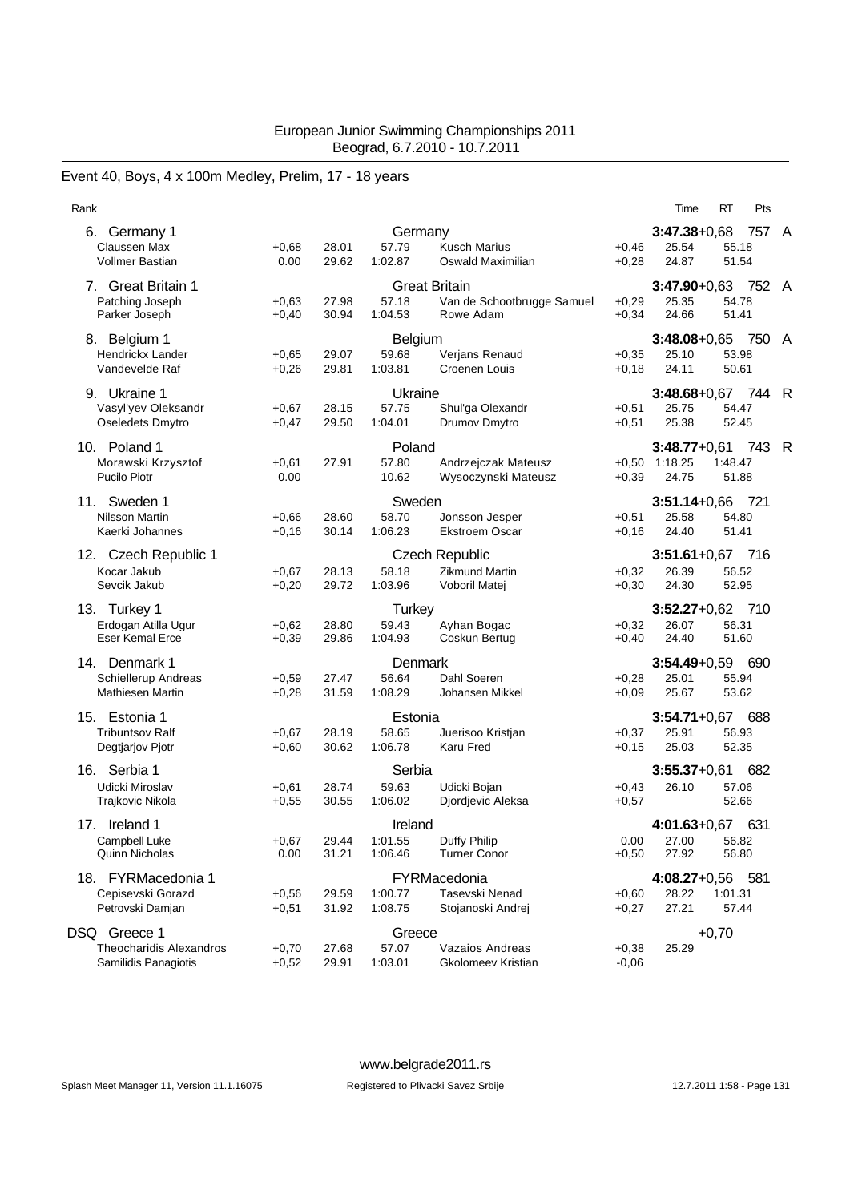European Junior Swimming Championships 2011
Beograd, 6.7.2010 - 10.7.2011

## Event 40, Boys, 4 x 100m Medley, Prelim, 17 - 18 years

| Rank | | | | | | | Time | RT | Pts | |
|---|---|---|---|---|---|---|---|---|---|---|
| 6. Germany 1 | | | Germany | | | | **3:47.38** | +0,68 | 757 | A |
| Claussen Max | +0,68 | 28.01 | 57.79 | Kusch Marius | +0,46 | 25.54 | 55.18 | | | |
| Vollmer Bastian | 0.00 | 29.62 | 1:02.87 | Oswald Maximilian | +0,28 | 24.87 | 51.54 | | | |
| 7. Great Britain 1 | | | Great Britain | | | | **3:47.90** | +0,63 | 752 | A |
| Patching Joseph | +0,63 | 27.98 | 57.18 | Van de Schootbrugge Samuel | +0,29 | 25.35 | 54.78 | | | |
| Parker Joseph | +0,40 | 30.94 | 1:04.53 | Rowe Adam | +0,34 | 24.66 | 51.41 | | | |
| 8. Belgium 1 | | | Belgium | | | | **3:48.08** | +0,65 | 750 | A |
| Hendrickx Lander | +0,65 | 29.07 | 59.68 | Verjans Renaud | +0,35 | 25.10 | 53.98 | | | |
| Vandevelde Raf | +0,26 | 29.81 | 1:03.81 | Croenen Louis | +0,18 | 24.11 | 50.61 | | | |
| 9. Ukraine 1 | | | Ukraine | | | | **3:48.68** | +0,67 | 744 | R |
| Vasyl'yev Oleksandr | +0,67 | 28.15 | 57.75 | Shul'ga Olexandr | +0,51 | 25.75 | 54.47 | | | |
| Oseledets Dmytro | +0,47 | 29.50 | 1:04.01 | Drumov Dmytro | +0,51 | 25.38 | 52.45 | | | |
| 10. Poland 1 | | | Poland | | | | **3:48.77** | +0,61 | 743 | R |
| Morawski Krzysztof | +0,61 | 27.91 | 57.80 | Andrzejczak Mateusz | +0,50 | 1:18.25 | 1:48.47 | | | |
| Pucilo Piotr | 0.00 | | 10.62 | Wysoczynski Mateusz | +0,39 | 24.75 | 51.88 | | | |
| 11. Sweden 1 | | | Sweden | | | | **3:51.14** | +0,66 | 721 | |
| Nilsson Martin | +0,66 | 28.60 | 58.70 | Jonsson Jesper | +0,51 | 25.58 | 54.80 | | | |
| Kaerki Johannes | +0,16 | 30.14 | 1:06.23 | Ekstroem Oscar | +0,16 | 24.40 | 51.41 | | | |
| 12. Czech Republic 1 | | | Czech Republic | | | | **3:51.61** | +0,67 | 716 | |
| Kocar Jakub | +0,67 | 28.13 | 58.18 | Zikmund Martin | +0,32 | 26.39 | 56.52 | | | |
| Sevcik Jakub | +0,20 | 29.72 | 1:03.96 | Voboril Matej | +0,30 | 24.30 | 52.95 | | | |
| 13. Turkey 1 | | | Turkey | | | | **3:52.27** | +0,62 | 710 | |
| Erdogan Atilla Ugur | +0,62 | 28.80 | 59.43 | Ayhan Bogac | +0,32 | 26.07 | 56.31 | | | |
| Eser Kemal Erce | +0,39 | 29.86 | 1:04.93 | Coskun Bertug | +0,40 | 24.40 | 51.60 | | | |
| 14. Denmark 1 | | | Denmark | | | | **3:54.49** | +0,59 | 690 | |
| Schiellerup Andreas | +0,59 | 27.47 | 56.64 | Dahl Soeren | +0,28 | 25.01 | 55.94 | | | |
| Mathiesen Martin | +0,28 | 31.59 | 1:08.29 | Johansen Mikkel | +0,09 | 25.67 | 53.62 | | | |
| 15. Estonia 1 | | | Estonia | | | | **3:54.71** | +0,67 | 688 | |
| Tribuntsov Ralf | +0,67 | 28.19 | 58.65 | Juerisoo Kristjan | +0,37 | 25.91 | 56.93 | | | |
| Degtjarjov Pjotr | +0,60 | 30.62 | 1:06.78 | Karu Fred | +0,15 | 25.03 | 52.35 | | | |
| 16. Serbia 1 | | | Serbia | | | | **3:55.37** | +0,61 | 682 | |
| Udicki Miroslav | +0,61 | 28.74 | 59.63 | Udicki Bojan | +0,43 | 26.10 | 57.06 | | | |
| Trajkovic Nikola | +0,55 | 30.55 | 1:06.02 | Djordjevic Aleksa | +0,57 | | 52.66 | | | |
| 17. Ireland 1 | | | Ireland | | | | **4:01.63** | +0,67 | 631 | |
| Campbell Luke | +0,67 | 29.44 | 1:01.55 | Duffy Philip | 0.00 | 27.00 | 56.82 | | | |
| Quinn Nicholas | 0.00 | 31.21 | 1:06.46 | Turner Conor | +0,50 | 27.92 | 56.80 | | | |
| 18. FYRMacedonia 1 | | | FYRMacedonia | | | | **4:08.27** | +0,56 | 581 | |
| Cepisevski Gorazd | +0,56 | 29.59 | 1:00.77 | Tasevski Nenad | +0,60 | 28.22 | 1:01.31 | | | |
| Petrovski Damjan | +0,51 | 31.92 | 1:08.75 | Stojanoski Andrej | +0,27 | 27.21 | 57.44 | | | |
| DSQ Greece 1 | | | Greece | | | | | +0,70 | | |
| Theocharidis Alexandros | +0,70 | 27.68 | 57.07 | Vazaios Andreas | +0,38 | 25.29 | | | | |
| Samilidis Panagiotis | +0,52 | 29.91 | 1:03.01 | Gkolomeev Kristian | -0,06 | | | | | |

www.belgrade2011.rs

Splash Meet Manager 11, Version 11.1.16075 — Registered to Plivacki Savez Srbije — 12.7.2011 1:58 - Page 131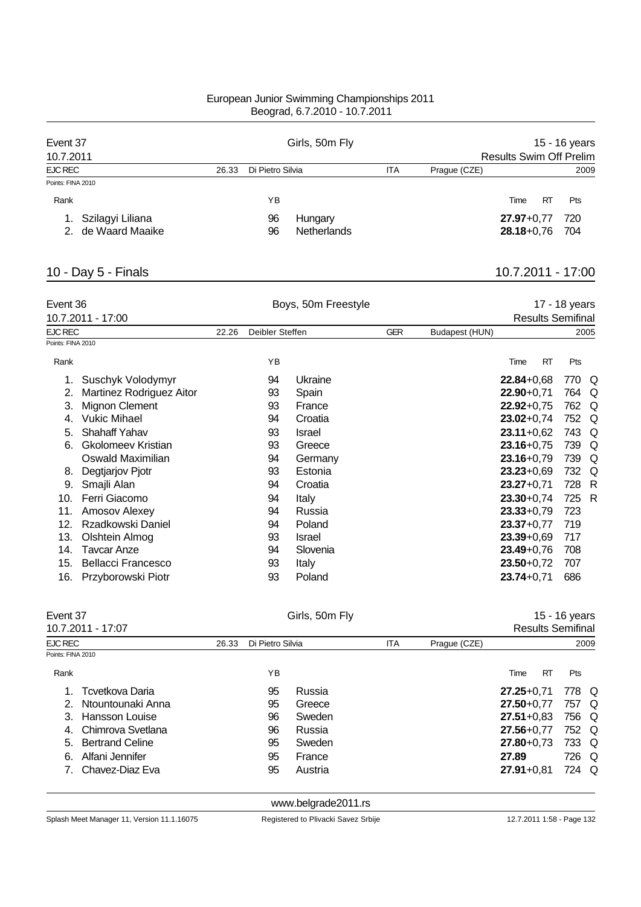European Junior Swimming Championships 2011
Beograd, 6.7.2010 - 10.7.2011

**Event 37** — Girls, 50m Fly — 15 - 16 years
10.7.2011 — Results Swim Off Prelim

EJC REC 26.33 Di Pietro Silvia ITA Prague (CZE) 2009
Points: FINA 2010

| Rank | | YB | | Time | RT | Pts |
|---|---|---|---|---|---|---|
| 1. | Szilagyi Liliana | 96 | Hungary | **27.97** | +0,77 | 720 |
| 2. | de Waard Maaike | 96 | Netherlands | **28.18** | +0,76 | 704 |

## 10 - Day 5 - Finals

10.7.2011 - 17:00

**Event 36** — Boys, 50m Freestyle — 17 - 18 years
10.7.2011 - 17:00 — Results Semifinal

EJC REC 22.26 Deibler Steffen GER Budapest (HUN) 2005
Points: FINA 2010

| Rank | | YB | | Time | RT | Pts | |
|---|---|---|---|---|---|---|---|
| 1. | Suschyk Volodymyr | 94 | Ukraine | **22.84** | +0,68 | 770 | Q |
| 2. | Martinez Rodriguez Aitor | 93 | Spain | **22.90** | +0,71 | 764 | Q |
| 3. | Mignon Clement | 93 | France | **22.92** | +0,75 | 762 | Q |
| 4. | Vukic Mihael | 94 | Croatia | **23.02** | +0,74 | 752 | Q |
| 5. | Shahaff Yahav | 93 | Israel | **23.11** | +0,62 | 743 | Q |
| 6. | Gkolomeev Kristian | 93 | Greece | **23.16** | +0,75 | 739 | Q |
| | Oswald Maximilian | 94 | Germany | **23.16** | +0,79 | 739 | Q |
| 8. | Degtjarjov Pjotr | 93 | Estonia | **23.23** | +0,69 | 732 | Q |
| 9. | Smajli Alan | 94 | Croatia | **23.27** | +0,71 | 728 | R |
| 10. | Ferri Giacomo | 94 | Italy | **23.30** | +0,74 | 725 | R |
| 11. | Amosov Alexey | 94 | Russia | **23.33** | +0,79 | 723 | |
| 12. | Rzadkowski Daniel | 94 | Poland | **23.37** | +0,77 | 719 | |
| 13. | Olshtein Almog | 93 | Israel | **23.39** | +0,69 | 717 | |
| 14. | Tavcar Anze | 94 | Slovenia | **23.49** | +0,76 | 708 | |
| 15. | Bellacci Francesco | 93 | Italy | **23.50** | +0,72 | 707 | |
| 16. | Przyborowski Piotr | 93 | Poland | **23.74** | +0,71 | 686 | |

**Event 37** — Girls, 50m Fly — 15 - 16 years
10.7.2011 - 17:07 — Results Semifinal

EJC REC 26.33 Di Pietro Silvia ITA Prague (CZE) 2009
Points: FINA 2010

| Rank | | YB | | Time | RT | Pts | |
|---|---|---|---|---|---|---|---|
| 1. | Tcvetkova Daria | 95 | Russia | **27.25** | +0,71 | 778 | Q |
| 2. | Ntountounaki Anna | 95 | Greece | **27.50** | +0,77 | 757 | Q |
| 3. | Hansson Louise | 96 | Sweden | **27.51** | +0,83 | 756 | Q |
| 4. | Chimrova Svetlana | 96 | Russia | **27.56** | +0,77 | 752 | Q |
| 5. | Bertrand Celine | 95 | Sweden | **27.80** | +0,73 | 733 | Q |
| 6. | Alfani Jennifer | 95 | France | **27.89** | | 726 | Q |
| 7. | Chavez-Diaz Eva | 95 | Austria | **27.91** | +0,81 | 724 | Q |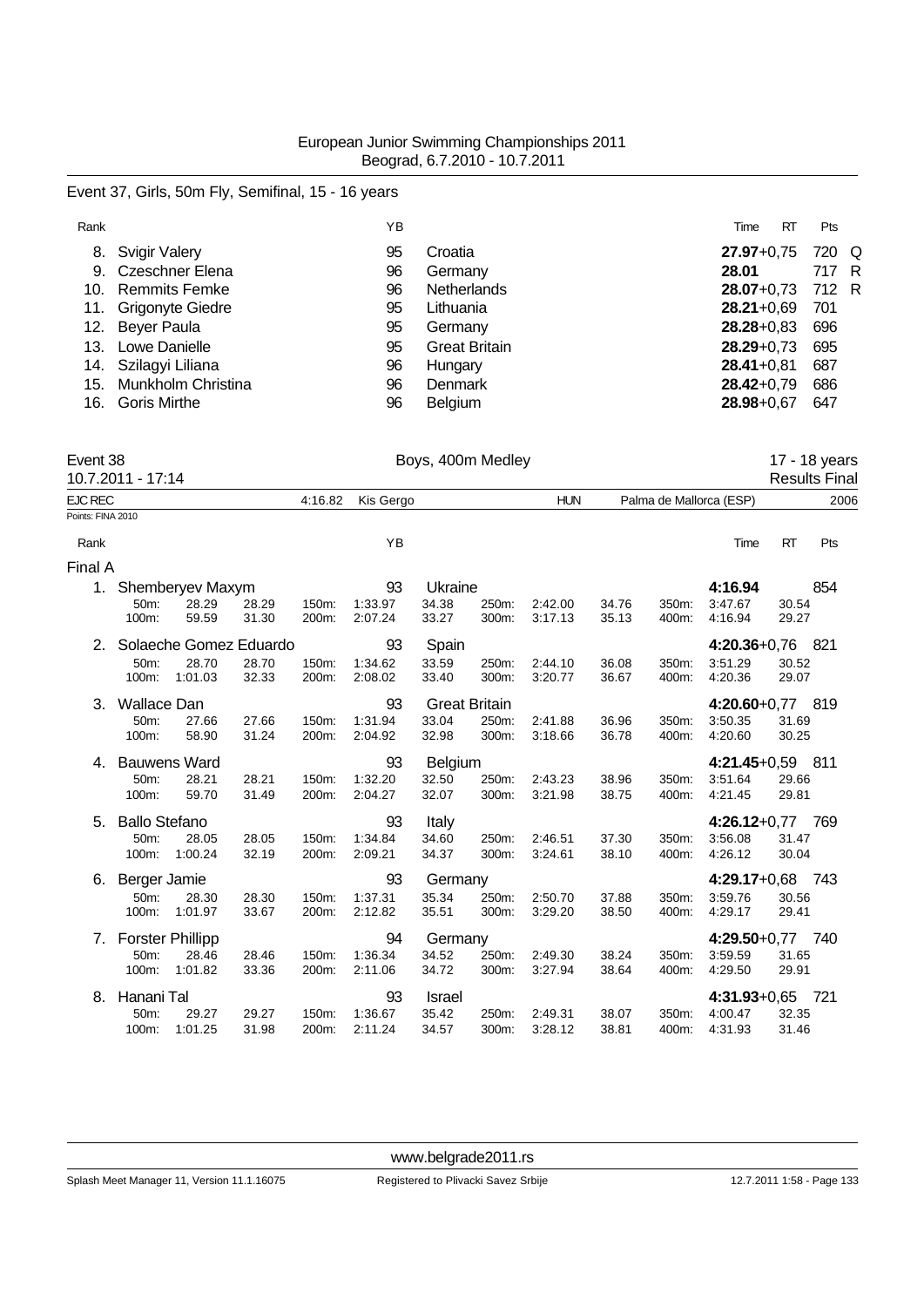European Junior Swimming Championships 2011
Beograd, 6.7.2010 - 10.7.2011

## Event 37, Girls, 50m Fly, Semifinal, 15 - 16 years

| Rank | | YB | | Time | RT | Pts | |
|---|---|---|---|---|---|---|---|
| 8. | Svigir Valery | 95 | Croatia | **27.97** | +0,75 | 720 | Q |
| 9. | Czeschner Elena | 96 | Germany | **28.01** | | 717 | R |
| 10. | Remmits Femke | 96 | Netherlands | **28.07** | +0,73 | 712 | R |
| 11. | Grigonyte Giedre | 95 | Lithuania | **28.21** | +0,69 | 701 | |
| 12. | Beyer Paula | 95 | Germany | **28.28** | +0,83 | 696 | |
| 13. | Lowe Danielle | 95 | Great Britain | **28.29** | +0,73 | 695 | |
| 14. | Szilagyi Liliana | 96 | Hungary | **28.41** | +0,81 | 687 | |
| 15. | Munkholm Christina | 96 | Denmark | **28.42** | +0,79 | 686 | |
| 16. | Goris Mirthe | 96 | Belgium | **28.98** | +0,67 | 647 | |

## Event 38 — Boys, 400m Medley — 17 - 18 years

10.7.2011 - 17:14 — Results Final

EJC REC 4:16.82 Kis Gergo HUN Palma de Mallorca (ESP) 2006

Points: FINA 2010

### Final A

| Rank | Name | YB | Nation | Time | RT | Pts |
|---|---|---|---|---|---|---|
| 1. | Shemberyev Maxym | 93 | Ukraine | **4:16.94** | | 854 |
| 2. | Solaeche Gomez Eduardo | 93 | Spain | **4:20.36** | +0,76 | 821 |
| 3. | Wallace Dan | 93 | Great Britain | **4:20.60** | +0,77 | 819 |
| 4. | Bauwens Ward | 93 | Belgium | **4:21.45** | +0,59 | 811 |
| 5. | Ballo Stefano | 93 | Italy | **4:26.12** | +0,77 | 769 |
| 6. | Berger Jamie | 93 | Germany | **4:29.17** | +0,68 | 743 |
| 7. | Forster Phillipp | 94 | Germany | **4:29.50** | +0,77 | 740 |
| 8. | Hanani Tal | 93 | Israel | **4:31.93** | +0,65 | 721 |

Splits:

| Name | 50m | | 100m | | 150m | | 200m | | 250m | | 300m | | 350m | | 400m | |
|---|---|---|---|---|---|---|---|---|---|---|---|---|---|---|---|---|
| Shemberyev Maxym | 28.29 | 28.29 | 59.59 | 31.30 | 1:33.97 | 34.38 | 2:07.24 | 33.27 | 2:42.00 | 34.76 | 3:17.13 | 35.13 | 3:47.67 | 30.54 | 4:16.94 | 29.27 |
| Solaeche Gomez Eduardo | 28.70 | 28.70 | 1:01.03 | 32.33 | 1:34.62 | 33.59 | 2:08.02 | 33.40 | 2:44.10 | 36.08 | 3:20.77 | 36.67 | 3:51.29 | 30.52 | 4:20.36 | 29.07 |
| Wallace Dan | 27.66 | 27.66 | 58.90 | 31.24 | 1:31.94 | 33.04 | 2:04.92 | 32.98 | 2:41.88 | 36.96 | 3:18.66 | 36.78 | 3:50.35 | 31.69 | 4:20.60 | 30.25 |
| Bauwens Ward | 28.21 | 28.21 | 59.70 | 31.49 | 1:32.20 | 32.50 | 2:04.27 | 32.07 | 2:43.23 | 38.96 | 3:21.98 | 38.75 | 3:51.64 | 29.66 | 4:21.45 | 29.81 |
| Ballo Stefano | 28.05 | 28.05 | 1:00.24 | 32.19 | 1:34.84 | 34.60 | 2:09.21 | 34.37 | 2:46.51 | 37.30 | 3:24.61 | 38.10 | 3:56.08 | 31.47 | 4:26.12 | 30.04 |
| Berger Jamie | 28.30 | 28.30 | 1:01.97 | 33.67 | 1:37.31 | 35.34 | 2:12.82 | 35.51 | 2:50.70 | 37.88 | 3:29.20 | 38.50 | 3:59.76 | 30.56 | 4:29.17 | 29.41 |
| Forster Phillipp | 28.46 | 28.46 | 1:01.82 | 33.36 | 1:36.34 | 34.52 | 2:11.06 | 34.72 | 2:49.30 | 38.24 | 3:27.94 | 38.64 | 3:59.59 | 31.65 | 4:29.50 | 29.91 |
| Hanani Tal | 29.27 | 29.27 | 1:01.25 | 31.98 | 1:36.67 | 35.42 | 2:11.24 | 34.57 | 2:49.31 | 38.07 | 3:28.12 | 38.81 | 4:00.47 | 32.35 | 4:31.93 | 31.46 |

www.belgrade2011.rs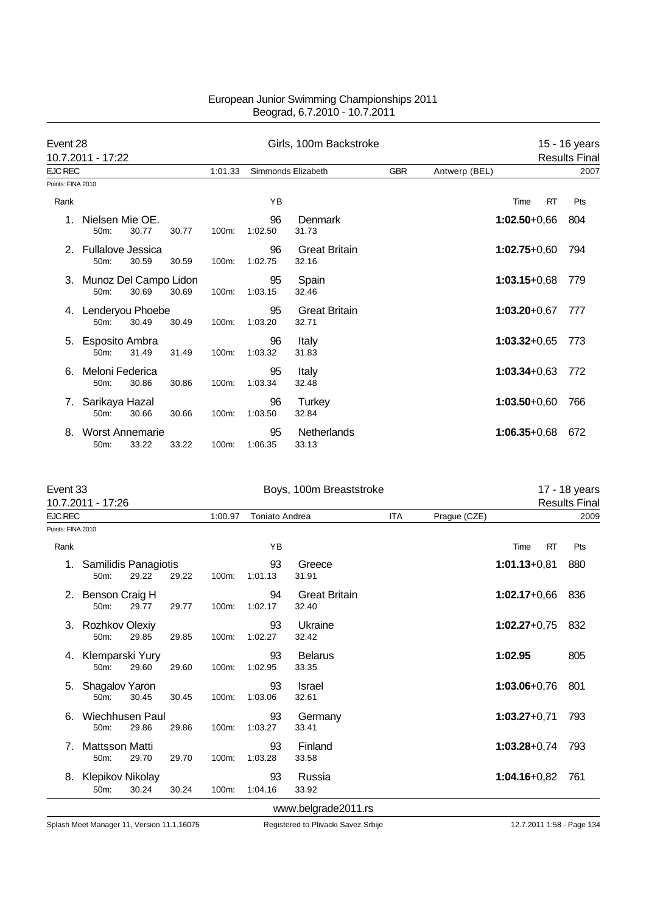European Junior Swimming Championships 2011
Beograd, 6.7.2010 - 10.7.2011

## Event 28 — Girls, 100m Backstroke — 15 - 16 years

10.7.2011 - 17:22 — Results Final

EJC REC 1:01.33 Simmonds Elizabeth GBR Antwerp (BEL) 2007

Points: FINA 2010

| Rank | Name | 50m | 100m | YB | Nation | Split | Time | RT | Pts |
|---|---|---|---|---|---|---|---|---|---|
| 1. | Nielsen Mie OE. | 30.77 | 1:02.50 | 96 | Denmark | 31.73 | **1:02.50** | +0,66 | 804 |
| 2. | Fullalove Jessica | 30.59 | 1:02.75 | 96 | Great Britain | 32.16 | **1:02.75** | +0,60 | 794 |
| 3. | Munoz Del Campo Lidon | 30.69 | 1:03.15 | 95 | Spain | 32.46 | **1:03.15** | +0,68 | 779 |
| 4. | Lenderyou Phoebe | 30.49 | 1:03.20 | 95 | Great Britain | 32.71 | **1:03.20** | +0,67 | 777 |
| 5. | Esposito Ambra | 31.49 | 1:03.32 | 96 | Italy | 31.83 | **1:03.32** | +0,65 | 773 |
| 6. | Meloni Federica | 30.86 | 1:03.34 | 95 | Italy | 32.48 | **1:03.34** | +0,63 | 772 |
| 7. | Sarikaya Hazal | 30.66 | 1:03.50 | 96 | Turkey | 32.84 | **1:03.50** | +0,60 | 766 |
| 8. | Worst Annemarie | 33.22 | 1:06.35 | 95 | Netherlands | 33.13 | **1:06.35** | +0,68 | 672 |

## Event 33 — Boys, 100m Breaststroke — 17 - 18 years

10.7.2011 - 17:26 — Results Final

EJC REC 1:00.97 Toniato Andrea ITA Prague (CZE) 2009

Points: FINA 2010

| Rank | Name | 50m | 100m | YB | Nation | Split | Time | RT | Pts |
|---|---|---|---|---|---|---|---|---|---|
| 1. | Samilidis Panagiotis | 29.22 | 1:01.13 | 93 | Greece | 31.91 | **1:01.13** | +0,81 | 880 |
| 2. | Benson Craig H | 29.77 | 1:02.17 | 94 | Great Britain | 32.40 | **1:02.17** | +0,66 | 836 |
| 3. | Rozhkov Olexiy | 29.85 | 1:02.27 | 93 | Ukraine | 32.42 | **1:02.27** | +0,75 | 832 |
| 4. | Klemparski Yury | 29.60 | 1:02.95 | 93 | Belarus | 33.35 | **1:02.95** | | 805 |
| 5. | Shagalov Yaron | 30.45 | 1:03.06 | 93 | Israel | 32.61 | **1:03.06** | +0,76 | 801 |
| 6. | Wiechhusen Paul | 29.86 | 1:03.27 | 93 | Germany | 33.41 | **1:03.27** | +0,71 | 793 |
| 7. | Mattsson Matti | 29.70 | 1:03.28 | 93 | Finland | 33.58 | **1:03.28** | +0,74 | 793 |
| 8. | Klepikov Nikolay | 30.24 | 1:04.16 | 93 | Russia | 33.92 | **1:04.16** | +0,82 | 761 |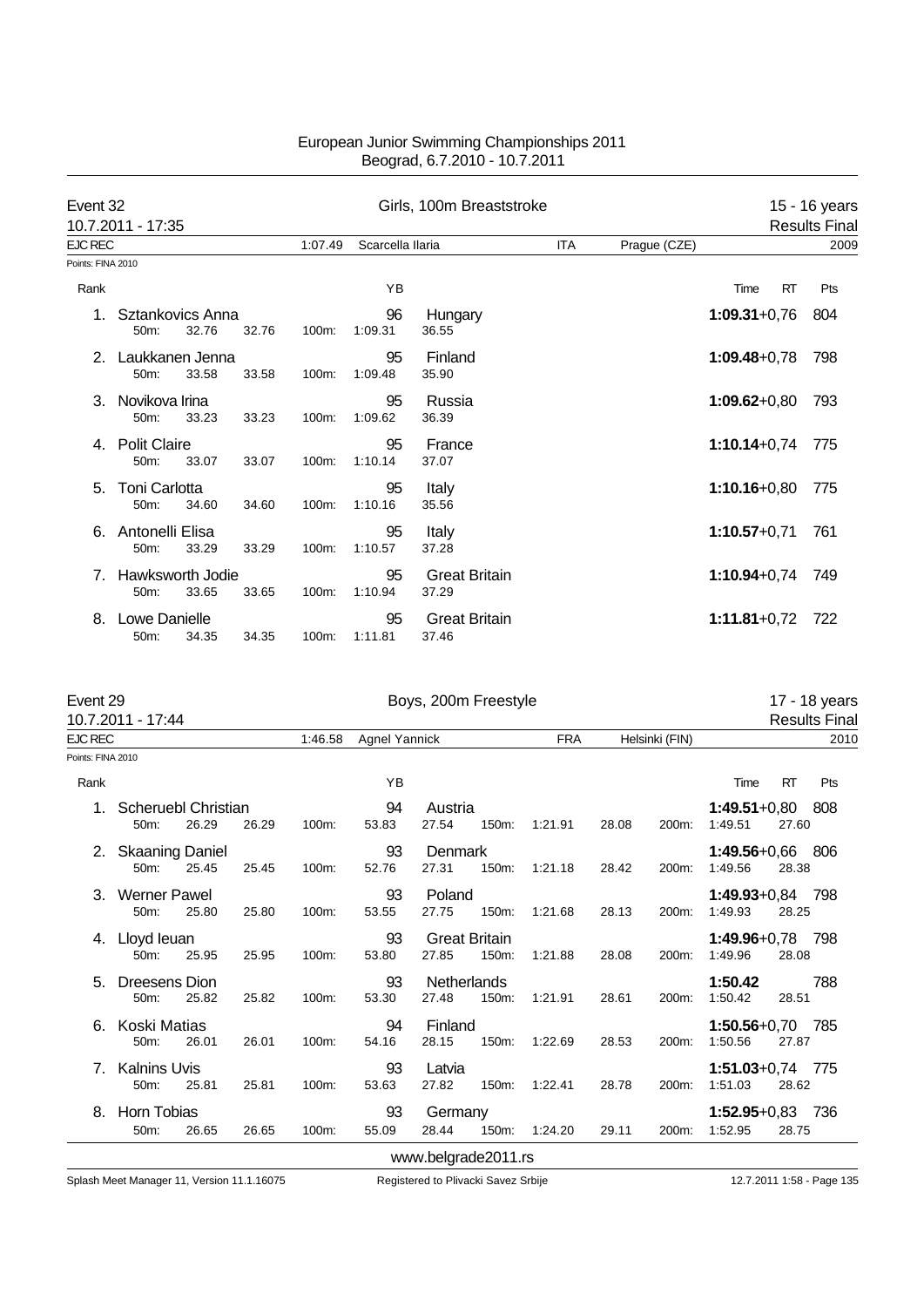# European Junior Swimming Championships 2011
Beograd, 6.7.2010 - 10.7.2011

## Event 32 — Girls, 100m Breaststroke — 15 - 16 years

10.7.2011 - 17:35 — Results Final

EJC REC 1:07.49 Scarcella Ilaria ITA Prague (CZE) 2009

Points: FINA 2010

| Rank | Name | YB | Nation | 50m | 100m | Time | RT | Pts |
|---|---|---|---|---|---|---|---|---|
| 1. | Sztankovics Anna | 96 | Hungary | 32.76 (32.76) | 1:09.31 (36.55) | **1:09.31** | +0,76 | 804 |
| 2. | Laukkanen Jenna | 95 | Finland | 33.58 (33.58) | 1:09.48 (35.90) | **1:09.48** | +0,78 | 798 |
| 3. | Novikova Irina | 95 | Russia | 33.23 (33.23) | 1:09.62 (36.39) | **1:09.62** | +0,80 | 793 |
| 4. | Polit Claire | 95 | France | 33.07 (33.07) | 1:10.14 (37.07) | **1:10.14** | +0,74 | 775 |
| 5. | Toni Carlotta | 95 | Italy | 34.60 (34.60) | 1:10.16 (35.56) | **1:10.16** | +0,80 | 775 |
| 6. | Antonelli Elisa | 95 | Italy | 33.29 (33.29) | 1:10.57 (37.28) | **1:10.57** | +0,71 | 761 |
| 7. | Hawksworth Jodie | 95 | Great Britain | 33.65 (33.65) | 1:10.94 (37.29) | **1:10.94** | +0,74 | 749 |
| 8. | Lowe Danielle | 95 | Great Britain | 34.35 (34.35) | 1:11.81 (37.46) | **1:11.81** | +0,72 | 722 |

## Event 29 — Boys, 200m Freestyle — 17 - 18 years

10.7.2011 - 17:44 — Results Final

EJC REC 1:46.58 Agnel Yannick FRA Helsinki (FIN) 2010

Points: FINA 2010

| Rank | Name | YB | Nation | 50m | 100m | 150m | 200m | Time | RT | Pts |
|---|---|---|---|---|---|---|---|---|---|---|
| 1. | Scheruebl Christian | 94 | Austria | 26.29 (26.29) | 53.83 (27.54) | 1:21.91 (28.08) | 1:49.51 (27.60) | **1:49.51** | +0,80 | 808 |
| 2. | Skaaning Daniel | 93 | Denmark | 25.45 (25.45) | 52.76 (27.31) | 1:21.18 (28.42) | 1:49.56 (28.38) | **1:49.56** | +0,66 | 806 |
| 3. | Werner Pawel | 93 | Poland | 25.80 (25.80) | 53.55 (27.75) | 1:21.68 (28.13) | 1:49.93 (28.25) | **1:49.93** | +0,84 | 798 |
| 4. | Lloyd Ieuan | 93 | Great Britain | 25.95 (25.95) | 53.80 (27.85) | 1:21.88 (28.08) | 1:49.96 (28.08) | **1:49.96** | +0,78 | 798 |
| 5. | Dreesens Dion | 93 | Netherlands | 25.82 (25.82) | 53.30 (27.48) | 1:21.91 (28.61) | 1:50.42 (28.51) | **1:50.42** | | 788 |
| 6. | Koski Matias | 94 | Finland | 26.01 (26.01) | 54.16 (28.15) | 1:22.69 (28.53) | 1:50.56 (27.87) | **1:50.56** | +0,70 | 785 |
| 7. | Kalnins Uvis | 93 | Latvia | 25.81 (25.81) | 53.63 (27.82) | 1:22.41 (28.78) | 1:51.03 (28.62) | **1:51.03** | +0,74 | 775 |
| 8. | Horn Tobias | 93 | Germany | 26.65 (26.65) | 55.09 (28.44) | 1:24.20 (29.11) | 1:52.95 (28.75) | **1:52.95** | +0,83 | 736 |

www.belgrade2011.rs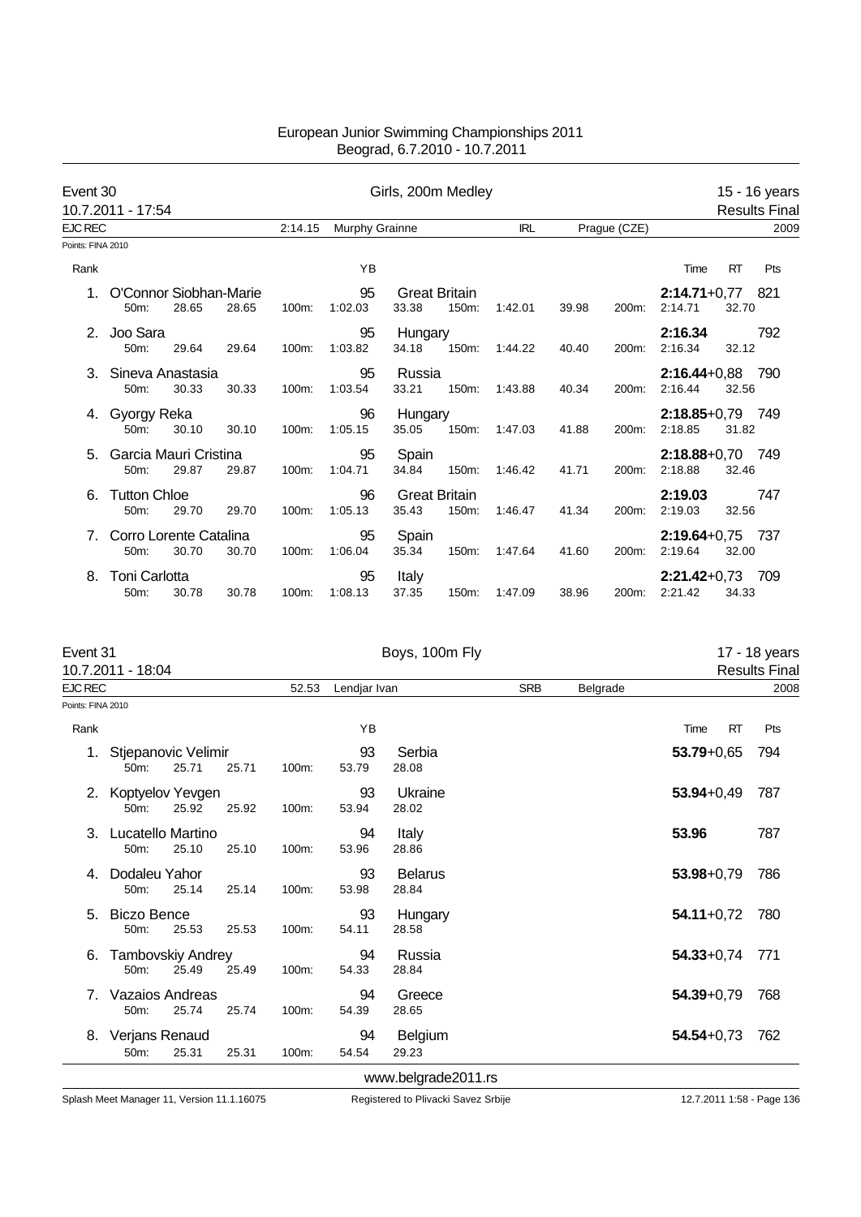European Junior Swimming Championships 2011
Beograd, 6.7.2010 - 10.7.2011

## Event 30 — Girls, 200m Medley — 15 - 16 years

10.7.2011 - 17:54 — Results Final

EJC REC 2:14.15 Murphy Grainne IRL Prague (CZE) 2009

Points: FINA 2010

| Rank | Name | YB | Nation | 50m | 100m | 150m | 200m | Time | RT | Pts |
|---|---|---|---|---|---|---|---|---|---|---|
| 1. | O'Connor Siobhan-Marie | 95 | Great Britain | 28.65 (28.65) | 1:02.03 (33.38) | 1:42.01 (39.98) | 2:14.71 (32.70) | **2:14.71** | +0,77 | 821 |
| 2. | Joo Sara | 95 | Hungary | 29.64 (29.64) | 1:03.82 (34.18) | 1:44.22 (40.40) | 2:16.34 (32.12) | **2:16.34** | | 792 |
| 3. | Sineva Anastasia | 95 | Russia | 30.33 (30.33) | 1:03.54 (33.21) | 1:43.88 (40.34) | 2:16.44 (32.56) | **2:16.44** | +0,88 | 790 |
| 4. | Gyorgy Reka | 96 | Hungary | 30.10 (30.10) | 1:05.15 (35.05) | 1:47.03 (41.88) | 2:18.85 (31.82) | **2:18.85** | +0,79 | 749 |
| 5. | Garcia Mauri Cristina | 95 | Spain | 29.87 (29.87) | 1:04.71 (34.84) | 1:46.42 (41.71) | 2:18.88 (32.46) | **2:18.88** | +0,70 | 749 |
| 6. | Tutton Chloe | 96 | Great Britain | 29.70 (29.70) | 1:05.13 (35.43) | 1:46.47 (41.34) | 2:19.03 (32.56) | **2:19.03** | | 747 |
| 7. | Corro Lorente Catalina | 95 | Spain | 30.70 (30.70) | 1:06.04 (35.34) | 1:47.64 (41.60) | 2:19.64 (32.00) | **2:19.64** | +0,75 | 737 |
| 8. | Toni Carlotta | 95 | Italy | 30.78 (30.78) | 1:08.13 (37.35) | 1:47.09 (38.96) | 2:21.42 (34.33) | **2:21.42** | +0,73 | 709 |

## Event 31 — Boys, 100m Fly — 17 - 18 years

10.7.2011 - 18:04 — Results Final

EJC REC 52.53 Lendjar Ivan SRB Belgrade 2008

Points: FINA 2010

| Rank | Name | YB | Nation | 50m | 100m | Time | RT | Pts |
|---|---|---|---|---|---|---|---|---|
| 1. | Stjepanovic Velimir | 93 | Serbia | 25.71 (25.71) | 53.79 (28.08) | **53.79** | +0,65 | 794 |
| 2. | Koptyelov Yevgen | 93 | Ukraine | 25.92 (25.92) | 53.94 (28.02) | **53.94** | +0,49 | 787 |
| 3. | Lucatello Martino | 94 | Italy | 25.10 (25.10) | 53.96 (28.86) | **53.96** | | 787 |
| 4. | Dodaleu Yahor | 93 | Belarus | 25.14 (25.14) | 53.98 (28.84) | **53.98** | +0,79 | 786 |
| 5. | Biczo Bence | 93 | Hungary | 25.53 (25.53) | 54.11 (28.58) | **54.11** | +0,72 | 780 |
| 6. | Tambovskiy Andrey | 94 | Russia | 25.49 (25.49) | 54.33 (28.84) | **54.33** | +0,74 | 771 |
| 7. | Vazaios Andreas | 94 | Greece | 25.74 (25.74) | 54.39 (28.65) | **54.39** | +0,79 | 768 |
| 8. | Verjans Renaud | 94 | Belgium | 25.31 (25.31) | 54.54 (29.23) | **54.54** | +0,73 | 762 |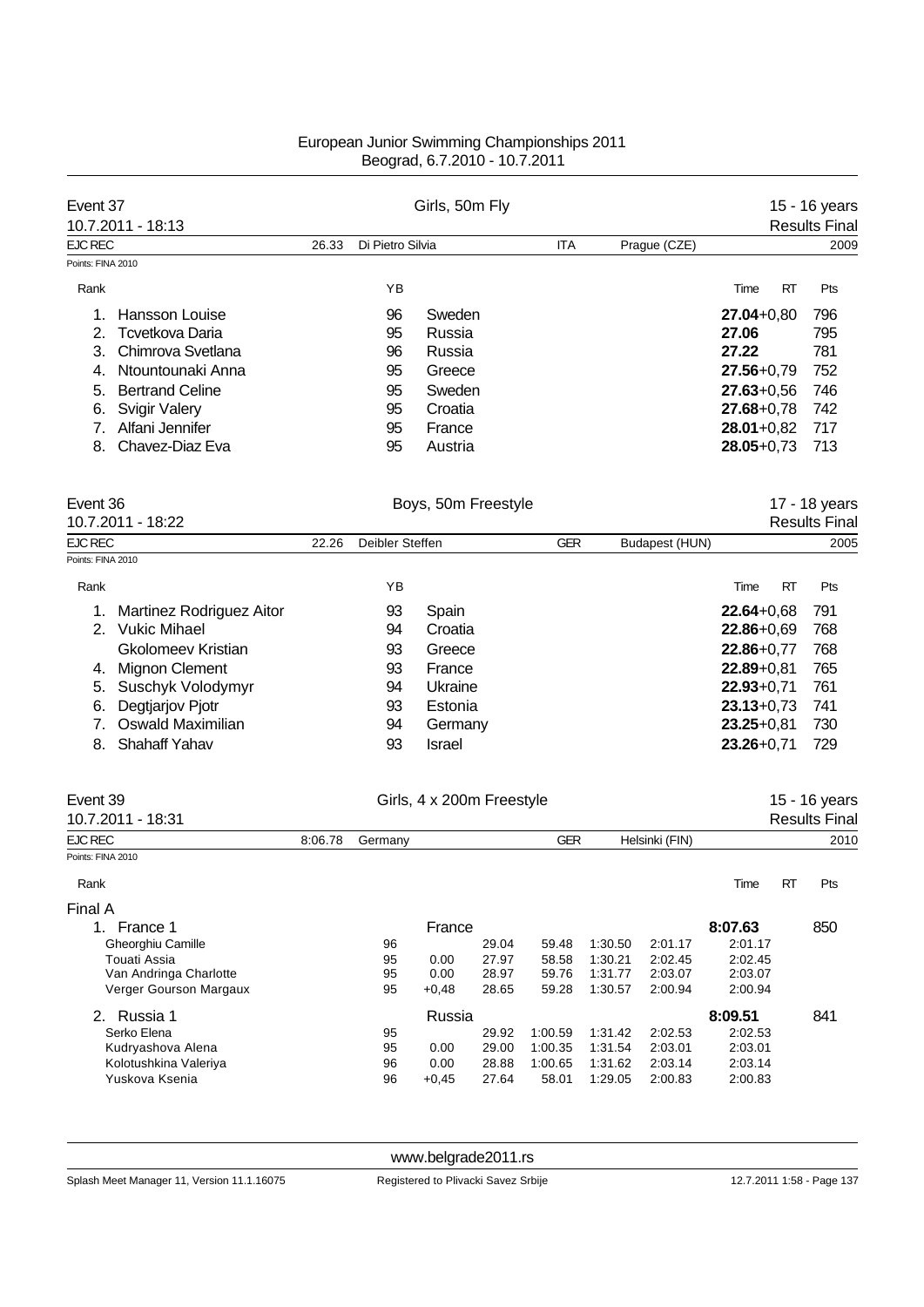European Junior Swimming Championships 2011
Beograd, 6.7.2010 - 10.7.2011

## Event 37 — Girls, 50m Fly — 15 - 16 years

10.7.2011 - 18:13 — Results Final

EJC REC 26.33 Di Pietro Silvia ITA Prague (CZE) 2009

Points: FINA 2010

| Rank | Name | YB | Nation | Time | RT | Pts |
|---|---|---|---|---|---|---|
| 1. | Hansson Louise | 96 | Sweden | **27.04** | +0,80 | 796 |
| 2. | Tcvetkova Daria | 95 | Russia | **27.06** | | 795 |
| 3. | Chimrova Svetlana | 96 | Russia | **27.22** | | 781 |
| 4. | Ntountounaki Anna | 95 | Greece | **27.56** | +0,79 | 752 |
| 5. | Bertrand Celine | 95 | Sweden | **27.63** | +0,56 | 746 |
| 6. | Svigir Valery | 95 | Croatia | **27.68** | +0,78 | 742 |
| 7. | Alfani Jennifer | 95 | France | **28.01** | +0,82 | 717 |
| 8. | Chavez-Diaz Eva | 95 | Austria | **28.05** | +0,73 | 713 |

## Event 36 — Boys, 50m Freestyle — 17 - 18 years

10.7.2011 - 18:22 — Results Final

EJC REC 22.26 Deibler Steffen GER Budapest (HUN) 2005

Points: FINA 2010

| Rank | Name | YB | Nation | Time | RT | Pts |
|---|---|---|---|---|---|---|
| 1. | Martinez Rodriguez Aitor | 93 | Spain | **22.64** | +0,68 | 791 |
| 2. | Vukic Mihael | 94 | Croatia | **22.86** | +0,69 | 768 |
| | Gkolomeev Kristian | 93 | Greece | **22.86** | +0,77 | 768 |
| 4. | Mignon Clement | 93 | France | **22.89** | +0,81 | 765 |
| 5. | Suschyk Volodymyr | 94 | Ukraine | **22.93** | +0,71 | 761 |
| 6. | Degtjarjov Pjotr | 93 | Estonia | **23.13** | +0,73 | 741 |
| 7. | Oswald Maximilian | 94 | Germany | **23.25** | +0,81 | 730 |
| 8. | Shahaff Yahav | 93 | Israel | **23.26** | +0,71 | 729 |

## Event 39 — Girls, 4 x 200m Freestyle — 15 - 16 years

10.7.2011 - 18:31 — Results Final

EJC REC 8:06.78 Germany GER Helsinki (FIN) 2010

Points: FINA 2010

### Final A

| Rank | Team / Swimmer | YB | RT | 50m | 100m | 150m | 200m | Time | Pts |
|---|---|---|---|---|---|---|---|---|---|
| 1. | **France 1** | | France | | | | | **8:07.63** | 850 |
| | Gheorghiu Camille | 96 | | 29.04 | 59.48 | 1:30.50 | 2:01.17 | 2:01.17 | |
| | Touati Assia | 95 | 0.00 | 27.97 | 58.58 | 1:30.21 | 2:02.45 | 2:02.45 | |
| | Van Andringa Charlotte | 95 | 0.00 | 28.97 | 59.76 | 1:31.77 | 2:03.07 | 2:03.07 | |
| | Verger Gourson Margaux | 95 | +0,48 | 28.65 | 59.28 | 1:30.57 | 2:00.94 | 2:00.94 | |
| 2. | **Russia 1** | | Russia | | | | | **8:09.51** | 841 |
| | Serko Elena | 95 | | 29.92 | 1:00.59 | 1:31.42 | 2:02.53 | 2:02.53 | |
| | Kudryashova Alena | 95 | 0.00 | 29.00 | 1:00.35 | 1:31.54 | 2:03.01 | 2:03.01 | |
| | Kolotushkina Valeriya | 96 | 0.00 | 28.88 | 1:00.65 | 1:31.62 | 2:03.14 | 2:03.14 | |
| | Yuskova Ksenia | 96 | +0,45 | 27.64 | 58.01 | 1:29.05 | 2:00.83 | 2:00.83 | |

www.belgrade2011.rs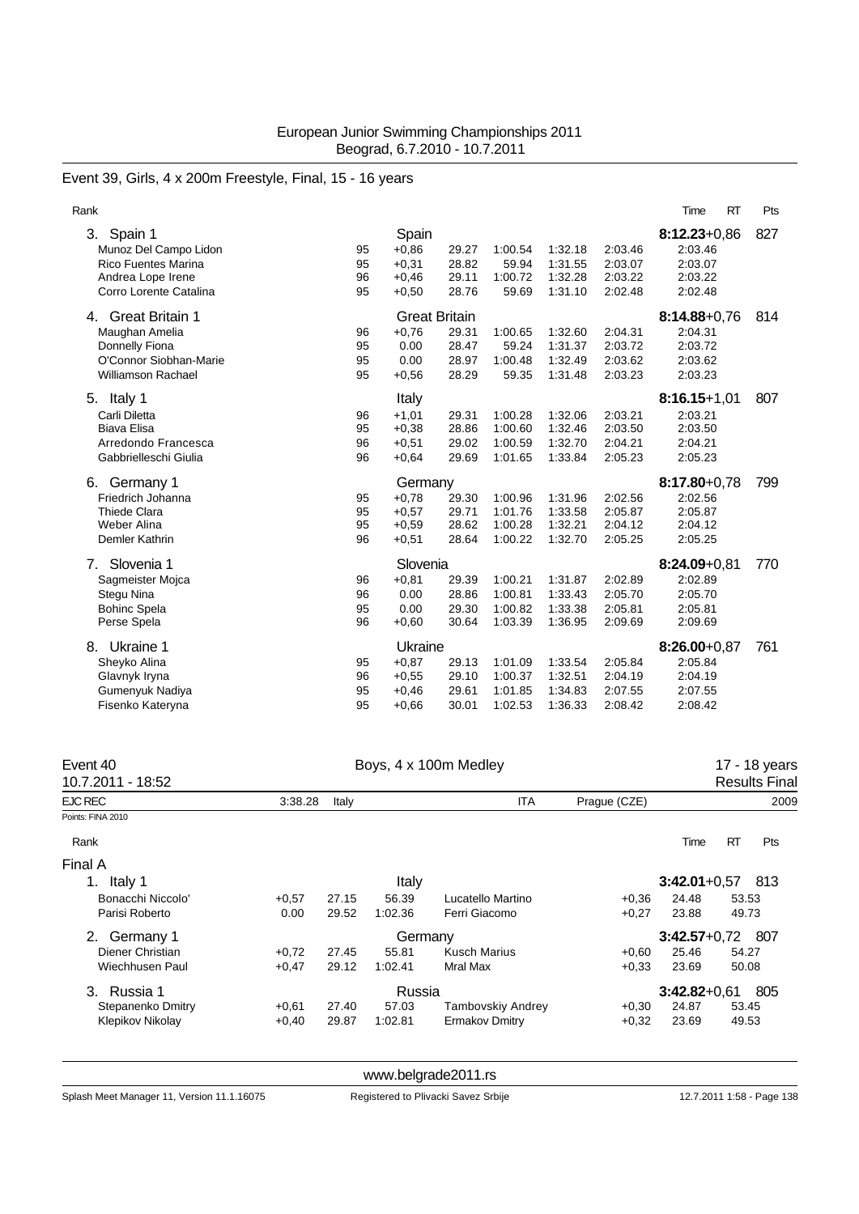European Junior Swimming Championships 2011
Beograd, 6.7.2010 - 10.7.2011

## Event 39, Girls, 4 x 200m Freestyle, Final, 15 - 16 years

| Rank | | | | | | | Time | RT | Pts |
|---|---|---|---|---|---|---|---|---|---|
| **3. Spain 1** | | **Spain** | | | | | **8:12.23** | +0,86 | 827 |
| Munoz Del Campo Lidon | 95 | +0,86 | 29.27 | 1:00.54 | 1:32.18 | 2:03.46 | 2:03.46 | | |
| Rico Fuentes Marina | 95 | +0,31 | 28.82 | 59.94 | 1:31.55 | 2:03.07 | 2:03.07 | | |
| Andrea Lope Irene | 96 | +0,46 | 29.11 | 1:00.72 | 1:32.28 | 2:03.22 | 2:03.22 | | |
| Corro Lorente Catalina | 95 | +0,50 | 28.76 | 59.69 | 1:31.10 | 2:02.48 | 2:02.48 | | |
| **4. Great Britain 1** | | **Great Britain** | | | | | **8:14.88** | +0,76 | 814 |
| Maughan Amelia | 96 | +0,76 | 29.31 | 1:00.65 | 1:32.60 | 2:04.31 | 2:04.31 | | |
| Donnelly Fiona | 95 | 0.00 | 28.47 | 59.24 | 1:31.37 | 2:03.72 | 2:03.72 | | |
| O'Connor Siobhan-Marie | 95 | 0.00 | 28.97 | 1:00.48 | 1:32.49 | 2:03.62 | 2:03.62 | | |
| Williamson Rachael | 95 | +0,56 | 28.29 | 59.35 | 1:31.48 | 2:03.23 | 2:03.23 | | |
| **5. Italy 1** | | **Italy** | | | | | **8:16.15** | +1,01 | 807 |
| Carli Diletta | 96 | +1,01 | 29.31 | 1:00.28 | 1:32.06 | 2:03.21 | 2:03.21 | | |
| Biava Elisa | 95 | +0,38 | 28.86 | 1:00.60 | 1:32.46 | 2:03.50 | 2:03.50 | | |
| Arredondo Francesca | 96 | +0,51 | 29.02 | 1:00.59 | 1:32.70 | 2:04.21 | 2:04.21 | | |
| Gabbrielleschi Giulia | 96 | +0,64 | 29.69 | 1:01.65 | 1:33.84 | 2:05.23 | 2:05.23 | | |
| **6. Germany 1** | | **Germany** | | | | | **8:17.80** | +0,78 | 799 |
| Friedrich Johanna | 95 | +0,78 | 29.30 | 1:00.96 | 1:31.96 | 2:02.56 | 2:02.56 | | |
| Thiede Clara | 95 | +0,57 | 29.71 | 1:01.76 | 1:33.58 | 2:05.87 | 2:05.87 | | |
| Weber Alina | 95 | +0,59 | 28.62 | 1:00.28 | 1:32.21 | 2:04.12 | 2:04.12 | | |
| Demler Kathrin | 96 | +0,51 | 28.64 | 1:00.22 | 1:32.70 | 2:05.25 | 2:05.25 | | |
| **7. Slovenia 1** | | **Slovenia** | | | | | **8:24.09** | +0,81 | 770 |
| Sagmeister Mojca | 96 | +0,81 | 29.39 | 1:00.21 | 1:31.87 | 2:02.89 | 2:02.89 | | |
| Stegu Nina | 96 | 0.00 | 28.86 | 1:00.81 | 1:33.43 | 2:05.70 | 2:05.70 | | |
| Bohinc Spela | 95 | 0.00 | 29.30 | 1:00.82 | 1:33.38 | 2:05.81 | 2:05.81 | | |
| Perse Spela | 96 | +0,60 | 30.64 | 1:03.39 | 1:36.95 | 2:09.69 | 2:09.69 | | |
| **8. Ukraine 1** | | **Ukraine** | | | | | **8:26.00** | +0,87 | 761 |
| Sheyko Alina | 95 | +0,87 | 29.13 | 1:01.09 | 1:33.54 | 2:05.84 | 2:05.84 | | |
| Glavnyk Iryna | 96 | +0,55 | 29.10 | 1:00.37 | 1:32.51 | 2:04.19 | 2:04.19 | | |
| Gumenyuk Nadiya | 95 | +0,46 | 29.61 | 1:01.85 | 1:34.83 | 2:07.55 | 2:07.55 | | |
| Fisenko Kateryna | 95 | +0,66 | 30.01 | 1:02.53 | 1:36.33 | 2:08.42 | 2:08.42 | | |

## Event 40 — Boys, 4 x 100m Medley — 17 - 18 years

10.7.2011 - 18:52 — Results Final

| EJC REC | 3:38.28 | Italy | ITA | Prague (CZE) | 2009 |
|---|---|---|---|---|---|

Points: FINA 2010

### Final A

| Rank | | | | | | | Time | RT | Pts |
|---|---|---|---|---|---|---|---|---|---|
| **1. Italy 1** | | | **Italy** | | | | **3:42.01** | +0,57 | 813 |
| Bonacchi Niccolo' | +0,57 | 27.15 | 56.39 | Lucatello Martino | +0,36 | 24.48 | 53.53 | | |
| Parisi Roberto | 0.00 | 29.52 | 1:02.36 | Ferri Giacomo | +0,27 | 23.88 | 49.73 | | |
| **2. Germany 1** | | | **Germany** | | | | **3:42.57** | +0,72 | 807 |
| Diener Christian | +0,72 | 27.45 | 55.81 | Kusch Marius | +0,60 | 25.46 | 54.27 | | |
| Wiechhusen Paul | +0,47 | 29.12 | 1:02.41 | Mral Max | +0,33 | 23.69 | 50.08 | | |
| **3. Russia 1** | | | **Russia** | | | | **3:42.82** | +0,61 | 805 |
| Stepanenko Dmitry | +0,61 | 27.40 | 57.03 | Tambovskiy Andrey | +0,30 | 24.87 | 53.45 | | |
| Klepikov Nikolay | +0,40 | 29.87 | 1:02.81 | Ermakov Dmitry | +0,32 | 23.69 | 49.53 | | |

www.belgrade2011.rs

Splash Meet Manager 11, Version 11.1.16075 — Registered to Plivacki Savez Srbije — 12.7.2011 1:58 - Page 138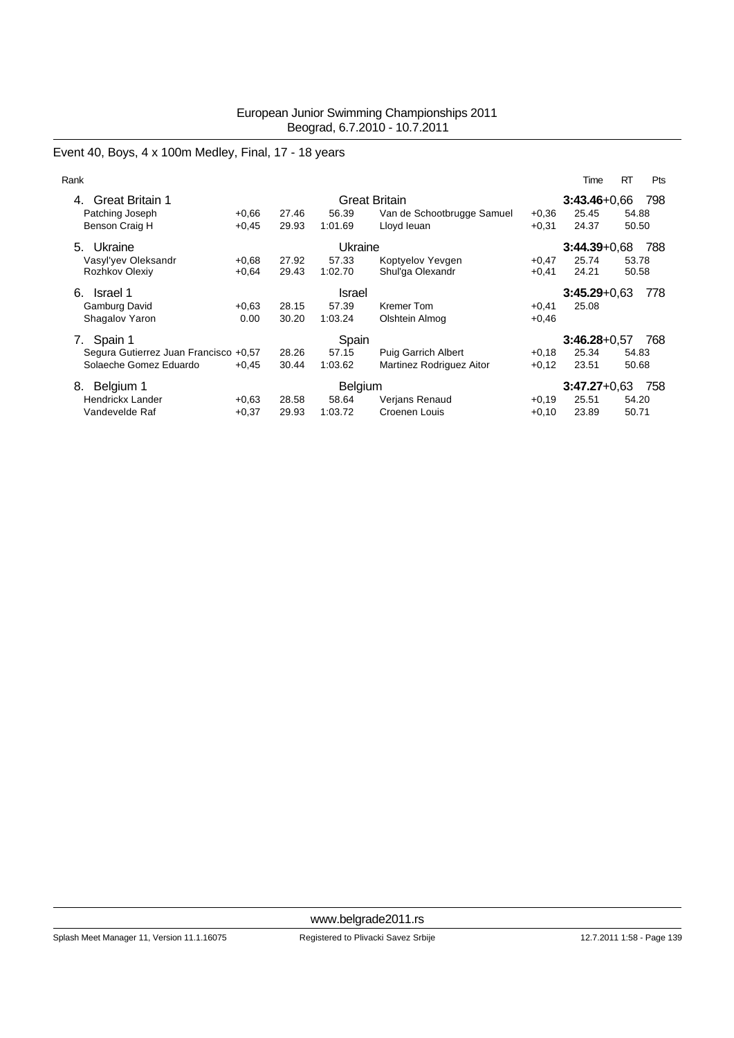European Junior Swimming Championships 2011
Beograd, 6.7.2010 - 10.7.2011

## Event 40, Boys, 4 x 100m Medley, Final, 17 - 18 years

| Rank | | | | | | | | Time | RT | Pts |
|---|---|---|---|---|---|---|---|---|---|---|
| 4. Great Britain 1 | | | | Great Britain | | | | **3:43.46** | +0,66 | 798 |
| | Patching Joseph | +0,66 | 27.46 | 56.39 | Van de Schootbrugge Samuel | +0,36 | 25.45 | 54.88 | | |
| | Benson Craig H | +0,45 | 29.93 | 1:01.69 | Lloyd Ieuan | +0,31 | 24.37 | 50.50 | | |
| 5. Ukraine | | | | Ukraine | | | | **3:44.39** | +0,68 | 788 |
| | Vasyl'yev Oleksandr | +0,68 | 27.92 | 57.33 | Koptyelov Yevgen | +0,47 | 25.74 | 53.78 | | |
| | Rozhkov Olexiy | +0,64 | 29.43 | 1:02.70 | Shul'ga Olexandr | +0,41 | 24.21 | 50.58 | | |
| 6. Israel 1 | | | | Israel | | | | **3:45.29** | +0,63 | 778 |
| | Gamburg David | +0,63 | 28.15 | 57.39 | Kremer Tom | +0,41 | 25.08 | | | |
| | Shagalov Yaron | 0.00 | 30.20 | 1:03.24 | Olshtein Almog | +0,46 | | | | |
| 7. Spain 1 | | | | Spain | | | | **3:46.28** | +0,57 | 768 |
| | Segura Gutierrez Juan Francisco | +0,57 | 28.26 | 57.15 | Puig Garrich Albert | +0,18 | 25.34 | 54.83 | | |
| | Solaeche Gomez Eduardo | +0,45 | 30.44 | 1:03.62 | Martinez Rodriguez Aitor | +0,12 | 23.51 | 50.68 | | |
| 8. Belgium 1 | | | | Belgium | | | | **3:47.27** | +0,63 | 758 |
| | Hendrickx Lander | +0,63 | 28.58 | 58.64 | Verjans Renaud | +0,19 | 25.51 | 54.20 | | |
| | Vandevelde Raf | +0,37 | 29.93 | 1:03.72 | Croenen Louis | +0,10 | 23.89 | 50.71 | | |

www.belgrade2011.rs

Splash Meet Manager 11, Version 11.1.16075 Registered to Plivacki Savez Srbije 12.7.2011 1:58 - Page 139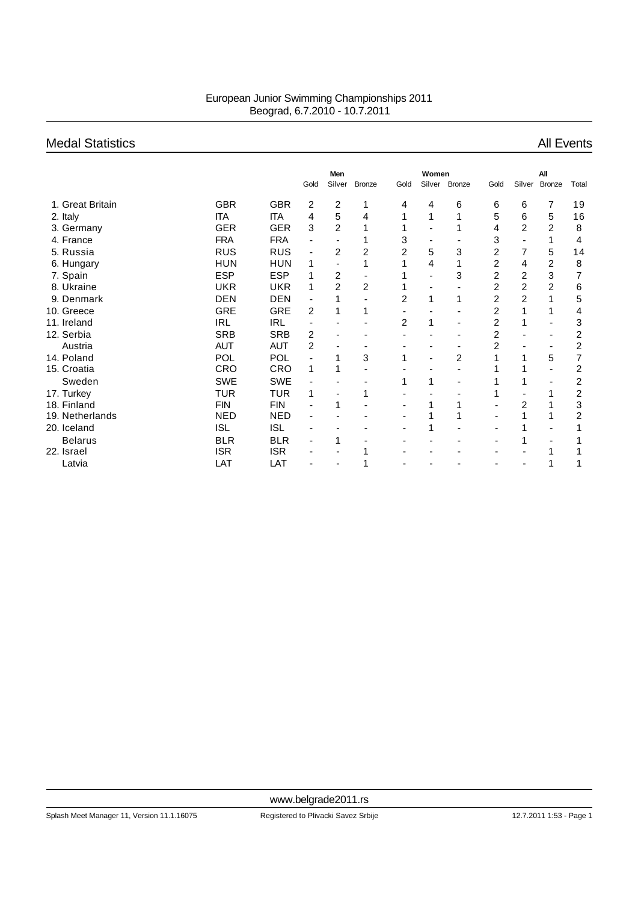European Junior Swimming Championships 2011
Beograd, 6.7.2010 - 10.7.2011

## Medal Statistics

All Events

| | | | Men | | | Women | | | All | | | |
|---|---|---|---|---|---|---|---|---|---|---|---|---|
| | | | Gold | Silver | Bronze | Gold | Silver | Bronze | Gold | Silver | Bronze | Total |
| 1. Great Britain | GBR | GBR | 2 | 2 | 1 | 4 | 4 | 6 | 6 | 6 | 7 | 19 |
| 2. Italy | ITA | ITA | 4 | 5 | 4 | 1 | 1 | 1 | 5 | 6 | 5 | 16 |
| 3. Germany | GER | GER | 3 | 2 | 1 | 1 | - | 1 | 4 | 2 | 2 | 8 |
| 4. France | FRA | FRA | - | - | 1 | 3 | - | - | 3 | - | 1 | 4 |
| 5. Russia | RUS | RUS | - | 2 | 2 | 2 | 5 | 3 | 2 | 7 | 5 | 14 |
| 6. Hungary | HUN | HUN | 1 | - | 1 | 1 | 4 | 1 | 2 | 4 | 2 | 8 |
| 7. Spain | ESP | ESP | 1 | 2 | - | 1 | - | 3 | 2 | 2 | 3 | 7 |
| 8. Ukraine | UKR | UKR | 1 | 2 | 2 | 1 | - | - | 2 | 2 | 2 | 6 |
| 9. Denmark | DEN | DEN | - | 1 | - | 2 | 1 | 1 | 2 | 2 | 1 | 5 |
| 10. Greece | GRE | GRE | 2 | 1 | 1 | - | - | - | 2 | 1 | 1 | 4 |
| 11. Ireland | IRL | IRL | - | - | - | 2 | 1 | - | 2 | 1 | - | 3 |
| 12. Serbia | SRB | SRB | 2 | - | - | - | - | - | 2 | - | - | 2 |
| Austria | AUT | AUT | 2 | - | - | - | - | - | 2 | - | - | 2 |
| 14. Poland | POL | POL | - | 1 | 3 | 1 | - | 2 | 1 | 1 | 5 | 7 |
| 15. Croatia | CRO | CRO | 1 | 1 | - | - | - | - | 1 | 1 | - | 2 |
| Sweden | SWE | SWE | - | - | - | 1 | 1 | - | 1 | 1 | - | 2 |
| 17. Turkey | TUR | TUR | 1 | - | 1 | - | - | - | 1 | - | 1 | 2 |
| 18. Finland | FIN | FIN | - | 1 | - | - | 1 | 1 | - | 2 | 1 | 3 |
| 19. Netherlands | NED | NED | - | - | - | - | 1 | 1 | - | 1 | 1 | 2 |
| 20. Iceland | ISL | ISL | - | - | - | - | 1 | - | - | 1 | - | 1 |
| Belarus | BLR | BLR | - | 1 | - | - | - | - | - | 1 | - | 1 |
| 22. Israel | ISR | ISR | - | - | 1 | - | - | - | - | - | 1 | 1 |
| Latvia | LAT | LAT | - | - | 1 | - | - | - | - | - | 1 | 1 |

www.belgrade2011.rs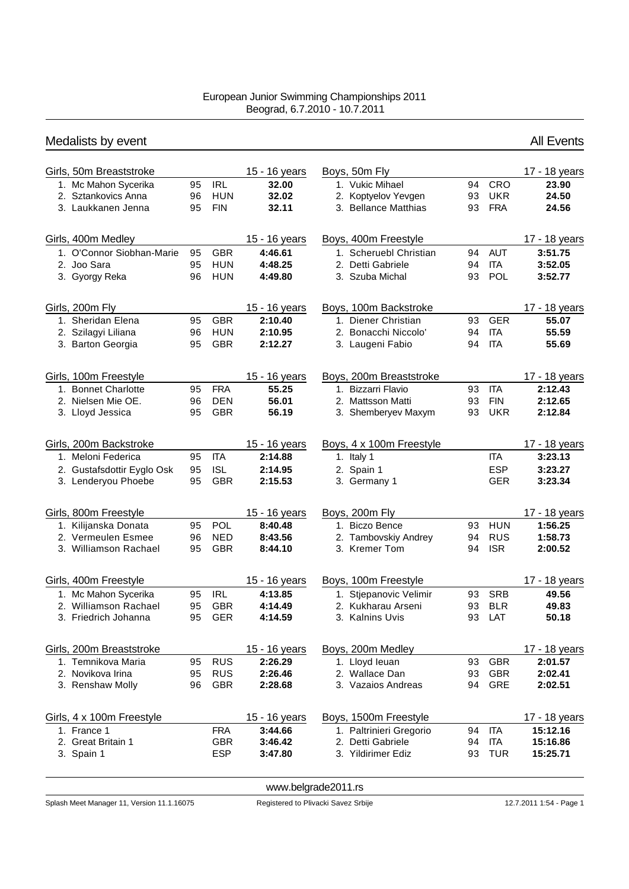European Junior Swimming Championships 2011
Beograd, 6.7.2010 - 10.7.2011

## Medalists by event

All Events

### Girls, 50m Breaststroke — 15 - 16 years

| | Name | YoB | Nat | Time |
|---|---|---|---|---|
| 1. | Mc Mahon Sycerika | 95 | IRL | 32.00 |
| 2. | Sztankovics Anna | 96 | HUN | 32.02 |
| 3. | Laukkanen Jenna | 95 | FIN | 32.11 |

### Girls, 400m Medley — 15 - 16 years

| | Name | YoB | Nat | Time |
|---|---|---|---|---|
| 1. | O'Connor Siobhan-Marie | 95 | GBR | 4:46.61 |
| 2. | Joo Sara | 95 | HUN | 4:48.25 |
| 3. | Gyorgy Reka | 96 | HUN | 4:49.80 |

### Girls, 200m Fly — 15 - 16 years

| | Name | YoB | Nat | Time |
|---|---|---|---|---|
| 1. | Sheridan Elena | 95 | GBR | 2:10.40 |
| 2. | Szilagyi Liliana | 96 | HUN | 2:10.95 |
| 3. | Barton Georgia | 95 | GBR | 2:12.27 |

### Girls, 100m Freestyle — 15 - 16 years

| | Name | YoB | Nat | Time |
|---|---|---|---|---|
| 1. | Bonnet Charlotte | 95 | FRA | 55.25 |
| 2. | Nielsen Mie OE. | 96 | DEN | 56.01 |
| 3. | Lloyd Jessica | 95 | GBR | 56.19 |

### Girls, 200m Backstroke — 15 - 16 years

| | Name | YoB | Nat | Time |
|---|---|---|---|---|
| 1. | Meloni Federica | 95 | ITA | 2:14.88 |
| 2. | Gustafsdottir Eyglo Osk | 95 | ISL | 2:14.95 |
| 3. | Lenderyou Phoebe | 95 | GBR | 2:15.53 |

### Girls, 800m Freestyle — 15 - 16 years

| | Name | YoB | Nat | Time |
|---|---|---|---|---|
| 1. | Kilijanska Donata | 95 | POL | 8:40.48 |
| 2. | Vermeulen Esmee | 96 | NED | 8:43.56 |
| 3. | Williamson Rachael | 95 | GBR | 8:44.10 |

### Girls, 400m Freestyle — 15 - 16 years

| | Name | YoB | Nat | Time |
|---|---|---|---|---|
| 1. | Mc Mahon Sycerika | 95 | IRL | 4:13.85 |
| 2. | Williamson Rachael | 95 | GBR | 4:14.49 |
| 3. | Friedrich Johanna | 95 | GER | 4:14.59 |

### Girls, 200m Breaststroke — 15 - 16 years

| | Name | YoB | Nat | Time |
|---|---|---|---|---|
| 1. | Temnikova Maria | 95 | RUS | 2:26.29 |
| 2. | Novikova Irina | 95 | RUS | 2:26.46 |
| 3. | Renshaw Molly | 96 | GBR | 2:28.68 |

### Girls, 4 x 100m Freestyle — 15 - 16 years

| | Team | Nat | Time |
|---|---|---|---|
| 1. | France 1 | FRA | 3:44.66 |
| 2. | Great Britain 1 | GBR | 3:46.42 |
| 3. | Spain 1 | ESP | 3:47.80 |

### Boys, 50m Fly — 17 - 18 years

| | Name | YoB | Nat | Time |
|---|---|---|---|---|
| 1. | Vukic Mihael | 94 | CRO | 23.90 |
| 2. | Koptyelov Yevgen | 93 | UKR | 24.50 |
| 3. | Bellance Matthias | 93 | FRA | 24.56 |

### Boys, 400m Freestyle — 17 - 18 years

| | Name | YoB | Nat | Time |
|---|---|---|---|---|
| 1. | Scheruebl Christian | 94 | AUT | 3:51.75 |
| 2. | Detti Gabriele | 94 | ITA | 3:52.05 |
| 3. | Szuba Michal | 93 | POL | 3:52.77 |

### Boys, 100m Backstroke — 17 - 18 years

| | Name | YoB | Nat | Time |
|---|---|---|---|---|
| 1. | Diener Christian | 93 | GER | 55.07 |
| 2. | Bonacchi Niccolo' | 94 | ITA | 55.59 |
| 3. | Laugeni Fabio | 94 | ITA | 55.69 |

### Boys, 200m Breaststroke — 17 - 18 years

| | Name | YoB | Nat | Time |
|---|---|---|---|---|
| 1. | Bizzarri Flavio | 93 | ITA | 2:12.43 |
| 2. | Mattsson Matti | 93 | FIN | 2:12.65 |
| 3. | Shemberyev Maxym | 93 | UKR | 2:12.84 |

### Boys, 4 x 100m Freestyle — 17 - 18 years

| | Team | Nat | Time |
|---|---|---|---|
| 1. | Italy 1 | ITA | 3:23.13 |
| 2. | Spain 1 | ESP | 3:23.27 |
| 3. | Germany 1 | GER | 3:23.34 |

### Boys, 200m Fly — 17 - 18 years

| | Name | YoB | Nat | Time |
|---|---|---|---|---|
| 1. | Biczo Bence | 93 | HUN | 1:56.25 |
| 2. | Tambovskiy Andrey | 94 | RUS | 1:58.73 |
| 3. | Kremer Tom | 94 | ISR | 2:00.52 |

### Boys, 100m Freestyle — 17 - 18 years

| | Name | YoB | Nat | Time |
|---|---|---|---|---|
| 1. | Stjepanovic Velimir | 93 | SRB | 49.56 |
| 2. | Kukharau Arseni | 93 | BLR | 49.83 |
| 3. | Kalnins Uvis | 93 | LAT | 50.18 |

### Boys, 200m Medley — 17 - 18 years

| | Name | YoB | Nat | Time |
|---|---|---|---|---|
| 1. | Lloyd Ieuan | 93 | GBR | 2:01.57 |
| 2. | Wallace Dan | 93 | GBR | 2:02.41 |
| 3. | Vazaios Andreas | 94 | GRE | 2:02.51 |

### Boys, 1500m Freestyle — 17 - 18 years

| | Name | YoB | Nat | Time |
|---|---|---|---|---|
| 1. | Paltrinieri Gregorio | 94 | ITA | 15:12.16 |
| 2. | Detti Gabriele | 94 | ITA | 15:16.86 |
| 3. | Yildirimer Ediz | 93 | TUR | 15:25.71 |

www.belgrade2011.rs

Splash Meet Manager 11, Version 11.1.16075 — Registered to Plivacki Savez Srbije — 12.7.2011 1:54 - Page 1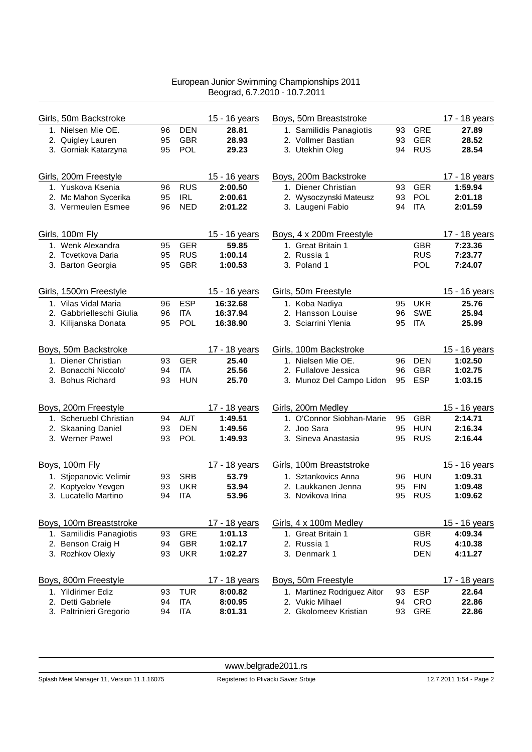European Junior Swimming Championships 2011
Beograd, 6.7.2010 - 10.7.2011

### Girls, 50m Backstroke — 15 - 16 years

| Place | Name | YB | Nation | Time |
|---|---|---|---|---|
| 1. | Nielsen Mie OE. | 96 | DEN | **28.81** |
| 2. | Quigley Lauren | 95 | GBR | **28.93** |
| 3. | Gorniak Katarzyna | 95 | POL | **29.23** |

### Girls, 200m Freestyle — 15 - 16 years

| Place | Name | YB | Nation | Time |
|---|---|---|---|---|
| 1. | Yuskova Ksenia | 96 | RUS | **2:00.50** |
| 2. | Mc Mahon Sycerika | 95 | IRL | **2:00.61** |
| 3. | Vermeulen Esmee | 96 | NED | **2:01.22** |

### Girls, 100m Fly — 15 - 16 years

| Place | Name | YB | Nation | Time |
|---|---|---|---|---|
| 1. | Wenk Alexandra | 95 | GER | **59.85** |
| 2. | Tcvetkova Daria | 95 | RUS | **1:00.14** |
| 3. | Barton Georgia | 95 | GBR | **1:00.53** |

### Girls, 1500m Freestyle — 15 - 16 years

| Place | Name | YB | Nation | Time |
|---|---|---|---|---|
| 1. | Vilas Vidal Maria | 96 | ESP | **16:32.68** |
| 2. | Gabbrielleschi Giulia | 96 | ITA | **16:37.94** |
| 3. | Kilijanska Donata | 95 | POL | **16:38.90** |

### Boys, 50m Backstroke — 17 - 18 years

| Place | Name | YB | Nation | Time |
|---|---|---|---|---|
| 1. | Diener Christian | 93 | GER | **25.40** |
| 2. | Bonacchi Niccolo' | 94 | ITA | **25.56** |
| 3. | Bohus Richard | 93 | HUN | **25.70** |

### Boys, 200m Freestyle — 17 - 18 years

| Place | Name | YB | Nation | Time |
|---|---|---|---|---|
| 1. | Scheruebl Christian | 94 | AUT | **1:49.51** |
| 2. | Skaaning Daniel | 93 | DEN | **1:49.56** |
| 3. | Werner Pawel | 93 | POL | **1:49.93** |

### Boys, 100m Fly — 17 - 18 years

| Place | Name | YB | Nation | Time |
|---|---|---|---|---|
| 1. | Stjepanovic Velimir | 93 | SRB | **53.79** |
| 2. | Koptyelov Yevgen | 93 | UKR | **53.94** |
| 3. | Lucatello Martino | 94 | ITA | **53.96** |

### Boys, 100m Breaststroke — 17 - 18 years

| Place | Name | YB | Nation | Time |
|---|---|---|---|---|
| 1. | Samilidis Panagiotis | 93 | GRE | **1:01.13** |
| 2. | Benson Craig H | 94 | GBR | **1:02.17** |
| 3. | Rozhkov Olexiy | 93 | UKR | **1:02.27** |

### Boys, 800m Freestyle — 17 - 18 years

| Place | Name | YB | Nation | Time |
|---|---|---|---|---|
| 1. | Yildirimer Ediz | 93 | TUR | **8:00.82** |
| 2. | Detti Gabriele | 94 | ITA | **8:00.95** |
| 3. | Paltrinieri Gregorio | 94 | ITA | **8:01.31** |

### Boys, 50m Breaststroke — 17 - 18 years

| Place | Name | YB | Nation | Time |
|---|---|---|---|---|
| 1. | Samilidis Panagiotis | 93 | GRE | **27.89** |
| 2. | Vollmer Bastian | 93 | GER | **28.52** |
| 3. | Utekhin Oleg | 94 | RUS | **28.54** |

### Boys, 200m Backstroke — 17 - 18 years

| Place | Name | YB | Nation | Time |
|---|---|---|---|---|
| 1. | Diener Christian | 93 | GER | **1:59.94** |
| 2. | Wysoczynski Mateusz | 93 | POL | **2:01.18** |
| 3. | Laugeni Fabio | 94 | ITA | **2:01.59** |

### Boys, 4 x 200m Freestyle — 17 - 18 years

| Place | Name | YB | Nation | Time |
|---|---|---|---|---|
| 1. | Great Britain 1 | | GBR | **7:23.36** |
| 2. | Russia 1 | | RUS | **7:23.77** |
| 3. | Poland 1 | | POL | **7:24.07** |

### Girls, 50m Freestyle — 15 - 16 years

| Place | Name | YB | Nation | Time |
|---|---|---|---|---|
| 1. | Koba Nadiya | 95 | UKR | **25.76** |
| 2. | Hansson Louise | 96 | SWE | **25.94** |
| 3. | Sciarrini Ylenia | 95 | ITA | **25.99** |

### Girls, 100m Backstroke — 15 - 16 years

| Place | Name | YB | Nation | Time |
|---|---|---|---|---|
| 1. | Nielsen Mie OE. | 96 | DEN | **1:02.50** |
| 2. | Fullalove Jessica | 96 | GBR | **1:02.75** |
| 3. | Munoz Del Campo Lidon | 95 | ESP | **1:03.15** |

### Girls, 200m Medley — 15 - 16 years

| Place | Name | YB | Nation | Time |
|---|---|---|---|---|
| 1. | O'Connor Siobhan-Marie | 95 | GBR | **2:14.71** |
| 2. | Joo Sara | 95 | HUN | **2:16.34** |
| 3. | Sineva Anastasia | 95 | RUS | **2:16.44** |

### Girls, 100m Breaststroke — 15 - 16 years

| Place | Name | YB | Nation | Time |
|---|---|---|---|---|
| 1. | Sztankovics Anna | 96 | HUN | **1:09.31** |
| 2. | Laukkanen Jenna | 95 | FIN | **1:09.48** |
| 3. | Novikova Irina | 95 | RUS | **1:09.62** |

### Girls, 4 x 100m Medley — 15 - 16 years

| Place | Name | YB | Nation | Time |
|---|---|---|---|---|
| 1. | Great Britain 1 | | GBR | **4:09.34** |
| 2. | Russia 1 | | RUS | **4:10.38** |
| 3. | Denmark 1 | | DEN | **4:11.27** |

### Boys, 50m Freestyle — 17 - 18 years

| Place | Name | YB | Nation | Time |
|---|---|---|---|---|
| 1. | Martinez Rodriguez Aitor | 93 | ESP | **22.64** |
| 2. | Vukic Mihael | 94 | CRO | **22.86** |
| 2. | Gkolomeev Kristian | 93 | GRE | **22.86** |

www.belgrade2011.rs

Splash Meet Manager 11, Version 11.1.16075 — Registered to Plivacki Savez Srbije — 12.7.2011 1:54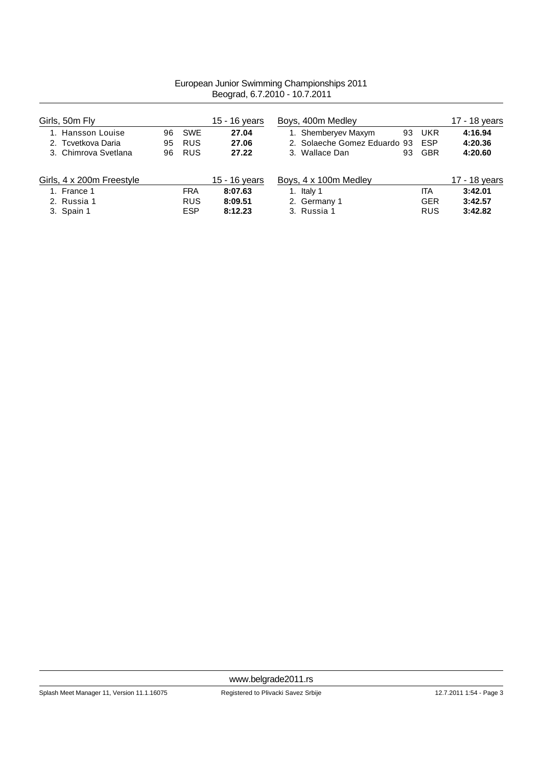European Junior Swimming Championships 2011
Beograd, 6.7.2010 - 10.7.2011

**Girls, 50m Fly** — 15 - 16 years

| Place | Name | YOB | Nation | Time |
|---|---|---|---|---|
| 1. | Hansson Louise | 96 | SWE | **27.04** |
| 2. | Tcvetkova Daria | 95 | RUS | **27.06** |
| 3. | Chimrova Svetlana | 96 | RUS | **27.22** |

**Girls, 4 x 200m Freestyle** — 15 - 16 years

| Place | Team | Nation | Time |
|---|---|---|---|
| 1. | France 1 | FRA | **8:07.63** |
| 2. | Russia 1 | RUS | **8:09.51** |
| 3. | Spain 1 | ESP | **8:12.23** |

**Boys, 400m Medley** — 17 - 18 years

| Place | Name | YOB | Nation | Time |
|---|---|---|---|---|
| 1. | Shemberyev Maxym | 93 | UKR | **4:16.94** |
| 2. | Solaeche Gomez Eduardo | 93 | ESP | **4:20.36** |
| 3. | Wallace Dan | 93 | GBR | **4:20.60** |

**Boys, 4 x 100m Medley** — 17 - 18 years

| Place | Team | Nation | Time |
|---|---|---|---|
| 1. | Italy 1 | ITA | **3:42.01** |
| 2. | Germany 1 | GER | **3:42.57** |
| 3. | Russia 1 | RUS | **3:42.82** |

www.belgrade2011.rs

Splash Meet Manager 11, Version 11.1.16075 — Registered to Plivacki Savez Srbije — 12.7.2011 1:54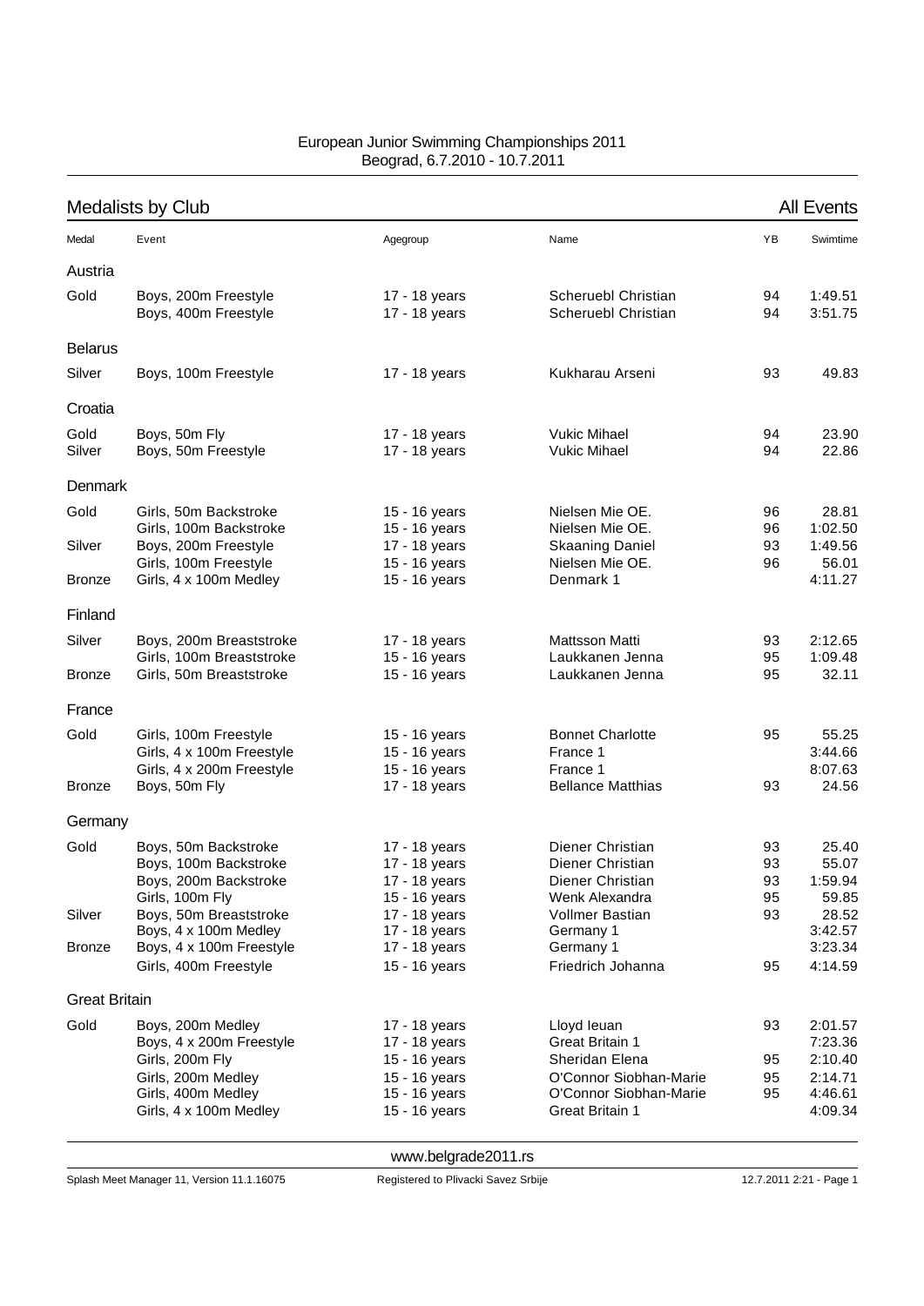European Junior Swimming Championships 2011
Beograd, 6.7.2010 - 10.7.2011

## Medalists by Club

All Events

| Medal | Event | Agegroup | Name | YB | Swimtime |
|---|---|---|---|---|---|
| **Austria** | | | | | |
| Gold | Boys, 200m Freestyle | 17 - 18 years | Scheruebl Christian | 94 | 1:49.51 |
| | Boys, 400m Freestyle | 17 - 18 years | Scheruebl Christian | 94 | 3:51.75 |
| **Belarus** | | | | | |
| Silver | Boys, 100m Freestyle | 17 - 18 years | Kukharau Arseni | 93 | 49.83 |
| **Croatia** | | | | | |
| Gold | Boys, 50m Fly | 17 - 18 years | Vukic Mihael | 94 | 23.90 |
| Silver | Boys, 50m Freestyle | 17 - 18 years | Vukic Mihael | 94 | 22.86 |
| **Denmark** | | | | | |
| Gold | Girls, 50m Backstroke | 15 - 16 years | Nielsen Mie OE. | 96 | 28.81 |
| | Girls, 100m Backstroke | 15 - 16 years | Nielsen Mie OE. | 96 | 1:02.50 |
| Silver | Boys, 200m Freestyle | 17 - 18 years | Skaaning Daniel | 93 | 1:49.56 |
| | Girls, 100m Freestyle | 15 - 16 years | Nielsen Mie OE. | 96 | 56.01 |
| Bronze | Girls, 4 x 100m Medley | 15 - 16 years | Denmark 1 | | 4:11.27 |
| **Finland** | | | | | |
| Silver | Boys, 200m Breaststroke | 17 - 18 years | Mattsson Matti | 93 | 2:12.65 |
| | Girls, 100m Breaststroke | 15 - 16 years | Laukkanen Jenna | 95 | 1:09.48 |
| Bronze | Girls, 50m Breaststroke | 15 - 16 years | Laukkanen Jenna | 95 | 32.11 |
| **France** | | | | | |
| Gold | Girls, 100m Freestyle | 15 - 16 years | Bonnet Charlotte | 95 | 55.25 |
| | Girls, 4 x 100m Freestyle | 15 - 16 years | France 1 | | 3:44.66 |
| | Girls, 4 x 200m Freestyle | 15 - 16 years | France 1 | | 8:07.63 |
| Bronze | Boys, 50m Fly | 17 - 18 years | Bellance Matthias | 93 | 24.56 |
| **Germany** | | | | | |
| Gold | Boys, 50m Backstroke | 17 - 18 years | Diener Christian | 93 | 25.40 |
| | Boys, 100m Backstroke | 17 - 18 years | Diener Christian | 93 | 55.07 |
| | Boys, 200m Backstroke | 17 - 18 years | Diener Christian | 93 | 1:59.94 |
| | Girls, 100m Fly | 15 - 16 years | Wenk Alexandra | 95 | 59.85 |
| Silver | Boys, 50m Breaststroke | 17 - 18 years | Vollmer Bastian | 93 | 28.52 |
| | Boys, 4 x 100m Medley | 17 - 18 years | Germany 1 | | 3:42.57 |
| Bronze | Boys, 4 x 100m Freestyle | 17 - 18 years | Germany 1 | | 3:23.34 |
| | Girls, 400m Freestyle | 15 - 16 years | Friedrich Johanna | 95 | 4:14.59 |
| **Great Britain** | | | | | |
| Gold | Boys, 200m Medley | 17 - 18 years | Lloyd Ieuan | 93 | 2:01.57 |
| | Boys, 4 x 200m Freestyle | 17 - 18 years | Great Britain 1 | | 7:23.36 |
| | Girls, 200m Fly | 15 - 16 years | Sheridan Elena | 95 | 2:10.40 |
| | Girls, 200m Medley | 15 - 16 years | O'Connor Siobhan-Marie | 95 | 2:14.71 |
| | Girls, 400m Medley | 15 - 16 years | O'Connor Siobhan-Marie | 95 | 4:46.61 |
| | Girls, 4 x 100m Medley | 15 - 16 years | Great Britain 1 | | 4:09.34 |

www.belgrade2011.rs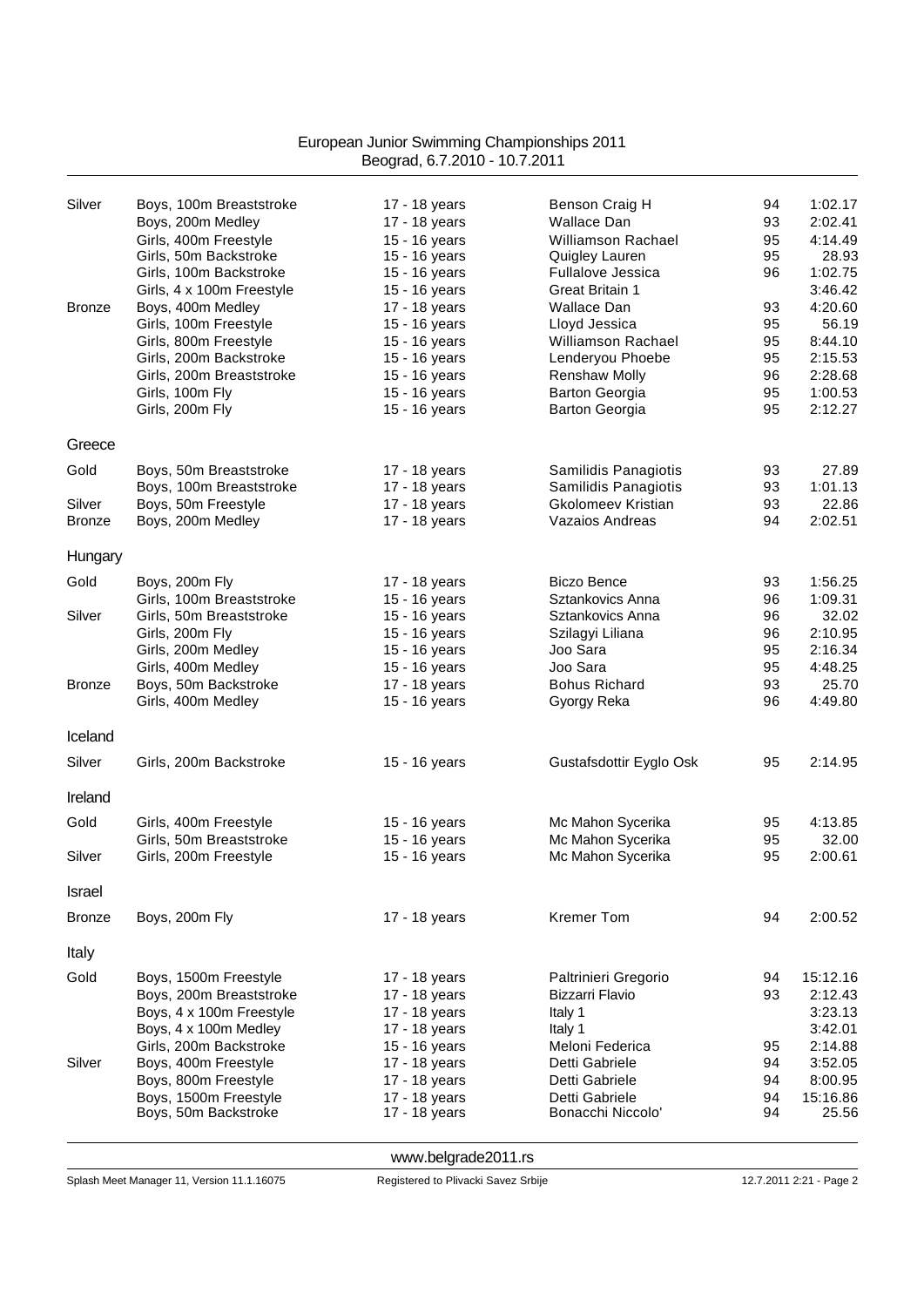| | | | | | |
|---|---|---|---|---|---|
| Silver | Boys, 100m Breaststroke | 17 - 18 years | Benson Craig H | 94 | 1:02.17 |
| | Boys, 200m Medley | 17 - 18 years | Wallace Dan | 93 | 2:02.41 |
| | Girls, 400m Freestyle | 15 - 16 years | Williamson Rachael | 95 | 4:14.49 |
| | Girls, 50m Backstroke | 15 - 16 years | Quigley Lauren | 95 | 28.93 |
| | Girls, 100m Backstroke | 15 - 16 years | Fullalove Jessica | 96 | 1:02.75 |
| | Girls, 4 x 100m Freestyle | 15 - 16 years | Great Britain 1 | | 3:46.42 |
| Bronze | Boys, 400m Medley | 17 - 18 years | Wallace Dan | 93 | 4:20.60 |
| | Girls, 100m Freestyle | 15 - 16 years | Lloyd Jessica | 95 | 56.19 |
| | Girls, 800m Freestyle | 15 - 16 years | Williamson Rachael | 95 | 8:44.10 |
| | Girls, 200m Backstroke | 15 - 16 years | Lenderyou Phoebe | 95 | 2:15.53 |
| | Girls, 200m Breaststroke | 15 - 16 years | Renshaw Molly | 96 | 2:28.68 |
| | Girls, 100m Fly | 15 - 16 years | Barton Georgia | 95 | 1:00.53 |
| | Girls, 200m Fly | 15 - 16 years | Barton Georgia | 95 | 2:12.27 |

## Greece

| | | | | | |
|---|---|---|---|---|---|
| Gold | Boys, 50m Breaststroke | 17 - 18 years | Samilidis Panagiotis | 93 | 27.89 |
| | Boys, 100m Breaststroke | 17 - 18 years | Samilidis Panagiotis | 93 | 1:01.13 |
| Silver | Boys, 50m Freestyle | 17 - 18 years | Gkolomeev Kristian | 93 | 22.86 |
| Bronze | Boys, 200m Medley | 17 - 18 years | Vazaios Andreas | 94 | 2:02.51 |

## Hungary

| | | | | | |
|---|---|---|---|---|---|
| Gold | Boys, 200m Fly | 17 - 18 years | Biczo Bence | 93 | 1:56.25 |
| | Girls, 100m Breaststroke | 15 - 16 years | Sztankovics Anna | 96 | 1:09.31 |
| Silver | Girls, 50m Breaststroke | 15 - 16 years | Sztankovics Anna | 96 | 32.02 |
| | Girls, 200m Fly | 15 - 16 years | Szilagyi Liliana | 96 | 2:10.95 |
| | Girls, 200m Medley | 15 - 16 years | Joo Sara | 95 | 2:16.34 |
| | Girls, 400m Medley | 15 - 16 years | Joo Sara | 95 | 4:48.25 |
| Bronze | Boys, 50m Backstroke | 17 - 18 years | Bohus Richard | 93 | 25.70 |
| | Girls, 400m Medley | 15 - 16 years | Gyorgy Reka | 96 | 4:49.80 |

## Iceland

| | | | | | |
|---|---|---|---|---|---|
| Silver | Girls, 200m Backstroke | 15 - 16 years | Gustafsdottir Eyglo Osk | 95 | 2:14.95 |

## Ireland

| | | | | | |
|---|---|---|---|---|---|
| Gold | Girls, 400m Freestyle | 15 - 16 years | Mc Mahon Sycerika | 95 | 4:13.85 |
| | Girls, 50m Breaststroke | 15 - 16 years | Mc Mahon Sycerika | 95 | 32.00 |
| Silver | Girls, 200m Freestyle | 15 - 16 years | Mc Mahon Sycerika | 95 | 2:00.61 |

## Israel

| | | | | | |
|---|---|---|---|---|---|
| Bronze | Boys, 200m Fly | 17 - 18 years | Kremer Tom | 94 | 2:00.52 |

## Italy

| | | | | | |
|---|---|---|---|---|---|
| Gold | Boys, 1500m Freestyle | 17 - 18 years | Paltrinieri Gregorio | 94 | 15:12.16 |
| | Boys, 200m Breaststroke | 17 - 18 years | Bizzarri Flavio | 93 | 2:12.43 |
| | Boys, 4 x 100m Freestyle | 17 - 18 years | Italy 1 | | 3:23.13 |
| | Boys, 4 x 100m Medley | 17 - 18 years | Italy 1 | | 3:42.01 |
| | Girls, 200m Backstroke | 15 - 16 years | Meloni Federica | 95 | 2:14.88 |
| Silver | Boys, 400m Freestyle | 17 - 18 years | Detti Gabriele | 94 | 3:52.05 |
| | Boys, 800m Freestyle | 17 - 18 years | Detti Gabriele | 94 | 8:00.95 |
| | Boys, 1500m Freestyle | 17 - 18 years | Detti Gabriele | 94 | 15:16.86 |
| | Boys, 50m Backstroke | 17 - 18 years | Bonacchi Niccolo' | 94 | 25.56 |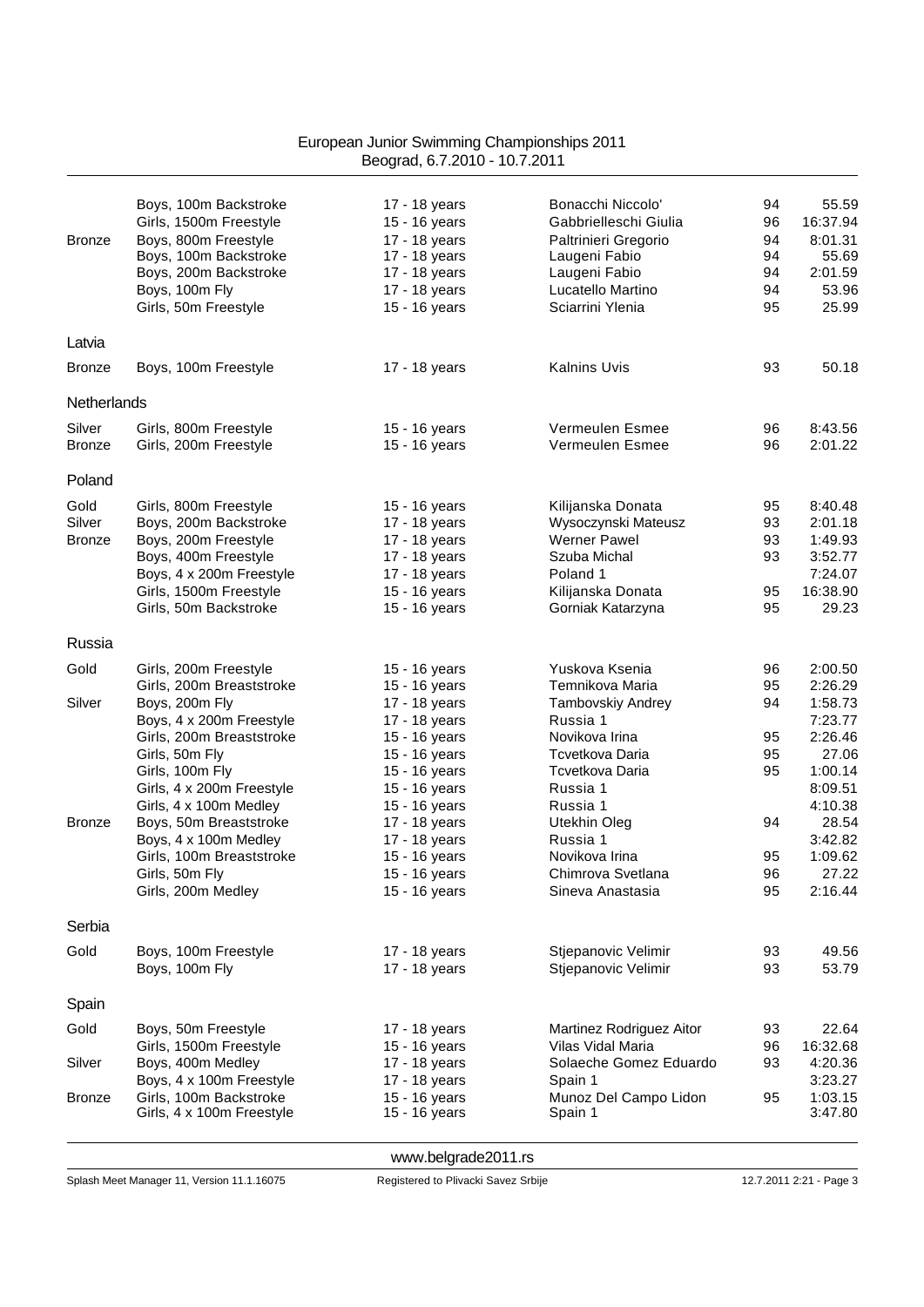European Junior Swimming Championships 2011
Beograd, 6.7.2010 - 10.7.2011

| | | | | | |
|---|---|---|---|---|---|
| | Boys, 100m Backstroke | 17 - 18 years | Bonacchi Niccolo' | 94 | 55.59 |
| | Girls, 1500m Freestyle | 15 - 16 years | Gabbrielleschi Giulia | 96 | 16:37.94 |
| Bronze | Boys, 800m Freestyle | 17 - 18 years | Paltrinieri Gregorio | 94 | 8:01.31 |
| | Boys, 100m Backstroke | 17 - 18 years | Laugeni Fabio | 94 | 55.69 |
| | Boys, 200m Backstroke | 17 - 18 years | Laugeni Fabio | 94 | 2:01.59 |
| | Boys, 100m Fly | 17 - 18 years | Lucatello Martino | 94 | 53.96 |
| | Girls, 50m Freestyle | 15 - 16 years | Sciarrini Ylenia | 95 | 25.99 |

Latvia

| | | | | | |
|---|---|---|---|---|---|
| Bronze | Boys, 100m Freestyle | 17 - 18 years | Kalnins Uvis | 93 | 50.18 |

Netherlands

| | | | | | |
|---|---|---|---|---|---|
| Silver | Girls, 800m Freestyle | 15 - 16 years | Vermeulen Esmee | 96 | 8:43.56 |
| Bronze | Girls, 200m Freestyle | 15 - 16 years | Vermeulen Esmee | 96 | 2:01.22 |

Poland

| | | | | | |
|---|---|---|---|---|---|
| Gold | Girls, 800m Freestyle | 15 - 16 years | Kilijanska Donata | 95 | 8:40.48 |
| Silver | Boys, 200m Backstroke | 17 - 18 years | Wysoczynski Mateusz | 93 | 2:01.18 |
| Bronze | Boys, 200m Freestyle | 17 - 18 years | Werner Pawel | 93 | 1:49.93 |
| | Boys, 400m Freestyle | 17 - 18 years | Szuba Michal | 93 | 3:52.77 |
| | Boys, 4 x 200m Freestyle | 17 - 18 years | Poland 1 | | 7:24.07 |
| | Girls, 1500m Freestyle | 15 - 16 years | Kilijanska Donata | 95 | 16:38.90 |
| | Girls, 50m Backstroke | 15 - 16 years | Gorniak Katarzyna | 95 | 29.23 |

Russia

| | | | | | |
|---|---|---|---|---|---|
| Gold | Girls, 200m Freestyle | 15 - 16 years | Yuskova Ksenia | 96 | 2:00.50 |
| | Girls, 200m Breaststroke | 15 - 16 years | Temnikova Maria | 95 | 2:26.29 |
| Silver | Boys, 200m Fly | 17 - 18 years | Tambovskiy Andrey | 94 | 1:58.73 |
| | Boys, 4 x 200m Freestyle | 17 - 18 years | Russia 1 | | 7:23.77 |
| | Girls, 200m Breaststroke | 15 - 16 years | Novikova Irina | 95 | 2:26.46 |
| | Girls, 50m Fly | 15 - 16 years | Tcvetkova Daria | 95 | 27.06 |
| | Girls, 100m Fly | 15 - 16 years | Tcvetkova Daria | 95 | 1:00.14 |
| | Girls, 4 x 200m Freestyle | 15 - 16 years | Russia 1 | | 8:09.51 |
| | Girls, 4 x 100m Medley | 15 - 16 years | Russia 1 | | 4:10.38 |
| Bronze | Boys, 50m Breaststroke | 17 - 18 years | Utekhin Oleg | 94 | 28.54 |
| | Boys, 4 x 100m Medley | 17 - 18 years | Russia 1 | | 3:42.82 |
| | Girls, 100m Breaststroke | 15 - 16 years | Novikova Irina | 95 | 1:09.62 |
| | Girls, 50m Fly | 15 - 16 years | Chimrova Svetlana | 96 | 27.22 |
| | Girls, 200m Medley | 15 - 16 years | Sineva Anastasia | 95 | 2:16.44 |

Serbia

| | | | | | |
|---|---|---|---|---|---|
| Gold | Boys, 100m Freestyle | 17 - 18 years | Stjepanovic Velimir | 93 | 49.56 |
| | Boys, 100m Fly | 17 - 18 years | Stjepanovic Velimir | 93 | 53.79 |

Spain

| | | | | | |
|---|---|---|---|---|---|
| Gold | Boys, 50m Freestyle | 17 - 18 years | Martinez Rodriguez Aitor | 93 | 22.64 |
| | Girls, 1500m Freestyle | 15 - 16 years | Vilas Vidal Maria | 96 | 16:32.68 |
| Silver | Boys, 400m Medley | 17 - 18 years | Solaeche Gomez Eduardo | 93 | 4:20.36 |
| | Boys, 4 x 100m Freestyle | 17 - 18 years | Spain 1 | | 3:23.27 |
| Bronze | Girls, 100m Backstroke | 15 - 16 years | Munoz Del Campo Lidon | 95 | 1:03.15 |
| | Girls, 4 x 100m Freestyle | 15 - 16 years | Spain 1 | | 3:47.80 |

www.belgrade2011.rs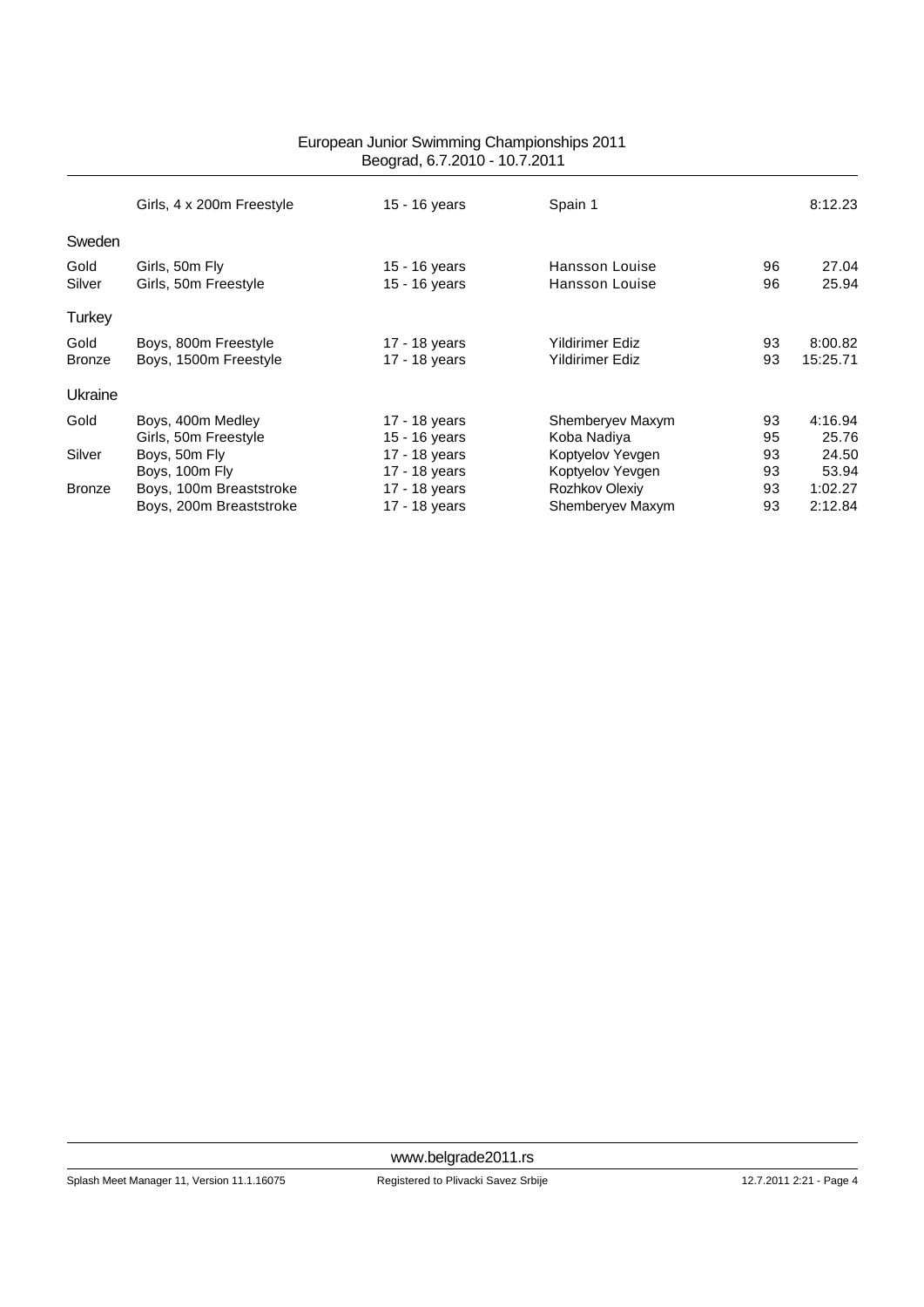European Junior Swimming Championships 2011
Beograd, 6.7.2010 - 10.7.2011

| | Event | Age group | Name | YoB | Time |
|---|---|---|---|---|---|
| | Girls, 4 x 200m Freestyle | 15 - 16 years | Spain 1 | | 8:12.23 |
| **Sweden** | | | | | |
| Gold | Girls, 50m Fly | 15 - 16 years | Hansson Louise | 96 | 27.04 |
| Silver | Girls, 50m Freestyle | 15 - 16 years | Hansson Louise | 96 | 25.94 |
| **Turkey** | | | | | |
| Gold | Boys, 800m Freestyle | 17 - 18 years | Yildirimer Ediz | 93 | 8:00.82 |
| Bronze | Boys, 1500m Freestyle | 17 - 18 years | Yildirimer Ediz | 93 | 15:25.71 |
| **Ukraine** | | | | | |
| Gold | Boys, 400m Medley | 17 - 18 years | Shemberyev Maxym | 93 | 4:16.94 |
| | Girls, 50m Freestyle | 15 - 16 years | Koba Nadiya | 95 | 25.76 |
| Silver | Boys, 50m Fly | 17 - 18 years | Koptyelov Yevgen | 93 | 24.50 |
| | Boys, 100m Fly | 17 - 18 years | Koptyelov Yevgen | 93 | 53.94 |
| Bronze | Boys, 100m Breaststroke | 17 - 18 years | Rozhkov Olexiy | 93 | 1:02.27 |
| | Boys, 200m Breaststroke | 17 - 18 years | Shemberyev Maxym | 93 | 2:12.84 |

www.belgrade2011.rs

Splash Meet Manager 11, Version 11.1.16075 — Registered to Plivacki Savez Srbije — 12.7.2011 2:21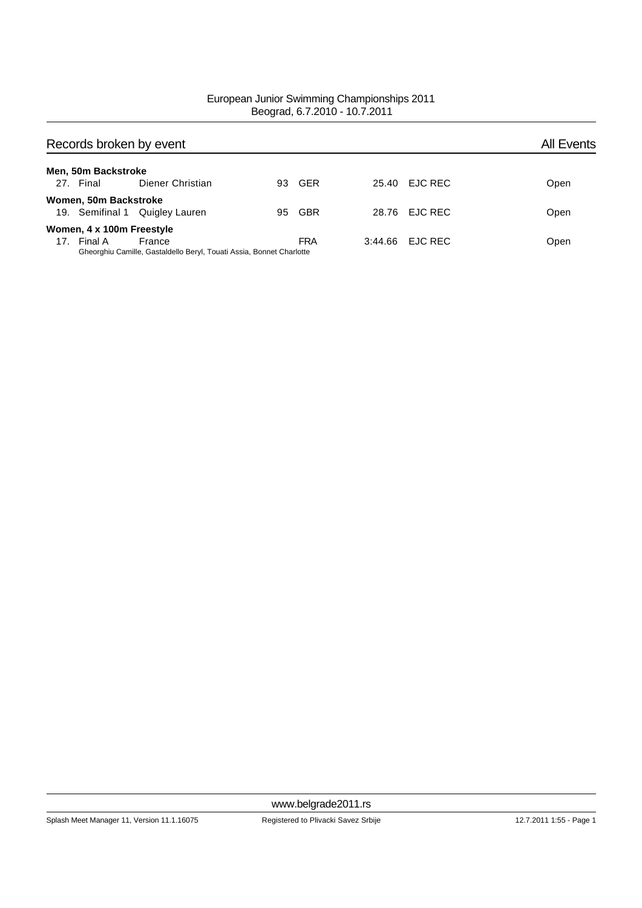European Junior Swimming Championships 2011
Beograd, 6.7.2010 - 10.7.2011

## Records broken by event

All Events

**Men, 50m Backstroke**

| | | | | | | | |
|---|---|---|---|---|---|---|---|
| 27. | Final | Diener Christian | 93 | GER | 25.40 | EJC REC | Open |

**Women, 50m Backstroke**

| | | | | | | | |
|---|---|---|---|---|---|---|---|
| 19. | Semifinal 1 | Quigley Lauren | 95 | GBR | 28.76 | EJC REC | Open |

**Women, 4 x 100m Freestyle**

| | | | | | | | |
|---|---|---|---|---|---|---|---|
| 17. | Final A | France | | FRA | 3:44.66 | EJC REC | Open |

Gheorghiu Camille, Gastaldello Beryl, Touati Assia, Bonnet Charlotte

www.belgrade2011.rs

Splash Meet Manager 11, Version 11.1.16075 — Registered to Plivacki Savez Srbije — 12.7.2011 1:55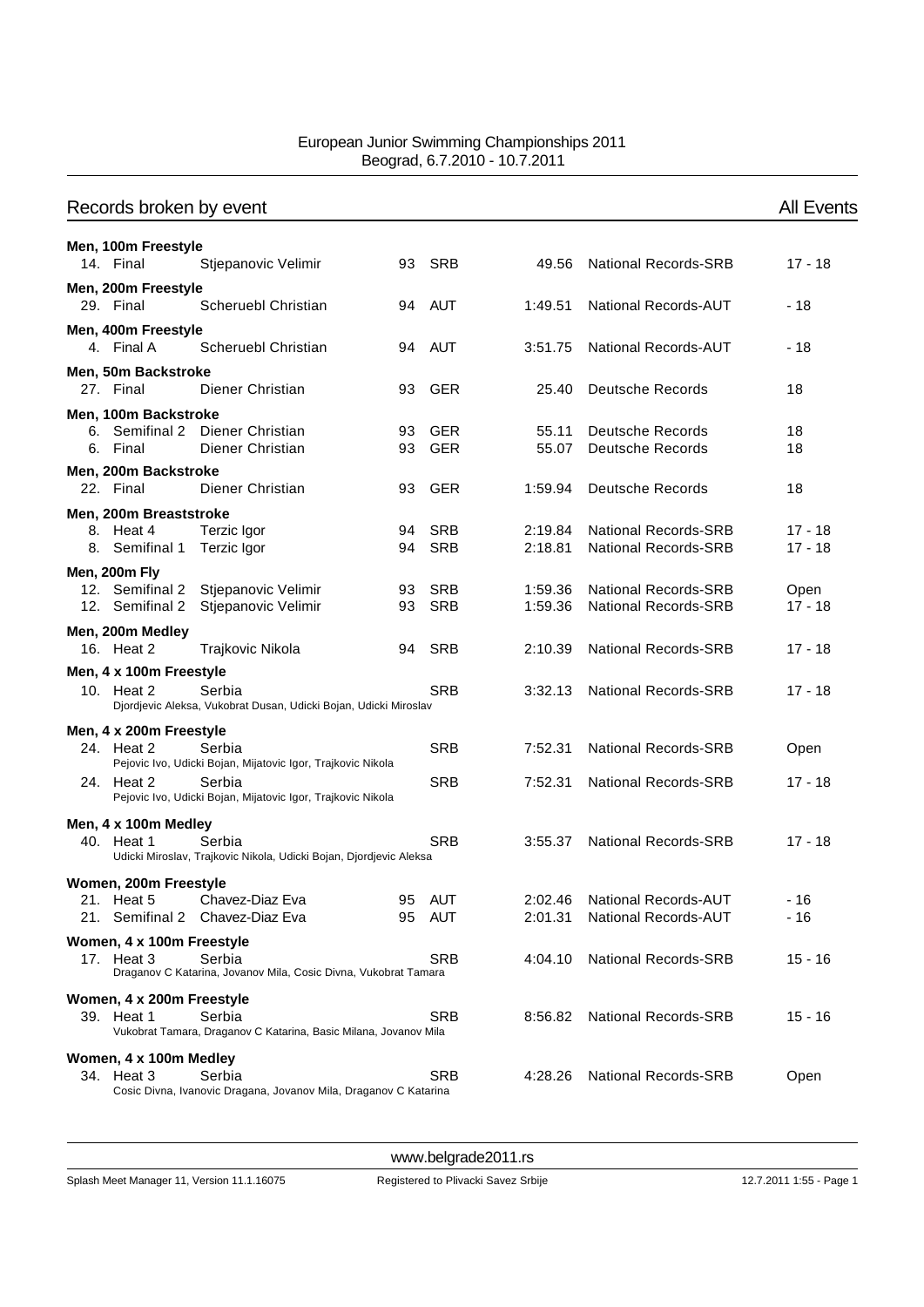European Junior Swimming Championships 2011
Beograd, 6.7.2010 - 10.7.2011

## Records broken by event

All Events

**Men, 100m Freestyle**

| | | | | | | |
|---|---|---|---|---|---|---|
| 14. Final | Stjepanovic Velimir | 93 | SRB | 49.56 | National Records-SRB | 17 - 18 |

**Men, 200m Freestyle**

| | | | | | | |
|---|---|---|---|---|---|---|
| 29. Final | Scheruebl Christian | 94 | AUT | 1:49.51 | National Records-AUT | - 18 |

**Men, 400m Freestyle**

| | | | | | | |
|---|---|---|---|---|---|---|
| 4. Final A | Scheruebl Christian | 94 | AUT | 3:51.75 | National Records-AUT | - 18 |

**Men, 50m Backstroke**

| | | | | | | |
|---|---|---|---|---|---|---|
| 27. Final | Diener Christian | 93 | GER | 25.40 | Deutsche Records | 18 |

**Men, 100m Backstroke**

| | | | | | | |
|---|---|---|---|---|---|---|
| 6. Semifinal 2 | Diener Christian | 93 | GER | 55.11 | Deutsche Records | 18 |
| 6. Final | Diener Christian | 93 | GER | 55.07 | Deutsche Records | 18 |

**Men, 200m Backstroke**

| | | | | | | |
|---|---|---|---|---|---|---|
| 22. Final | Diener Christian | 93 | GER | 1:59.94 | Deutsche Records | 18 |

**Men, 200m Breaststroke**

| | | | | | | |
|---|---|---|---|---|---|---|
| 8. Heat 4 | Terzic Igor | 94 | SRB | 2:19.84 | National Records-SRB | 17 - 18 |
| 8. Semifinal 1 | Terzic Igor | 94 | SRB | 2:18.81 | National Records-SRB | 17 - 18 |

**Men, 200m Fly**

| | | | | | | |
|---|---|---|---|---|---|---|
| 12. Semifinal 2 | Stjepanovic Velimir | 93 | SRB | 1:59.36 | National Records-SRB | Open |
| 12. Semifinal 2 | Stjepanovic Velimir | 93 | SRB | 1:59.36 | National Records-SRB | 17 - 18 |

**Men, 200m Medley**

| | | | | | | |
|---|---|---|---|---|---|---|
| 16. Heat 2 | Trajkovic Nikola | 94 | SRB | 2:10.39 | National Records-SRB | 17 - 18 |

**Men, 4 x 100m Freestyle**

| | | | | | | |
|---|---|---|---|---|---|---|
| 10. Heat 2 | Serbia<br>Djordjevic Aleksa, Vukobrat Dusan, Udicki Bojan, Udicki Miroslav | | SRB | 3:32.13 | National Records-SRB | 17 - 18 |

**Men, 4 x 200m Freestyle**

| | | | | | | |
|---|---|---|---|---|---|---|
| 24. Heat 2 | Serbia<br>Pejovic Ivo, Udicki Bojan, Mijatovic Igor, Trajkovic Nikola | | SRB | 7:52.31 | National Records-SRB | Open |
| 24. Heat 2 | Serbia<br>Pejovic Ivo, Udicki Bojan, Mijatovic Igor, Trajkovic Nikola | | SRB | 7:52.31 | National Records-SRB | 17 - 18 |

**Men, 4 x 100m Medley**

| | | | | | | |
|---|---|---|---|---|---|---|
| 40. Heat 1 | Serbia<br>Udicki Miroslav, Trajkovic Nikola, Udicki Bojan, Djordjevic Aleksa | | SRB | 3:55.37 | National Records-SRB | 17 - 18 |

**Women, 200m Freestyle**

| | | | | | | |
|---|---|---|---|---|---|---|
| 21. Heat 5 | Chavez-Diaz Eva | 95 | AUT | 2:02.46 | National Records-AUT | - 16 |
| 21. Semifinal 2 | Chavez-Diaz Eva | 95 | AUT | 2:01.31 | National Records-AUT | - 16 |

**Women, 4 x 100m Freestyle**

| | | | | | | |
|---|---|---|---|---|---|---|
| 17. Heat 3 | Serbia<br>Draganov C Katarina, Jovanov Mila, Cosic Divna, Vukobrat Tamara | | SRB | 4:04.10 | National Records-SRB | 15 - 16 |

**Women, 4 x 200m Freestyle**

| | | | | | | |
|---|---|---|---|---|---|---|
| 39. Heat 1 | Serbia<br>Vukobrat Tamara, Draganov C Katarina, Basic Milana, Jovanov Mila | | SRB | 8:56.82 | National Records-SRB | 15 - 16 |

**Women, 4 x 100m Medley**

| | | | | | | |
|---|---|---|---|---|---|---|
| 34. Heat 3 | Serbia<br>Cosic Divna, Ivanovic Dragana, Jovanov Mila, Draganov C Katarina | | SRB | 4:28.26 | National Records-SRB | Open |

www.belgrade2011.rs

Splash Meet Manager 11, Version 11.1.16075 — Registered to Plivacki Savez Srbije — 12.7.2011 1:55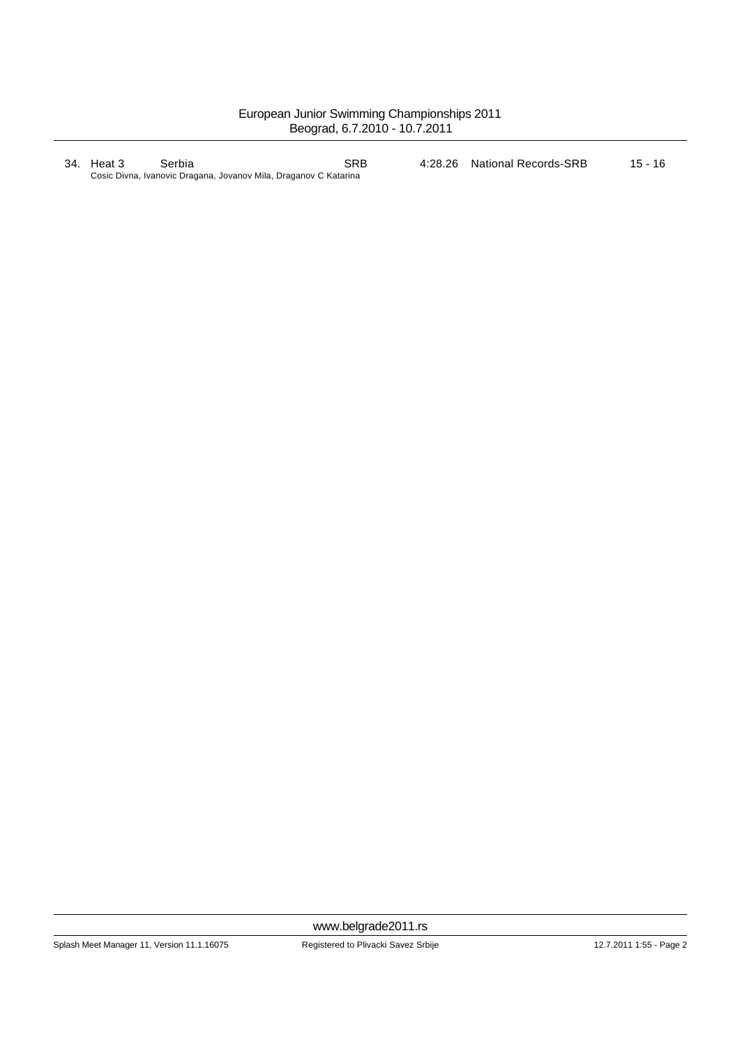| | | | | | | |
|---|---|---|---|---|---|---|
| 34. | Heat 3 | Serbia | SRB | 4:28.26 | National Records-SRB | 15 - 16 |

Cosic Divna, Ivanovic Dragana, Jovanov Mila, Draganov C Katarina